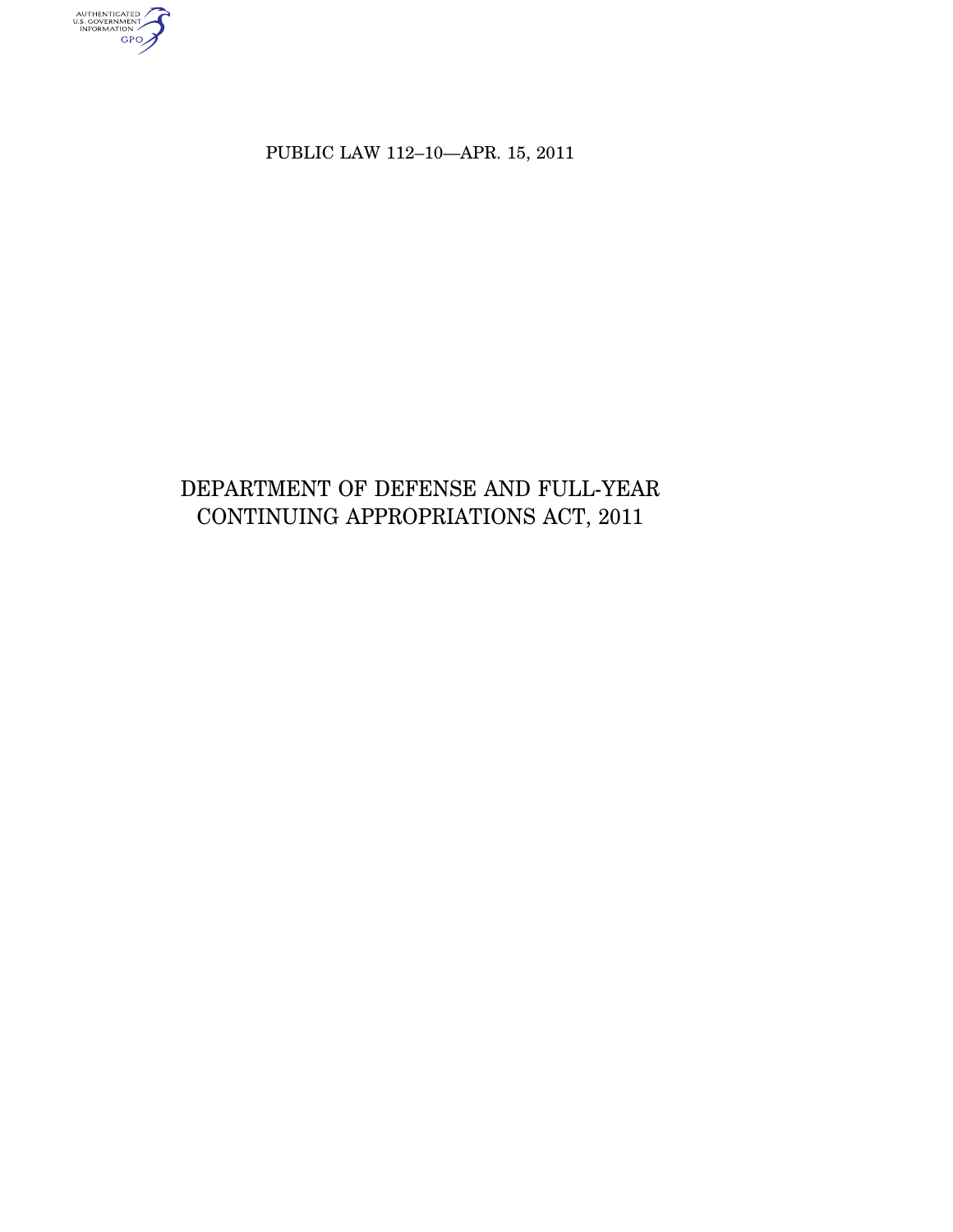PUBLIC LAW 112–10—APR. 15, 2011

# DEPARTMENT OF DEFENSE AND FULL-YEAR CONTINUING APPROPRIATIONS ACT, 2011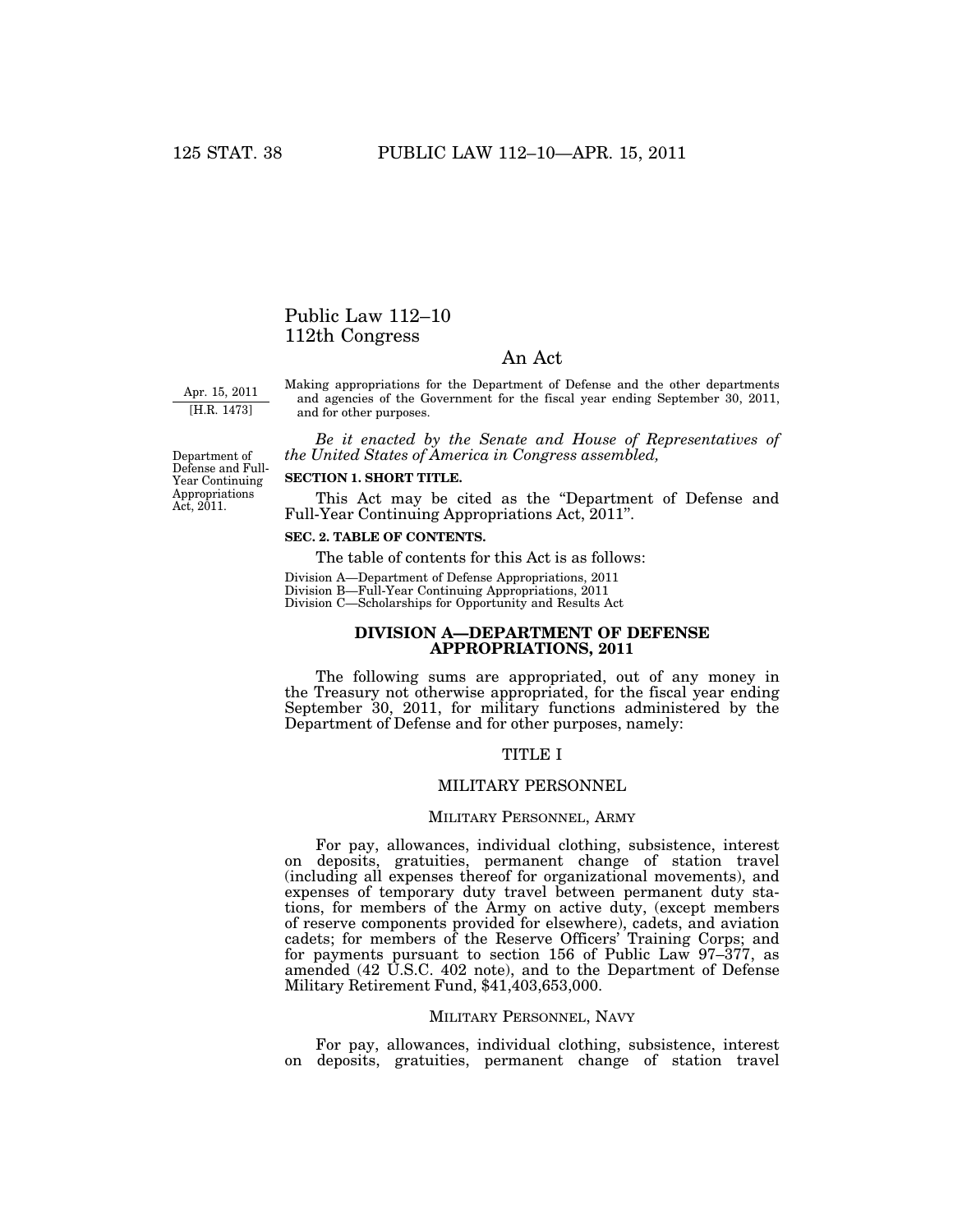# Public Law 112–10
# 112th Congress

## An Act

Apr. 15, 2011
[H.R. 1473]

Making appropriations for the Department of Defense and the other departments and agencies of the Government for the fiscal year ending September 30, 2011, and for other purposes.

*Be it enacted by the Senate and House of Representatives of the United States of America in Congress assembled,*

Department of Defense and Full-Year Continuing Appropriations Act, 2011.

**SECTION 1. SHORT TITLE.**

This Act may be cited as the "Department of Defense and Full-Year Continuing Appropriations Act, 2011".

**SEC. 2. TABLE OF CONTENTS.**

The table of contents for this Act is as follows:

Division A—Department of Defense Appropriations, 2011
Division B—Full-Year Continuing Appropriations, 2011
Division C—Scholarships for Opportunity and Results Act

## DIVISION A—DEPARTMENT OF DEFENSE APPROPRIATIONS, 2011

The following sums are appropriated, out of any money in the Treasury not otherwise appropriated, for the fiscal year ending September 30, 2011, for military functions administered by the Department of Defense and for other purposes, namely:

### TITLE I

### MILITARY PERSONNEL

#### MILITARY PERSONNEL, ARMY

For pay, allowances, individual clothing, subsistence, interest on deposits, gratuities, permanent change of station travel (including all expenses thereof for organizational movements), and expenses of temporary duty travel between permanent duty stations, for members of the Army on active duty, (except members of reserve components provided for elsewhere), cadets, and aviation cadets; for members of the Reserve Officers' Training Corps; and for payments pursuant to section 156 of Public Law 97–377, as amended (42 U.S.C. 402 note), and to the Department of Defense Military Retirement Fund, $41,403,653,000.

#### MILITARY PERSONNEL, NAVY

For pay, allowances, individual clothing, subsistence, interest on deposits, gratuities, permanent change of station travel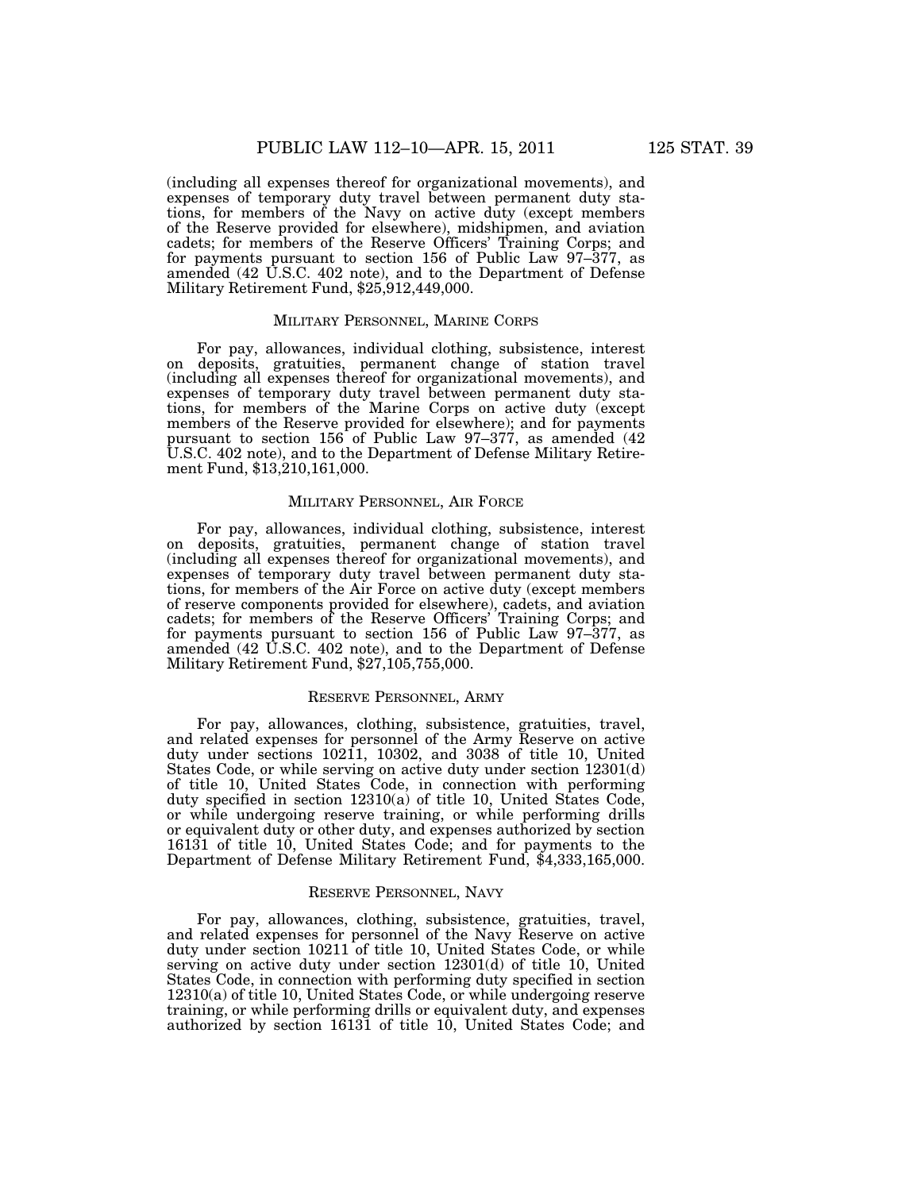(including all expenses thereof for organizational movements), and expenses of temporary duty travel between permanent duty stations, for members of the Navy on active duty (except members of the Reserve provided for elsewhere), midshipmen, and aviation cadets; for members of the Reserve Officers' Training Corps; and for payments pursuant to section 156 of Public Law 97–377, as amended (42 U.S.C. 402 note), and to the Department of Defense Military Retirement Fund, $25,912,449,000.

MILITARY PERSONNEL, MARINE CORPS

For pay, allowances, individual clothing, subsistence, interest on deposits, gratuities, permanent change of station travel (including all expenses thereof for organizational movements), and expenses of temporary duty travel between permanent duty stations, for members of the Marine Corps on active duty (except members of the Reserve provided for elsewhere); and for payments pursuant to section 156 of Public Law 97–377, as amended (42 U.S.C. 402 note), and to the Department of Defense Military Retirement Fund, $13,210,161,000.

MILITARY PERSONNEL, AIR FORCE

For pay, allowances, individual clothing, subsistence, interest on deposits, gratuities, permanent change of station travel (including all expenses thereof for organizational movements), and expenses of temporary duty travel between permanent duty stations, for members of the Air Force on active duty (except members of reserve components provided for elsewhere), cadets, and aviation cadets; for members of the Reserve Officers' Training Corps; and for payments pursuant to section 156 of Public Law 97–377, as amended (42 U.S.C. 402 note), and to the Department of Defense Military Retirement Fund, $27,105,755,000.

RESERVE PERSONNEL, ARMY

For pay, allowances, clothing, subsistence, gratuities, travel, and related expenses for personnel of the Army Reserve on active duty under sections 10211, 10302, and 3038 of title 10, United States Code, or while serving on active duty under section 12301(d) of title 10, United States Code, in connection with performing duty specified in section 12310(a) of title 10, United States Code, or while undergoing reserve training, or while performing drills or equivalent duty or other duty, and expenses authorized by section 16131 of title 10, United States Code; and for payments to the Department of Defense Military Retirement Fund, $4,333,165,000.

RESERVE PERSONNEL, NAVY

For pay, allowances, clothing, subsistence, gratuities, travel, and related expenses for personnel of the Navy Reserve on active duty under section 10211 of title 10, United States Code, or while serving on active duty under section 12301(d) of title 10, United States Code, in connection with performing duty specified in section 12310(a) of title 10, United States Code, or while undergoing reserve training, or while performing drills or equivalent duty, and expenses authorized by section 16131 of title 10, United States Code; and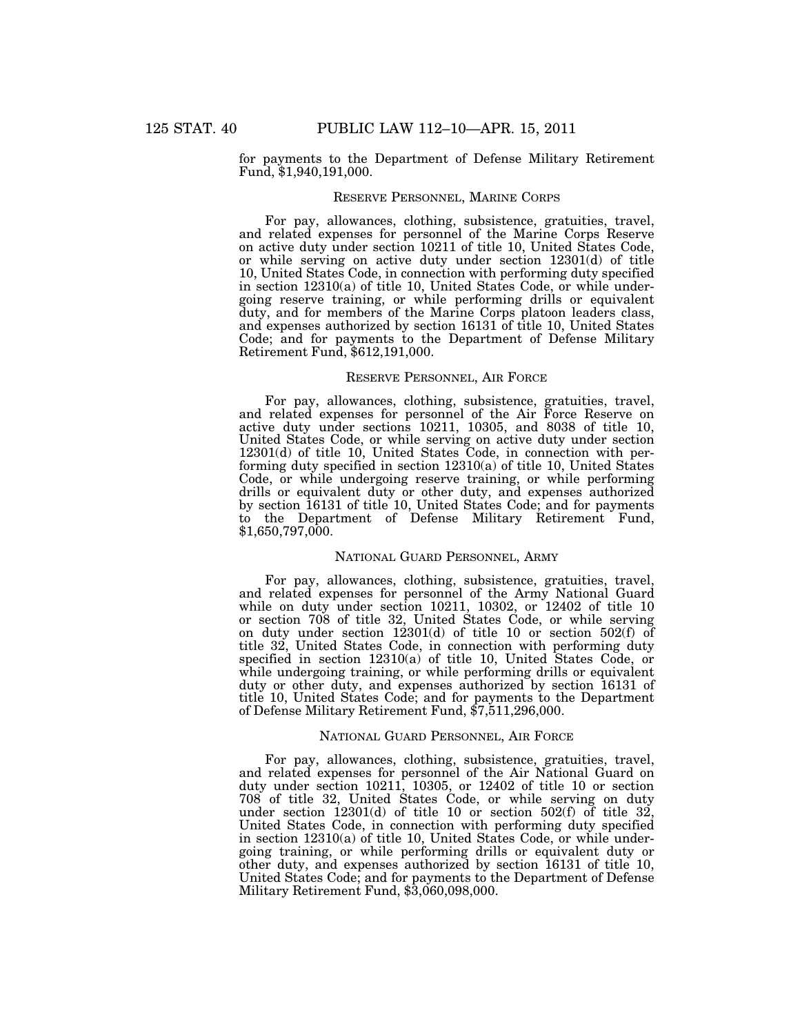for payments to the Department of Defense Military Retirement Fund, $1,940,191,000.

### RESERVE PERSONNEL, MARINE CORPS

For pay, allowances, clothing, subsistence, gratuities, travel, and related expenses for personnel of the Marine Corps Reserve on active duty under section 10211 of title 10, United States Code, or while serving on active duty under section 12301(d) of title 10, United States Code, in connection with performing duty specified in section 12310(a) of title 10, United States Code, or while undergoing reserve training, or while performing drills or equivalent duty, and for members of the Marine Corps platoon leaders class, and expenses authorized by section 16131 of title 10, United States Code; and for payments to the Department of Defense Military Retirement Fund, $612,191,000.

### RESERVE PERSONNEL, AIR FORCE

For pay, allowances, clothing, subsistence, gratuities, travel, and related expenses for personnel of the Air Force Reserve on active duty under sections 10211, 10305, and 8038 of title 10, United States Code, or while serving on active duty under section 12301(d) of title 10, United States Code, in connection with performing duty specified in section 12310(a) of title 10, United States Code, or while undergoing reserve training, or while performing drills or equivalent duty or other duty, and expenses authorized by section 16131 of title 10, United States Code; and for payments to the Department of Defense Military Retirement Fund, $1,650,797,000.

### NATIONAL GUARD PERSONNEL, ARMY

For pay, allowances, clothing, subsistence, gratuities, travel, and related expenses for personnel of the Army National Guard while on duty under section 10211, 10302, or 12402 of title 10 or section 708 of title 32, United States Code, or while serving on duty under section 12301(d) of title 10 or section 502(f) of title 32, United States Code, in connection with performing duty specified in section 12310(a) of title 10, United States Code, or while undergoing training, or while performing drills or equivalent duty or other duty, and expenses authorized by section 16131 of title 10, United States Code; and for payments to the Department of Defense Military Retirement Fund, $7,511,296,000.

### NATIONAL GUARD PERSONNEL, AIR FORCE

For pay, allowances, clothing, subsistence, gratuities, travel, and related expenses for personnel of the Air National Guard on duty under section 10211, 10305, or 12402 of title 10 or section 708 of title 32, United States Code, or while serving on duty under section 12301(d) of title 10 or section 502(f) of title 32, United States Code, in connection with performing duty specified in section 12310(a) of title 10, United States Code, or while undergoing training, or while performing drills or equivalent duty or other duty, and expenses authorized by section 16131 of title 10, United States Code; and for payments to the Department of Defense Military Retirement Fund, $3,060,098,000.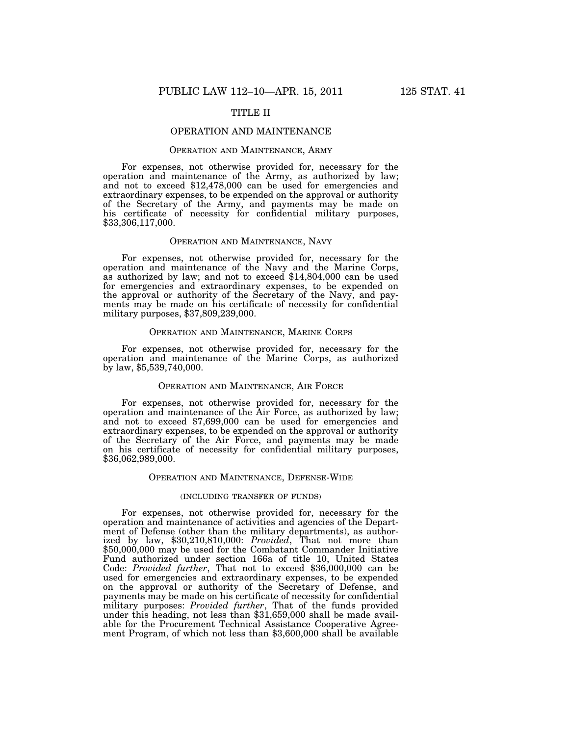## TITLE II

## OPERATION AND MAINTENANCE

### Operation and Maintenance, Army

For expenses, not otherwise provided for, necessary for the operation and maintenance of the Army, as authorized by law; and not to exceed $12,478,000 can be used for emergencies and extraordinary expenses, to be expended on the approval or authority of the Secretary of the Army, and payments may be made on his certificate of necessity for confidential military purposes, $33,306,117,000.

### Operation and Maintenance, Navy

For expenses, not otherwise provided for, necessary for the operation and maintenance of the Navy and the Marine Corps, as authorized by law; and not to exceed $14,804,000 can be used for emergencies and extraordinary expenses, to be expended on the approval or authority of the Secretary of the Navy, and payments may be made on his certificate of necessity for confidential military purposes, $37,809,239,000.

### Operation and Maintenance, Marine Corps

For expenses, not otherwise provided for, necessary for the operation and maintenance of the Marine Corps, as authorized by law, $5,539,740,000.

### Operation and Maintenance, Air Force

For expenses, not otherwise provided for, necessary for the operation and maintenance of the Air Force, as authorized by law; and not to exceed $7,699,000 can be used for emergencies and extraordinary expenses, to be expended on the approval or authority of the Secretary of the Air Force, and payments may be made on his certificate of necessity for confidential military purposes, $36,062,989,000.

### Operation and Maintenance, Defense-Wide

(INCLUDING TRANSFER OF FUNDS)

For expenses, not otherwise provided for, necessary for the operation and maintenance of activities and agencies of the Department of Defense (other than the military departments), as authorized by law, $30,210,810,000: *Provided*, That not more than $50,000,000 may be used for the Combatant Commander Initiative Fund authorized under section 166a of title 10, United States Code: *Provided further*, That not to exceed $36,000,000 can be used for emergencies and extraordinary expenses, to be expended on the approval or authority of the Secretary of Defense, and payments may be made on his certificate of necessity for confidential military purposes: *Provided further*, That of the funds provided under this heading, not less than $31,659,000 shall be made available for the Procurement Technical Assistance Cooperative Agreement Program, of which not less than $3,600,000 shall be available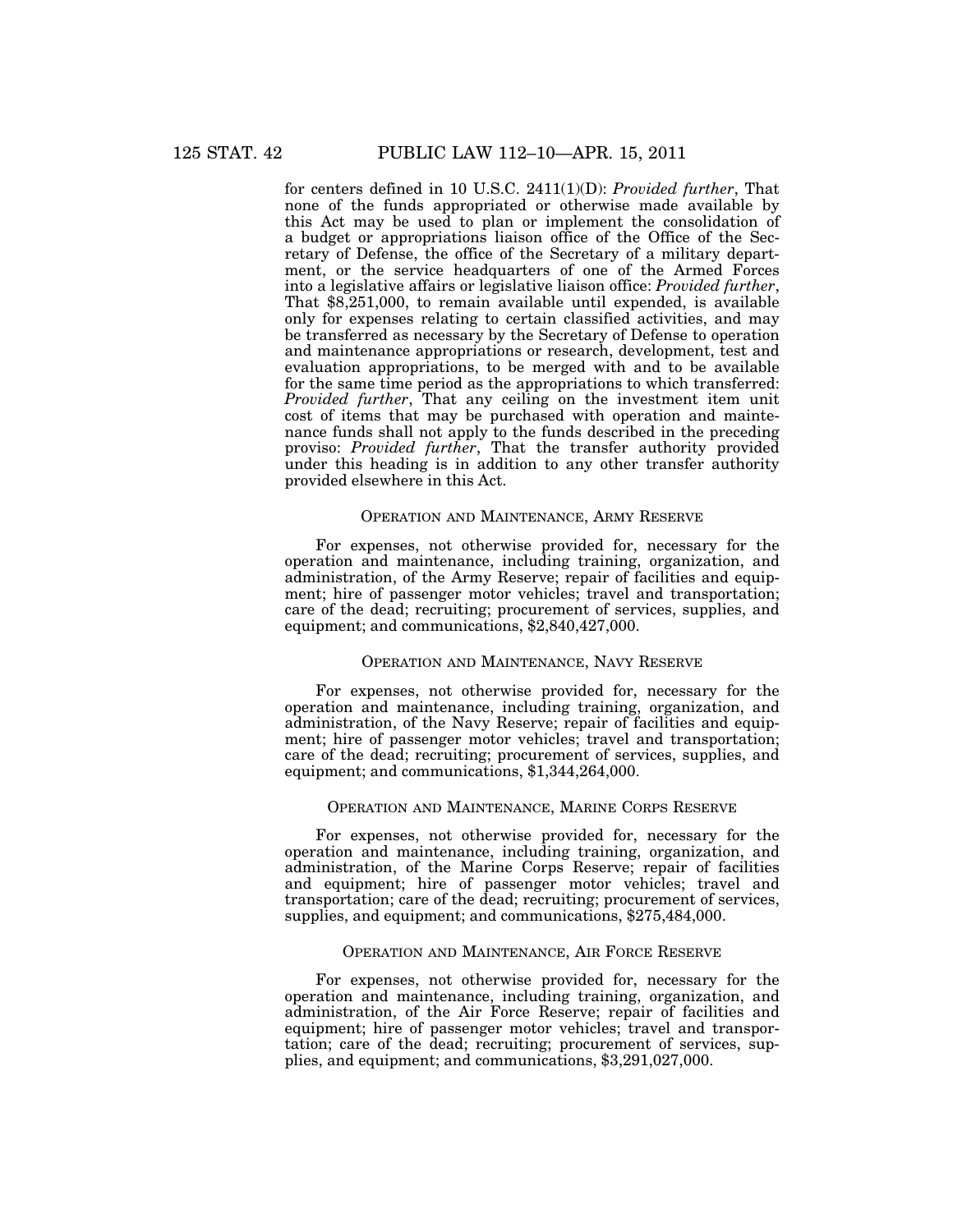for centers defined in 10 U.S.C. 2411(1)(D): *Provided further*, That none of the funds appropriated or otherwise made available by this Act may be used to plan or implement the consolidation of a budget or appropriations liaison office of the Office of the Secretary of Defense, the office of the Secretary of a military department, or the service headquarters of one of the Armed Forces into a legislative affairs or legislative liaison office: *Provided further*, That $8,251,000, to remain available until expended, is available only for expenses relating to certain classified activities, and may be transferred as necessary by the Secretary of Defense to operation and maintenance appropriations or research, development, test and evaluation appropriations, to be merged with and to be available for the same time period as the appropriations to which transferred: *Provided further*, That any ceiling on the investment item unit cost of items that may be purchased with operation and maintenance funds shall not apply to the funds described in the preceding proviso: *Provided further*, That the transfer authority provided under this heading is in addition to any other transfer authority provided elsewhere in this Act.

### OPERATION AND MAINTENANCE, ARMY RESERVE

For expenses, not otherwise provided for, necessary for the operation and maintenance, including training, organization, and administration, of the Army Reserve; repair of facilities and equipment; hire of passenger motor vehicles; travel and transportation; care of the dead; recruiting; procurement of services, supplies, and equipment; and communications, $2,840,427,000.

### OPERATION AND MAINTENANCE, NAVY RESERVE

For expenses, not otherwise provided for, necessary for the operation and maintenance, including training, organization, and administration, of the Navy Reserve; repair of facilities and equipment; hire of passenger motor vehicles; travel and transportation; care of the dead; recruiting; procurement of services, supplies, and equipment; and communications, $1,344,264,000.

### OPERATION AND MAINTENANCE, MARINE CORPS RESERVE

For expenses, not otherwise provided for, necessary for the operation and maintenance, including training, organization, and administration, of the Marine Corps Reserve; repair of facilities and equipment; hire of passenger motor vehicles; travel and transportation; care of the dead; recruiting; procurement of services, supplies, and equipment; and communications, $275,484,000.

### OPERATION AND MAINTENANCE, AIR FORCE RESERVE

For expenses, not otherwise provided for, necessary for the operation and maintenance, including training, organization, and administration, of the Air Force Reserve; repair of facilities and equipment; hire of passenger motor vehicles; travel and transportation; care of the dead; recruiting; procurement of services, supplies, and equipment; and communications, $3,291,027,000.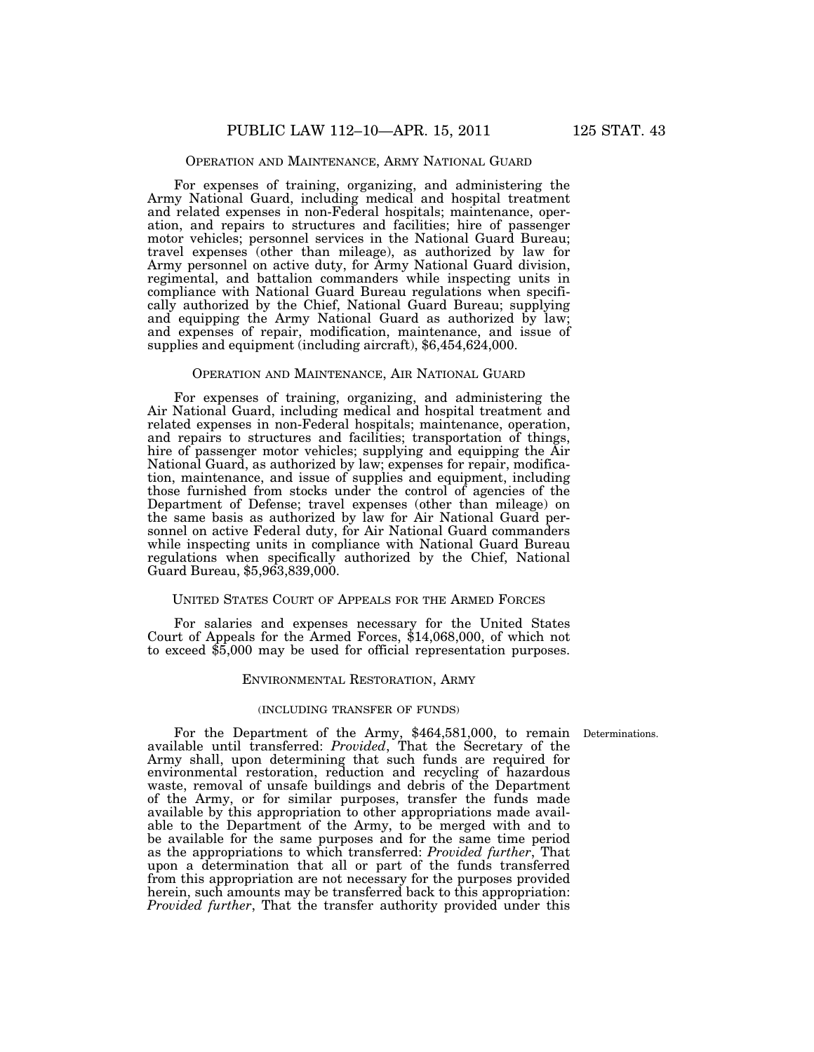OPERATION AND MAINTENANCE, ARMY NATIONAL GUARD

For expenses of training, organizing, and administering the Army National Guard, including medical and hospital treatment and related expenses in non-Federal hospitals; maintenance, operation, and repairs to structures and facilities; hire of passenger motor vehicles; personnel services in the National Guard Bureau; travel expenses (other than mileage), as authorized by law for Army personnel on active duty, for Army National Guard division, regimental, and battalion commanders while inspecting units in compliance with National Guard Bureau regulations when specifically authorized by the Chief, National Guard Bureau; supplying and equipping the Army National Guard as authorized by law; and expenses of repair, modification, maintenance, and issue of supplies and equipment (including aircraft), $6,454,624,000.

OPERATION AND MAINTENANCE, AIR NATIONAL GUARD

For expenses of training, organizing, and administering the Air National Guard, including medical and hospital treatment and related expenses in non-Federal hospitals; maintenance, operation, and repairs to structures and facilities; transportation of things, hire of passenger motor vehicles; supplying and equipping the Air National Guard, as authorized by law; expenses for repair, modification, maintenance, and issue of supplies and equipment, including those furnished from stocks under the control of agencies of the Department of Defense; travel expenses (other than mileage) on the same basis as authorized by law for Air National Guard personnel on active Federal duty, for Air National Guard commanders while inspecting units in compliance with National Guard Bureau regulations when specifically authorized by the Chief, National Guard Bureau, $5,963,839,000.

UNITED STATES COURT OF APPEALS FOR THE ARMED FORCES

For salaries and expenses necessary for the United States Court of Appeals for the Armed Forces, $14,068,000, of which not to exceed $5,000 may be used for official representation purposes.

ENVIRONMENTAL RESTORATION, ARMY

(INCLUDING TRANSFER OF FUNDS)

Determinations.

For the Department of the Army, $464,581,000, to remain available until transferred: *Provided*, That the Secretary of the Army shall, upon determining that such funds are required for environmental restoration, reduction and recycling of hazardous waste, removal of unsafe buildings and debris of the Department of the Army, or for similar purposes, transfer the funds made available by this appropriation to other appropriations made available to the Department of the Army, to be merged with and to be available for the same purposes and for the same time period as the appropriations to which transferred: *Provided further*, That upon a determination that all or part of the funds transferred from this appropriation are not necessary for the purposes provided herein, such amounts may be transferred back to this appropriation: *Provided further*, That the transfer authority provided under this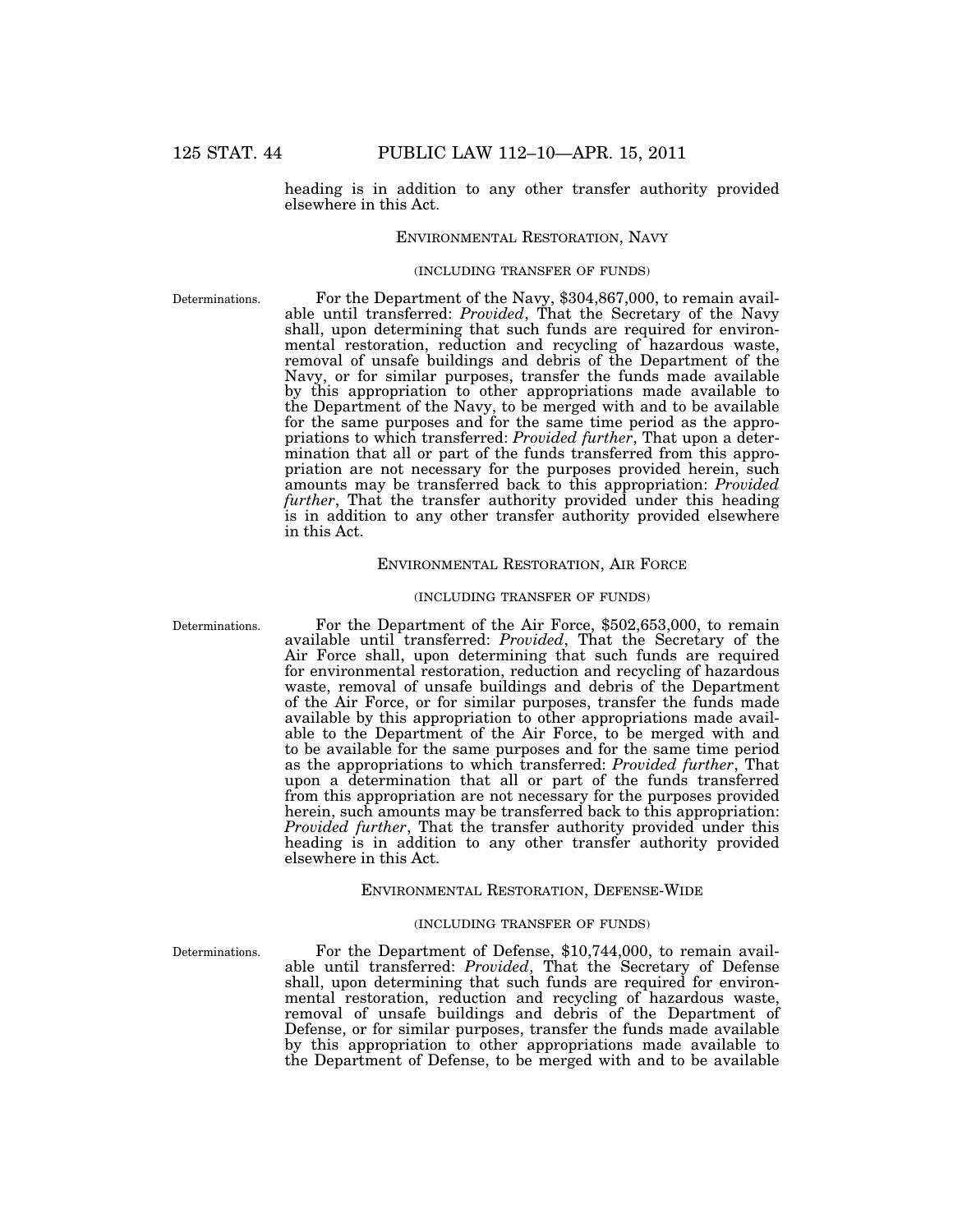heading is in addition to any other transfer authority provided elsewhere in this Act.

### ENVIRONMENTAL RESTORATION, NAVY

(INCLUDING TRANSFER OF FUNDS)

Determinations.

For the Department of the Navy, $304,867,000, to remain available until transferred: *Provided*, That the Secretary of the Navy shall, upon determining that such funds are required for environmental restoration, reduction and recycling of hazardous waste, removal of unsafe buildings and debris of the Department of the Navy, or for similar purposes, transfer the funds made available by this appropriation to other appropriations made available to the Department of the Navy, to be merged with and to be available for the same purposes and for the same time period as the appropriations to which transferred: *Provided further*, That upon a determination that all or part of the funds transferred from this appropriation are not necessary for the purposes provided herein, such amounts may be transferred back to this appropriation: *Provided further*, That the transfer authority provided under this heading is in addition to any other transfer authority provided elsewhere in this Act.

### ENVIRONMENTAL RESTORATION, AIR FORCE

(INCLUDING TRANSFER OF FUNDS)

Determinations.

For the Department of the Air Force, $502,653,000, to remain available until transferred: *Provided*, That the Secretary of the Air Force shall, upon determining that such funds are required for environmental restoration, reduction and recycling of hazardous waste, removal of unsafe buildings and debris of the Department of the Air Force, or for similar purposes, transfer the funds made available by this appropriation to other appropriations made available to the Department of the Air Force, to be merged with and to be available for the same purposes and for the same time period as the appropriations to which transferred: *Provided further*, That upon a determination that all or part of the funds transferred from this appropriation are not necessary for the purposes provided herein, such amounts may be transferred back to this appropriation: *Provided further*, That the transfer authority provided under this heading is in addition to any other transfer authority provided elsewhere in this Act.

### ENVIRONMENTAL RESTORATION, DEFENSE-WIDE

(INCLUDING TRANSFER OF FUNDS)

Determinations.

For the Department of Defense, $10,744,000, to remain available until transferred: *Provided*, That the Secretary of Defense shall, upon determining that such funds are required for environmental restoration, reduction and recycling of hazardous waste, removal of unsafe buildings and debris of the Department of Defense, or for similar purposes, transfer the funds made available by this appropriation to other appropriations made available to the Department of Defense, to be merged with and to be available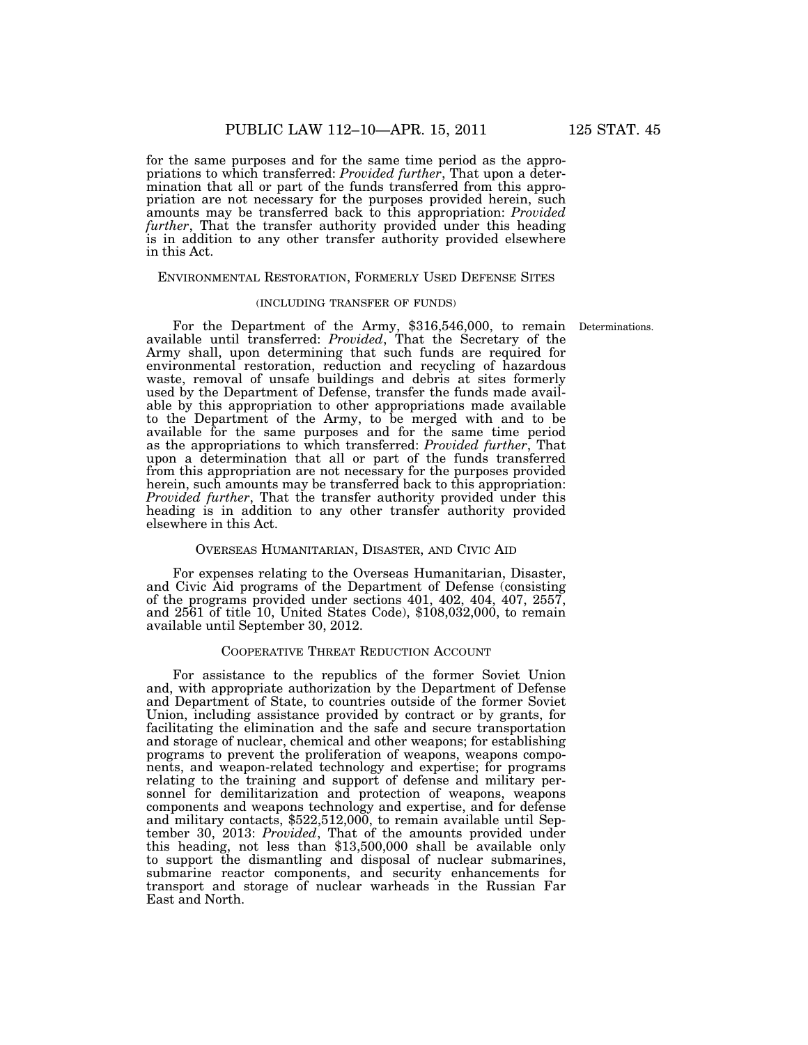for the same purposes and for the same time period as the appropriations to which transferred: *Provided further*, That upon a determination that all or part of the funds transferred from this appropriation are not necessary for the purposes provided herein, such amounts may be transferred back to this appropriation: *Provided further*, That the transfer authority provided under this heading is in addition to any other transfer authority provided elsewhere in this Act.

### ENVIRONMENTAL RESTORATION, FORMERLY USED DEFENSE SITES

(INCLUDING TRANSFER OF FUNDS)

Determinations.

For the Department of the Army, $316,546,000, to remain available until transferred: *Provided*, That the Secretary of the Army shall, upon determining that such funds are required for environmental restoration, reduction and recycling of hazardous waste, removal of unsafe buildings and debris at sites formerly used by the Department of Defense, transfer the funds made available by this appropriation to other appropriations made available to the Department of the Army, to be merged with and to be available for the same purposes and for the same time period as the appropriations to which transferred: *Provided further*, That upon a determination that all or part of the funds transferred from this appropriation are not necessary for the purposes provided herein, such amounts may be transferred back to this appropriation: *Provided further*, That the transfer authority provided under this heading is in addition to any other transfer authority provided elsewhere in this Act.

### OVERSEAS HUMANITARIAN, DISASTER, AND CIVIC AID

For expenses relating to the Overseas Humanitarian, Disaster, and Civic Aid programs of the Department of Defense (consisting of the programs provided under sections 401, 402, 404, 407, 2557, and 2561 of title 10, United States Code), $108,032,000, to remain available until September 30, 2012.

### COOPERATIVE THREAT REDUCTION ACCOUNT

For assistance to the republics of the former Soviet Union and, with appropriate authorization by the Department of Defense and Department of State, to countries outside of the former Soviet Union, including assistance provided by contract or by grants, for facilitating the elimination and the safe and secure transportation and storage of nuclear, chemical and other weapons; for establishing programs to prevent the proliferation of weapons, weapons components, and weapon-related technology and expertise; for programs relating to the training and support of defense and military personnel for demilitarization and protection of weapons, weapons components and weapons technology and expertise, and for defense and military contacts, $522,512,000, to remain available until September 30, 2013: *Provided*, That of the amounts provided under this heading, not less than $13,500,000 shall be available only to support the dismantling and disposal of nuclear submarines, submarine reactor components, and security enhancements for transport and storage of nuclear warheads in the Russian Far East and North.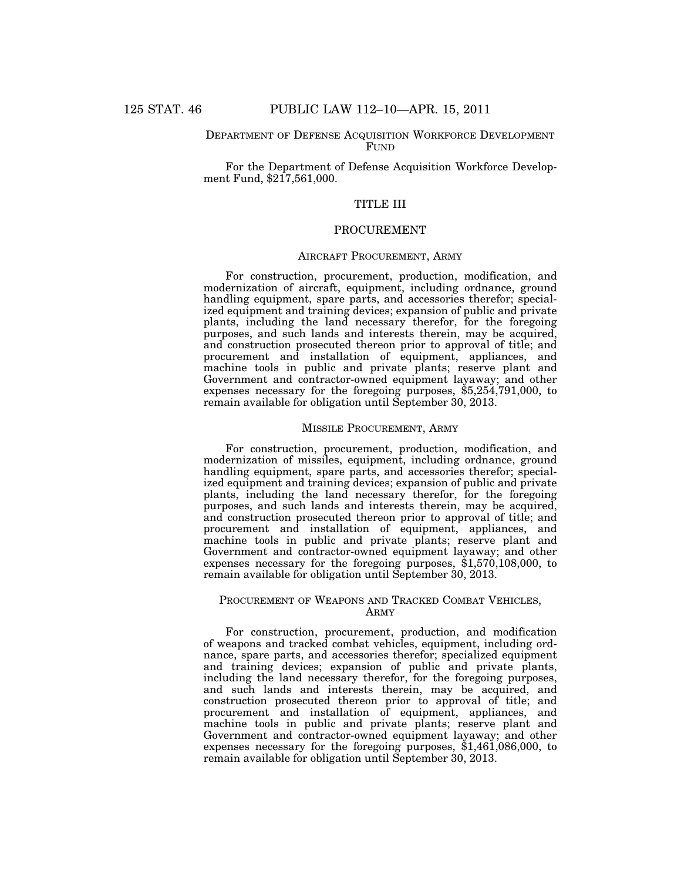DEPARTMENT OF DEFENSE ACQUISITION WORKFORCE DEVELOPMENT FUND

For the Department of Defense Acquisition Workforce Development Fund, $217,561,000.

## TITLE III

## PROCUREMENT

### AIRCRAFT PROCUREMENT, ARMY

For construction, procurement, production, modification, and modernization of aircraft, equipment, including ordnance, ground handling equipment, spare parts, and accessories therefor; specialized equipment and training devices; expansion of public and private plants, including the land necessary therefor, for the foregoing purposes, and such lands and interests therein, may be acquired, and construction prosecuted thereon prior to approval of title; and procurement and installation of equipment, appliances, and machine tools in public and private plants; reserve plant and Government and contractor-owned equipment layaway; and other expenses necessary for the foregoing purposes, $5,254,791,000, to remain available for obligation until September 30, 2013.

### MISSILE PROCUREMENT, ARMY

For construction, procurement, production, modification, and modernization of missiles, equipment, including ordnance, ground handling equipment, spare parts, and accessories therefor; specialized equipment and training devices; expansion of public and private plants, including the land necessary therefor, for the foregoing purposes, and such lands and interests therein, may be acquired, and construction prosecuted thereon prior to approval of title; and procurement and installation of equipment, appliances, and machine tools in public and private plants; reserve plant and Government and contractor-owned equipment layaway; and other expenses necessary for the foregoing purposes, $1,570,108,000, to remain available for obligation until September 30, 2013.

### PROCUREMENT OF WEAPONS AND TRACKED COMBAT VEHICLES, ARMY

For construction, procurement, production, and modification of weapons and tracked combat vehicles, equipment, including ordnance, spare parts, and accessories therefor; specialized equipment and training devices; expansion of public and private plants, including the land necessary therefor, for the foregoing purposes, and such lands and interests therein, may be acquired, and construction prosecuted thereon prior to approval of title; and procurement and installation of equipment, appliances, and machine tools in public and private plants; reserve plant and Government and contractor-owned equipment layaway; and other expenses necessary for the foregoing purposes, $1,461,086,000, to remain available for obligation until September 30, 2013.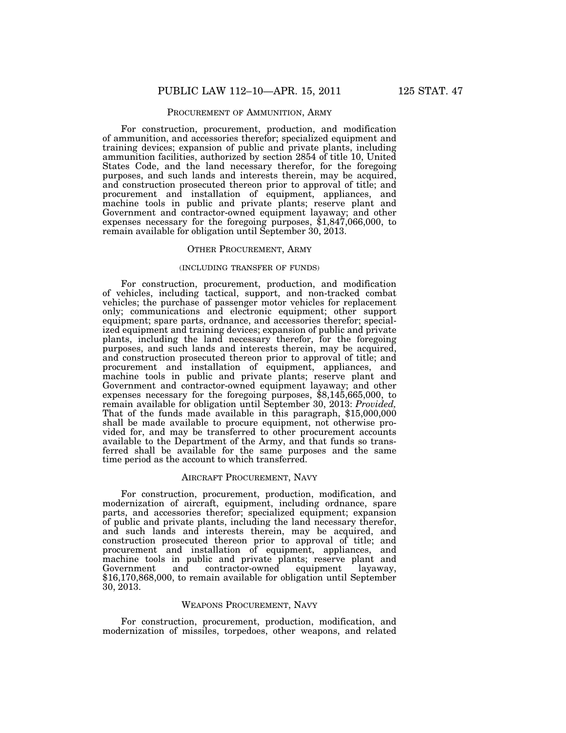## PROCUREMENT OF AMMUNITION, ARMY

For construction, procurement, production, and modification of ammunition, and accessories therefor; specialized equipment and training devices; expansion of public and private plants, including ammunition facilities, authorized by section 2854 of title 10, United States Code, and the land necessary therefor, for the foregoing purposes, and such lands and interests therein, may be acquired, and construction prosecuted thereon prior to approval of title; and procurement and installation of equipment, appliances, and machine tools in public and private plants; reserve plant and Government and contractor-owned equipment layaway; and other expenses necessary for the foregoing purposes, $1,847,066,000, to remain available for obligation until September 30, 2013.

## OTHER PROCUREMENT, ARMY

(INCLUDING TRANSFER OF FUNDS)

For construction, procurement, production, and modification of vehicles, including tactical, support, and non-tracked combat vehicles; the purchase of passenger motor vehicles for replacement only; communications and electronic equipment; other support equipment; spare parts, ordnance, and accessories therefor; specialized equipment and training devices; expansion of public and private plants, including the land necessary therefor, for the foregoing purposes, and such lands and interests therein, may be acquired, and construction prosecuted thereon prior to approval of title; and procurement and installation of equipment, appliances, and machine tools in public and private plants; reserve plant and Government and contractor-owned equipment layaway; and other expenses necessary for the foregoing purposes, $8,145,665,000, to remain available for obligation until September 30, 2013: *Provided,* That of the funds made available in this paragraph, $15,000,000 shall be made available to procure equipment, not otherwise provided for, and may be transferred to other procurement accounts available to the Department of the Army, and that funds so transferred shall be available for the same purposes and the same time period as the account to which transferred.

## AIRCRAFT PROCUREMENT, NAVY

For construction, procurement, production, modification, and modernization of aircraft, equipment, including ordnance, spare parts, and accessories therefor; specialized equipment; expansion of public and private plants, including the land necessary therefor, and such lands and interests therein, may be acquired, and construction prosecuted thereon prior to approval of title; and procurement and installation of equipment, appliances, and machine tools in public and private plants; reserve plant and Government and contractor-owned equipment layaway, $16,170,868,000, to remain available for obligation until September 30, 2013.

## WEAPONS PROCUREMENT, NAVY

For construction, procurement, production, modification, and modernization of missiles, torpedoes, other weapons, and related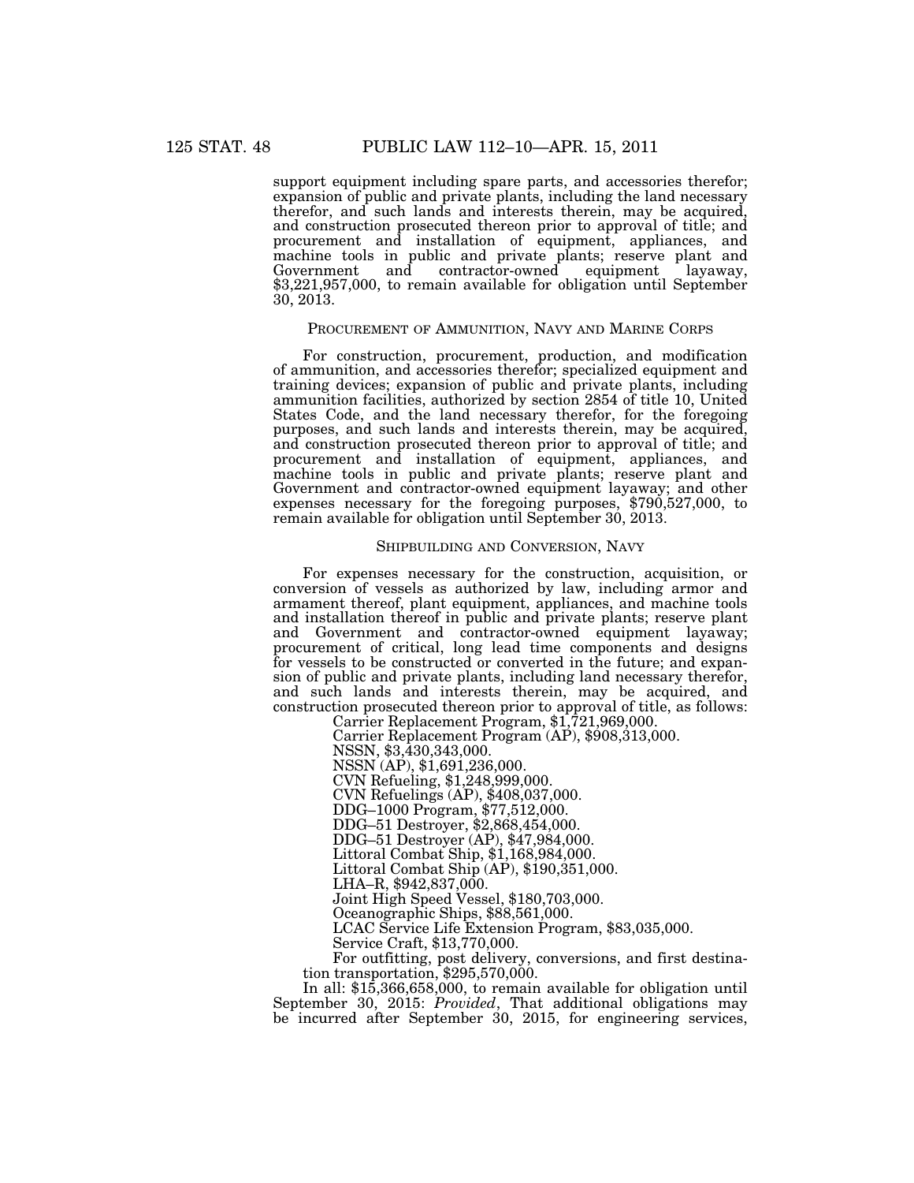support equipment including spare parts, and accessories therefor; expansion of public and private plants, including the land necessary therefor, and such lands and interests therein, may be acquired, and construction prosecuted thereon prior to approval of title; and procurement and installation of equipment, appliances, and machine tools in public and private plants; reserve plant and Government and contractor-owned equipment layaway, $3,221,957,000, to remain available for obligation until September 30, 2013.

PROCUREMENT OF AMMUNITION, NAVY AND MARINE CORPS

For construction, procurement, production, and modification of ammunition, and accessories therefor; specialized equipment and training devices; expansion of public and private plants, including ammunition facilities, authorized by section 2854 of title 10, United States Code, and the land necessary therefor, for the foregoing purposes, and such lands and interests therein, may be acquired, and construction prosecuted thereon prior to approval of title; and procurement and installation of equipment, appliances, and machine tools in public and private plants; reserve plant and Government and contractor-owned equipment layaway; and other expenses necessary for the foregoing purposes, $790,527,000, to remain available for obligation until September 30, 2013.

SHIPBUILDING AND CONVERSION, NAVY

For expenses necessary for the construction, acquisition, or conversion of vessels as authorized by law, including armor and armament thereof, plant equipment, appliances, and machine tools and installation thereof in public and private plants; reserve plant and Government and contractor-owned equipment layaway; procurement of critical, long lead time components and designs for vessels to be constructed or converted in the future; and expansion of public and private plants, including land necessary therefor, and such lands and interests therein, may be acquired, and construction prosecuted thereon prior to approval of title, as follows:

Carrier Replacement Program, $1,721,969,000.

Carrier Replacement Program (AP), $908,313,000.

NSSN, $3,430,343,000.

NSSN (AP), $1,691,236,000.

CVN Refueling, $1,248,999,000.

CVN Refuelings (AP), $408,037,000.

DDG–1000 Program, $77,512,000.

DDG–51 Destroyer, $2,868,454,000.

DDG–51 Destroyer (AP), $47,984,000.

Littoral Combat Ship, $1,168,984,000.

Littoral Combat Ship (AP), $190,351,000.

LHA–R, $942,837,000.

Joint High Speed Vessel, $180,703,000.

Oceanographic Ships, $88,561,000.

LCAC Service Life Extension Program, $83,035,000.

Service Craft, $13,770,000.

For outfitting, post delivery, conversions, and first destination transportation, $295,570,000.

In all: $15,366,658,000, to remain available for obligation until September 30, 2015: *Provided*, That additional obligations may be incurred after September 30, 2015, for engineering services,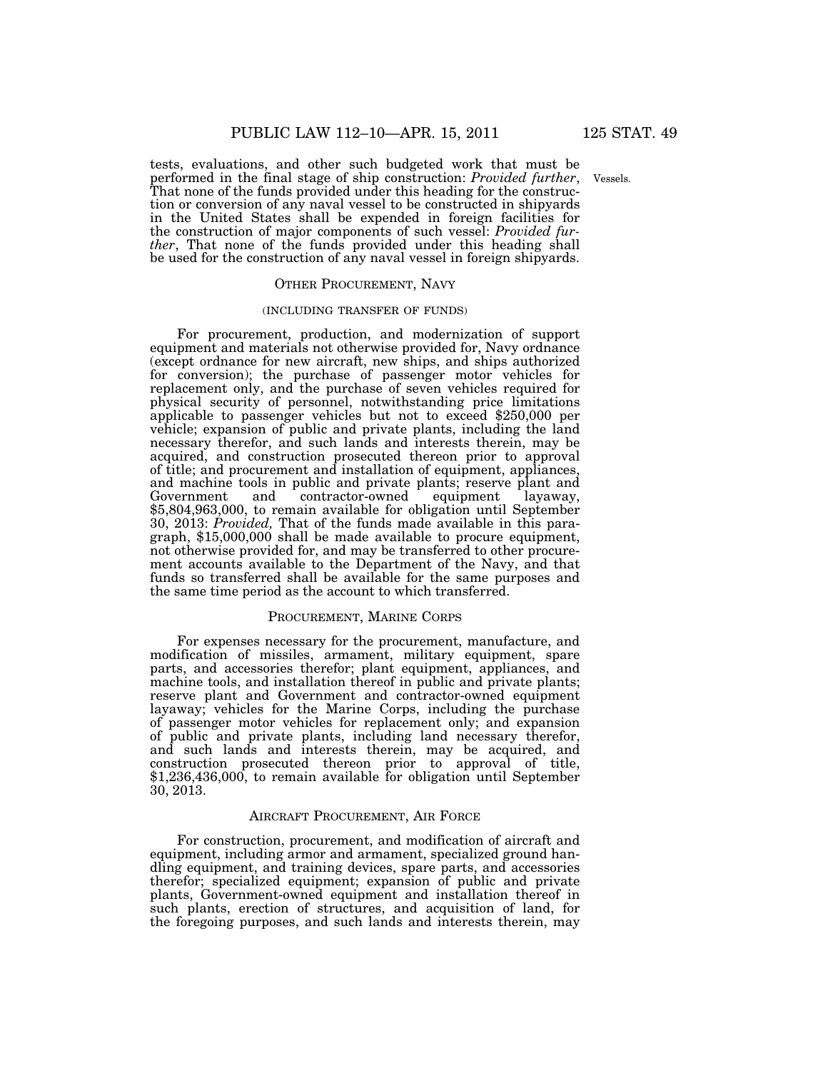tests, evaluations, and other such budgeted work that must be performed in the final stage of ship construction: *Provided further*, That none of the funds provided under this heading for the construction or conversion of any naval vessel to be constructed in shipyards in the United States shall be expended in foreign facilities for the construction of major components of such vessel: *Provided further*, That none of the funds provided under this heading shall be used for the construction of any naval vessel in foreign shipyards.

Vessels.

## OTHER PROCUREMENT, NAVY

(INCLUDING TRANSFER OF FUNDS)

For procurement, production, and modernization of support equipment and materials not otherwise provided for, Navy ordnance (except ordnance for new aircraft, new ships, and ships authorized for conversion); the purchase of passenger motor vehicles for replacement only, and the purchase of seven vehicles required for physical security of personnel, notwithstanding price limitations applicable to passenger vehicles but not to exceed $250,000 per vehicle; expansion of public and private plants, including the land necessary therefor, and such lands and interests therein, may be acquired, and construction prosecuted thereon prior to approval of title; and procurement and installation of equipment, appliances, and machine tools in public and private plants; reserve plant and Government and contractor-owned equipment layaway, $5,804,963,000, to remain available for obligation until September 30, 2013: *Provided,* That of the funds made available in this paragraph, $15,000,000 shall be made available to procure equipment, not otherwise provided for, and may be transferred to other procurement accounts available to the Department of the Navy, and that funds so transferred shall be available for the same purposes and the same time period as the account to which transferred.

## PROCUREMENT, MARINE CORPS

For expenses necessary for the procurement, manufacture, and modification of missiles, armament, military equipment, spare parts, and accessories therefor; plant equipment, appliances, and machine tools, and installation thereof in public and private plants; reserve plant and Government and contractor-owned equipment layaway; vehicles for the Marine Corps, including the purchase of passenger motor vehicles for replacement only; and expansion of public and private plants, including land necessary therefor, and such lands and interests therein, may be acquired, and construction prosecuted thereon prior to approval of title, $1,236,436,000, to remain available for obligation until September 30, 2013.

## AIRCRAFT PROCUREMENT, AIR FORCE

For construction, procurement, and modification of aircraft and equipment, including armor and armament, specialized ground handling equipment, and training devices, spare parts, and accessories therefor; specialized equipment; expansion of public and private plants, Government-owned equipment and installation thereof in such plants, erection of structures, and acquisition of land, for the foregoing purposes, and such lands and interests therein, may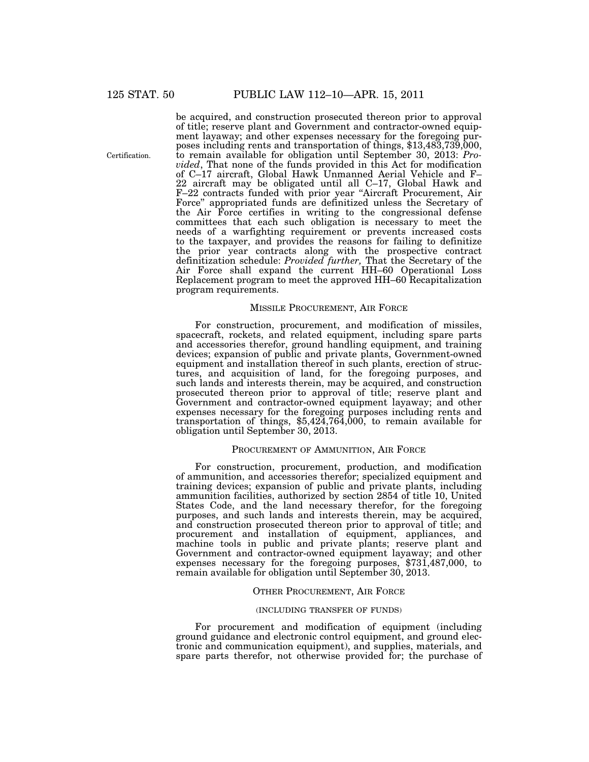be acquired, and construction prosecuted thereon prior to approval of title; reserve plant and Government and contractor-owned equipment layaway; and other expenses necessary for the foregoing purposes including rents and transportation of things, $13,483,739,000, to remain available for obligation until September 30, 2013: *Provided*, That none of the funds provided in this Act for modification of C–17 aircraft, Global Hawk Unmanned Aerial Vehicle and F–22 aircraft may be obligated until all C–17, Global Hawk and F–22 contracts funded with prior year "Aircraft Procurement, Air Force" appropriated funds are definitized unless the Secretary of the Air Force certifies in writing to the congressional defense committees that each such obligation is necessary to meet the needs of a warfighting requirement or prevents increased costs to the taxpayer, and provides the reasons for failing to definitize the prior year contracts along with the prospective contract definitization schedule: *Provided further,* That the Secretary of the Air Force shall expand the current HH–60 Operational Loss Replacement program to meet the approved HH–60 Recapitalization program requirements.

Certification.

## MISSILE PROCUREMENT, AIR FORCE

For construction, procurement, and modification of missiles, spacecraft, rockets, and related equipment, including spare parts and accessories therefor, ground handling equipment, and training devices; expansion of public and private plants, Government-owned equipment and installation thereof in such plants, erection of structures, and acquisition of land, for the foregoing purposes, and such lands and interests therein, may be acquired, and construction prosecuted thereon prior to approval of title; reserve plant and Government and contractor-owned equipment layaway; and other expenses necessary for the foregoing purposes including rents and transportation of things, $5,424,764,000, to remain available for obligation until September 30, 2013.

## PROCUREMENT OF AMMUNITION, AIR FORCE

For construction, procurement, production, and modification of ammunition, and accessories therefor; specialized equipment and training devices; expansion of public and private plants, including ammunition facilities, authorized by section 2854 of title 10, United States Code, and the land necessary therefor, for the foregoing purposes, and such lands and interests therein, may be acquired, and construction prosecuted thereon prior to approval of title; and procurement and installation of equipment, appliances, and machine tools in public and private plants; reserve plant and Government and contractor-owned equipment layaway; and other expenses necessary for the foregoing purposes, $731,487,000, to remain available for obligation until September 30, 2013.

## OTHER PROCUREMENT, AIR FORCE

(INCLUDING TRANSFER OF FUNDS)

For procurement and modification of equipment (including ground guidance and electronic control equipment, and ground electronic and communication equipment), and supplies, materials, and spare parts therefor, not otherwise provided for; the purchase of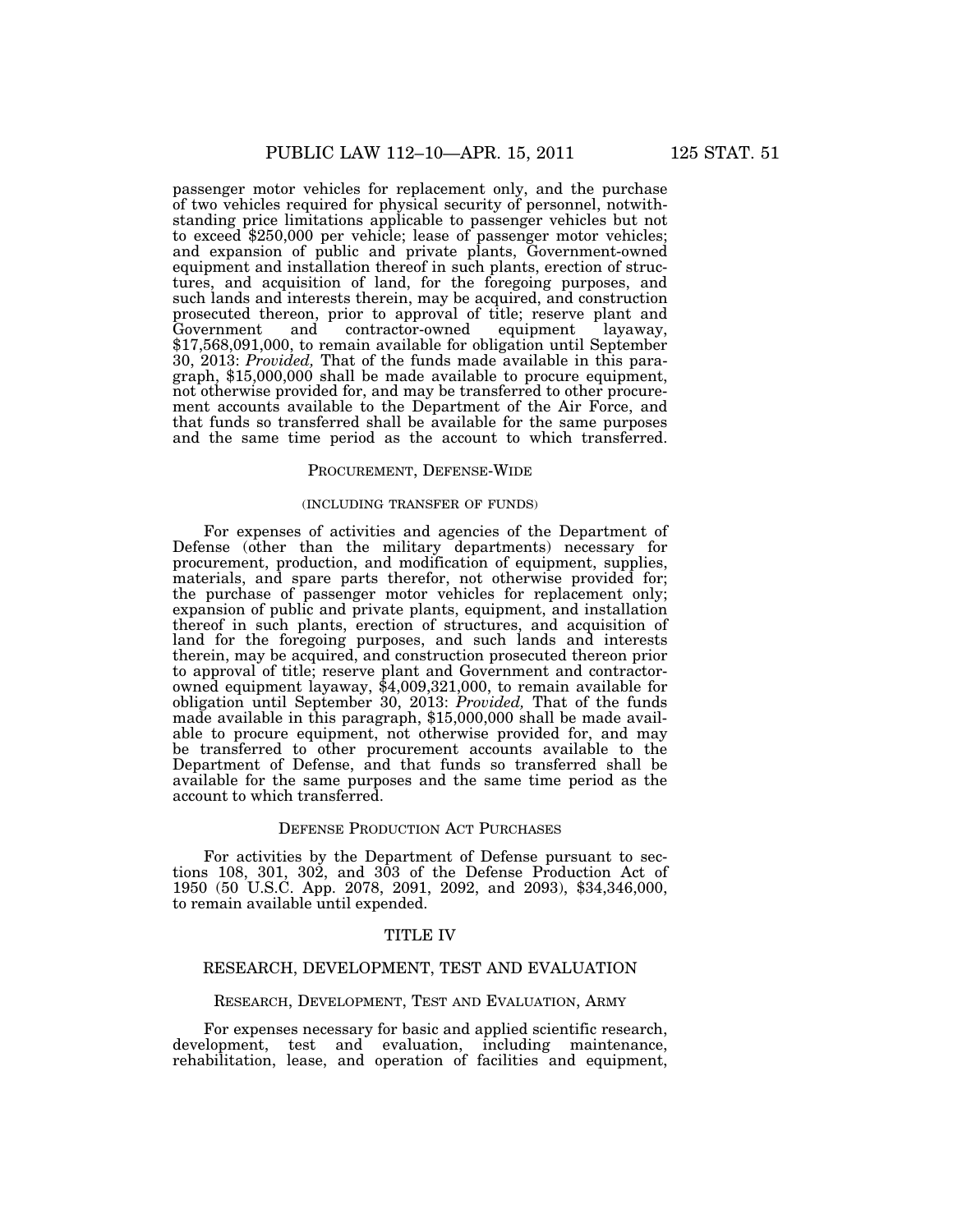passenger motor vehicles for replacement only, and the purchase of two vehicles required for physical security of personnel, notwithstanding price limitations applicable to passenger vehicles but not to exceed $250,000 per vehicle; lease of passenger motor vehicles; and expansion of public and private plants, Government-owned equipment and installation thereof in such plants, erection of structures, and acquisition of land, for the foregoing purposes, and such lands and interests therein, may be acquired, and construction prosecuted thereon, prior to approval of title; reserve plant and Government and contractor-owned equipment layaway, $17,568,091,000, to remain available for obligation until September 30, 2013: *Provided,* That of the funds made available in this paragraph, $15,000,000 shall be made available to procure equipment, not otherwise provided for, and may be transferred to other procurement accounts available to the Department of the Air Force, and that funds so transferred shall be available for the same purposes and the same time period as the account to which transferred.

### PROCUREMENT, DEFENSE-WIDE

(INCLUDING TRANSFER OF FUNDS)

For expenses of activities and agencies of the Department of Defense (other than the military departments) necessary for procurement, production, and modification of equipment, supplies, materials, and spare parts therefor, not otherwise provided for; the purchase of passenger motor vehicles for replacement only; expansion of public and private plants, equipment, and installation thereof in such plants, erection of structures, and acquisition of land for the foregoing purposes, and such lands and interests therein, may be acquired, and construction prosecuted thereon prior to approval of title; reserve plant and Government and contractor-owned equipment layaway, $4,009,321,000, to remain available for obligation until September 30, 2013: *Provided,* That of the funds made available in this paragraph, $15,000,000 shall be made available to procure equipment, not otherwise provided for, and may be transferred to other procurement accounts available to the Department of Defense, and that funds so transferred shall be available for the same purposes and the same time period as the account to which transferred.

### DEFENSE PRODUCTION ACT PURCHASES

For activities by the Department of Defense pursuant to sections 108, 301, 302, and 303 of the Defense Production Act of 1950 (50 U.S.C. App. 2078, 2091, 2092, and 2093), $34,346,000, to remain available until expended.

## TITLE IV

## RESEARCH, DEVELOPMENT, TEST AND EVALUATION

### RESEARCH, DEVELOPMENT, TEST AND EVALUATION, ARMY

For expenses necessary for basic and applied scientific research, development, test and evaluation, including maintenance, rehabilitation, lease, and operation of facilities and equipment,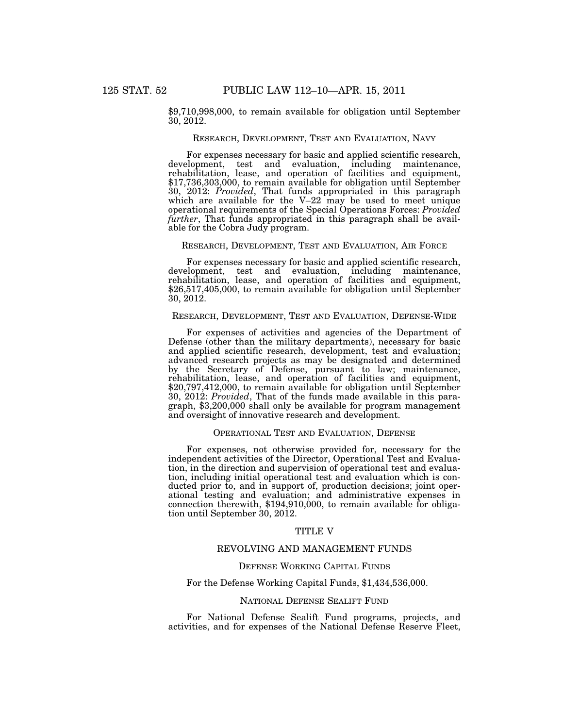$9,710,998,000, to remain available for obligation until September 30, 2012.

RESEARCH, DEVELOPMENT, TEST AND EVALUATION, NAVY

For expenses necessary for basic and applied scientific research, development, test and evaluation, including maintenance, rehabilitation, lease, and operation of facilities and equipment, $17,736,303,000, to remain available for obligation until September 30, 2012: *Provided*, That funds appropriated in this paragraph which are available for the V–22 may be used to meet unique operational requirements of the Special Operations Forces: *Provided further*, That funds appropriated in this paragraph shall be available for the Cobra Judy program.

RESEARCH, DEVELOPMENT, TEST AND EVALUATION, AIR FORCE

For expenses necessary for basic and applied scientific research, development, test and evaluation, including maintenance, rehabilitation, lease, and operation of facilities and equipment, $26,517,405,000, to remain available for obligation until September 30, 2012.

RESEARCH, DEVELOPMENT, TEST AND EVALUATION, DEFENSE-WIDE

For expenses of activities and agencies of the Department of Defense (other than the military departments), necessary for basic and applied scientific research, development, test and evaluation; advanced research projects as may be designated and determined by the Secretary of Defense, pursuant to law; maintenance, rehabilitation, lease, and operation of facilities and equipment, $20,797,412,000, to remain available for obligation until September 30, 2012: *Provided*, That of the funds made available in this paragraph, $3,200,000 shall only be available for program management and oversight of innovative research and development.

OPERATIONAL TEST AND EVALUATION, DEFENSE

For expenses, not otherwise provided for, necessary for the independent activities of the Director, Operational Test and Evaluation, in the direction and supervision of operational test and evaluation, including initial operational test and evaluation which is conducted prior to, and in support of, production decisions; joint operational testing and evaluation; and administrative expenses in connection therewith, $194,910,000, to remain available for obligation until September 30, 2012.

## TITLE V

## REVOLVING AND MANAGEMENT FUNDS

DEFENSE WORKING CAPITAL FUNDS

For the Defense Working Capital Funds, $1,434,536,000.

NATIONAL DEFENSE SEALIFT FUND

For National Defense Sealift Fund programs, projects, and activities, and for expenses of the National Defense Reserve Fleet,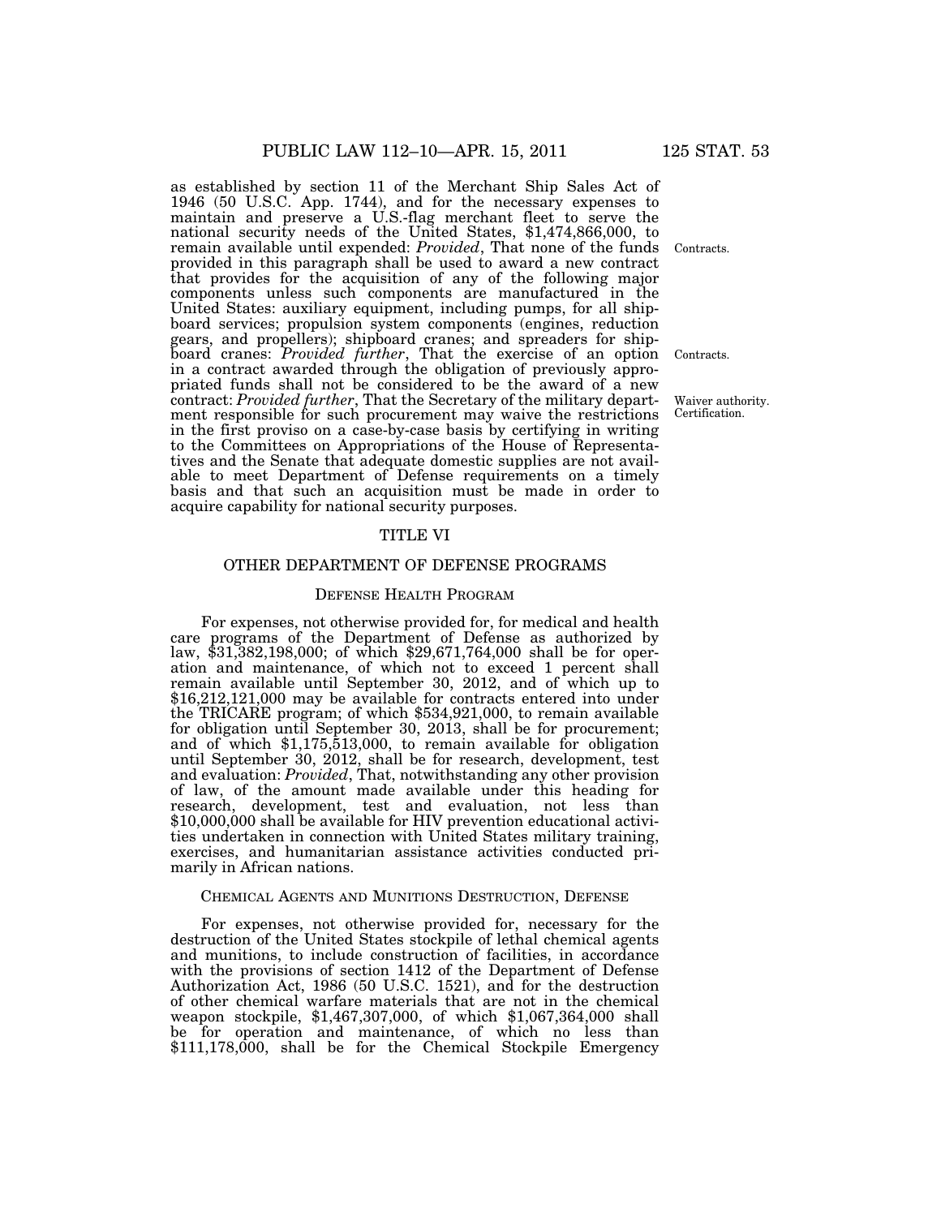as established by section 11 of the Merchant Ship Sales Act of 1946 (50 U.S.C. App. 1744), and for the necessary expenses to maintain and preserve a U.S.-flag merchant fleet to serve the national security needs of the United States, $1,474,866,000, to remain available until expended: *Provided*, That none of the funds provided in this paragraph shall be used to award a new contract that provides for the acquisition of any of the following major components unless such components are manufactured in the United States: auxiliary equipment, including pumps, for all shipboard services; propulsion system components (engines, reduction gears, and propellers); shipboard cranes; and spreaders for shipboard cranes: *Provided further*, That the exercise of an option in a contract awarded through the obligation of previously appropriated funds shall not be considered to be the award of a new contract: *Provided further*, That the Secretary of the military department responsible for such procurement may waive the restrictions in the first proviso on a case-by-case basis by certifying in writing to the Committees on Appropriations of the House of Representatives and the Senate that adequate domestic supplies are not available to meet Department of Defense requirements on a timely basis and that such an acquisition must be made in order to acquire capability for national security purposes.

Contracts.

Contracts.

Waiver authority. Certification.

## TITLE VI

## OTHER DEPARTMENT OF DEFENSE PROGRAMS

### Defense Health Program

For expenses, not otherwise provided for, for medical and health care programs of the Department of Defense as authorized by law, $31,382,198,000; of which $29,671,764,000 shall be for operation and maintenance, of which not to exceed 1 percent shall remain available until September 30, 2012, and of which up to $16,212,121,000 may be available for contracts entered into under the TRICARE program; of which $534,921,000, to remain available for obligation until September 30, 2013, shall be for procurement; and of which $1,175,513,000, to remain available for obligation until September 30, 2012, shall be for research, development, test and evaluation: *Provided*, That, notwithstanding any other provision of law, of the amount made available under this heading for research, development, test and evaluation, not less than $10,000,000 shall be available for HIV prevention educational activities undertaken in connection with United States military training, exercises, and humanitarian assistance activities conducted primarily in African nations.

### Chemical Agents and Munitions Destruction, Defense

For expenses, not otherwise provided for, necessary for the destruction of the United States stockpile of lethal chemical agents and munitions, to include construction of facilities, in accordance with the provisions of section 1412 of the Department of Defense Authorization Act, 1986 (50 U.S.C. 1521), and for the destruction of other chemical warfare materials that are not in the chemical weapon stockpile, $1,467,307,000, of which $1,067,364,000 shall be for operation and maintenance, of which no less than $111,178,000, shall be for the Chemical Stockpile Emergency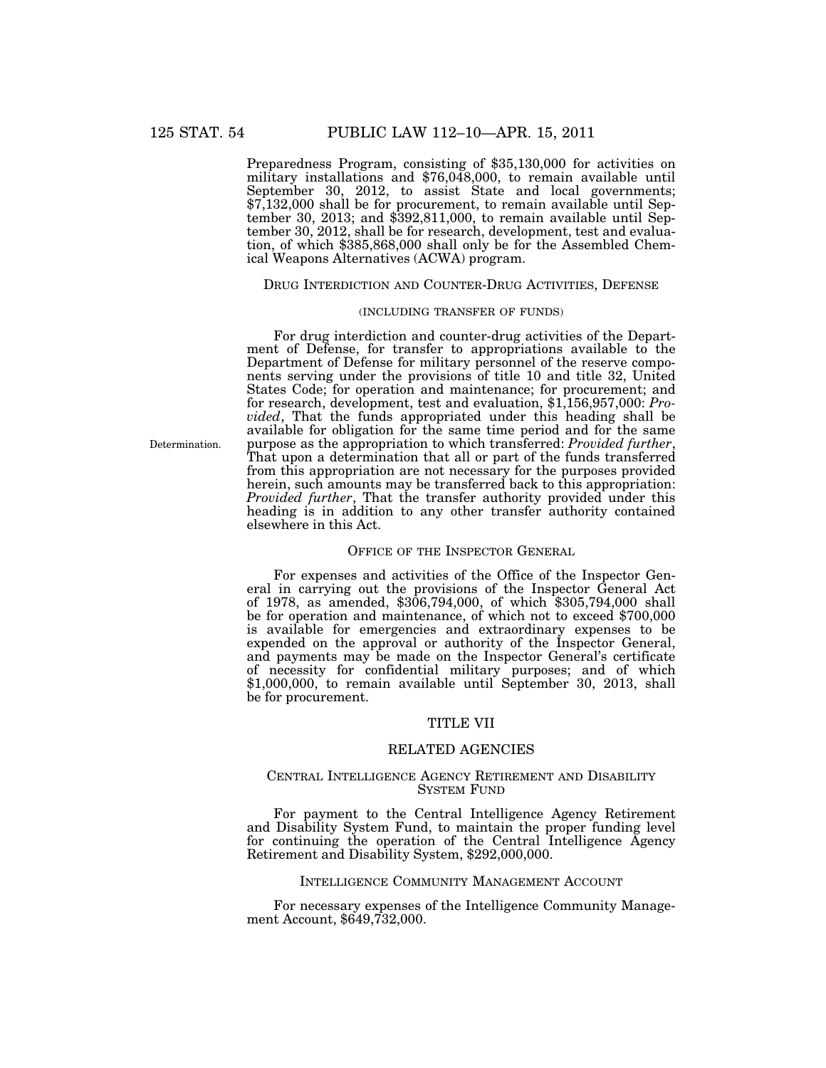Preparedness Program, consisting of $35,130,000 for activities on military installations and $76,048,000, to remain available until September 30, 2012, to assist State and local governments; $7,132,000 shall be for procurement, to remain available until September 30, 2013; and $392,811,000, to remain available until September 30, 2012, shall be for research, development, test and evaluation, of which $385,868,000 shall only be for the Assembled Chemical Weapons Alternatives (ACWA) program.

### DRUG INTERDICTION AND COUNTER-DRUG ACTIVITIES, DEFENSE

(INCLUDING TRANSFER OF FUNDS)

For drug interdiction and counter-drug activities of the Department of Defense, for transfer to appropriations available to the Department of Defense for military personnel of the reserve components serving under the provisions of title 10 and title 32, United States Code; for operation and maintenance; for procurement; and for research, development, test and evaluation, $1,156,957,000: *Provided*, That the funds appropriated under this heading shall be available for obligation for the same time period and for the same purpose as the appropriation to which transferred: *Provided further*, That upon a determination that all or part of the funds transferred from this appropriation are not necessary for the purposes provided herein, such amounts may be transferred back to this appropriation: *Provided further*, That the transfer authority provided under this heading is in addition to any other transfer authority contained elsewhere in this Act.

Determination.

### OFFICE OF THE INSPECTOR GENERAL

For expenses and activities of the Office of the Inspector General in carrying out the provisions of the Inspector General Act of 1978, as amended, $306,794,000, of which $305,794,000 shall be for operation and maintenance, of which not to exceed $700,000 is available for emergencies and extraordinary expenses to be expended on the approval or authority of the Inspector General, and payments may be made on the Inspector General's certificate of necessity for confidential military purposes; and of which $1,000,000, to remain available until September 30, 2013, shall be for procurement.

## TITLE VII

## RELATED AGENCIES

### CENTRAL INTELLIGENCE AGENCY RETIREMENT AND DISABILITY SYSTEM FUND

For payment to the Central Intelligence Agency Retirement and Disability System Fund, to maintain the proper funding level for continuing the operation of the Central Intelligence Agency Retirement and Disability System, $292,000,000.

### INTELLIGENCE COMMUNITY MANAGEMENT ACCOUNT

For necessary expenses of the Intelligence Community Management Account, $649,732,000.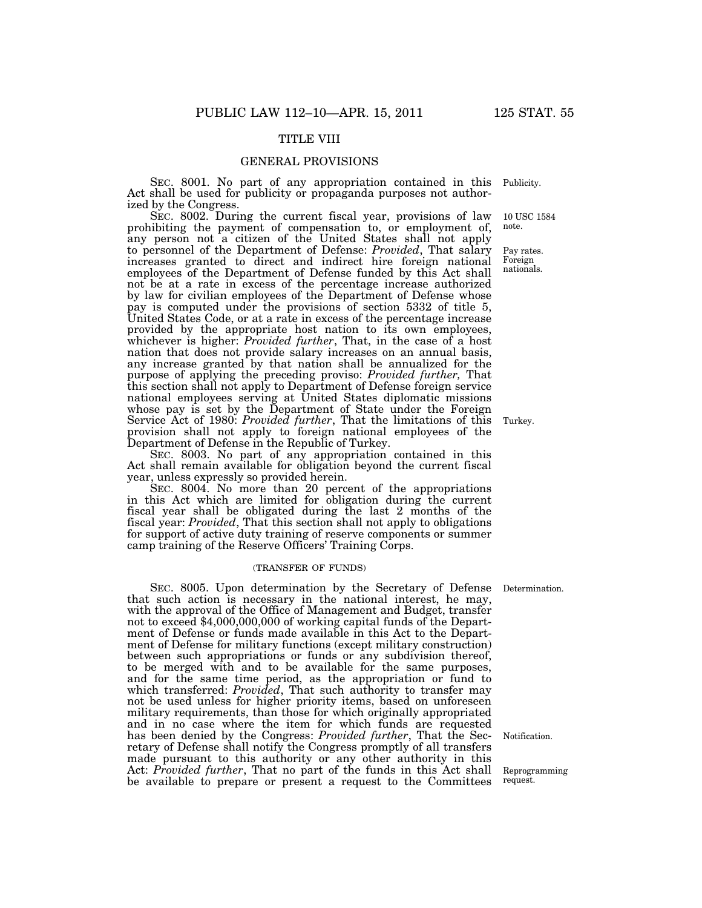## TITLE VIII

## GENERAL PROVISIONS

SEC. 8001. No part of any appropriation contained in this Act shall be used for publicity or propaganda purposes not authorized by the Congress.

SEC. 8002. During the current fiscal year, provisions of law prohibiting the payment of compensation to, or employment of, any person not a citizen of the United States shall not apply to personnel of the Department of Defense: *Provided*, That salary increases granted to direct and indirect hire foreign national employees of the Department of Defense funded by this Act shall not be at a rate in excess of the percentage increase authorized by law for civilian employees of the Department of Defense whose pay is computed under the provisions of section 5332 of title 5, United States Code, or at a rate in excess of the percentage increase provided by the appropriate host nation to its own employees, whichever is higher: *Provided further*, That, in the case of a host nation that does not provide salary increases on an annual basis, any increase granted by that nation shall be annualized for the purpose of applying the preceding proviso: *Provided further,* That this section shall not apply to Department of Defense foreign service national employees serving at United States diplomatic missions whose pay is set by the Department of State under the Foreign Service Act of 1980: *Provided further*, That the limitations of this provision shall not apply to foreign national employees of the Department of Defense in the Republic of Turkey.

SEC. 8003. No part of any appropriation contained in this Act shall remain available for obligation beyond the current fiscal year, unless expressly so provided herein.

SEC. 8004. No more than 20 percent of the appropriations in this Act which are limited for obligation during the current fiscal year shall be obligated during the last 2 months of the fiscal year: *Provided*, That this section shall not apply to obligations for support of active duty training of reserve components or summer camp training of the Reserve Officers' Training Corps.

(TRANSFER OF FUNDS)

SEC. 8005. Upon determination by the Secretary of Defense that such action is necessary in the national interest, he may, with the approval of the Office of Management and Budget, transfer not to exceed $4,000,000,000 of working capital funds of the Department of Defense or funds made available in this Act to the Department of Defense for military functions (except military construction) between such appropriations or funds or any subdivision thereof, to be merged with and to be available for the same purposes, and for the same time period, as the appropriation or fund to which transferred: *Provided*, That such authority to transfer may not be used unless for higher priority items, based on unforeseen military requirements, than those for which originally appropriated and in no case where the item for which funds are requested has been denied by the Congress: *Provided further*, That the Secretary of Defense shall notify the Congress promptly of all transfers made pursuant to this authority or any other authority in this Act: *Provided further*, That no part of the funds in this Act shall be available to prepare or present a request to the Committees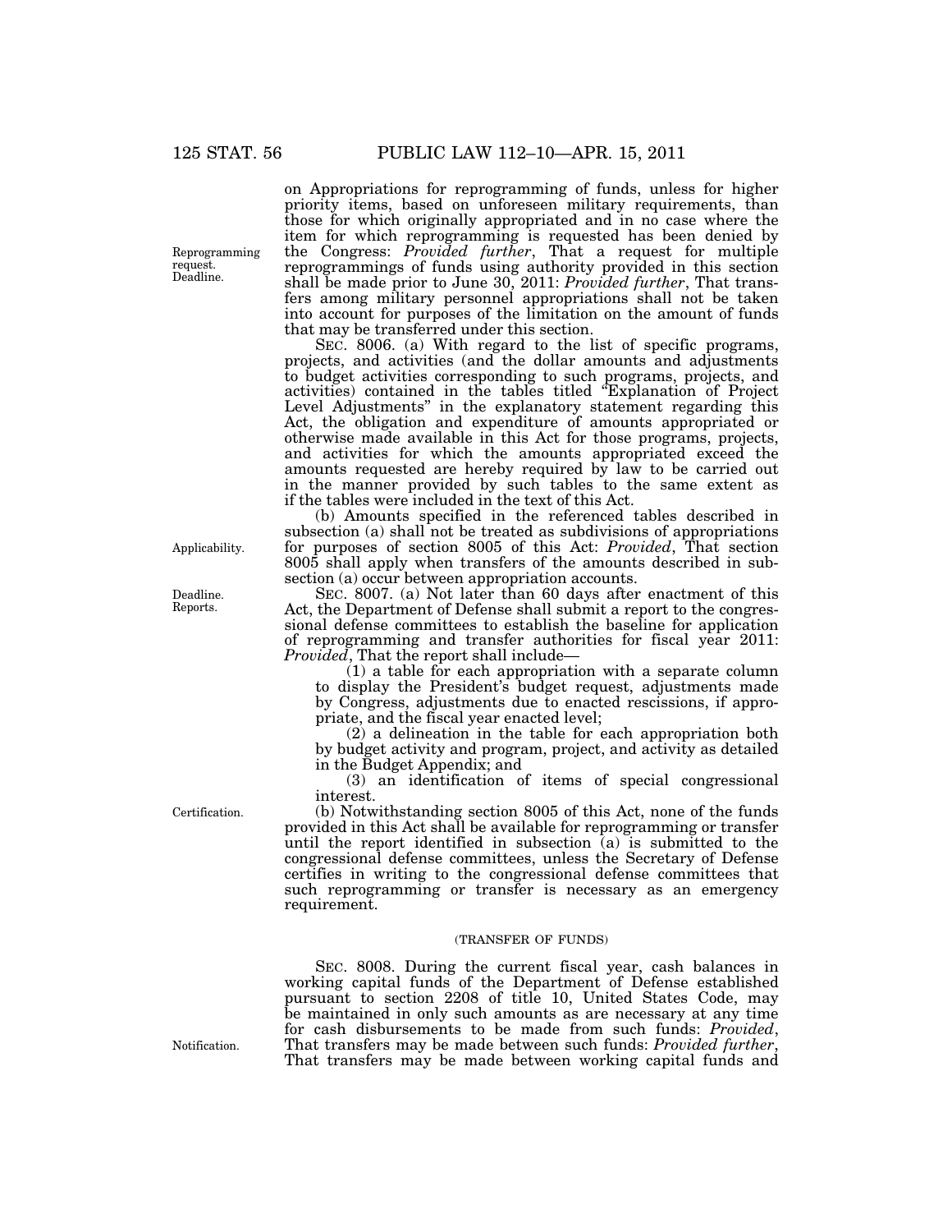on Appropriations for reprogramming of funds, unless for higher priority items, based on unforeseen military requirements, than those for which originally appropriated and in no case where the item for which reprogramming is requested has been denied by the Congress: *Provided further*, That a request for multiple reprogrammings of funds using authority provided in this section shall be made prior to June 30, 2011: *Provided further*, That transfers among military personnel appropriations shall not be taken into account for purposes of the limitation on the amount of funds that may be transferred under this section.

Reprogramming request. Deadline.

SEC. 8006. (a) With regard to the list of specific programs, projects, and activities (and the dollar amounts and adjustments to budget activities corresponding to such programs, projects, and activities) contained in the tables titled "Explanation of Project Level Adjustments" in the explanatory statement regarding this Act, the obligation and expenditure of amounts appropriated or otherwise made available in this Act for those programs, projects, and activities for which the amounts appropriated exceed the amounts requested are hereby required by law to be carried out in the manner provided by such tables to the same extent as if the tables were included in the text of this Act.

(b) Amounts specified in the referenced tables described in subsection (a) shall not be treated as subdivisions of appropriations for purposes of section 8005 of this Act: *Provided*, That section 8005 shall apply when transfers of the amounts described in subsection (a) occur between appropriation accounts.

Applicability.

Deadline. Reports.

SEC. 8007. (a) Not later than 60 days after enactment of this Act, the Department of Defense shall submit a report to the congressional defense committees to establish the baseline for application of reprogramming and transfer authorities for fiscal year 2011: *Provided*, That the report shall include—

(1) a table for each appropriation with a separate column to display the President's budget request, adjustments made by Congress, adjustments due to enacted rescissions, if appropriate, and the fiscal year enacted level;

(2) a delineation in the table for each appropriation both by budget activity and program, project, and activity as detailed in the Budget Appendix; and

(3) an identification of items of special congressional interest.

Certification.

(b) Notwithstanding section 8005 of this Act, none of the funds provided in this Act shall be available for reprogramming or transfer until the report identified in subsection (a) is submitted to the congressional defense committees, unless the Secretary of Defense certifies in writing to the congressional defense committees that such reprogramming or transfer is necessary as an emergency requirement.

(TRANSFER OF FUNDS)

SEC. 8008. During the current fiscal year, cash balances in working capital funds of the Department of Defense established pursuant to section 2208 of title 10, United States Code, may be maintained in only such amounts as are necessary at any time for cash disbursements to be made from such funds: *Provided*, That transfers may be made between such funds: *Provided further*, That transfers may be made between working capital funds and

Notification.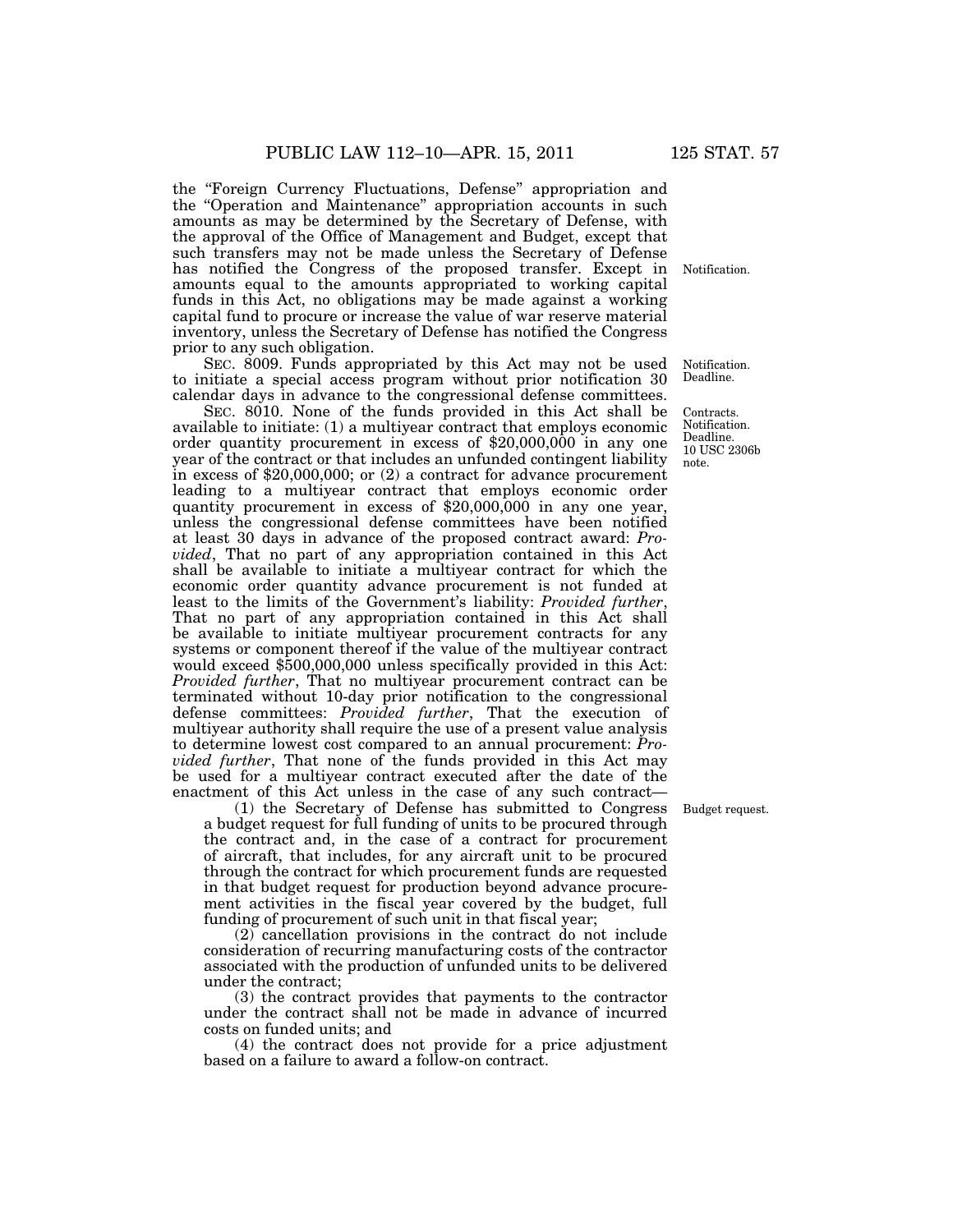the "Foreign Currency Fluctuations, Defense" appropriation and the "Operation and Maintenance" appropriation accounts in such amounts as may be determined by the Secretary of Defense, with the approval of the Office of Management and Budget, except that such transfers may not be made unless the Secretary of Defense has notified the Congress of the proposed transfer. Except in amounts equal to the amounts appropriated to working capital funds in this Act, no obligations may be made against a working capital fund to procure or increase the value of war reserve material inventory, unless the Secretary of Defense has notified the Congress prior to any such obligation.

Notification.

SEC. 8009. Funds appropriated by this Act may not be used to initiate a special access program without prior notification 30 calendar days in advance to the congressional defense committees.

Notification. Deadline.

SEC. 8010. None of the funds provided in this Act shall be available to initiate: (1) a multiyear contract that employs economic order quantity procurement in excess of $20,000,000 in any one year of the contract or that includes an unfunded contingent liability in excess of $20,000,000; or (2) a contract for advance procurement leading to a multiyear contract that employs economic order quantity procurement in excess of $20,000,000 in any one year, unless the congressional defense committees have been notified at least 30 days in advance of the proposed contract award: *Provided*, That no part of any appropriation contained in this Act shall be available to initiate a multiyear contract for which the economic order quantity advance procurement is not funded at least to the limits of the Government's liability: *Provided further*, That no part of any appropriation contained in this Act shall be available to initiate multiyear procurement contracts for any systems or component thereof if the value of the multiyear contract would exceed $500,000,000 unless specifically provided in this Act: *Provided further*, That no multiyear procurement contract can be terminated without 10-day prior notification to the congressional defense committees: *Provided further*, That the execution of multiyear authority shall require the use of a present value analysis to determine lowest cost compared to an annual procurement: *Provided further*, That none of the funds provided in this Act may be used for a multiyear contract executed after the date of the enactment of this Act unless in the case of any such contract—

Contracts. Notification. Deadline. 10 USC 2306b note.

(1) the Secretary of Defense has submitted to Congress a budget request for full funding of units to be procured through the contract and, in the case of a contract for procurement of aircraft, that includes, for any aircraft unit to be procured through the contract for which procurement funds are requested in that budget request for production beyond advance procurement activities in the fiscal year covered by the budget, full funding of procurement of such unit in that fiscal year;

Budget request.

(2) cancellation provisions in the contract do not include consideration of recurring manufacturing costs of the contractor associated with the production of unfunded units to be delivered under the contract;

(3) the contract provides that payments to the contractor under the contract shall not be made in advance of incurred costs on funded units; and

(4) the contract does not provide for a price adjustment based on a failure to award a follow-on contract.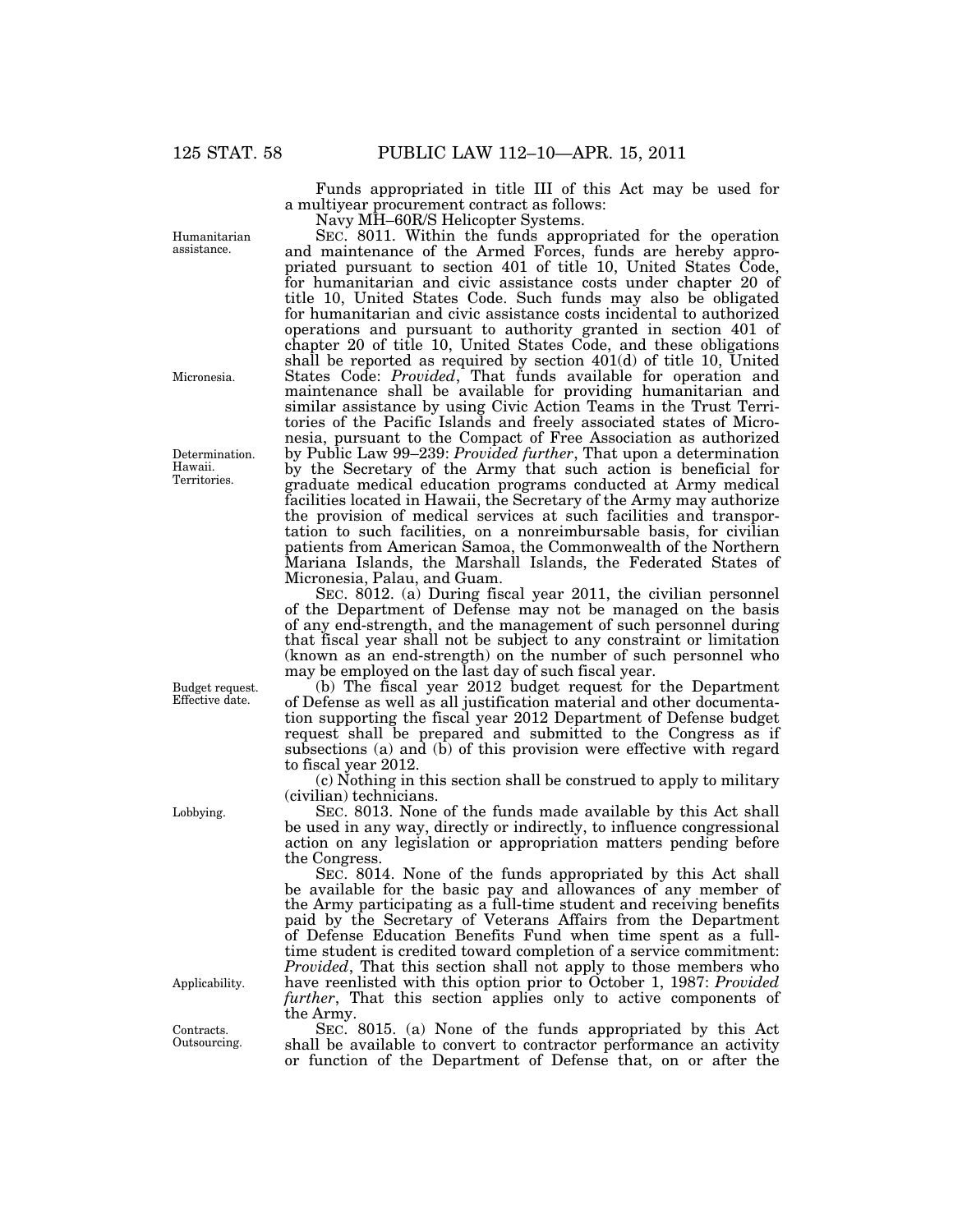Funds appropriated in title III of this Act may be used for a multiyear procurement contract as follows:

Navy MH–60R/S Helicopter Systems.

Humanitarian assistance.

SEC. 8011. Within the funds appropriated for the operation and maintenance of the Armed Forces, funds are hereby appropriated pursuant to section 401 of title 10, United States Code, for humanitarian and civic assistance costs under chapter 20 of title 10, United States Code. Such funds may also be obligated for humanitarian and civic assistance costs incidental to authorized operations and pursuant to authority granted in section 401 of chapter 20 of title 10, United States Code, and these obligations shall be reported as required by section 401(d) of title 10, United States Code: *Provided*, That funds available for operation and maintenance shall be available for providing humanitarian and similar assistance by using Civic Action Teams in the Trust Territories of the Pacific Islands and freely associated states of Micronesia, pursuant to the Compact of Free Association as authorized by Public Law 99–239: *Provided further*, That upon a determination by the Secretary of the Army that such action is beneficial for graduate medical education programs conducted at Army medical facilities located in Hawaii, the Secretary of the Army may authorize the provision of medical services at such facilities and transportation to such facilities, on a nonreimbursable basis, for civilian patients from American Samoa, the Commonwealth of the Northern Mariana Islands, the Marshall Islands, the Federated States of Micronesia, Palau, and Guam.

Micronesia.

Determination. Hawaii. Territories.

SEC. 8012. (a) During fiscal year 2011, the civilian personnel of the Department of Defense may not be managed on the basis of any end-strength, and the management of such personnel during that fiscal year shall not be subject to any constraint or limitation (known as an end-strength) on the number of such personnel who may be employed on the last day of such fiscal year.

Budget request. Effective date.

(b) The fiscal year 2012 budget request for the Department of Defense as well as all justification material and other documentation supporting the fiscal year 2012 Department of Defense budget request shall be prepared and submitted to the Congress as if subsections (a) and (b) of this provision were effective with regard to fiscal year 2012.

(c) Nothing in this section shall be construed to apply to military (civilian) technicians.

Lobbying.

SEC. 8013. None of the funds made available by this Act shall be used in any way, directly or indirectly, to influence congressional action on any legislation or appropriation matters pending before the Congress.

SEC. 8014. None of the funds appropriated by this Act shall be available for the basic pay and allowances of any member of the Army participating as a full-time student and receiving benefits paid by the Secretary of Veterans Affairs from the Department of Defense Education Benefits Fund when time spent as a full-time student is credited toward completion of a service commitment: *Provided*, That this section shall not apply to those members who have reenlisted with this option prior to October 1, 1987: *Provided further*, That this section applies only to active components of the Army.

Applicability.

Contracts. Outsourcing.

SEC. 8015. (a) None of the funds appropriated by this Act shall be available to convert to contractor performance an activity or function of the Department of Defense that, on or after the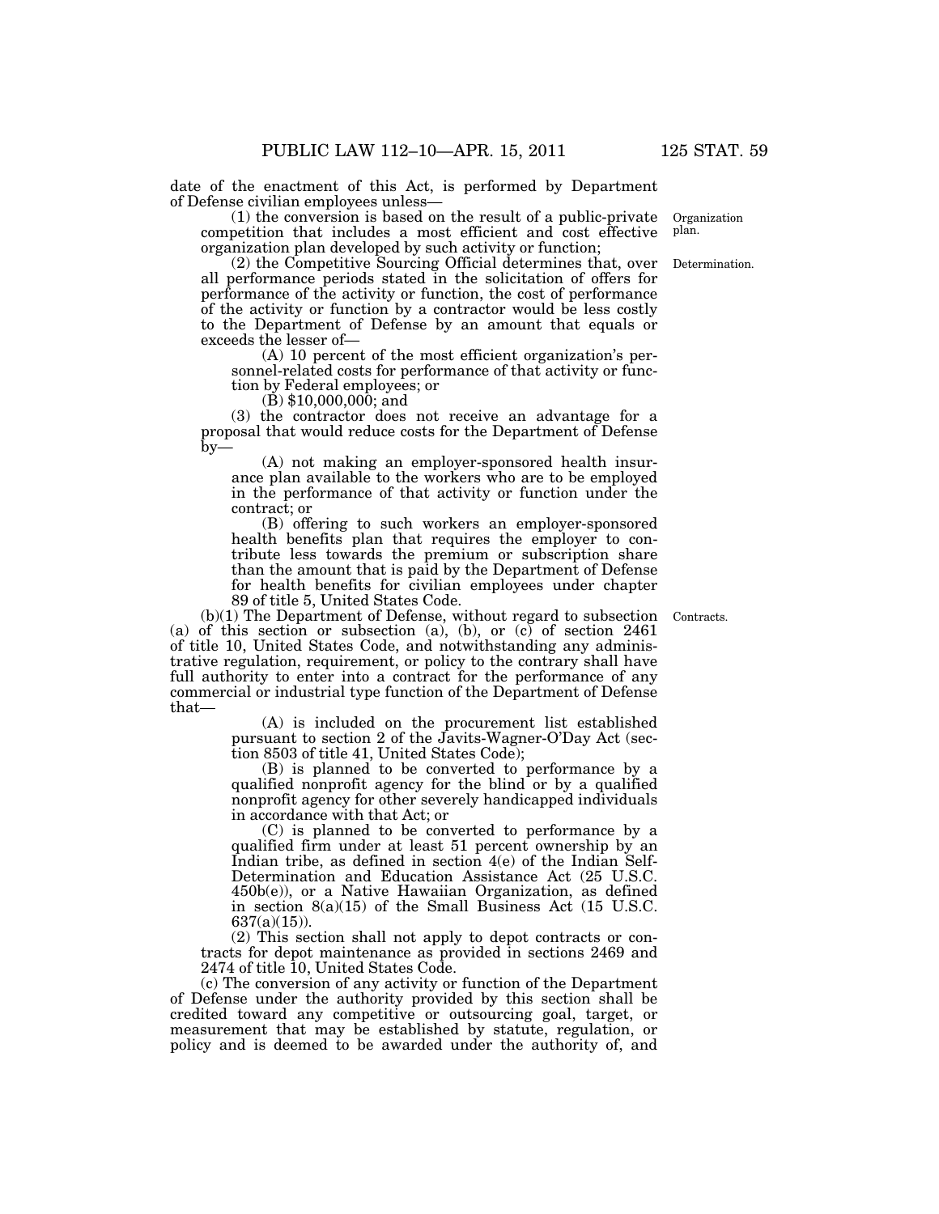date of the enactment of this Act, is performed by Department of Defense civilian employees unless—

(1) the conversion is based on the result of a public-private competition that includes a most efficient and cost effective organization plan developed by such activity or function;

Organization plan.

(2) the Competitive Sourcing Official determines that, over all performance periods stated in the solicitation of offers for performance of the activity or function, the cost of performance of the activity or function by a contractor would be less costly to the Department of Defense by an amount that equals or exceeds the lesser of—

Determination.

(A) 10 percent of the most efficient organization's personnel-related costs for performance of that activity or function by Federal employees; or

(B) $10,000,000; and

(3) the contractor does not receive an advantage for a proposal that would reduce costs for the Department of Defense by—

(A) not making an employer-sponsored health insurance plan available to the workers who are to be employed in the performance of that activity or function under the contract; or

(B) offering to such workers an employer-sponsored health benefits plan that requires the employer to contribute less towards the premium or subscription share than the amount that is paid by the Department of Defense for health benefits for civilian employees under chapter 89 of title 5, United States Code.

Contracts.

(b)(1) The Department of Defense, without regard to subsection (a) of this section or subsection (a), (b), or (c) of section 2461 of title 10, United States Code, and notwithstanding any administrative regulation, requirement, or policy to the contrary shall have full authority to enter into a contract for the performance of any commercial or industrial type function of the Department of Defense that—

(A) is included on the procurement list established pursuant to section 2 of the Javits-Wagner-O'Day Act (section 8503 of title 41, United States Code);

(B) is planned to be converted to performance by a qualified nonprofit agency for the blind or by a qualified nonprofit agency for other severely handicapped individuals in accordance with that Act; or

(C) is planned to be converted to performance by a qualified firm under at least 51 percent ownership by an Indian tribe, as defined in section 4(e) of the Indian Self-Determination and Education Assistance Act (25 U.S.C. 450b(e)), or a Native Hawaiian Organization, as defined in section 8(a)(15) of the Small Business Act (15 U.S.C. 637(a)(15)).

(2) This section shall not apply to depot contracts or contracts for depot maintenance as provided in sections 2469 and 2474 of title 10, United States Code.

(c) The conversion of any activity or function of the Department of Defense under the authority provided by this section shall be credited toward any competitive or outsourcing goal, target, or measurement that may be established by statute, regulation, or policy and is deemed to be awarded under the authority of, and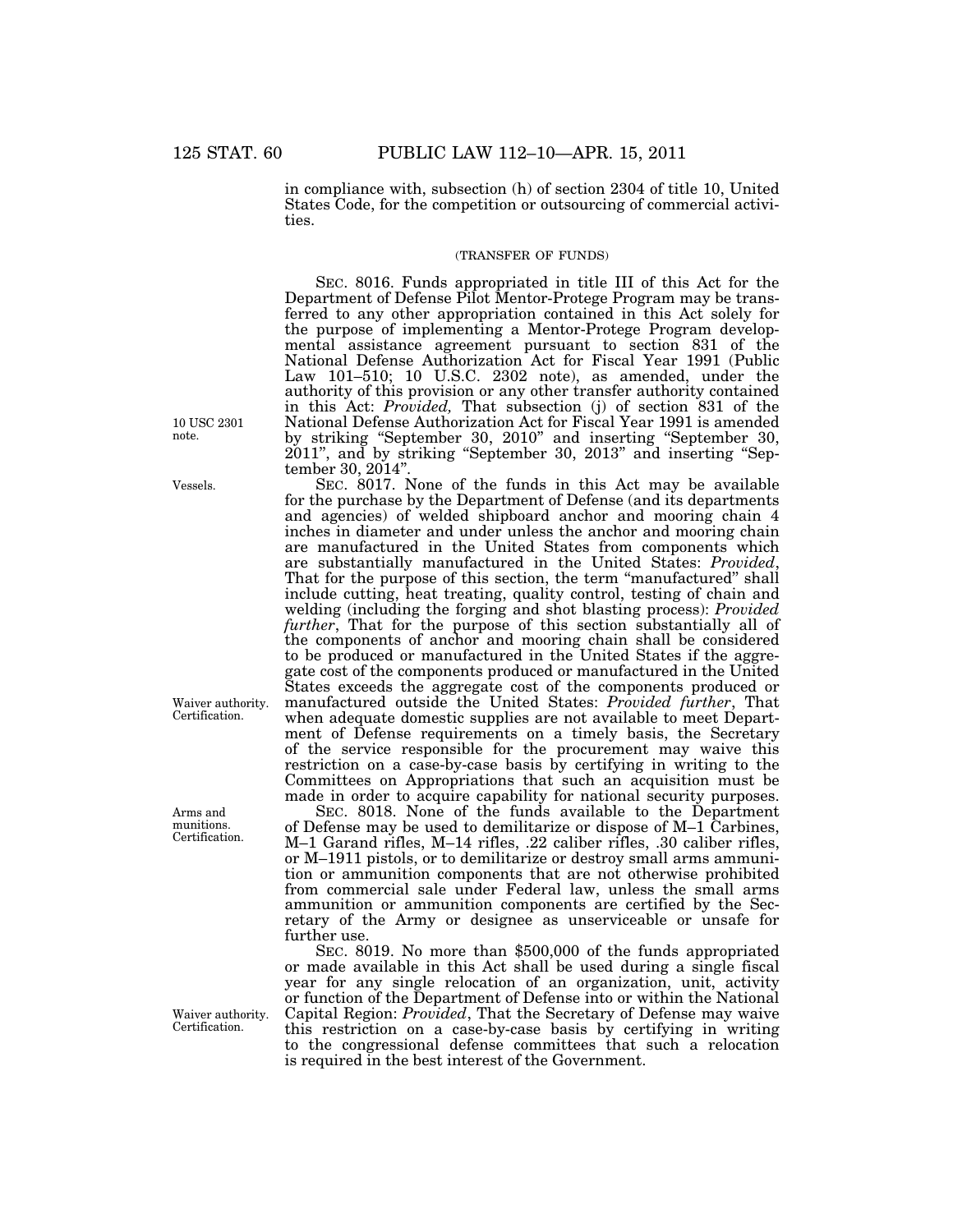in compliance with, subsection (h) of section 2304 of title 10, United States Code, for the competition or outsourcing of commercial activities.

(TRANSFER OF FUNDS)

SEC. 8016. Funds appropriated in title III of this Act for the Department of Defense Pilot Mentor-Protege Program may be transferred to any other appropriation contained in this Act solely for the purpose of implementing a Mentor-Protege Program developmental assistance agreement pursuant to section 831 of the National Defense Authorization Act for Fiscal Year 1991 (Public Law 101–510; 10 U.S.C. 2302 note), as amended, under the authority of this provision or any other transfer authority contained in this Act: *Provided,* That subsection (j) of section 831 of the National Defense Authorization Act for Fiscal Year 1991 is amended by striking "September 30, 2010" and inserting "September 30, 2011", and by striking "September 30, 2013" and inserting "September 30, 2014".

10 USC 2301 note.

Vessels.

SEC. 8017. None of the funds in this Act may be available for the purchase by the Department of Defense (and its departments and agencies) of welded shipboard anchor and mooring chain 4 inches in diameter and under unless the anchor and mooring chain are manufactured in the United States from components which are substantially manufactured in the United States: *Provided*, That for the purpose of this section, the term "manufactured" shall include cutting, heat treating, quality control, testing of chain and welding (including the forging and shot blasting process): *Provided further*, That for the purpose of this section substantially all of the components of anchor and mooring chain shall be considered to be produced or manufactured in the United States if the aggregate cost of the components produced or manufactured in the United States exceeds the aggregate cost of the components produced or manufactured outside the United States: *Provided further*, That when adequate domestic supplies are not available to meet Department of Defense requirements on a timely basis, the Secretary of the service responsible for the procurement may waive this restriction on a case-by-case basis by certifying in writing to the Committees on Appropriations that such an acquisition must be made in order to acquire capability for national security purposes.

Waiver authority. Certification.

Arms and munitions. Certification.

SEC. 8018. None of the funds available to the Department of Defense may be used to demilitarize or dispose of M–1 Carbines, M–1 Garand rifles, M–14 rifles, .22 caliber rifles, .30 caliber rifles, or M–1911 pistols, or to demilitarize or destroy small arms ammunition or ammunition components that are not otherwise prohibited from commercial sale under Federal law, unless the small arms ammunition or ammunition components are certified by the Secretary of the Army or designee as unserviceable or unsafe for further use.

SEC. 8019. No more than $500,000 of the funds appropriated or made available in this Act shall be used during a single fiscal year for any single relocation of an organization, unit, activity or function of the Department of Defense into or within the National Capital Region: *Provided*, That the Secretary of Defense may waive this restriction on a case-by-case basis by certifying in writing to the congressional defense committees that such a relocation is required in the best interest of the Government.

Waiver authority. Certification.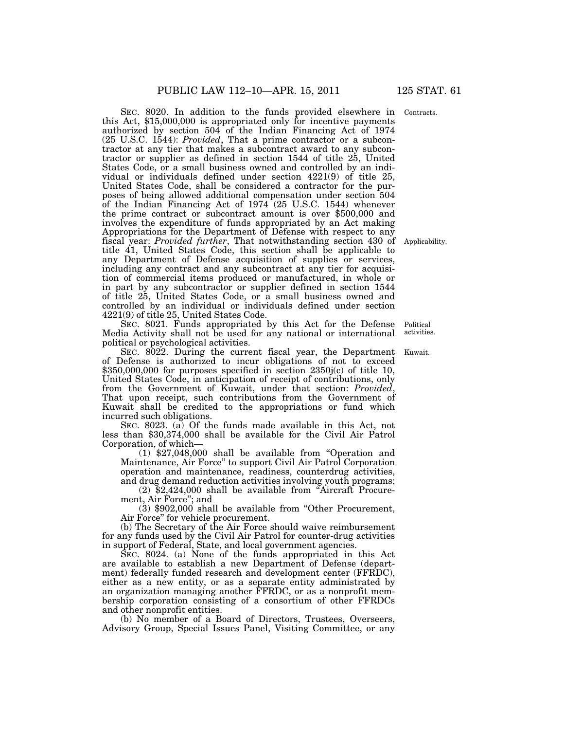SEC. 8020. In addition to the funds provided elsewhere in this Act, $15,000,000 is appropriated only for incentive payments authorized by section 504 of the Indian Financing Act of 1974 (25 U.S.C. 1544): *Provided*, That a prime contractor or a subcontractor at any tier that makes a subcontract award to any subcontractor or supplier as defined in section 1544 of title 25, United States Code, or a small business owned and controlled by an individual or individuals defined under section 4221(9) of title 25, United States Code, shall be considered a contractor for the purposes of being allowed additional compensation under section 504 of the Indian Financing Act of 1974 (25 U.S.C. 1544) whenever the prime contract or subcontract amount is over $500,000 and involves the expenditure of funds appropriated by an Act making Appropriations for the Department of Defense with respect to any fiscal year: *Provided further*, That notwithstanding section 430 of title 41, United States Code, this section shall be applicable to any Department of Defense acquisition of supplies or services, including any contract and any subcontract at any tier for acquisition of commercial items produced or manufactured, in whole or in part by any subcontractor or supplier defined in section 1544 of title 25, United States Code, or a small business owned and controlled by an individual or individuals defined under section 4221(9) of title 25, United States Code.

Contracts.

Applicability.

SEC. 8021. Funds appropriated by this Act for the Defense Media Activity shall not be used for any national or international political or psychological activities.

Political activities.

SEC. 8022. During the current fiscal year, the Department of Defense is authorized to incur obligations of not to exceed $350,000,000 for purposes specified in section 2350j(c) of title 10, United States Code, in anticipation of receipt of contributions, only from the Government of Kuwait, under that section: *Provided*, That upon receipt, such contributions from the Government of Kuwait shall be credited to the appropriations or fund which incurred such obligations.

Kuwait.

SEC. 8023. (a) Of the funds made available in this Act, not less than $30,374,000 shall be available for the Civil Air Patrol Corporation, of which—

(1) $27,048,000 shall be available from "Operation and Maintenance, Air Force" to support Civil Air Patrol Corporation operation and maintenance, readiness, counterdrug activities, and drug demand reduction activities involving youth programs;

(2) $2,424,000 shall be available from "Aircraft Procurement, Air Force"; and

(3) $902,000 shall be available from "Other Procurement, Air Force" for vehicle procurement.

(b) The Secretary of the Air Force should waive reimbursement for any funds used by the Civil Air Patrol for counter-drug activities in support of Federal, State, and local government agencies.

SEC. 8024. (a) None of the funds appropriated in this Act are available to establish a new Department of Defense (department) federally funded research and development center (FFRDC), either as a new entity, or as a separate entity administrated by an organization managing another FFRDC, or as a nonprofit membership corporation consisting of a consortium of other FFRDCs and other nonprofit entities.

(b) No member of a Board of Directors, Trustees, Overseers, Advisory Group, Special Issues Panel, Visiting Committee, or any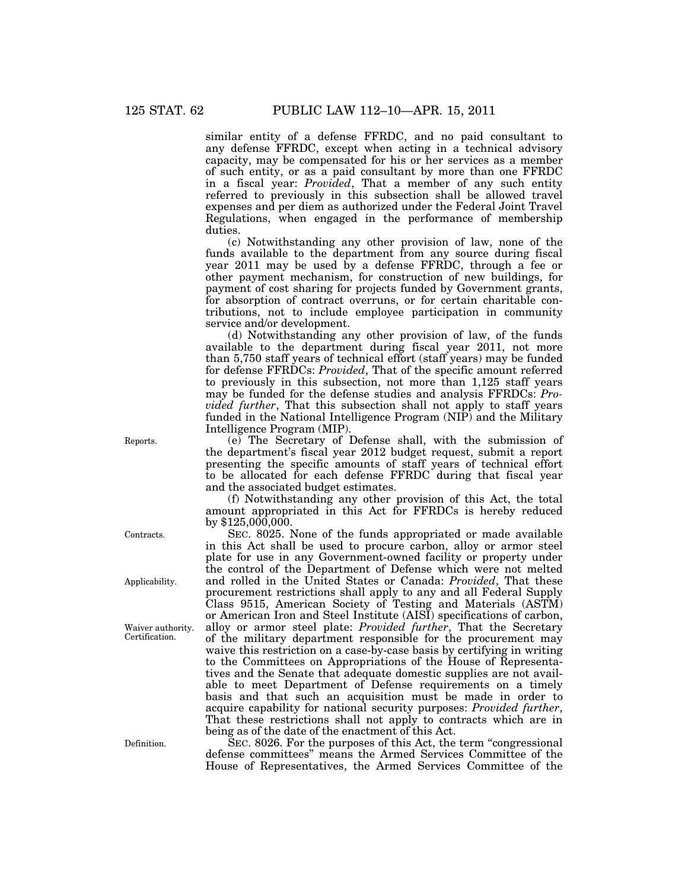similar entity of a defense FFRDC, and no paid consultant to any defense FFRDC, except when acting in a technical advisory capacity, may be compensated for his or her services as a member of such entity, or as a paid consultant by more than one FFRDC in a fiscal year: *Provided*, That a member of any such entity referred to previously in this subsection shall be allowed travel expenses and per diem as authorized under the Federal Joint Travel Regulations, when engaged in the performance of membership duties.

(c) Notwithstanding any other provision of law, none of the funds available to the department from any source during fiscal year 2011 may be used by a defense FFRDC, through a fee or other payment mechanism, for construction of new buildings, for payment of cost sharing for projects funded by Government grants, for absorption of contract overruns, or for certain charitable contributions, not to include employee participation in community service and/or development.

(d) Notwithstanding any other provision of law, of the funds available to the department during fiscal year 2011, not more than 5,750 staff years of technical effort (staff years) may be funded for defense FFRDCs: *Provided*, That of the specific amount referred to previously in this subsection, not more than 1,125 staff years may be funded for the defense studies and analysis FFRDCs: *Provided further*, That this subsection shall not apply to staff years funded in the National Intelligence Program (NIP) and the Military Intelligence Program (MIP).

Reports.

(e) The Secretary of Defense shall, with the submission of the department's fiscal year 2012 budget request, submit a report presenting the specific amounts of staff years of technical effort to be allocated for each defense FFRDC during that fiscal year and the associated budget estimates.

(f) Notwithstanding any other provision of this Act, the total amount appropriated in this Act for FFRDCs is hereby reduced by $125,000,000.

Contracts.

SEC. 8025. None of the funds appropriated or made available in this Act shall be used to procure carbon, alloy or armor steel plate for use in any Government-owned facility or property under the control of the Department of Defense which were not melted and rolled in the United States or Canada: *Provided*, That these procurement restrictions shall apply to any and all Federal Supply Class 9515, American Society of Testing and Materials (ASTM) or American Iron and Steel Institute (AISI) specifications of carbon, alloy or armor steel plate: *Provided further*, That the Secretary of the military department responsible for the procurement may waive this restriction on a case-by-case basis by certifying in writing to the Committees on Appropriations of the House of Representatives and the Senate that adequate domestic supplies are not available to meet Department of Defense requirements on a timely basis and that such an acquisition must be made in order to acquire capability for national security purposes: *Provided further*, That these restrictions shall not apply to contracts which are in being as of the date of the enactment of this Act.

Applicability.

Waiver authority. Certification.

Definition.

SEC. 8026. For the purposes of this Act, the term "congressional defense committees" means the Armed Services Committee of the House of Representatives, the Armed Services Committee of the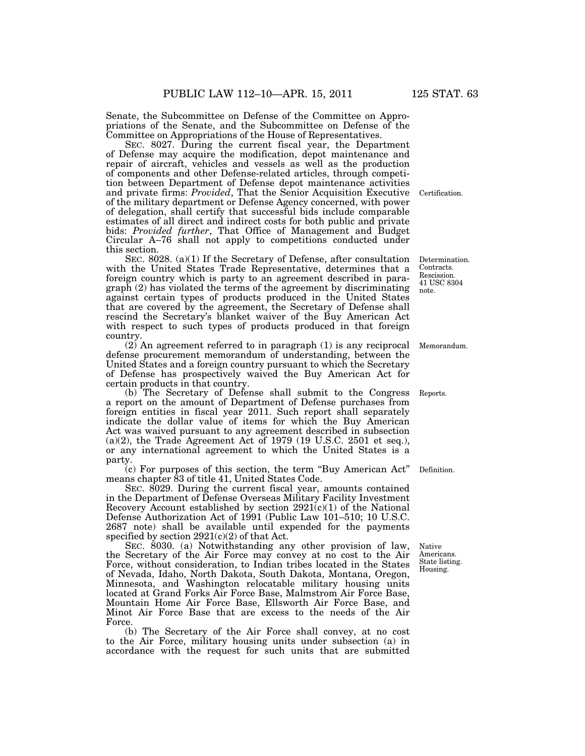Senate, the Subcommittee on Defense of the Committee on Appropriations of the Senate, and the Subcommittee on Defense of the Committee on Appropriations of the House of Representatives.

SEC. 8027. During the current fiscal year, the Department of Defense may acquire the modification, depot maintenance and repair of aircraft, vehicles and vessels as well as the production of components and other Defense-related articles, through competition between Department of Defense depot maintenance activities and private firms: *Provided*, That the Senior Acquisition Executive of the military department or Defense Agency concerned, with power of delegation, shall certify that successful bids include comparable estimates of all direct and indirect costs for both public and private bids: *Provided further*, That Office of Management and Budget Circular A–76 shall not apply to competitions conducted under this section.

Certification.

SEC. 8028. (a)(1) If the Secretary of Defense, after consultation with the United States Trade Representative, determines that a foreign country which is party to an agreement described in paragraph (2) has violated the terms of the agreement by discriminating against certain types of products produced in the United States that are covered by the agreement, the Secretary of Defense shall rescind the Secretary's blanket waiver of the Buy American Act with respect to such types of products produced in that foreign country.

Determination. Contracts. Rescission. 41 USC 8304 note.

(2) An agreement referred to in paragraph (1) is any reciprocal defense procurement memorandum of understanding, between the United States and a foreign country pursuant to which the Secretary of Defense has prospectively waived the Buy American Act for certain products in that country.

Memorandum.

(b) The Secretary of Defense shall submit to the Congress a report on the amount of Department of Defense purchases from foreign entities in fiscal year 2011. Such report shall separately indicate the dollar value of items for which the Buy American Act was waived pursuant to any agreement described in subsection (a)(2), the Trade Agreement Act of 1979 (19 U.S.C. 2501 et seq.), or any international agreement to which the United States is a party.

Reports.

(c) For purposes of this section, the term "Buy American Act" means chapter 83 of title 41, United States Code.

Definition.

SEC. 8029. During the current fiscal year, amounts contained in the Department of Defense Overseas Military Facility Investment Recovery Account established by section 2921(c)(1) of the National Defense Authorization Act of 1991 (Public Law 101–510; 10 U.S.C. 2687 note) shall be available until expended for the payments specified by section 2921(c)(2) of that Act.

SEC. 8030. (a) Notwithstanding any other provision of law, the Secretary of the Air Force may convey at no cost to the Air Force, without consideration, to Indian tribes located in the States of Nevada, Idaho, North Dakota, South Dakota, Montana, Oregon, Minnesota, and Washington relocatable military housing units located at Grand Forks Air Force Base, Malmstrom Air Force Base, Mountain Home Air Force Base, Ellsworth Air Force Base, and Minot Air Force Base that are excess to the needs of the Air Force.

Native Americans. State listing. Housing.

(b) The Secretary of the Air Force shall convey, at no cost to the Air Force, military housing units under subsection (a) in accordance with the request for such units that are submitted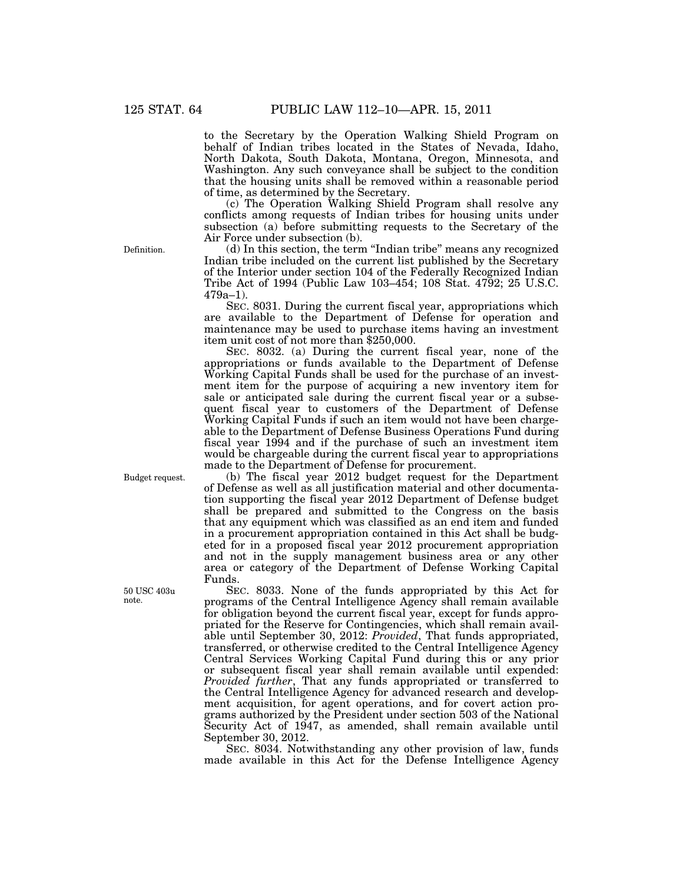to the Secretary by the Operation Walking Shield Program on behalf of Indian tribes located in the States of Nevada, Idaho, North Dakota, South Dakota, Montana, Oregon, Minnesota, and Washington. Any such conveyance shall be subject to the condition that the housing units shall be removed within a reasonable period of time, as determined by the Secretary.

(c) The Operation Walking Shield Program shall resolve any conflicts among requests of Indian tribes for housing units under subsection (a) before submitting requests to the Secretary of the Air Force under subsection (b).

Definition.

(d) In this section, the term "Indian tribe" means any recognized Indian tribe included on the current list published by the Secretary of the Interior under section 104 of the Federally Recognized Indian Tribe Act of 1994 (Public Law 103–454; 108 Stat. 4792; 25 U.S.C. 479a–1).

SEC. 8031. During the current fiscal year, appropriations which are available to the Department of Defense for operation and maintenance may be used to purchase items having an investment item unit cost of not more than $250,000.

SEC. 8032. (a) During the current fiscal year, none of the appropriations or funds available to the Department of Defense Working Capital Funds shall be used for the purchase of an investment item for the purpose of acquiring a new inventory item for sale or anticipated sale during the current fiscal year or a subsequent fiscal year to customers of the Department of Defense Working Capital Funds if such an item would not have been chargeable to the Department of Defense Business Operations Fund during fiscal year 1994 and if the purchase of such an investment item would be chargeable during the current fiscal year to appropriations made to the Department of Defense for procurement.

Budget request.

(b) The fiscal year 2012 budget request for the Department of Defense as well as all justification material and other documentation supporting the fiscal year 2012 Department of Defense budget shall be prepared and submitted to the Congress on the basis that any equipment which was classified as an end item and funded in a procurement appropriation contained in this Act shall be budgeted for in a proposed fiscal year 2012 procurement appropriation and not in the supply management business area or any other area or category of the Department of Defense Working Capital Funds.

50 USC 403u note.

SEC. 8033. None of the funds appropriated by this Act for programs of the Central Intelligence Agency shall remain available for obligation beyond the current fiscal year, except for funds appropriated for the Reserve for Contingencies, which shall remain available until September 30, 2012: *Provided*, That funds appropriated, transferred, or otherwise credited to the Central Intelligence Agency Central Services Working Capital Fund during this or any prior or subsequent fiscal year shall remain available until expended: *Provided further*, That any funds appropriated or transferred to the Central Intelligence Agency for advanced research and development acquisition, for agent operations, and for covert action programs authorized by the President under section 503 of the National Security Act of 1947, as amended, shall remain available until September 30, 2012.

SEC. 8034. Notwithstanding any other provision of law, funds made available in this Act for the Defense Intelligence Agency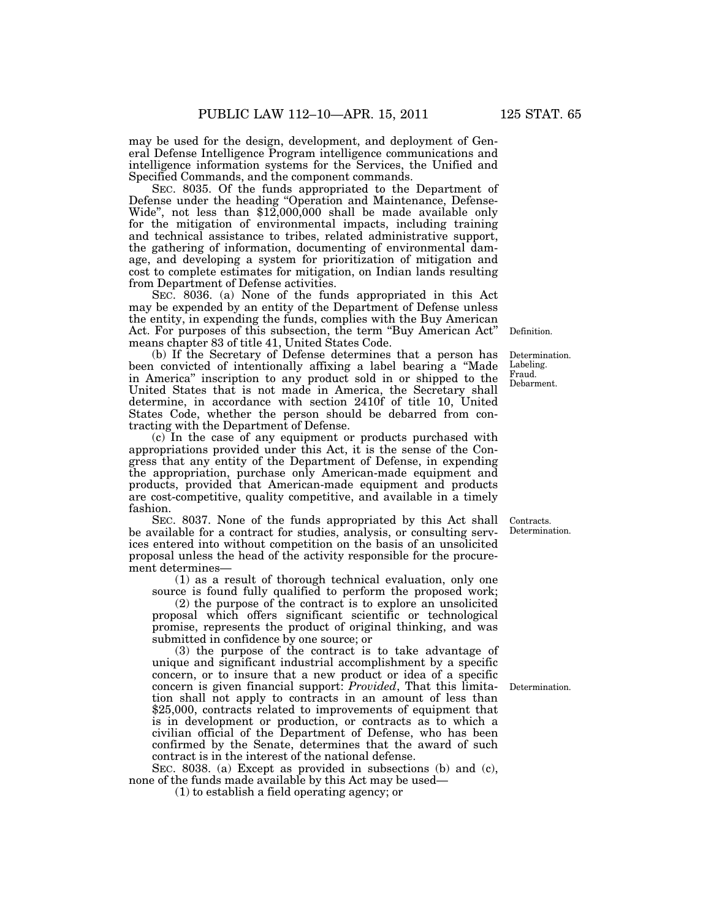may be used for the design, development, and deployment of General Defense Intelligence Program intelligence communications and intelligence information systems for the Services, the Unified and Specified Commands, and the component commands.

SEC. 8035. Of the funds appropriated to the Department of Defense under the heading "Operation and Maintenance, Defense-Wide", not less than $12,000,000 shall be made available only for the mitigation of environmental impacts, including training and technical assistance to tribes, related administrative support, the gathering of information, documenting of environmental damage, and developing a system for prioritization of mitigation and cost to complete estimates for mitigation, on Indian lands resulting from Department of Defense activities.

SEC. 8036. (a) None of the funds appropriated in this Act may be expended by an entity of the Department of Defense unless the entity, in expending the funds, complies with the Buy American Act. For purposes of this subsection, the term "Buy American Act" means chapter 83 of title 41, United States Code.

Definition.

(b) If the Secretary of Defense determines that a person has been convicted of intentionally affixing a label bearing a "Made in America" inscription to any product sold in or shipped to the United States that is not made in America, the Secretary shall determine, in accordance with section 2410f of title 10, United States Code, whether the person should be debarred from contracting with the Department of Defense.

Determination. Labeling. Fraud. Debarment.

(c) In the case of any equipment or products purchased with appropriations provided under this Act, it is the sense of the Congress that any entity of the Department of Defense, in expending the appropriation, purchase only American-made equipment and products, provided that American-made equipment and products are cost-competitive, quality competitive, and available in a timely fashion.

SEC. 8037. None of the funds appropriated by this Act shall be available for a contract for studies, analysis, or consulting services entered into without competition on the basis of an unsolicited proposal unless the head of the activity responsible for the procurement determines—

Contracts. Determination.

(1) as a result of thorough technical evaluation, only one source is found fully qualified to perform the proposed work;

(2) the purpose of the contract is to explore an unsolicited proposal which offers significant scientific or technological promise, represents the product of original thinking, and was submitted in confidence by one source; or

(3) the purpose of the contract is to take advantage of unique and significant industrial accomplishment by a specific concern, or to insure that a new product or idea of a specific concern is given financial support: *Provided*, That this limitation shall not apply to contracts in an amount of less than $25,000, contracts related to improvements of equipment that is in development or production, or contracts as to which a civilian official of the Department of Defense, who has been confirmed by the Senate, determines that the award of such contract is in the interest of the national defense.

Determination.

SEC. 8038. (a) Except as provided in subsections (b) and (c), none of the funds made available by this Act may be used—

(1) to establish a field operating agency; or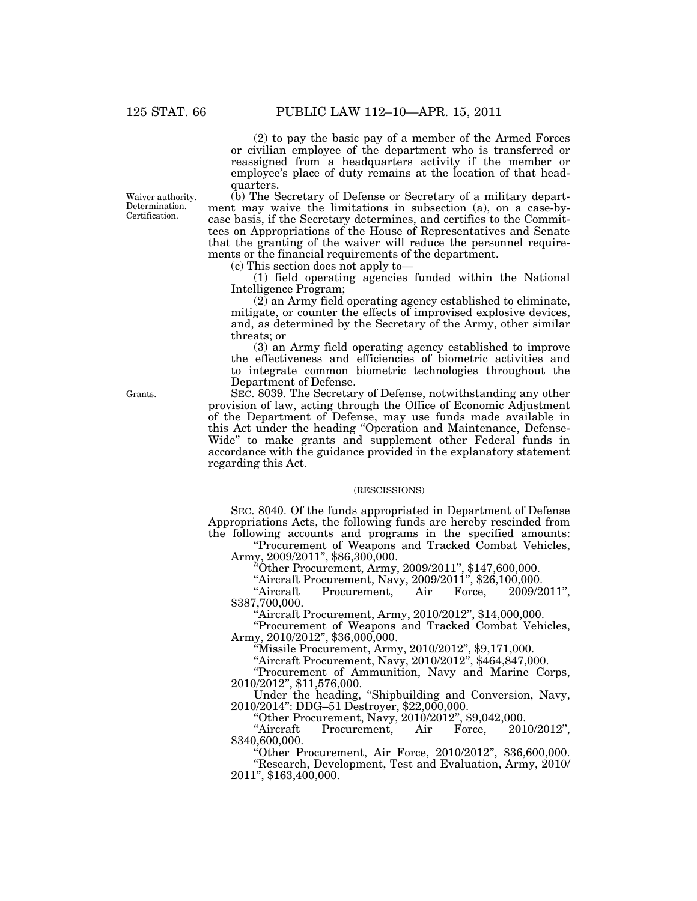(2) to pay the basic pay of a member of the Armed Forces or civilian employee of the department who is transferred or reassigned from a headquarters activity if the member or employee's place of duty remains at the location of that headquarters.

Waiver authority. Determination. Certification.

(b) The Secretary of Defense or Secretary of a military department may waive the limitations in subsection (a), on a case-by-case basis, if the Secretary determines, and certifies to the Committees on Appropriations of the House of Representatives and Senate that the granting of the waiver will reduce the personnel requirements or the financial requirements of the department.

(c) This section does not apply to—

(1) field operating agencies funded within the National Intelligence Program;

(2) an Army field operating agency established to eliminate, mitigate, or counter the effects of improvised explosive devices, and, as determined by the Secretary of the Army, other similar threats; or

(3) an Army field operating agency established to improve the effectiveness and efficiencies of biometric activities and to integrate common biometric technologies throughout the Department of Defense.

Grants.

SEC. 8039. The Secretary of Defense, notwithstanding any other provision of law, acting through the Office of Economic Adjustment of the Department of Defense, may use funds made available in this Act under the heading "Operation and Maintenance, Defense-Wide" to make grants and supplement other Federal funds in accordance with the guidance provided in the explanatory statement regarding this Act.

(RESCISSIONS)

SEC. 8040. Of the funds appropriated in Department of Defense Appropriations Acts, the following funds are hereby rescinded from the following accounts and programs in the specified amounts:

"Procurement of Weapons and Tracked Combat Vehicles, Army, 2009/2011", $86,300,000.

"Other Procurement, Army, 2009/2011", $147,600,000.

"Aircraft Procurement, Navy, 2009/2011", $26,100,000.

"Aircraft Procurement, Air Force, 2009/2011", $387,700,000.

"Aircraft Procurement, Army, 2010/2012", $14,000,000.

"Procurement of Weapons and Tracked Combat Vehicles, Army, 2010/2012", $36,000,000.

"Missile Procurement, Army, 2010/2012", $9,171,000.

"Aircraft Procurement, Navy, 2010/2012", $464,847,000.

"Procurement of Ammunition, Navy and Marine Corps, 2010/2012", $11,576,000.

Under the heading, "Shipbuilding and Conversion, Navy, 2010/2014": DDG–51 Destroyer, $22,000,000.

"Other Procurement, Navy, 2010/2012", $9,042,000.

"Aircraft Procurement, Air Force, 2010/2012", $340,600,000.

"Other Procurement, Air Force, 2010/2012", $36,600,000.

"Research, Development, Test and Evaluation, Army, 2010/2011", $163,400,000.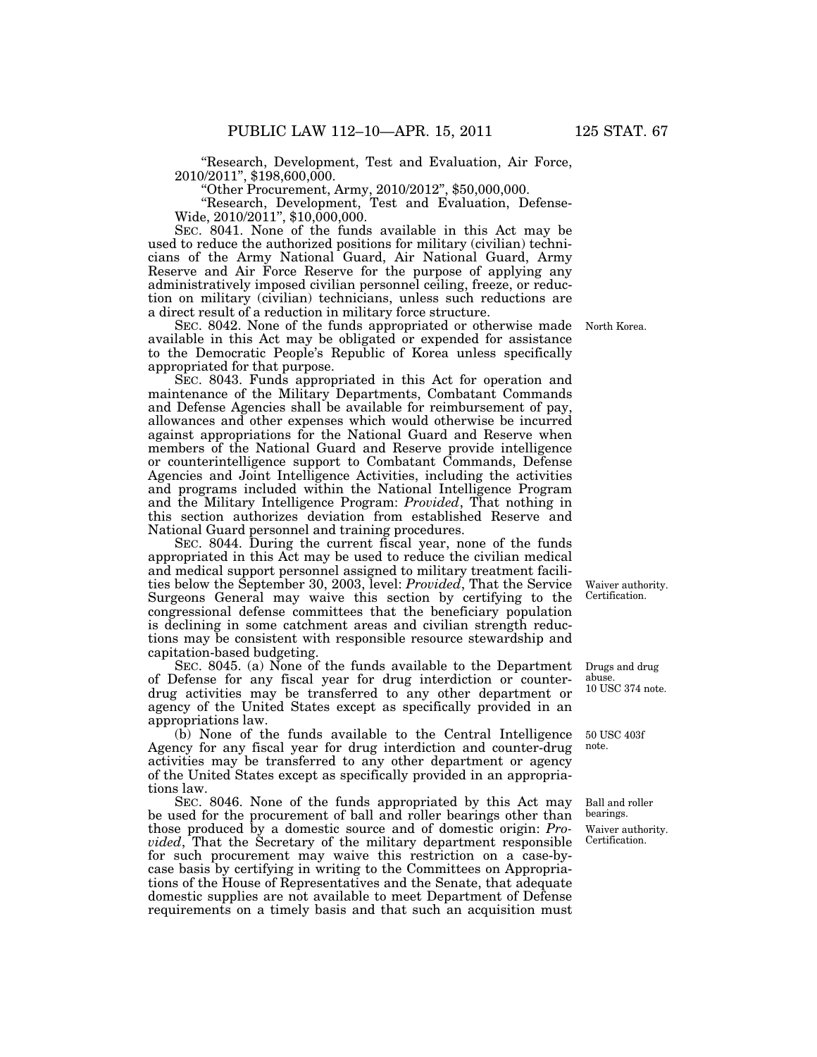"Research, Development, Test and Evaluation, Air Force, 2010/2011", $198,600,000.

"Other Procurement, Army, 2010/2012", $50,000,000.

"Research, Development, Test and Evaluation, Defense-Wide, 2010/2011", $10,000,000.

SEC. 8041. None of the funds available in this Act may be used to reduce the authorized positions for military (civilian) technicians of the Army National Guard, Air National Guard, Army Reserve and Air Force Reserve for the purpose of applying any administratively imposed civilian personnel ceiling, freeze, or reduction on military (civilian) technicians, unless such reductions are a direct result of a reduction in military force structure.

North Korea.

SEC. 8042. None of the funds appropriated or otherwise made available in this Act may be obligated or expended for assistance to the Democratic People's Republic of Korea unless specifically appropriated for that purpose.

SEC. 8043. Funds appropriated in this Act for operation and maintenance of the Military Departments, Combatant Commands and Defense Agencies shall be available for reimbursement of pay, allowances and other expenses which would otherwise be incurred against appropriations for the National Guard and Reserve when members of the National Guard and Reserve provide intelligence or counterintelligence support to Combatant Commands, Defense Agencies and Joint Intelligence Activities, including the activities and programs included within the National Intelligence Program and the Military Intelligence Program: *Provided*, That nothing in this section authorizes deviation from established Reserve and National Guard personnel and training procedures.

Waiver authority.
Certification.

SEC. 8044. During the current fiscal year, none of the funds appropriated in this Act may be used to reduce the civilian medical and medical support personnel assigned to military treatment facilities below the September 30, 2003, level: *Provided*, That the Service Surgeons General may waive this section by certifying to the congressional defense committees that the beneficiary population is declining in some catchment areas and civilian strength reductions may be consistent with responsible resource stewardship and capitation-based budgeting.

Drugs and drug abuse.
10 USC 374 note.

SEC. 8045. (a) None of the funds available to the Department of Defense for any fiscal year for drug interdiction or counter-drug activities may be transferred to any other department or agency of the United States except as specifically provided in an appropriations law.

50 USC 403f note.

(b) None of the funds available to the Central Intelligence Agency for any fiscal year for drug interdiction and counter-drug activities may be transferred to any other department or agency of the United States except as specifically provided in an appropriations law.

Ball and roller bearings.
Waiver authority.
Certification.

SEC. 8046. None of the funds appropriated by this Act may be used for the procurement of ball and roller bearings other than those produced by a domestic source and of domestic origin: *Provided*, That the Secretary of the military department responsible for such procurement may waive this restriction on a case-by-case basis by certifying in writing to the Committees on Appropriations of the House of Representatives and the Senate, that adequate domestic supplies are not available to meet Department of Defense requirements on a timely basis and that such an acquisition must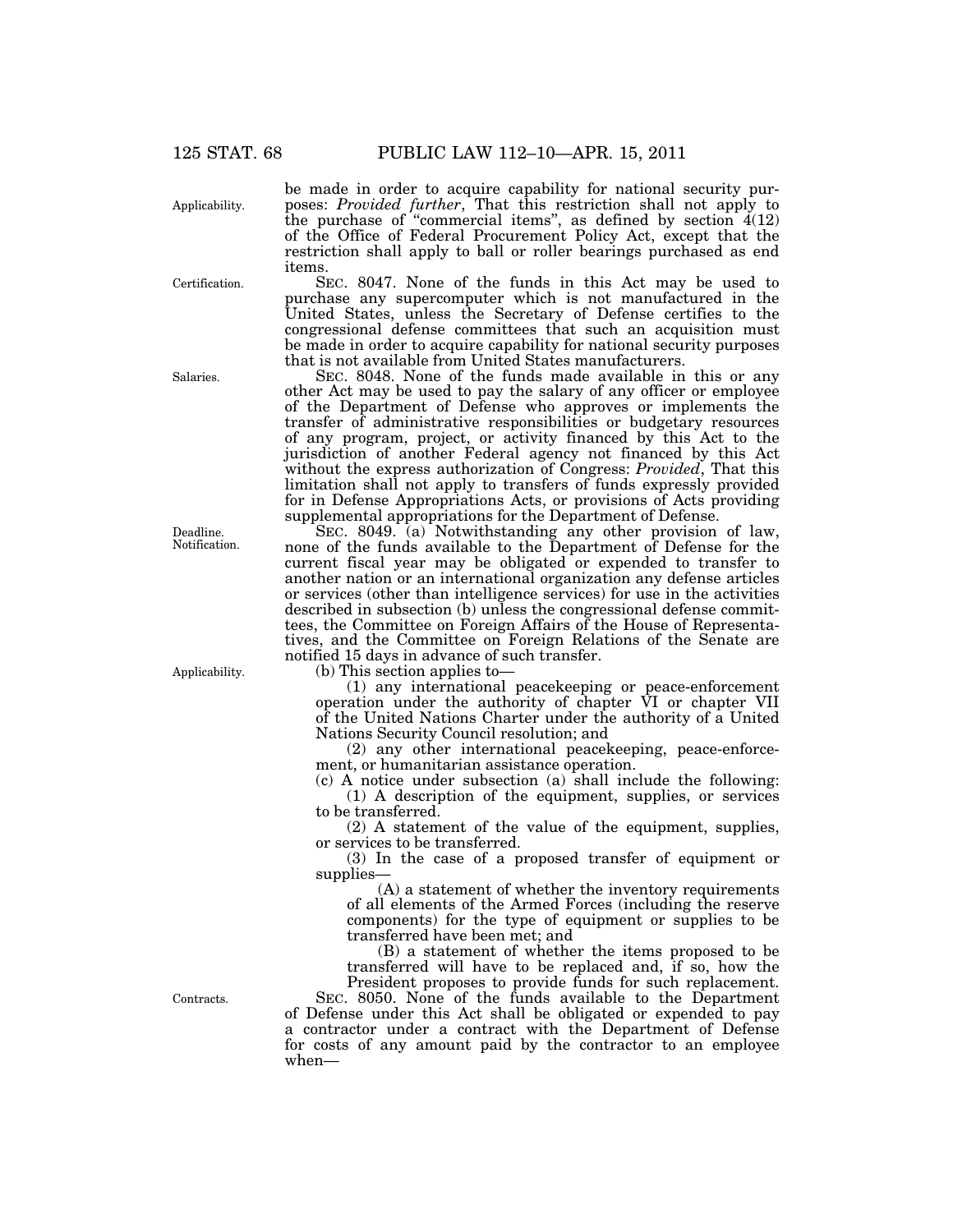be made in order to acquire capability for national security purposes: *Provided further*, That this restriction shall not apply to the purchase of "commercial items", as defined by section 4(12) of the Office of Federal Procurement Policy Act, except that the restriction shall apply to ball or roller bearings purchased as end items.

SEC. 8047. None of the funds in this Act may be used to purchase any supercomputer which is not manufactured in the United States, unless the Secretary of Defense certifies to the congressional defense committees that such an acquisition must be made in order to acquire capability for national security purposes that is not available from United States manufacturers.

SEC. 8048. None of the funds made available in this or any other Act may be used to pay the salary of any officer or employee of the Department of Defense who approves or implements the transfer of administrative responsibilities or budgetary resources of any program, project, or activity financed by this Act to the jurisdiction of another Federal agency not financed by this Act without the express authorization of Congress: *Provided*, That this limitation shall not apply to transfers of funds expressly provided for in Defense Appropriations Acts, or provisions of Acts providing supplemental appropriations for the Department of Defense.

SEC. 8049. (a) Notwithstanding any other provision of law, none of the funds available to the Department of Defense for the current fiscal year may be obligated or expended to transfer to another nation or an international organization any defense articles or services (other than intelligence services) for use in the activities described in subsection (b) unless the congressional defense committees, the Committee on Foreign Affairs of the House of Representatives, and the Committee on Foreign Relations of the Senate are notified 15 days in advance of such transfer.

(b) This section applies to—

(1) any international peacekeeping or peace-enforcement operation under the authority of chapter VI or chapter VII of the United Nations Charter under the authority of a United Nations Security Council resolution; and

(2) any other international peacekeeping, peace-enforcement, or humanitarian assistance operation.

(c) A notice under subsection (a) shall include the following:

(1) A description of the equipment, supplies, or services to be transferred.

(2) A statement of the value of the equipment, supplies, or services to be transferred.

(3) In the case of a proposed transfer of equipment or supplies—

(A) a statement of whether the inventory requirements of all elements of the Armed Forces (including the reserve components) for the type of equipment or supplies to be transferred have been met; and

(B) a statement of whether the items proposed to be transferred will have to be replaced and, if so, how the President proposes to provide funds for such replacement.

SEC. 8050. None of the funds available to the Department of Defense under this Act shall be obligated or expended to pay a contractor under a contract with the Department of Defense for costs of any amount paid by the contractor to an employee when—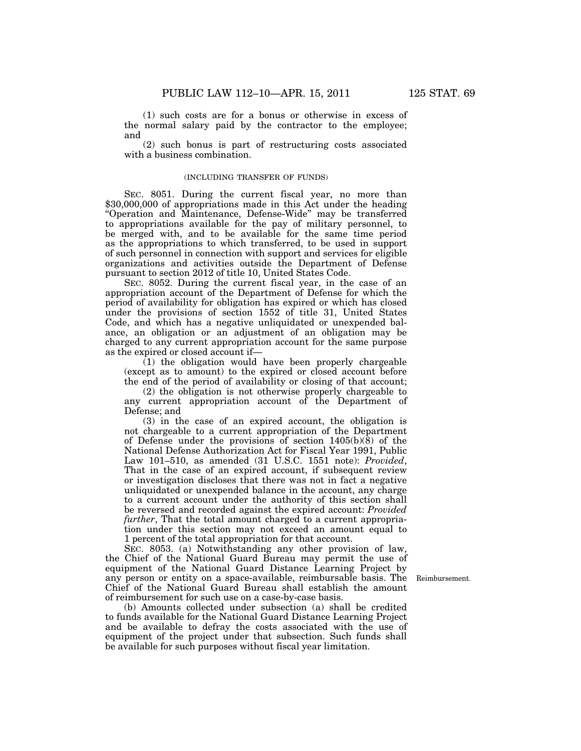(1) such costs are for a bonus or otherwise in excess of the normal salary paid by the contractor to the employee; and

(2) such bonus is part of restructuring costs associated with a business combination.

(INCLUDING TRANSFER OF FUNDS)

SEC. 8051. During the current fiscal year, no more than $30,000,000 of appropriations made in this Act under the heading "Operation and Maintenance, Defense-Wide" may be transferred to appropriations available for the pay of military personnel, to be merged with, and to be available for the same time period as the appropriations to which transferred, to be used in support of such personnel in connection with support and services for eligible organizations and activities outside the Department of Defense pursuant to section 2012 of title 10, United States Code.

SEC. 8052. During the current fiscal year, in the case of an appropriation account of the Department of Defense for which the period of availability for obligation has expired or which has closed under the provisions of section 1552 of title 31, United States Code, and which has a negative unliquidated or unexpended balance, an obligation or an adjustment of an obligation may be charged to any current appropriation account for the same purpose as the expired or closed account if—

(1) the obligation would have been properly chargeable (except as to amount) to the expired or closed account before the end of the period of availability or closing of that account;

(2) the obligation is not otherwise properly chargeable to any current appropriation account of the Department of Defense; and

(3) in the case of an expired account, the obligation is not chargeable to a current appropriation of the Department of Defense under the provisions of section 1405(b)(8) of the National Defense Authorization Act for Fiscal Year 1991, Public Law 101–510, as amended (31 U.S.C. 1551 note): *Provided*, That in the case of an expired account, if subsequent review or investigation discloses that there was not in fact a negative unliquidated or unexpended balance in the account, any charge to a current account under the authority of this section shall be reversed and recorded against the expired account: *Provided further*, That the total amount charged to a current appropriation under this section may not exceed an amount equal to 1 percent of the total appropriation for that account.

SEC. 8053. (a) Notwithstanding any other provision of law, the Chief of the National Guard Bureau may permit the use of equipment of the National Guard Distance Learning Project by any person or entity on a space-available, reimbursable basis. The Chief of the National Guard Bureau shall establish the amount of reimbursement for such use on a case-by-case basis.

Reimbursement.

(b) Amounts collected under subsection (a) shall be credited to funds available for the National Guard Distance Learning Project and be available to defray the costs associated with the use of equipment of the project under that subsection. Such funds shall be available for such purposes without fiscal year limitation.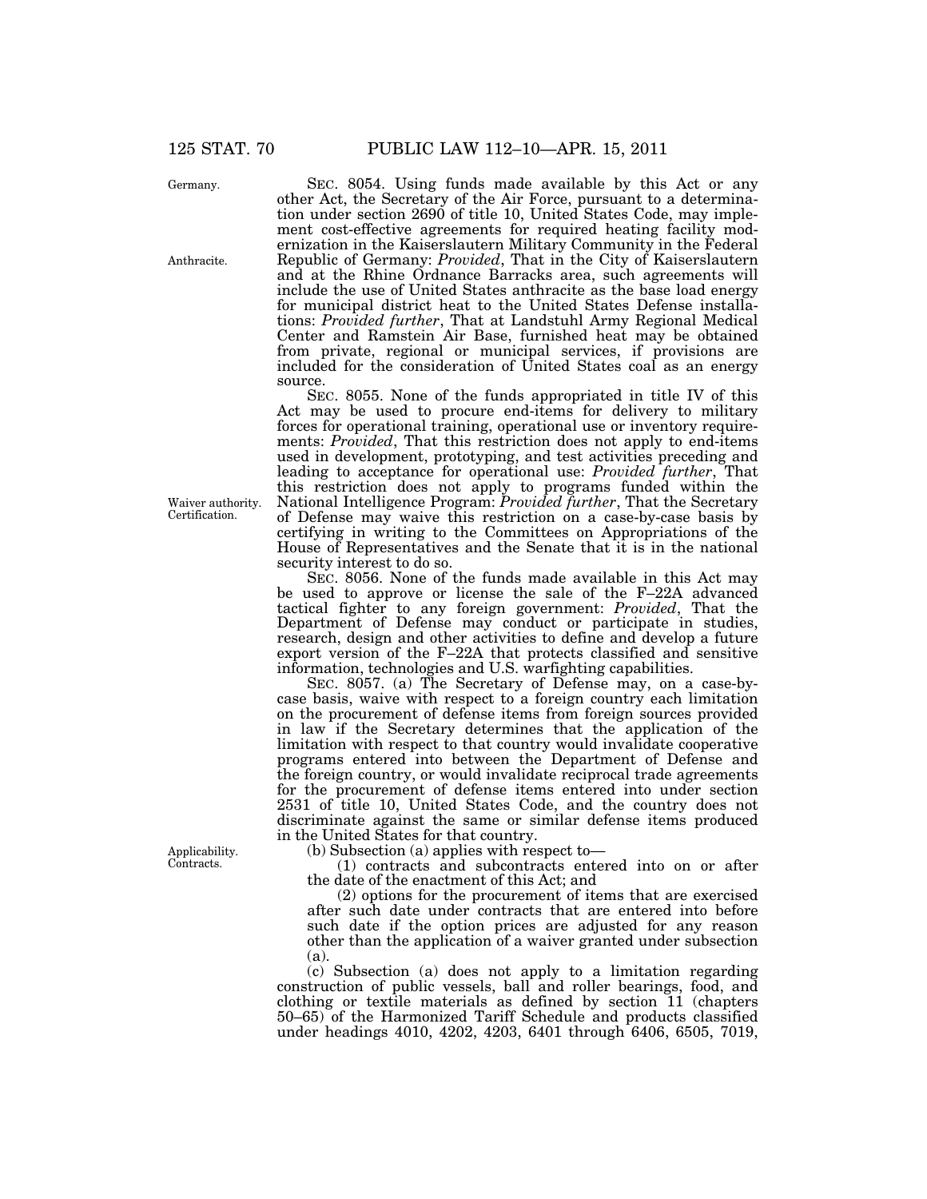SEC. 8054. Using funds made available by this Act or any other Act, the Secretary of the Air Force, pursuant to a determination under section 2690 of title 10, United States Code, may implement cost-effective agreements for required heating facility modernization in the Kaiserslautern Military Community in the Federal Republic of Germany: *Provided*, That in the City of Kaiserslautern and at the Rhine Ordnance Barracks area, such agreements will include the use of United States anthracite as the base load energy for municipal district heat to the United States Defense installations: *Provided further*, That at Landstuhl Army Regional Medical Center and Ramstein Air Base, furnished heat may be obtained from private, regional or municipal services, if provisions are included for the consideration of United States coal as an energy source.

SEC. 8055. None of the funds appropriated in title IV of this Act may be used to procure end-items for delivery to military forces for operational training, operational use or inventory requirements: *Provided*, That this restriction does not apply to end-items used in development, prototyping, and test activities preceding and leading to acceptance for operational use: *Provided further*, That this restriction does not apply to programs funded within the National Intelligence Program: *Provided further*, That the Secretary of Defense may waive this restriction on a case-by-case basis by certifying in writing to the Committees on Appropriations of the House of Representatives and the Senate that it is in the national security interest to do so.

SEC. 8056. None of the funds made available in this Act may be used to approve or license the sale of the F–22A advanced tactical fighter to any foreign government: *Provided*, That the Department of Defense may conduct or participate in studies, research, design and other activities to define and develop a future export version of the F–22A that protects classified and sensitive information, technologies and U.S. warfighting capabilities.

SEC. 8057. (a) The Secretary of Defense may, on a case-by-case basis, waive with respect to a foreign country each limitation on the procurement of defense items from foreign sources provided in law if the Secretary determines that the application of the limitation with respect to that country would invalidate cooperative programs entered into between the Department of Defense and the foreign country, or would invalidate reciprocal trade agreements for the procurement of defense items entered into under section 2531 of title 10, United States Code, and the country does not discriminate against the same or similar defense items produced in the United States for that country.

(b) Subsection (a) applies with respect to—

(1) contracts and subcontracts entered into on or after the date of the enactment of this Act; and

(2) options for the procurement of items that are exercised after such date under contracts that are entered into before such date if the option prices are adjusted for any reason other than the application of a waiver granted under subsection (a).

(c) Subsection (a) does not apply to a limitation regarding construction of public vessels, ball and roller bearings, food, and clothing or textile materials as defined by section 11 (chapters 50–65) of the Harmonized Tariff Schedule and products classified under headings 4010, 4202, 4203, 6401 through 6406, 6505, 7019,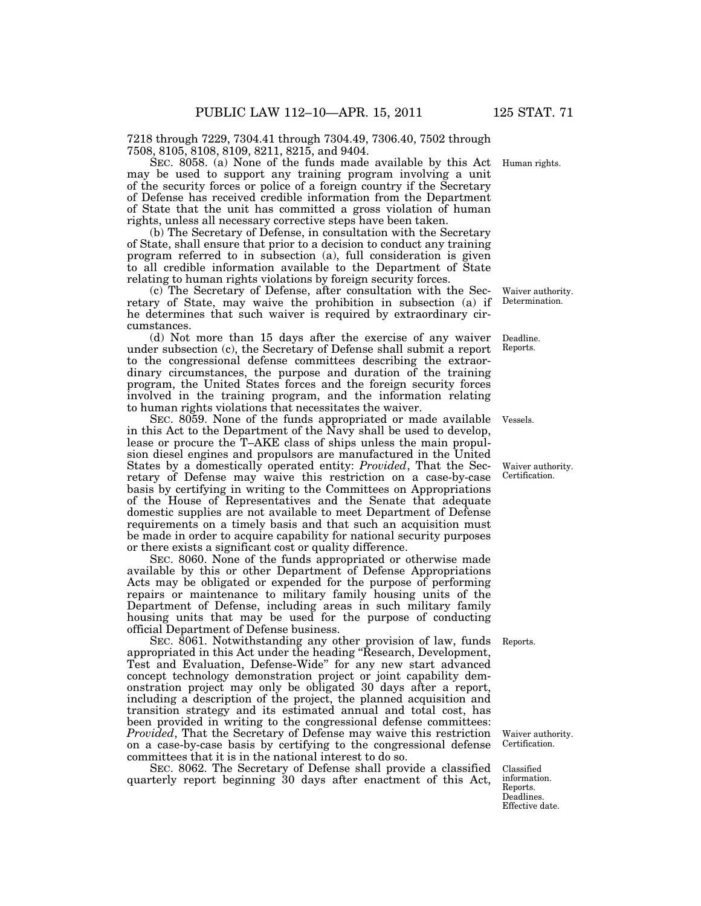7218 through 7229, 7304.41 through 7304.49, 7306.40, 7502 through 7508, 8105, 8108, 8109, 8211, 8215, and 9404.

Human rights.

SEC. 8058. (a) None of the funds made available by this Act may be used to support any training program involving a unit of the security forces or police of a foreign country if the Secretary of Defense has received credible information from the Department of State that the unit has committed a gross violation of human rights, unless all necessary corrective steps have been taken.

(b) The Secretary of Defense, in consultation with the Secretary of State, shall ensure that prior to a decision to conduct any training program referred to in subsection (a), full consideration is given to all credible information available to the Department of State relating to human rights violations by foreign security forces.

Waiver authority. Determination.

(c) The Secretary of Defense, after consultation with the Secretary of State, may waive the prohibition in subsection (a) if he determines that such waiver is required by extraordinary circumstances.

Deadline. Reports.

(d) Not more than 15 days after the exercise of any waiver under subsection (c), the Secretary of Defense shall submit a report to the congressional defense committees describing the extraordinary circumstances, the purpose and duration of the training program, the United States forces and the foreign security forces involved in the training program, and the information relating to human rights violations that necessitates the waiver.

Vessels.

SEC. 8059. None of the funds appropriated or made available in this Act to the Department of the Navy shall be used to develop, lease or procure the T–AKE class of ships unless the main propulsion diesel engines and propulsors are manufactured in the United States by a domestically operated entity: *Provided*, That the Secretary of Defense may waive this restriction on a case-by-case basis by certifying in writing to the Committees on Appropriations of the House of Representatives and the Senate that adequate domestic supplies are not available to meet Department of Defense requirements on a timely basis and that such an acquisition must be made in order to acquire capability for national security purposes or there exists a significant cost or quality difference.

Waiver authority. Certification.

SEC. 8060. None of the funds appropriated or otherwise made available by this or other Department of Defense Appropriations Acts may be obligated or expended for the purpose of performing repairs or maintenance to military family housing units of the Department of Defense, including areas in such military family housing units that may be used for the purpose of conducting official Department of Defense business.

Reports.

SEC. 8061. Notwithstanding any other provision of law, funds appropriated in this Act under the heading "Research, Development, Test and Evaluation, Defense-Wide" for any new start advanced concept technology demonstration project or joint capability demonstration project may only be obligated 30 days after a report, including a description of the project, the planned acquisition and transition strategy and its estimated annual and total cost, has been provided in writing to the congressional defense committees: *Provided*, That the Secretary of Defense may waive this restriction on a case-by-case basis by certifying to the congressional defense committees that it is in the national interest to do so.

Waiver authority. Certification.

Classified information. Reports. Deadlines. Effective date.

SEC. 8062. The Secretary of Defense shall provide a classified quarterly report beginning 30 days after enactment of this Act,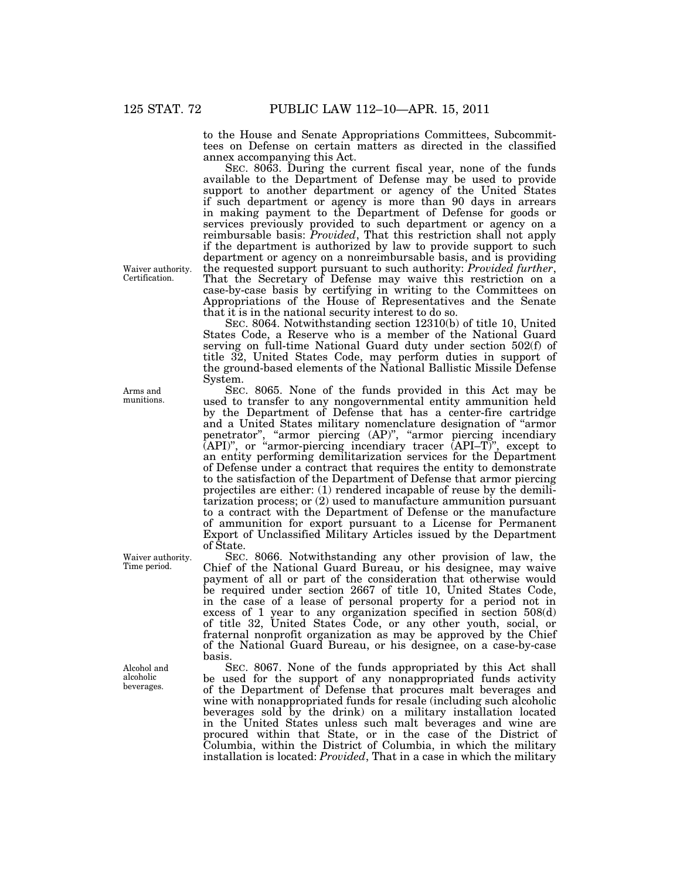to the House and Senate Appropriations Committees, Subcommittees on Defense on certain matters as directed in the classified annex accompanying this Act.

SEC. 8063. During the current fiscal year, none of the funds available to the Department of Defense may be used to provide support to another department or agency of the United States if such department or agency is more than 90 days in arrears in making payment to the Department of Defense for goods or services previously provided to such department or agency on a reimbursable basis: *Provided*, That this restriction shall not apply if the department is authorized by law to provide support to such department or agency on a nonreimbursable basis, and is providing the requested support pursuant to such authority: *Provided further*, That the Secretary of Defense may waive this restriction on a case-by-case basis by certifying in writing to the Committees on Appropriations of the House of Representatives and the Senate that it is in the national security interest to do so.

Waiver authority. Certification.

SEC. 8064. Notwithstanding section 12310(b) of title 10, United States Code, a Reserve who is a member of the National Guard serving on full-time National Guard duty under section 502(f) of title 32, United States Code, may perform duties in support of the ground-based elements of the National Ballistic Missile Defense System.

Arms and munitions.

SEC. 8065. None of the funds provided in this Act may be used to transfer to any nongovernmental entity ammunition held by the Department of Defense that has a center-fire cartridge and a United States military nomenclature designation of "armor penetrator", "armor piercing (AP)", "armor piercing incendiary (API)", or "armor-piercing incendiary tracer (API–T)", except to an entity performing demilitarization services for the Department of Defense under a contract that requires the entity to demonstrate to the satisfaction of the Department of Defense that armor piercing projectiles are either: (1) rendered incapable of reuse by the demilitarization process; or (2) used to manufacture ammunition pursuant to a contract with the Department of Defense or the manufacture of ammunition for export pursuant to a License for Permanent Export of Unclassified Military Articles issued by the Department of State.

Waiver authority. Time period.

SEC. 8066. Notwithstanding any other provision of law, the Chief of the National Guard Bureau, or his designee, may waive payment of all or part of the consideration that otherwise would be required under section 2667 of title 10, United States Code, in the case of a lease of personal property for a period not in excess of 1 year to any organization specified in section 508(d) of title 32, United States Code, or any other youth, social, or fraternal nonprofit organization as may be approved by the Chief of the National Guard Bureau, or his designee, on a case-by-case basis.

Alcohol and alcoholic beverages.

SEC. 8067. None of the funds appropriated by this Act shall be used for the support of any nonappropriated funds activity of the Department of Defense that procures malt beverages and wine with nonappropriated funds for resale (including such alcoholic beverages sold by the drink) on a military installation located in the United States unless such malt beverages and wine are procured within that State, or in the case of the District of Columbia, within the District of Columbia, in which the military installation is located: *Provided*, That in a case in which the military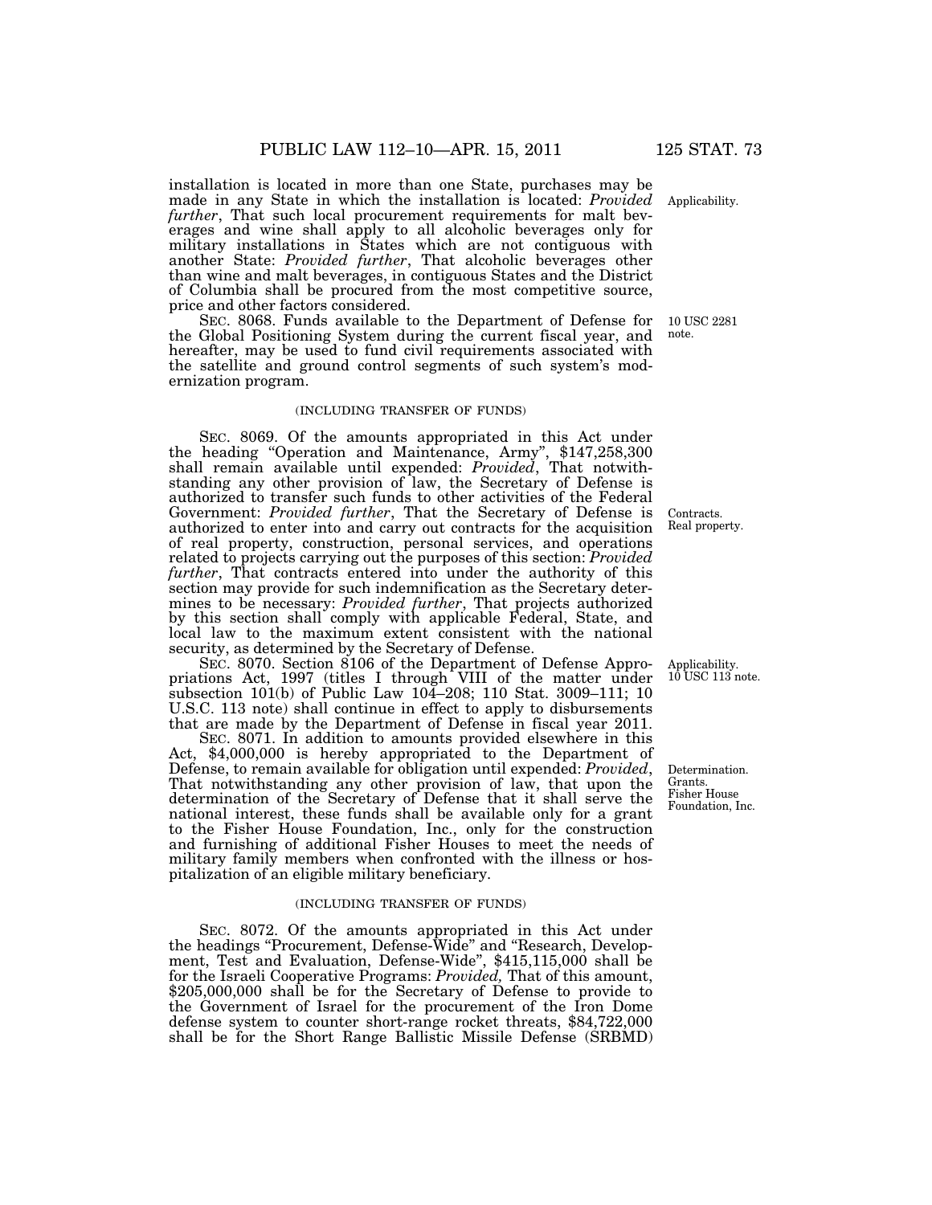installation is located in more than one State, purchases may be made in any State in which the installation is located: *Provided further*, That such local procurement requirements for malt beverages and wine shall apply to all alcoholic beverages only for military installations in States which are not contiguous with another State: *Provided further*, That alcoholic beverages other than wine and malt beverages, in contiguous States and the District of Columbia shall be procured from the most competitive source, price and other factors considered.

Applicability.

SEC. 8068. Funds available to the Department of Defense for the Global Positioning System during the current fiscal year, and hereafter, may be used to fund civil requirements associated with the satellite and ground control segments of such system's modernization program.

10 USC 2281 note.

(INCLUDING TRANSFER OF FUNDS)

SEC. 8069. Of the amounts appropriated in this Act under the heading "Operation and Maintenance, Army", $147,258,300 shall remain available until expended: *Provided*, That notwithstanding any other provision of law, the Secretary of Defense is authorized to transfer such funds to other activities of the Federal Government: *Provided further*, That the Secretary of Defense is authorized to enter into and carry out contracts for the acquisition of real property, construction, personal services, and operations related to projects carrying out the purposes of this section: *Provided further*, That contracts entered into under the authority of this section may provide for such indemnification as the Secretary determines to be necessary: *Provided further*, That projects authorized by this section shall comply with applicable Federal, State, and local law to the maximum extent consistent with the national security, as determined by the Secretary of Defense.

Contracts. Real property.

SEC. 8070. Section 8106 of the Department of Defense Appropriations Act, 1997 (titles I through VIII of the matter under subsection 101(b) of Public Law 104–208; 110 Stat. 3009–111; 10 U.S.C. 113 note) shall continue in effect to apply to disbursements that are made by the Department of Defense in fiscal year 2011.

Applicability. 10 USC 113 note.

SEC. 8071. In addition to amounts provided elsewhere in this Act, $4,000,000 is hereby appropriated to the Department of Defense, to remain available for obligation until expended: *Provided*, That notwithstanding any other provision of law, that upon the determination of the Secretary of Defense that it shall serve the national interest, these funds shall be available only for a grant to the Fisher House Foundation, Inc., only for the construction and furnishing of additional Fisher Houses to meet the needs of military family members when confronted with the illness or hospitalization of an eligible military beneficiary.

Determination. Grants. Fisher House Foundation, Inc.

(INCLUDING TRANSFER OF FUNDS)

SEC. 8072. Of the amounts appropriated in this Act under the headings "Procurement, Defense-Wide" and "Research, Development, Test and Evaluation, Defense-Wide", $415,115,000 shall be for the Israeli Cooperative Programs: *Provided,* That of this amount, $205,000,000 shall be for the Secretary of Defense to provide to the Government of Israel for the procurement of the Iron Dome defense system to counter short-range rocket threats, $84,722,000 shall be for the Short Range Ballistic Missile Defense (SRBMD)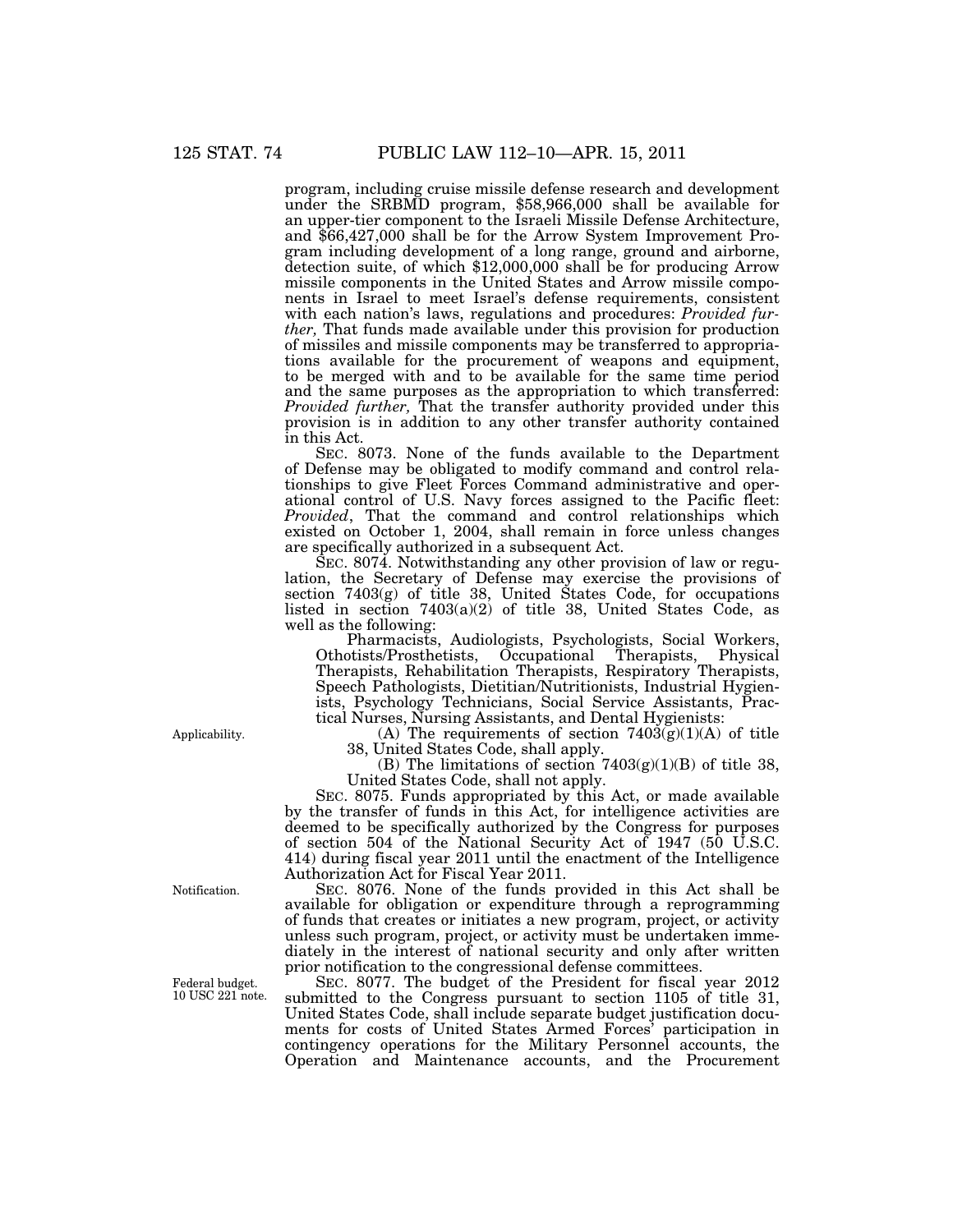program, including cruise missile defense research and development under the SRBMD program, $58,966,000 shall be available for an upper-tier component to the Israeli Missile Defense Architecture, and $66,427,000 shall be for the Arrow System Improvement Program including development of a long range, ground and airborne, detection suite, of which $12,000,000 shall be for producing Arrow missile components in the United States and Arrow missile components in Israel to meet Israel's defense requirements, consistent with each nation's laws, regulations and procedures: *Provided further,* That funds made available under this provision for production of missiles and missile components may be transferred to appropriations available for the procurement of weapons and equipment, to be merged with and to be available for the same time period and the same purposes as the appropriation to which transferred: *Provided further,* That the transfer authority provided under this provision is in addition to any other transfer authority contained in this Act.

SEC. 8073. None of the funds available to the Department of Defense may be obligated to modify command and control relationships to give Fleet Forces Command administrative and operational control of U.S. Navy forces assigned to the Pacific fleet: *Provided*, That the command and control relationships which existed on October 1, 2004, shall remain in force unless changes are specifically authorized in a subsequent Act.

SEC. 8074. Notwithstanding any other provision of law or regulation, the Secretary of Defense may exercise the provisions of section 7403(g) of title 38, United States Code, for occupations listed in section 7403(a)(2) of title 38, United States Code, as well as the following:

Pharmacists, Audiologists, Psychologists, Social Workers, Othotists/Prosthetists, Occupational Therapists, Physical Therapists, Rehabilitation Therapists, Respiratory Therapists, Speech Pathologists, Dietitian/Nutritionists, Industrial Hygienists, Psychology Technicians, Social Service Assistants, Practical Nurses, Nursing Assistants, and Dental Hygienists:

Applicability.

(A) The requirements of section 7403(g)(1)(A) of title 38, United States Code, shall apply.

(B) The limitations of section 7403(g)(1)(B) of title 38, United States Code, shall not apply.

SEC. 8075. Funds appropriated by this Act, or made available by the transfer of funds in this Act, for intelligence activities are deemed to be specifically authorized by the Congress for purposes of section 504 of the National Security Act of 1947 (50 U.S.C. 414) during fiscal year 2011 until the enactment of the Intelligence Authorization Act for Fiscal Year 2011.

Notification.

SEC. 8076. None of the funds provided in this Act shall be available for obligation or expenditure through a reprogramming of funds that creates or initiates a new program, project, or activity unless such program, project, or activity must be undertaken immediately in the interest of national security and only after written prior notification to the congressional defense committees.

Federal budget. 10 USC 221 note.

SEC. 8077. The budget of the President for fiscal year 2012 submitted to the Congress pursuant to section 1105 of title 31, United States Code, shall include separate budget justification documents for costs of United States Armed Forces' participation in contingency operations for the Military Personnel accounts, the Operation and Maintenance accounts, and the Procurement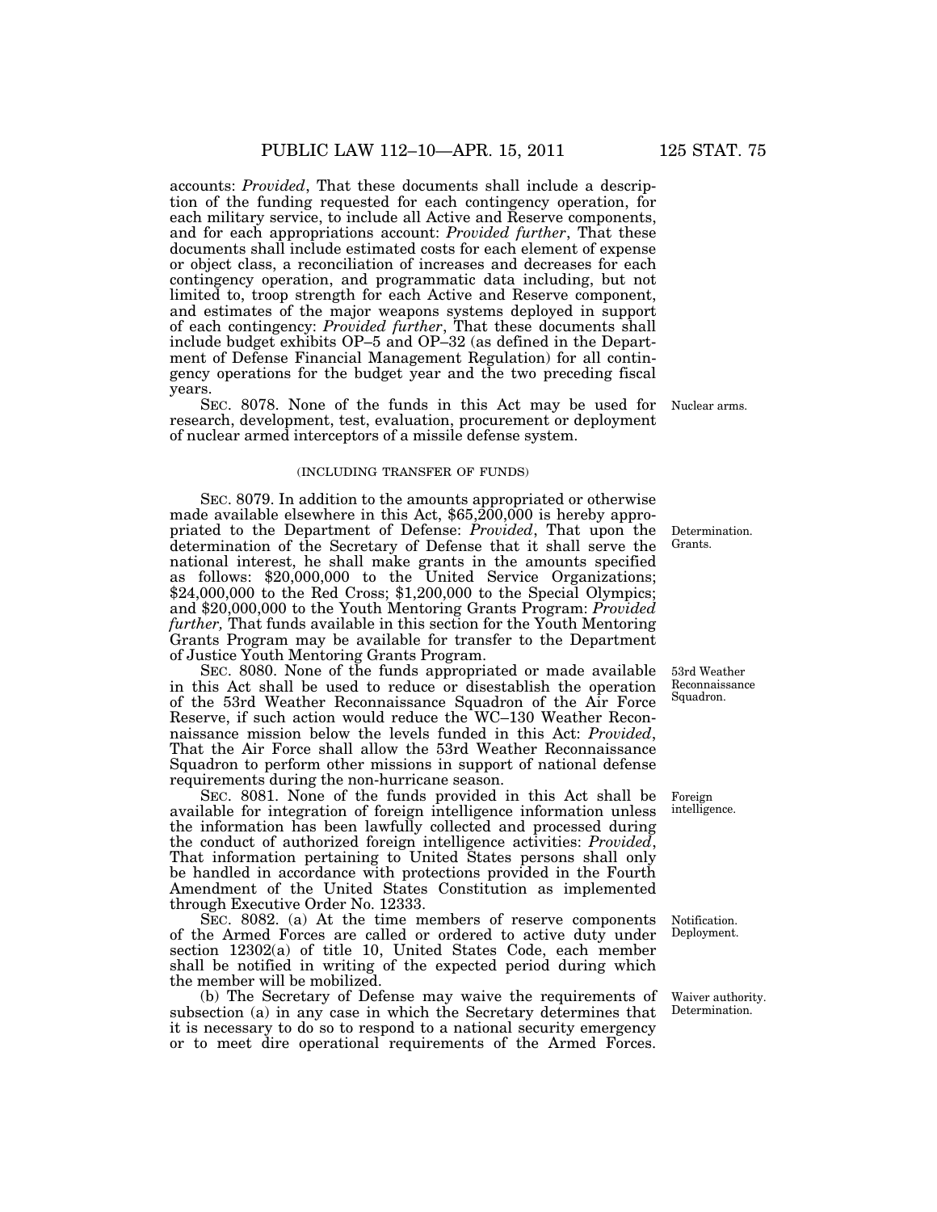accounts: *Provided*, That these documents shall include a description of the funding requested for each contingency operation, for each military service, to include all Active and Reserve components, and for each appropriations account: *Provided further*, That these documents shall include estimated costs for each element of expense or object class, a reconciliation of increases and decreases for each contingency operation, and programmatic data including, but not limited to, troop strength for each Active and Reserve component, and estimates of the major weapons systems deployed in support of each contingency: *Provided further*, That these documents shall include budget exhibits OP–5 and OP–32 (as defined in the Department of Defense Financial Management Regulation) for all contingency operations for the budget year and the two preceding fiscal years.

Nuclear arms.

SEC. 8078. None of the funds in this Act may be used for research, development, test, evaluation, procurement or deployment of nuclear armed interceptors of a missile defense system.

(INCLUDING TRANSFER OF FUNDS)

Determination. Grants.

SEC. 8079. In addition to the amounts appropriated or otherwise made available elsewhere in this Act, $65,200,000 is hereby appropriated to the Department of Defense: *Provided*, That upon the determination of the Secretary of Defense that it shall serve the national interest, he shall make grants in the amounts specified as follows: $20,000,000 to the United Service Organizations; $24,000,000 to the Red Cross; $1,200,000 to the Special Olympics; and $20,000,000 to the Youth Mentoring Grants Program: *Provided further,* That funds available in this section for the Youth Mentoring Grants Program may be available for transfer to the Department of Justice Youth Mentoring Grants Program.

53rd Weather Reconnaissance Squadron.

SEC. 8080. None of the funds appropriated or made available in this Act shall be used to reduce or disestablish the operation of the 53rd Weather Reconnaissance Squadron of the Air Force Reserve, if such action would reduce the WC–130 Weather Reconnaissance mission below the levels funded in this Act: *Provided*, That the Air Force shall allow the 53rd Weather Reconnaissance Squadron to perform other missions in support of national defense requirements during the non-hurricane season.

Foreign intelligence.

SEC. 8081. None of the funds provided in this Act shall be available for integration of foreign intelligence information unless the information has been lawfully collected and processed during the conduct of authorized foreign intelligence activities: *Provided*, That information pertaining to United States persons shall only be handled in accordance with protections provided in the Fourth Amendment of the United States Constitution as implemented through Executive Order No. 12333.

Notification. Deployment.

SEC. 8082. (a) At the time members of reserve components of the Armed Forces are called or ordered to active duty under section 12302(a) of title 10, United States Code, each member shall be notified in writing of the expected period during which the member will be mobilized.

Waiver authority. Determination.

(b) The Secretary of Defense may waive the requirements of subsection (a) in any case in which the Secretary determines that it is necessary to do so to respond to a national security emergency or to meet dire operational requirements of the Armed Forces.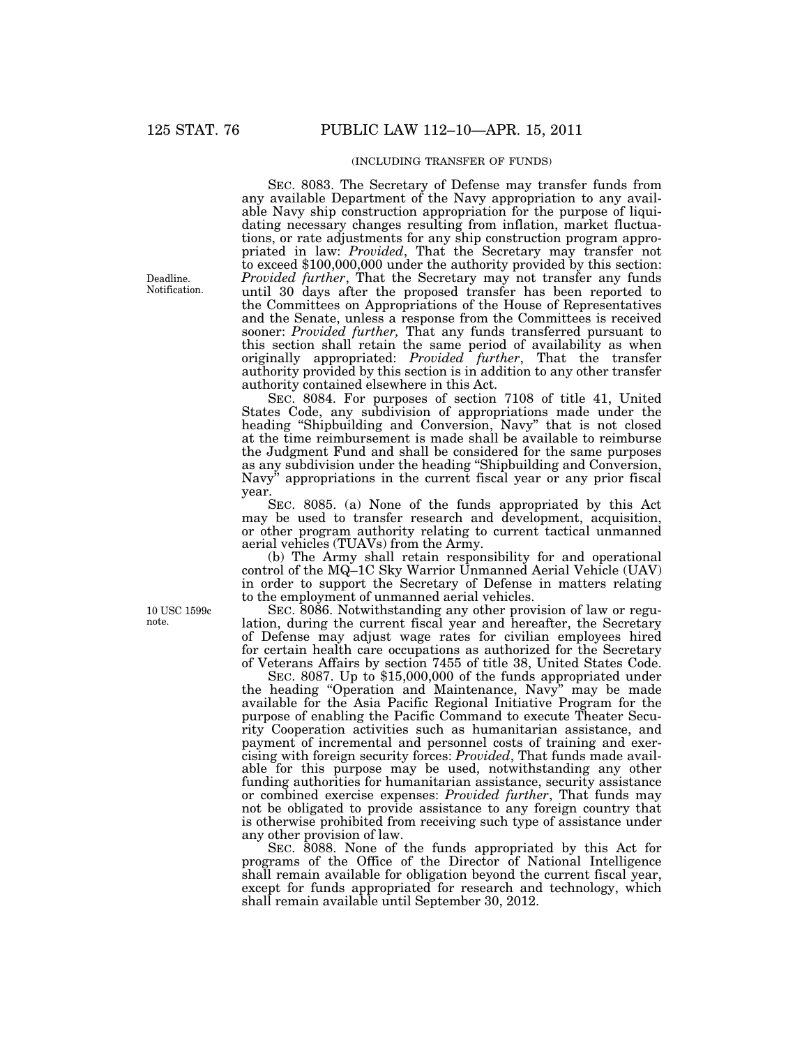(INCLUDING TRANSFER OF FUNDS)

SEC. 8083. The Secretary of Defense may transfer funds from any available Department of the Navy appropriation to any available Navy ship construction appropriation for the purpose of liquidating necessary changes resulting from inflation, market fluctuations, or rate adjustments for any ship construction program appropriated in law: *Provided*, That the Secretary may transfer not to exceed $100,000,000 under the authority provided by this section: *Provided further*, That the Secretary may not transfer any funds until 30 days after the proposed transfer has been reported to the Committees on Appropriations of the House of Representatives and the Senate, unless a response from the Committees is received sooner: *Provided further,* That any funds transferred pursuant to this section shall retain the same period of availability as when originally appropriated: *Provided further*, That the transfer authority provided by this section is in addition to any other transfer authority contained elsewhere in this Act.

Deadline. Notification.

SEC. 8084. For purposes of section 7108 of title 41, United States Code, any subdivision of appropriations made under the heading "Shipbuilding and Conversion, Navy" that is not closed at the time reimbursement is made shall be available to reimburse the Judgment Fund and shall be considered for the same purposes as any subdivision under the heading "Shipbuilding and Conversion, Navy" appropriations in the current fiscal year or any prior fiscal year.

SEC. 8085. (a) None of the funds appropriated by this Act may be used to transfer research and development, acquisition, or other program authority relating to current tactical unmanned aerial vehicles (TUAVs) from the Army.

(b) The Army shall retain responsibility for and operational control of the MQ–1C Sky Warrior Unmanned Aerial Vehicle (UAV) in order to support the Secretary of Defense in matters relating to the employment of unmanned aerial vehicles.

10 USC 1599c note.

SEC. 8086. Notwithstanding any other provision of law or regulation, during the current fiscal year and hereafter, the Secretary of Defense may adjust wage rates for civilian employees hired for certain health care occupations as authorized for the Secretary of Veterans Affairs by section 7455 of title 38, United States Code.

SEC. 8087. Up to $15,000,000 of the funds appropriated under the heading "Operation and Maintenance, Navy" may be made available for the Asia Pacific Regional Initiative Program for the purpose of enabling the Pacific Command to execute Theater Security Cooperation activities such as humanitarian assistance, and payment of incremental and personnel costs of training and exercising with foreign security forces: *Provided*, That funds made available for this purpose may be used, notwithstanding any other funding authorities for humanitarian assistance, security assistance or combined exercise expenses: *Provided further*, That funds may not be obligated to provide assistance to any foreign country that is otherwise prohibited from receiving such type of assistance under any other provision of law.

SEC. 8088. None of the funds appropriated by this Act for programs of the Office of the Director of National Intelligence shall remain available for obligation beyond the current fiscal year, except for funds appropriated for research and technology, which shall remain available until September 30, 2012.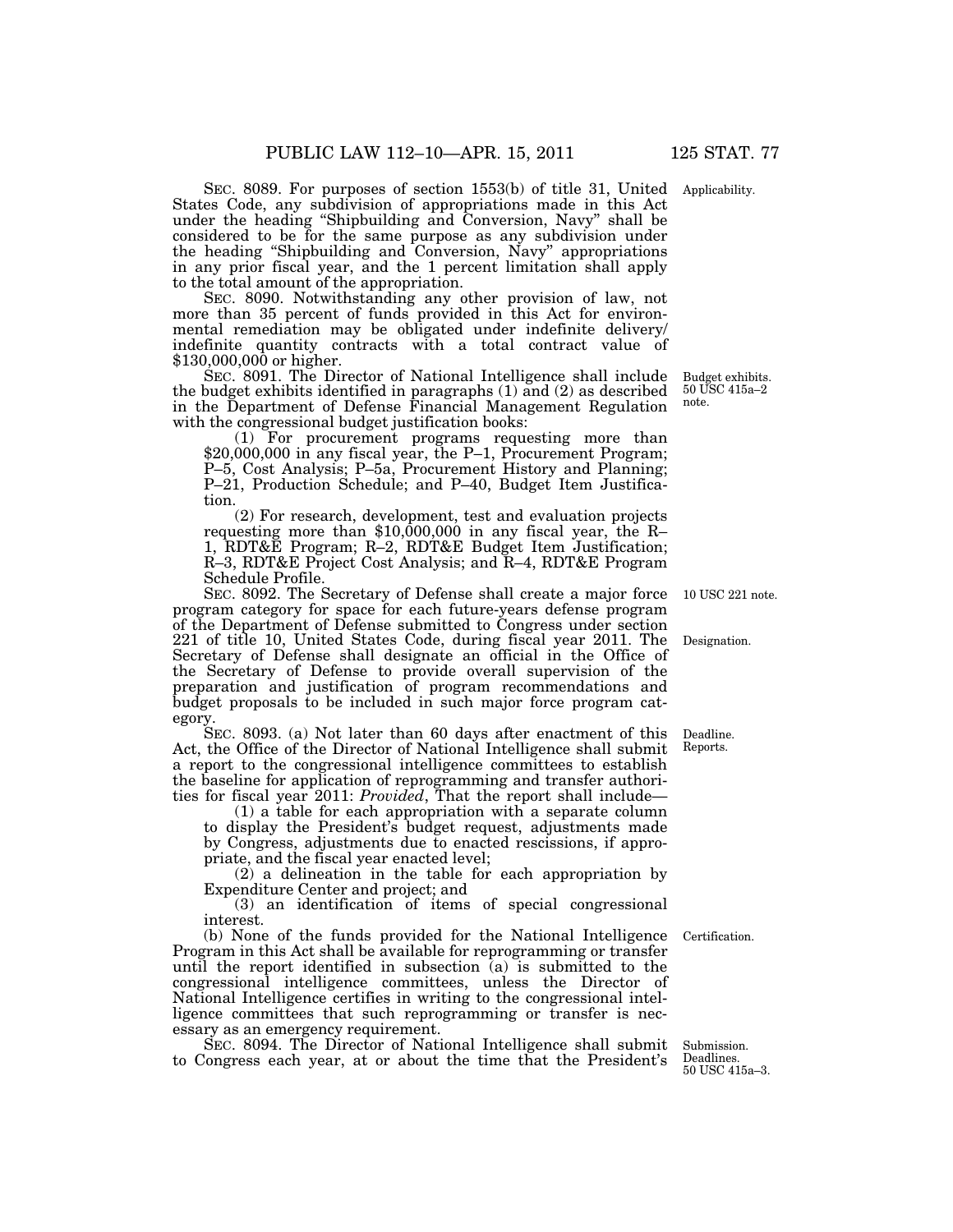SEC. 8089. For purposes of section 1553(b) of title 31, United States Code, any subdivision of appropriations made in this Act under the heading "Shipbuilding and Conversion, Navy" shall be considered to be for the same purpose as any subdivision under the heading "Shipbuilding and Conversion, Navy" appropriations in any prior fiscal year, and the 1 percent limitation shall apply to the total amount of the appropriation.

Applicability.

SEC. 8090. Notwithstanding any other provision of law, not more than 35 percent of funds provided in this Act for environmental remediation may be obligated under indefinite delivery/indefinite quantity contracts with a total contract value of $130,000,000 or higher.

SEC. 8091. The Director of National Intelligence shall include the budget exhibits identified in paragraphs (1) and (2) as described in the Department of Defense Financial Management Regulation with the congressional budget justification books:

Budget exhibits. 50 USC 415a–2 note.

(1) For procurement programs requesting more than $20,000,000 in any fiscal year, the P–1, Procurement Program; P–5, Cost Analysis; P–5a, Procurement History and Planning; P–21, Production Schedule; and P–40, Budget Item Justification.

(2) For research, development, test and evaluation projects requesting more than $10,000,000 in any fiscal year, the R–1, RDT&E Program; R–2, RDT&E Budget Item Justification; R–3, RDT&E Project Cost Analysis; and R–4, RDT&E Program Schedule Profile.

SEC. 8092. The Secretary of Defense shall create a major force program category for space for each future-years defense program of the Department of Defense submitted to Congress under section 221 of title 10, United States Code, during fiscal year 2011. The Secretary of Defense shall designate an official in the Office of the Secretary of Defense to provide overall supervision of the preparation and justification of program recommendations and budget proposals to be included in such major force program category.

10 USC 221 note.

Designation.

SEC. 8093. (a) Not later than 60 days after enactment of this Act, the Office of the Director of National Intelligence shall submit a report to the congressional intelligence committees to establish the baseline for application of reprogramming and transfer authorities for fiscal year 2011: *Provided*, That the report shall include—

Deadline. Reports.

(1) a table for each appropriation with a separate column to display the President's budget request, adjustments made by Congress, adjustments due to enacted rescissions, if appropriate, and the fiscal year enacted level;

(2) a delineation in the table for each appropriation by Expenditure Center and project; and

(3) an identification of items of special congressional interest.

(b) None of the funds provided for the National Intelligence Program in this Act shall be available for reprogramming or transfer until the report identified in subsection (a) is submitted to the congressional intelligence committees, unless the Director of National Intelligence certifies in writing to the congressional intelligence committees that such reprogramming or transfer is necessary as an emergency requirement.

Certification.

SEC. 8094. The Director of National Intelligence shall submit to Congress each year, at or about the time that the President's

Submission. Deadlines. 50 USC 415a–3.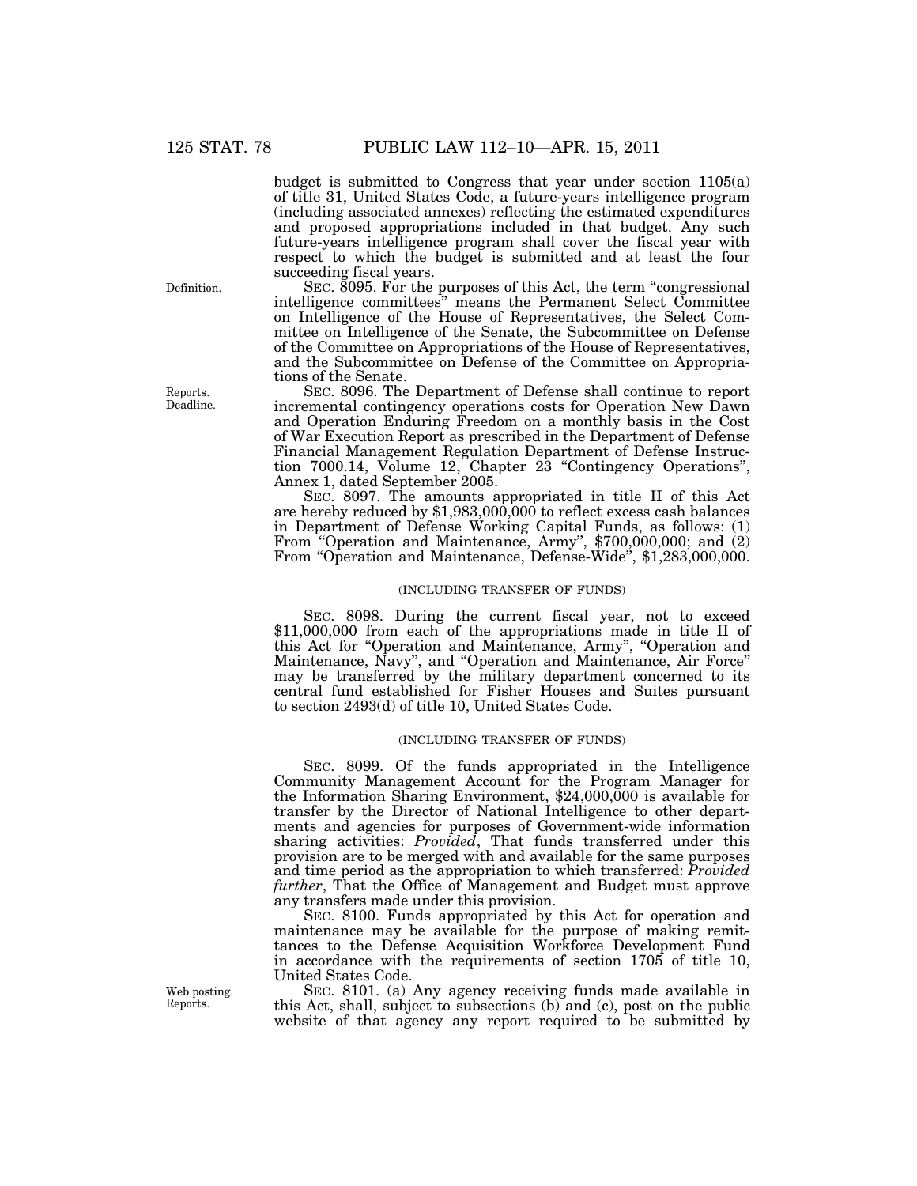budget is submitted to Congress that year under section 1105(a) of title 31, United States Code, a future-years intelligence program (including associated annexes) reflecting the estimated expenditures and proposed appropriations included in that budget. Any such future-years intelligence program shall cover the fiscal year with respect to which the budget is submitted and at least the four succeeding fiscal years.

Definition.

SEC. 8095. For the purposes of this Act, the term "congressional intelligence committees" means the Permanent Select Committee on Intelligence of the House of Representatives, the Select Committee on Intelligence of the Senate, the Subcommittee on Defense of the Committee on Appropriations of the House of Representatives, and the Subcommittee on Defense of the Committee on Appropriations of the Senate.

Reports. Deadline.

SEC. 8096. The Department of Defense shall continue to report incremental contingency operations costs for Operation New Dawn and Operation Enduring Freedom on a monthly basis in the Cost of War Execution Report as prescribed in the Department of Defense Financial Management Regulation Department of Defense Instruction 7000.14, Volume 12, Chapter 23 "Contingency Operations", Annex 1, dated September 2005.

SEC. 8097. The amounts appropriated in title II of this Act are hereby reduced by $1,983,000,000 to reflect excess cash balances in Department of Defense Working Capital Funds, as follows: (1) From "Operation and Maintenance, Army", $700,000,000; and (2) From "Operation and Maintenance, Defense-Wide", $1,283,000,000.

(INCLUDING TRANSFER OF FUNDS)

SEC. 8098. During the current fiscal year, not to exceed $11,000,000 from each of the appropriations made in title II of this Act for "Operation and Maintenance, Army", "Operation and Maintenance, Navy", and "Operation and Maintenance, Air Force" may be transferred by the military department concerned to its central fund established for Fisher Houses and Suites pursuant to section 2493(d) of title 10, United States Code.

(INCLUDING TRANSFER OF FUNDS)

SEC. 8099. Of the funds appropriated in the Intelligence Community Management Account for the Program Manager for the Information Sharing Environment, $24,000,000 is available for transfer by the Director of National Intelligence to other departments and agencies for purposes of Government-wide information sharing activities: *Provided*, That funds transferred under this provision are to be merged with and available for the same purposes and time period as the appropriation to which transferred: *Provided further*, That the Office of Management and Budget must approve any transfers made under this provision.

SEC. 8100. Funds appropriated by this Act for operation and maintenance may be available for the purpose of making remittances to the Defense Acquisition Workforce Development Fund in accordance with the requirements of section 1705 of title 10, United States Code.

Web posting. Reports.

SEC. 8101. (a) Any agency receiving funds made available in this Act, shall, subject to subsections (b) and (c), post on the public website of that agency any report required to be submitted by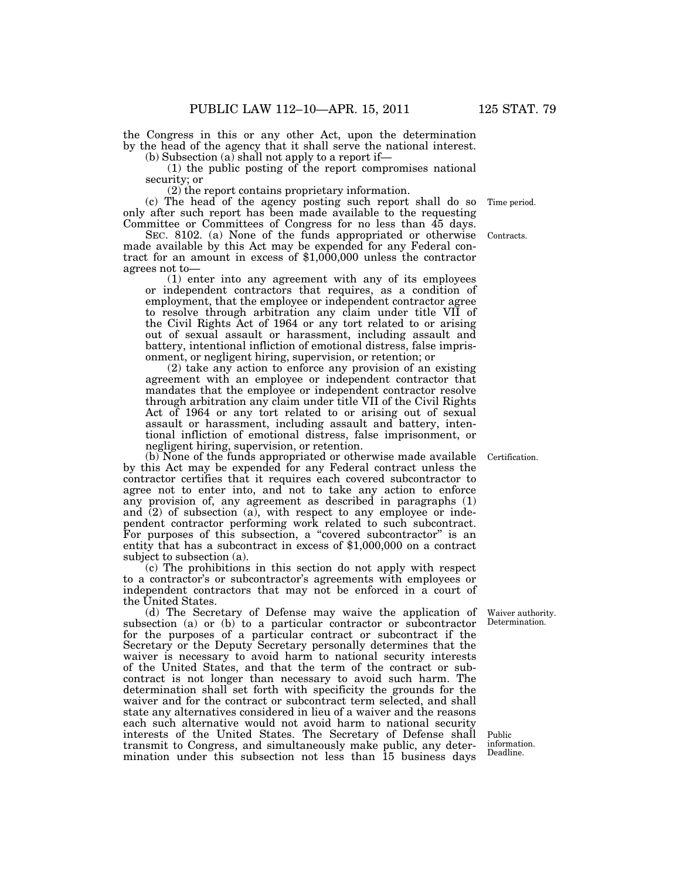the Congress in this or any other Act, upon the determination by the head of the agency that it shall serve the national interest.

(b) Subsection (a) shall not apply to a report if—

(1) the public posting of the report compromises national security; or

(2) the report contains proprietary information.

Time period.

(c) The head of the agency posting such report shall do so only after such report has been made available to the requesting Committee or Committees of Congress for no less than 45 days.

Contracts.

SEC. 8102. (a) None of the funds appropriated or otherwise made available by this Act may be expended for any Federal contract for an amount in excess of $1,000,000 unless the contractor agrees not to—

(1) enter into any agreement with any of its employees or independent contractors that requires, as a condition of employment, that the employee or independent contractor agree to resolve through arbitration any claim under title VII of the Civil Rights Act of 1964 or any tort related to or arising out of sexual assault or harassment, including assault and battery, intentional infliction of emotional distress, false imprisonment, or negligent hiring, supervision, or retention; or

(2) take any action to enforce any provision of an existing agreement with an employee or independent contractor that mandates that the employee or independent contractor resolve through arbitration any claim under title VII of the Civil Rights Act of 1964 or any tort related to or arising out of sexual assault or harassment, including assault and battery, intentional infliction of emotional distress, false imprisonment, or negligent hiring, supervision, or retention.

Certification.

(b) None of the funds appropriated or otherwise made available by this Act may be expended for any Federal contract unless the contractor certifies that it requires each covered subcontractor to agree not to enter into, and not to take any action to enforce any provision of, any agreement as described in paragraphs (1) and (2) of subsection (a), with respect to any employee or independent contractor performing work related to such subcontract. For purposes of this subsection, a "covered subcontractor" is an entity that has a subcontract in excess of $1,000,000 on a contract subject to subsection (a).

(c) The prohibitions in this section do not apply with respect to a contractor's or subcontractor's agreements with employees or independent contractors that may not be enforced in a court of the United States.

Waiver authority. Determination.

(d) The Secretary of Defense may waive the application of subsection (a) or (b) to a particular contractor or subcontractor for the purposes of a particular contract or subcontract if the Secretary or the Deputy Secretary personally determines that the waiver is necessary to avoid harm to national security interests of the United States, and that the term of the contract or subcontract is not longer than necessary to avoid such harm. The determination shall set forth with specificity the grounds for the waiver and for the contract or subcontract term selected, and shall state any alternatives considered in lieu of a waiver and the reasons each such alternative would not avoid harm to national security interests of the United States. The Secretary of Defense shall transmit to Congress, and simultaneously make public, any determination under this subsection not less than 15 business days

Public information. Deadline.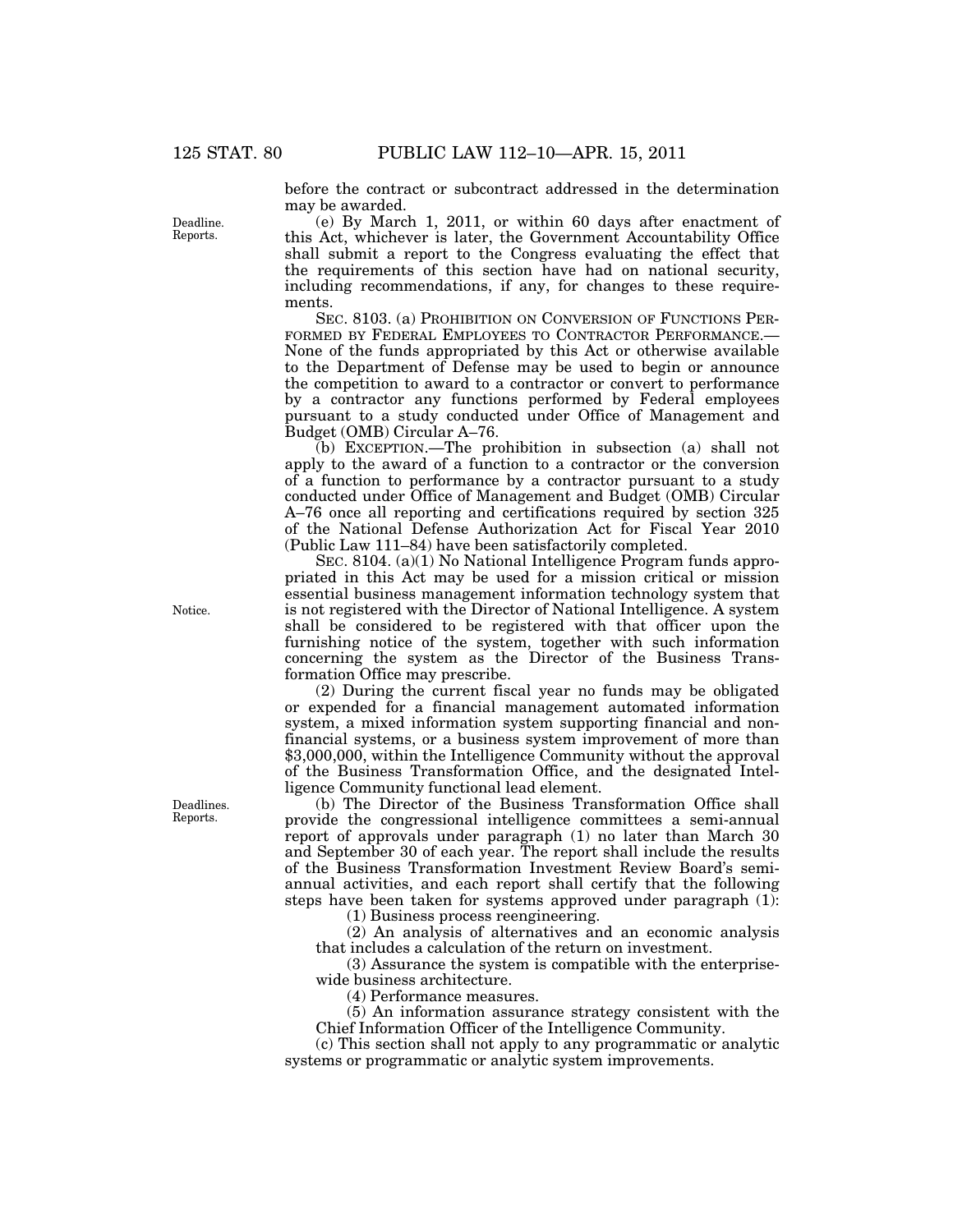before the contract or subcontract addressed in the determination may be awarded.

(e) By March 1, 2011, or within 60 days after enactment of this Act, whichever is later, the Government Accountability Office shall submit a report to the Congress evaluating the effect that the requirements of this section have had on national security, including recommendations, if any, for changes to these requirements.

SEC. 8103. (a) PROHIBITION ON CONVERSION OF FUNCTIONS PERFORMED BY FEDERAL EMPLOYEES TO CONTRACTOR PERFORMANCE.—None of the funds appropriated by this Act or otherwise available to the Department of Defense may be used to begin or announce the competition to award to a contractor or convert to performance by a contractor any functions performed by Federal employees pursuant to a study conducted under Office of Management and Budget (OMB) Circular A–76.

(b) EXCEPTION.—The prohibition in subsection (a) shall not apply to the award of a function to a contractor or the conversion of a function to performance by a contractor pursuant to a study conducted under Office of Management and Budget (OMB) Circular A–76 once all reporting and certifications required by section 325 of the National Defense Authorization Act for Fiscal Year 2010 (Public Law 111–84) have been satisfactorily completed.

SEC. 8104. (a)(1) No National Intelligence Program funds appropriated in this Act may be used for a mission critical or mission essential business management information technology system that is not registered with the Director of National Intelligence. A system shall be considered to be registered with that officer upon the furnishing notice of the system, together with such information concerning the system as the Director of the Business Transformation Office may prescribe.

(2) During the current fiscal year no funds may be obligated or expended for a financial management automated information system, a mixed information system supporting financial and non-financial systems, or a business system improvement of more than $3,000,000, within the Intelligence Community without the approval of the Business Transformation Office, and the designated Intelligence Community functional lead element.

(b) The Director of the Business Transformation Office shall provide the congressional intelligence committees a semi-annual report of approvals under paragraph (1) no later than March 30 and September 30 of each year. The report shall include the results of the Business Transformation Investment Review Board's semi-annual activities, and each report shall certify that the following steps have been taken for systems approved under paragraph (1):

(1) Business process reengineering.

(2) An analysis of alternatives and an economic analysis that includes a calculation of the return on investment.

(3) Assurance the system is compatible with the enterprise-wide business architecture.

(4) Performance measures.

(5) An information assurance strategy consistent with the Chief Information Officer of the Intelligence Community.

(c) This section shall not apply to any programmatic or analytic systems or programmatic or analytic system improvements.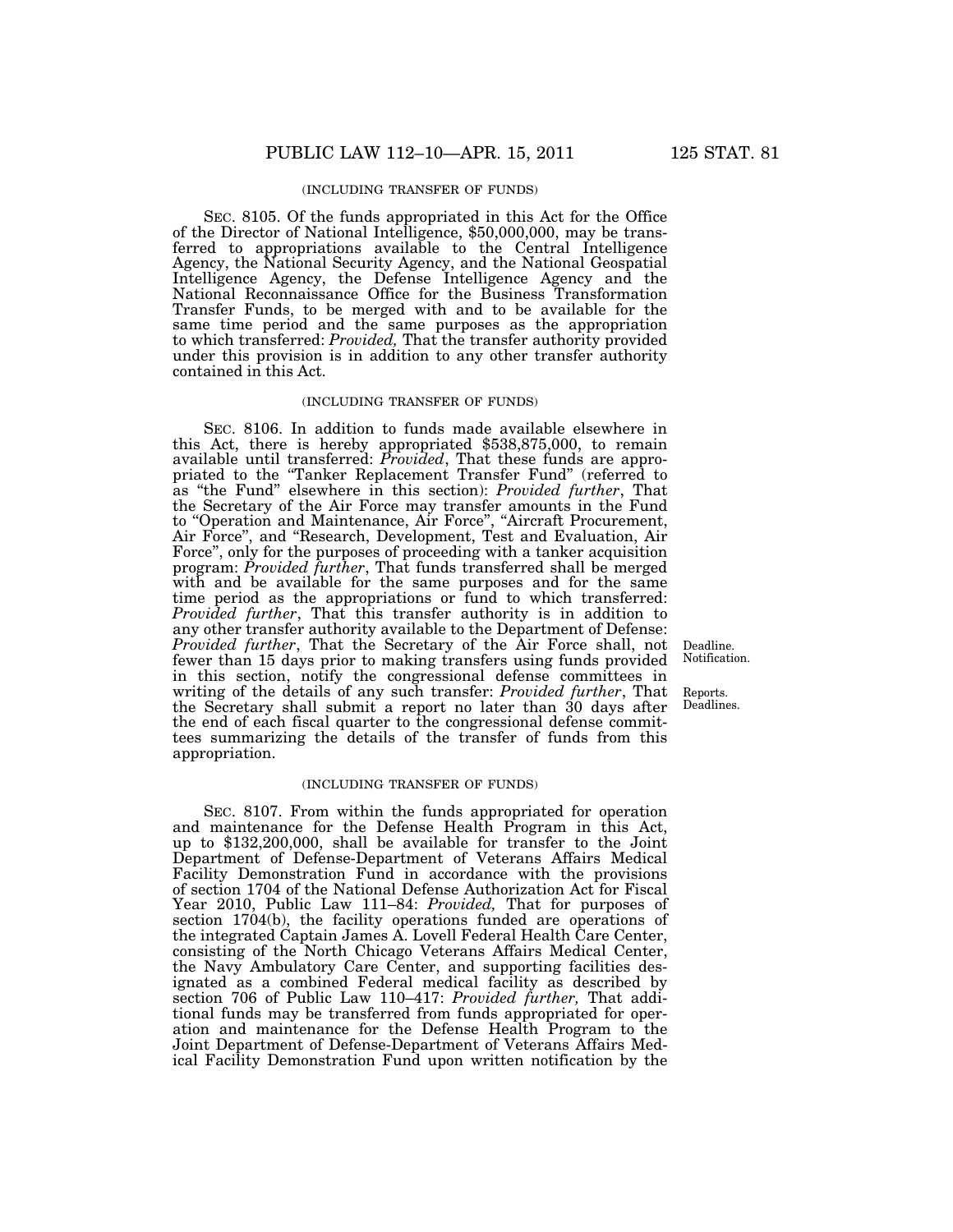(INCLUDING TRANSFER OF FUNDS)

SEC. 8105. Of the funds appropriated in this Act for the Office of the Director of National Intelligence, $50,000,000, may be transferred to appropriations available to the Central Intelligence Agency, the National Security Agency, and the National Geospatial Intelligence Agency, the Defense Intelligence Agency and the National Reconnaissance Office for the Business Transformation Transfer Funds, to be merged with and to be available for the same time period and the same purposes as the appropriation to which transferred: *Provided,* That the transfer authority provided under this provision is in addition to any other transfer authority contained in this Act.

(INCLUDING TRANSFER OF FUNDS)

SEC. 8106. In addition to funds made available elsewhere in this Act, there is hereby appropriated $538,875,000, to remain available until transferred: *Provided*, That these funds are appropriated to the "Tanker Replacement Transfer Fund" (referred to as "the Fund" elsewhere in this section): *Provided further*, That the Secretary of the Air Force may transfer amounts in the Fund to "Operation and Maintenance, Air Force", "Aircraft Procurement, Air Force", and "Research, Development, Test and Evaluation, Air Force", only for the purposes of proceeding with a tanker acquisition program: *Provided further*, That funds transferred shall be merged with and be available for the same purposes and for the same time period as the appropriations or fund to which transferred: *Provided further*, That this transfer authority is in addition to any other transfer authority available to the Department of Defense: *Provided further*, That the Secretary of the Air Force shall, not fewer than 15 days prior to making transfers using funds provided in this section, notify the congressional defense committees in writing of the details of any such transfer: *Provided further*, That the Secretary shall submit a report no later than 30 days after the end of each fiscal quarter to the congressional defense committees summarizing the details of the transfer of funds from this appropriation.

Deadline. Notification.

Reports. Deadlines.

(INCLUDING TRANSFER OF FUNDS)

SEC. 8107. From within the funds appropriated for operation and maintenance for the Defense Health Program in this Act, up to $132,200,000, shall be available for transfer to the Joint Department of Defense-Department of Veterans Affairs Medical Facility Demonstration Fund in accordance with the provisions of section 1704 of the National Defense Authorization Act for Fiscal Year 2010, Public Law 111–84: *Provided,* That for purposes of section 1704(b), the facility operations funded are operations of the integrated Captain James A. Lovell Federal Health Care Center, consisting of the North Chicago Veterans Affairs Medical Center, the Navy Ambulatory Care Center, and supporting facilities designated as a combined Federal medical facility as described by section 706 of Public Law 110–417: *Provided further,* That additional funds may be transferred from funds appropriated for operation and maintenance for the Defense Health Program to the Joint Department of Defense-Department of Veterans Affairs Medical Facility Demonstration Fund upon written notification by the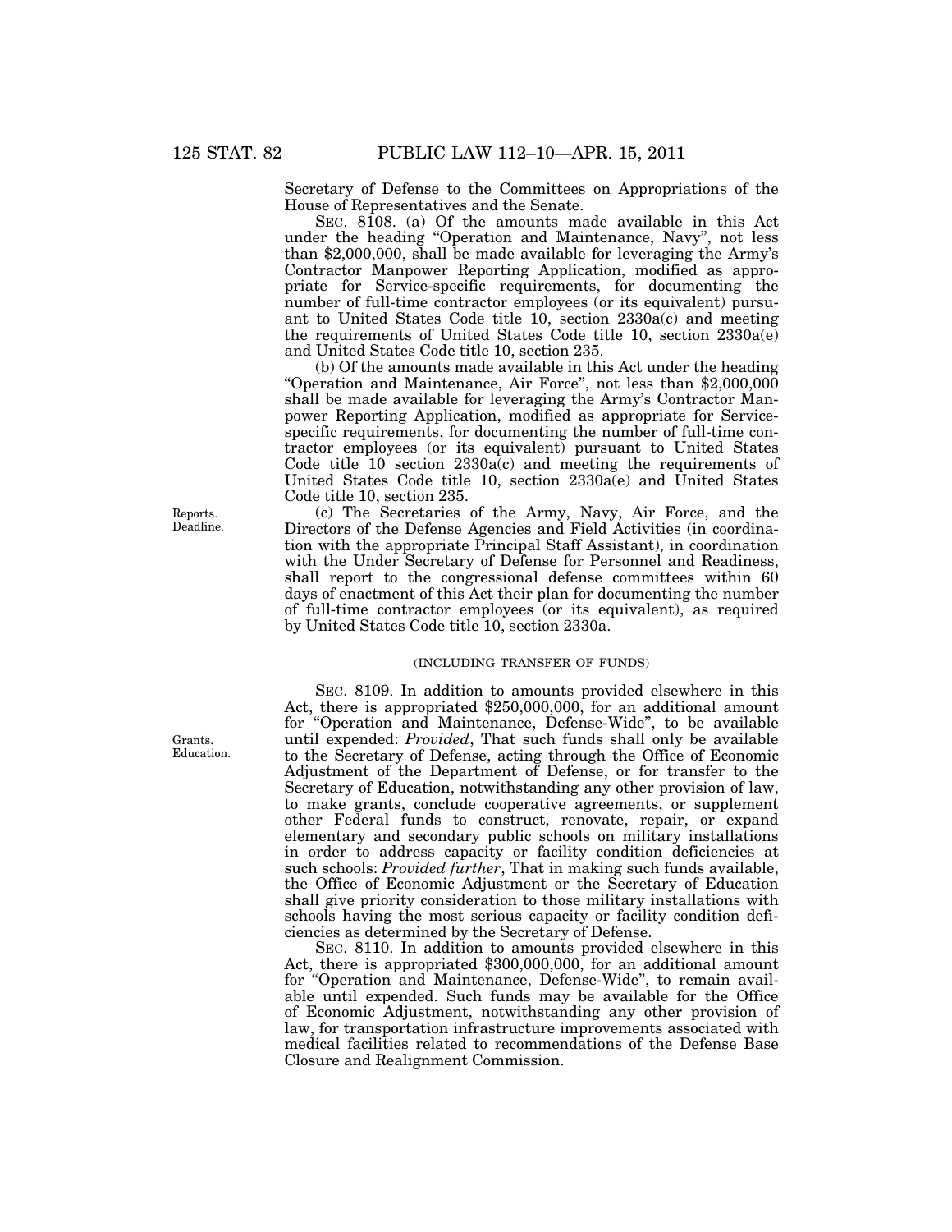Secretary of Defense to the Committees on Appropriations of the House of Representatives and the Senate.

SEC. 8108. (a) Of the amounts made available in this Act under the heading "Operation and Maintenance, Navy", not less than $2,000,000, shall be made available for leveraging the Army's Contractor Manpower Reporting Application, modified as appropriate for Service-specific requirements, for documenting the number of full-time contractor employees (or its equivalent) pursuant to United States Code title 10, section 2330a(c) and meeting the requirements of United States Code title 10, section 2330a(e) and United States Code title 10, section 235.

(b) Of the amounts made available in this Act under the heading "Operation and Maintenance, Air Force", not less than $2,000,000 shall be made available for leveraging the Army's Contractor Manpower Reporting Application, modified as appropriate for Service-specific requirements, for documenting the number of full-time contractor employees (or its equivalent) pursuant to United States Code title 10 section 2330a(c) and meeting the requirements of United States Code title 10, section 2330a(e) and United States Code title 10, section 235.

Reports. Deadline.

(c) The Secretaries of the Army, Navy, Air Force, and the Directors of the Defense Agencies and Field Activities (in coordination with the appropriate Principal Staff Assistant), in coordination with the Under Secretary of Defense for Personnel and Readiness, shall report to the congressional defense committees within 60 days of enactment of this Act their plan for documenting the number of full-time contractor employees (or its equivalent), as required by United States Code title 10, section 2330a.

(INCLUDING TRANSFER OF FUNDS)

Grants. Education.

SEC. 8109. In addition to amounts provided elsewhere in this Act, there is appropriated $250,000,000, for an additional amount for "Operation and Maintenance, Defense-Wide", to be available until expended: *Provided*, That such funds shall only be available to the Secretary of Defense, acting through the Office of Economic Adjustment of the Department of Defense, or for transfer to the Secretary of Education, notwithstanding any other provision of law, to make grants, conclude cooperative agreements, or supplement other Federal funds to construct, renovate, repair, or expand elementary and secondary public schools on military installations in order to address capacity or facility condition deficiencies at such schools: *Provided further*, That in making such funds available, the Office of Economic Adjustment or the Secretary of Education shall give priority consideration to those military installations with schools having the most serious capacity or facility condition deficiencies as determined by the Secretary of Defense.

SEC. 8110. In addition to amounts provided elsewhere in this Act, there is appropriated $300,000,000, for an additional amount for "Operation and Maintenance, Defense-Wide", to remain available until expended. Such funds may be available for the Office of Economic Adjustment, notwithstanding any other provision of law, for transportation infrastructure improvements associated with medical facilities related to recommendations of the Defense Base Closure and Realignment Commission.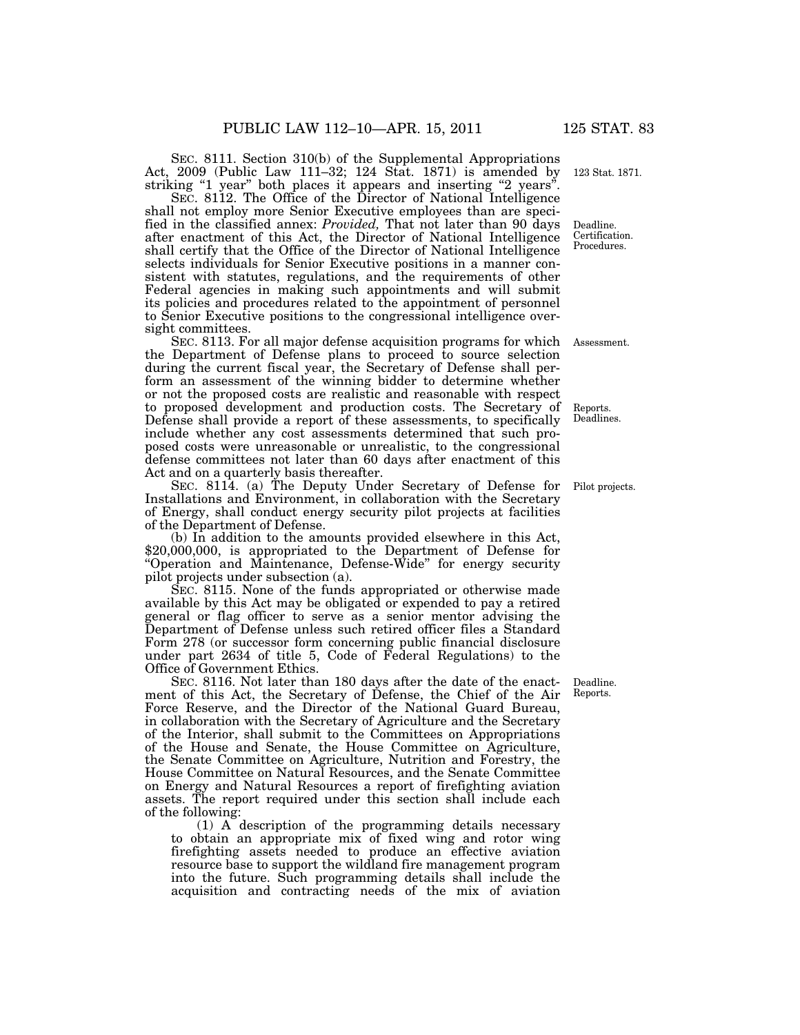SEC. 8111. Section 310(b) of the Supplemental Appropriations Act, 2009 (Public Law 111–32; 124 Stat. 1871) is amended by striking "1 year" both places it appears and inserting "2 years".

123 Stat. 1871.

SEC. 8112. The Office of the Director of National Intelligence shall not employ more Senior Executive employees than are specified in the classified annex: *Provided,* That not later than 90 days after enactment of this Act, the Director of National Intelligence shall certify that the Office of the Director of National Intelligence selects individuals for Senior Executive positions in a manner consistent with statutes, regulations, and the requirements of other Federal agencies in making such appointments and will submit its policies and procedures related to the appointment of personnel to Senior Executive positions to the congressional intelligence oversight committees.

Deadline. Certification. Procedures.

SEC. 8113. For all major defense acquisition programs for which the Department of Defense plans to proceed to source selection during the current fiscal year, the Secretary of Defense shall perform an assessment of the winning bidder to determine whether or not the proposed costs are realistic and reasonable with respect to proposed development and production costs. The Secretary of Defense shall provide a report of these assessments, to specifically include whether any cost assessments determined that such proposed costs were unreasonable or unrealistic, to the congressional defense committees not later than 60 days after enactment of this Act and on a quarterly basis thereafter.

Assessment.

Reports. Deadlines.

SEC. 8114. (a) The Deputy Under Secretary of Defense for Installations and Environment, in collaboration with the Secretary of Energy, shall conduct energy security pilot projects at facilities of the Department of Defense.

Pilot projects.

(b) In addition to the amounts provided elsewhere in this Act, $20,000,000, is appropriated to the Department of Defense for "Operation and Maintenance, Defense-Wide" for energy security pilot projects under subsection (a).

SEC. 8115. None of the funds appropriated or otherwise made available by this Act may be obligated or expended to pay a retired general or flag officer to serve as a senior mentor advising the Department of Defense unless such retired officer files a Standard Form 278 (or successor form concerning public financial disclosure under part 2634 of title 5, Code of Federal Regulations) to the Office of Government Ethics.

SEC. 8116. Not later than 180 days after the date of the enactment of this Act, the Secretary of Defense, the Chief of the Air Force Reserve, and the Director of the National Guard Bureau, in collaboration with the Secretary of Agriculture and the Secretary of the Interior, shall submit to the Committees on Appropriations of the House and Senate, the House Committee on Agriculture, the Senate Committee on Agriculture, Nutrition and Forestry, the House Committee on Natural Resources, and the Senate Committee on Energy and Natural Resources a report of firefighting aviation assets. The report required under this section shall include each of the following:

Deadline. Reports.

(1) A description of the programming details necessary to obtain an appropriate mix of fixed wing and rotor wing firefighting assets needed to produce an effective aviation resource base to support the wildland fire management program into the future. Such programming details shall include the acquisition and contracting needs of the mix of aviation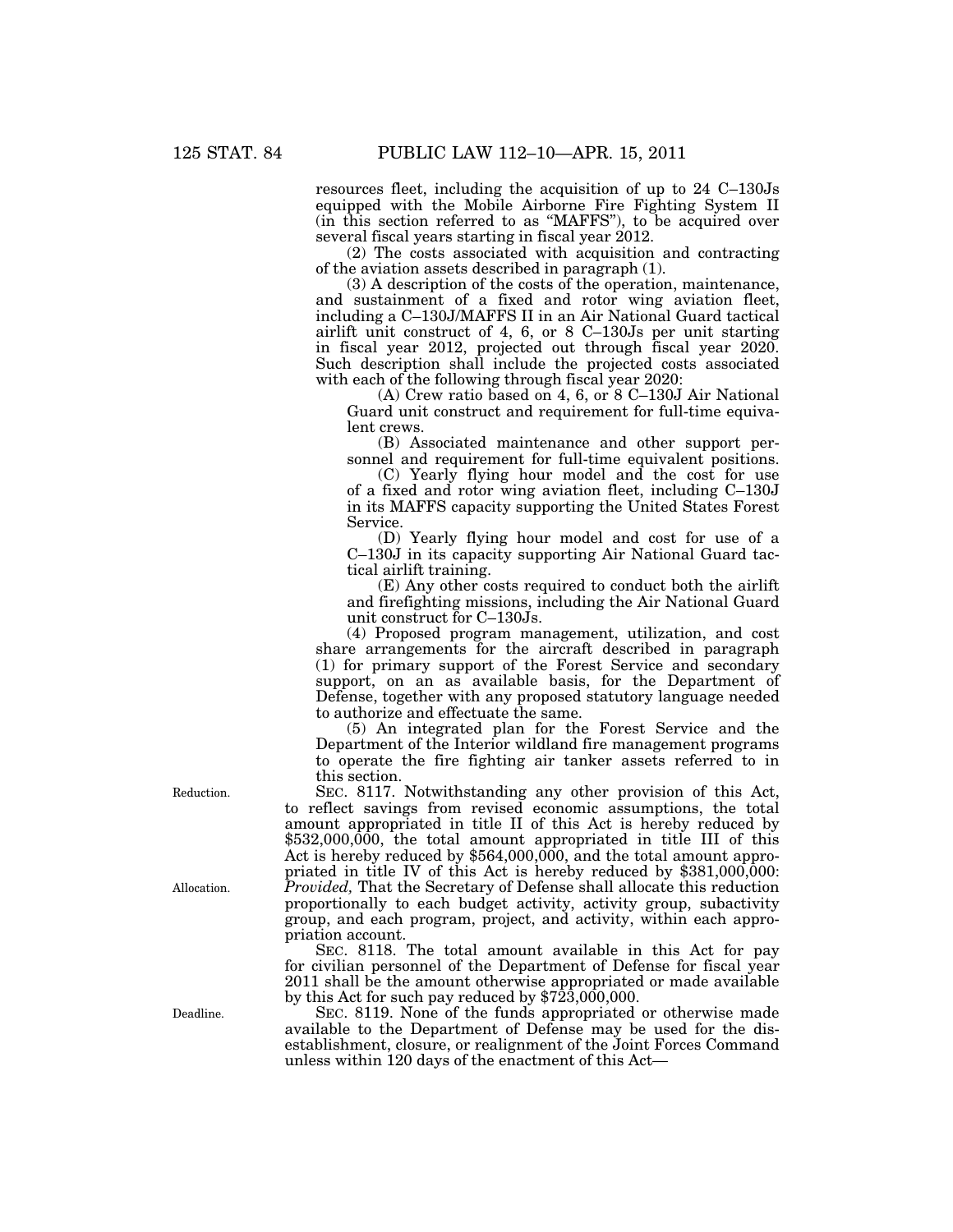resources fleet, including the acquisition of up to 24 C–130Js equipped with the Mobile Airborne Fire Fighting System II (in this section referred to as "MAFFS"), to be acquired over several fiscal years starting in fiscal year 2012.

(2) The costs associated with acquisition and contracting of the aviation assets described in paragraph (1).

(3) A description of the costs of the operation, maintenance, and sustainment of a fixed and rotor wing aviation fleet, including a C–130J/MAFFS II in an Air National Guard tactical airlift unit construct of 4, 6, or 8 C–130Js per unit starting in fiscal year 2012, projected out through fiscal year 2020. Such description shall include the projected costs associated with each of the following through fiscal year 2020:

(A) Crew ratio based on 4, 6, or 8 C–130J Air National Guard unit construct and requirement for full-time equivalent crews.

(B) Associated maintenance and other support personnel and requirement for full-time equivalent positions.

(C) Yearly flying hour model and the cost for use of a fixed and rotor wing aviation fleet, including C–130J in its MAFFS capacity supporting the United States Forest Service.

(D) Yearly flying hour model and cost for use of a C–130J in its capacity supporting Air National Guard tactical airlift training.

(E) Any other costs required to conduct both the airlift and firefighting missions, including the Air National Guard unit construct for C–130Js.

(4) Proposed program management, utilization, and cost share arrangements for the aircraft described in paragraph (1) for primary support of the Forest Service and secondary support, on an as available basis, for the Department of Defense, together with any proposed statutory language needed to authorize and effectuate the same.

(5) An integrated plan for the Forest Service and the Department of the Interior wildland fire management programs to operate the fire fighting air tanker assets referred to in this section.

Reduction.

SEC. 8117. Notwithstanding any other provision of this Act, to reflect savings from revised economic assumptions, the total amount appropriated in title II of this Act is hereby reduced by $532,000,000, the total amount appropriated in title III of this Act is hereby reduced by $564,000,000, and the total amount appropriated in title IV of this Act is hereby reduced by $381,000,000: *Provided,* That the Secretary of Defense shall allocate this reduction proportionally to each budget activity, activity group, subactivity group, and each program, project, and activity, within each appropriation account.

Allocation.

SEC. 8118. The total amount available in this Act for pay for civilian personnel of the Department of Defense for fiscal year 2011 shall be the amount otherwise appropriated or made available by this Act for such pay reduced by $723,000,000.

Deadline.

SEC. 8119. None of the funds appropriated or otherwise made available to the Department of Defense may be used for the disestablishment, closure, or realignment of the Joint Forces Command unless within 120 days of the enactment of this Act—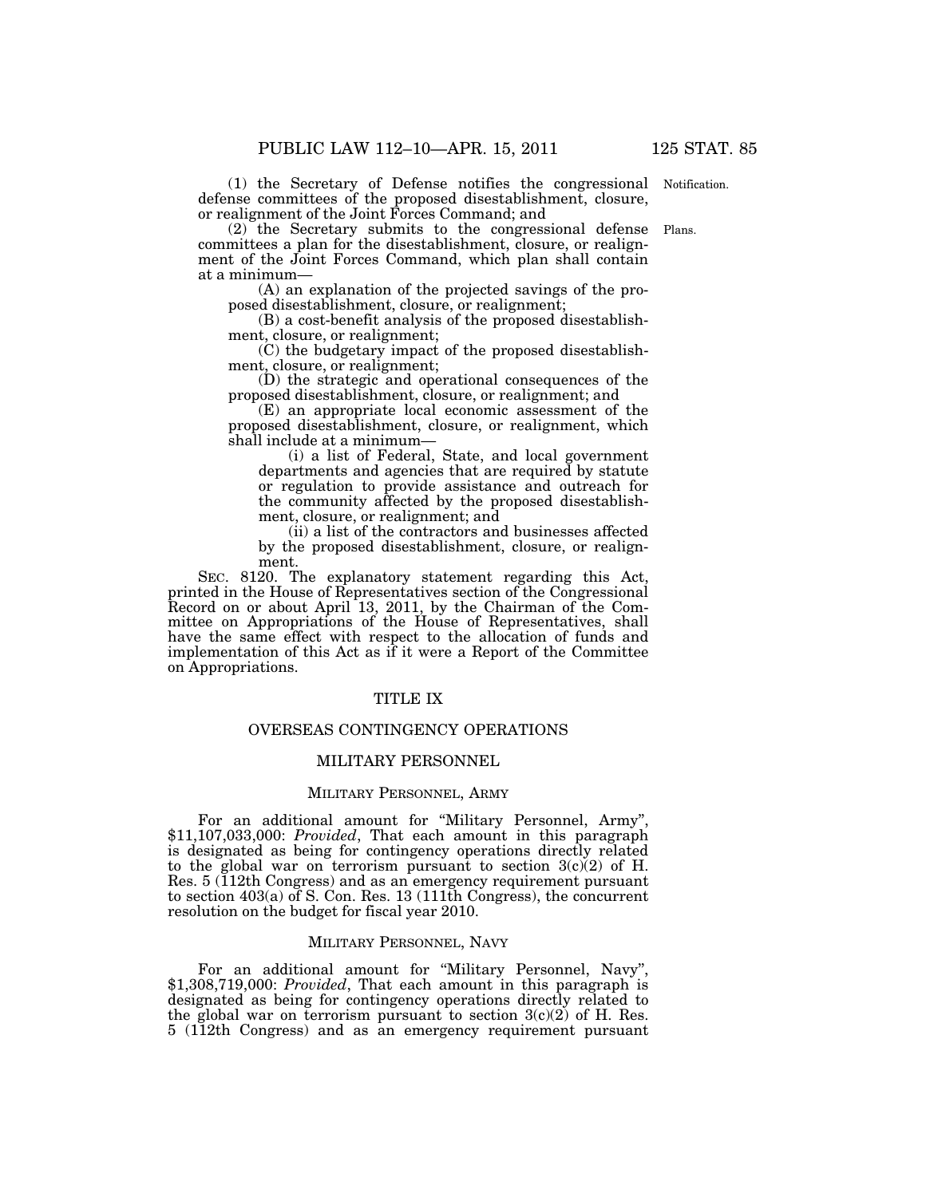(1) the Secretary of Defense notifies the congressional defense committees of the proposed disestablishment, closure, or realignment of the Joint Forces Command; and

(2) the Secretary submits to the congressional defense committees a plan for the disestablishment, closure, or realignment of the Joint Forces Command, which plan shall contain at a minimum—

(A) an explanation of the projected savings of the proposed disestablishment, closure, or realignment;

(B) a cost-benefit analysis of the proposed disestablishment, closure, or realignment;

(C) the budgetary impact of the proposed disestablishment, closure, or realignment;

(D) the strategic and operational consequences of the proposed disestablishment, closure, or realignment; and

(E) an appropriate local economic assessment of the proposed disestablishment, closure, or realignment, which shall include at a minimum—

(i) a list of Federal, State, and local government departments and agencies that are required by statute or regulation to provide assistance and outreach for the community affected by the proposed disestablishment, closure, or realignment; and

(ii) a list of the contractors and businesses affected by the proposed disestablishment, closure, or realignment.

SEC. 8120. The explanatory statement regarding this Act, printed in the House of Representatives section of the Congressional Record on or about April 13, 2011, by the Chairman of the Committee on Appropriations of the House of Representatives, shall have the same effect with respect to the allocation of funds and implementation of this Act as if it were a Report of the Committee on Appropriations.

# TITLE IX

## OVERSEAS CONTINGENCY OPERATIONS

## MILITARY PERSONNEL

### MILITARY PERSONNEL, ARMY

For an additional amount for "Military Personnel, Army", $11,107,033,000: *Provided*, That each amount in this paragraph is designated as being for contingency operations directly related to the global war on terrorism pursuant to section 3(c)(2) of H. Res. 5 (112th Congress) and as an emergency requirement pursuant to section 403(a) of S. Con. Res. 13 (111th Congress), the concurrent resolution on the budget for fiscal year 2010.

### MILITARY PERSONNEL, NAVY

For an additional amount for "Military Personnel, Navy", $1,308,719,000: *Provided*, That each amount in this paragraph is designated as being for contingency operations directly related to the global war on terrorism pursuant to section 3(c)(2) of H. Res. 5 (112th Congress) and as an emergency requirement pursuant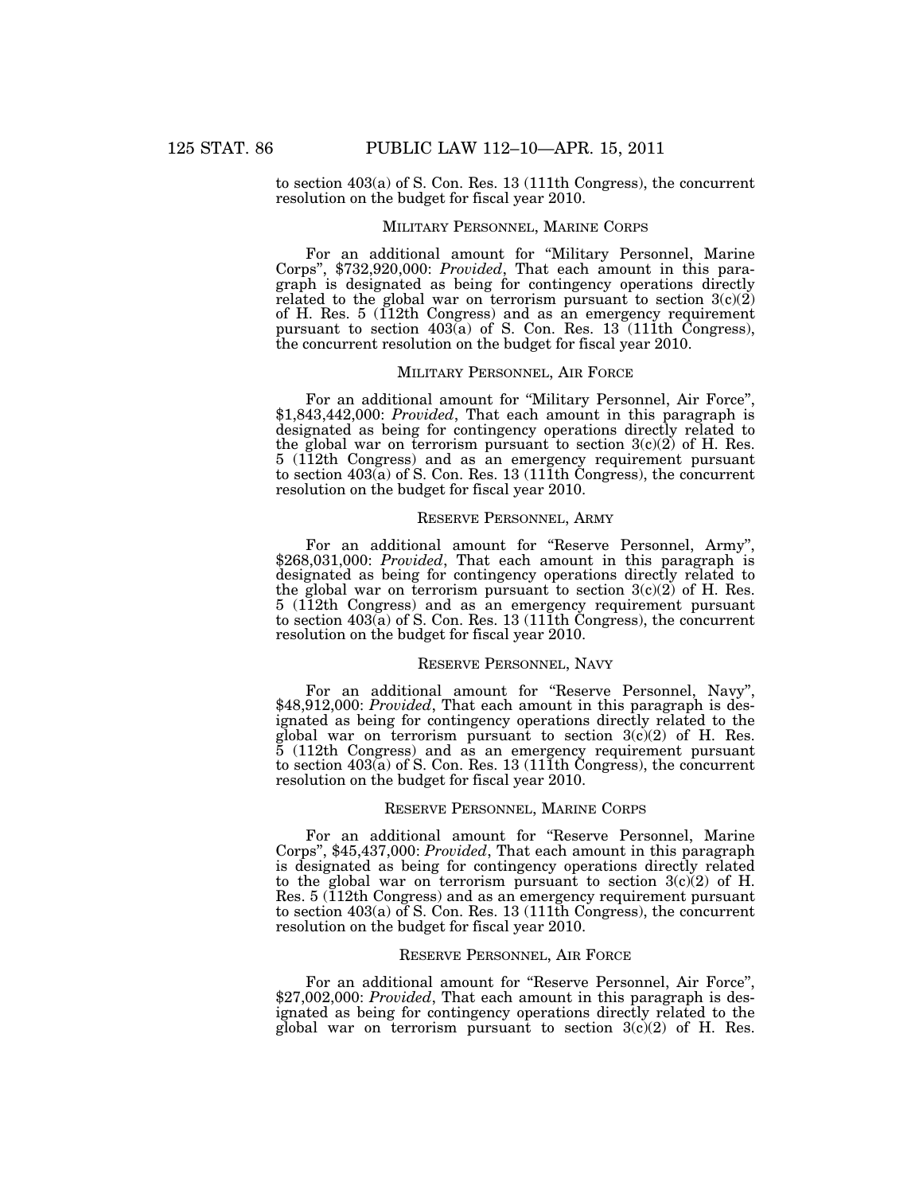to section 403(a) of S. Con. Res. 13 (111th Congress), the concurrent resolution on the budget for fiscal year 2010.

### MILITARY PERSONNEL, MARINE CORPS

For an additional amount for "Military Personnel, Marine Corps", $732,920,000: *Provided*, That each amount in this paragraph is designated as being for contingency operations directly related to the global war on terrorism pursuant to section 3(c)(2) of H. Res. 5 (112th Congress) and as an emergency requirement pursuant to section 403(a) of S. Con. Res. 13 (111th Congress), the concurrent resolution on the budget for fiscal year 2010.

### MILITARY PERSONNEL, AIR FORCE

For an additional amount for "Military Personnel, Air Force", $1,843,442,000: *Provided*, That each amount in this paragraph is designated as being for contingency operations directly related to the global war on terrorism pursuant to section 3(c)(2) of H. Res. 5 (112th Congress) and as an emergency requirement pursuant to section 403(a) of S. Con. Res. 13 (111th Congress), the concurrent resolution on the budget for fiscal year 2010.

### RESERVE PERSONNEL, ARMY

For an additional amount for "Reserve Personnel, Army", $268,031,000: *Provided*, That each amount in this paragraph is designated as being for contingency operations directly related to the global war on terrorism pursuant to section 3(c)(2) of H. Res. 5 (112th Congress) and as an emergency requirement pursuant to section 403(a) of S. Con. Res. 13 (111th Congress), the concurrent resolution on the budget for fiscal year 2010.

### RESERVE PERSONNEL, NAVY

For an additional amount for "Reserve Personnel, Navy", $48,912,000: *Provided*, That each amount in this paragraph is designated as being for contingency operations directly related to the global war on terrorism pursuant to section 3(c)(2) of H. Res. 5 (112th Congress) and as an emergency requirement pursuant to section 403(a) of S. Con. Res. 13 (111th Congress), the concurrent resolution on the budget for fiscal year 2010.

### RESERVE PERSONNEL, MARINE CORPS

For an additional amount for "Reserve Personnel, Marine Corps", $45,437,000: *Provided*, That each amount in this paragraph is designated as being for contingency operations directly related to the global war on terrorism pursuant to section 3(c)(2) of H. Res. 5 (112th Congress) and as an emergency requirement pursuant to section 403(a) of S. Con. Res. 13 (111th Congress), the concurrent resolution on the budget for fiscal year 2010.

### RESERVE PERSONNEL, AIR FORCE

For an additional amount for "Reserve Personnel, Air Force", $27,002,000: *Provided*, That each amount in this paragraph is designated as being for contingency operations directly related to the global war on terrorism pursuant to section 3(c)(2) of H. Res.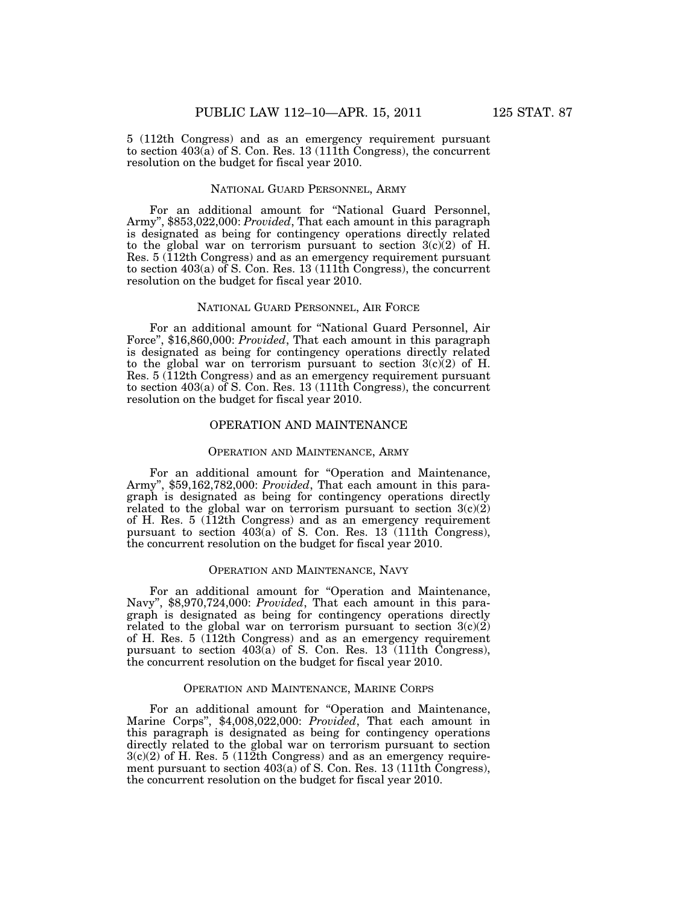5 (112th Congress) and as an emergency requirement pursuant to section 403(a) of S. Con. Res. 13 (111th Congress), the concurrent resolution on the budget for fiscal year 2010.

### National Guard Personnel, Army

For an additional amount for "National Guard Personnel, Army", $853,022,000: *Provided*, That each amount in this paragraph is designated as being for contingency operations directly related to the global war on terrorism pursuant to section 3(c)(2) of H. Res. 5 (112th Congress) and as an emergency requirement pursuant to section 403(a) of S. Con. Res. 13 (111th Congress), the concurrent resolution on the budget for fiscal year 2010.

### National Guard Personnel, Air Force

For an additional amount for "National Guard Personnel, Air Force", $16,860,000: *Provided*, That each amount in this paragraph is designated as being for contingency operations directly related to the global war on terrorism pursuant to section 3(c)(2) of H. Res. 5 (112th Congress) and as an emergency requirement pursuant to section 403(a) of S. Con. Res. 13 (111th Congress), the concurrent resolution on the budget for fiscal year 2010.

## OPERATION AND MAINTENANCE

### Operation and Maintenance, Army

For an additional amount for "Operation and Maintenance, Army", $59,162,782,000: *Provided*, That each amount in this paragraph is designated as being for contingency operations directly related to the global war on terrorism pursuant to section 3(c)(2) of H. Res. 5 (112th Congress) and as an emergency requirement pursuant to section 403(a) of S. Con. Res. 13 (111th Congress), the concurrent resolution on the budget for fiscal year 2010.

### Operation and Maintenance, Navy

For an additional amount for "Operation and Maintenance, Navy", $8,970,724,000: *Provided*, That each amount in this paragraph is designated as being for contingency operations directly related to the global war on terrorism pursuant to section 3(c)(2) of H. Res. 5 (112th Congress) and as an emergency requirement pursuant to section 403(a) of S. Con. Res. 13 (111th Congress), the concurrent resolution on the budget for fiscal year 2010.

### Operation and Maintenance, Marine Corps

For an additional amount for "Operation and Maintenance, Marine Corps", $4,008,022,000: *Provided*, That each amount in this paragraph is designated as being for contingency operations directly related to the global war on terrorism pursuant to section 3(c)(2) of H. Res. 5 (112th Congress) and as an emergency requirement pursuant to section 403(a) of S. Con. Res. 13 (111th Congress), the concurrent resolution on the budget for fiscal year 2010.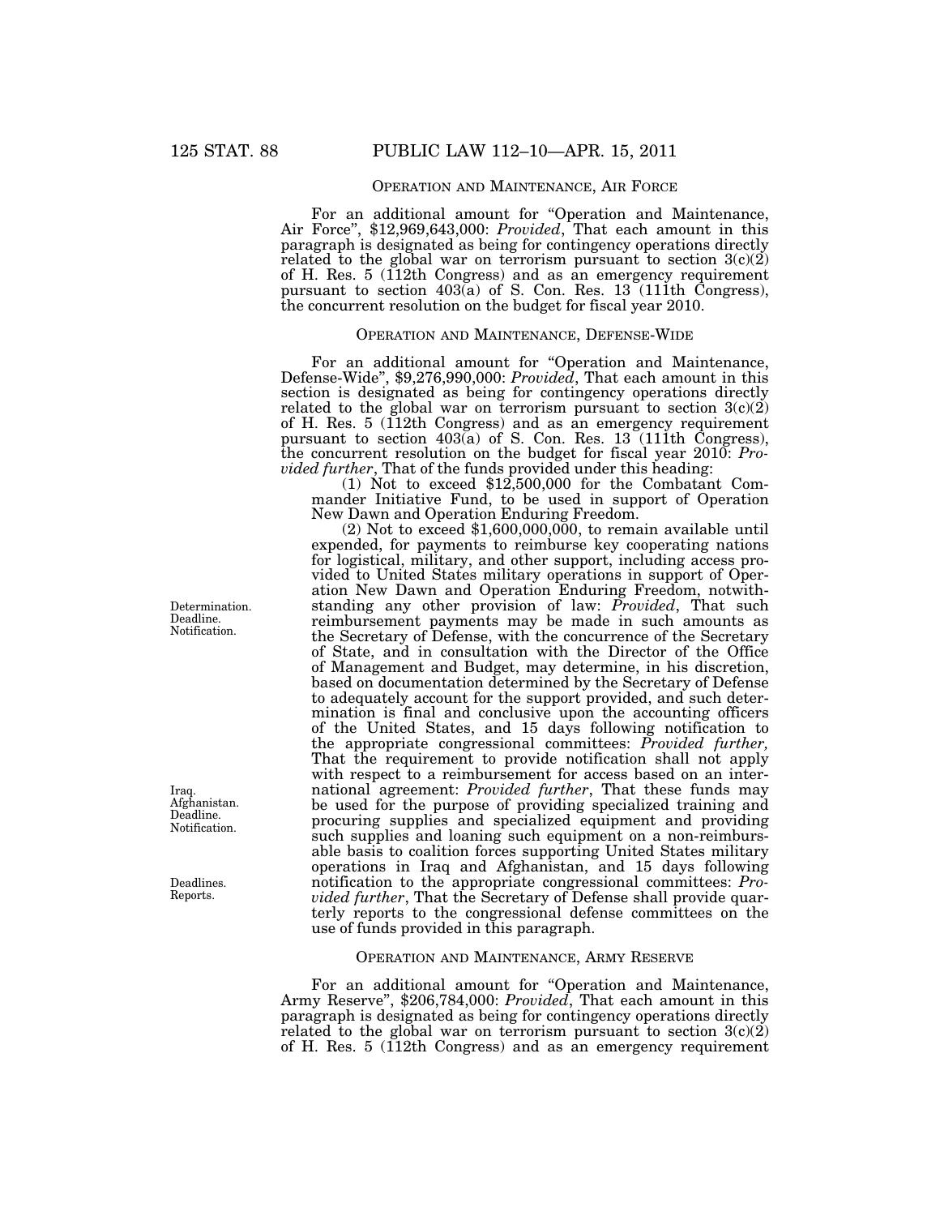## OPERATION AND MAINTENANCE, AIR FORCE

For an additional amount for "Operation and Maintenance, Air Force", $12,969,643,000: *Provided*, That each amount in this paragraph is designated as being for contingency operations directly related to the global war on terrorism pursuant to section 3(c)(2) of H. Res. 5 (112th Congress) and as an emergency requirement pursuant to section 403(a) of S. Con. Res. 13 (111th Congress), the concurrent resolution on the budget for fiscal year 2010.

## OPERATION AND MAINTENANCE, DEFENSE-WIDE

For an additional amount for "Operation and Maintenance, Defense-Wide", $9,276,990,000: *Provided*, That each amount in this section is designated as being for contingency operations directly related to the global war on terrorism pursuant to section 3(c)(2) of H. Res. 5 (112th Congress) and as an emergency requirement pursuant to section 403(a) of S. Con. Res. 13 (111th Congress), the concurrent resolution on the budget for fiscal year 2010: *Provided further*, That of the funds provided under this heading:

(1) Not to exceed $12,500,000 for the Combatant Commander Initiative Fund, to be used in support of Operation New Dawn and Operation Enduring Freedom.

Determination. Deadline. Notification.

(2) Not to exceed $1,600,000,000, to remain available until expended, for payments to reimburse key cooperating nations for logistical, military, and other support, including access provided to United States military operations in support of Operation New Dawn and Operation Enduring Freedom, notwithstanding any other provision of law: *Provided*, That such reimbursement payments may be made in such amounts as the Secretary of Defense, with the concurrence of the Secretary of State, and in consultation with the Director of the Office of Management and Budget, may determine, in his discretion, based on documentation determined by the Secretary of Defense to adequately account for the support provided, and such determination is final and conclusive upon the accounting officers of the United States, and 15 days following notification to the appropriate congressional committees: *Provided further,* That the requirement to provide notification shall not apply with respect to a reimbursement for access based on an international agreement: *Provided further*, That these funds may be used for the purpose of providing specialized training and procuring supplies and specialized equipment and providing such supplies and loaning such equipment on a non-reimbursable basis to coalition forces supporting United States military operations in Iraq and Afghanistan, and 15 days following notification to the appropriate congressional committees: *Provided further*, That the Secretary of Defense shall provide quarterly reports to the congressional defense committees on the use of funds provided in this paragraph.

Iraq. Afghanistan. Deadline. Notification.

Deadlines. Reports.

## OPERATION AND MAINTENANCE, ARMY RESERVE

For an additional amount for "Operation and Maintenance, Army Reserve", $206,784,000: *Provided*, That each amount in this paragraph is designated as being for contingency operations directly related to the global war on terrorism pursuant to section 3(c)(2) of H. Res. 5 (112th Congress) and as an emergency requirement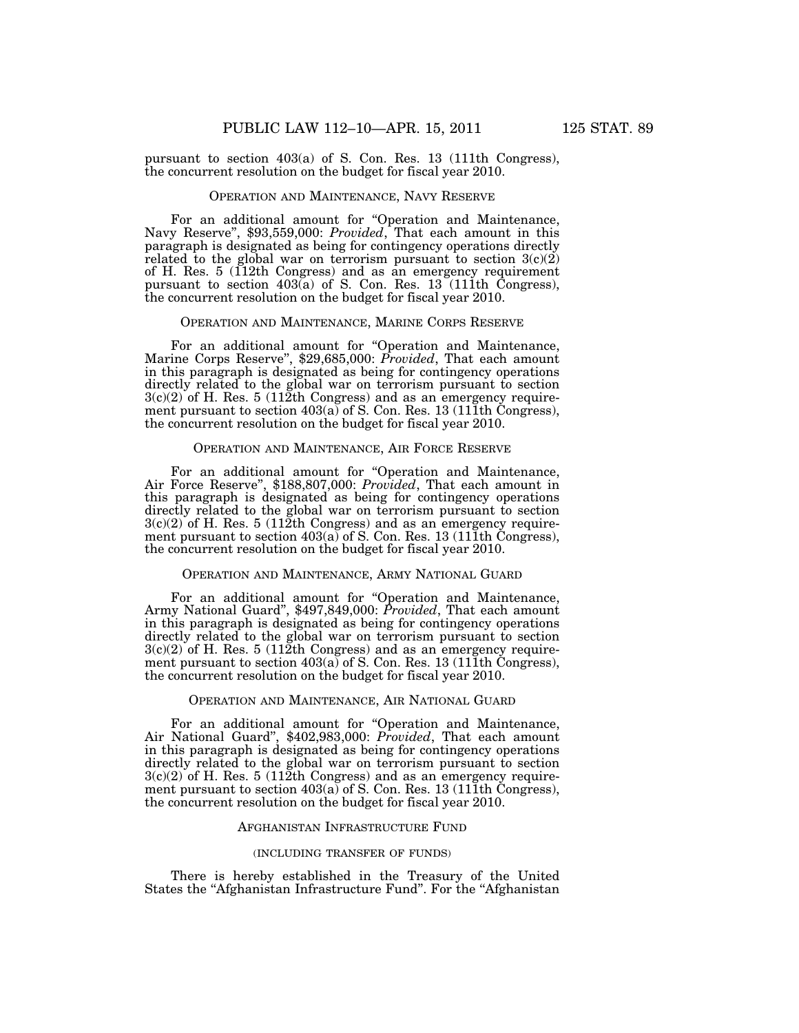pursuant to section 403(a) of S. Con. Res. 13 (111th Congress), the concurrent resolution on the budget for fiscal year 2010.

### OPERATION AND MAINTENANCE, NAVY RESERVE

For an additional amount for "Operation and Maintenance, Navy Reserve", $93,559,000: *Provided*, That each amount in this paragraph is designated as being for contingency operations directly related to the global war on terrorism pursuant to section 3(c)(2) of H. Res. 5 (112th Congress) and as an emergency requirement pursuant to section 403(a) of S. Con. Res. 13 (111th Congress), the concurrent resolution on the budget for fiscal year 2010.

### OPERATION AND MAINTENANCE, MARINE CORPS RESERVE

For an additional amount for "Operation and Maintenance, Marine Corps Reserve", $29,685,000: *Provided*, That each amount in this paragraph is designated as being for contingency operations directly related to the global war on terrorism pursuant to section 3(c)(2) of H. Res. 5 (112th Congress) and as an emergency requirement pursuant to section 403(a) of S. Con. Res. 13 (111th Congress), the concurrent resolution on the budget for fiscal year 2010.

### OPERATION AND MAINTENANCE, AIR FORCE RESERVE

For an additional amount for "Operation and Maintenance, Air Force Reserve", $188,807,000: *Provided*, That each amount in this paragraph is designated as being for contingency operations directly related to the global war on terrorism pursuant to section 3(c)(2) of H. Res. 5 (112th Congress) and as an emergency requirement pursuant to section 403(a) of S. Con. Res. 13 (111th Congress), the concurrent resolution on the budget for fiscal year 2010.

### OPERATION AND MAINTENANCE, ARMY NATIONAL GUARD

For an additional amount for "Operation and Maintenance, Army National Guard", $497,849,000: *Provided*, That each amount in this paragraph is designated as being for contingency operations directly related to the global war on terrorism pursuant to section 3(c)(2) of H. Res. 5 (112th Congress) and as an emergency requirement pursuant to section 403(a) of S. Con. Res. 13 (111th Congress), the concurrent resolution on the budget for fiscal year 2010.

### OPERATION AND MAINTENANCE, AIR NATIONAL GUARD

For an additional amount for "Operation and Maintenance, Air National Guard", $402,983,000: *Provided*, That each amount in this paragraph is designated as being for contingency operations directly related to the global war on terrorism pursuant to section 3(c)(2) of H. Res. 5 (112th Congress) and as an emergency requirement pursuant to section 403(a) of S. Con. Res. 13 (111th Congress), the concurrent resolution on the budget for fiscal year 2010.

### AFGHANISTAN INFRASTRUCTURE FUND

(INCLUDING TRANSFER OF FUNDS)

There is hereby established in the Treasury of the United States the "Afghanistan Infrastructure Fund". For the "Afghanistan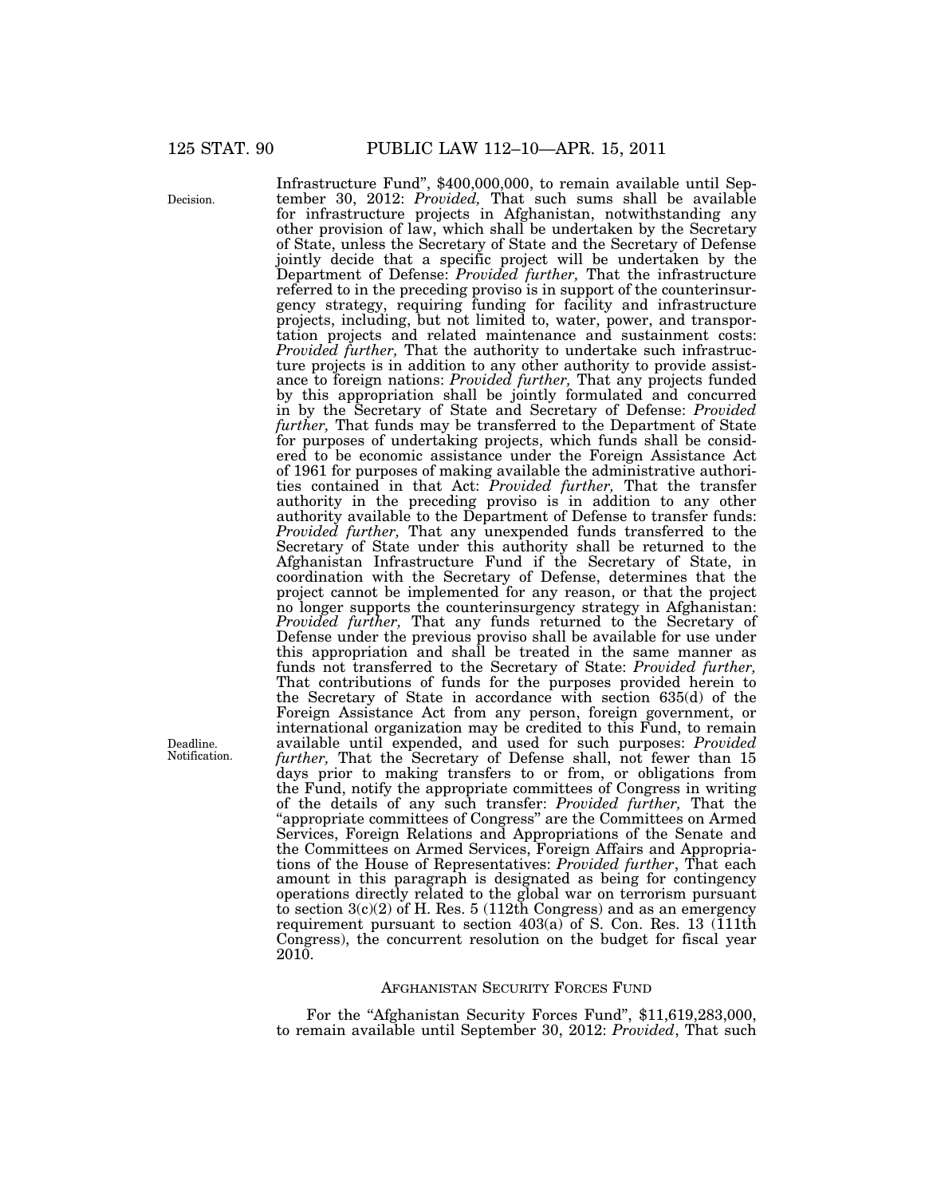Infrastructure Fund", $400,000,000, to remain available until September 30, 2012: *Provided,* That such sums shall be available for infrastructure projects in Afghanistan, notwithstanding any other provision of law, which shall be undertaken by the Secretary of State, unless the Secretary of State and the Secretary of Defense jointly decide that a specific project will be undertaken by the Department of Defense: *Provided further,* That the infrastructure referred to in the preceding proviso is in support of the counterinsurgency strategy, requiring funding for facility and infrastructure projects, including, but not limited to, water, power, and transportation projects and related maintenance and sustainment costs: *Provided further,* That the authority to undertake such infrastructure projects is in addition to any other authority to provide assistance to foreign nations: *Provided further,* That any projects funded by this appropriation shall be jointly formulated and concurred in by the Secretary of State and Secretary of Defense: *Provided further,* That funds may be transferred to the Department of State for purposes of undertaking projects, which funds shall be considered to be economic assistance under the Foreign Assistance Act of 1961 for purposes of making available the administrative authorities contained in that Act: *Provided further,* That the transfer authority in the preceding proviso is in addition to any other authority available to the Department of Defense to transfer funds: *Provided further,* That any unexpended funds transferred to the Secretary of State under this authority shall be returned to the Afghanistan Infrastructure Fund if the Secretary of State, in coordination with the Secretary of Defense, determines that the project cannot be implemented for any reason, or that the project no longer supports the counterinsurgency strategy in Afghanistan: *Provided further,* That any funds returned to the Secretary of Defense under the previous proviso shall be available for use under this appropriation and shall be treated in the same manner as funds not transferred to the Secretary of State: *Provided further,* That contributions of funds for the purposes provided herein to the Secretary of State in accordance with section 635(d) of the Foreign Assistance Act from any person, foreign government, or international organization may be credited to this Fund, to remain available until expended, and used for such purposes: *Provided further,* That the Secretary of Defense shall, not fewer than 15 days prior to making transfers to or from, or obligations from the Fund, notify the appropriate committees of Congress in writing of the details of any such transfer: *Provided further,* That the "appropriate committees of Congress" are the Committees on Armed Services, Foreign Relations and Appropriations of the Senate and the Committees on Armed Services, Foreign Affairs and Appropriations of the House of Representatives: *Provided further*, That each amount in this paragraph is designated as being for contingency operations directly related to the global war on terrorism pursuant to section 3(c)(2) of H. Res. 5 (112th Congress) and as an emergency requirement pursuant to section 403(a) of S. Con. Res. 13 (111th Congress), the concurrent resolution on the budget for fiscal year 2010.

Decision.

Deadline. Notification.

## AFGHANISTAN SECURITY FORCES FUND

For the "Afghanistan Security Forces Fund", $11,619,283,000, to remain available until September 30, 2012: *Provided*, That such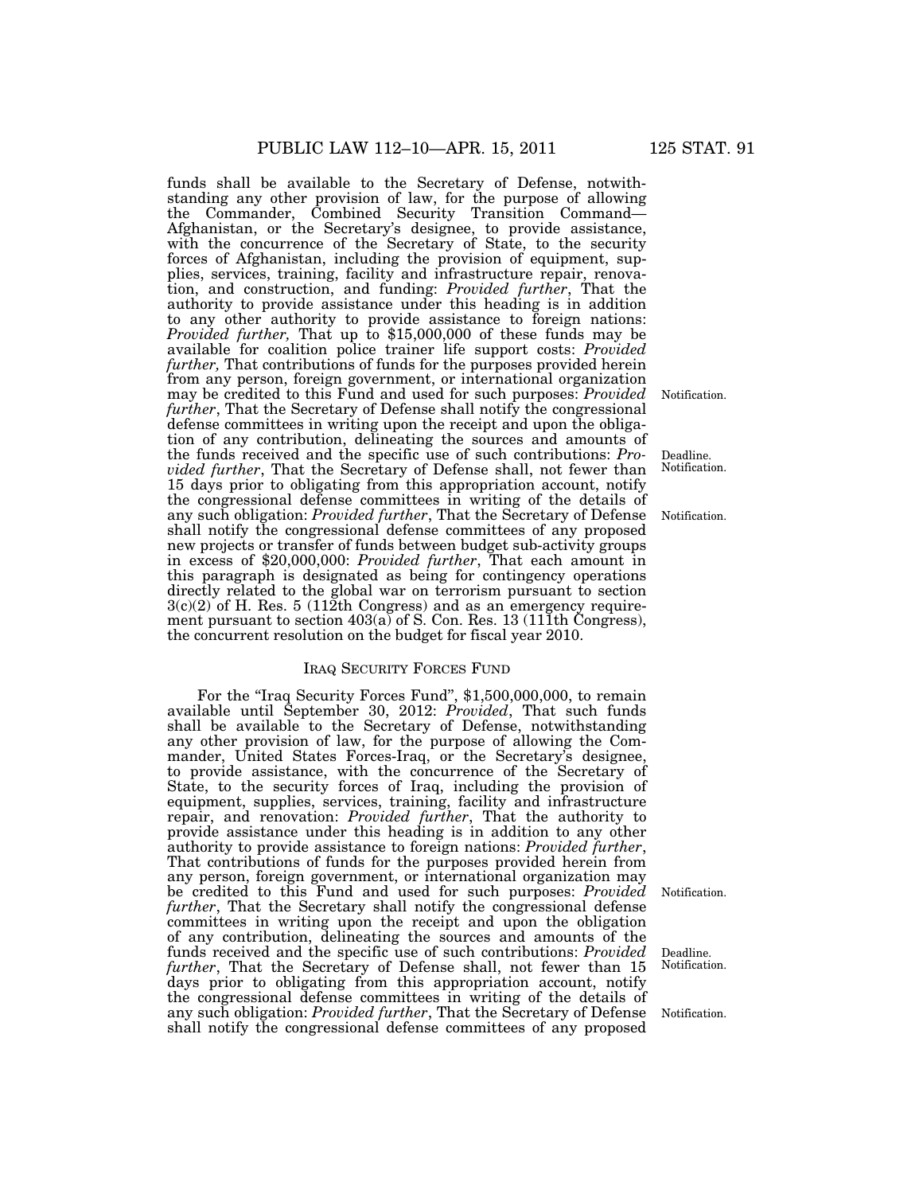funds shall be available to the Secretary of Defense, notwithstanding any other provision of law, for the purpose of allowing the Commander, Combined Security Transition Command—Afghanistan, or the Secretary's designee, to provide assistance, with the concurrence of the Secretary of State, to the security forces of Afghanistan, including the provision of equipment, supplies, services, training, facility and infrastructure repair, renovation, and construction, and funding: *Provided further*, That the authority to provide assistance under this heading is in addition to any other authority to provide assistance to foreign nations: *Provided further,* That up to $15,000,000 of these funds may be available for coalition police trainer life support costs: *Provided further,* That contributions of funds for the purposes provided herein from any person, foreign government, or international organization may be credited to this Fund and used for such purposes: *Provided further*, That the Secretary of Defense shall notify the congressional defense committees in writing upon the receipt and upon the obligation of any contribution, delineating the sources and amounts of the funds received and the specific use of such contributions: *Provided further*, That the Secretary of Defense shall, not fewer than 15 days prior to obligating from this appropriation account, notify the congressional defense committees in writing of the details of any such obligation: *Provided further*, That the Secretary of Defense shall notify the congressional defense committees of any proposed new projects or transfer of funds between budget sub-activity groups in excess of $20,000,000: *Provided further*, That each amount in this paragraph is designated as being for contingency operations directly related to the global war on terrorism pursuant to section 3(c)(2) of H. Res. 5 (112th Congress) and as an emergency requirement pursuant to section 403(a) of S. Con. Res. 13 (111th Congress), the concurrent resolution on the budget for fiscal year 2010.

Notification.

Deadline. Notification.

Notification.

## IRAQ SECURITY FORCES FUND

For the "Iraq Security Forces Fund", $1,500,000,000, to remain available until September 30, 2012: *Provided*, That such funds shall be available to the Secretary of Defense, notwithstanding any other provision of law, for the purpose of allowing the Commander, United States Forces-Iraq, or the Secretary's designee, to provide assistance, with the concurrence of the Secretary of State, to the security forces of Iraq, including the provision of equipment, supplies, services, training, facility and infrastructure repair, and renovation: *Provided further*, That the authority to provide assistance under this heading is in addition to any other authority to provide assistance to foreign nations: *Provided further*, That contributions of funds for the purposes provided herein from any person, foreign government, or international organization may be credited to this Fund and used for such purposes: *Provided further*, That the Secretary shall notify the congressional defense committees in writing upon the receipt and upon the obligation of any contribution, delineating the sources and amounts of the funds received and the specific use of such contributions: *Provided further*, That the Secretary of Defense shall, not fewer than 15 days prior to obligating from this appropriation account, notify the congressional defense committees in writing of the details of any such obligation: *Provided further*, That the Secretary of Defense shall notify the congressional defense committees of any proposed

Notification.

Deadline. Notification.

Notification.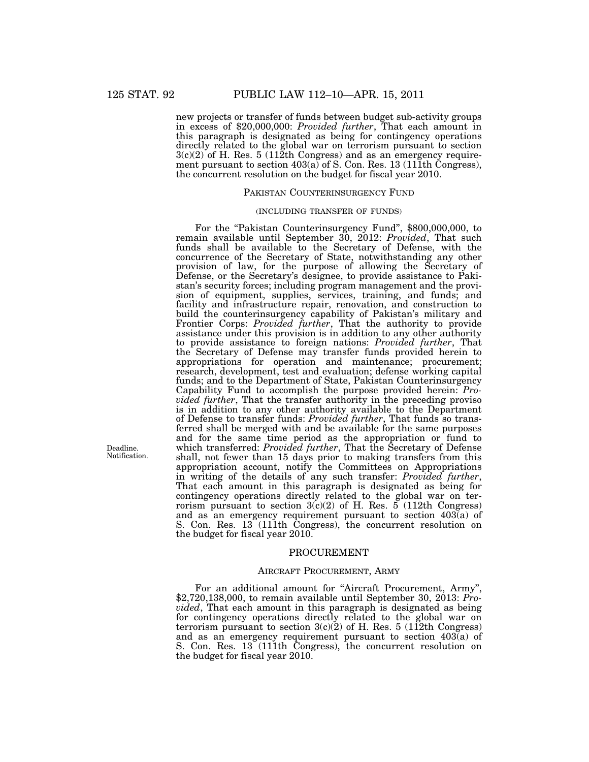new projects or transfer of funds between budget sub-activity groups in excess of $20,000,000: *Provided further*, That each amount in this paragraph is designated as being for contingency operations directly related to the global war on terrorism pursuant to section 3(c)(2) of H. Res. 5 (112th Congress) and as an emergency requirement pursuant to section 403(a) of S. Con. Res. 13 (111th Congress), the concurrent resolution on the budget for fiscal year 2010.

### PAKISTAN COUNTERINSURGENCY FUND

(INCLUDING TRANSFER OF FUNDS)

For the "Pakistan Counterinsurgency Fund", $800,000,000, to remain available until September 30, 2012: *Provided*, That such funds shall be available to the Secretary of Defense, with the concurrence of the Secretary of State, notwithstanding any other provision of law, for the purpose of allowing the Secretary of Defense, or the Secretary's designee, to provide assistance to Pakistan's security forces; including program management and the provision of equipment, supplies, services, training, and funds; and facility and infrastructure repair, renovation, and construction to build the counterinsurgency capability of Pakistan's military and Frontier Corps: *Provided further*, That the authority to provide assistance under this provision is in addition to any other authority to provide assistance to foreign nations: *Provided further*, That the Secretary of Defense may transfer funds provided herein to appropriations for operation and maintenance; procurement; research, development, test and evaluation; defense working capital funds; and to the Department of State, Pakistan Counterinsurgency Capability Fund to accomplish the purpose provided herein: *Provided further*, That the transfer authority in the preceding proviso is in addition to any other authority available to the Department of Defense to transfer funds: *Provided further*, That funds so transferred shall be merged with and be available for the same purposes and for the same time period as the appropriation or fund to which transferred: *Provided further*, That the Secretary of Defense shall, not fewer than 15 days prior to making transfers from this appropriation account, notify the Committees on Appropriations in writing of the details of any such transfer: *Provided further*, That each amount in this paragraph is designated as being for contingency operations directly related to the global war on terrorism pursuant to section 3(c)(2) of H. Res. 5 (112th Congress) and as an emergency requirement pursuant to section 403(a) of S. Con. Res. 13 (111th Congress), the concurrent resolution on the budget for fiscal year 2010.

Deadline.
Notification.

## PROCUREMENT

### AIRCRAFT PROCUREMENT, ARMY

For an additional amount for "Aircraft Procurement, Army", $2,720,138,000, to remain available until September 30, 2013: *Provided*, That each amount in this paragraph is designated as being for contingency operations directly related to the global war on terrorism pursuant to section 3(c)(2) of H. Res. 5 (112th Congress) and as an emergency requirement pursuant to section 403(a) of S. Con. Res. 13 (111th Congress), the concurrent resolution on the budget for fiscal year 2010.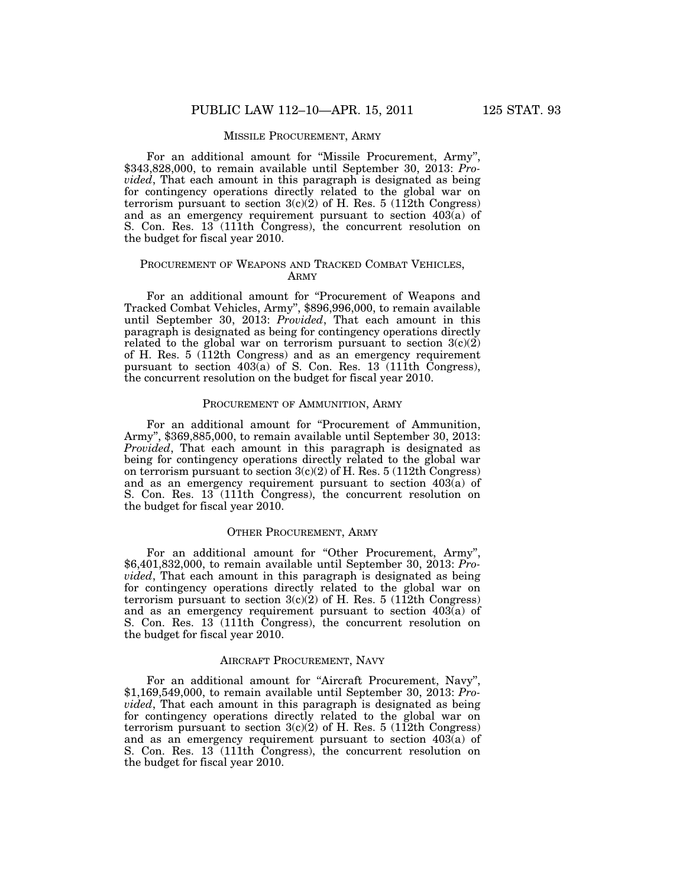## MISSILE PROCUREMENT, ARMY

For an additional amount for "Missile Procurement, Army", $343,828,000, to remain available until September 30, 2013: *Provided*, That each amount in this paragraph is designated as being for contingency operations directly related to the global war on terrorism pursuant to section 3(c)(2) of H. Res. 5 (112th Congress) and as an emergency requirement pursuant to section 403(a) of S. Con. Res. 13 (111th Congress), the concurrent resolution on the budget for fiscal year 2010.

## PROCUREMENT OF WEAPONS AND TRACKED COMBAT VEHICLES, ARMY

For an additional amount for "Procurement of Weapons and Tracked Combat Vehicles, Army", $896,996,000, to remain available until September 30, 2013: *Provided*, That each amount in this paragraph is designated as being for contingency operations directly related to the global war on terrorism pursuant to section 3(c)(2) of H. Res. 5 (112th Congress) and as an emergency requirement pursuant to section 403(a) of S. Con. Res. 13 (111th Congress), the concurrent resolution on the budget for fiscal year 2010.

## PROCUREMENT OF AMMUNITION, ARMY

For an additional amount for "Procurement of Ammunition, Army", $369,885,000, to remain available until September 30, 2013: *Provided*, That each amount in this paragraph is designated as being for contingency operations directly related to the global war on terrorism pursuant to section 3(c)(2) of H. Res. 5 (112th Congress) and as an emergency requirement pursuant to section 403(a) of S. Con. Res. 13 (111th Congress), the concurrent resolution on the budget for fiscal year 2010.

## OTHER PROCUREMENT, ARMY

For an additional amount for "Other Procurement, Army", $6,401,832,000, to remain available until September 30, 2013: *Provided*, That each amount in this paragraph is designated as being for contingency operations directly related to the global war on terrorism pursuant to section 3(c)(2) of H. Res. 5 (112th Congress) and as an emergency requirement pursuant to section 403(a) of S. Con. Res. 13 (111th Congress), the concurrent resolution on the budget for fiscal year 2010.

## AIRCRAFT PROCUREMENT, NAVY

For an additional amount for "Aircraft Procurement, Navy", $1,169,549,000, to remain available until September 30, 2013: *Provided*, That each amount in this paragraph is designated as being for contingency operations directly related to the global war on terrorism pursuant to section 3(c)(2) of H. Res. 5 (112th Congress) and as an emergency requirement pursuant to section 403(a) of S. Con. Res. 13 (111th Congress), the concurrent resolution on the budget for fiscal year 2010.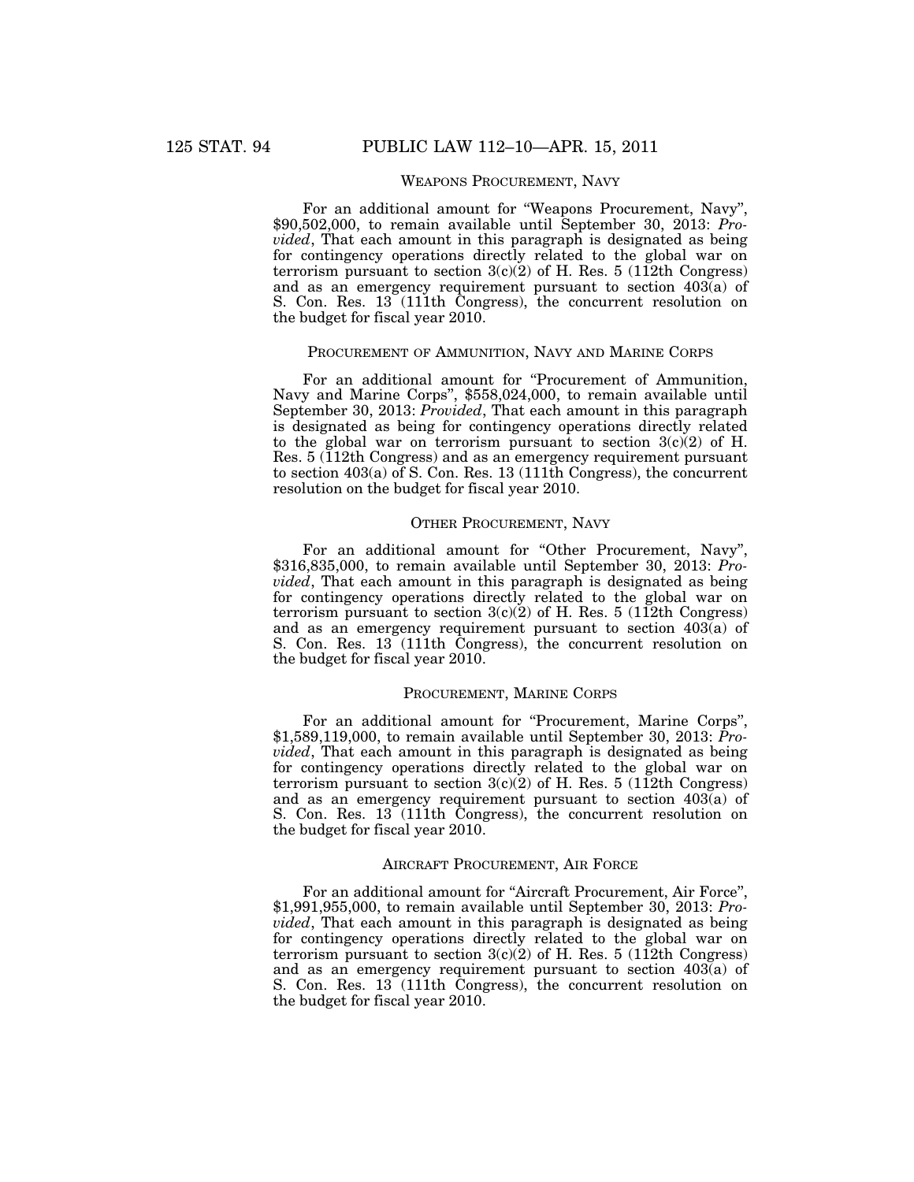## WEAPONS PROCUREMENT, NAVY

For an additional amount for "Weapons Procurement, Navy", $90,502,000, to remain available until September 30, 2013: *Provided*, That each amount in this paragraph is designated as being for contingency operations directly related to the global war on terrorism pursuant to section 3(c)(2) of H. Res. 5 (112th Congress) and as an emergency requirement pursuant to section 403(a) of S. Con. Res. 13 (111th Congress), the concurrent resolution on the budget for fiscal year 2010.

## PROCUREMENT OF AMMUNITION, NAVY AND MARINE CORPS

For an additional amount for "Procurement of Ammunition, Navy and Marine Corps", $558,024,000, to remain available until September 30, 2013: *Provided*, That each amount in this paragraph is designated as being for contingency operations directly related to the global war on terrorism pursuant to section 3(c)(2) of H. Res. 5 (112th Congress) and as an emergency requirement pursuant to section 403(a) of S. Con. Res. 13 (111th Congress), the concurrent resolution on the budget for fiscal year 2010.

## OTHER PROCUREMENT, NAVY

For an additional amount for "Other Procurement, Navy", $316,835,000, to remain available until September 30, 2013: *Provided*, That each amount in this paragraph is designated as being for contingency operations directly related to the global war on terrorism pursuant to section 3(c)(2) of H. Res. 5 (112th Congress) and as an emergency requirement pursuant to section 403(a) of S. Con. Res. 13 (111th Congress), the concurrent resolution on the budget for fiscal year 2010.

## PROCUREMENT, MARINE CORPS

For an additional amount for "Procurement, Marine Corps", $1,589,119,000, to remain available until September 30, 2013: *Provided*, That each amount in this paragraph is designated as being for contingency operations directly related to the global war on terrorism pursuant to section 3(c)(2) of H. Res. 5 (112th Congress) and as an emergency requirement pursuant to section 403(a) of S. Con. Res. 13 (111th Congress), the concurrent resolution on the budget for fiscal year 2010.

## AIRCRAFT PROCUREMENT, AIR FORCE

For an additional amount for "Aircraft Procurement, Air Force", $1,991,955,000, to remain available until September 30, 2013: *Provided*, That each amount in this paragraph is designated as being for contingency operations directly related to the global war on terrorism pursuant to section 3(c)(2) of H. Res. 5 (112th Congress) and as an emergency requirement pursuant to section 403(a) of S. Con. Res. 13 (111th Congress), the concurrent resolution on the budget for fiscal year 2010.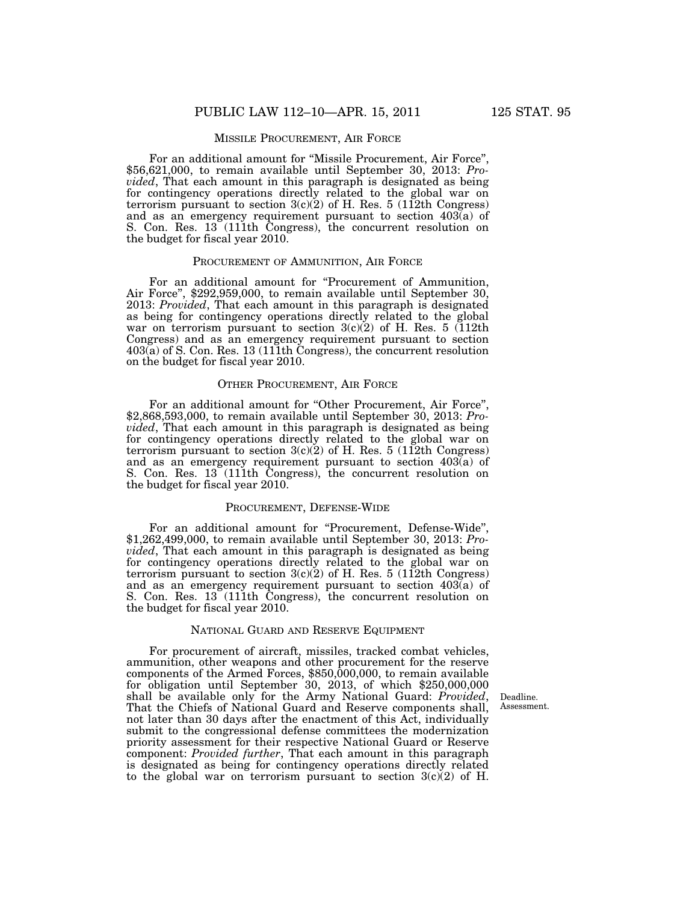## MISSILE PROCUREMENT, AIR FORCE

For an additional amount for "Missile Procurement, Air Force", $56,621,000, to remain available until September 30, 2013: *Provided*, That each amount in this paragraph is designated as being for contingency operations directly related to the global war on terrorism pursuant to section 3(c)(2) of H. Res. 5 (112th Congress) and as an emergency requirement pursuant to section 403(a) of S. Con. Res. 13 (111th Congress), the concurrent resolution on the budget for fiscal year 2010.

## PROCUREMENT OF AMMUNITION, AIR FORCE

For an additional amount for "Procurement of Ammunition, Air Force", $292,959,000, to remain available until September 30, 2013: *Provided*, That each amount in this paragraph is designated as being for contingency operations directly related to the global war on terrorism pursuant to section 3(c)(2) of H. Res. 5 (112th Congress) and as an emergency requirement pursuant to section 403(a) of S. Con. Res. 13 (111th Congress), the concurrent resolution on the budget for fiscal year 2010.

## OTHER PROCUREMENT, AIR FORCE

For an additional amount for "Other Procurement, Air Force", $2,868,593,000, to remain available until September 30, 2013: *Provided*, That each amount in this paragraph is designated as being for contingency operations directly related to the global war on terrorism pursuant to section 3(c)(2) of H. Res. 5 (112th Congress) and as an emergency requirement pursuant to section 403(a) of S. Con. Res. 13 (111th Congress), the concurrent resolution on the budget for fiscal year 2010.

## PROCUREMENT, DEFENSE-WIDE

For an additional amount for "Procurement, Defense-Wide", $1,262,499,000, to remain available until September 30, 2013: *Provided*, That each amount in this paragraph is designated as being for contingency operations directly related to the global war on terrorism pursuant to section 3(c)(2) of H. Res. 5 (112th Congress) and as an emergency requirement pursuant to section 403(a) of S. Con. Res. 13 (111th Congress), the concurrent resolution on the budget for fiscal year 2010.

## NATIONAL GUARD AND RESERVE EQUIPMENT

Deadline. Assessment.

For procurement of aircraft, missiles, tracked combat vehicles, ammunition, other weapons and other procurement for the reserve components of the Armed Forces, $850,000,000, to remain available for obligation until September 30, 2013, of which $250,000,000 shall be available only for the Army National Guard: *Provided*, That the Chiefs of National Guard and Reserve components shall, not later than 30 days after the enactment of this Act, individually submit to the congressional defense committees the modernization priority assessment for their respective National Guard or Reserve component: *Provided further*, That each amount in this paragraph is designated as being for contingency operations directly related to the global war on terrorism pursuant to section 3(c)(2) of H.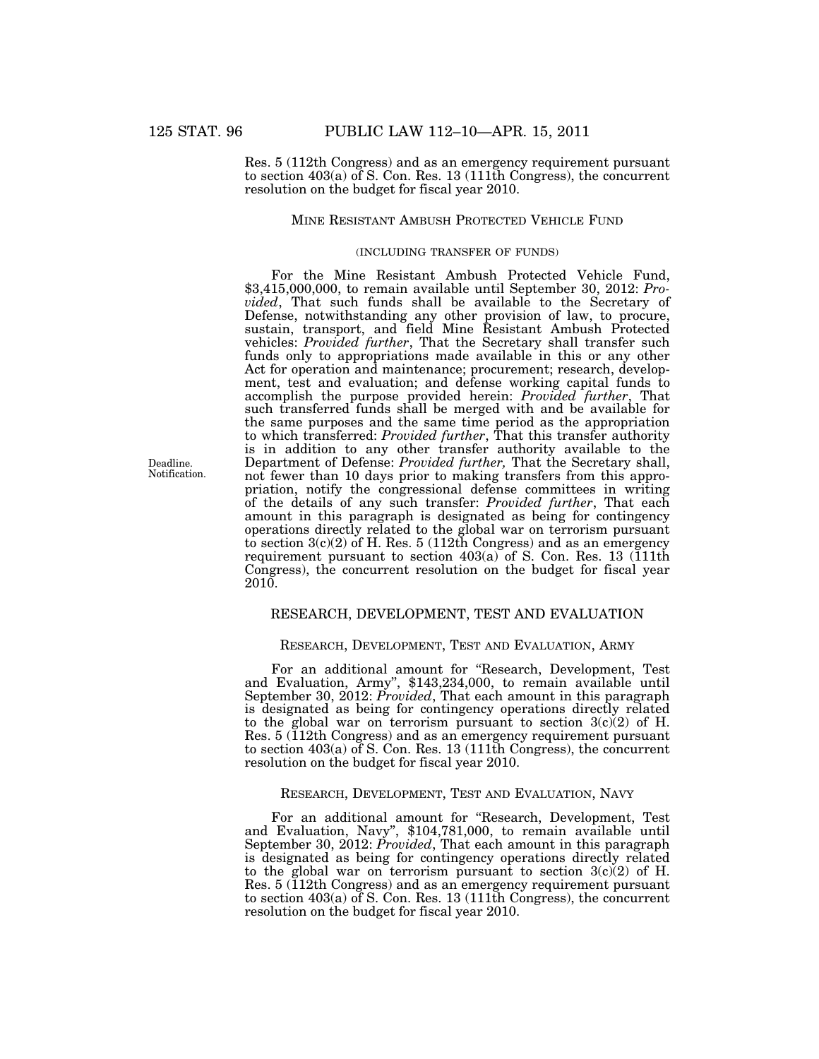Res. 5 (112th Congress) and as an emergency requirement pursuant to section 403(a) of S. Con. Res. 13 (111th Congress), the concurrent resolution on the budget for fiscal year 2010.

### MINE RESISTANT AMBUSH PROTECTED VEHICLE FUND

(INCLUDING TRANSFER OF FUNDS)

For the Mine Resistant Ambush Protected Vehicle Fund, $3,415,000,000, to remain available until September 30, 2012: *Provided*, That such funds shall be available to the Secretary of Defense, notwithstanding any other provision of law, to procure, sustain, transport, and field Mine Resistant Ambush Protected vehicles: *Provided further*, That the Secretary shall transfer such funds only to appropriations made available in this or any other Act for operation and maintenance; procurement; research, development, test and evaluation; and defense working capital funds to accomplish the purpose provided herein: *Provided further*, That such transferred funds shall be merged with and be available for the same purposes and the same time period as the appropriation to which transferred: *Provided further*, That this transfer authority is in addition to any other transfer authority available to the Department of Defense: *Provided further,* That the Secretary shall, not fewer than 10 days prior to making transfers from this appropriation, notify the congressional defense committees in writing of the details of any such transfer: *Provided further*, That each amount in this paragraph is designated as being for contingency operations directly related to the global war on terrorism pursuant to section 3(c)(2) of H. Res. 5 (112th Congress) and as an emergency requirement pursuant to section 403(a) of S. Con. Res. 13 (111th Congress), the concurrent resolution on the budget for fiscal year 2010.

Deadline. Notification.

## RESEARCH, DEVELOPMENT, TEST AND EVALUATION

### RESEARCH, DEVELOPMENT, TEST AND EVALUATION, ARMY

For an additional amount for "Research, Development, Test and Evaluation, Army", $143,234,000, to remain available until September 30, 2012: *Provided*, That each amount in this paragraph is designated as being for contingency operations directly related to the global war on terrorism pursuant to section 3(c)(2) of H. Res. 5 (112th Congress) and as an emergency requirement pursuant to section 403(a) of S. Con. Res. 13 (111th Congress), the concurrent resolution on the budget for fiscal year 2010.

### RESEARCH, DEVELOPMENT, TEST AND EVALUATION, NAVY

For an additional amount for "Research, Development, Test and Evaluation, Navy", $104,781,000, to remain available until September 30, 2012: *Provided*, That each amount in this paragraph is designated as being for contingency operations directly related to the global war on terrorism pursuant to section 3(c)(2) of H. Res. 5 (112th Congress) and as an emergency requirement pursuant to section 403(a) of S. Con. Res. 13 (111th Congress), the concurrent resolution on the budget for fiscal year 2010.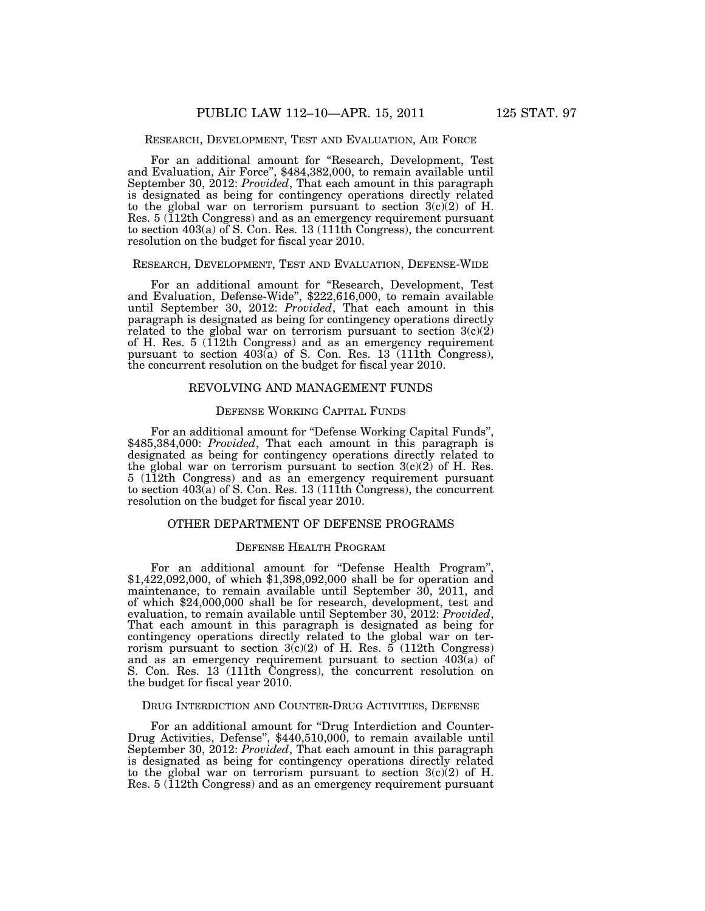### Research, Development, Test and Evaluation, Air Force

For an additional amount for "Research, Development, Test and Evaluation, Air Force", $484,382,000, to remain available until September 30, 2012: *Provided*, That each amount in this paragraph is designated as being for contingency operations directly related to the global war on terrorism pursuant to section 3(c)(2) of H. Res. 5 (112th Congress) and as an emergency requirement pursuant to section 403(a) of S. Con. Res. 13 (111th Congress), the concurrent resolution on the budget for fiscal year 2010.

### Research, Development, Test and Evaluation, Defense-Wide

For an additional amount for "Research, Development, Test and Evaluation, Defense-Wide", $222,616,000, to remain available until September 30, 2012: *Provided*, That each amount in this paragraph is designated as being for contingency operations directly related to the global war on terrorism pursuant to section 3(c)(2) of H. Res. 5 (112th Congress) and as an emergency requirement pursuant to section 403(a) of S. Con. Res. 13 (111th Congress), the concurrent resolution on the budget for fiscal year 2010.

## REVOLVING AND MANAGEMENT FUNDS

### Defense Working Capital Funds

For an additional amount for "Defense Working Capital Funds", $485,384,000: *Provided*, That each amount in this paragraph is designated as being for contingency operations directly related to the global war on terrorism pursuant to section 3(c)(2) of H. Res. 5 (112th Congress) and as an emergency requirement pursuant to section 403(a) of S. Con. Res. 13 (111th Congress), the concurrent resolution on the budget for fiscal year 2010.

## OTHER DEPARTMENT OF DEFENSE PROGRAMS

### Defense Health Program

For an additional amount for "Defense Health Program", $1,422,092,000, of which $1,398,092,000 shall be for operation and maintenance, to remain available until September 30, 2011, and of which $24,000,000 shall be for research, development, test and evaluation, to remain available until September 30, 2012: *Provided*, That each amount in this paragraph is designated as being for contingency operations directly related to the global war on terrorism pursuant to section 3(c)(2) of H. Res. 5 (112th Congress) and as an emergency requirement pursuant to section 403(a) of S. Con. Res. 13 (111th Congress), the concurrent resolution on the budget for fiscal year 2010.

### Drug Interdiction and Counter-Drug Activities, Defense

For an additional amount for "Drug Interdiction and Counter-Drug Activities, Defense", $440,510,000, to remain available until September 30, 2012: *Provided*, That each amount in this paragraph is designated as being for contingency operations directly related to the global war on terrorism pursuant to section 3(c)(2) of H. Res. 5 (112th Congress) and as an emergency requirement pursuant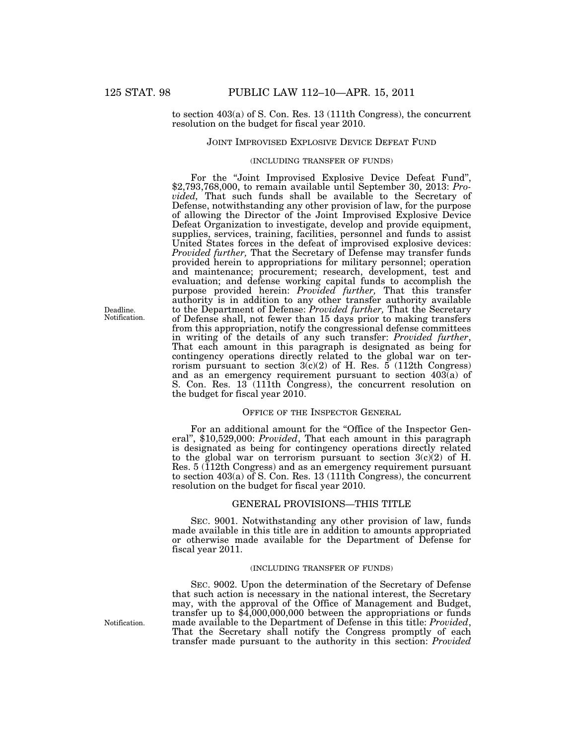to section 403(a) of S. Con. Res. 13 (111th Congress), the concurrent resolution on the budget for fiscal year 2010.

### JOINT IMPROVISED EXPLOSIVE DEVICE DEFEAT FUND

(INCLUDING TRANSFER OF FUNDS)

For the "Joint Improvised Explosive Device Defeat Fund", $2,793,768,000, to remain available until September 30, 2013: *Provided,* That such funds shall be available to the Secretary of Defense, notwithstanding any other provision of law, for the purpose of allowing the Director of the Joint Improvised Explosive Device Defeat Organization to investigate, develop and provide equipment, supplies, services, training, facilities, personnel and funds to assist United States forces in the defeat of improvised explosive devices: *Provided further,* That the Secretary of Defense may transfer funds provided herein to appropriations for military personnel; operation and maintenance; procurement; research, development, test and evaluation; and defense working capital funds to accomplish the purpose provided herein: *Provided further,* That this transfer authority is in addition to any other transfer authority available to the Department of Defense: *Provided further,* That the Secretary of Defense shall, not fewer than 15 days prior to making transfers from this appropriation, notify the congressional defense committees in writing of the details of any such transfer: *Provided further*, That each amount in this paragraph is designated as being for contingency operations directly related to the global war on terrorism pursuant to section 3(c)(2) of H. Res. 5 (112th Congress) and as an emergency requirement pursuant to section 403(a) of S. Con. Res. 13 (111th Congress), the concurrent resolution on the budget for fiscal year 2010.

Deadline. Notification.

### OFFICE OF THE INSPECTOR GENERAL

For an additional amount for the "Office of the Inspector General", $10,529,000: *Provided*, That each amount in this paragraph is designated as being for contingency operations directly related to the global war on terrorism pursuant to section 3(c)(2) of H. Res. 5 (112th Congress) and as an emergency requirement pursuant to section 403(a) of S. Con. Res. 13 (111th Congress), the concurrent resolution on the budget for fiscal year 2010.

### GENERAL PROVISIONS—THIS TITLE

SEC. 9001. Notwithstanding any other provision of law, funds made available in this title are in addition to amounts appropriated or otherwise made available for the Department of Defense for fiscal year 2011.

(INCLUDING TRANSFER OF FUNDS)

SEC. 9002. Upon the determination of the Secretary of Defense that such action is necessary in the national interest, the Secretary may, with the approval of the Office of Management and Budget, transfer up to $4,000,000,000 between the appropriations or funds made available to the Department of Defense in this title: *Provided*, That the Secretary shall notify the Congress promptly of each transfer made pursuant to the authority in this section: *Provided*

Notification.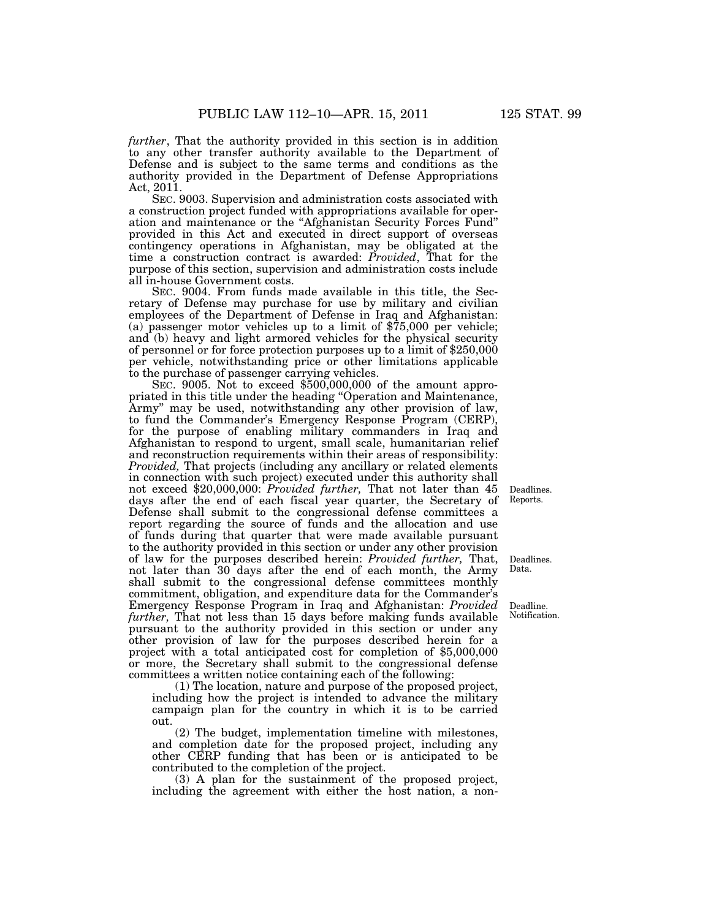*further*, That the authority provided in this section is in addition to any other transfer authority available to the Department of Defense and is subject to the same terms and conditions as the authority provided in the Department of Defense Appropriations Act, 2011.

SEC. 9003. Supervision and administration costs associated with a construction project funded with appropriations available for operation and maintenance or the "Afghanistan Security Forces Fund" provided in this Act and executed in direct support of overseas contingency operations in Afghanistan, may be obligated at the time a construction contract is awarded: *Provided*, That for the purpose of this section, supervision and administration costs include all in-house Government costs.

SEC. 9004. From funds made available in this title, the Secretary of Defense may purchase for use by military and civilian employees of the Department of Defense in Iraq and Afghanistan: (a) passenger motor vehicles up to a limit of $75,000 per vehicle; and (b) heavy and light armored vehicles for the physical security of personnel or for force protection purposes up to a limit of $250,000 per vehicle, notwithstanding price or other limitations applicable to the purchase of passenger carrying vehicles.

SEC. 9005. Not to exceed $500,000,000 of the amount appropriated in this title under the heading "Operation and Maintenance, Army" may be used, notwithstanding any other provision of law, to fund the Commander's Emergency Response Program (CERP), for the purpose of enabling military commanders in Iraq and Afghanistan to respond to urgent, small scale, humanitarian relief and reconstruction requirements within their areas of responsibility: *Provided,* That projects (including any ancillary or related elements in connection with such project) executed under this authority shall not exceed $20,000,000: *Provided further,* That not later than 45 days after the end of each fiscal year quarter, the Secretary of Defense shall submit to the congressional defense committees a report regarding the source of funds and the allocation and use of funds during that quarter that were made available pursuant to the authority provided in this section or under any other provision of law for the purposes described herein: *Provided further,* That, not later than 30 days after the end of each month, the Army shall submit to the congressional defense committees monthly commitment, obligation, and expenditure data for the Commander's Emergency Response Program in Iraq and Afghanistan: *Provided further,* That not less than 15 days before making funds available pursuant to the authority provided in this section or under any other provision of law for the purposes described herein for a project with a total anticipated cost for completion of $5,000,000 or more, the Secretary shall submit to the congressional defense committees a written notice containing each of the following:

Deadlines. Reports.

Deadlines. Data.

Deadline. Notification.

(1) The location, nature and purpose of the proposed project, including how the project is intended to advance the military campaign plan for the country in which it is to be carried out.

(2) The budget, implementation timeline with milestones, and completion date for the proposed project, including any other CERP funding that has been or is anticipated to be contributed to the completion of the project.

(3) A plan for the sustainment of the proposed project, including the agreement with either the host nation, a non-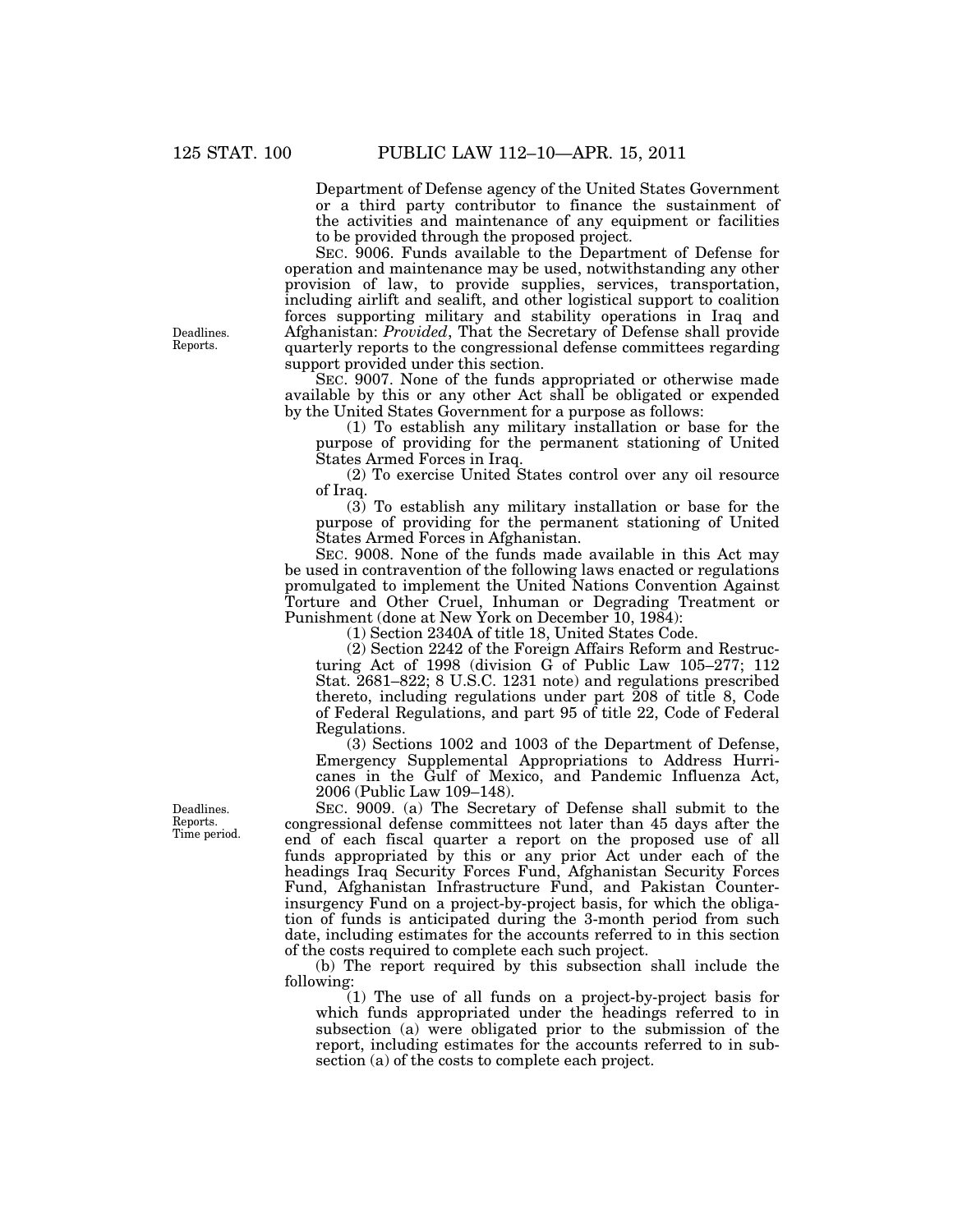Department of Defense agency of the United States Government or a third party contributor to finance the sustainment of the activities and maintenance of any equipment or facilities to be provided through the proposed project.

SEC. 9006. Funds available to the Department of Defense for operation and maintenance may be used, notwithstanding any other provision of law, to provide supplies, services, transportation, including airlift and sealift, and other logistical support to coalition forces supporting military and stability operations in Iraq and Afghanistan: *Provided*, That the Secretary of Defense shall provide quarterly reports to the congressional defense committees regarding support provided under this section.

Deadlines. Reports.

SEC. 9007. None of the funds appropriated or otherwise made available by this or any other Act shall be obligated or expended by the United States Government for a purpose as follows:

(1) To establish any military installation or base for the purpose of providing for the permanent stationing of United States Armed Forces in Iraq.

(2) To exercise United States control over any oil resource of Iraq.

(3) To establish any military installation or base for the purpose of providing for the permanent stationing of United States Armed Forces in Afghanistan.

SEC. 9008. None of the funds made available in this Act may be used in contravention of the following laws enacted or regulations promulgated to implement the United Nations Convention Against Torture and Other Cruel, Inhuman or Degrading Treatment or Punishment (done at New York on December 10, 1984):

(1) Section 2340A of title 18, United States Code.

(2) Section 2242 of the Foreign Affairs Reform and Restructuring Act of 1998 (division G of Public Law 105–277; 112 Stat. 2681–822; 8 U.S.C. 1231 note) and regulations prescribed thereto, including regulations under part 208 of title 8, Code of Federal Regulations, and part 95 of title 22, Code of Federal Regulations.

(3) Sections 1002 and 1003 of the Department of Defense, Emergency Supplemental Appropriations to Address Hurricanes in the Gulf of Mexico, and Pandemic Influenza Act, 2006 (Public Law 109–148).

Deadlines. Reports. Time period.

SEC. 9009. (a) The Secretary of Defense shall submit to the congressional defense committees not later than 45 days after the end of each fiscal quarter a report on the proposed use of all funds appropriated by this or any prior Act under each of the headings Iraq Security Forces Fund, Afghanistan Security Forces Fund, Afghanistan Infrastructure Fund, and Pakistan Counterinsurgency Fund on a project-by-project basis, for which the obligation of funds is anticipated during the 3-month period from such date, including estimates for the accounts referred to in this section of the costs required to complete each such project.

(b) The report required by this subsection shall include the following:

(1) The use of all funds on a project-by-project basis for which funds appropriated under the headings referred to in subsection (a) were obligated prior to the submission of the report, including estimates for the accounts referred to in subsection (a) of the costs to complete each project.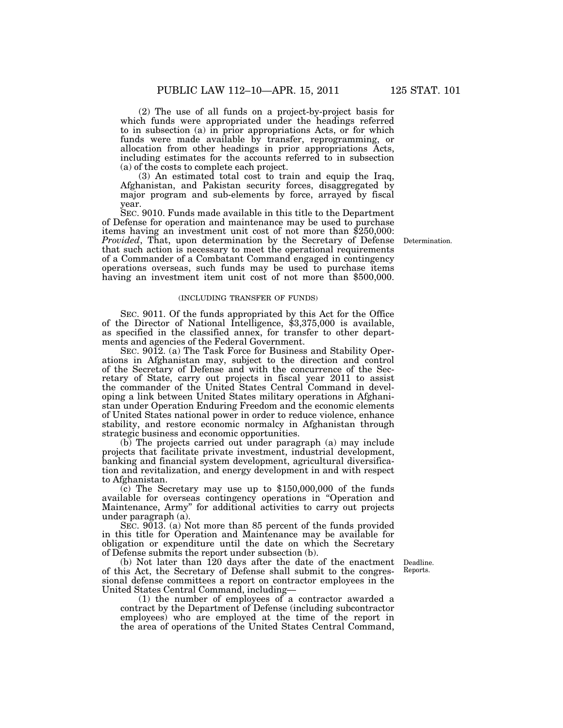(2) The use of all funds on a project-by-project basis for which funds were appropriated under the headings referred to in subsection (a) in prior appropriations Acts, or for which funds were made available by transfer, reprogramming, or allocation from other headings in prior appropriations Acts, including estimates for the accounts referred to in subsection (a) of the costs to complete each project.

(3) An estimated total cost to train and equip the Iraq, Afghanistan, and Pakistan security forces, disaggregated by major program and sub-elements by force, arrayed by fiscal year.

SEC. 9010. Funds made available in this title to the Department of Defense for operation and maintenance may be used to purchase items having an investment unit cost of not more than $250,000: *Provided*, That, upon determination by the Secretary of Defense that such action is necessary to meet the operational requirements of a Commander of a Combatant Command engaged in contingency operations overseas, such funds may be used to purchase items having an investment item unit cost of not more than $500,000.

Determination.

(INCLUDING TRANSFER OF FUNDS)

SEC. 9011. Of the funds appropriated by this Act for the Office of the Director of National Intelligence, $3,375,000 is available, as specified in the classified annex, for transfer to other departments and agencies of the Federal Government.

SEC. 9012. (a) The Task Force for Business and Stability Operations in Afghanistan may, subject to the direction and control of the Secretary of Defense and with the concurrence of the Secretary of State, carry out projects in fiscal year 2011 to assist the commander of the United States Central Command in developing a link between United States military operations in Afghanistan under Operation Enduring Freedom and the economic elements of United States national power in order to reduce violence, enhance stability, and restore economic normalcy in Afghanistan through strategic business and economic opportunities.

(b) The projects carried out under paragraph (a) may include projects that facilitate private investment, industrial development, banking and financial system development, agricultural diversification and revitalization, and energy development in and with respect to Afghanistan.

(c) The Secretary may use up to $150,000,000 of the funds available for overseas contingency operations in "Operation and Maintenance, Army" for additional activities to carry out projects under paragraph (a).

SEC. 9013. (a) Not more than 85 percent of the funds provided in this title for Operation and Maintenance may be available for obligation or expenditure until the date on which the Secretary of Defense submits the report under subsection (b).

Deadline. Reports.

(b) Not later than 120 days after the date of the enactment of this Act, the Secretary of Defense shall submit to the congressional defense committees a report on contractor employees in the United States Central Command, including—

(1) the number of employees of a contractor awarded a contract by the Department of Defense (including subcontractor employees) who are employed at the time of the report in the area of operations of the United States Central Command,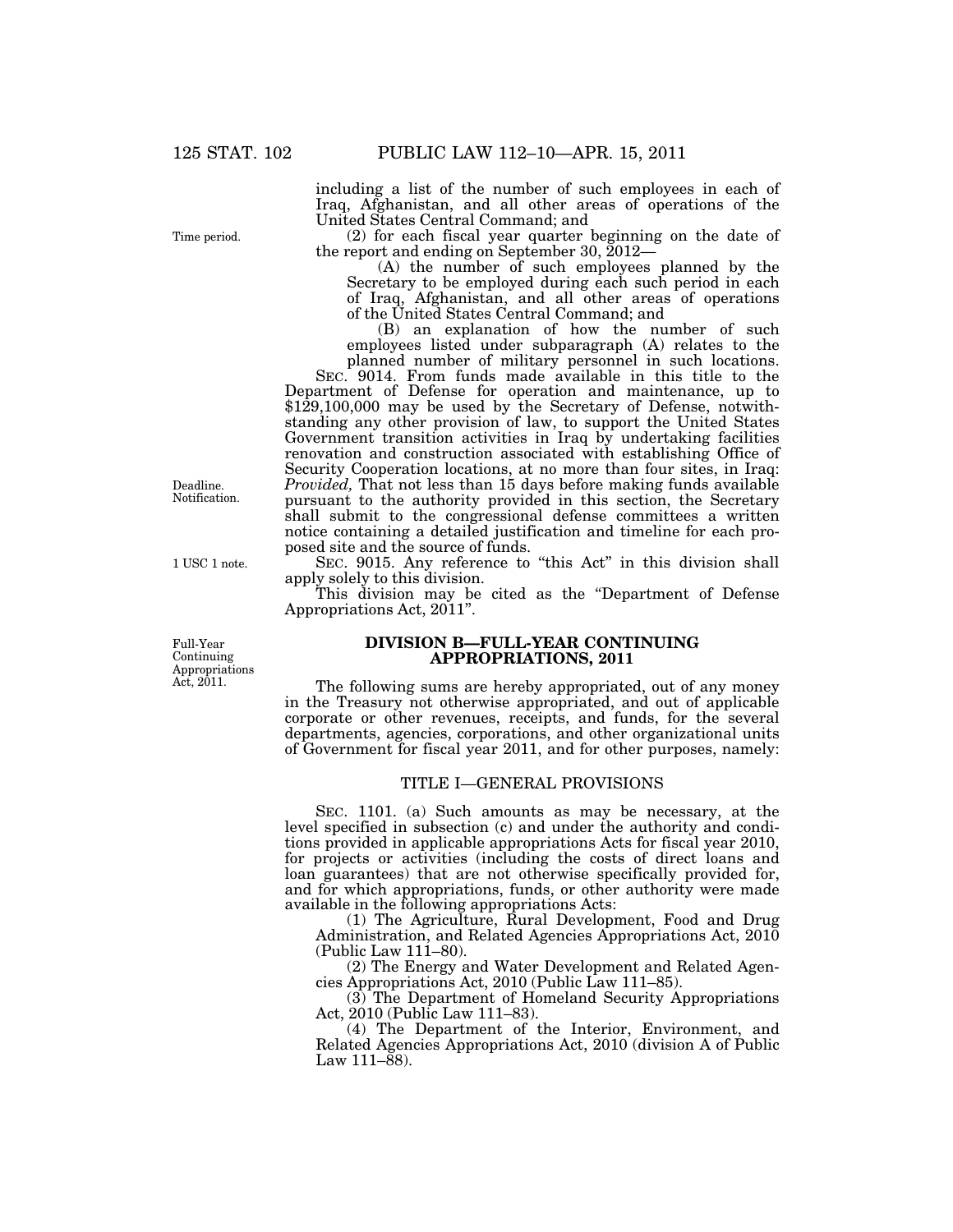including a list of the number of such employees in each of Iraq, Afghanistan, and all other areas of operations of the United States Central Command; and

(2) for each fiscal year quarter beginning on the date of the report and ending on September 30, 2012—

(A) the number of such employees planned by the Secretary to be employed during each such period in each of Iraq, Afghanistan, and all other areas of operations of the United States Central Command; and

(B) an explanation of how the number of such employees listed under subparagraph (A) relates to the planned number of military personnel in such locations.

SEC. 9014. From funds made available in this title to the Department of Defense for operation and maintenance, up to $129,100,000 may be used by the Secretary of Defense, notwithstanding any other provision of law, to support the United States Government transition activities in Iraq by undertaking facilities renovation and construction associated with establishing Office of Security Cooperation locations, at no more than four sites, in Iraq: *Provided,* That not less than 15 days before making funds available pursuant to the authority provided in this section, the Secretary shall submit to the congressional defense committees a written notice containing a detailed justification and timeline for each proposed site and the source of funds.

SEC. 9015. Any reference to "this Act" in this division shall apply solely to this division.

This division may be cited as the "Department of Defense Appropriations Act, 2011".

## DIVISION B—FULL-YEAR CONTINUING APPROPRIATIONS, 2011

The following sums are hereby appropriated, out of any money in the Treasury not otherwise appropriated, and out of applicable corporate or other revenues, receipts, and funds, for the several departments, agencies, corporations, and other organizational units of Government for fiscal year 2011, and for other purposes, namely:

### TITLE I—GENERAL PROVISIONS

SEC. 1101. (a) Such amounts as may be necessary, at the level specified in subsection (c) and under the authority and conditions provided in applicable appropriations Acts for fiscal year 2010, for projects or activities (including the costs of direct loans and loan guarantees) that are not otherwise specifically provided for, and for which appropriations, funds, or other authority were made available in the following appropriations Acts:

(1) The Agriculture, Rural Development, Food and Drug Administration, and Related Agencies Appropriations Act, 2010 (Public Law 111–80).

(2) The Energy and Water Development and Related Agencies Appropriations Act, 2010 (Public Law 111–85).

(3) The Department of Homeland Security Appropriations Act, 2010 (Public Law 111–83).

(4) The Department of the Interior, Environment, and Related Agencies Appropriations Act, 2010 (division A of Public Law 111–88).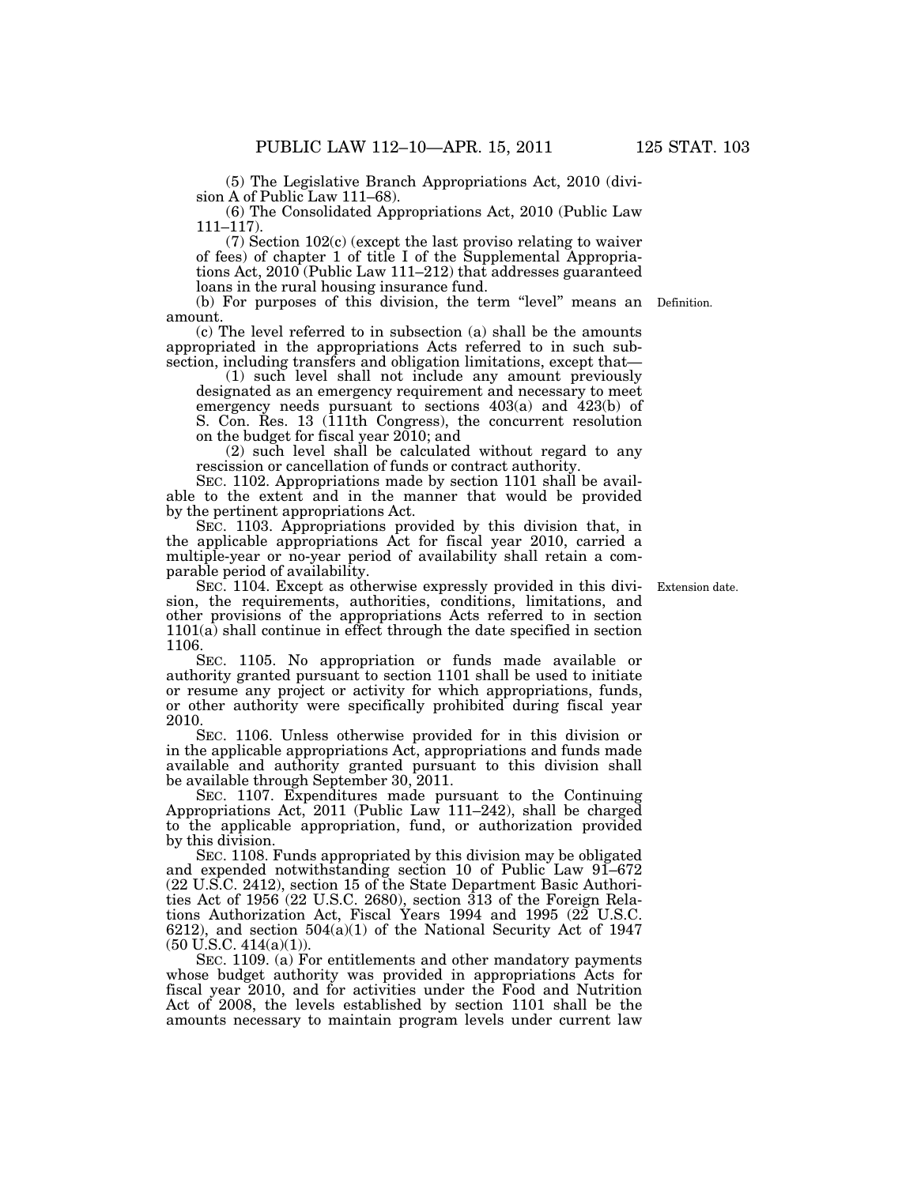(5) The Legislative Branch Appropriations Act, 2010 (division A of Public Law 111–68).

(6) The Consolidated Appropriations Act, 2010 (Public Law 111–117).

(7) Section 102(c) (except the last proviso relating to waiver of fees) of chapter 1 of title I of the Supplemental Appropriations Act, 2010 (Public Law 111–212) that addresses guaranteed loans in the rural housing insurance fund.

(b) For purposes of this division, the term "level" means an amount.

Definition.

(c) The level referred to in subsection (a) shall be the amounts appropriated in the appropriations Acts referred to in such subsection, including transfers and obligation limitations, except that—

(1) such level shall not include any amount previously designated as an emergency requirement and necessary to meet emergency needs pursuant to sections 403(a) and 423(b) of S. Con. Res. 13 (111th Congress), the concurrent resolution on the budget for fiscal year 2010; and

(2) such level shall be calculated without regard to any rescission or cancellation of funds or contract authority.

SEC. 1102. Appropriations made by section 1101 shall be available to the extent and in the manner that would be provided by the pertinent appropriations Act.

SEC. 1103. Appropriations provided by this division that, in the applicable appropriations Act for fiscal year 2010, carried a multiple-year or no-year period of availability shall retain a comparable period of availability.

SEC. 1104. Except as otherwise expressly provided in this division, the requirements, authorities, conditions, limitations, and other provisions of the appropriations Acts referred to in section 1101(a) shall continue in effect through the date specified in section 1106.

Extension date.

SEC. 1105. No appropriation or funds made available or authority granted pursuant to section 1101 shall be used to initiate or resume any project or activity for which appropriations, funds, or other authority were specifically prohibited during fiscal year 2010.

SEC. 1106. Unless otherwise provided for in this division or in the applicable appropriations Act, appropriations and funds made available and authority granted pursuant to this division shall be available through September 30, 2011.

SEC. 1107. Expenditures made pursuant to the Continuing Appropriations Act, 2011 (Public Law 111–242), shall be charged to the applicable appropriation, fund, or authorization provided by this division.

SEC. 1108. Funds appropriated by this division may be obligated and expended notwithstanding section 10 of Public Law 91–672 (22 U.S.C. 2412), section 15 of the State Department Basic Authorities Act of 1956 (22 U.S.C. 2680), section 313 of the Foreign Relations Authorization Act, Fiscal Years 1994 and 1995 (22 U.S.C. 6212), and section 504(a)(1) of the National Security Act of 1947 (50 U.S.C. 414(a)(1)).

SEC. 1109. (a) For entitlements and other mandatory payments whose budget authority was provided in appropriations Acts for fiscal year 2010, and for activities under the Food and Nutrition Act of 2008, the levels established by section 1101 shall be the amounts necessary to maintain program levels under current law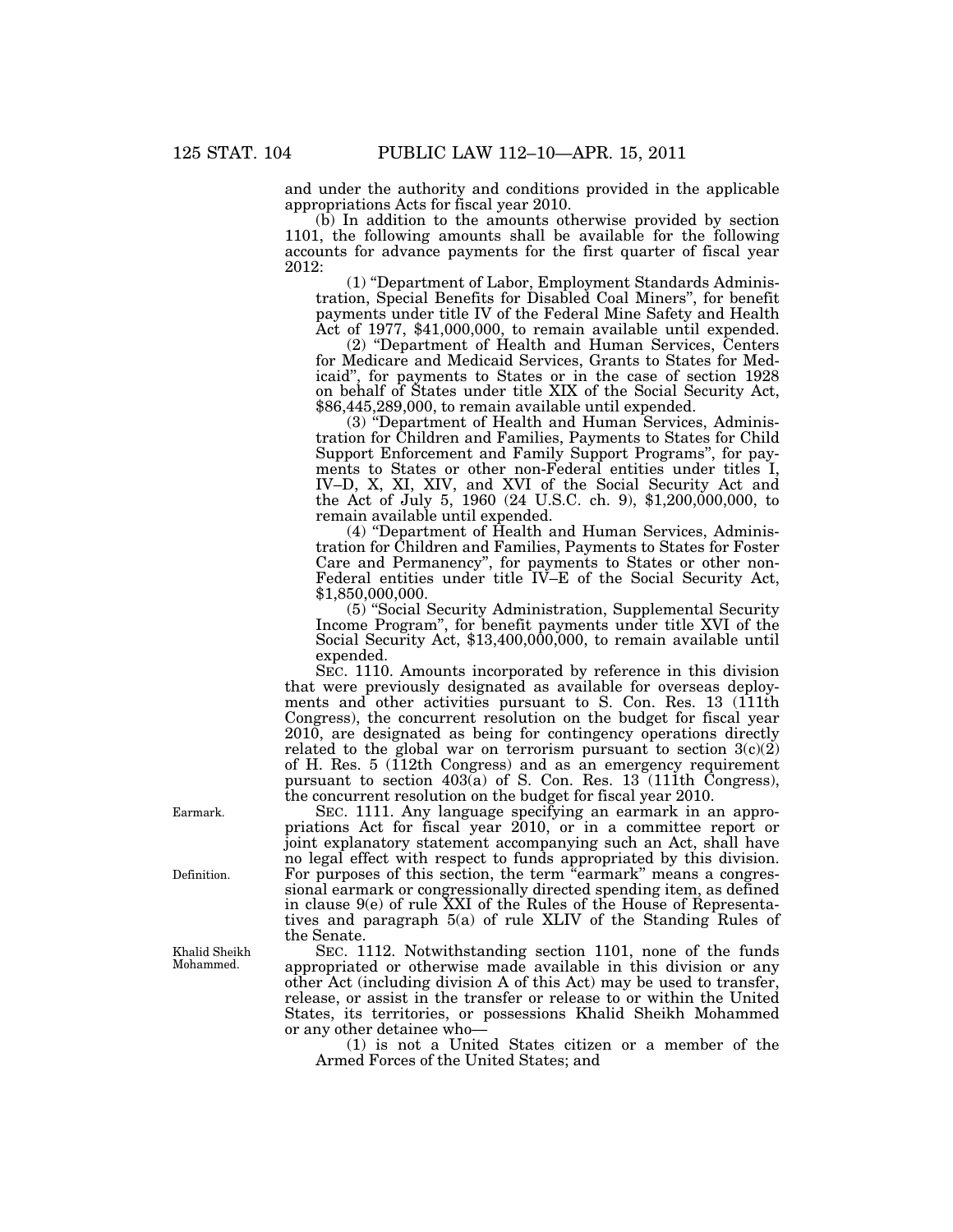and under the authority and conditions provided in the applicable appropriations Acts for fiscal year 2010.

(b) In addition to the amounts otherwise provided by section 1101, the following amounts shall be available for the following accounts for advance payments for the first quarter of fiscal year 2012:

(1) "Department of Labor, Employment Standards Administration, Special Benefits for Disabled Coal Miners", for benefit payments under title IV of the Federal Mine Safety and Health Act of 1977, $41,000,000, to remain available until expended.

(2) "Department of Health and Human Services, Centers for Medicare and Medicaid Services, Grants to States for Medicaid", for payments to States or in the case of section 1928 on behalf of States under title XIX of the Social Security Act, $86,445,289,000, to remain available until expended.

(3) "Department of Health and Human Services, Administration for Children and Families, Payments to States for Child Support Enforcement and Family Support Programs", for payments to States or other non-Federal entities under titles I, IV–D, X, XI, XIV, and XVI of the Social Security Act and the Act of July 5, 1960 (24 U.S.C. ch. 9), $1,200,000,000, to remain available until expended.

(4) "Department of Health and Human Services, Administration for Children and Families, Payments to States for Foster Care and Permanency", for payments to States or other non-Federal entities under title IV–E of the Social Security Act, $1,850,000,000.

(5) "Social Security Administration, Supplemental Security Income Program", for benefit payments under title XVI of the Social Security Act, $13,400,000,000, to remain available until expended.

SEC. 1110. Amounts incorporated by reference in this division that were previously designated as available for overseas deployments and other activities pursuant to S. Con. Res. 13 (111th Congress), the concurrent resolution on the budget for fiscal year 2010, are designated as being for contingency operations directly related to the global war on terrorism pursuant to section 3(c)(2) of H. Res. 5 (112th Congress) and as an emergency requirement pursuant to section 403(a) of S. Con. Res. 13 (111th Congress), the concurrent resolution on the budget for fiscal year 2010.

Earmark.

SEC. 1111. Any language specifying an earmark in an appropriations Act for fiscal year 2010, or in a committee report or joint explanatory statement accompanying such an Act, shall have no legal effect with respect to funds appropriated by this division.

Definition.

For purposes of this section, the term "earmark" means a congressional earmark or congressionally directed spending item, as defined in clause 9(e) of rule XXI of the Rules of the House of Representatives and paragraph 5(a) of rule XLIV of the Standing Rules of the Senate.

Khalid Sheikh Mohammed.

SEC. 1112. Notwithstanding section 1101, none of the funds appropriated or otherwise made available in this division or any other Act (including division A of this Act) may be used to transfer, release, or assist in the transfer or release to or within the United States, its territories, or possessions Khalid Sheikh Mohammed or any other detainee who—

(1) is not a United States citizen or a member of the Armed Forces of the United States; and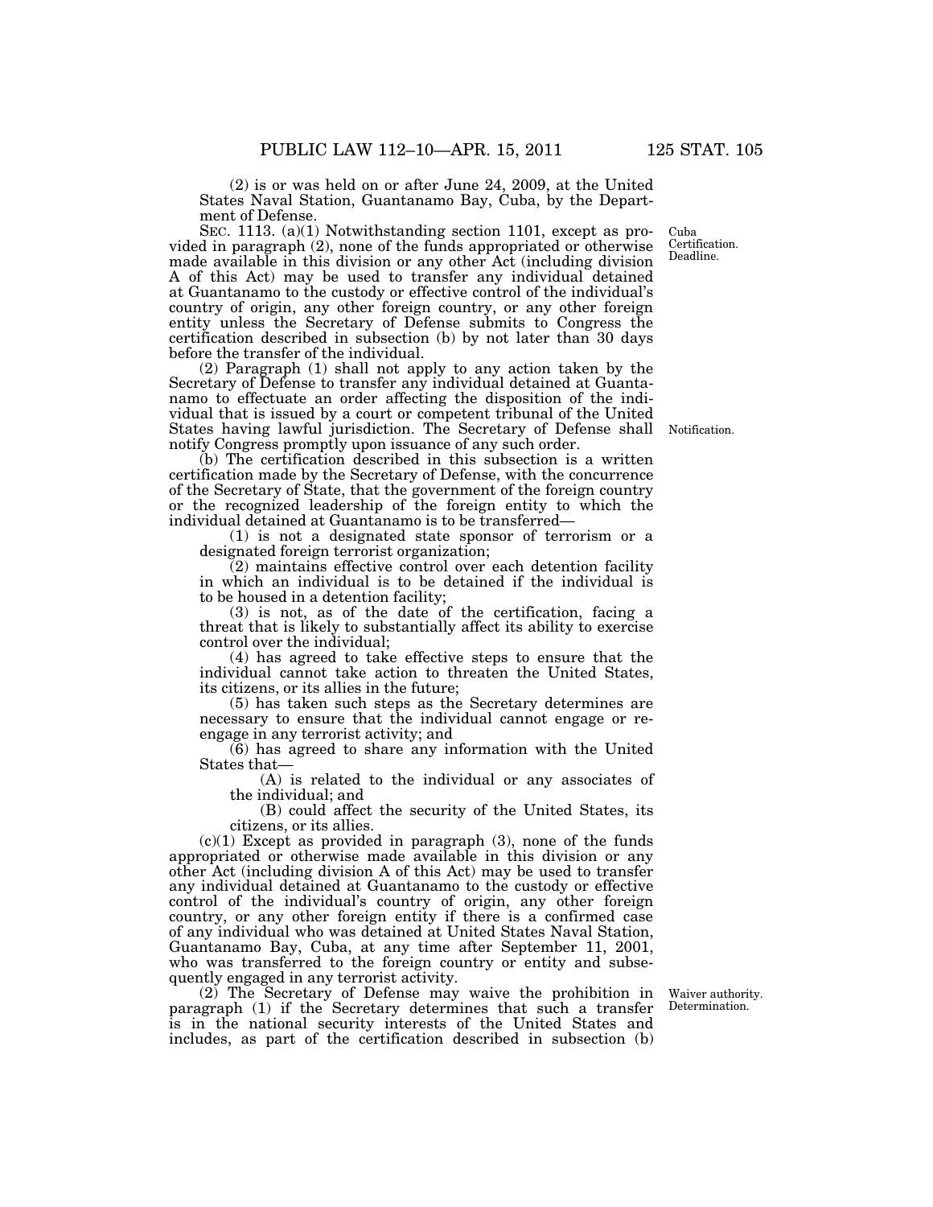(2) is or was held on or after June 24, 2009, at the United States Naval Station, Guantanamo Bay, Cuba, by the Department of Defense.

Cuba
Certification.
Deadline.

SEC. 1113. (a)(1) Notwithstanding section 1101, except as provided in paragraph (2), none of the funds appropriated or otherwise made available in this division or any other Act (including division A of this Act) may be used to transfer any individual detained at Guantanamo to the custody or effective control of the individual's country of origin, any other foreign country, or any other foreign entity unless the Secretary of Defense submits to Congress the certification described in subsection (b) by not later than 30 days before the transfer of the individual.

Notification.

(2) Paragraph (1) shall not apply to any action taken by the Secretary of Defense to transfer any individual detained at Guantanamo to effectuate an order affecting the disposition of the individual that is issued by a court or competent tribunal of the United States having lawful jurisdiction. The Secretary of Defense shall notify Congress promptly upon issuance of any such order.

(b) The certification described in this subsection is a written certification made by the Secretary of Defense, with the concurrence of the Secretary of State, that the government of the foreign country or the recognized leadership of the foreign entity to which the individual detained at Guantanamo is to be transferred—

(1) is not a designated state sponsor of terrorism or a designated foreign terrorist organization;

(2) maintains effective control over each detention facility in which an individual is to be detained if the individual is to be housed in a detention facility;

(3) is not, as of the date of the certification, facing a threat that is likely to substantially affect its ability to exercise control over the individual;

(4) has agreed to take effective steps to ensure that the individual cannot take action to threaten the United States, its citizens, or its allies in the future;

(5) has taken such steps as the Secretary determines are necessary to ensure that the individual cannot engage or re-engage in any terrorist activity; and

(6) has agreed to share any information with the United States that—

(A) is related to the individual or any associates of the individual; and

(B) could affect the security of the United States, its citizens, or its allies.

(c)(1) Except as provided in paragraph (3), none of the funds appropriated or otherwise made available in this division or any other Act (including division A of this Act) may be used to transfer any individual detained at Guantanamo to the custody or effective control of the individual's country of origin, any other foreign country, or any other foreign entity if there is a confirmed case of any individual who was detained at United States Naval Station, Guantanamo Bay, Cuba, at any time after September 11, 2001, who was transferred to the foreign country or entity and subsequently engaged in any terrorist activity.

Waiver authority.
Determination.

(2) The Secretary of Defense may waive the prohibition in paragraph (1) if the Secretary determines that such a transfer is in the national security interests of the United States and includes, as part of the certification described in subsection (b)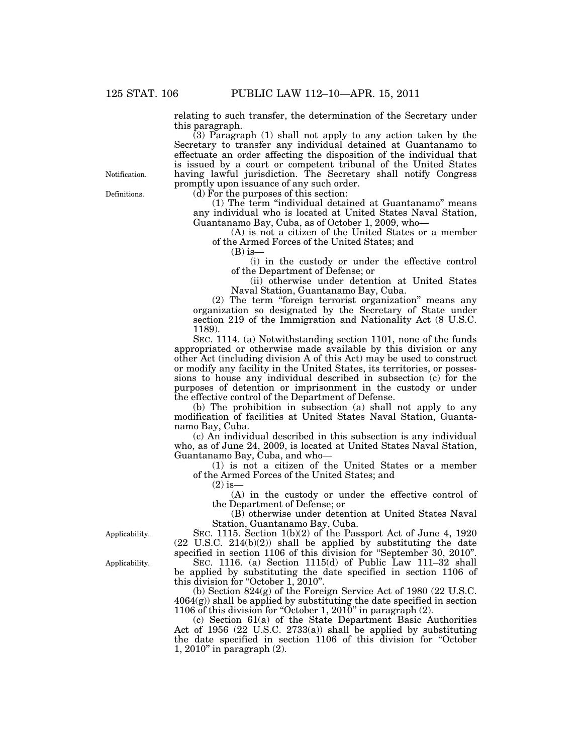relating to such transfer, the determination of the Secretary under this paragraph.

(3) Paragraph (1) shall not apply to any action taken by the Secretary to transfer any individual detained at Guantanamo to effectuate an order affecting the disposition of the individual that is issued by a court or competent tribunal of the United States having lawful jurisdiction. The Secretary shall notify Congress promptly upon issuance of any such order.

Notification.

Definitions.

(d) For the purposes of this section:

(1) The term "individual detained at Guantanamo" means any individual who is located at United States Naval Station, Guantanamo Bay, Cuba, as of October 1, 2009, who—

(A) is not a citizen of the United States or a member of the Armed Forces of the United States; and

(B) is—

(i) in the custody or under the effective control of the Department of Defense; or

(ii) otherwise under detention at United States Naval Station, Guantanamo Bay, Cuba.

(2) The term "foreign terrorist organization" means any organization so designated by the Secretary of State under section 219 of the Immigration and Nationality Act (8 U.S.C. 1189).

SEC. 1114. (a) Notwithstanding section 1101, none of the funds appropriated or otherwise made available by this division or any other Act (including division A of this Act) may be used to construct or modify any facility in the United States, its territories, or possessions to house any individual described in subsection (c) for the purposes of detention or imprisonment in the custody or under the effective control of the Department of Defense.

(b) The prohibition in subsection (a) shall not apply to any modification of facilities at United States Naval Station, Guantanamo Bay, Cuba.

(c) An individual described in this subsection is any individual who, as of June 24, 2009, is located at United States Naval Station, Guantanamo Bay, Cuba, and who—

(1) is not a citizen of the United States or a member of the Armed Forces of the United States; and

(2) is—

(A) in the custody or under the effective control of the Department of Defense; or

(B) otherwise under detention at United States Naval Station, Guantanamo Bay, Cuba.

Applicability.

SEC. 1115. Section 1(b)(2) of the Passport Act of June 4, 1920 (22 U.S.C. 214(b)(2)) shall be applied by substituting the date specified in section 1106 of this division for "September 30, 2010".

Applicability.

SEC. 1116. (a) Section 1115(d) of Public Law 111–32 shall be applied by substituting the date specified in section 1106 of this division for "October 1, 2010".

(b) Section 824(g) of the Foreign Service Act of 1980 (22 U.S.C. 4064(g)) shall be applied by substituting the date specified in section 1106 of this division for "October 1, 2010" in paragraph (2).

(c) Section 61(a) of the State Department Basic Authorities Act of 1956 (22 U.S.C. 2733(a)) shall be applied by substituting the date specified in section 1106 of this division for "October 1, 2010" in paragraph (2).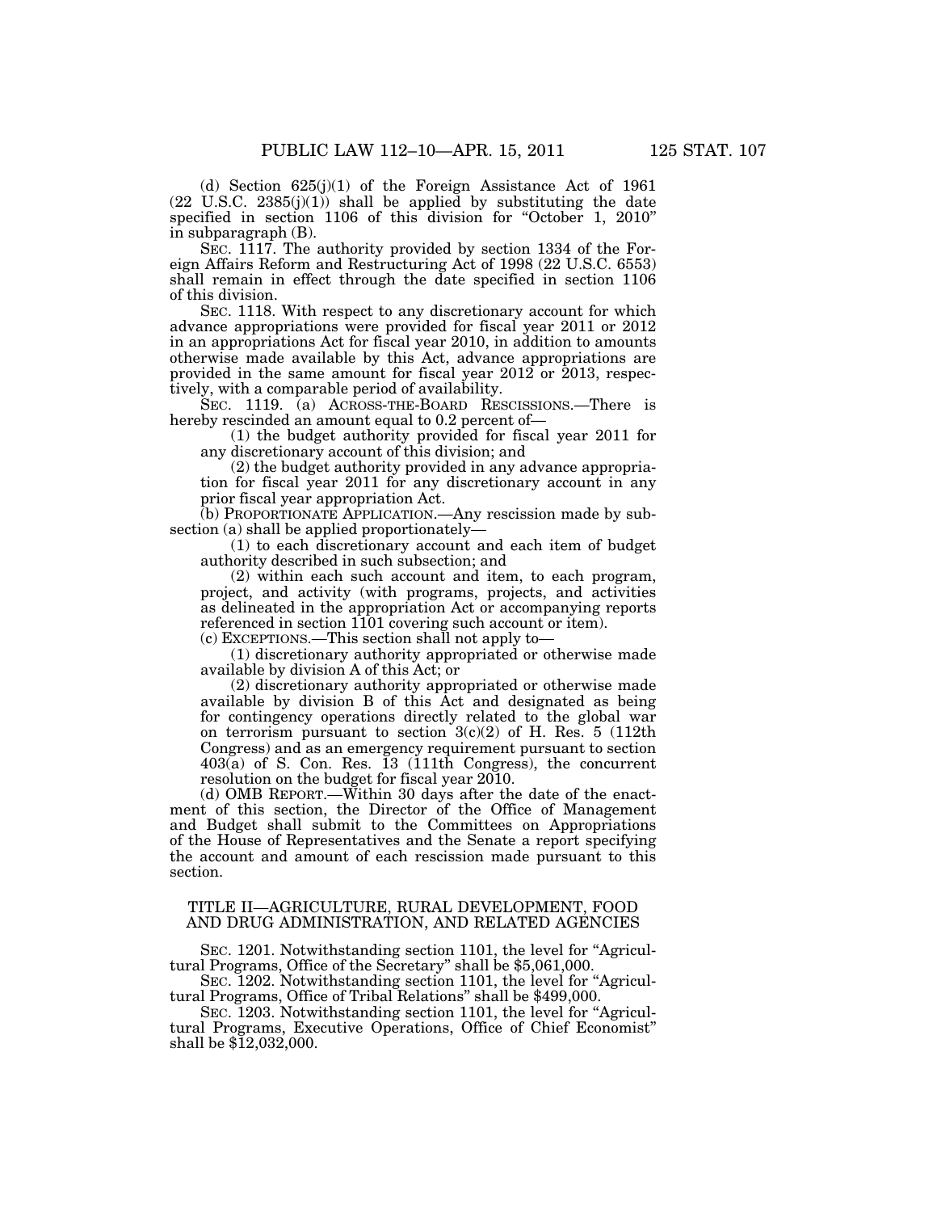(d) Section 625(j)(1) of the Foreign Assistance Act of 1961 (22 U.S.C. 2385(j)(1)) shall be applied by substituting the date specified in section 1106 of this division for "October 1, 2010" in subparagraph (B).

SEC. 1117. The authority provided by section 1334 of the Foreign Affairs Reform and Restructuring Act of 1998 (22 U.S.C. 6553) shall remain in effect through the date specified in section 1106 of this division.

SEC. 1118. With respect to any discretionary account for which advance appropriations were provided for fiscal year 2011 or 2012 in an appropriations Act for fiscal year 2010, in addition to amounts otherwise made available by this Act, advance appropriations are provided in the same amount for fiscal year 2012 or 2013, respectively, with a comparable period of availability.

SEC. 1119. (a) ACROSS-THE-BOARD RESCISSIONS.—There is hereby rescinded an amount equal to 0.2 percent of—

(1) the budget authority provided for fiscal year 2011 for any discretionary account of this division; and

(2) the budget authority provided in any advance appropriation for fiscal year 2011 for any discretionary account in any prior fiscal year appropriation Act.

(b) PROPORTIONATE APPLICATION.—Any rescission made by subsection (a) shall be applied proportionately—

(1) to each discretionary account and each item of budget authority described in such subsection; and

(2) within each such account and item, to each program, project, and activity (with programs, projects, and activities as delineated in the appropriation Act or accompanying reports referenced in section 1101 covering such account or item).

(c) EXCEPTIONS.—This section shall not apply to—

(1) discretionary authority appropriated or otherwise made available by division A of this Act; or

(2) discretionary authority appropriated or otherwise made available by division B of this Act and designated as being for contingency operations directly related to the global war on terrorism pursuant to section 3(c)(2) of H. Res. 5 (112th Congress) and as an emergency requirement pursuant to section 403(a) of S. Con. Res. 13 (111th Congress), the concurrent resolution on the budget for fiscal year 2010.

(d) OMB REPORT.—Within 30 days after the date of the enactment of this section, the Director of the Office of Management and Budget shall submit to the Committees on Appropriations of the House of Representatives and the Senate a report specifying the account and amount of each rescission made pursuant to this section.

## TITLE II—AGRICULTURE, RURAL DEVELOPMENT, FOOD AND DRUG ADMINISTRATION, AND RELATED AGENCIES

SEC. 1201. Notwithstanding section 1101, the level for "Agricultural Programs, Office of the Secretary" shall be $5,061,000.

SEC. 1202. Notwithstanding section 1101, the level for "Agricultural Programs, Office of Tribal Relations" shall be $499,000.

SEC. 1203. Notwithstanding section 1101, the level for "Agricultural Programs, Executive Operations, Office of Chief Economist" shall be $12,032,000.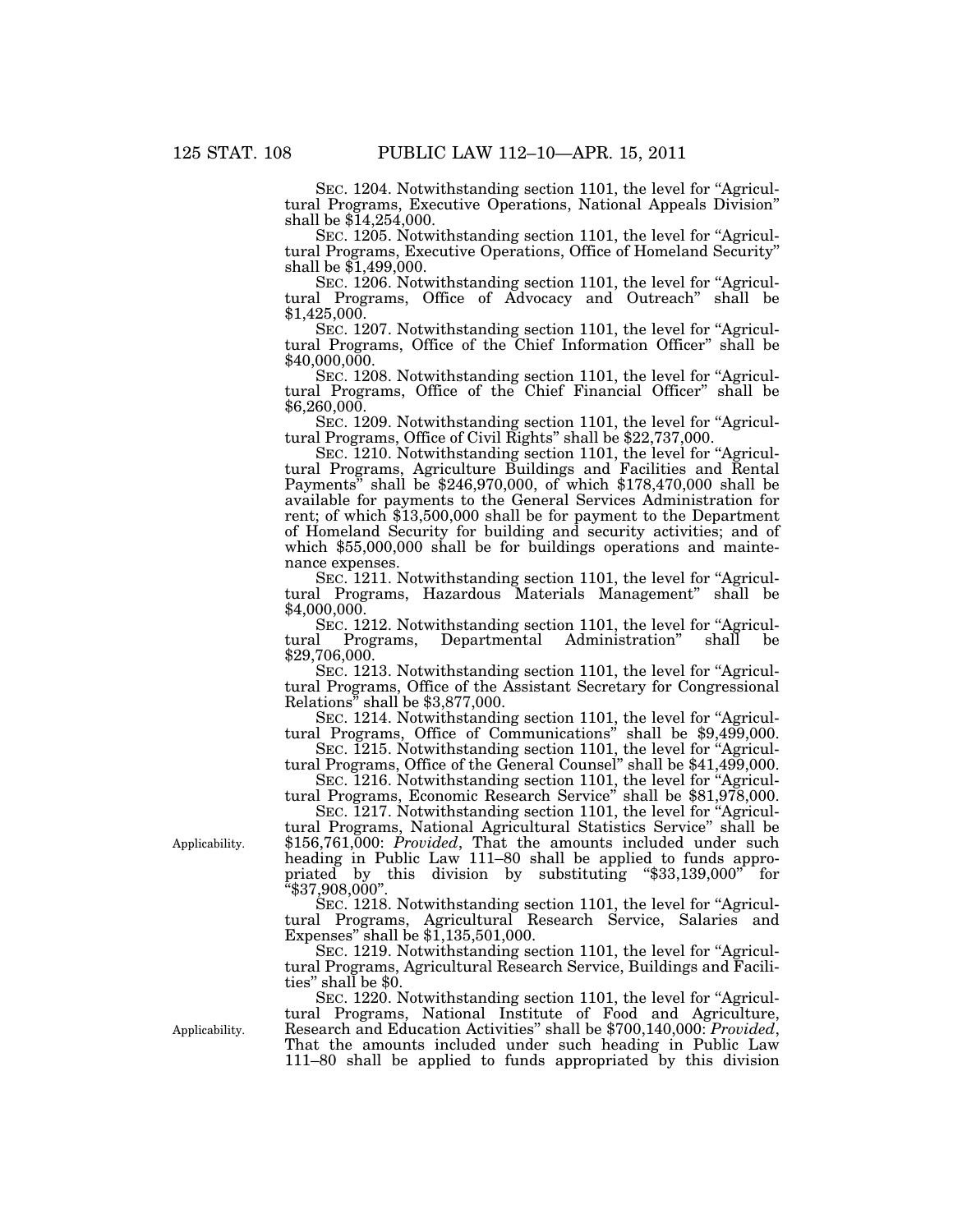SEC. 1204. Notwithstanding section 1101, the level for "Agricultural Programs, Executive Operations, National Appeals Division" shall be $14,254,000.

SEC. 1205. Notwithstanding section 1101, the level for "Agricultural Programs, Executive Operations, Office of Homeland Security" shall be $1,499,000.

SEC. 1206. Notwithstanding section 1101, the level for "Agricultural Programs, Office of Advocacy and Outreach" shall be $1,425,000.

SEC. 1207. Notwithstanding section 1101, the level for "Agricultural Programs, Office of the Chief Information Officer" shall be $40,000,000.

SEC. 1208. Notwithstanding section 1101, the level for "Agricultural Programs, Office of the Chief Financial Officer" shall be $6,260,000.

SEC. 1209. Notwithstanding section 1101, the level for "Agricultural Programs, Office of Civil Rights" shall be $22,737,000.

SEC. 1210. Notwithstanding section 1101, the level for "Agricultural Programs, Agriculture Buildings and Facilities and Rental Payments" shall be $246,970,000, of which $178,470,000 shall be available for payments to the General Services Administration for rent; of which $13,500,000 shall be for payment to the Department of Homeland Security for building and security activities; and of which $55,000,000 shall be for buildings operations and maintenance expenses.

SEC. 1211. Notwithstanding section 1101, the level for "Agricultural Programs, Hazardous Materials Management" shall be $4,000,000.

SEC. 1212. Notwithstanding section 1101, the level for "Agricultural Programs, Departmental Administration" shall be $29,706,000.

SEC. 1213. Notwithstanding section 1101, the level for "Agricultural Programs, Office of the Assistant Secretary for Congressional Relations" shall be $3,877,000.

SEC. 1214. Notwithstanding section 1101, the level for "Agricultural Programs, Office of Communications" shall be $9,499,000.

SEC. 1215. Notwithstanding section 1101, the level for "Agricultural Programs, Office of the General Counsel" shall be $41,499,000.

SEC. 1216. Notwithstanding section 1101, the level for "Agricultural Programs, Economic Research Service" shall be $81,978,000.

SEC. 1217. Notwithstanding section 1101, the level for "Agricultural Programs, National Agricultural Statistics Service" shall be $156,761,000: *Provided*, That the amounts included under such heading in Public Law 111–80 shall be applied to funds appropriated by this division by substituting "$33,139,000" for "$37,908,000".

Applicability.

SEC. 1218. Notwithstanding section 1101, the level for "Agricultural Programs, Agricultural Research Service, Salaries and Expenses" shall be $1,135,501,000.

SEC. 1219. Notwithstanding section 1101, the level for "Agricultural Programs, Agricultural Research Service, Buildings and Facilities" shall be $0.

SEC. 1220. Notwithstanding section 1101, the level for "Agricultural Programs, National Institute of Food and Agriculture, Research and Education Activities" shall be $700,140,000: *Provided*, That the amounts included under such heading in Public Law 111–80 shall be applied to funds appropriated by this division

Applicability.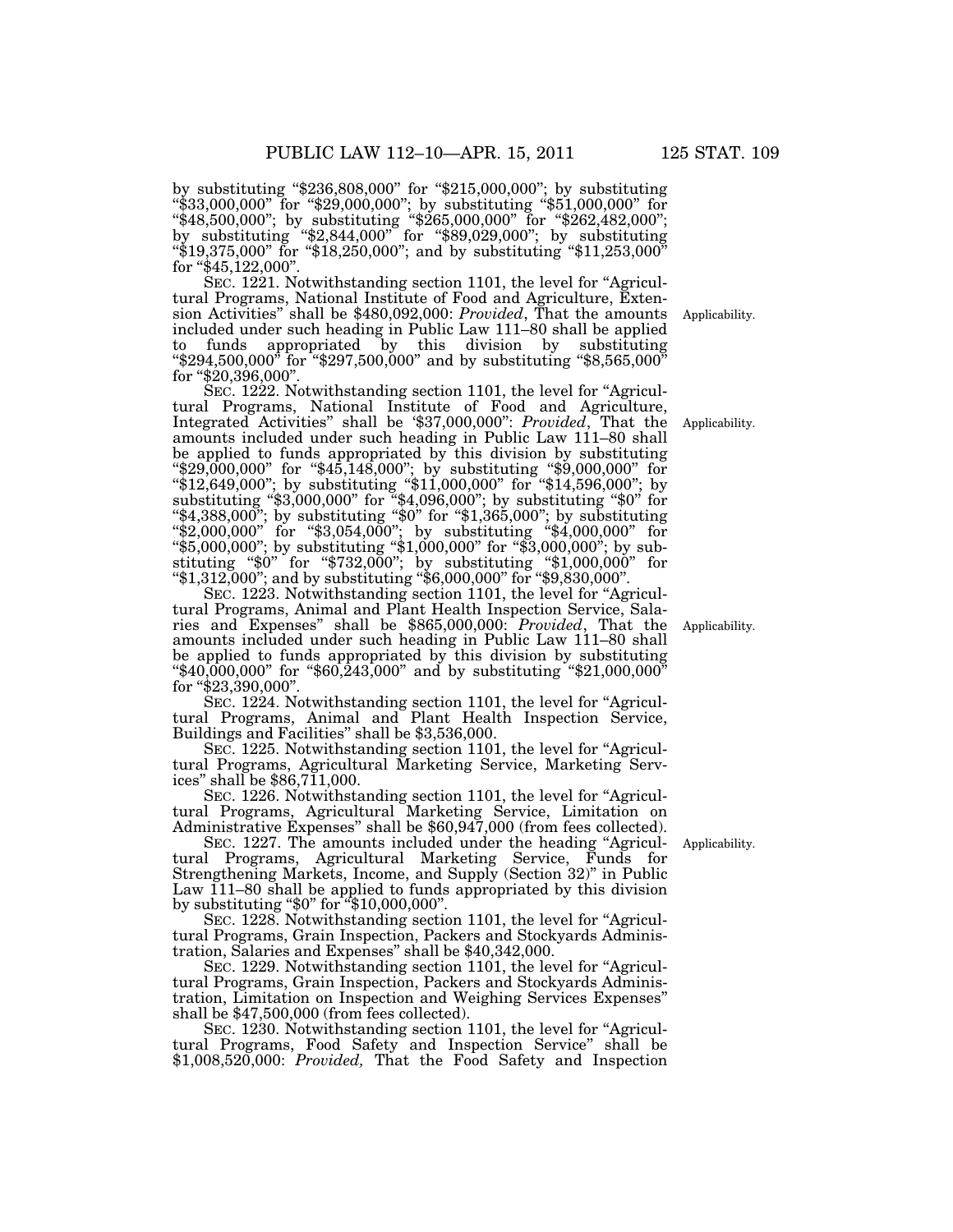by substituting "$236,808,000" for "$215,000,000"; by substituting "$33,000,000" for "$29,000,000"; by substituting "$51,000,000" for "$48,500,000"; by substituting "$265,000,000" for "$262,482,000"; by substituting "$2,844,000" for "$89,029,000"; by substituting "$19,375,000" for "$18,250,000"; and by substituting "$11,253,000" for "$45,122,000".

SEC. 1221. Notwithstanding section 1101, the level for "Agricultural Programs, National Institute of Food and Agriculture, Extension Activities" shall be $480,092,000: *Provided*, That the amounts included under such heading in Public Law 111–80 shall be applied to funds appropriated by this division by substituting "$294,500,000" for "$297,500,000" and by substituting "$8,565,000" for "$20,396,000".

Applicability.

SEC. 1222. Notwithstanding section 1101, the level for "Agricultural Programs, National Institute of Food and Agriculture, Integrated Activities" shall be '$37,000,000": *Provided*, That the amounts included under such heading in Public Law 111–80 shall be applied to funds appropriated by this division by substituting "$29,000,000" for "$45,148,000"; by substituting "$9,000,000" for "$12,649,000"; by substituting "$11,000,000" for "$14,596,000"; by substituting "$3,000,000" for "$4,096,000"; by substituting "$0" for "$4,388,000"; by substituting "$0" for "$1,365,000"; by substituting "$2,000,000" for "$3,054,000"; by substituting "$4,000,000" for "$5,000,000"; by substituting "$1,000,000" for "$3,000,000"; by substituting "$0" for "$732,000"; by substituting "$1,000,000" for "$1,312,000"; and by substituting "$6,000,000" for "$9,830,000".

Applicability.

SEC. 1223. Notwithstanding section 1101, the level for "Agricultural Programs, Animal and Plant Health Inspection Service, Salaries and Expenses" shall be $865,000,000: *Provided*, That the amounts included under such heading in Public Law 111–80 shall be applied to funds appropriated by this division by substituting "$40,000,000" for "$60,243,000" and by substituting "$21,000,000" for "$23,390,000".

Applicability.

SEC. 1224. Notwithstanding section 1101, the level for "Agricultural Programs, Animal and Plant Health Inspection Service, Buildings and Facilities" shall be $3,536,000.

SEC. 1225. Notwithstanding section 1101, the level for "Agricultural Programs, Agricultural Marketing Service, Marketing Services" shall be $86,711,000.

SEC. 1226. Notwithstanding section 1101, the level for "Agricultural Programs, Agricultural Marketing Service, Limitation on Administrative Expenses" shall be $60,947,000 (from fees collected).

SEC. 1227. The amounts included under the heading "Agricultural Programs, Agricultural Marketing Service, Funds for Strengthening Markets, Income, and Supply (Section 32)" in Public Law 111–80 shall be applied to funds appropriated by this division by substituting "$0" for "$10,000,000".

Applicability.

SEC. 1228. Notwithstanding section 1101, the level for "Agricultural Programs, Grain Inspection, Packers and Stockyards Administration, Salaries and Expenses" shall be $40,342,000.

SEC. 1229. Notwithstanding section 1101, the level for "Agricultural Programs, Grain Inspection, Packers and Stockyards Administration, Limitation on Inspection and Weighing Services Expenses" shall be $47,500,000 (from fees collected).

SEC. 1230. Notwithstanding section 1101, the level for "Agricultural Programs, Food Safety and Inspection Service" shall be $1,008,520,000: *Provided,* That the Food Safety and Inspection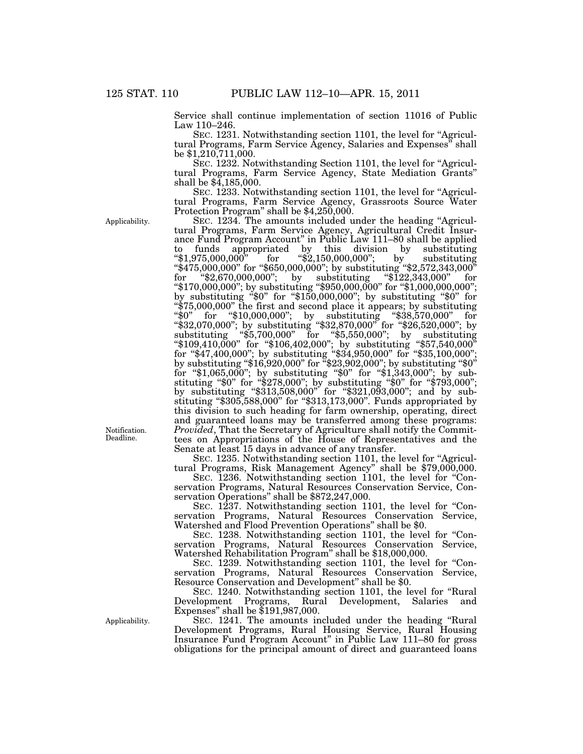Service shall continue implementation of section 11016 of Public Law 110–246.

SEC. 1231. Notwithstanding section 1101, the level for "Agricultural Programs, Farm Service Agency, Salaries and Expenses" shall be $1,210,711,000.

SEC. 1232. Notwithstanding Section 1101, the level for "Agricultural Programs, Farm Service Agency, State Mediation Grants" shall be $4,185,000.

SEC. 1233. Notwithstanding section 1101, the level for "Agricultural Programs, Farm Service Agency, Grassroots Source Water Protection Program" shall be $4,250,000.

Applicability.

SEC. 1234. The amounts included under the heading "Agricultural Programs, Farm Service Agency, Agricultural Credit Insurance Fund Program Account" in Public Law 111–80 shall be applied to funds appropriated by this division by substituting "$1,975,000,000" for "$2,150,000,000"; by substituting "$475,000,000" for "$650,000,000"; by substituting "$2,572,343,000" for "$2,670,000,000"; by substituting "$122,343,000" for "$170,000,000"; by substituting "$950,000,000" for "$1,000,000,000"; by substituting "$0" for "$150,000,000"; by substituting "$0" for "$75,000,000" the first and second place it appears; by substituting "$0" for "$10,000,000"; by substituting "$38,570,000" for "$32,070,000"; by substituting "$32,870,000" for "$26,520,000"; by substituting "$5,700,000" for "$5,550,000"; by substituting "$109,410,000" for "$106,402,000"; by substituting "$57,540,000" for "$47,400,000"; by substituting "$34,950,000" for "$35,100,000"; by substituting "$16,920,000" for "$23,902,000"; by substituting "$0" for "$1,065,000"; by substituting "$0" for "$1,343,000"; by substituting "$0" for "$278,000"; by substituting "$0" for "$793,000"; by substituting "$313,508,000" for "$321,093,000"; and by substituting "$305,588,000" for "$313,173,000". Funds appropriated by this division to such heading for farm ownership, operating, direct and guaranteed loans may be transferred among these programs: *Provided*, That the Secretary of Agriculture shall notify the Committees on Appropriations of the House of Representatives and the Senate at least 15 days in advance of any transfer.

Notification. Deadline.

SEC. 1235. Notwithstanding section 1101, the level for "Agricultural Programs, Risk Management Agency" shall be $79,000,000.

SEC. 1236. Notwithstanding section 1101, the level for "Conservation Programs, Natural Resources Conservation Service, Conservation Operations" shall be $872,247,000.

SEC. 1237. Notwithstanding section 1101, the level for "Conservation Programs, Natural Resources Conservation Service, Watershed and Flood Prevention Operations" shall be $0.

SEC. 1238. Notwithstanding section 1101, the level for "Conservation Programs, Natural Resources Conservation Service, Watershed Rehabilitation Program" shall be $18,000,000.

SEC. 1239. Notwithstanding section 1101, the level for "Conservation Programs, Natural Resources Conservation Service, Resource Conservation and Development" shall be $0.

SEC. 1240. Notwithstanding section 1101, the level for "Rural Development Programs, Rural Development, Salaries and Expenses" shall be $191,987,000.

Applicability.

SEC. 1241. The amounts included under the heading "Rural Development Programs, Rural Housing Service, Rural Housing Insurance Fund Program Account" in Public Law 111–80 for gross obligations for the principal amount of direct and guaranteed loans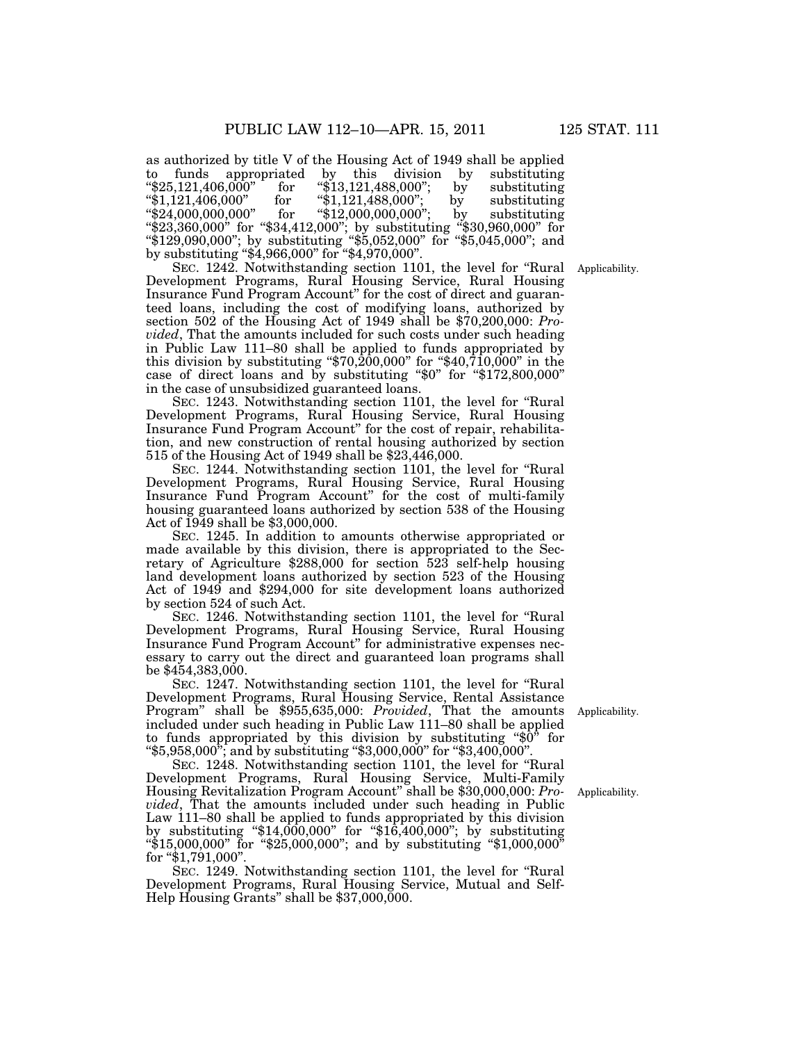as authorized by title V of the Housing Act of 1949 shall be applied to funds appropriated by this division by substituting "$25,121,406,000" for "$13,121,488,000"; by substituting "$1,121,406,000" for "$1,121,488,000"; by substituting "$24,000,000,000" for "$12,000,000,000"; by substituting "$23,360,000" for "$34,412,000"; by substituting "$30,960,000" for "$129,090,000"; by substituting "$5,052,000" for "$5,045,000"; and by substituting "$4,966,000" for "$4,970,000".

Applicability.

SEC. 1242. Notwithstanding section 1101, the level for "Rural Development Programs, Rural Housing Service, Rural Housing Insurance Fund Program Account" for the cost of direct and guaranteed loans, including the cost of modifying loans, authorized by section 502 of the Housing Act of 1949 shall be $70,200,000: *Provided*, That the amounts included for such costs under such heading in Public Law 111–80 shall be applied to funds appropriated by this division by substituting "$70,200,000" for "$40,710,000" in the case of direct loans and by substituting "$0" for "$172,800,000" in the case of unsubsidized guaranteed loans.

SEC. 1243. Notwithstanding section 1101, the level for "Rural Development Programs, Rural Housing Service, Rural Housing Insurance Fund Program Account" for the cost of repair, rehabilitation, and new construction of rental housing authorized by section 515 of the Housing Act of 1949 shall be $23,446,000.

SEC. 1244. Notwithstanding section 1101, the level for "Rural Development Programs, Rural Housing Service, Rural Housing Insurance Fund Program Account" for the cost of multi-family housing guaranteed loans authorized by section 538 of the Housing Act of 1949 shall be $3,000,000.

SEC. 1245. In addition to amounts otherwise appropriated or made available by this division, there is appropriated to the Secretary of Agriculture $288,000 for section 523 self-help housing land development loans authorized by section 523 of the Housing Act of 1949 and $294,000 for site development loans authorized by section 524 of such Act.

SEC. 1246. Notwithstanding section 1101, the level for "Rural Development Programs, Rural Housing Service, Rural Housing Insurance Fund Program Account" for administrative expenses necessary to carry out the direct and guaranteed loan programs shall be $454,383,000.

Applicability.

SEC. 1247. Notwithstanding section 1101, the level for "Rural Development Programs, Rural Housing Service, Rental Assistance Program" shall be $955,635,000: *Provided*, That the amounts included under such heading in Public Law 111–80 shall be applied to funds appropriated by this division by substituting "$0" for "$5,958,000"; and by substituting "$3,000,000" for "$3,400,000".

Applicability.

SEC. 1248. Notwithstanding section 1101, the level for "Rural Development Programs, Rural Housing Service, Multi-Family Housing Revitalization Program Account" shall be $30,000,000: *Provided*, That the amounts included under such heading in Public Law 111–80 shall be applied to funds appropriated by this division by substituting "$14,000,000" for "$16,400,000"; by substituting "$15,000,000" for "$25,000,000"; and by substituting "$1,000,000" for "$1,791,000".

SEC. 1249. Notwithstanding section 1101, the level for "Rural Development Programs, Rural Housing Service, Mutual and Self-Help Housing Grants" shall be $37,000,000.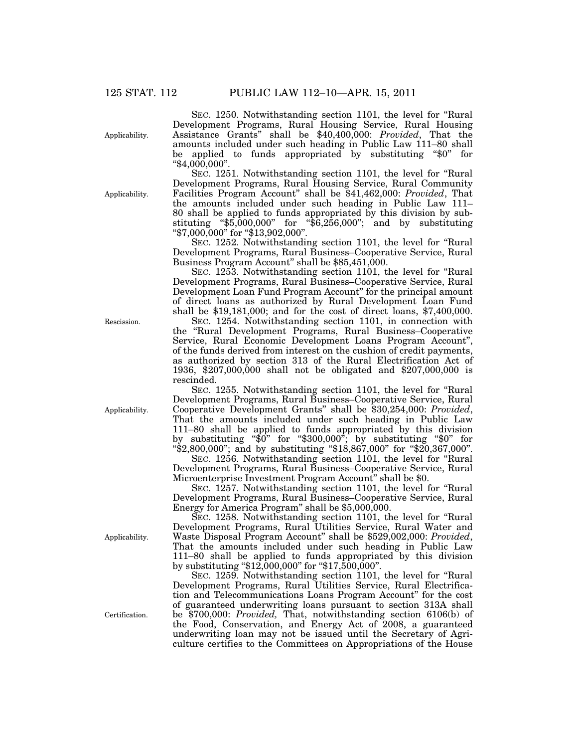SEC. 1250. Notwithstanding section 1101, the level for "Rural Development Programs, Rural Housing Service, Rural Housing Assistance Grants" shall be $40,400,000: *Provided*, That the amounts included under such heading in Public Law 111–80 shall be applied to funds appropriated by substituting "$0" for "$4,000,000".

Applicability.

SEC. 1251. Notwithstanding section 1101, the level for "Rural Development Programs, Rural Housing Service, Rural Community Facilities Program Account" shall be $41,462,000: *Provided*, That the amounts included under such heading in Public Law 111–80 shall be applied to funds appropriated by this division by substituting "$5,000,000" for "$6,256,000"; and by substituting "$7,000,000" for "$13,902,000".

Applicability.

SEC. 1252. Notwithstanding section 1101, the level for "Rural Development Programs, Rural Business–Cooperative Service, Rural Business Program Account" shall be $85,451,000.

SEC. 1253. Notwithstanding section 1101, the level for "Rural Development Programs, Rural Business–Cooperative Service, Rural Development Loan Fund Program Account" for the principal amount of direct loans as authorized by Rural Development Loan Fund shall be $19,181,000; and for the cost of direct loans, $7,400,000.

Rescission.

SEC. 1254. Notwithstanding section 1101, in connection with the "Rural Development Programs, Rural Business–Cooperative Service, Rural Economic Development Loans Program Account", of the funds derived from interest on the cushion of credit payments, as authorized by section 313 of the Rural Electrification Act of 1936, $207,000,000 shall not be obligated and $207,000,000 is rescinded.

SEC. 1255. Notwithstanding section 1101, the level for "Rural Development Programs, Rural Business–Cooperative Service, Rural Cooperative Development Grants" shall be $30,254,000: *Provided*, That the amounts included under such heading in Public Law 111–80 shall be applied to funds appropriated by this division by substituting "$0" for "$300,000"; by substituting "$0" for "$2,800,000"; and by substituting "$18,867,000" for "$20,367,000".

Applicability.

SEC. 1256. Notwithstanding section 1101, the level for "Rural Development Programs, Rural Business–Cooperative Service, Rural Microenterprise Investment Program Account" shall be $0.

SEC. 1257. Notwithstanding section 1101, the level for "Rural Development Programs, Rural Business–Cooperative Service, Rural Energy for America Program" shall be $5,000,000.

SEC. 1258. Notwithstanding section 1101, the level for "Rural Development Programs, Rural Utilities Service, Rural Water and Waste Disposal Program Account" shall be $529,002,000: *Provided*, That the amounts included under such heading in Public Law 111–80 shall be applied to funds appropriated by this division by substituting "$12,000,000" for "$17,500,000".

Applicability.

SEC. 1259. Notwithstanding section 1101, the level for "Rural Development Programs, Rural Utilities Service, Rural Electrification and Telecommunications Loans Program Account" for the cost of guaranteed underwriting loans pursuant to section 313A shall be $700,000: *Provided,* That, notwithstanding section 6106(b) of the Food, Conservation, and Energy Act of 2008, a guaranteed underwriting loan may not be issued until the Secretary of Agriculture certifies to the Committees on Appropriations of the House

Certification.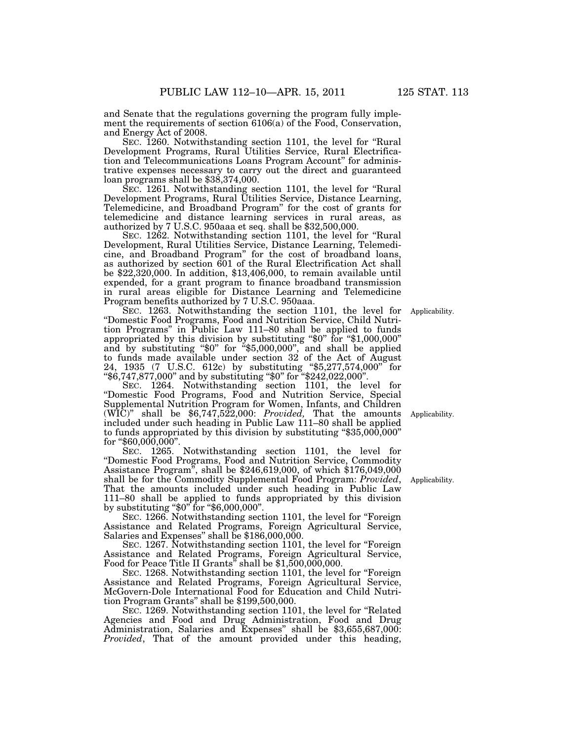and Senate that the regulations governing the program fully implement the requirements of section 6106(a) of the Food, Conservation, and Energy Act of 2008.

SEC. 1260. Notwithstanding section 1101, the level for "Rural Development Programs, Rural Utilities Service, Rural Electrification and Telecommunications Loans Program Account" for administrative expenses necessary to carry out the direct and guaranteed loan programs shall be $38,374,000.

SEC. 1261. Notwithstanding section 1101, the level for "Rural Development Programs, Rural Utilities Service, Distance Learning, Telemedicine, and Broadband Program" for the cost of grants for telemedicine and distance learning services in rural areas, as authorized by 7 U.S.C. 950aaa et seq. shall be $32,500,000.

SEC. 1262. Notwithstanding section 1101, the level for "Rural Development, Rural Utilities Service, Distance Learning, Telemedicine, and Broadband Program" for the cost of broadband loans, as authorized by section 601 of the Rural Electrification Act shall be $22,320,000. In addition, $13,406,000, to remain available until expended, for a grant program to finance broadband transmission in rural areas eligible for Distance Learning and Telemedicine Program benefits authorized by 7 U.S.C. 950aaa.

Applicability.

SEC. 1263. Notwithstanding the section 1101, the level for "Domestic Food Programs, Food and Nutrition Service, Child Nutrition Programs" in Public Law 111–80 shall be applied to funds appropriated by this division by substituting "$0" for "$1,000,000" and by substituting "$0" for "$5,000,000", and shall be applied to funds made available under section 32 of the Act of August 24, 1935 (7 U.S.C. 612c) by substituting "$5,277,574,000" for "$6,747,877,000" and by substituting "$0" for "$242,022,000".

Applicability.

SEC. 1264. Notwithstanding section 1101, the level for "Domestic Food Programs, Food and Nutrition Service, Special Supplemental Nutrition Program for Women, Infants, and Children (WIC)" shall be $6,747,522,000: *Provided,* That the amounts included under such heading in Public Law 111–80 shall be applied to funds appropriated by this division by substituting "$35,000,000" for "$60,000,000".

Applicability.

SEC. 1265. Notwithstanding section 1101, the level for "Domestic Food Programs, Food and Nutrition Service, Commodity Assistance Program", shall be $246,619,000, of which $176,049,000 shall be for the Commodity Supplemental Food Program: *Provided*, That the amounts included under such heading in Public Law 111–80 shall be applied to funds appropriated by this division by substituting "$0" for "$6,000,000".

SEC. 1266. Notwithstanding section 1101, the level for "Foreign Assistance and Related Programs, Foreign Agricultural Service, Salaries and Expenses" shall be $186,000,000.

SEC. 1267. Notwithstanding section 1101, the level for "Foreign Assistance and Related Programs, Foreign Agricultural Service, Food for Peace Title II Grants" shall be $1,500,000,000.

SEC. 1268. Notwithstanding section 1101, the level for "Foreign Assistance and Related Programs, Foreign Agricultural Service, McGovern-Dole International Food for Education and Child Nutrition Program Grants" shall be $199,500,000.

SEC. 1269. Notwithstanding section 1101, the level for "Related Agencies and Food and Drug Administration, Food and Drug Administration, Salaries and Expenses" shall be $3,655,687,000: *Provided*, That of the amount provided under this heading,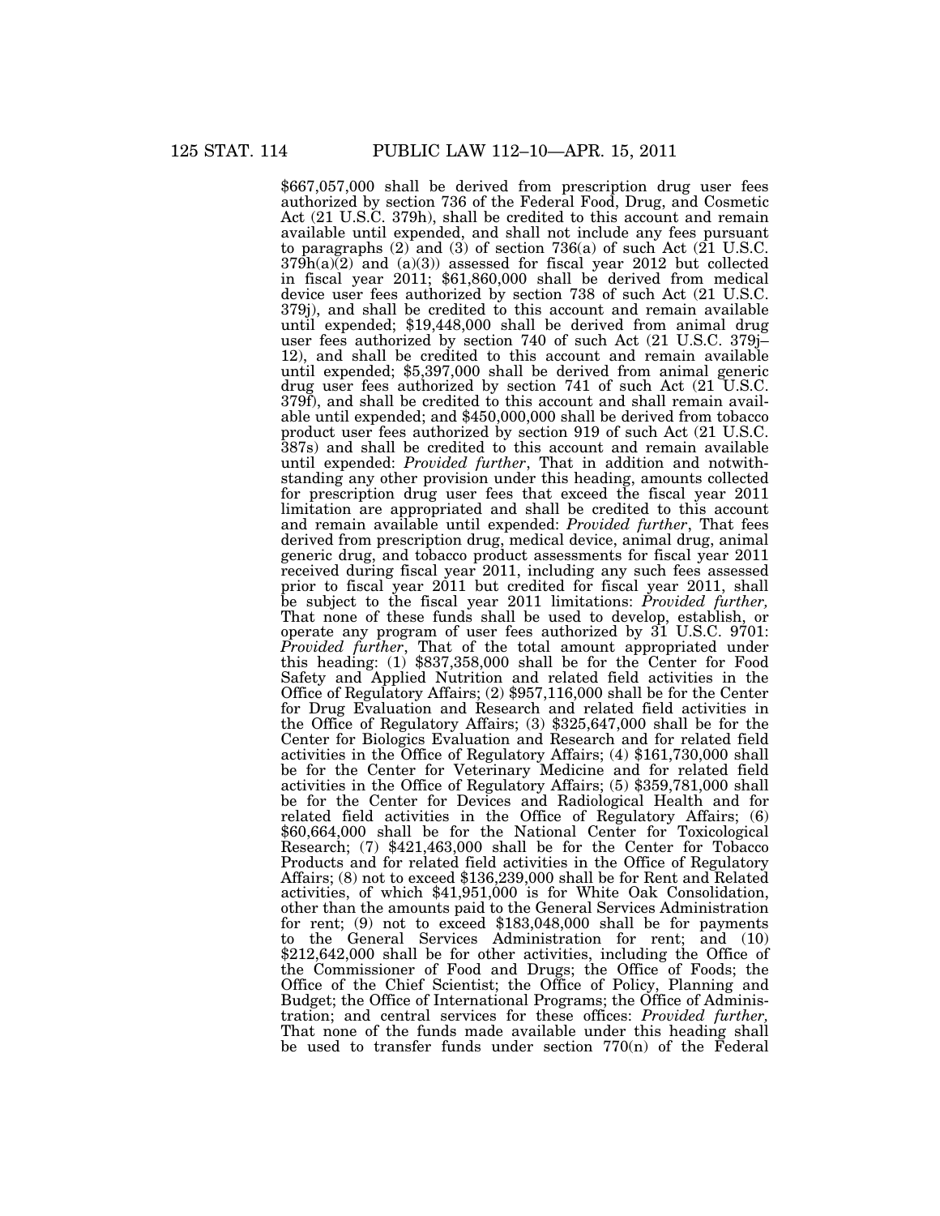$667,057,000 shall be derived from prescription drug user fees authorized by section 736 of the Federal Food, Drug, and Cosmetic Act (21 U.S.C. 379h), shall be credited to this account and remain available until expended, and shall not include any fees pursuant to paragraphs (2) and (3) of section 736(a) of such Act (21 U.S.C. 379h(a)(2) and (a)(3)) assessed for fiscal year 2012 but collected in fiscal year 2011; $61,860,000 shall be derived from medical device user fees authorized by section 738 of such Act (21 U.S.C. 379j), and shall be credited to this account and remain available until expended; $19,448,000 shall be derived from animal drug user fees authorized by section 740 of such Act (21 U.S.C. 379j–12), and shall be credited to this account and remain available until expended; $5,397,000 shall be derived from animal generic drug user fees authorized by section 741 of such Act (21 U.S.C. 379f), and shall be credited to this account and shall remain available until expended; and $450,000,000 shall be derived from tobacco product user fees authorized by section 919 of such Act (21 U.S.C. 387s) and shall be credited to this account and remain available until expended: *Provided further*, That in addition and notwithstanding any other provision under this heading, amounts collected for prescription drug user fees that exceed the fiscal year 2011 limitation are appropriated and shall be credited to this account and remain available until expended: *Provided further*, That fees derived from prescription drug, medical device, animal drug, animal generic drug, and tobacco product assessments for fiscal year 2011 received during fiscal year 2011, including any such fees assessed prior to fiscal year 2011 but credited for fiscal year 2011, shall be subject to the fiscal year 2011 limitations: *Provided further,* That none of these funds shall be used to develop, establish, or operate any program of user fees authorized by 31 U.S.C. 9701: *Provided further*, That of the total amount appropriated under this heading: (1) $837,358,000 shall be for the Center for Food Safety and Applied Nutrition and related field activities in the Office of Regulatory Affairs; (2) $957,116,000 shall be for the Center for Drug Evaluation and Research and related field activities in the Office of Regulatory Affairs; (3) $325,647,000 shall be for the Center for Biologics Evaluation and Research and for related field activities in the Office of Regulatory Affairs; (4) $161,730,000 shall be for the Center for Veterinary Medicine and for related field activities in the Office of Regulatory Affairs; (5) $359,781,000 shall be for the Center for Devices and Radiological Health and for related field activities in the Office of Regulatory Affairs; (6) $60,664,000 shall be for the National Center for Toxicological Research; (7) $421,463,000 shall be for the Center for Tobacco Products and for related field activities in the Office of Regulatory Affairs; (8) not to exceed $136,239,000 shall be for Rent and Related activities, of which $41,951,000 is for White Oak Consolidation, other than the amounts paid to the General Services Administration for rent; (9) not to exceed $183,048,000 shall be for payments to the General Services Administration for rent; and (10) $212,642,000 shall be for other activities, including the Office of the Commissioner of Food and Drugs; the Office of Foods; the Office of the Chief Scientist; the Office of Policy, Planning and Budget; the Office of International Programs; the Office of Administration; and central services for these offices: *Provided further,* That none of the funds made available under this heading shall be used to transfer funds under section 770(n) of the Federal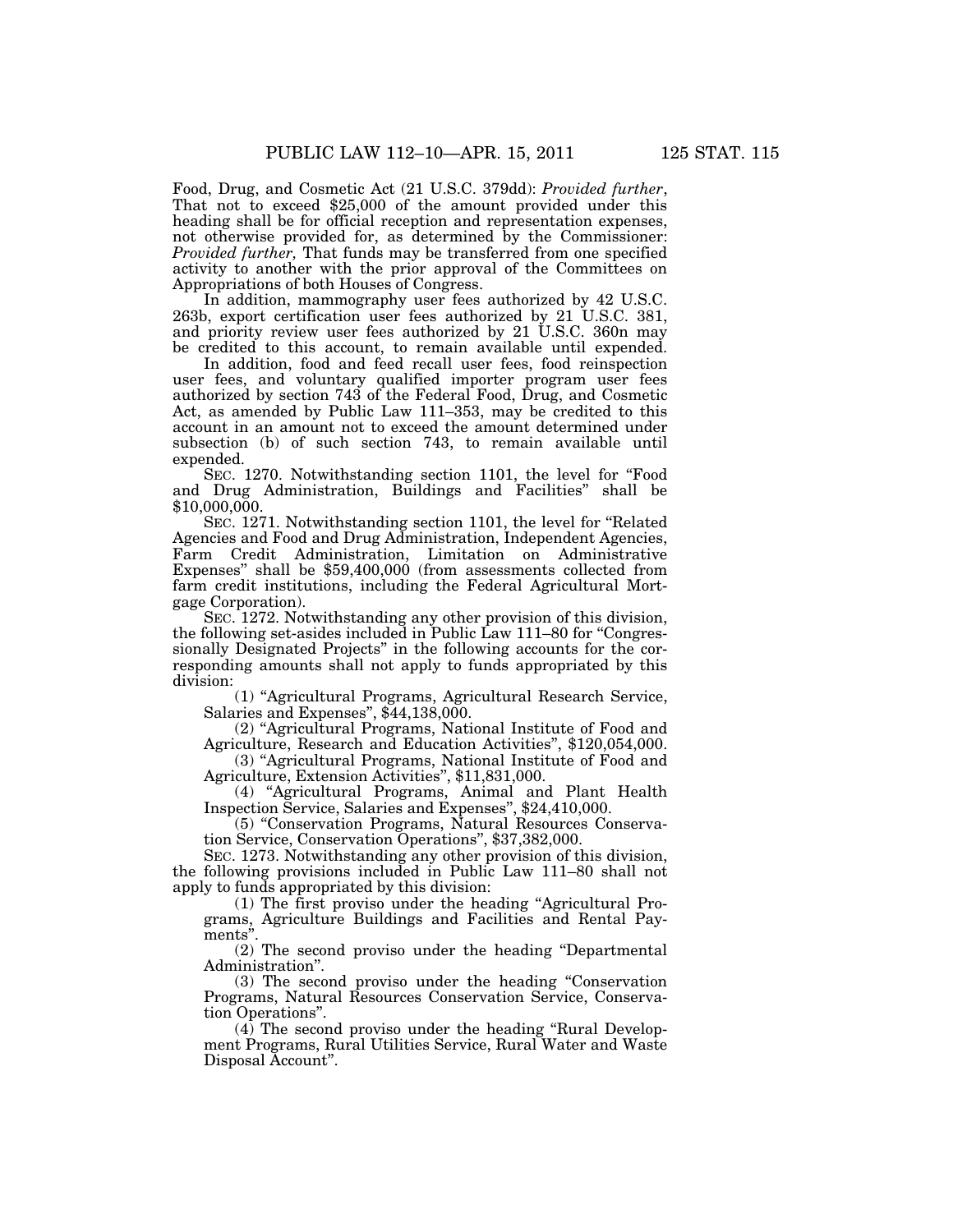Food, Drug, and Cosmetic Act (21 U.S.C. 379dd): *Provided further*, That not to exceed $25,000 of the amount provided under this heading shall be for official reception and representation expenses, not otherwise provided for, as determined by the Commissioner: *Provided further,* That funds may be transferred from one specified activity to another with the prior approval of the Committees on Appropriations of both Houses of Congress.

In addition, mammography user fees authorized by 42 U.S.C. 263b, export certification user fees authorized by 21 U.S.C. 381, and priority review user fees authorized by 21 U.S.C. 360n may be credited to this account, to remain available until expended.

In addition, food and feed recall user fees, food reinspection user fees, and voluntary qualified importer program user fees authorized by section 743 of the Federal Food, Drug, and Cosmetic Act, as amended by Public Law 111–353, may be credited to this account in an amount not to exceed the amount determined under subsection (b) of such section 743, to remain available until expended.

SEC. 1270. Notwithstanding section 1101, the level for "Food and Drug Administration, Buildings and Facilities" shall be $10,000,000.

SEC. 1271. Notwithstanding section 1101, the level for "Related Agencies and Food and Drug Administration, Independent Agencies, Farm Credit Administration, Limitation on Administrative Expenses" shall be $59,400,000 (from assessments collected from farm credit institutions, including the Federal Agricultural Mortgage Corporation).

SEC. 1272. Notwithstanding any other provision of this division, the following set-asides included in Public Law 111–80 for "Congressionally Designated Projects" in the following accounts for the corresponding amounts shall not apply to funds appropriated by this division:

(1) "Agricultural Programs, Agricultural Research Service, Salaries and Expenses", $44,138,000.

(2) "Agricultural Programs, National Institute of Food and Agriculture, Research and Education Activities", $120,054,000.

(3) "Agricultural Programs, National Institute of Food and Agriculture, Extension Activities", $11,831,000.

(4) "Agricultural Programs, Animal and Plant Health Inspection Service, Salaries and Expenses", $24,410,000.

(5) "Conservation Programs, Natural Resources Conservation Service, Conservation Operations", $37,382,000.

SEC. 1273. Notwithstanding any other provision of this division, the following provisions included in Public Law 111–80 shall not apply to funds appropriated by this division:

(1) The first proviso under the heading "Agricultural Programs, Agriculture Buildings and Facilities and Rental Payments".

(2) The second proviso under the heading "Departmental Administration".

(3) The second proviso under the heading "Conservation Programs, Natural Resources Conservation Service, Conservation Operations".

(4) The second proviso under the heading "Rural Development Programs, Rural Utilities Service, Rural Water and Waste Disposal Account".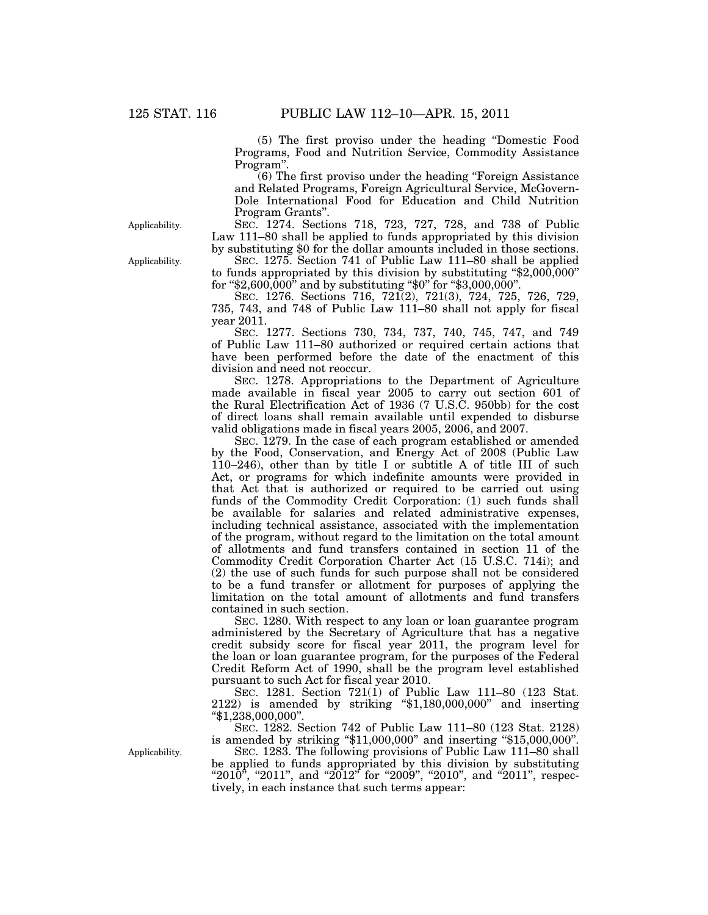(5) The first proviso under the heading "Domestic Food Programs, Food and Nutrition Service, Commodity Assistance Program".

(6) The first proviso under the heading "Foreign Assistance and Related Programs, Foreign Agricultural Service, McGovern-Dole International Food for Education and Child Nutrition Program Grants".

Applicability.

SEC. 1274. Sections 718, 723, 727, 728, and 738 of Public Law 111–80 shall be applied to funds appropriated by this division by substituting $0 for the dollar amounts included in those sections.

Applicability.

SEC. 1275. Section 741 of Public Law 111–80 shall be applied to funds appropriated by this division by substituting "$2,000,000" for "$2,600,000" and by substituting "$0" for "$3,000,000".

SEC. 1276. Sections 716, 721(2), 721(3), 724, 725, 726, 729, 735, 743, and 748 of Public Law 111–80 shall not apply for fiscal year 2011.

SEC. 1277. Sections 730, 734, 737, 740, 745, 747, and 749 of Public Law 111–80 authorized or required certain actions that have been performed before the date of the enactment of this division and need not reoccur.

SEC. 1278. Appropriations to the Department of Agriculture made available in fiscal year 2005 to carry out section 601 of the Rural Electrification Act of 1936 (7 U.S.C. 950bb) for the cost of direct loans shall remain available until expended to disburse valid obligations made in fiscal years 2005, 2006, and 2007.

SEC. 1279. In the case of each program established or amended by the Food, Conservation, and Energy Act of 2008 (Public Law 110–246), other than by title I or subtitle A of title III of such Act, or programs for which indefinite amounts were provided in that Act that is authorized or required to be carried out using funds of the Commodity Credit Corporation: (1) such funds shall be available for salaries and related administrative expenses, including technical assistance, associated with the implementation of the program, without regard to the limitation on the total amount of allotments and fund transfers contained in section 11 of the Commodity Credit Corporation Charter Act (15 U.S.C. 714i); and (2) the use of such funds for such purpose shall not be considered to be a fund transfer or allotment for purposes of applying the limitation on the total amount of allotments and fund transfers contained in such section.

SEC. 1280. With respect to any loan or loan guarantee program administered by the Secretary of Agriculture that has a negative credit subsidy score for fiscal year 2011, the program level for the loan or loan guarantee program, for the purposes of the Federal Credit Reform Act of 1990, shall be the program level established pursuant to such Act for fiscal year 2010.

SEC. 1281. Section 721(1) of Public Law 111–80 (123 Stat. 2122) is amended by striking "$1,180,000,000" and inserting "$1,238,000,000".

SEC. 1282. Section 742 of Public Law 111–80 (123 Stat. 2128) is amended by striking "$11,000,000" and inserting "$15,000,000".

Applicability.

SEC. 1283. The following provisions of Public Law 111–80 shall be applied to funds appropriated by this division by substituting "2010", "2011", and "2012" for "2009", "2010", and "2011", respectively, in each instance that such terms appear: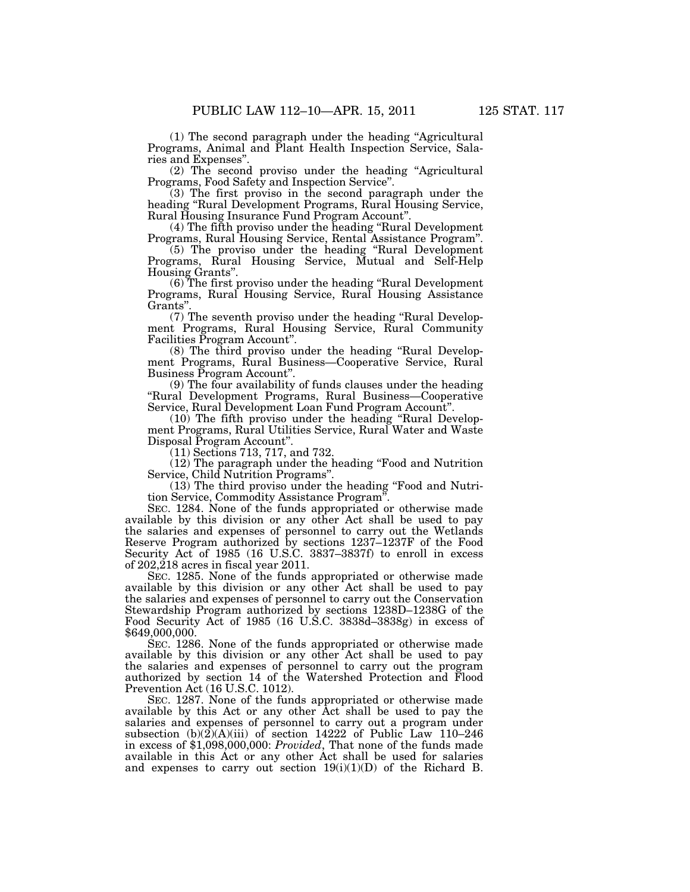(1) The second paragraph under the heading "Agricultural Programs, Animal and Plant Health Inspection Service, Salaries and Expenses".

(2) The second proviso under the heading "Agricultural Programs, Food Safety and Inspection Service".

(3) The first proviso in the second paragraph under the heading "Rural Development Programs, Rural Housing Service, Rural Housing Insurance Fund Program Account".

(4) The fifth proviso under the heading "Rural Development Programs, Rural Housing Service, Rental Assistance Program".

(5) The proviso under the heading "Rural Development Programs, Rural Housing Service, Mutual and Self-Help Housing Grants".

(6) The first proviso under the heading "Rural Development Programs, Rural Housing Service, Rural Housing Assistance Grants".

(7) The seventh proviso under the heading "Rural Development Programs, Rural Housing Service, Rural Community Facilities Program Account".

(8) The third proviso under the heading "Rural Development Programs, Rural Business—Cooperative Service, Rural Business Program Account".

(9) The four availability of funds clauses under the heading "Rural Development Programs, Rural Business—Cooperative Service, Rural Development Loan Fund Program Account".

(10) The fifth proviso under the heading "Rural Development Programs, Rural Utilities Service, Rural Water and Waste Disposal Program Account".

(11) Sections 713, 717, and 732.

(12) The paragraph under the heading "Food and Nutrition Service, Child Nutrition Programs".

(13) The third proviso under the heading "Food and Nutrition Service, Commodity Assistance Program".

SEC. 1284. None of the funds appropriated or otherwise made available by this division or any other Act shall be used to pay the salaries and expenses of personnel to carry out the Wetlands Reserve Program authorized by sections 1237–1237F of the Food Security Act of 1985 (16 U.S.C. 3837–3837f) to enroll in excess of 202,218 acres in fiscal year 2011.

SEC. 1285. None of the funds appropriated or otherwise made available by this division or any other Act shall be used to pay the salaries and expenses of personnel to carry out the Conservation Stewardship Program authorized by sections 1238D–1238G of the Food Security Act of 1985 (16 U.S.C. 3838d–3838g) in excess of $649,000,000.

SEC. 1286. None of the funds appropriated or otherwise made available by this division or any other Act shall be used to pay the salaries and expenses of personnel to carry out the program authorized by section 14 of the Watershed Protection and Flood Prevention Act (16 U.S.C. 1012).

SEC. 1287. None of the funds appropriated or otherwise made available by this Act or any other Act shall be used to pay the salaries and expenses of personnel to carry out a program under subsection (b)(2)(A)(iii) of section 14222 of Public Law 110–246 in excess of $1,098,000,000: *Provided*, That none of the funds made available in this Act or any other Act shall be used for salaries and expenses to carry out section 19(i)(1)(D) of the Richard B.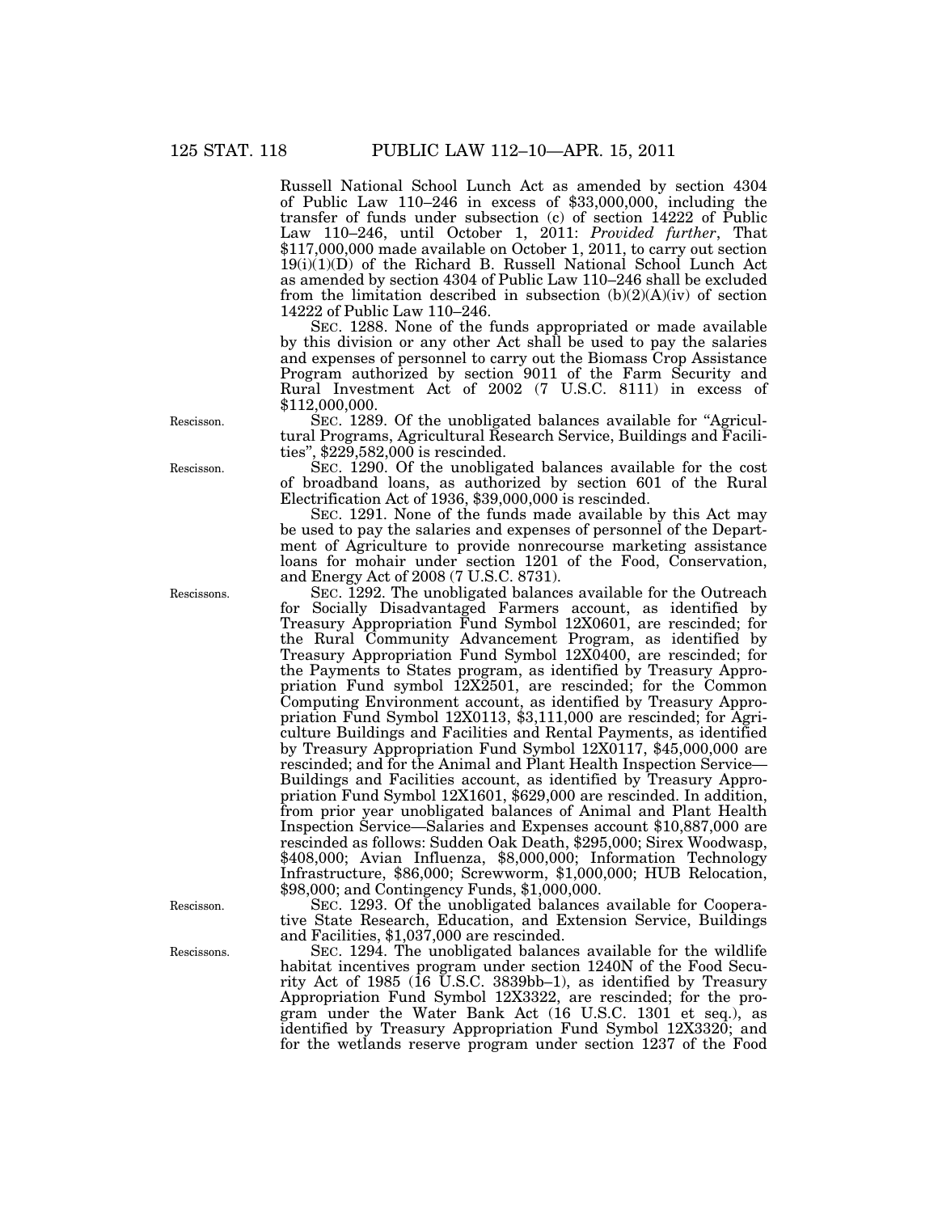Russell National School Lunch Act as amended by section 4304 of Public Law 110–246 in excess of $33,000,000, including the transfer of funds under subsection (c) of section 14222 of Public Law 110–246, until October 1, 2011: *Provided further*, That $117,000,000 made available on October 1, 2011, to carry out section 19(i)(1)(D) of the Richard B. Russell National School Lunch Act as amended by section 4304 of Public Law 110–246 shall be excluded from the limitation described in subsection (b)(2)(A)(iv) of section 14222 of Public Law 110–246.

SEC. 1288. None of the funds appropriated or made available by this division or any other Act shall be used to pay the salaries and expenses of personnel to carry out the Biomass Crop Assistance Program authorized by section 9011 of the Farm Security and Rural Investment Act of 2002 (7 U.S.C. 8111) in excess of $112,000,000.

Rescisson.

SEC. 1289. Of the unobligated balances available for "Agricultural Programs, Agricultural Research Service, Buildings and Facilities", $229,582,000 is rescinded.

Rescisson.

SEC. 1290. Of the unobligated balances available for the cost of broadband loans, as authorized by section 601 of the Rural Electrification Act of 1936, $39,000,000 is rescinded.

SEC. 1291. None of the funds made available by this Act may be used to pay the salaries and expenses of personnel of the Department of Agriculture to provide nonrecourse marketing assistance loans for mohair under section 1201 of the Food, Conservation, and Energy Act of 2008 (7 U.S.C. 8731).

Rescissons.

SEC. 1292. The unobligated balances available for the Outreach for Socially Disadvantaged Farmers account, as identified by Treasury Appropriation Fund Symbol 12X0601, are rescinded; for the Rural Community Advancement Program, as identified by Treasury Appropriation Fund Symbol 12X0400, are rescinded; for the Payments to States program, as identified by Treasury Appropriation Fund symbol 12X2501, are rescinded; for the Common Computing Environment account, as identified by Treasury Appropriation Fund Symbol 12X0113, $3,111,000 are rescinded; for Agriculture Buildings and Facilities and Rental Payments, as identified by Treasury Appropriation Fund Symbol 12X0117, $45,000,000 are rescinded; and for the Animal and Plant Health Inspection Service—Buildings and Facilities account, as identified by Treasury Appropriation Fund Symbol 12X1601, $629,000 are rescinded. In addition, from prior year unobligated balances of Animal and Plant Health Inspection Service—Salaries and Expenses account $10,887,000 are rescinded as follows: Sudden Oak Death, $295,000; Sirex Woodwasp, $408,000; Avian Influenza, $8,000,000; Information Technology Infrastructure, $86,000; Screwworm, $1,000,000; HUB Relocation, $98,000; and Contingency Funds, $1,000,000.

Rescisson.

SEC. 1293. Of the unobligated balances available for Cooperative State Research, Education, and Extension Service, Buildings and Facilities, $1,037,000 are rescinded.

Rescissons.

SEC. 1294. The unobligated balances available for the wildlife habitat incentives program under section 1240N of the Food Security Act of 1985 (16 U.S.C. 3839bb–1), as identified by Treasury Appropriation Fund Symbol 12X3322, are rescinded; for the program under the Water Bank Act (16 U.S.C. 1301 et seq.), as identified by Treasury Appropriation Fund Symbol 12X3320; and for the wetlands reserve program under section 1237 of the Food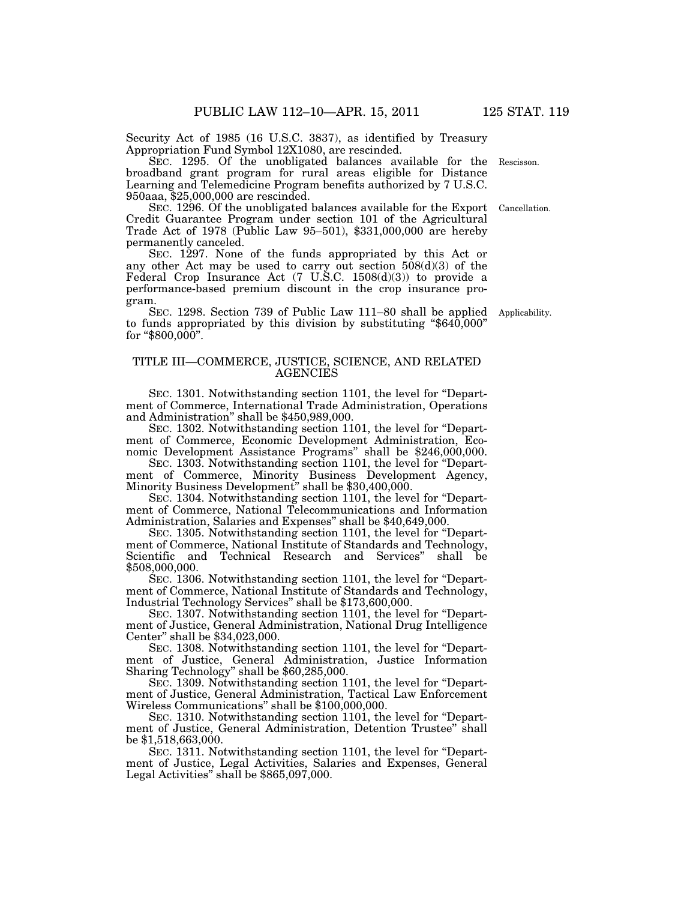Security Act of 1985 (16 U.S.C. 3837), as identified by Treasury Appropriation Fund Symbol 12X1080, are rescinded.

SEC. 1295. Of the unobligated balances available for the broadband grant program for rural areas eligible for Distance Learning and Telemedicine Program benefits authorized by 7 U.S.C. 950aaa, $25,000,000 are rescinded.

Rescisson.

SEC. 1296. Of the unobligated balances available for the Export Credit Guarantee Program under section 101 of the Agricultural Trade Act of 1978 (Public Law 95–501), $331,000,000 are hereby permanently canceled.

Cancellation.

SEC. 1297. None of the funds appropriated by this Act or any other Act may be used to carry out section 508(d)(3) of the Federal Crop Insurance Act (7 U.S.C. 1508(d)(3)) to provide a performance-based premium discount in the crop insurance program.

SEC. 1298. Section 739 of Public Law 111–80 shall be applied to funds appropriated by this division by substituting "$640,000" for "$800,000".

Applicability.

## TITLE III—COMMERCE, JUSTICE, SCIENCE, AND RELATED AGENCIES

SEC. 1301. Notwithstanding section 1101, the level for "Department of Commerce, International Trade Administration, Operations and Administration" shall be $450,989,000.

SEC. 1302. Notwithstanding section 1101, the level for "Department of Commerce, Economic Development Administration, Economic Development Assistance Programs" shall be $246,000,000.

SEC. 1303. Notwithstanding section 1101, the level for "Department of Commerce, Minority Business Development Agency, Minority Business Development" shall be $30,400,000.

SEC. 1304. Notwithstanding section 1101, the level for "Department of Commerce, National Telecommunications and Information Administration, Salaries and Expenses" shall be $40,649,000.

SEC. 1305. Notwithstanding section 1101, the level for "Department of Commerce, National Institute of Standards and Technology, Scientific and Technical Research and Services" shall be $508,000,000.

SEC. 1306. Notwithstanding section 1101, the level for "Department of Commerce, National Institute of Standards and Technology, Industrial Technology Services" shall be $173,600,000.

SEC. 1307. Notwithstanding section 1101, the level for "Department of Justice, General Administration, National Drug Intelligence Center" shall be $34,023,000.

SEC. 1308. Notwithstanding section 1101, the level for "Department of Justice, General Administration, Justice Information Sharing Technology" shall be $60,285,000.

SEC. 1309. Notwithstanding section 1101, the level for "Department of Justice, General Administration, Tactical Law Enforcement Wireless Communications" shall be $100,000,000.

SEC. 1310. Notwithstanding section 1101, the level for "Department of Justice, General Administration, Detention Trustee" shall be $1,518,663,000.

SEC. 1311. Notwithstanding section 1101, the level for "Department of Justice, Legal Activities, Salaries and Expenses, General Legal Activities" shall be $865,097,000.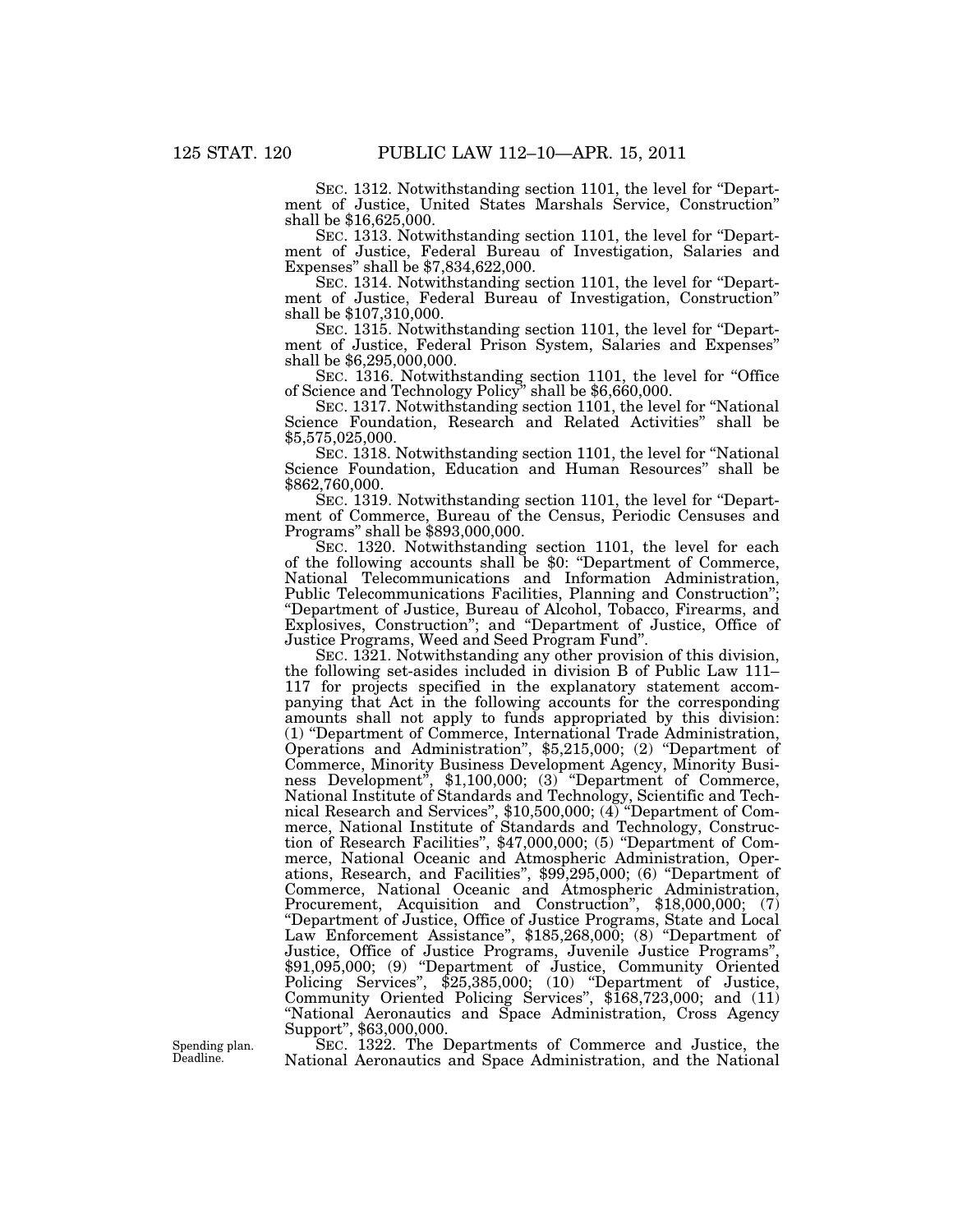SEC. 1312. Notwithstanding section 1101, the level for "Department of Justice, United States Marshals Service, Construction" shall be $16,625,000.

SEC. 1313. Notwithstanding section 1101, the level for "Department of Justice, Federal Bureau of Investigation, Salaries and Expenses" shall be $7,834,622,000.

SEC. 1314. Notwithstanding section 1101, the level for "Department of Justice, Federal Bureau of Investigation, Construction" shall be $107,310,000.

SEC. 1315. Notwithstanding section 1101, the level for "Department of Justice, Federal Prison System, Salaries and Expenses" shall be $6,295,000,000.

SEC. 1316. Notwithstanding section 1101, the level for "Office of Science and Technology Policy" shall be $6,660,000.

SEC. 1317. Notwithstanding section 1101, the level for "National Science Foundation, Research and Related Activities" shall be $5,575,025,000.

SEC. 1318. Notwithstanding section 1101, the level for "National Science Foundation, Education and Human Resources" shall be $862,760,000.

SEC. 1319. Notwithstanding section 1101, the level for "Department of Commerce, Bureau of the Census, Periodic Censuses and Programs" shall be $893,000,000.

SEC. 1320. Notwithstanding section 1101, the level for each of the following accounts shall be $0: "Department of Commerce, National Telecommunications and Information Administration, Public Telecommunications Facilities, Planning and Construction"; "Department of Justice, Bureau of Alcohol, Tobacco, Firearms, and Explosives, Construction"; and "Department of Justice, Office of Justice Programs, Weed and Seed Program Fund".

SEC. 1321. Notwithstanding any other provision of this division, the following set-asides included in division B of Public Law 111–117 for projects specified in the explanatory statement accompanying that Act in the following accounts for the corresponding amounts shall not apply to funds appropriated by this division: (1) "Department of Commerce, International Trade Administration, Operations and Administration", $5,215,000; (2) "Department of Commerce, Minority Business Development Agency, Minority Business Development", $1,100,000; (3) "Department of Commerce, National Institute of Standards and Technology, Scientific and Technical Research and Services", $10,500,000; (4) "Department of Commerce, National Institute of Standards and Technology, Construction of Research Facilities", $47,000,000; (5) "Department of Commerce, National Oceanic and Atmospheric Administration, Operations, Research, and Facilities", $99,295,000; (6) "Department of Commerce, National Oceanic and Atmospheric Administration, Procurement, Acquisition and Construction", $18,000,000; (7) "Department of Justice, Office of Justice Programs, State and Local Law Enforcement Assistance", $185,268,000; (8) "Department of Justice, Office of Justice Programs, Juvenile Justice Programs", $91,095,000; (9) "Department of Justice, Community Oriented Policing Services", $25,385,000; (10) "Department of Justice, Community Oriented Policing Services", $168,723,000; and (11) "National Aeronautics and Space Administration, Cross Agency Support", $63,000,000.

Spending plan. Deadline.

SEC. 1322. The Departments of Commerce and Justice, the National Aeronautics and Space Administration, and the National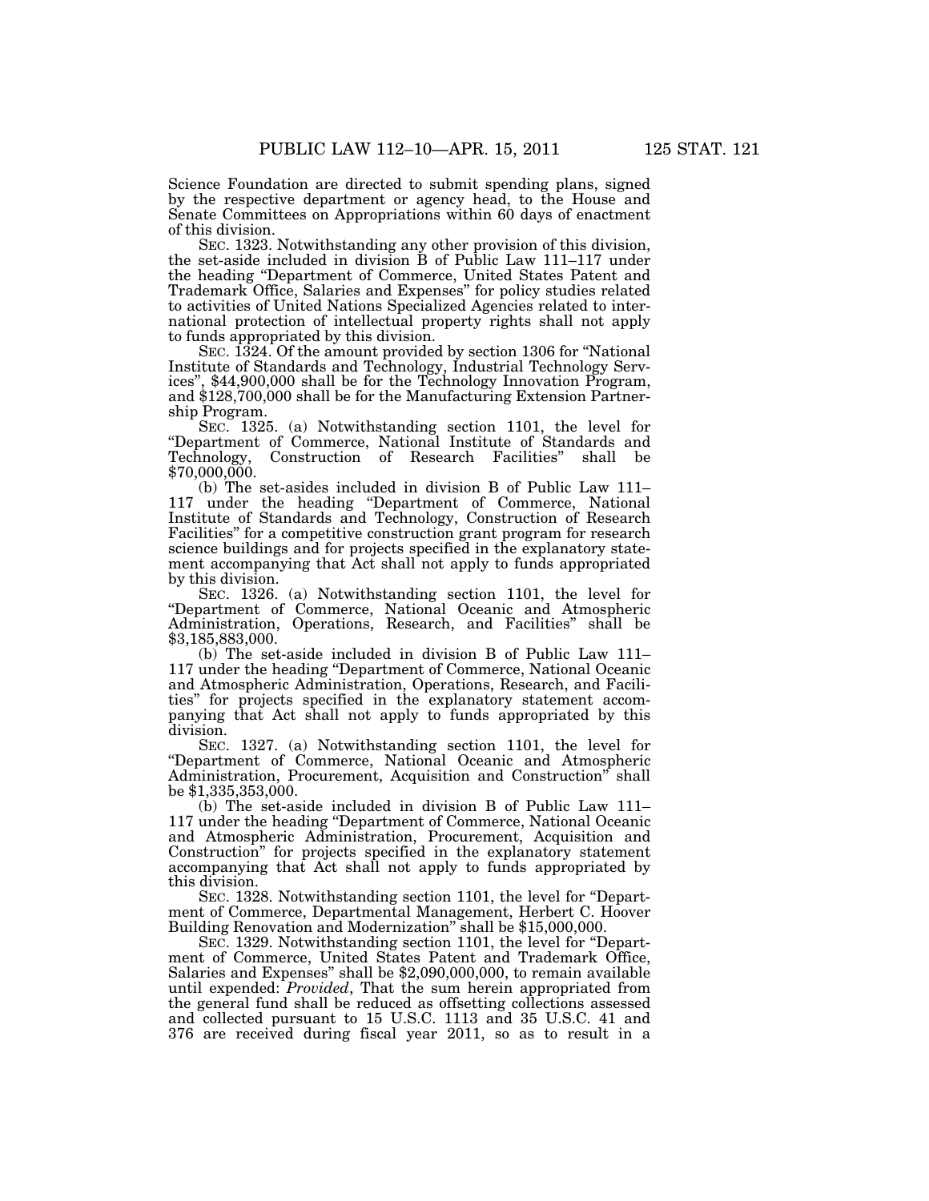Science Foundation are directed to submit spending plans, signed by the respective department or agency head, to the House and Senate Committees on Appropriations within 60 days of enactment of this division.

SEC. 1323. Notwithstanding any other provision of this division, the set-aside included in division B of Public Law 111–117 under the heading "Department of Commerce, United States Patent and Trademark Office, Salaries and Expenses" for policy studies related to activities of United Nations Specialized Agencies related to international protection of intellectual property rights shall not apply to funds appropriated by this division.

SEC. 1324. Of the amount provided by section 1306 for "National Institute of Standards and Technology, Industrial Technology Services", $44,900,000 shall be for the Technology Innovation Program, and $128,700,000 shall be for the Manufacturing Extension Partnership Program.

SEC. 1325. (a) Notwithstanding section 1101, the level for "Department of Commerce, National Institute of Standards and Technology, Construction of Research Facilities" shall be $70,000,000.

(b) The set-asides included in division B of Public Law 111–117 under the heading "Department of Commerce, National Institute of Standards and Technology, Construction of Research Facilities" for a competitive construction grant program for research science buildings and for projects specified in the explanatory statement accompanying that Act shall not apply to funds appropriated by this division.

SEC. 1326. (a) Notwithstanding section 1101, the level for "Department of Commerce, National Oceanic and Atmospheric Administration, Operations, Research, and Facilities" shall be $3,185,883,000.

(b) The set-aside included in division B of Public Law 111–117 under the heading "Department of Commerce, National Oceanic and Atmospheric Administration, Operations, Research, and Facilities" for projects specified in the explanatory statement accompanying that Act shall not apply to funds appropriated by this division.

SEC. 1327. (a) Notwithstanding section 1101, the level for "Department of Commerce, National Oceanic and Atmospheric Administration, Procurement, Acquisition and Construction" shall be $1,335,353,000.

(b) The set-aside included in division B of Public Law 111–117 under the heading "Department of Commerce, National Oceanic and Atmospheric Administration, Procurement, Acquisition and Construction" for projects specified in the explanatory statement accompanying that Act shall not apply to funds appropriated by this division.

SEC. 1328. Notwithstanding section 1101, the level for "Department of Commerce, Departmental Management, Herbert C. Hoover Building Renovation and Modernization" shall be $15,000,000.

SEC. 1329. Notwithstanding section 1101, the level for "Department of Commerce, United States Patent and Trademark Office, Salaries and Expenses" shall be $2,090,000,000, to remain available until expended: *Provided*, That the sum herein appropriated from the general fund shall be reduced as offsetting collections assessed and collected pursuant to 15 U.S.C. 1113 and 35 U.S.C. 41 and 376 are received during fiscal year 2011, so as to result in a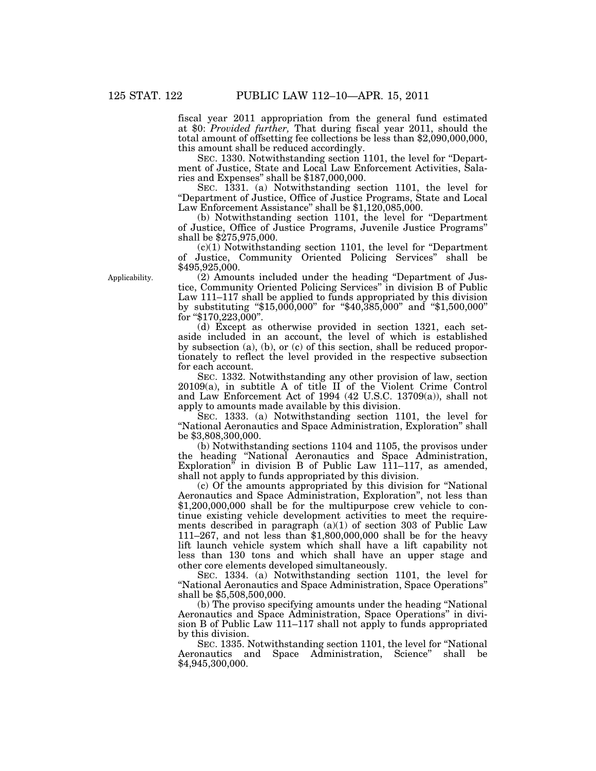fiscal year 2011 appropriation from the general fund estimated at $0: *Provided further,* That during fiscal year 2011, should the total amount of offsetting fee collections be less than $2,090,000,000, this amount shall be reduced accordingly.

SEC. 1330. Notwithstanding section 1101, the level for "Department of Justice, State and Local Law Enforcement Activities, Salaries and Expenses" shall be $187,000,000.

SEC. 1331. (a) Notwithstanding section 1101, the level for "Department of Justice, Office of Justice Programs, State and Local Law Enforcement Assistance" shall be $1,120,085,000.

(b) Notwithstanding section 1101, the level for "Department of Justice, Office of Justice Programs, Juvenile Justice Programs" shall be $275,975,000.

(c)(1) Notwithstanding section 1101, the level for "Department of Justice, Community Oriented Policing Services" shall be $495,925,000.

Applicability.

(2) Amounts included under the heading "Department of Justice, Community Oriented Policing Services" in division B of Public Law 111–117 shall be applied to funds appropriated by this division by substituting "$15,000,000" for "$40,385,000" and "$1,500,000" for "$170,223,000".

(d) Except as otherwise provided in section 1321, each set-aside included in an account, the level of which is established by subsection (a), (b), or (c) of this section, shall be reduced proportionately to reflect the level provided in the respective subsection for each account.

SEC. 1332. Notwithstanding any other provision of law, section 20109(a), in subtitle A of title II of the Violent Crime Control and Law Enforcement Act of 1994 (42 U.S.C. 13709(a)), shall not apply to amounts made available by this division.

SEC. 1333. (a) Notwithstanding section 1101, the level for "National Aeronautics and Space Administration, Exploration" shall be $3,808,300,000.

(b) Notwithstanding sections 1104 and 1105, the provisos under the heading "National Aeronautics and Space Administration, Exploration" in division B of Public Law 111–117, as amended, shall not apply to funds appropriated by this division.

(c) Of the amounts appropriated by this division for "National Aeronautics and Space Administration, Exploration", not less than $1,200,000,000 shall be for the multipurpose crew vehicle to continue existing vehicle development activities to meet the requirements described in paragraph (a)(1) of section 303 of Public Law 111–267, and not less than $1,800,000,000 shall be for the heavy lift launch vehicle system which shall have a lift capability not less than 130 tons and which shall have an upper stage and other core elements developed simultaneously.

SEC. 1334. (a) Notwithstanding section 1101, the level for "National Aeronautics and Space Administration, Space Operations" shall be $5,508,500,000.

(b) The proviso specifying amounts under the heading "National Aeronautics and Space Administration, Space Operations" in division B of Public Law 111–117 shall not apply to funds appropriated by this division.

SEC. 1335. Notwithstanding section 1101, the level for "National Aeronautics and Space Administration, Science" shall be $4,945,300,000.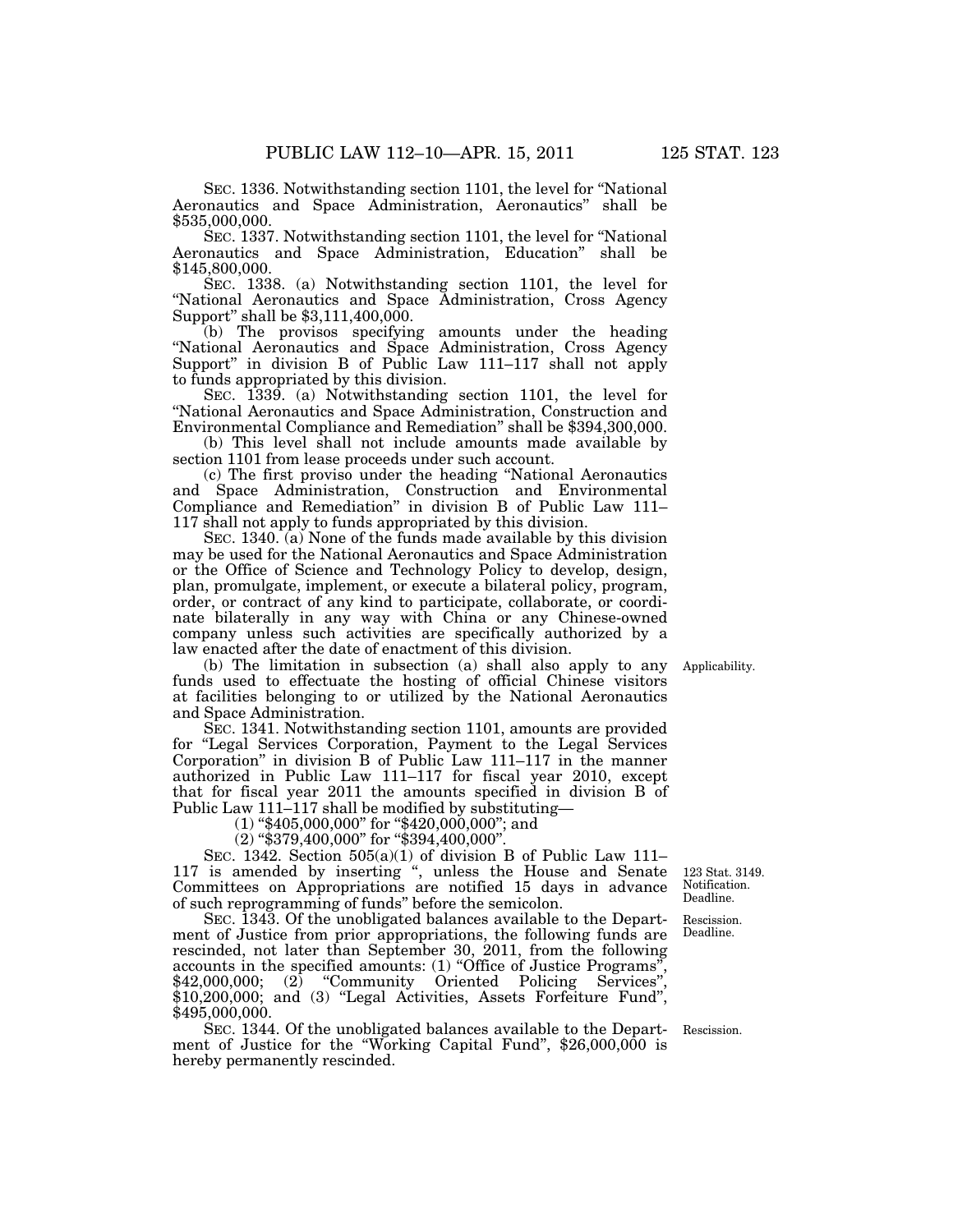SEC. 1336. Notwithstanding section 1101, the level for "National Aeronautics and Space Administration, Aeronautics" shall be $535,000,000.

SEC. 1337. Notwithstanding section 1101, the level for "National Aeronautics and Space Administration, Education" shall be $145,800,000.

SEC. 1338. (a) Notwithstanding section 1101, the level for "National Aeronautics and Space Administration, Cross Agency Support" shall be $3,111,400,000.

(b) The provisos specifying amounts under the heading "National Aeronautics and Space Administration, Cross Agency Support" in division B of Public Law 111–117 shall not apply to funds appropriated by this division.

SEC. 1339. (a) Notwithstanding section 1101, the level for "National Aeronautics and Space Administration, Construction and Environmental Compliance and Remediation" shall be $394,300,000.

(b) This level shall not include amounts made available by section 1101 from lease proceeds under such account.

(c) The first proviso under the heading "National Aeronautics and Space Administration, Construction and Environmental Compliance and Remediation" in division B of Public Law 111–117 shall not apply to funds appropriated by this division.

SEC. 1340. (a) None of the funds made available by this division may be used for the National Aeronautics and Space Administration or the Office of Science and Technology Policy to develop, design, plan, promulgate, implement, or execute a bilateral policy, program, order, or contract of any kind to participate, collaborate, or coordinate bilaterally in any way with China or any Chinese-owned company unless such activities are specifically authorized by a law enacted after the date of enactment of this division.

Applicability.

(b) The limitation in subsection (a) shall also apply to any funds used to effectuate the hosting of official Chinese visitors at facilities belonging to or utilized by the National Aeronautics and Space Administration.

SEC. 1341. Notwithstanding section 1101, amounts are provided for "Legal Services Corporation, Payment to the Legal Services Corporation" in division B of Public Law 111–117 in the manner authorized in Public Law 111–117 for fiscal year 2010, except that for fiscal year 2011 the amounts specified in division B of Public Law 111–117 shall be modified by substituting—

(1) "$405,000,000" for "$420,000,000"; and

(2) "$379,400,000" for "$394,400,000".

123 Stat. 3149. Notification. Deadline.

SEC. 1342. Section 505(a)(1) of division B of Public Law 111–117 is amended by inserting ", unless the House and Senate Committees on Appropriations are notified 15 days in advance of such reprogramming of funds" before the semicolon.

Rescission. Deadline.

SEC. 1343. Of the unobligated balances available to the Department of Justice from prior appropriations, the following funds are rescinded, not later than September 30, 2011, from the following accounts in the specified amounts: (1) "Office of Justice Programs", $42,000,000; (2) "Community Oriented Policing Services", $10,200,000; and (3) "Legal Activities, Assets Forfeiture Fund", $495,000,000.

Rescission.

SEC. 1344. Of the unobligated balances available to the Department of Justice for the "Working Capital Fund", $26,000,000 is hereby permanently rescinded.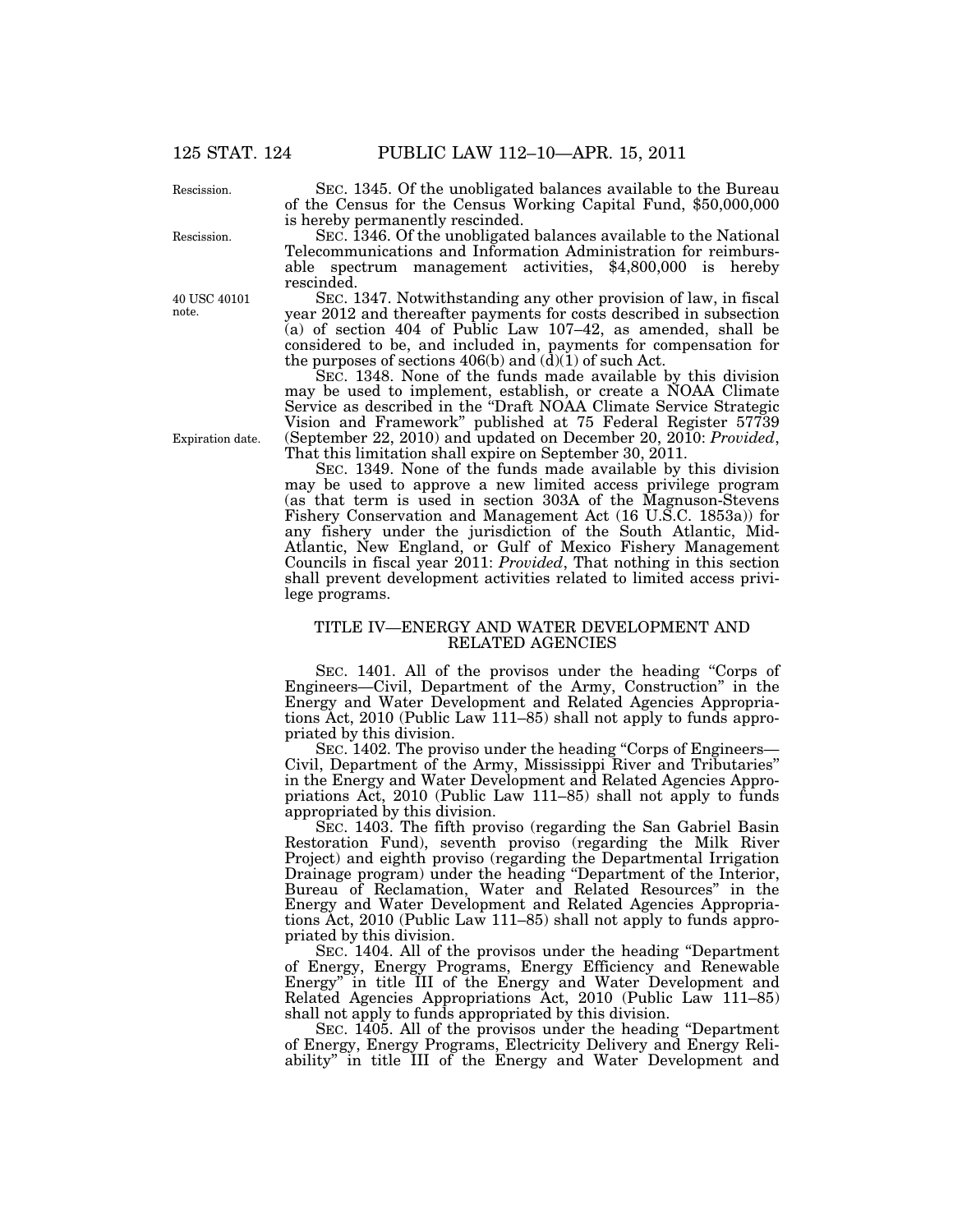Rescission.

SEC. 1345. Of the unobligated balances available to the Bureau of the Census for the Census Working Capital Fund, $50,000,000 is hereby permanently rescinded.

Rescission.

SEC. 1346. Of the unobligated balances available to the National Telecommunications and Information Administration for reimbursable spectrum management activities, $4,800,000 is hereby rescinded.

40 USC 40101 note.

SEC. 1347. Notwithstanding any other provision of law, in fiscal year 2012 and thereafter payments for costs described in subsection (a) of section 404 of Public Law 107–42, as amended, shall be considered to be, and included in, payments for compensation for the purposes of sections 406(b) and (d)(1) of such Act.

SEC. 1348. None of the funds made available by this division may be used to implement, establish, or create a NOAA Climate Service as described in the "Draft NOAA Climate Service Strategic Vision and Framework" published at 75 Federal Register 57739 (September 22, 2010) and updated on December 20, 2010: *Provided*, That this limitation shall expire on September 30, 2011.

Expiration date.

SEC. 1349. None of the funds made available by this division may be used to approve a new limited access privilege program (as that term is used in section 303A of the Magnuson-Stevens Fishery Conservation and Management Act (16 U.S.C. 1853a)) for any fishery under the jurisdiction of the South Atlantic, Mid-Atlantic, New England, or Gulf of Mexico Fishery Management Councils in fiscal year 2011: *Provided*, That nothing in this section shall prevent development activities related to limited access privilege programs.

## TITLE IV—ENERGY AND WATER DEVELOPMENT AND RELATED AGENCIES

SEC. 1401. All of the provisos under the heading "Corps of Engineers—Civil, Department of the Army, Construction" in the Energy and Water Development and Related Agencies Appropriations Act, 2010 (Public Law 111–85) shall not apply to funds appropriated by this division.

SEC. 1402. The proviso under the heading "Corps of Engineers—Civil, Department of the Army, Mississippi River and Tributaries" in the Energy and Water Development and Related Agencies Appropriations Act, 2010 (Public Law 111–85) shall not apply to funds appropriated by this division.

SEC. 1403. The fifth proviso (regarding the San Gabriel Basin Restoration Fund), seventh proviso (regarding the Milk River Project) and eighth proviso (regarding the Departmental Irrigation Drainage program) under the heading "Department of the Interior, Bureau of Reclamation, Water and Related Resources" in the Energy and Water Development and Related Agencies Appropriations Act, 2010 (Public Law 111–85) shall not apply to funds appropriated by this division.

SEC. 1404. All of the provisos under the heading "Department of Energy, Energy Programs, Energy Efficiency and Renewable Energy" in title III of the Energy and Water Development and Related Agencies Appropriations Act, 2010 (Public Law 111–85) shall not apply to funds appropriated by this division.

SEC. 1405. All of the provisos under the heading "Department of Energy, Energy Programs, Electricity Delivery and Energy Reliability" in title III of the Energy and Water Development and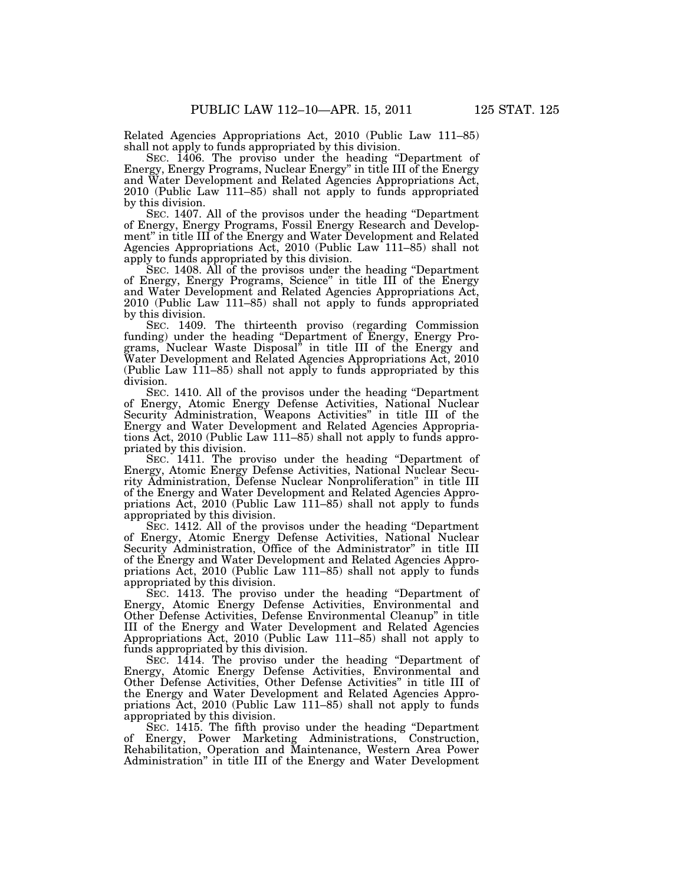Related Agencies Appropriations Act, 2010 (Public Law 111–85) shall not apply to funds appropriated by this division.

SEC. 1406. The proviso under the heading "Department of Energy, Energy Programs, Nuclear Energy" in title III of the Energy and Water Development and Related Agencies Appropriations Act, 2010 (Public Law 111–85) shall not apply to funds appropriated by this division.

SEC. 1407. All of the provisos under the heading "Department of Energy, Energy Programs, Fossil Energy Research and Development" in title III of the Energy and Water Development and Related Agencies Appropriations Act, 2010 (Public Law 111–85) shall not apply to funds appropriated by this division.

SEC. 1408. All of the provisos under the heading "Department of Energy, Energy Programs, Science" in title III of the Energy and Water Development and Related Agencies Appropriations Act, 2010 (Public Law 111–85) shall not apply to funds appropriated by this division.

SEC. 1409. The thirteenth proviso (regarding Commission funding) under the heading "Department of Energy, Energy Programs, Nuclear Waste Disposal" in title III of the Energy and Water Development and Related Agencies Appropriations Act, 2010 (Public Law 111–85) shall not apply to funds appropriated by this division.

SEC. 1410. All of the provisos under the heading "Department of Energy, Atomic Energy Defense Activities, National Nuclear Security Administration, Weapons Activities" in title III of the Energy and Water Development and Related Agencies Appropriations Act, 2010 (Public Law 111–85) shall not apply to funds appropriated by this division.

SEC. 1411. The proviso under the heading "Department of Energy, Atomic Energy Defense Activities, National Nuclear Security Administration, Defense Nuclear Nonproliferation" in title III of the Energy and Water Development and Related Agencies Appropriations Act, 2010 (Public Law 111–85) shall not apply to funds appropriated by this division.

SEC. 1412. All of the provisos under the heading "Department of Energy, Atomic Energy Defense Activities, National Nuclear Security Administration, Office of the Administrator" in title III of the Energy and Water Development and Related Agencies Appropriations Act, 2010 (Public Law 111–85) shall not apply to funds appropriated by this division.

SEC. 1413. The proviso under the heading "Department of Energy, Atomic Energy Defense Activities, Environmental and Other Defense Activities, Defense Environmental Cleanup" in title III of the Energy and Water Development and Related Agencies Appropriations Act, 2010 (Public Law 111–85) shall not apply to funds appropriated by this division.

SEC. 1414. The proviso under the heading "Department of Energy, Atomic Energy Defense Activities, Environmental and Other Defense Activities, Other Defense Activities" in title III of the Energy and Water Development and Related Agencies Appropriations Act, 2010 (Public Law 111–85) shall not apply to funds appropriated by this division.

SEC. 1415. The fifth proviso under the heading "Department of Energy, Power Marketing Administrations, Construction, Rehabilitation, Operation and Maintenance, Western Area Power Administration" in title III of the Energy and Water Development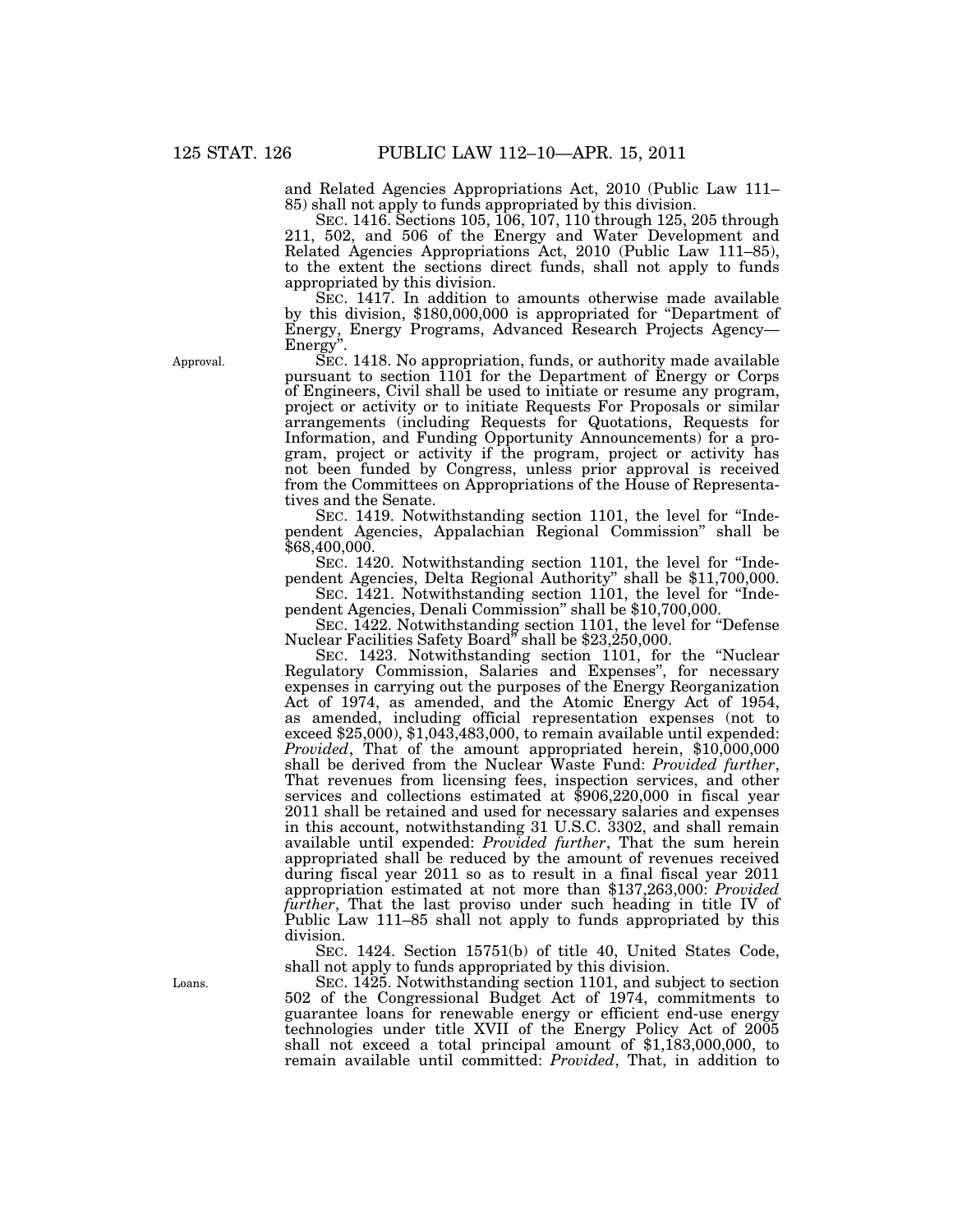and Related Agencies Appropriations Act, 2010 (Public Law 111–85) shall not apply to funds appropriated by this division.

SEC. 1416. Sections 105, 106, 107, 110 through 125, 205 through 211, 502, and 506 of the Energy and Water Development and Related Agencies Appropriations Act, 2010 (Public Law 111–85), to the extent the sections direct funds, shall not apply to funds appropriated by this division.

SEC. 1417. In addition to amounts otherwise made available by this division, $180,000,000 is appropriated for "Department of Energy, Energy Programs, Advanced Research Projects Agency—Energy".

Approval.

SEC. 1418. No appropriation, funds, or authority made available pursuant to section 1101 for the Department of Energy or Corps of Engineers, Civil shall be used to initiate or resume any program, project or activity or to initiate Requests For Proposals or similar arrangements (including Requests for Quotations, Requests for Information, and Funding Opportunity Announcements) for a program, project or activity if the program, project or activity has not been funded by Congress, unless prior approval is received from the Committees on Appropriations of the House of Representatives and the Senate.

SEC. 1419. Notwithstanding section 1101, the level for "Independent Agencies, Appalachian Regional Commission" shall be $68,400,000.

SEC. 1420. Notwithstanding section 1101, the level for "Independent Agencies, Delta Regional Authority" shall be $11,700,000.

SEC. 1421. Notwithstanding section 1101, the level for "Independent Agencies, Denali Commission" shall be $10,700,000.

SEC. 1422. Notwithstanding section 1101, the level for "Defense Nuclear Facilities Safety Board" shall be $23,250,000.

SEC. 1423. Notwithstanding section 1101, for the "Nuclear Regulatory Commission, Salaries and Expenses", for necessary expenses in carrying out the purposes of the Energy Reorganization Act of 1974, as amended, and the Atomic Energy Act of 1954, as amended, including official representation expenses (not to exceed $25,000), $1,043,483,000, to remain available until expended: *Provided*, That of the amount appropriated herein, $10,000,000 shall be derived from the Nuclear Waste Fund: *Provided further*, That revenues from licensing fees, inspection services, and other services and collections estimated at $906,220,000 in fiscal year 2011 shall be retained and used for necessary salaries and expenses in this account, notwithstanding 31 U.S.C. 3302, and shall remain available until expended: *Provided further*, That the sum herein appropriated shall be reduced by the amount of revenues received during fiscal year 2011 so as to result in a final fiscal year 2011 appropriation estimated at not more than $137,263,000: *Provided further*, That the last proviso under such heading in title IV of Public Law 111–85 shall not apply to funds appropriated by this division.

SEC. 1424. Section 15751(b) of title 40, United States Code, shall not apply to funds appropriated by this division.

Loans.

SEC. 1425. Notwithstanding section 1101, and subject to section 502 of the Congressional Budget Act of 1974, commitments to guarantee loans for renewable energy or efficient end-use energy technologies under title XVII of the Energy Policy Act of 2005 shall not exceed a total principal amount of $1,183,000,000, to remain available until committed: *Provided*, That, in addition to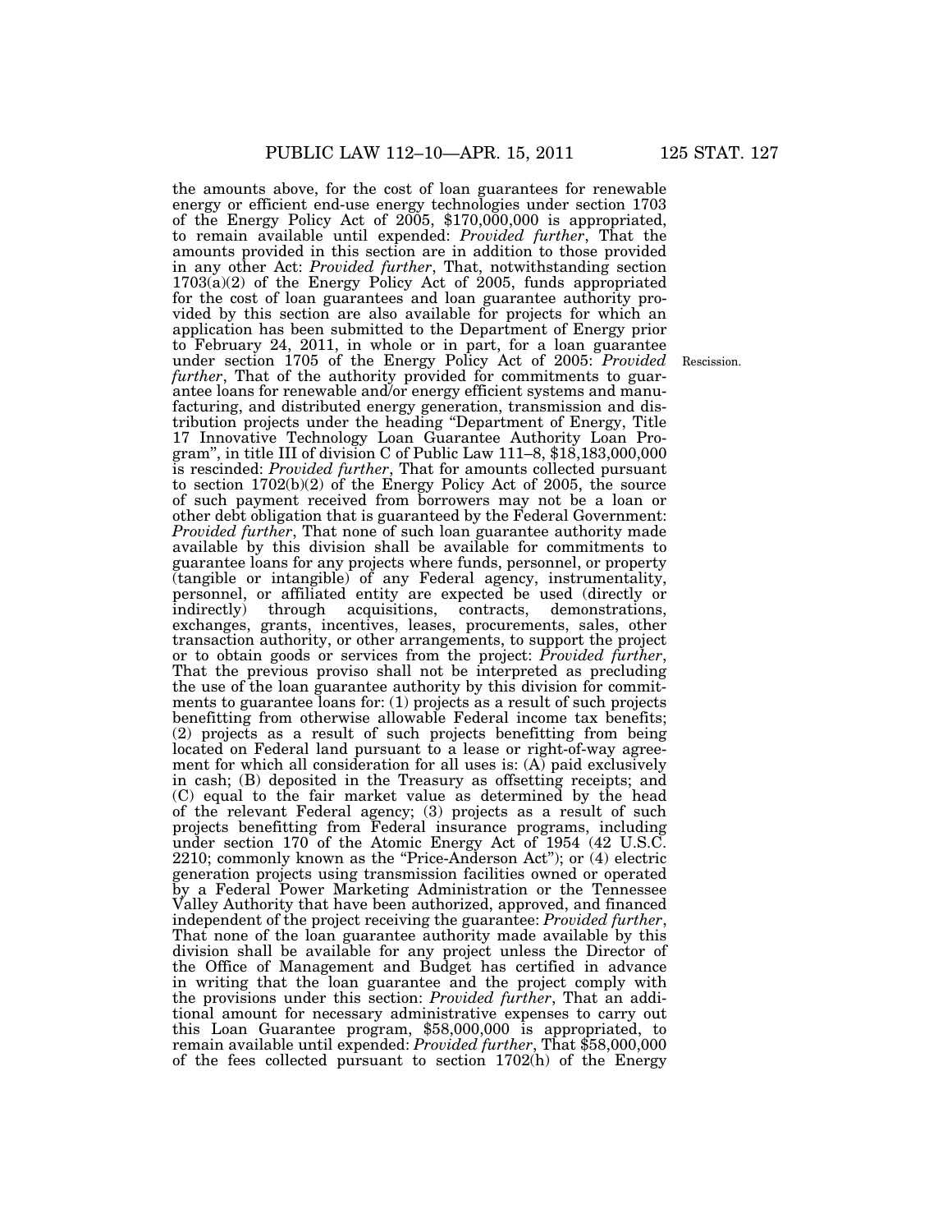the amounts above, for the cost of loan guarantees for renewable energy or efficient end-use energy technologies under section 1703 of the Energy Policy Act of 2005, $170,000,000 is appropriated, to remain available until expended: *Provided further*, That the amounts provided in this section are in addition to those provided in any other Act: *Provided further*, That, notwithstanding section 1703(a)(2) of the Energy Policy Act of 2005, funds appropriated for the cost of loan guarantees and loan guarantee authority provided by this section are also available for projects for which an application has been submitted to the Department of Energy prior to February 24, 2011, in whole or in part, for a loan guarantee under section 1705 of the Energy Policy Act of 2005: *Provided further*, That of the authority provided for commitments to guarantee loans for renewable and/or energy efficient systems and manufacturing, and distributed energy generation, transmission and distribution projects under the heading "Department of Energy, Title 17 Innovative Technology Loan Guarantee Authority Loan Program", in title III of division C of Public Law 111–8, $18,183,000,000 is rescinded: *Provided further*, That for amounts collected pursuant to section 1702(b)(2) of the Energy Policy Act of 2005, the source of such payment received from borrowers may not be a loan or other debt obligation that is guaranteed by the Federal Government: *Provided further*, That none of such loan guarantee authority made available by this division shall be available for commitments to guarantee loans for any projects where funds, personnel, or property (tangible or intangible) of any Federal agency, instrumentality, personnel, or affiliated entity are expected be used (directly or indirectly) through acquisitions, contracts, demonstrations, exchanges, grants, incentives, leases, procurements, sales, other transaction authority, or other arrangements, to support the project or to obtain goods or services from the project: *Provided further*, That the previous proviso shall not be interpreted as precluding the use of the loan guarantee authority by this division for commitments to guarantee loans for: (1) projects as a result of such projects benefitting from otherwise allowable Federal income tax benefits; (2) projects as a result of such projects benefitting from being located on Federal land pursuant to a lease or right-of-way agreement for which all consideration for all uses is: (A) paid exclusively in cash; (B) deposited in the Treasury as offsetting receipts; and (C) equal to the fair market value as determined by the head of the relevant Federal agency; (3) projects as a result of such projects benefitting from Federal insurance programs, including under section 170 of the Atomic Energy Act of 1954 (42 U.S.C. 2210; commonly known as the "Price-Anderson Act"); or (4) electric generation projects using transmission facilities owned or operated by a Federal Power Marketing Administration or the Tennessee Valley Authority that have been authorized, approved, and financed independent of the project receiving the guarantee: *Provided further*, That none of the loan guarantee authority made available by this division shall be available for any project unless the Director of the Office of Management and Budget has certified in advance in writing that the loan guarantee and the project comply with the provisions under this section: *Provided further*, That an additional amount for necessary administrative expenses to carry out this Loan Guarantee program, $58,000,000 is appropriated, to remain available until expended: *Provided further*, That $58,000,000 of the fees collected pursuant to section 1702(h) of the Energy

Rescission.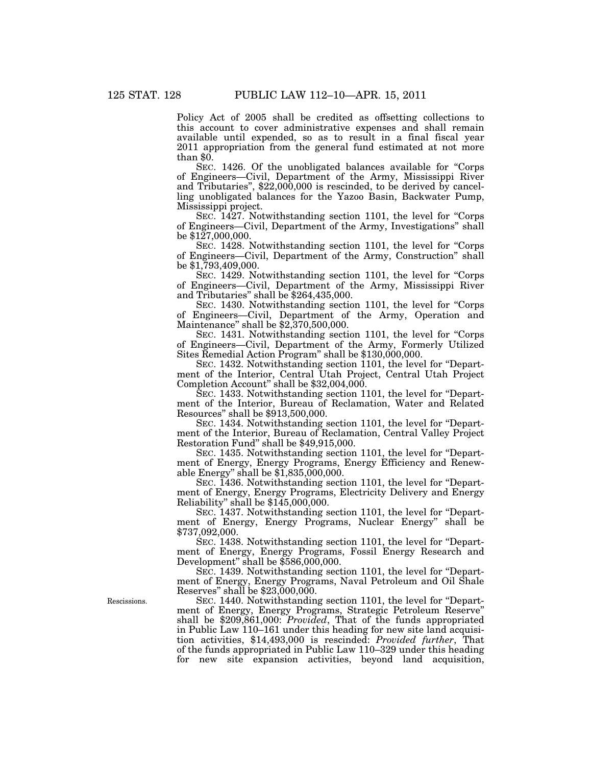Policy Act of 2005 shall be credited as offsetting collections to this account to cover administrative expenses and shall remain available until expended, so as to result in a final fiscal year 2011 appropriation from the general fund estimated at not more than $0.

SEC. 1426. Of the unobligated balances available for "Corps of Engineers—Civil, Department of the Army, Mississippi River and Tributaries", $22,000,000 is rescinded, to be derived by cancelling unobligated balances for the Yazoo Basin, Backwater Pump, Mississippi project.

SEC. 1427. Notwithstanding section 1101, the level for "Corps of Engineers—Civil, Department of the Army, Investigations" shall be $127,000,000.

SEC. 1428. Notwithstanding section 1101, the level for "Corps of Engineers—Civil, Department of the Army, Construction" shall be $1,793,409,000.

SEC. 1429. Notwithstanding section 1101, the level for "Corps of Engineers—Civil, Department of the Army, Mississippi River and Tributaries" shall be $264,435,000.

SEC. 1430. Notwithstanding section 1101, the level for "Corps of Engineers—Civil, Department of the Army, Operation and Maintenance" shall be $2,370,500,000.

SEC. 1431. Notwithstanding section 1101, the level for "Corps of Engineers—Civil, Department of the Army, Formerly Utilized Sites Remedial Action Program" shall be $130,000,000.

SEC. 1432. Notwithstanding section 1101, the level for "Department of the Interior, Central Utah Project, Central Utah Project Completion Account" shall be $32,004,000.

SEC. 1433. Notwithstanding section 1101, the level for "Department of the Interior, Bureau of Reclamation, Water and Related Resources" shall be $913,500,000.

SEC. 1434. Notwithstanding section 1101, the level for "Department of the Interior, Bureau of Reclamation, Central Valley Project Restoration Fund" shall be $49,915,000.

SEC. 1435. Notwithstanding section 1101, the level for "Department of Energy, Energy Programs, Energy Efficiency and Renewable Energy" shall be $1,835,000,000.

SEC. 1436. Notwithstanding section 1101, the level for "Department of Energy, Energy Programs, Electricity Delivery and Energy Reliability" shall be $145,000,000.

SEC. 1437. Notwithstanding section 1101, the level for "Department of Energy, Energy Programs, Nuclear Energy" shall be $737,092,000.

SEC. 1438. Notwithstanding section 1101, the level for "Department of Energy, Energy Programs, Fossil Energy Research and Development" shall be $586,000,000.

SEC. 1439. Notwithstanding section 1101, the level for "Department of Energy, Energy Programs, Naval Petroleum and Oil Shale Reserves" shall be $23,000,000.

Rescissions.

SEC. 1440. Notwithstanding section 1101, the level for "Department of Energy, Energy Programs, Strategic Petroleum Reserve" shall be $209,861,000: *Provided*, That of the funds appropriated in Public Law 110–161 under this heading for new site land acquisition activities, $14,493,000 is rescinded: *Provided further*, That of the funds appropriated in Public Law 110–329 under this heading for new site expansion activities, beyond land acquisition,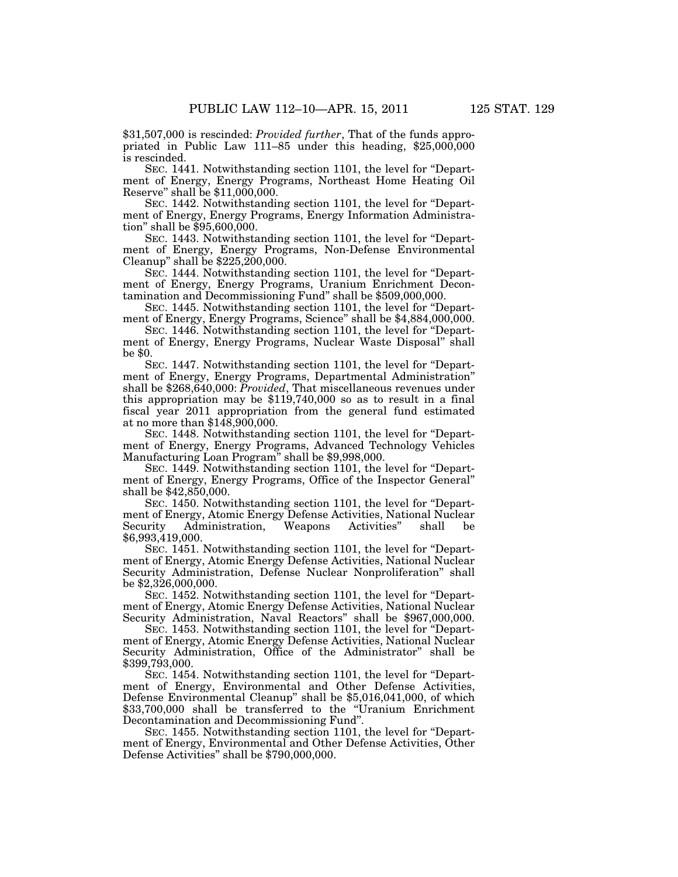$31,507,000 is rescinded: *Provided further*, That of the funds appropriated in Public Law 111–85 under this heading, $25,000,000 is rescinded.

SEC. 1441. Notwithstanding section 1101, the level for "Department of Energy, Energy Programs, Northeast Home Heating Oil Reserve" shall be $11,000,000.

SEC. 1442. Notwithstanding section 1101, the level for "Department of Energy, Energy Programs, Energy Information Administration" shall be $95,600,000.

SEC. 1443. Notwithstanding section 1101, the level for "Department of Energy, Energy Programs, Non-Defense Environmental Cleanup" shall be $225,200,000.

SEC. 1444. Notwithstanding section 1101, the level for "Department of Energy, Energy Programs, Uranium Enrichment Decontamination and Decommissioning Fund" shall be $509,000,000.

SEC. 1445. Notwithstanding section 1101, the level for "Department of Energy, Energy Programs, Science" shall be $4,884,000,000.

SEC. 1446. Notwithstanding section 1101, the level for "Department of Energy, Energy Programs, Nuclear Waste Disposal" shall be $0.

SEC. 1447. Notwithstanding section 1101, the level for "Department of Energy, Energy Programs, Departmental Administration" shall be $268,640,000: *Provided*, That miscellaneous revenues under this appropriation may be $119,740,000 so as to result in a final fiscal year 2011 appropriation from the general fund estimated at no more than $148,900,000.

SEC. 1448. Notwithstanding section 1101, the level for "Department of Energy, Energy Programs, Advanced Technology Vehicles Manufacturing Loan Program" shall be $9,998,000.

SEC. 1449. Notwithstanding section 1101, the level for "Department of Energy, Energy Programs, Office of the Inspector General" shall be $42,850,000.

SEC. 1450. Notwithstanding section 1101, the level for "Department of Energy, Atomic Energy Defense Activities, National Nuclear Security Administration, Weapons Activities" shall be $6,993,419,000.

SEC. 1451. Notwithstanding section 1101, the level for "Department of Energy, Atomic Energy Defense Activities, National Nuclear Security Administration, Defense Nuclear Nonproliferation" shall be $2,326,000,000.

SEC. 1452. Notwithstanding section 1101, the level for "Department of Energy, Atomic Energy Defense Activities, National Nuclear Security Administration, Naval Reactors" shall be $967,000,000.

SEC. 1453. Notwithstanding section 1101, the level for "Department of Energy, Atomic Energy Defense Activities, National Nuclear Security Administration, Office of the Administrator" shall be $399,793,000.

SEC. 1454. Notwithstanding section 1101, the level for "Department of Energy, Environmental and Other Defense Activities, Defense Environmental Cleanup" shall be $5,016,041,000, of which $33,700,000 shall be transferred to the "Uranium Enrichment Decontamination and Decommissioning Fund".

SEC. 1455. Notwithstanding section 1101, the level for "Department of Energy, Environmental and Other Defense Activities, Other Defense Activities" shall be $790,000,000.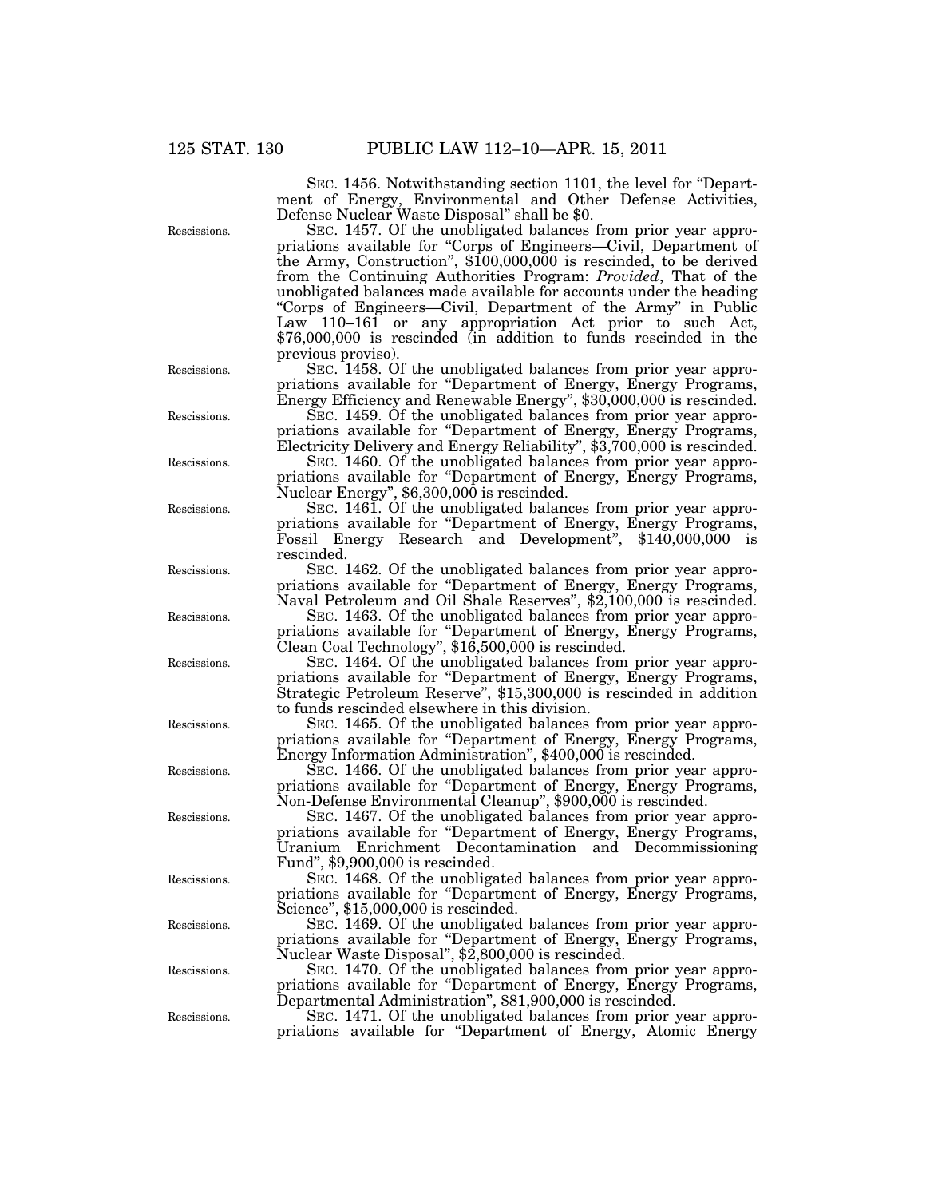SEC. 1456. Notwithstanding section 1101, the level for "Department of Energy, Environmental and Other Defense Activities, Defense Nuclear Waste Disposal" shall be $0.

Rescissions.

SEC. 1457. Of the unobligated balances from prior year appropriations available for "Corps of Engineers—Civil, Department of the Army, Construction", $100,000,000 is rescinded, to be derived from the Continuing Authorities Program: *Provided*, That of the unobligated balances made available for accounts under the heading "Corps of Engineers—Civil, Department of the Army" in Public Law 110–161 or any appropriation Act prior to such Act, $76,000,000 is rescinded (in addition to funds rescinded in the previous proviso).

Rescissions.

SEC. 1458. Of the unobligated balances from prior year appropriations available for "Department of Energy, Energy Programs, Energy Efficiency and Renewable Energy", $30,000,000 is rescinded.

Rescissions.

SEC. 1459. Of the unobligated balances from prior year appropriations available for "Department of Energy, Energy Programs, Electricity Delivery and Energy Reliability", $3,700,000 is rescinded.

Rescissions.

SEC. 1460. Of the unobligated balances from prior year appropriations available for "Department of Energy, Energy Programs, Nuclear Energy", $6,300,000 is rescinded.

Rescissions.

SEC. 1461. Of the unobligated balances from prior year appropriations available for "Department of Energy, Energy Programs, Fossil Energy Research and Development", $140,000,000 is rescinded.

Rescissions.

SEC. 1462. Of the unobligated balances from prior year appropriations available for "Department of Energy, Energy Programs, Naval Petroleum and Oil Shale Reserves", $2,100,000 is rescinded.

Rescissions.

SEC. 1463. Of the unobligated balances from prior year appropriations available for "Department of Energy, Energy Programs, Clean Coal Technology", $16,500,000 is rescinded.

Rescissions.

SEC. 1464. Of the unobligated balances from prior year appropriations available for "Department of Energy, Energy Programs, Strategic Petroleum Reserve", $15,300,000 is rescinded in addition to funds rescinded elsewhere in this division.

Rescissions.

SEC. 1465. Of the unobligated balances from prior year appropriations available for "Department of Energy, Energy Programs, Energy Information Administration", $400,000 is rescinded.

Rescissions.

SEC. 1466. Of the unobligated balances from prior year appropriations available for "Department of Energy, Energy Programs, Non-Defense Environmental Cleanup", $900,000 is rescinded.

Rescissions.

SEC. 1467. Of the unobligated balances from prior year appropriations available for "Department of Energy, Energy Programs, Uranium Enrichment Decontamination and Decommissioning Fund", $9,900,000 is rescinded.

Rescissions.

SEC. 1468. Of the unobligated balances from prior year appropriations available for "Department of Energy, Energy Programs, Science", $15,000,000 is rescinded.

Rescissions.

SEC. 1469. Of the unobligated balances from prior year appropriations available for "Department of Energy, Energy Programs, Nuclear Waste Disposal", $2,800,000 is rescinded.

Rescissions.

SEC. 1470. Of the unobligated balances from prior year appropriations available for "Department of Energy, Energy Programs, Departmental Administration", $81,900,000 is rescinded.

Rescissions.

SEC. 1471. Of the unobligated balances from prior year appropriations available for "Department of Energy, Atomic Energy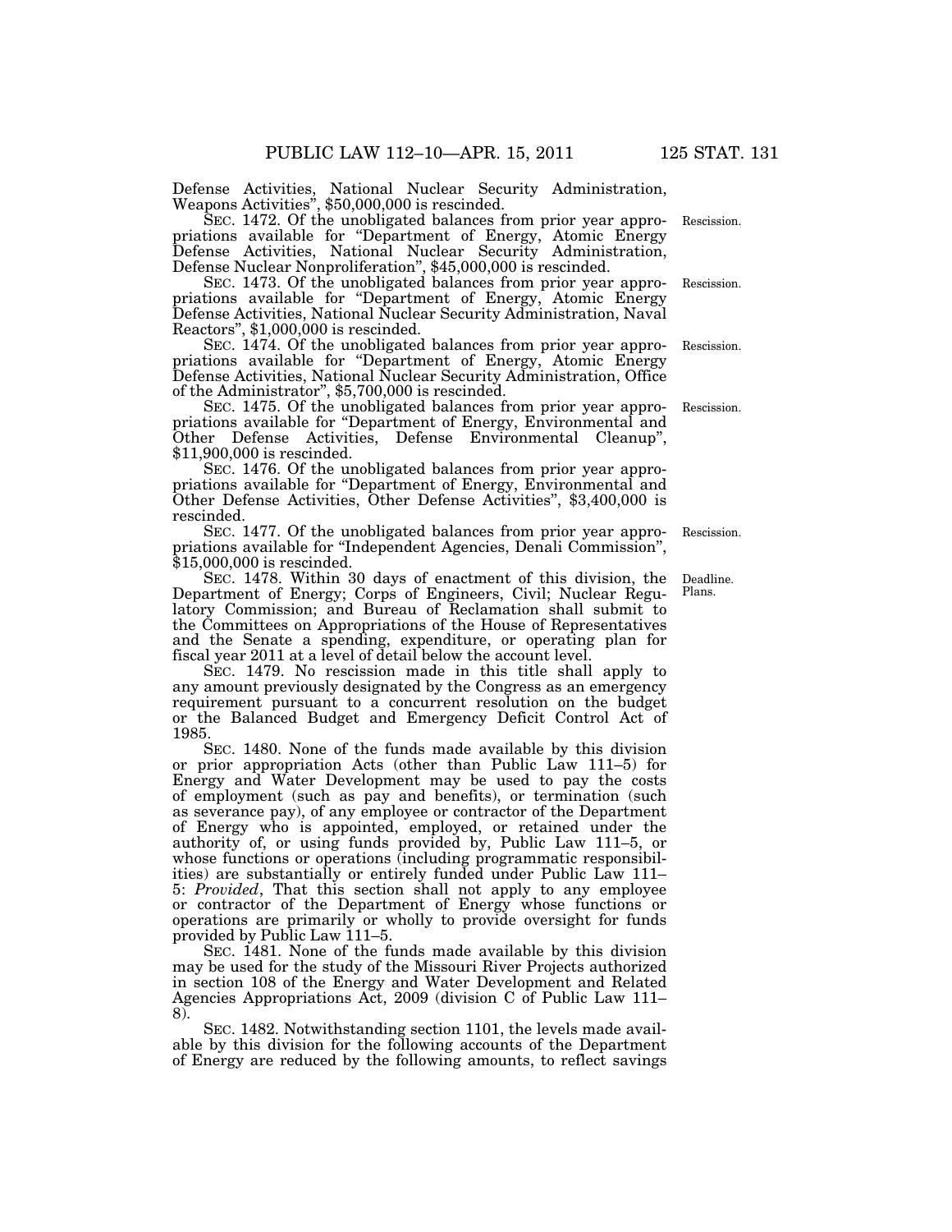Defense Activities, National Nuclear Security Administration, Weapons Activities", $50,000,000 is rescinded.

SEC. 1472. Of the unobligated balances from prior year appropriations available for "Department of Energy, Atomic Energy Defense Activities, National Nuclear Security Administration, Defense Nuclear Nonproliferation", $45,000,000 is rescinded.

SEC. 1473. Of the unobligated balances from prior year appropriations available for "Department of Energy, Atomic Energy Defense Activities, National Nuclear Security Administration, Naval Reactors", $1,000,000 is rescinded.

SEC. 1474. Of the unobligated balances from prior year appropriations available for "Department of Energy, Atomic Energy Defense Activities, National Nuclear Security Administration, Office of the Administrator", $5,700,000 is rescinded.

SEC. 1475. Of the unobligated balances from prior year appropriations available for "Department of Energy, Environmental and Other Defense Activities, Defense Environmental Cleanup", $11,900,000 is rescinded.

SEC. 1476. Of the unobligated balances from prior year appropriations available for "Department of Energy, Environmental and Other Defense Activities, Other Defense Activities", $3,400,000 is rescinded.

SEC. 1477. Of the unobligated balances from prior year appropriations available for "Independent Agencies, Denali Commission", $15,000,000 is rescinded.

SEC. 1478. Within 30 days of enactment of this division, the Department of Energy; Corps of Engineers, Civil; Nuclear Regulatory Commission; and Bureau of Reclamation shall submit to the Committees on Appropriations of the House of Representatives and the Senate a spending, expenditure, or operating plan for fiscal year 2011 at a level of detail below the account level.

SEC. 1479. No rescission made in this title shall apply to any amount previously designated by the Congress as an emergency requirement pursuant to a concurrent resolution on the budget or the Balanced Budget and Emergency Deficit Control Act of 1985.

SEC. 1480. None of the funds made available by this division or prior appropriation Acts (other than Public Law 111–5) for Energy and Water Development may be used to pay the costs of employment (such as pay and benefits), or termination (such as severance pay), of any employee or contractor of the Department of Energy who is appointed, employed, or retained under the authority of, or using funds provided by, Public Law 111–5, or whose functions or operations (including programmatic responsibilities) are substantially or entirely funded under Public Law 111–5: *Provided*, That this section shall not apply to any employee or contractor of the Department of Energy whose functions or operations are primarily or wholly to provide oversight for funds provided by Public Law 111–5.

SEC. 1481. None of the funds made available by this division may be used for the study of the Missouri River Projects authorized in section 108 of the Energy and Water Development and Related Agencies Appropriations Act, 2009 (division C of Public Law 111–8).

SEC. 1482. Notwithstanding section 1101, the levels made available by this division for the following accounts of the Department of Energy are reduced by the following amounts, to reflect savings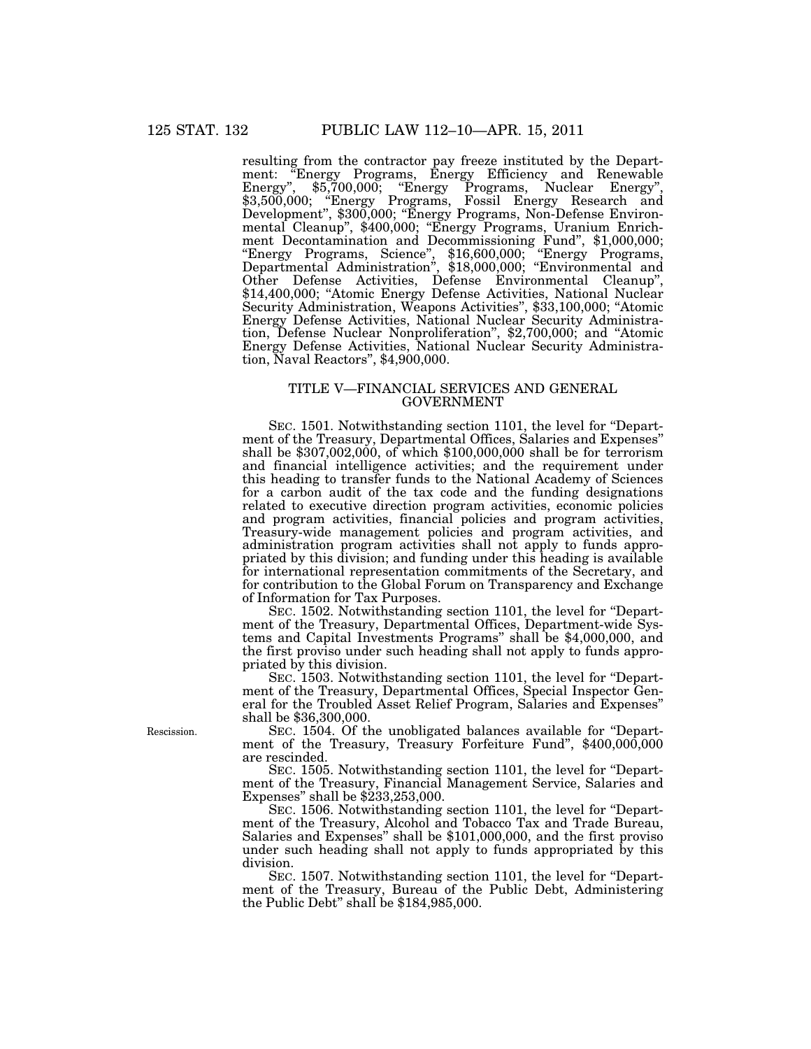resulting from the contractor pay freeze instituted by the Department: "Energy Programs, Energy Efficiency and Renewable Energy", $5,700,000; "Energy Programs, Nuclear Energy", $3,500,000; "Energy Programs, Fossil Energy Research and Development", $300,000; "Energy Programs, Non-Defense Environmental Cleanup", $400,000; "Energy Programs, Uranium Enrichment Decontamination and Decommissioning Fund", $1,000,000; "Energy Programs, Science", $16,600,000; "Energy Programs, Departmental Administration", $18,000,000; "Environmental and Other Defense Activities, Defense Environmental Cleanup", $14,400,000; "Atomic Energy Defense Activities, National Nuclear Security Administration, Weapons Activities", $33,100,000; "Atomic Energy Defense Activities, National Nuclear Security Administration, Defense Nuclear Nonproliferation", $2,700,000; and "Atomic Energy Defense Activities, National Nuclear Security Administration, Naval Reactors", $4,900,000.

## TITLE V—FINANCIAL SERVICES AND GENERAL GOVERNMENT

SEC. 1501. Notwithstanding section 1101, the level for "Department of the Treasury, Departmental Offices, Salaries and Expenses" shall be $307,002,000, of which $100,000,000 shall be for terrorism and financial intelligence activities; and the requirement under this heading to transfer funds to the National Academy of Sciences for a carbon audit of the tax code and the funding designations related to executive direction program activities, economic policies and program activities, financial policies and program activities, Treasury-wide management policies and program activities, and administration program activities shall not apply to funds appropriated by this division; and funding under this heading is available for international representation commitments of the Secretary, and for contribution to the Global Forum on Transparency and Exchange of Information for Tax Purposes.

SEC. 1502. Notwithstanding section 1101, the level for "Department of the Treasury, Departmental Offices, Department-wide Systems and Capital Investments Programs" shall be $4,000,000, and the first proviso under such heading shall not apply to funds appropriated by this division.

SEC. 1503. Notwithstanding section 1101, the level for "Department of the Treasury, Departmental Offices, Special Inspector General for the Troubled Asset Relief Program, Salaries and Expenses" shall be $36,300,000.

Rescission.

SEC. 1504. Of the unobligated balances available for "Department of the Treasury, Treasury Forfeiture Fund", $400,000,000 are rescinded.

SEC. 1505. Notwithstanding section 1101, the level for "Department of the Treasury, Financial Management Service, Salaries and Expenses" shall be $233,253,000.

SEC. 1506. Notwithstanding section 1101, the level for "Department of the Treasury, Alcohol and Tobacco Tax and Trade Bureau, Salaries and Expenses" shall be $101,000,000, and the first proviso under such heading shall not apply to funds appropriated by this division.

SEC. 1507. Notwithstanding section 1101, the level for "Department of the Treasury, Bureau of the Public Debt, Administering the Public Debt" shall be $184,985,000.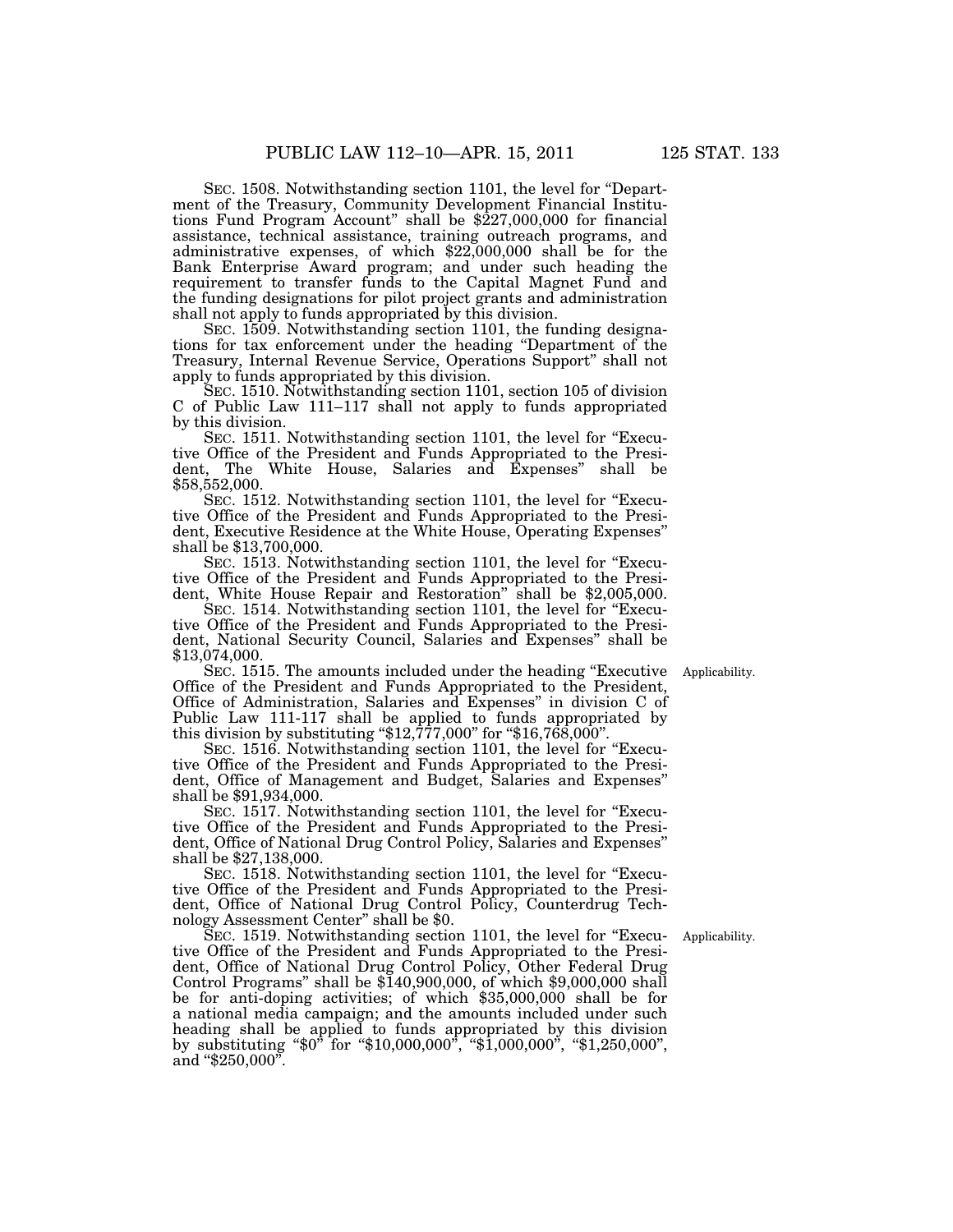SEC. 1508. Notwithstanding section 1101, the level for "Department of the Treasury, Community Development Financial Institutions Fund Program Account" shall be $227,000,000 for financial assistance, technical assistance, training outreach programs, and administrative expenses, of which $22,000,000 shall be for the Bank Enterprise Award program; and under such heading the requirement to transfer funds to the Capital Magnet Fund and the funding designations for pilot project grants and administration shall not apply to funds appropriated by this division.

SEC. 1509. Notwithstanding section 1101, the funding designations for tax enforcement under the heading "Department of the Treasury, Internal Revenue Service, Operations Support" shall not apply to funds appropriated by this division.

SEC. 1510. Notwithstanding section 1101, section 105 of division C of Public Law 111–117 shall not apply to funds appropriated by this division.

SEC. 1511. Notwithstanding section 1101, the level for "Executive Office of the President and Funds Appropriated to the President, The White House, Salaries and Expenses" shall be $58,552,000.

SEC. 1512. Notwithstanding section 1101, the level for "Executive Office of the President and Funds Appropriated to the President, Executive Residence at the White House, Operating Expenses" shall be $13,700,000.

SEC. 1513. Notwithstanding section 1101, the level for "Executive Office of the President and Funds Appropriated to the President, White House Repair and Restoration" shall be $2,005,000.

SEC. 1514. Notwithstanding section 1101, the level for "Executive Office of the President and Funds Appropriated to the President, National Security Council, Salaries and Expenses" shall be $13,074,000.

Applicability.

SEC. 1515. The amounts included under the heading "Executive Office of the President and Funds Appropriated to the President, Office of Administration, Salaries and Expenses" in division C of Public Law 111-117 shall be applied to funds appropriated by this division by substituting "$12,777,000" for "$16,768,000".

SEC. 1516. Notwithstanding section 1101, the level for "Executive Office of the President and Funds Appropriated to the President, Office of Management and Budget, Salaries and Expenses" shall be $91,934,000.

SEC. 1517. Notwithstanding section 1101, the level for "Executive Office of the President and Funds Appropriated to the President, Office of National Drug Control Policy, Salaries and Expenses" shall be $27,138,000.

SEC. 1518. Notwithstanding section 1101, the level for "Executive Office of the President and Funds Appropriated to the President, Office of National Drug Control Policy, Counterdrug Technology Assessment Center" shall be $0.

Applicability.

SEC. 1519. Notwithstanding section 1101, the level for "Executive Office of the President and Funds Appropriated to the President, Office of National Drug Control Policy, Other Federal Drug Control Programs" shall be $140,900,000, of which $9,000,000 shall be for anti-doping activities; of which $35,000,000 shall be for a national media campaign; and the amounts included under such heading shall be applied to funds appropriated by this division by substituting "$0" for "$10,000,000", "$1,000,000", "$1,250,000", and "$250,000".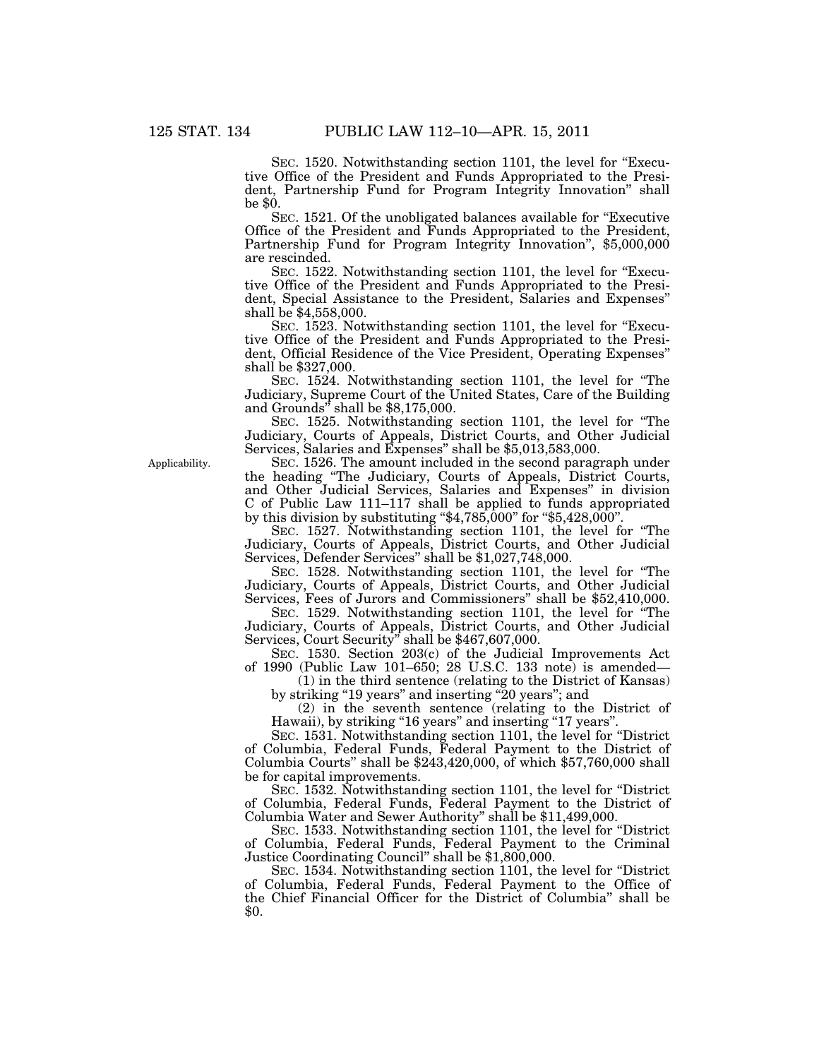SEC. 1520. Notwithstanding section 1101, the level for "Executive Office of the President and Funds Appropriated to the President, Partnership Fund for Program Integrity Innovation" shall be $0.

SEC. 1521. Of the unobligated balances available for "Executive Office of the President and Funds Appropriated to the President, Partnership Fund for Program Integrity Innovation", $5,000,000 are rescinded.

SEC. 1522. Notwithstanding section 1101, the level for "Executive Office of the President and Funds Appropriated to the President, Special Assistance to the President, Salaries and Expenses" shall be $4,558,000.

SEC. 1523. Notwithstanding section 1101, the level for "Executive Office of the President and Funds Appropriated to the President, Official Residence of the Vice President, Operating Expenses" shall be $327,000.

SEC. 1524. Notwithstanding section 1101, the level for "The Judiciary, Supreme Court of the United States, Care of the Building and Grounds" shall be $8,175,000.

SEC. 1525. Notwithstanding section 1101, the level for "The Judiciary, Courts of Appeals, District Courts, and Other Judicial Services, Salaries and Expenses" shall be $5,013,583,000.

Applicability.

SEC. 1526. The amount included in the second paragraph under the heading "The Judiciary, Courts of Appeals, District Courts, and Other Judicial Services, Salaries and Expenses" in division C of Public Law 111–117 shall be applied to funds appropriated by this division by substituting "$4,785,000" for "$5,428,000".

SEC. 1527. Notwithstanding section 1101, the level for "The Judiciary, Courts of Appeals, District Courts, and Other Judicial Services, Defender Services" shall be $1,027,748,000.

SEC. 1528. Notwithstanding section 1101, the level for "The Judiciary, Courts of Appeals, District Courts, and Other Judicial Services, Fees of Jurors and Commissioners" shall be $52,410,000.

SEC. 1529. Notwithstanding section 1101, the level for "The Judiciary, Courts of Appeals, District Courts, and Other Judicial Services, Court Security" shall be $467,607,000.

SEC. 1530. Section 203(c) of the Judicial Improvements Act of 1990 (Public Law 101–650; 28 U.S.C. 133 note) is amended—

(1) in the third sentence (relating to the District of Kansas) by striking "19 years" and inserting "20 years"; and

(2) in the seventh sentence (relating to the District of Hawaii), by striking "16 years" and inserting "17 years".

SEC. 1531. Notwithstanding section 1101, the level for "District of Columbia, Federal Funds, Federal Payment to the District of Columbia Courts" shall be $243,420,000, of which $57,760,000 shall be for capital improvements.

SEC. 1532. Notwithstanding section 1101, the level for "District of Columbia, Federal Funds, Federal Payment to the District of Columbia Water and Sewer Authority" shall be $11,499,000.

SEC. 1533. Notwithstanding section 1101, the level for "District of Columbia, Federal Funds, Federal Payment to the Criminal Justice Coordinating Council" shall be $1,800,000.

SEC. 1534. Notwithstanding section 1101, the level for "District of Columbia, Federal Funds, Federal Payment to the Office of the Chief Financial Officer for the District of Columbia" shall be $0.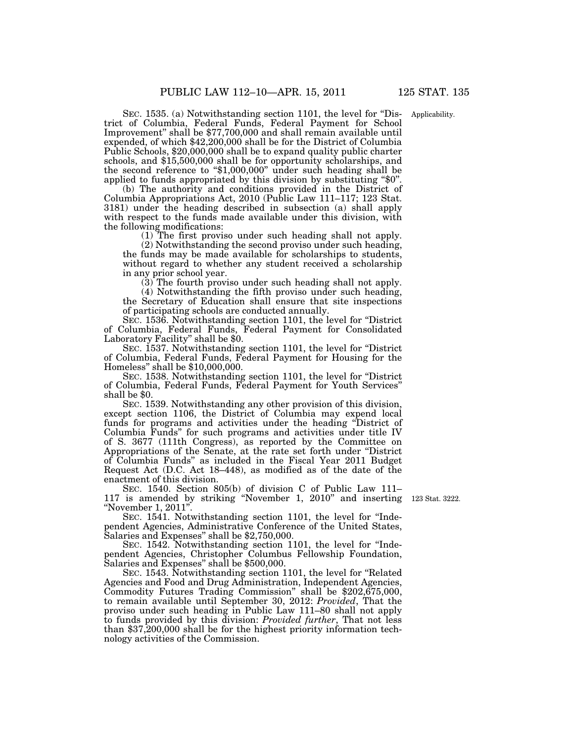SEC. 1535. (a) Notwithstanding section 1101, the level for "District of Columbia, Federal Funds, Federal Payment for School Improvement" shall be $77,700,000 and shall remain available until expended, of which $42,200,000 shall be for the District of Columbia Public Schools, $20,000,000 shall be to expand quality public charter schools, and $15,500,000 shall be for opportunity scholarships, and the second reference to "$1,000,000" under such heading shall be applied to funds appropriated by this division by substituting "$0".

Applicability.

(b) The authority and conditions provided in the District of Columbia Appropriations Act, 2010 (Public Law 111–117; 123 Stat. 3181) under the heading described in subsection (a) shall apply with respect to the funds made available under this division, with the following modifications:

(1) The first proviso under such heading shall not apply.

(2) Notwithstanding the second proviso under such heading, the funds may be made available for scholarships to students, without regard to whether any student received a scholarship in any prior school year.

(3) The fourth proviso under such heading shall not apply.

(4) Notwithstanding the fifth proviso under such heading, the Secretary of Education shall ensure that site inspections of participating schools are conducted annually.

SEC. 1536. Notwithstanding section 1101, the level for "District of Columbia, Federal Funds, Federal Payment for Consolidated Laboratory Facility" shall be $0.

SEC. 1537. Notwithstanding section 1101, the level for "District of Columbia, Federal Funds, Federal Payment for Housing for the Homeless" shall be $10,000,000.

SEC. 1538. Notwithstanding section 1101, the level for "District of Columbia, Federal Funds, Federal Payment for Youth Services" shall be $0.

SEC. 1539. Notwithstanding any other provision of this division, except section 1106, the District of Columbia may expend local funds for programs and activities under the heading "District of Columbia Funds" for such programs and activities under title IV of S. 3677 (111th Congress), as reported by the Committee on Appropriations of the Senate, at the rate set forth under "District of Columbia Funds" as included in the Fiscal Year 2011 Budget Request Act (D.C. Act 18–448), as modified as of the date of the enactment of this division.

SEC. 1540. Section 805(b) of division C of Public Law 111–117 is amended by striking "November 1, 2010" and inserting "November 1, 2011".

123 Stat. 3222.

SEC. 1541. Notwithstanding section 1101, the level for "Independent Agencies, Administrative Conference of the United States, Salaries and Expenses" shall be $2,750,000.

SEC. 1542. Notwithstanding section 1101, the level for "Independent Agencies, Christopher Columbus Fellowship Foundation, Salaries and Expenses" shall be $500,000.

SEC. 1543. Notwithstanding section 1101, the level for "Related Agencies and Food and Drug Administration, Independent Agencies, Commodity Futures Trading Commission" shall be $202,675,000, to remain available until September 30, 2012: *Provided*, That the proviso under such heading in Public Law 111–80 shall not apply to funds provided by this division: *Provided further*, That not less than $37,200,000 shall be for the highest priority information technology activities of the Commission.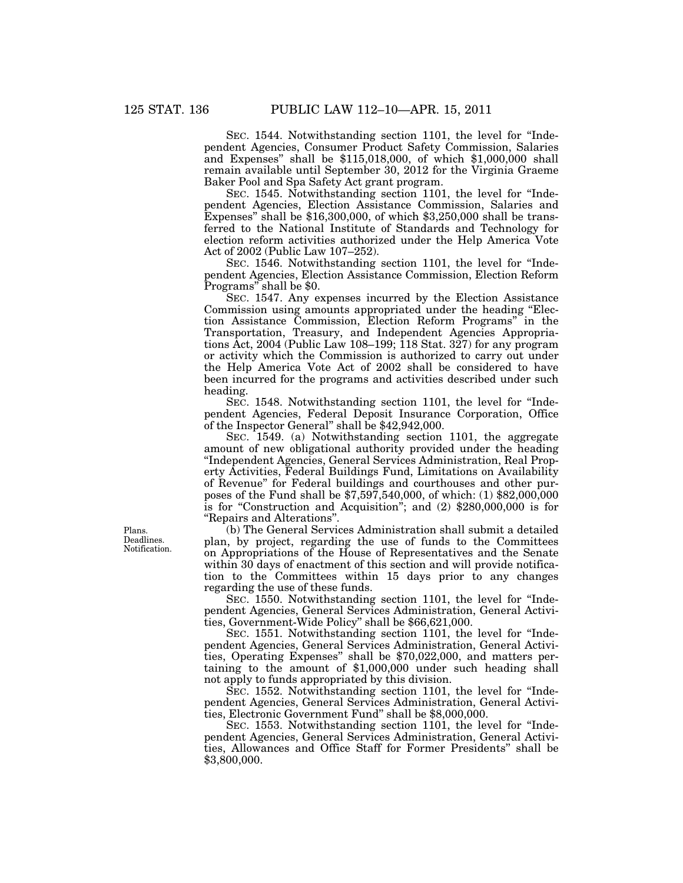SEC. 1544. Notwithstanding section 1101, the level for "Independent Agencies, Consumer Product Safety Commission, Salaries and Expenses" shall be $115,018,000, of which $1,000,000 shall remain available until September 30, 2012 for the Virginia Graeme Baker Pool and Spa Safety Act grant program.

SEC. 1545. Notwithstanding section 1101, the level for "Independent Agencies, Election Assistance Commission, Salaries and Expenses" shall be $16,300,000, of which $3,250,000 shall be transferred to the National Institute of Standards and Technology for election reform activities authorized under the Help America Vote Act of 2002 (Public Law 107–252).

SEC. 1546. Notwithstanding section 1101, the level for "Independent Agencies, Election Assistance Commission, Election Reform Programs" shall be $0.

SEC. 1547. Any expenses incurred by the Election Assistance Commission using amounts appropriated under the heading "Election Assistance Commission, Election Reform Programs" in the Transportation, Treasury, and Independent Agencies Appropriations Act, 2004 (Public Law 108–199; 118 Stat. 327) for any program or activity which the Commission is authorized to carry out under the Help America Vote Act of 2002 shall be considered to have been incurred for the programs and activities described under such heading.

SEC. 1548. Notwithstanding section 1101, the level for "Independent Agencies, Federal Deposit Insurance Corporation, Office of the Inspector General" shall be $42,942,000.

SEC. 1549. (a) Notwithstanding section 1101, the aggregate amount of new obligational authority provided under the heading "Independent Agencies, General Services Administration, Real Property Activities, Federal Buildings Fund, Limitations on Availability of Revenue" for Federal buildings and courthouses and other purposes of the Fund shall be $7,597,540,000, of which: (1) $82,000,000 is for "Construction and Acquisition"; and (2) $280,000,000 is for "Repairs and Alterations".

Plans. Deadlines. Notification.

(b) The General Services Administration shall submit a detailed plan, by project, regarding the use of funds to the Committees on Appropriations of the House of Representatives and the Senate within 30 days of enactment of this section and will provide notification to the Committees within 15 days prior to any changes regarding the use of these funds.

SEC. 1550. Notwithstanding section 1101, the level for "Independent Agencies, General Services Administration, General Activities, Government-Wide Policy" shall be $66,621,000.

SEC. 1551. Notwithstanding section 1101, the level for "Independent Agencies, General Services Administration, General Activities, Operating Expenses" shall be $70,022,000, and matters pertaining to the amount of $1,000,000 under such heading shall not apply to funds appropriated by this division.

SEC. 1552. Notwithstanding section 1101, the level for "Independent Agencies, General Services Administration, General Activities, Electronic Government Fund" shall be $8,000,000.

SEC. 1553. Notwithstanding section 1101, the level for "Independent Agencies, General Services Administration, General Activities, Allowances and Office Staff for Former Presidents" shall be $3,800,000.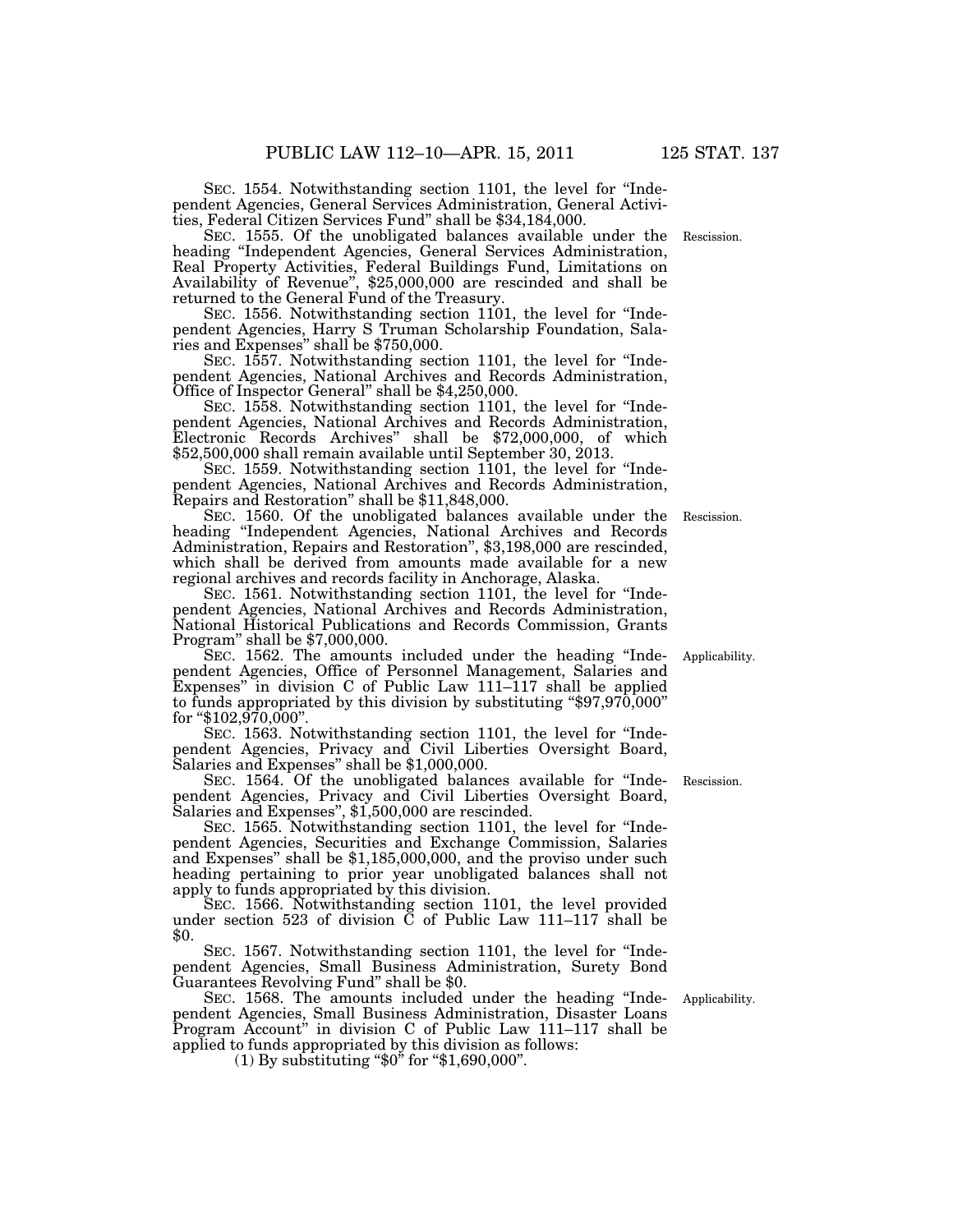SEC. 1554. Notwithstanding section 1101, the level for "Independent Agencies, General Services Administration, General Activities, Federal Citizen Services Fund" shall be $34,184,000.

SEC. 1555. Of the unobligated balances available under the heading "Independent Agencies, General Services Administration, Real Property Activities, Federal Buildings Fund, Limitations on Availability of Revenue", $25,000,000 are rescinded and shall be returned to the General Fund of the Treasury.

Rescission.

SEC. 1556. Notwithstanding section 1101, the level for "Independent Agencies, Harry S Truman Scholarship Foundation, Salaries and Expenses" shall be $750,000.

SEC. 1557. Notwithstanding section 1101, the level for "Independent Agencies, National Archives and Records Administration, Office of Inspector General" shall be $4,250,000.

SEC. 1558. Notwithstanding section 1101, the level for "Independent Agencies, National Archives and Records Administration, Electronic Records Archives" shall be $72,000,000, of which $52,500,000 shall remain available until September 30, 2013.

SEC. 1559. Notwithstanding section 1101, the level for "Independent Agencies, National Archives and Records Administration, Repairs and Restoration" shall be $11,848,000.

SEC. 1560. Of the unobligated balances available under the heading "Independent Agencies, National Archives and Records Administration, Repairs and Restoration", $3,198,000 are rescinded, which shall be derived from amounts made available for a new regional archives and records facility in Anchorage, Alaska.

Rescission.

SEC. 1561. Notwithstanding section 1101, the level for "Independent Agencies, National Archives and Records Administration, National Historical Publications and Records Commission, Grants Program" shall be $7,000,000.

SEC. 1562. The amounts included under the heading "Independent Agencies, Office of Personnel Management, Salaries and Expenses" in division C of Public Law 111–117 shall be applied to funds appropriated by this division by substituting "$97,970,000" for "$102,970,000".

Applicability.

SEC. 1563. Notwithstanding section 1101, the level for "Independent Agencies, Privacy and Civil Liberties Oversight Board, Salaries and Expenses" shall be $1,000,000.

SEC. 1564. Of the unobligated balances available for "Independent Agencies, Privacy and Civil Liberties Oversight Board, Salaries and Expenses", $1,500,000 are rescinded.

Rescission.

SEC. 1565. Notwithstanding section 1101, the level for "Independent Agencies, Securities and Exchange Commission, Salaries and Expenses" shall be $1,185,000,000, and the proviso under such heading pertaining to prior year unobligated balances shall not apply to funds appropriated by this division.

SEC. 1566. Notwithstanding section 1101, the level provided under section 523 of division C of Public Law 111–117 shall be $0.

SEC. 1567. Notwithstanding section 1101, the level for "Independent Agencies, Small Business Administration, Surety Bond Guarantees Revolving Fund" shall be $0.

SEC. 1568. The amounts included under the heading "Independent Agencies, Small Business Administration, Disaster Loans Program Account" in division C of Public Law 111–117 shall be applied to funds appropriated by this division as follows:

Applicability.

(1) By substituting "$0" for "$1,690,000".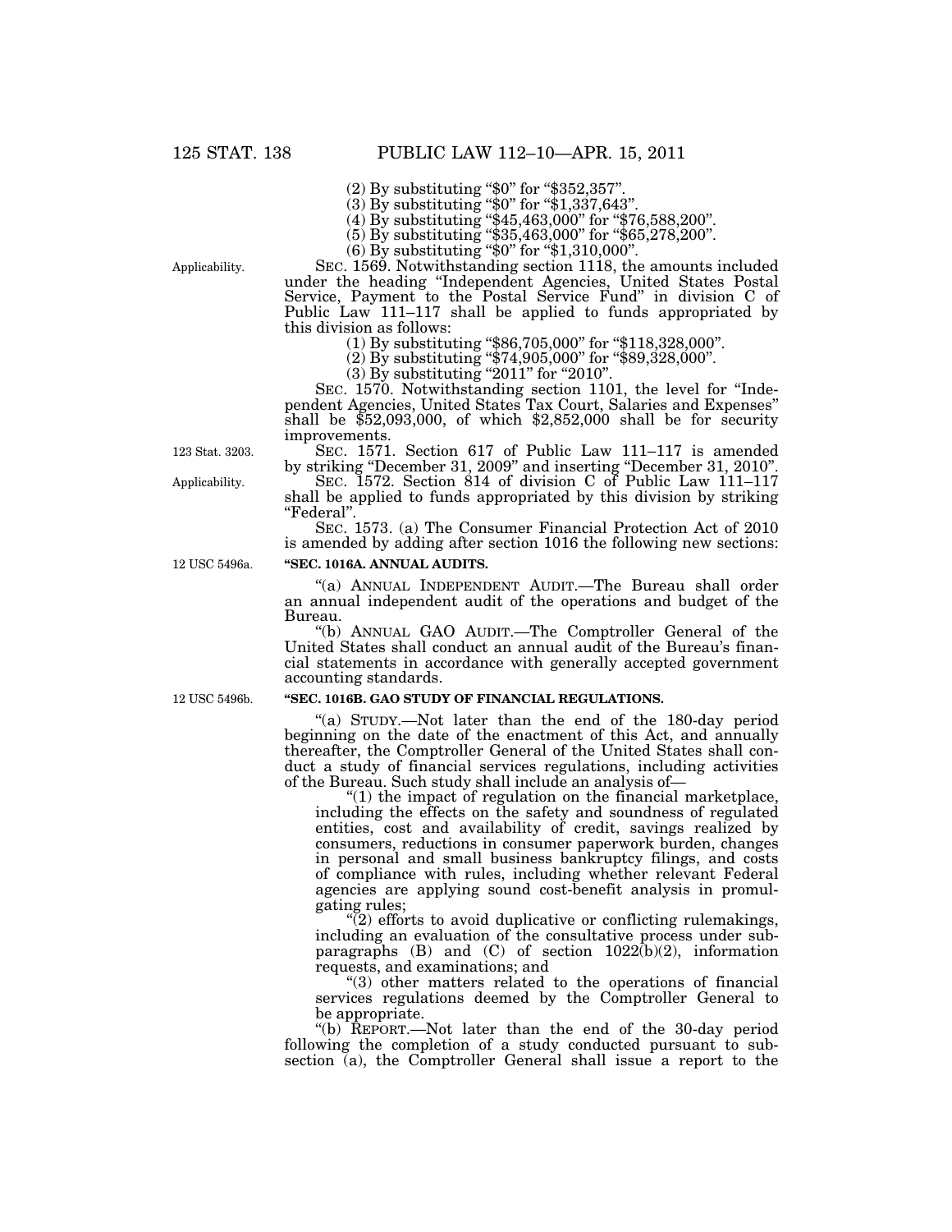(2) By substituting "$0" for "$352,357".

(3) By substituting "$0" for "$1,337,643".

(4) By substituting "$45,463,000" for "$76,588,200".

(5) By substituting "$35,463,000" for "$65,278,200".

(6) By substituting "$0" for "$1,310,000".

Applicability.

SEC. 1569. Notwithstanding section 1118, the amounts included under the heading "Independent Agencies, United States Postal Service, Payment to the Postal Service Fund" in division C of Public Law 111–117 shall be applied to funds appropriated by this division as follows:

(1) By substituting "$86,705,000" for "$118,328,000".

(2) By substituting "$74,905,000" for "$89,328,000".

(3) By substituting "2011" for "2010".

SEC. 1570. Notwithstanding section 1101, the level for "Independent Agencies, United States Tax Court, Salaries and Expenses" shall be $52,093,000, of which $2,852,000 shall be for security improvements.

123 Stat. 3203.

SEC. 1571. Section 617 of Public Law 111–117 is amended by striking "December 31, 2009" and inserting "December 31, 2010".

Applicability.

SEC. 1572. Section 814 of division C of Public Law 111–117 shall be applied to funds appropriated by this division by striking "Federal".

SEC. 1573. (a) The Consumer Financial Protection Act of 2010 is amended by adding after section 1016 the following new sections:

12 USC 5496a.

**"SEC. 1016A. ANNUAL AUDITS.**

"(a) ANNUAL INDEPENDENT AUDIT.—The Bureau shall order an annual independent audit of the operations and budget of the Bureau.

"(b) ANNUAL GAO AUDIT.—The Comptroller General of the United States shall conduct an annual audit of the Bureau's financial statements in accordance with generally accepted government accounting standards.

12 USC 5496b.

**"SEC. 1016B. GAO STUDY OF FINANCIAL REGULATIONS.**

"(a) STUDY.—Not later than the end of the 180-day period beginning on the date of the enactment of this Act, and annually thereafter, the Comptroller General of the United States shall conduct a study of financial services regulations, including activities of the Bureau. Such study shall include an analysis of—

"(1) the impact of regulation on the financial marketplace, including the effects on the safety and soundness of regulated entities, cost and availability of credit, savings realized by consumers, reductions in consumer paperwork burden, changes in personal and small business bankruptcy filings, and costs of compliance with rules, including whether relevant Federal agencies are applying sound cost-benefit analysis in promulgating rules;

"(2) efforts to avoid duplicative or conflicting rulemakings, including an evaluation of the consultative process under subparagraphs (B) and (C) of section 1022(b)(2), information requests, and examinations; and

"(3) other matters related to the operations of financial services regulations deemed by the Comptroller General to be appropriate.

"(b) REPORT.—Not later than the end of the 30-day period following the completion of a study conducted pursuant to subsection (a), the Comptroller General shall issue a report to the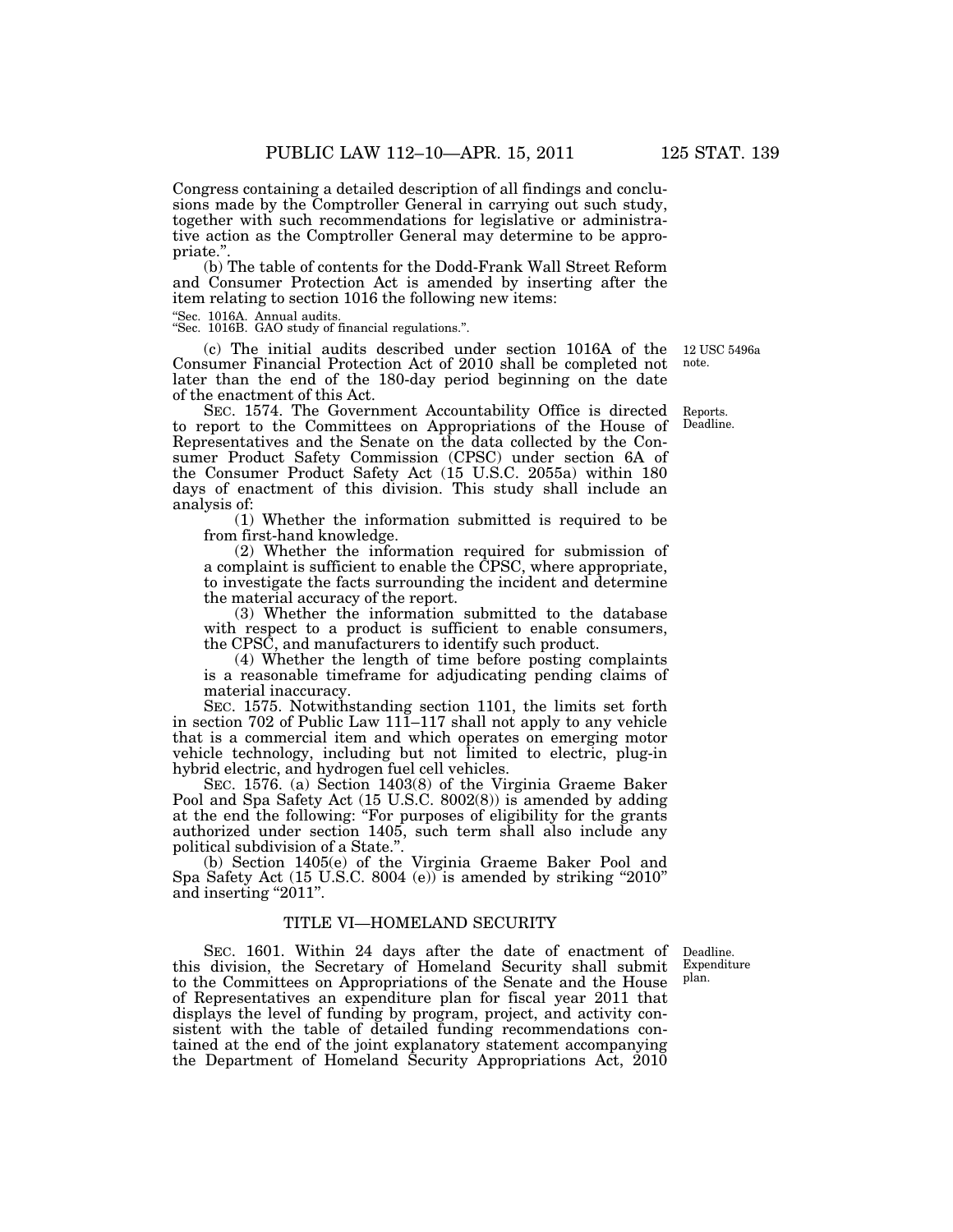Congress containing a detailed description of all findings and conclusions made by the Comptroller General in carrying out such study, together with such recommendations for legislative or administrative action as the Comptroller General may determine to be appropriate.".

(b) The table of contents for the Dodd-Frank Wall Street Reform and Consumer Protection Act is amended by inserting after the item relating to section 1016 the following new items:

"Sec. 1016A. Annual audits.
"Sec. 1016B. GAO study of financial regulations.".

(c) The initial audits described under section 1016A of the Consumer Financial Protection Act of 2010 shall be completed not later than the end of the 180-day period beginning on the date of the enactment of this Act.

12 USC 5496a note.

SEC. 1574. The Government Accountability Office is directed to report to the Committees on Appropriations of the House of Representatives and the Senate on the data collected by the Consumer Product Safety Commission (CPSC) under section 6A of the Consumer Product Safety Act (15 U.S.C. 2055a) within 180 days of enactment of this division. This study shall include an analysis of:

Reports. Deadline.

(1) Whether the information submitted is required to be from first-hand knowledge.

(2) Whether the information required for submission of a complaint is sufficient to enable the CPSC, where appropriate, to investigate the facts surrounding the incident and determine the material accuracy of the report.

(3) Whether the information submitted to the database with respect to a product is sufficient to enable consumers, the CPSC, and manufacturers to identify such product.

(4) Whether the length of time before posting complaints is a reasonable timeframe for adjudicating pending claims of material inaccuracy.

SEC. 1575. Notwithstanding section 1101, the limits set forth in section 702 of Public Law 111–117 shall not apply to any vehicle that is a commercial item and which operates on emerging motor vehicle technology, including but not limited to electric, plug-in hybrid electric, and hydrogen fuel cell vehicles.

SEC. 1576. (a) Section 1403(8) of the Virginia Graeme Baker Pool and Spa Safety Act (15 U.S.C. 8002(8)) is amended by adding at the end the following: "For purposes of eligibility for the grants authorized under section 1405, such term shall also include any political subdivision of a State.".

(b) Section 1405(e) of the Virginia Graeme Baker Pool and Spa Safety Act (15 U.S.C. 8004 (e)) is amended by striking "2010" and inserting "2011".

## TITLE VI—HOMELAND SECURITY

SEC. 1601. Within 24 days after the date of enactment of this division, the Secretary of Homeland Security shall submit to the Committees on Appropriations of the Senate and the House of Representatives an expenditure plan for fiscal year 2011 that displays the level of funding by program, project, and activity consistent with the table of detailed funding recommendations contained at the end of the joint explanatory statement accompanying the Department of Homeland Security Appropriations Act, 2010

Deadline. Expenditure plan.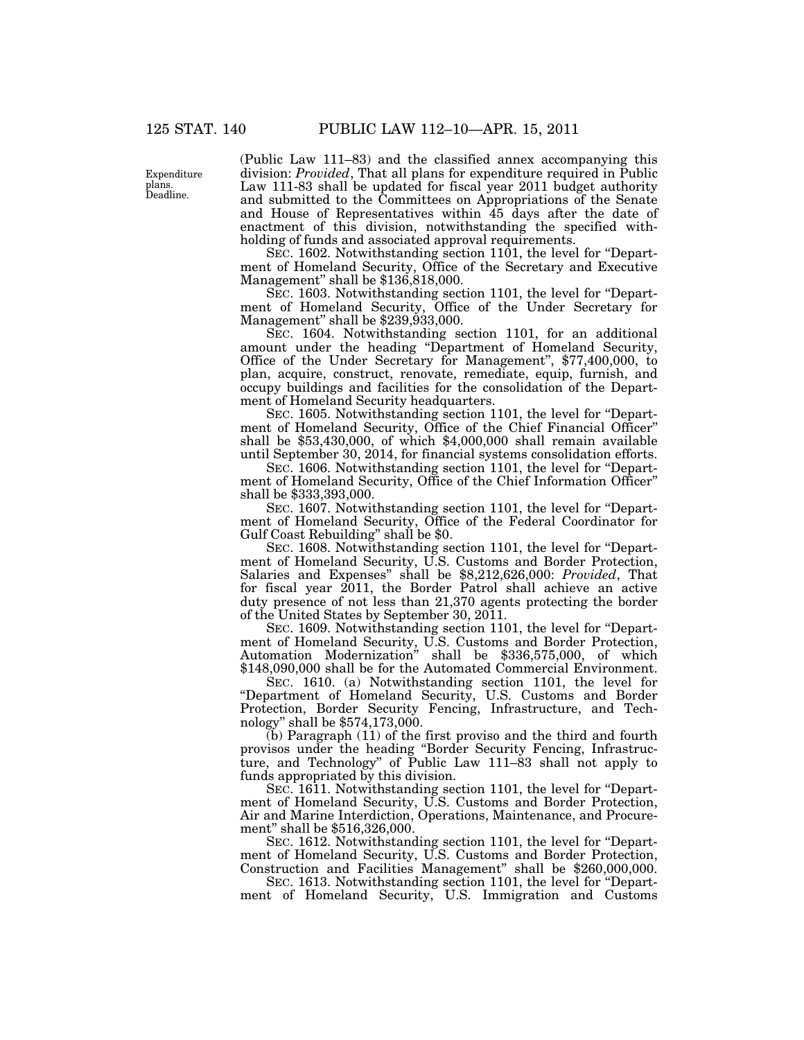Expenditure plans. Deadline.

(Public Law 111–83) and the classified annex accompanying this division: *Provided*, That all plans for expenditure required in Public Law 111-83 shall be updated for fiscal year 2011 budget authority and submitted to the Committees on Appropriations of the Senate and House of Representatives within 45 days after the date of enactment of this division, notwithstanding the specified withholding of funds and associated approval requirements.

SEC. 1602. Notwithstanding section 1101, the level for "Department of Homeland Security, Office of the Secretary and Executive Management" shall be $136,818,000.

SEC. 1603. Notwithstanding section 1101, the level for "Department of Homeland Security, Office of the Under Secretary for Management" shall be $239,933,000.

SEC. 1604. Notwithstanding section 1101, for an additional amount under the heading "Department of Homeland Security, Office of the Under Secretary for Management", $77,400,000, to plan, acquire, construct, renovate, remediate, equip, furnish, and occupy buildings and facilities for the consolidation of the Department of Homeland Security headquarters.

SEC. 1605. Notwithstanding section 1101, the level for "Department of Homeland Security, Office of the Chief Financial Officer" shall be $53,430,000, of which $4,000,000 shall remain available until September 30, 2014, for financial systems consolidation efforts.

SEC. 1606. Notwithstanding section 1101, the level for "Department of Homeland Security, Office of the Chief Information Officer" shall be $333,393,000.

SEC. 1607. Notwithstanding section 1101, the level for "Department of Homeland Security, Office of the Federal Coordinator for Gulf Coast Rebuilding" shall be $0.

SEC. 1608. Notwithstanding section 1101, the level for "Department of Homeland Security, U.S. Customs and Border Protection, Salaries and Expenses" shall be $8,212,626,000: *Provided*, That for fiscal year 2011, the Border Patrol shall achieve an active duty presence of not less than 21,370 agents protecting the border of the United States by September 30, 2011.

SEC. 1609. Notwithstanding section 1101, the level for "Department of Homeland Security, U.S. Customs and Border Protection, Automation Modernization" shall be $336,575,000, of which $148,090,000 shall be for the Automated Commercial Environment.

SEC. 1610. (a) Notwithstanding section 1101, the level for "Department of Homeland Security, U.S. Customs and Border Protection, Border Security Fencing, Infrastructure, and Technology" shall be $574,173,000.

(b) Paragraph (11) of the first proviso and the third and fourth provisos under the heading "Border Security Fencing, Infrastructure, and Technology" of Public Law 111–83 shall not apply to funds appropriated by this division.

SEC. 1611. Notwithstanding section 1101, the level for "Department of Homeland Security, U.S. Customs and Border Protection, Air and Marine Interdiction, Operations, Maintenance, and Procurement" shall be $516,326,000.

SEC. 1612. Notwithstanding section 1101, the level for "Department of Homeland Security, U.S. Customs and Border Protection, Construction and Facilities Management" shall be $260,000,000.

SEC. 1613. Notwithstanding section 1101, the level for "Department of Homeland Security, U.S. Immigration and Customs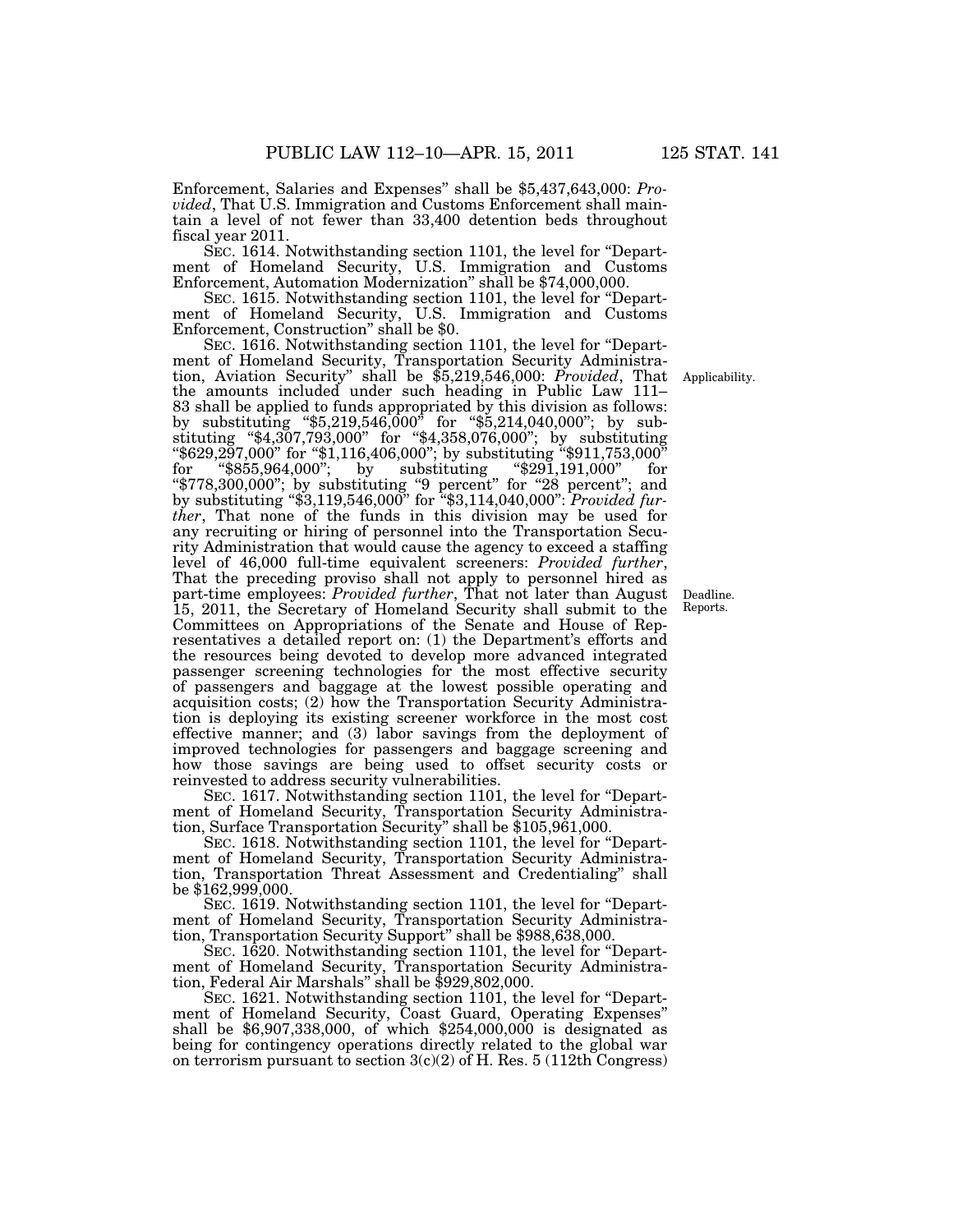Enforcement, Salaries and Expenses" shall be $5,437,643,000: *Provided*, That U.S. Immigration and Customs Enforcement shall maintain a level of not fewer than 33,400 detention beds throughout fiscal year 2011.

SEC. 1614. Notwithstanding section 1101, the level for "Department of Homeland Security, U.S. Immigration and Customs Enforcement, Automation Modernization" shall be $74,000,000.

SEC. 1615. Notwithstanding section 1101, the level for "Department of Homeland Security, U.S. Immigration and Customs Enforcement, Construction" shall be $0.

SEC. 1616. Notwithstanding section 1101, the level for "Department of Homeland Security, Transportation Security Administration, Aviation Security" shall be $5,219,546,000: *Provided*, That the amounts included under such heading in Public Law 111–83 shall be applied to funds appropriated by this division as follows: by substituting "$5,219,546,000" for "$5,214,040,000"; by substituting "$4,307,793,000" for "$4,358,076,000"; by substituting "$629,297,000" for "$1,116,406,000"; by substituting "$911,753,000" for "$855,964,000"; by substituting "$291,191,000" for "$778,300,000"; by substituting "9 percent" for "28 percent"; and by substituting "$3,119,546,000" for "$3,114,040,000": *Provided further*, That none of the funds in this division may be used for any recruiting or hiring of personnel into the Transportation Security Administration that would cause the agency to exceed a staffing level of 46,000 full-time equivalent screeners: *Provided further*, That the preceding proviso shall not apply to personnel hired as part-time employees: *Provided further*, That not later than August 15, 2011, the Secretary of Homeland Security shall submit to the Committees on Appropriations of the Senate and House of Representatives a detailed report on: (1) the Department's efforts and the resources being devoted to develop more advanced integrated passenger screening technologies for the most effective security of passengers and baggage at the lowest possible operating and acquisition costs; (2) how the Transportation Security Administration is deploying its existing screener workforce in the most cost effective manner; and (3) labor savings from the deployment of improved technologies for passengers and baggage screening and how those savings are being used to offset security costs or reinvested to address security vulnerabilities.

Applicability.

Deadline.
Reports.

SEC. 1617. Notwithstanding section 1101, the level for "Department of Homeland Security, Transportation Security Administration, Surface Transportation Security" shall be $105,961,000.

SEC. 1618. Notwithstanding section 1101, the level for "Department of Homeland Security, Transportation Security Administration, Transportation Threat Assessment and Credentialing" shall be $162,999,000.

SEC. 1619. Notwithstanding section 1101, the level for "Department of Homeland Security, Transportation Security Administration, Transportation Security Support" shall be $988,638,000.

SEC. 1620. Notwithstanding section 1101, the level for "Department of Homeland Security, Transportation Security Administration, Federal Air Marshals" shall be $929,802,000.

SEC. 1621. Notwithstanding section 1101, the level for "Department of Homeland Security, Coast Guard, Operating Expenses" shall be $6,907,338,000, of which $254,000,000 is designated as being for contingency operations directly related to the global war on terrorism pursuant to section 3(c)(2) of H. Res. 5 (112th Congress)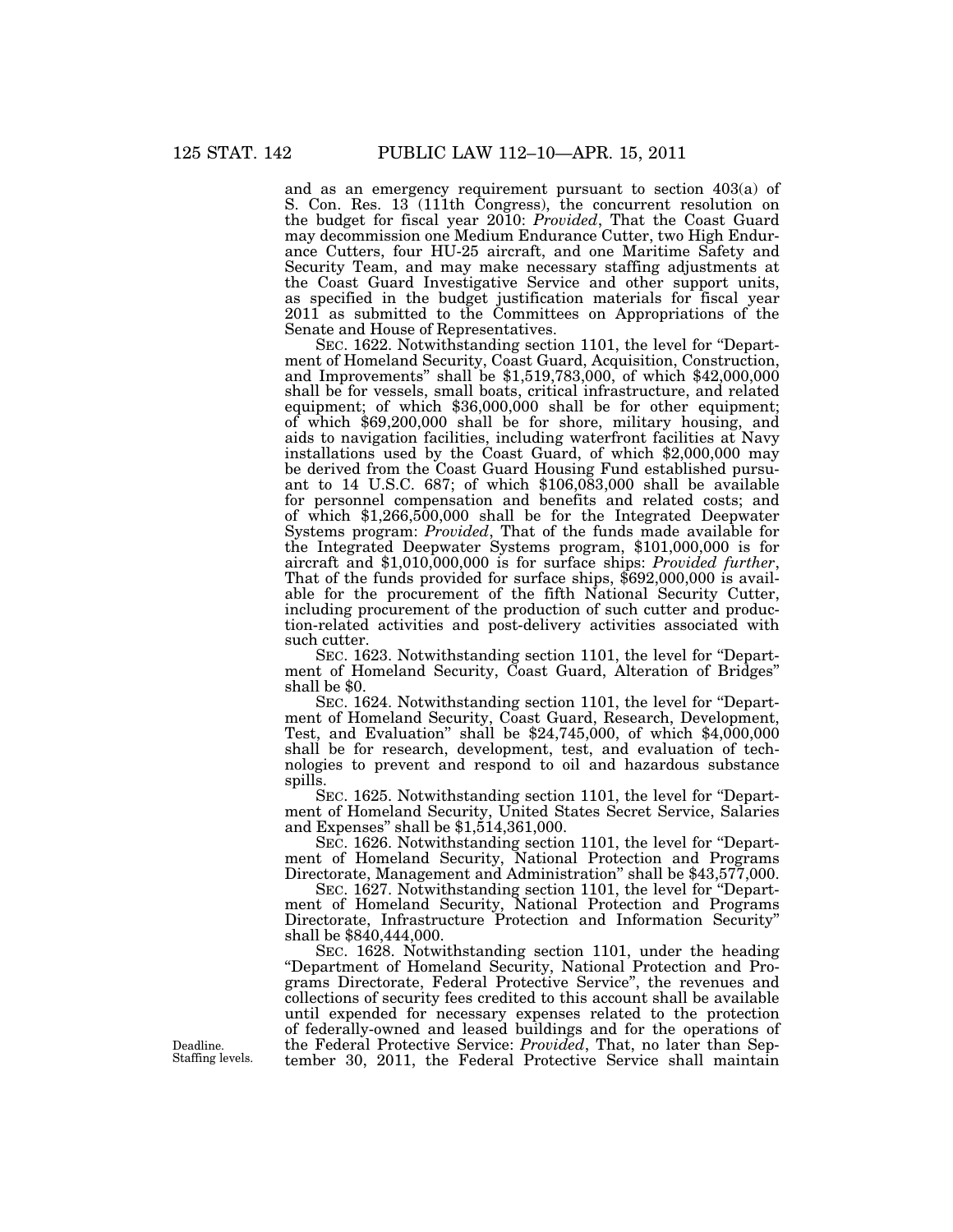and as an emergency requirement pursuant to section 403(a) of S. Con. Res. 13 (111th Congress), the concurrent resolution on the budget for fiscal year 2010: *Provided*, That the Coast Guard may decommission one Medium Endurance Cutter, two High Endurance Cutters, four HU-25 aircraft, and one Maritime Safety and Security Team, and may make necessary staffing adjustments at the Coast Guard Investigative Service and other support units, as specified in the budget justification materials for fiscal year 2011 as submitted to the Committees on Appropriations of the Senate and House of Representatives.

SEC. 1622. Notwithstanding section 1101, the level for "Department of Homeland Security, Coast Guard, Acquisition, Construction, and Improvements" shall be $1,519,783,000, of which $42,000,000 shall be for vessels, small boats, critical infrastructure, and related equipment; of which $36,000,000 shall be for other equipment; of which $69,200,000 shall be for shore, military housing, and aids to navigation facilities, including waterfront facilities at Navy installations used by the Coast Guard, of which $2,000,000 may be derived from the Coast Guard Housing Fund established pursuant to 14 U.S.C. 687; of which $106,083,000 shall be available for personnel compensation and benefits and related costs; and of which $1,266,500,000 shall be for the Integrated Deepwater Systems program: *Provided*, That of the funds made available for the Integrated Deepwater Systems program, $101,000,000 is for aircraft and $1,010,000,000 is for surface ships: *Provided further*, That of the funds provided for surface ships, $692,000,000 is available for the procurement of the fifth National Security Cutter, including procurement of the production of such cutter and production-related activities and post-delivery activities associated with such cutter.

SEC. 1623. Notwithstanding section 1101, the level for "Department of Homeland Security, Coast Guard, Alteration of Bridges" shall be $0.

SEC. 1624. Notwithstanding section 1101, the level for "Department of Homeland Security, Coast Guard, Research, Development, Test, and Evaluation" shall be $24,745,000, of which $4,000,000 shall be for research, development, test, and evaluation of technologies to prevent and respond to oil and hazardous substance spills.

SEC. 1625. Notwithstanding section 1101, the level for "Department of Homeland Security, United States Secret Service, Salaries and Expenses" shall be $1,514,361,000.

SEC. 1626. Notwithstanding section 1101, the level for "Department of Homeland Security, National Protection and Programs Directorate, Management and Administration" shall be $43,577,000.

SEC. 1627. Notwithstanding section 1101, the level for "Department of Homeland Security, National Protection and Programs Directorate, Infrastructure Protection and Information Security" shall be $840,444,000.

SEC. 1628. Notwithstanding section 1101, under the heading "Department of Homeland Security, National Protection and Programs Directorate, Federal Protective Service", the revenues and collections of security fees credited to this account shall be available until expended for necessary expenses related to the protection of federally-owned and leased buildings and for the operations of the Federal Protective Service: *Provided*, That, no later than September 30, 2011, the Federal Protective Service shall maintain

Deadline.
Staffing levels.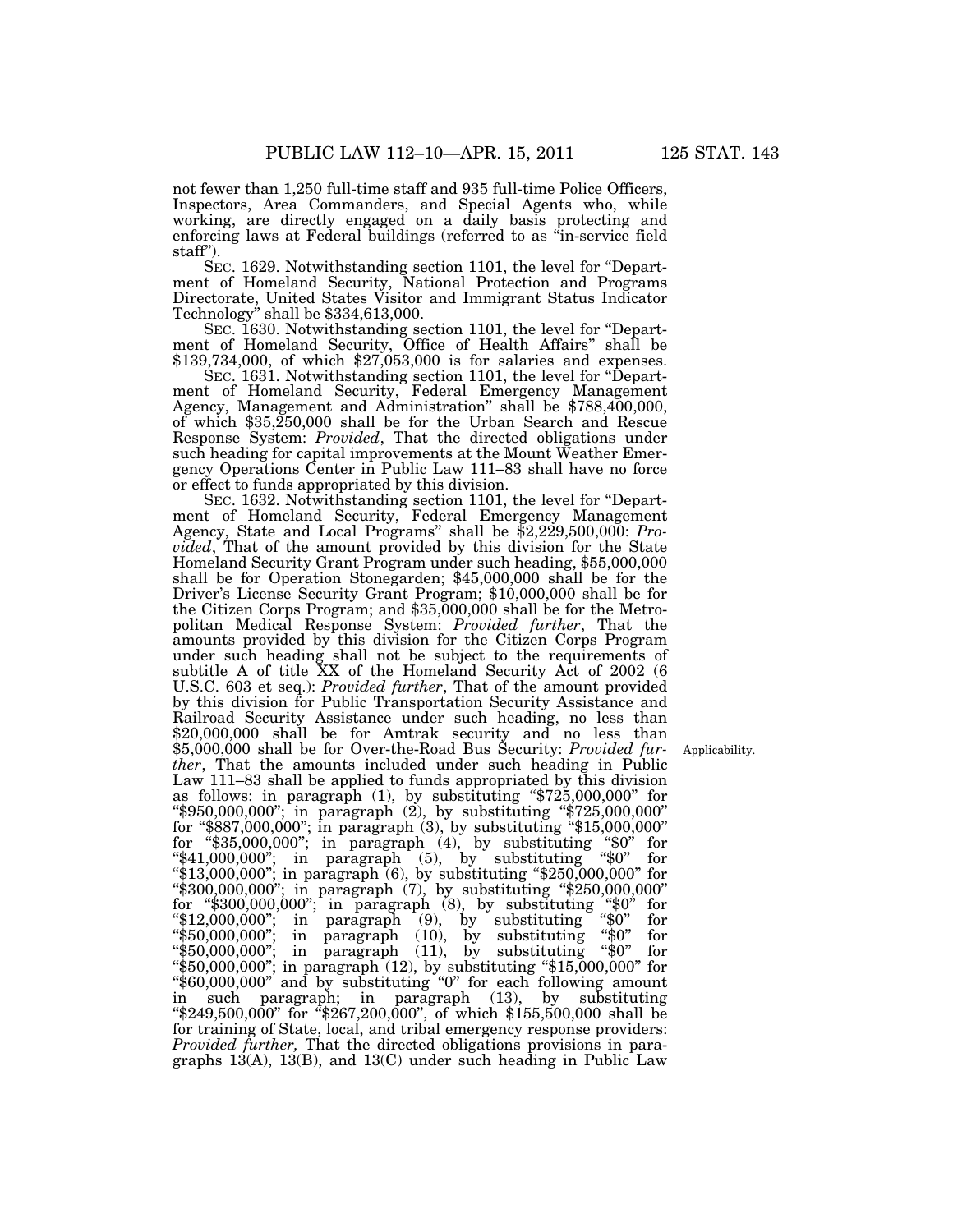not fewer than 1,250 full-time staff and 935 full-time Police Officers, Inspectors, Area Commanders, and Special Agents who, while working, are directly engaged on a daily basis protecting and enforcing laws at Federal buildings (referred to as "in-service field staff").

SEC. 1629. Notwithstanding section 1101, the level for "Department of Homeland Security, National Protection and Programs Directorate, United States Visitor and Immigrant Status Indicator Technology" shall be $334,613,000.

SEC. 1630. Notwithstanding section 1101, the level for "Department of Homeland Security, Office of Health Affairs" shall be $139,734,000, of which $27,053,000 is for salaries and expenses.

SEC. 1631. Notwithstanding section 1101, the level for "Department of Homeland Security, Federal Emergency Management Agency, Management and Administration" shall be $788,400,000, of which $35,250,000 shall be for the Urban Search and Rescue Response System: *Provided*, That the directed obligations under such heading for capital improvements at the Mount Weather Emergency Operations Center in Public Law 111–83 shall have no force or effect to funds appropriated by this division.

SEC. 1632. Notwithstanding section 1101, the level for "Department of Homeland Security, Federal Emergency Management Agency, State and Local Programs" shall be $2,229,500,000: *Provided*, That of the amount provided by this division for the State Homeland Security Grant Program under such heading, $55,000,000 shall be for Operation Stonegarden; $45,000,000 shall be for the Driver's License Security Grant Program; $10,000,000 shall be for the Citizen Corps Program; and $35,000,000 shall be for the Metropolitan Medical Response System: *Provided further*, That the amounts provided by this division for the Citizen Corps Program under such heading shall not be subject to the requirements of subtitle A of title XX of the Homeland Security Act of 2002 (6 U.S.C. 603 et seq.): *Provided further*, That of the amount provided by this division for Public Transportation Security Assistance and Railroad Security Assistance under such heading, no less than $20,000,000 shall be for Amtrak security and no less than $5,000,000 shall be for Over-the-Road Bus Security: *Provided further*, That the amounts included under such heading in Public Law 111–83 shall be applied to funds appropriated by this division as follows: in paragraph (1), by substituting "$725,000,000" for "$950,000,000"; in paragraph (2), by substituting "$725,000,000" for "$887,000,000"; in paragraph (3), by substituting "$15,000,000" for "$35,000,000"; in paragraph (4), by substituting "$0" for "$41,000,000"; in paragraph (5), by substituting "$0" for "$13,000,000"; in paragraph (6), by substituting "$250,000,000" for "$300,000,000"; in paragraph (7), by substituting "$250,000,000" for "$300,000,000"; in paragraph (8), by substituting "$0" for "$12,000,000"; in paragraph (9), by substituting "$0" for "$50,000,000"; in paragraph (10), by substituting "$0" for "$50,000,000"; in paragraph (11), by substituting "$0" for "$50,000,000"; in paragraph (12), by substituting "$15,000,000" for "$60,000,000" and by substituting "0" for each following amount in such paragraph; in paragraph (13), by substituting "$249,500,000" for "$267,200,000", of which $155,500,000 shall be for training of State, local, and tribal emergency response providers: *Provided further,* That the directed obligations provisions in paragraphs 13(A), 13(B), and 13(C) under such heading in Public Law

Applicability.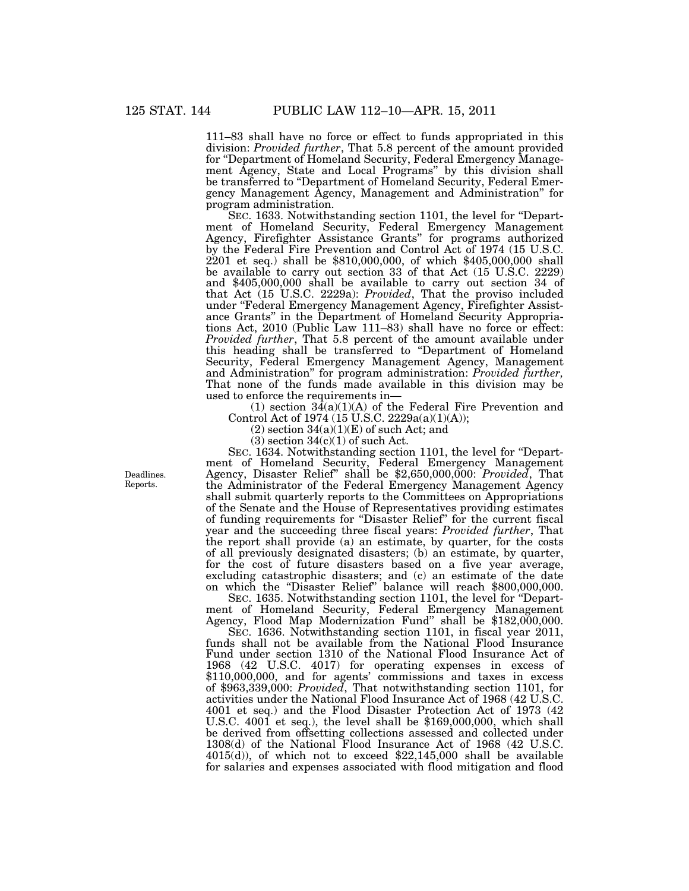111–83 shall have no force or effect to funds appropriated in this division: *Provided further*, That 5.8 percent of the amount provided for "Department of Homeland Security, Federal Emergency Management Agency, State and Local Programs" by this division shall be transferred to "Department of Homeland Security, Federal Emergency Management Agency, Management and Administration" for program administration.

SEC. 1633. Notwithstanding section 1101, the level for "Department of Homeland Security, Federal Emergency Management Agency, Firefighter Assistance Grants" for programs authorized by the Federal Fire Prevention and Control Act of 1974 (15 U.S.C. 2201 et seq.) shall be $810,000,000, of which $405,000,000 shall be available to carry out section 33 of that Act (15 U.S.C. 2229) and $405,000,000 shall be available to carry out section 34 of that Act (15 U.S.C. 2229a): *Provided*, That the proviso included under "Federal Emergency Management Agency, Firefighter Assistance Grants" in the Department of Homeland Security Appropriations Act, 2010 (Public Law 111–83) shall have no force or effect: *Provided further*, That 5.8 percent of the amount available under this heading shall be transferred to "Department of Homeland Security, Federal Emergency Management Agency, Management and Administration" for program administration: *Provided further,* That none of the funds made available in this division may be used to enforce the requirements in—

(1) section 34(a)(1)(A) of the Federal Fire Prevention and Control Act of 1974 (15 U.S.C. 2229a(a)(1)(A));

(2) section 34(a)(1)(E) of such Act; and

(3) section 34(c)(1) of such Act.

Deadlines.
Reports.

SEC. 1634. Notwithstanding section 1101, the level for "Department of Homeland Security, Federal Emergency Management Agency, Disaster Relief" shall be $2,650,000,000: *Provided*, That the Administrator of the Federal Emergency Management Agency shall submit quarterly reports to the Committees on Appropriations of the Senate and the House of Representatives providing estimates of funding requirements for "Disaster Relief" for the current fiscal year and the succeeding three fiscal years: *Provided further*, That the report shall provide (a) an estimate, by quarter, for the costs of all previously designated disasters; (b) an estimate, by quarter, for the cost of future disasters based on a five year average, excluding catastrophic disasters; and (c) an estimate of the date on which the "Disaster Relief" balance will reach $800,000,000.

SEC. 1635. Notwithstanding section 1101, the level for "Department of Homeland Security, Federal Emergency Management Agency, Flood Map Modernization Fund" shall be $182,000,000.

SEC. 1636. Notwithstanding section 1101, in fiscal year 2011, funds shall not be available from the National Flood Insurance Fund under section 1310 of the National Flood Insurance Act of 1968 (42 U.S.C. 4017) for operating expenses in excess of $110,000,000, and for agents' commissions and taxes in excess of $963,339,000: *Provided*, That notwithstanding section 1101, for activities under the National Flood Insurance Act of 1968 (42 U.S.C. 4001 et seq.) and the Flood Disaster Protection Act of 1973 (42 U.S.C. 4001 et seq.), the level shall be $169,000,000, which shall be derived from offsetting collections assessed and collected under 1308(d) of the National Flood Insurance Act of 1968 (42 U.S.C. 4015(d)), of which not to exceed $22,145,000 shall be available for salaries and expenses associated with flood mitigation and flood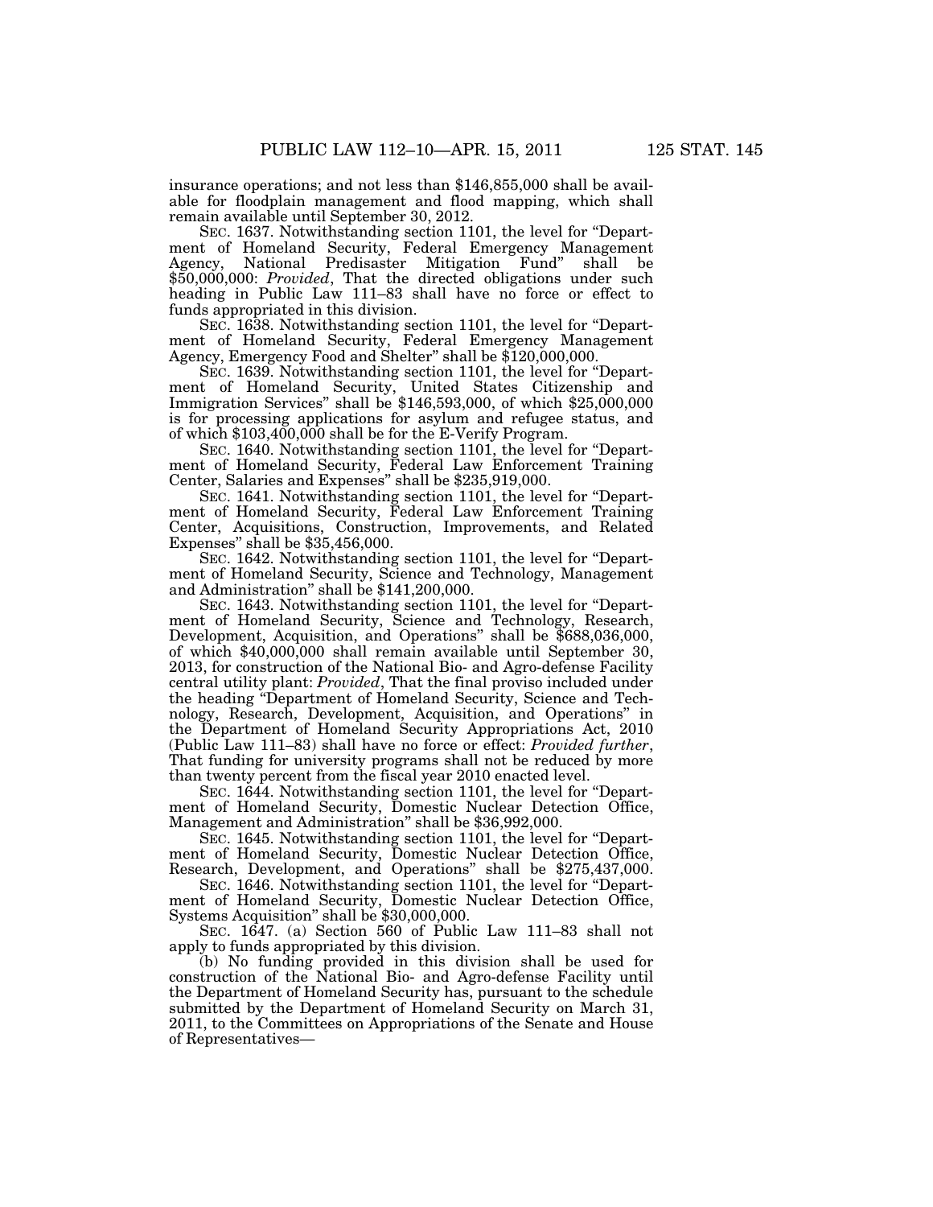insurance operations; and not less than $146,855,000 shall be available for floodplain management and flood mapping, which shall remain available until September 30, 2012.

SEC. 1637. Notwithstanding section 1101, the level for "Department of Homeland Security, Federal Emergency Management Agency, National Predisaster Mitigation Fund" shall be $50,000,000: *Provided*, That the directed obligations under such heading in Public Law 111–83 shall have no force or effect to funds appropriated in this division.

SEC. 1638. Notwithstanding section 1101, the level for "Department of Homeland Security, Federal Emergency Management Agency, Emergency Food and Shelter" shall be $120,000,000.

SEC. 1639. Notwithstanding section 1101, the level for "Department of Homeland Security, United States Citizenship and Immigration Services" shall be $146,593,000, of which $25,000,000 is for processing applications for asylum and refugee status, and of which $103,400,000 shall be for the E-Verify Program.

SEC. 1640. Notwithstanding section 1101, the level for "Department of Homeland Security, Federal Law Enforcement Training Center, Salaries and Expenses" shall be $235,919,000.

SEC. 1641. Notwithstanding section 1101, the level for "Department of Homeland Security, Federal Law Enforcement Training Center, Acquisitions, Construction, Improvements, and Related Expenses" shall be $35,456,000.

SEC. 1642. Notwithstanding section 1101, the level for "Department of Homeland Security, Science and Technology, Management and Administration" shall be $141,200,000.

SEC. 1643. Notwithstanding section 1101, the level for "Department of Homeland Security, Science and Technology, Research, Development, Acquisition, and Operations" shall be $688,036,000, of which $40,000,000 shall remain available until September 30, 2013, for construction of the National Bio- and Agro-defense Facility central utility plant: *Provided*, That the final proviso included under the heading "Department of Homeland Security, Science and Technology, Research, Development, Acquisition, and Operations" in the Department of Homeland Security Appropriations Act, 2010 (Public Law 111–83) shall have no force or effect: *Provided further*, That funding for university programs shall not be reduced by more than twenty percent from the fiscal year 2010 enacted level.

SEC. 1644. Notwithstanding section 1101, the level for "Department of Homeland Security, Domestic Nuclear Detection Office, Management and Administration" shall be $36,992,000.

SEC. 1645. Notwithstanding section 1101, the level for "Department of Homeland Security, Domestic Nuclear Detection Office, Research, Development, and Operations" shall be $275,437,000.

SEC. 1646. Notwithstanding section 1101, the level for "Department of Homeland Security, Domestic Nuclear Detection Office, Systems Acquisition" shall be $30,000,000.

SEC. 1647. (a) Section 560 of Public Law 111–83 shall not apply to funds appropriated by this division.

(b) No funding provided in this division shall be used for construction of the National Bio- and Agro-defense Facility until the Department of Homeland Security has, pursuant to the schedule submitted by the Department of Homeland Security on March 31, 2011, to the Committees on Appropriations of the Senate and House of Representatives—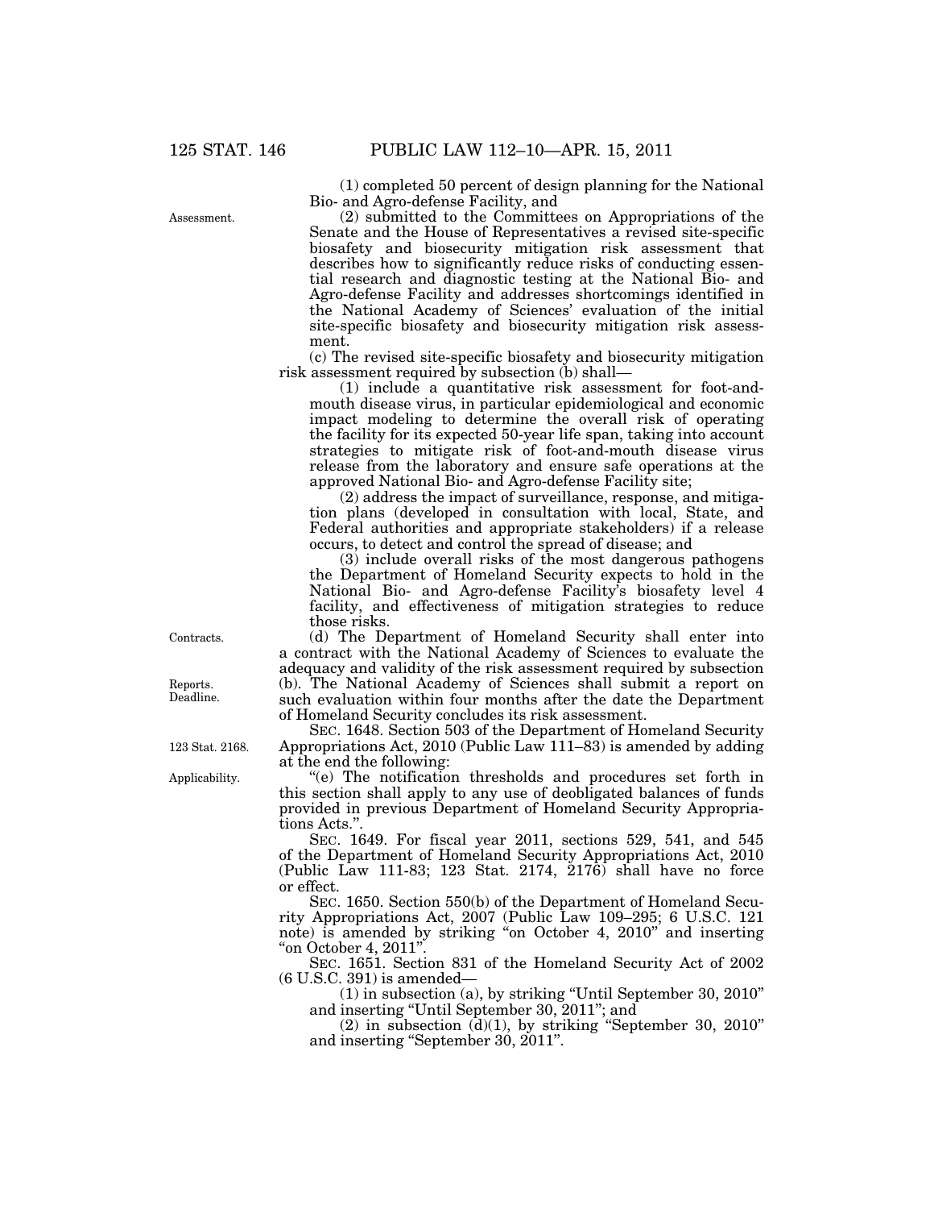(1) completed 50 percent of design planning for the National Bio- and Agro-defense Facility, and

(2) submitted to the Committees on Appropriations of the Senate and the House of Representatives a revised site-specific biosafety and biosecurity mitigation risk assessment that describes how to significantly reduce risks of conducting essential research and diagnostic testing at the National Bio- and Agro-defense Facility and addresses shortcomings identified in the National Academy of Sciences' evaluation of the initial site-specific biosafety and biosecurity mitigation risk assessment.

(c) The revised site-specific biosafety and biosecurity mitigation risk assessment required by subsection (b) shall—

(1) include a quantitative risk assessment for foot-and-mouth disease virus, in particular epidemiological and economic impact modeling to determine the overall risk of operating the facility for its expected 50-year life span, taking into account strategies to mitigate risk of foot-and-mouth disease virus release from the laboratory and ensure safe operations at the approved National Bio- and Agro-defense Facility site;

(2) address the impact of surveillance, response, and mitigation plans (developed in consultation with local, State, and Federal authorities and appropriate stakeholders) if a release occurs, to detect and control the spread of disease; and

(3) include overall risks of the most dangerous pathogens the Department of Homeland Security expects to hold in the National Bio- and Agro-defense Facility's biosafety level 4 facility, and effectiveness of mitigation strategies to reduce those risks.

(d) The Department of Homeland Security shall enter into a contract with the National Academy of Sciences to evaluate the adequacy and validity of the risk assessment required by subsection (b). The National Academy of Sciences shall submit a report on such evaluation within four months after the date the Department of Homeland Security concludes its risk assessment.

SEC. 1648. Section 503 of the Department of Homeland Security Appropriations Act, 2010 (Public Law 111–83) is amended by adding at the end the following:

"(e) The notification thresholds and procedures set forth in this section shall apply to any use of deobligated balances of funds provided in previous Department of Homeland Security Appropriations Acts.".

SEC. 1649. For fiscal year 2011, sections 529, 541, and 545 of the Department of Homeland Security Appropriations Act, 2010 (Public Law 111-83; 123 Stat. 2174, 2176) shall have no force or effect.

SEC. 1650. Section 550(b) of the Department of Homeland Security Appropriations Act, 2007 (Public Law 109–295; 6 U.S.C. 121 note) is amended by striking "on October 4, 2010" and inserting "on October 4, 2011".

SEC. 1651. Section 831 of the Homeland Security Act of 2002 (6 U.S.C. 391) is amended—

(1) in subsection (a), by striking "Until September 30, 2010" and inserting "Until September 30, 2011"; and

(2) in subsection (d)(1), by striking "September 30, 2010" and inserting "September 30, 2011".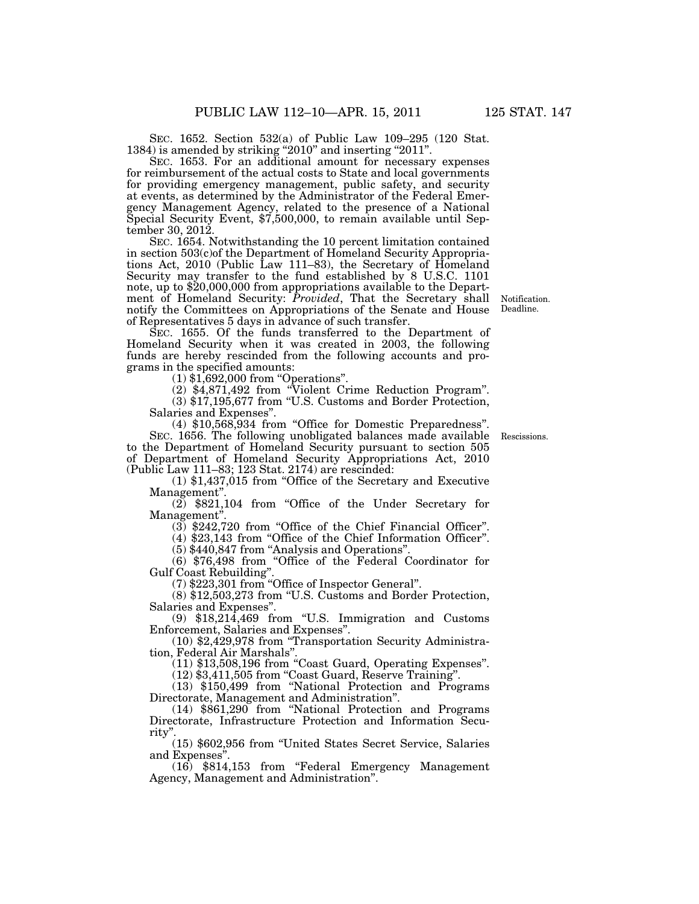SEC. 1652. Section 532(a) of Public Law 109–295 (120 Stat. 1384) is amended by striking "2010" and inserting "2011".

SEC. 1653. For an additional amount for necessary expenses for reimbursement of the actual costs to State and local governments for providing emergency management, public safety, and security at events, as determined by the Administrator of the Federal Emergency Management Agency, related to the presence of a National Special Security Event, $7,500,000, to remain available until September 30, 2012.

SEC. 1654. Notwithstanding the 10 percent limitation contained in section 503(c)of the Department of Homeland Security Appropriations Act, 2010 (Public Law 111–83), the Secretary of Homeland Security may transfer to the fund established by 8 U.S.C. 1101 note, up to $20,000,000 from appropriations available to the Department of Homeland Security: *Provided*, That the Secretary shall notify the Committees on Appropriations of the Senate and House of Representatives 5 days in advance of such transfer.

Notification. Deadline.

SEC. 1655. Of the funds transferred to the Department of Homeland Security when it was created in 2003, the following funds are hereby rescinded from the following accounts and programs in the specified amounts:

(1) $1,692,000 from "Operations".

(2) $4,871,492 from "Violent Crime Reduction Program".

(3) $17,195,677 from "U.S. Customs and Border Protection, Salaries and Expenses".

(4) $10,568,934 from "Office for Domestic Preparedness".

SEC. 1656. The following unobligated balances made available to the Department of Homeland Security pursuant to section 505 of Department of Homeland Security Appropriations Act, 2010 (Public Law 111–83; 123 Stat. 2174) are rescinded:

Rescissions.

(1) $1,437,015 from "Office of the Secretary and Executive Management".

(2) $821,104 from "Office of the Under Secretary for Management".

(3) $242,720 from "Office of the Chief Financial Officer".

(4) $23,143 from "Office of the Chief Information Officer".

(5) $440,847 from "Analysis and Operations".

(6) $76,498 from "Office of the Federal Coordinator for Gulf Coast Rebuilding".

(7) $223,301 from "Office of Inspector General".

(8) $12,503,273 from "U.S. Customs and Border Protection, Salaries and Expenses".

(9) $18,214,469 from "U.S. Immigration and Customs Enforcement, Salaries and Expenses".

(10) $2,429,978 from "Transportation Security Administration, Federal Air Marshals".

(11) $13,508,196 from "Coast Guard, Operating Expenses".

(12) $3,411,505 from "Coast Guard, Reserve Training".

(13) $150,499 from "National Protection and Programs Directorate, Management and Administration".

(14) $861,290 from "National Protection and Programs Directorate, Infrastructure Protection and Information Security".

(15) $602,956 from "United States Secret Service, Salaries and Expenses".

(16) $814,153 from "Federal Emergency Management Agency, Management and Administration".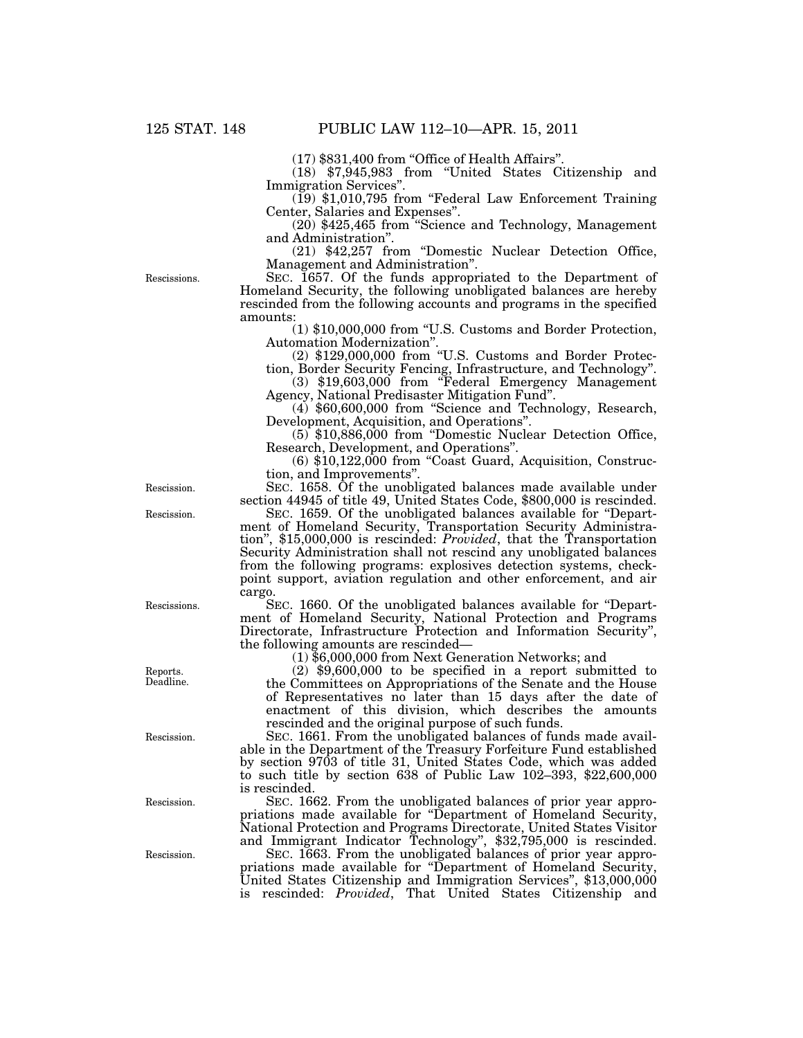(17) $831,400 from "Office of Health Affairs".

(18) $7,945,983 from "United States Citizenship and Immigration Services".

(19) $1,010,795 from "Federal Law Enforcement Training Center, Salaries and Expenses".

(20) $425,465 from "Science and Technology, Management and Administration".

(21) $42,257 from "Domestic Nuclear Detection Office, Management and Administration".

Rescissions.

SEC. 1657. Of the funds appropriated to the Department of Homeland Security, the following unobligated balances are hereby rescinded from the following accounts and programs in the specified amounts:

(1) $10,000,000 from "U.S. Customs and Border Protection, Automation Modernization".

(2) $129,000,000 from "U.S. Customs and Border Protection, Border Security Fencing, Infrastructure, and Technology".

(3) $19,603,000 from "Federal Emergency Management Agency, National Predisaster Mitigation Fund".

(4) $60,600,000 from "Science and Technology, Research, Development, Acquisition, and Operations".

(5) $10,886,000 from "Domestic Nuclear Detection Office, Research, Development, and Operations".

(6) $10,122,000 from "Coast Guard, Acquisition, Construction, and Improvements".

Rescission.

SEC. 1658. Of the unobligated balances made available under section 44945 of title 49, United States Code, $800,000 is rescinded.

Rescission.

SEC. 1659. Of the unobligated balances available for "Department of Homeland Security, Transportation Security Administration", $15,000,000 is rescinded: *Provided*, that the Transportation Security Administration shall not rescind any unobligated balances from the following programs: explosives detection systems, checkpoint support, aviation regulation and other enforcement, and air cargo.

Rescissions.

SEC. 1660. Of the unobligated balances available for "Department of Homeland Security, National Protection and Programs Directorate, Infrastructure Protection and Information Security", the following amounts are rescinded—

(1) $6,000,000 from Next Generation Networks; and

Reports. Deadline.

(2) $9,600,000 to be specified in a report submitted to the Committees on Appropriations of the Senate and the House of Representatives no later than 15 days after the date of enactment of this division, which describes the amounts rescinded and the original purpose of such funds.

Rescission.

SEC. 1661. From the unobligated balances of funds made available in the Department of the Treasury Forfeiture Fund established by section 9703 of title 31, United States Code, which was added to such title by section 638 of Public Law 102–393, $22,600,000 is rescinded.

Rescission.

SEC. 1662. From the unobligated balances of prior year appropriations made available for "Department of Homeland Security, National Protection and Programs Directorate, United States Visitor and Immigrant Indicator Technology", $32,795,000 is rescinded.

Rescission.

SEC. 1663. From the unobligated balances of prior year appropriations made available for "Department of Homeland Security, United States Citizenship and Immigration Services", $13,000,000 is rescinded: *Provided*, That United States Citizenship and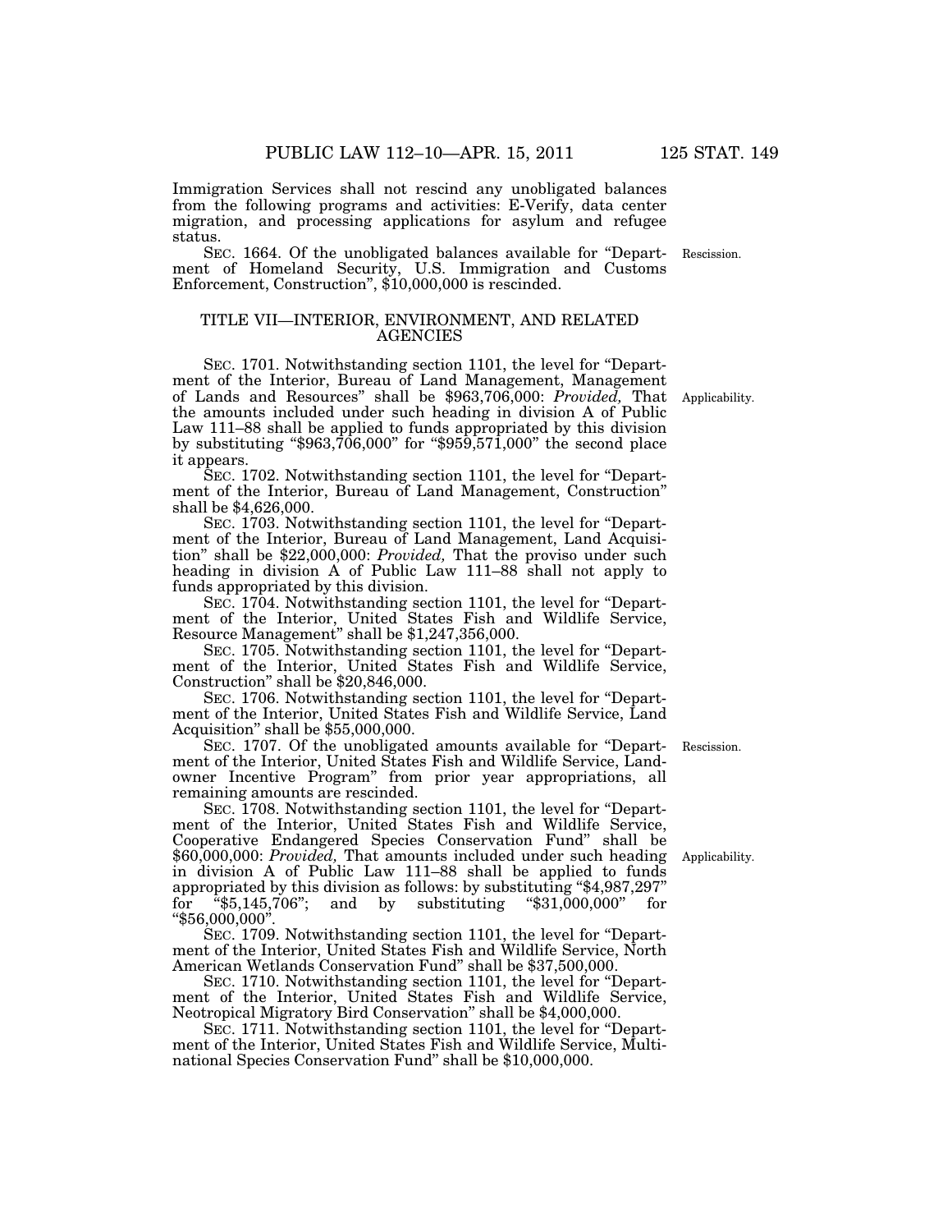Immigration Services shall not rescind any unobligated balances from the following programs and activities: E-Verify, data center migration, and processing applications for asylum and refugee status.

SEC. 1664. Of the unobligated balances available for "Department of Homeland Security, U.S. Immigration and Customs Enforcement, Construction", $10,000,000 is rescinded.

Rescission.

## TITLE VII—INTERIOR, ENVIRONMENT, AND RELATED AGENCIES

SEC. 1701. Notwithstanding section 1101, the level for "Department of the Interior, Bureau of Land Management, Management of Lands and Resources" shall be $963,706,000: *Provided,* That the amounts included under such heading in division A of Public Law 111–88 shall be applied to funds appropriated by this division by substituting "$963,706,000" for "$959,571,000" the second place it appears.

Applicability.

SEC. 1702. Notwithstanding section 1101, the level for "Department of the Interior, Bureau of Land Management, Construction" shall be $4,626,000.

SEC. 1703. Notwithstanding section 1101, the level for "Department of the Interior, Bureau of Land Management, Land Acquisition" shall be $22,000,000: *Provided,* That the proviso under such heading in division A of Public Law 111–88 shall not apply to funds appropriated by this division.

SEC. 1704. Notwithstanding section 1101, the level for "Department of the Interior, United States Fish and Wildlife Service, Resource Management" shall be $1,247,356,000.

SEC. 1705. Notwithstanding section 1101, the level for "Department of the Interior, United States Fish and Wildlife Service, Construction" shall be $20,846,000.

SEC. 1706. Notwithstanding section 1101, the level for "Department of the Interior, United States Fish and Wildlife Service, Land Acquisition" shall be $55,000,000.

SEC. 1707. Of the unobligated amounts available for "Department of the Interior, United States Fish and Wildlife Service, Landowner Incentive Program" from prior year appropriations, all remaining amounts are rescinded.

Rescission.

SEC. 1708. Notwithstanding section 1101, the level for "Department of the Interior, United States Fish and Wildlife Service, Cooperative Endangered Species Conservation Fund" shall be $60,000,000: *Provided,* That amounts included under such heading in division A of Public Law 111–88 shall be applied to funds appropriated by this division as follows: by substituting "$4,987,297" for "$5,145,706"; and by substituting "$31,000,000" for "$56,000,000".

Applicability.

SEC. 1709. Notwithstanding section 1101, the level for "Department of the Interior, United States Fish and Wildlife Service, North American Wetlands Conservation Fund" shall be $37,500,000.

SEC. 1710. Notwithstanding section 1101, the level for "Department of the Interior, United States Fish and Wildlife Service, Neotropical Migratory Bird Conservation" shall be $4,000,000.

SEC. 1711. Notwithstanding section 1101, the level for "Department of the Interior, United States Fish and Wildlife Service, Multinational Species Conservation Fund" shall be $10,000,000.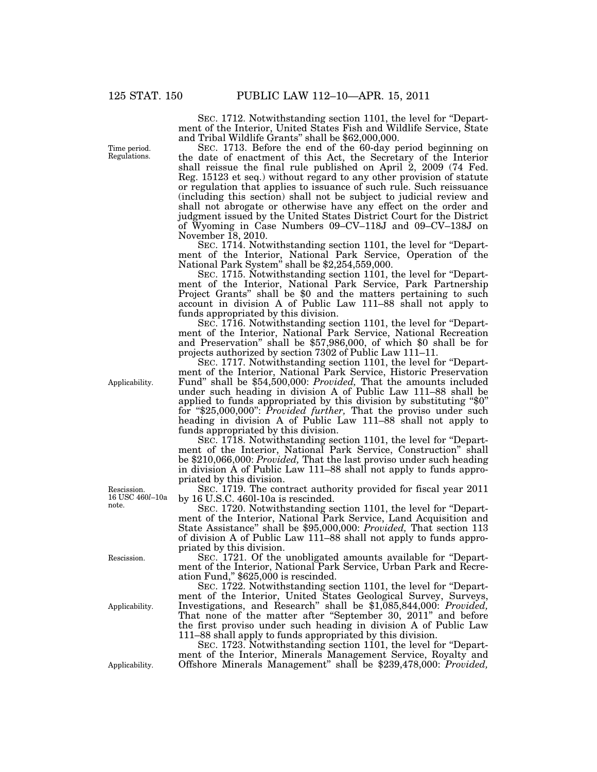SEC. 1712. Notwithstanding section 1101, the level for "Department of the Interior, United States Fish and Wildlife Service, State and Tribal Wildlife Grants" shall be $62,000,000.

Time period. Regulations.

SEC. 1713. Before the end of the 60-day period beginning on the date of enactment of this Act, the Secretary of the Interior shall reissue the final rule published on April 2, 2009 (74 Fed. Reg. 15123 et seq.) without regard to any other provision of statute or regulation that applies to issuance of such rule. Such reissuance (including this section) shall not be subject to judicial review and shall not abrogate or otherwise have any effect on the order and judgment issued by the United States District Court for the District of Wyoming in Case Numbers 09–CV–118J and 09–CV–138J on November 18, 2010.

SEC. 1714. Notwithstanding section 1101, the level for "Department of the Interior, National Park Service, Operation of the National Park System" shall be $2,254,559,000.

SEC. 1715. Notwithstanding section 1101, the level for "Department of the Interior, National Park Service, Park Partnership Project Grants" shall be $0 and the matters pertaining to such account in division A of Public Law 111–88 shall not apply to funds appropriated by this division.

SEC. 1716. Notwithstanding section 1101, the level for "Department of the Interior, National Park Service, National Recreation and Preservation" shall be $57,986,000, of which $0 shall be for projects authorized by section 7302 of Public Law 111–11.

Applicability.

SEC. 1717. Notwithstanding section 1101, the level for "Department of the Interior, National Park Service, Historic Preservation Fund" shall be $54,500,000: *Provided,* That the amounts included under such heading in division A of Public Law 111–88 shall be applied to funds appropriated by this division by substituting "$0" for "$25,000,000": *Provided further,* That the proviso under such heading in division A of Public Law 111–88 shall not apply to funds appropriated by this division.

SEC. 1718. Notwithstanding section 1101, the level for "Department of the Interior, National Park Service, Construction" shall be $210,066,000: *Provided,* That the last proviso under such heading in division A of Public Law 111–88 shall not apply to funds appropriated by this division.

Rescission. 16 USC 460*l*–10a note.

SEC. 1719. The contract authority provided for fiscal year 2011 by 16 U.S.C. 460l-10a is rescinded.

SEC. 1720. Notwithstanding section 1101, the level for "Department of the Interior, National Park Service, Land Acquisition and State Assistance" shall be $95,000,000: *Provided,* That section 113 of division A of Public Law 111–88 shall not apply to funds appropriated by this division.

Rescission.

SEC. 1721. Of the unobligated amounts available for "Department of the Interior, National Park Service, Urban Park and Recreation Fund," $625,000 is rescinded.

Applicability.

SEC. 1722. Notwithstanding section 1101, the level for "Department of the Interior, United States Geological Survey, Surveys, Investigations, and Research" shall be $1,085,844,000: *Provided,* That none of the matter after "September 30, 2011" and before the first proviso under such heading in division A of Public Law 111–88 shall apply to funds appropriated by this division.

Applicability.

SEC. 1723. Notwithstanding section 1101, the level for "Department of the Interior, Minerals Management Service, Royalty and Offshore Minerals Management" shall be $239,478,000: *Provided,*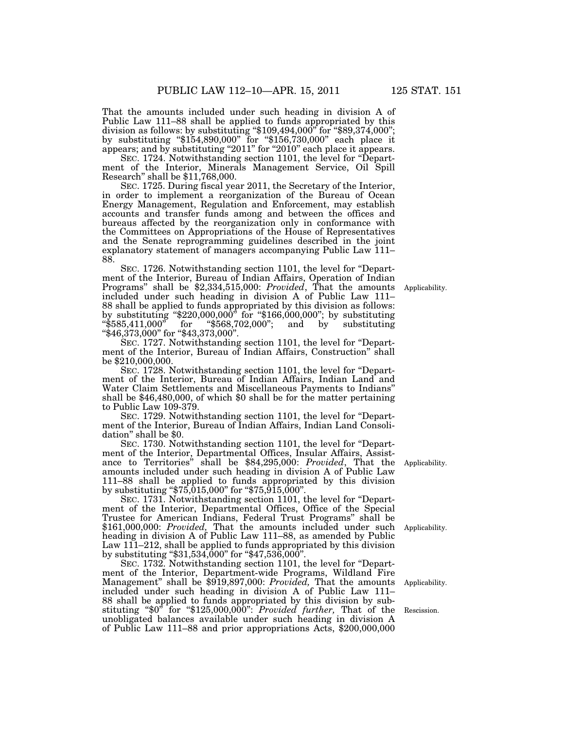That the amounts included under such heading in division A of Public Law 111–88 shall be applied to funds appropriated by this division as follows: by substituting "$109,494,000" for "$89,374,000"; by substituting "$154,890,000" for "$156,730,000" each place it appears; and by substituting "2011" for "2010" each place it appears.

SEC. 1724. Notwithstanding section 1101, the level for "Department of the Interior, Minerals Management Service, Oil Spill Research" shall be $11,768,000.

SEC. 1725. During fiscal year 2011, the Secretary of the Interior, in order to implement a reorganization of the Bureau of Ocean Energy Management, Regulation and Enforcement, may establish accounts and transfer funds among and between the offices and bureaus affected by the reorganization only in conformance with the Committees on Appropriations of the House of Representatives and the Senate reprogramming guidelines described in the joint explanatory statement of managers accompanying Public Law 111–88.

SEC. 1726. Notwithstanding section 1101, the level for "Department of the Interior, Bureau of Indian Affairs, Operation of Indian Programs" shall be $2,334,515,000: *Provided*, That the amounts included under such heading in division A of Public Law 111–88 shall be applied to funds appropriated by this division as follows: by substituting "$220,000,000" for "$166,000,000"; by substituting "$585,411,000" for "$568,702,000"; and by substituting "$46,373,000" for "$43,373,000".

Applicability.

SEC. 1727. Notwithstanding section 1101, the level for "Department of the Interior, Bureau of Indian Affairs, Construction" shall be $210,000,000.

SEC. 1728. Notwithstanding section 1101, the level for "Department of the Interior, Bureau of Indian Affairs, Indian Land and Water Claim Settlements and Miscellaneous Payments to Indians" shall be $46,480,000, of which $0 shall be for the matter pertaining to Public Law 109-379.

SEC. 1729. Notwithstanding section 1101, the level for "Department of the Interior, Bureau of Indian Affairs, Indian Land Consolidation" shall be $0.

SEC. 1730. Notwithstanding section 1101, the level for "Department of the Interior, Departmental Offices, Insular Affairs, Assistance to Territories" shall be $84,295,000: *Provided*, That the amounts included under such heading in division A of Public Law 111–88 shall be applied to funds appropriated by this division by substituting "$75,015,000" for "$75,915,000".

Applicability.

SEC. 1731. Notwithstanding section 1101, the level for "Department of the Interior, Departmental Offices, Office of the Special Trustee for American Indians, Federal Trust Programs" shall be $161,000,000: *Provided,* That the amounts included under such heading in division A of Public Law 111–88, as amended by Public Law 111–212, shall be applied to funds appropriated by this division by substituting "$31,534,000" for "$47,536,000".

Applicability.

SEC. 1732. Notwithstanding section 1101, the level for "Department of the Interior, Department-wide Programs, Wildland Fire Management" shall be $919,897,000: *Provided,* That the amounts included under such heading in division A of Public Law 111–88 shall be applied to funds appropriated by this division by substituting "$0" for "$125,000,000": *Provided further,* That of the unobligated balances available under such heading in division A of Public Law 111–88 and prior appropriations Acts, $200,000,000

Applicability.

Rescission.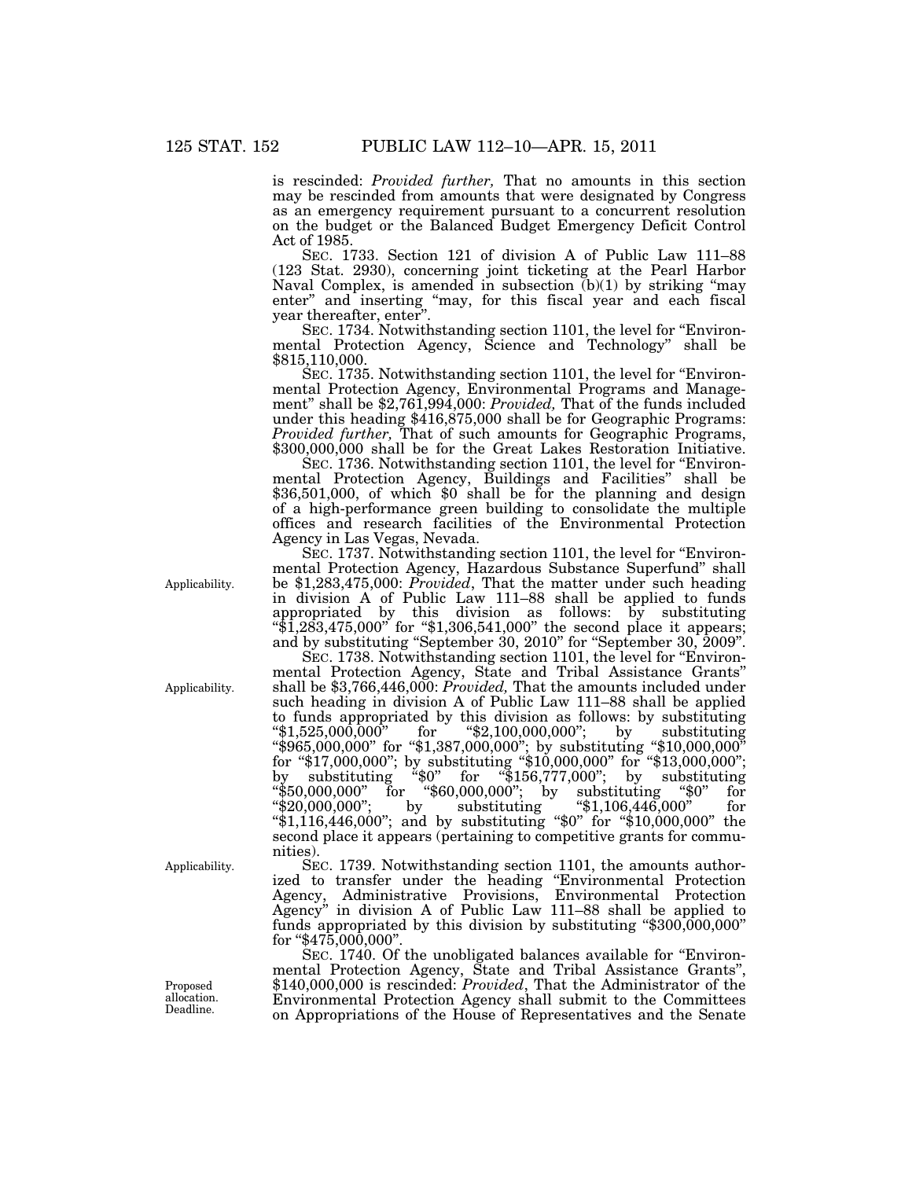is rescinded: *Provided further,* That no amounts in this section may be rescinded from amounts that were designated by Congress as an emergency requirement pursuant to a concurrent resolution on the budget or the Balanced Budget Emergency Deficit Control Act of 1985.

SEC. 1733. Section 121 of division A of Public Law 111–88 (123 Stat. 2930), concerning joint ticketing at the Pearl Harbor Naval Complex, is amended in subsection (b)(1) by striking "may enter" and inserting "may, for this fiscal year and each fiscal year thereafter, enter".

SEC. 1734. Notwithstanding section 1101, the level for "Environmental Protection Agency, Science and Technology" shall be $815,110,000.

SEC. 1735. Notwithstanding section 1101, the level for "Environmental Protection Agency, Environmental Programs and Management" shall be $2,761,994,000: *Provided,* That of the funds included under this heading $416,875,000 shall be for Geographic Programs: *Provided further,* That of such amounts for Geographic Programs, $300,000,000 shall be for the Great Lakes Restoration Initiative.

SEC. 1736. Notwithstanding section 1101, the level for "Environmental Protection Agency, Buildings and Facilities" shall be $36,501,000, of which $0 shall be for the planning and design of a high-performance green building to consolidate the multiple offices and research facilities of the Environmental Protection Agency in Las Vegas, Nevada.

Applicability.

SEC. 1737. Notwithstanding section 1101, the level for "Environmental Protection Agency, Hazardous Substance Superfund" shall be $1,283,475,000: *Provided*, That the matter under such heading in division A of Public Law 111–88 shall be applied to funds appropriated by this division as follows: by substituting "$1,283,475,000" for "$1,306,541,000" the second place it appears; and by substituting "September 30, 2010" for "September 30, 2009".

Applicability.

SEC. 1738. Notwithstanding section 1101, the level for "Environmental Protection Agency, State and Tribal Assistance Grants" shall be $3,766,446,000: *Provided,* That the amounts included under such heading in division A of Public Law 111–88 shall be applied to funds appropriated by this division as follows: by substituting "$1,525,000,000" for "$2,100,000,000"; by substituting "$965,000,000" for "$1,387,000,000"; by substituting "$10,000,000" for "$17,000,000"; by substituting "$10,000,000" for "$13,000,000"; by substituting "$0" for "$156,777,000"; by substituting "$50,000,000" for "$60,000,000"; by substituting "$0" for "$20,000,000"; by substituting "$1,106,446,000" for "$1,116,446,000"; and by substituting "$0" for "$10,000,000" the second place it appears (pertaining to competitive grants for communities).

Applicability.

SEC. 1739. Notwithstanding section 1101, the amounts authorized to transfer under the heading "Environmental Protection Agency, Administrative Provisions, Environmental Protection Agency" in division A of Public Law 111–88 shall be applied to funds appropriated by this division by substituting "$300,000,000" for "$475,000,000".

Proposed allocation. Deadline.

SEC. 1740. Of the unobligated balances available for "Environmental Protection Agency, State and Tribal Assistance Grants", $140,000,000 is rescinded: *Provided*, That the Administrator of the Environmental Protection Agency shall submit to the Committees on Appropriations of the House of Representatives and the Senate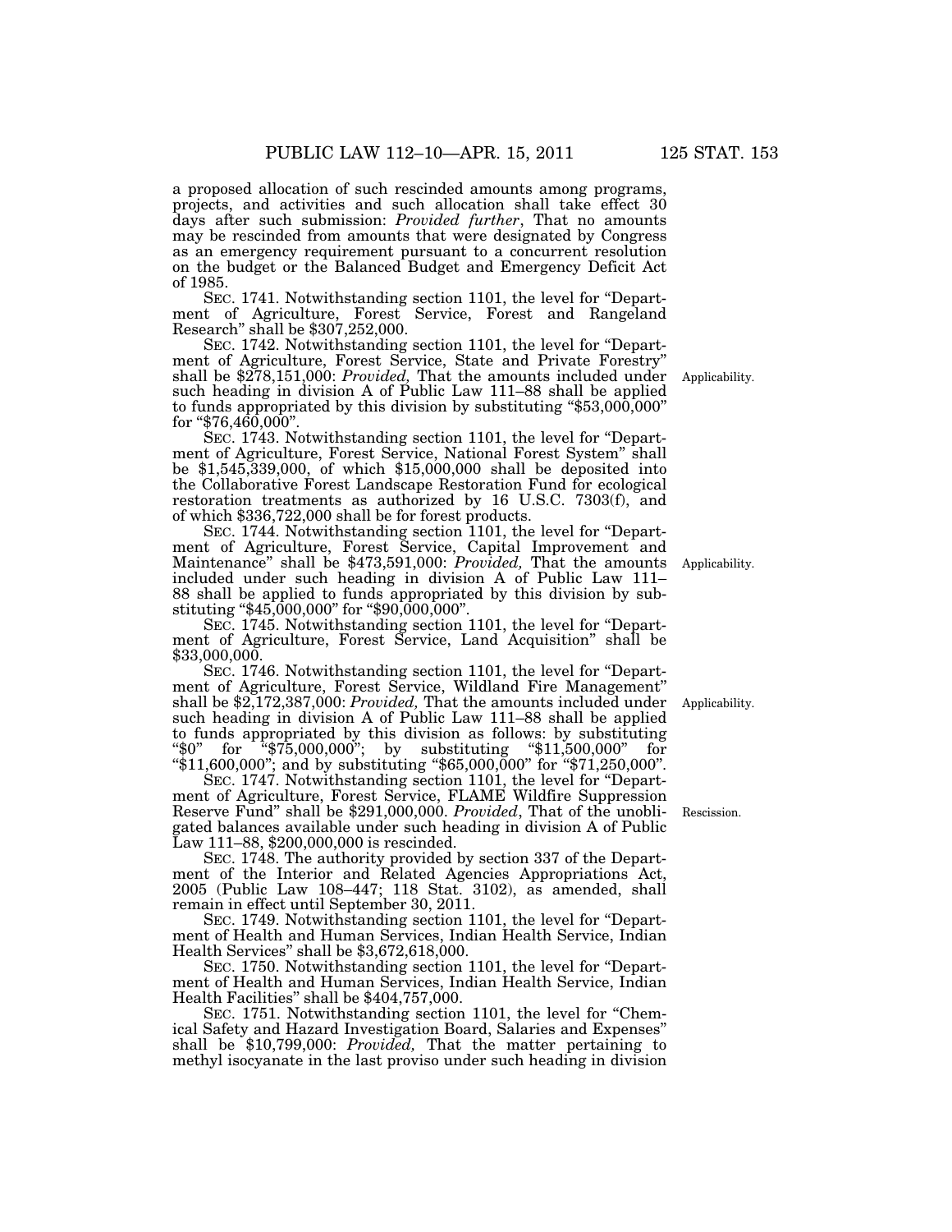a proposed allocation of such rescinded amounts among programs, projects, and activities and such allocation shall take effect 30 days after such submission: *Provided further*, That no amounts may be rescinded from amounts that were designated by Congress as an emergency requirement pursuant to a concurrent resolution on the budget or the Balanced Budget and Emergency Deficit Act of 1985.

SEC. 1741. Notwithstanding section 1101, the level for "Department of Agriculture, Forest Service, Forest and Rangeland Research" shall be $307,252,000.

SEC. 1742. Notwithstanding section 1101, the level for "Department of Agriculture, Forest Service, State and Private Forestry" shall be $278,151,000: *Provided,* That the amounts included under such heading in division A of Public Law 111–88 shall be applied to funds appropriated by this division by substituting "$53,000,000" for "$76,460,000".

Applicability.

SEC. 1743. Notwithstanding section 1101, the level for "Department of Agriculture, Forest Service, National Forest System" shall be $1,545,339,000, of which $15,000,000 shall be deposited into the Collaborative Forest Landscape Restoration Fund for ecological restoration treatments as authorized by 16 U.S.C. 7303(f), and of which $336,722,000 shall be for forest products.

SEC. 1744. Notwithstanding section 1101, the level for "Department of Agriculture, Forest Service, Capital Improvement and Maintenance" shall be $473,591,000: *Provided,* That the amounts included under such heading in division A of Public Law 111–88 shall be applied to funds appropriated by this division by substituting "$45,000,000" for "$90,000,000".

Applicability.

SEC. 1745. Notwithstanding section 1101, the level for "Department of Agriculture, Forest Service, Land Acquisition" shall be $33,000,000.

SEC. 1746. Notwithstanding section 1101, the level for "Department of Agriculture, Forest Service, Wildland Fire Management" shall be $2,172,387,000: *Provided,* That the amounts included under such heading in division A of Public Law 111–88 shall be applied to funds appropriated by this division as follows: by substituting "$0" for "$75,000,000"; by substituting "$11,500,000" for "$11,600,000"; and by substituting "$65,000,000" for "$71,250,000".

Applicability.

SEC. 1747. Notwithstanding section 1101, the level for "Department of Agriculture, Forest Service, FLAME Wildfire Suppression Reserve Fund" shall be $291,000,000. *Provided*, That of the unobligated balances available under such heading in division A of Public Law 111–88, $200,000,000 is rescinded.

Rescission.

SEC. 1748. The authority provided by section 337 of the Department of the Interior and Related Agencies Appropriations Act, 2005 (Public Law 108–447; 118 Stat. 3102), as amended, shall remain in effect until September 30, 2011.

SEC. 1749. Notwithstanding section 1101, the level for "Department of Health and Human Services, Indian Health Service, Indian Health Services" shall be $3,672,618,000.

SEC. 1750. Notwithstanding section 1101, the level for "Department of Health and Human Services, Indian Health Service, Indian Health Facilities" shall be $404,757,000.

SEC. 1751. Notwithstanding section 1101, the level for "Chemical Safety and Hazard Investigation Board, Salaries and Expenses" shall be $10,799,000: *Provided,* That the matter pertaining to methyl isocyanate in the last proviso under such heading in division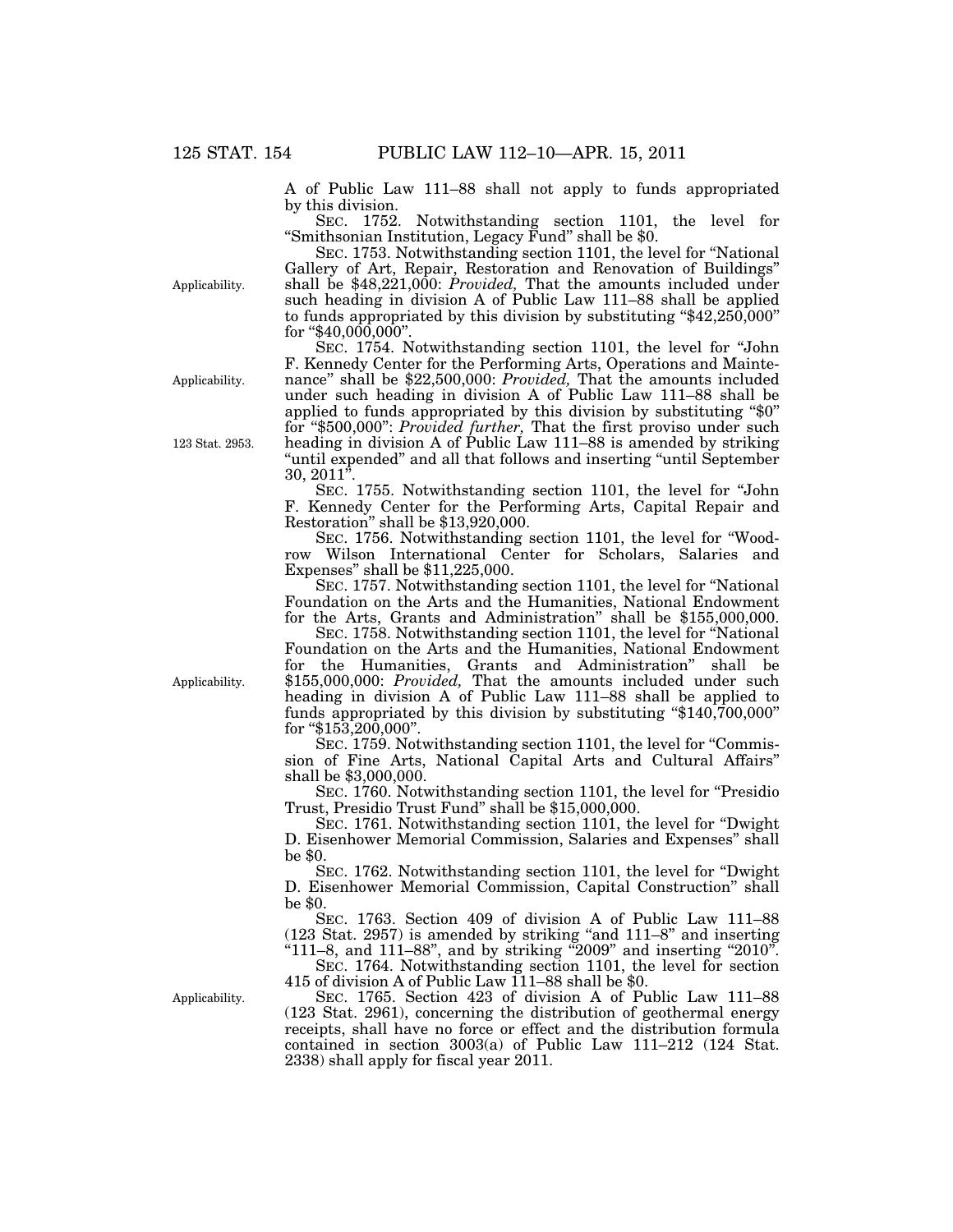A of Public Law 111–88 shall not apply to funds appropriated by this division.

SEC. 1752. Notwithstanding section 1101, the level for "Smithsonian Institution, Legacy Fund" shall be $0.

SEC. 1753. Notwithstanding section 1101, the level for "National Gallery of Art, Repair, Restoration and Renovation of Buildings" shall be $48,221,000: *Provided,* That the amounts included under such heading in division A of Public Law 111–88 shall be applied to funds appropriated by this division by substituting "$42,250,000" for "$40,000,000".

Applicability.

SEC. 1754. Notwithstanding section 1101, the level for "John F. Kennedy Center for the Performing Arts, Operations and Maintenance" shall be $22,500,000: *Provided,* That the amounts included under such heading in division A of Public Law 111–88 shall be applied to funds appropriated by this division by substituting "$0" for "$500,000": *Provided further,* That the first proviso under such heading in division A of Public Law 111–88 is amended by striking "until expended" and all that follows and inserting "until September 30, 2011".

Applicability.

123 Stat. 2953.

SEC. 1755. Notwithstanding section 1101, the level for "John F. Kennedy Center for the Performing Arts, Capital Repair and Restoration" shall be $13,920,000.

SEC. 1756. Notwithstanding section 1101, the level for "Woodrow Wilson International Center for Scholars, Salaries and Expenses" shall be $11,225,000.

SEC. 1757. Notwithstanding section 1101, the level for "National Foundation on the Arts and the Humanities, National Endowment for the Arts, Grants and Administration" shall be $155,000,000.

SEC. 1758. Notwithstanding section 1101, the level for "National Foundation on the Arts and the Humanities, National Endowment for the Humanities, Grants and Administration" shall be $155,000,000: *Provided,* That the amounts included under such heading in division A of Public Law 111–88 shall be applied to funds appropriated by this division by substituting "$140,700,000" for "$153,200,000".

Applicability.

SEC. 1759. Notwithstanding section 1101, the level for "Commission of Fine Arts, National Capital Arts and Cultural Affairs" shall be $3,000,000.

SEC. 1760. Notwithstanding section 1101, the level for "Presidio Trust, Presidio Trust Fund" shall be $15,000,000.

SEC. 1761. Notwithstanding section 1101, the level for "Dwight D. Eisenhower Memorial Commission, Salaries and Expenses" shall be $0.

SEC. 1762. Notwithstanding section 1101, the level for "Dwight D. Eisenhower Memorial Commission, Capital Construction" shall be $0.

SEC. 1763. Section 409 of division A of Public Law 111–88 (123 Stat. 2957) is amended by striking "and 111–8" and inserting "111–8, and 111–88", and by striking "2009" and inserting "2010".

SEC. 1764. Notwithstanding section 1101, the level for section 415 of division A of Public Law 111–88 shall be $0.

SEC. 1765. Section 423 of division A of Public Law 111–88 (123 Stat. 2961), concerning the distribution of geothermal energy receipts, shall have no force or effect and the distribution formula contained in section 3003(a) of Public Law 111–212 (124 Stat. 2338) shall apply for fiscal year 2011.

Applicability.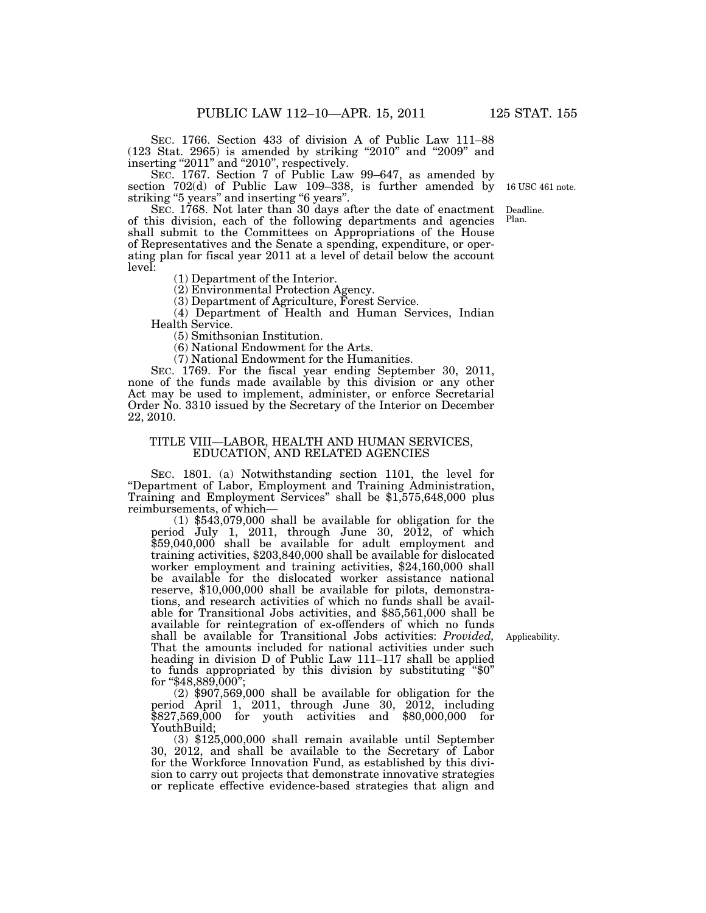SEC. 1766. Section 433 of division A of Public Law 111–88 (123 Stat. 2965) is amended by striking "2010" and "2009" and inserting "2011" and "2010", respectively.

SEC. 1767. Section 7 of Public Law 99–647, as amended by section 702(d) of Public Law 109–338, is further amended by striking "5 years" and inserting "6 years".

16 USC 461 note.

Deadline. Plan.

SEC. 1768. Not later than 30 days after the date of enactment of this division, each of the following departments and agencies shall submit to the Committees on Appropriations of the House of Representatives and the Senate a spending, expenditure, or operating plan for fiscal year 2011 at a level of detail below the account level:

(1) Department of the Interior.

(2) Environmental Protection Agency.

(3) Department of Agriculture, Forest Service.

(4) Department of Health and Human Services, Indian Health Service.

(5) Smithsonian Institution.

(6) National Endowment for the Arts.

(7) National Endowment for the Humanities.

SEC. 1769. For the fiscal year ending September 30, 2011, none of the funds made available by this division or any other Act may be used to implement, administer, or enforce Secretarial Order No. 3310 issued by the Secretary of the Interior on December 22, 2010.

## TITLE VIII—LABOR, HEALTH AND HUMAN SERVICES, EDUCATION, AND RELATED AGENCIES

SEC. 1801. (a) Notwithstanding section 1101, the level for "Department of Labor, Employment and Training Administration, Training and Employment Services" shall be $1,575,648,000 plus reimbursements, of which—

(1) $543,079,000 shall be available for obligation for the period July 1, 2011, through June 30, 2012, of which $59,040,000 shall be available for adult employment and training activities, $203,840,000 shall be available for dislocated worker employment and training activities, $24,160,000 shall be available for the dislocated worker assistance national reserve, $10,000,000 shall be available for pilots, demonstrations, and research activities of which no funds shall be available for Transitional Jobs activities, and $85,561,000 shall be available for reintegration of ex-offenders of which no funds shall be available for Transitional Jobs activities: *Provided*, That the amounts included for national activities under such heading in division D of Public Law 111–117 shall be applied to funds appropriated by this division by substituting "$0" for "$48,889,000";

Applicability.

(2) $907,569,000 shall be available for obligation for the period April 1, 2011, through June 30, 2012, including $827,569,000 for youth activities and $80,000,000 for YouthBuild;

(3) $125,000,000 shall remain available until September 30, 2012, and shall be available to the Secretary of Labor for the Workforce Innovation Fund, as established by this division to carry out projects that demonstrate innovative strategies or replicate effective evidence-based strategies that align and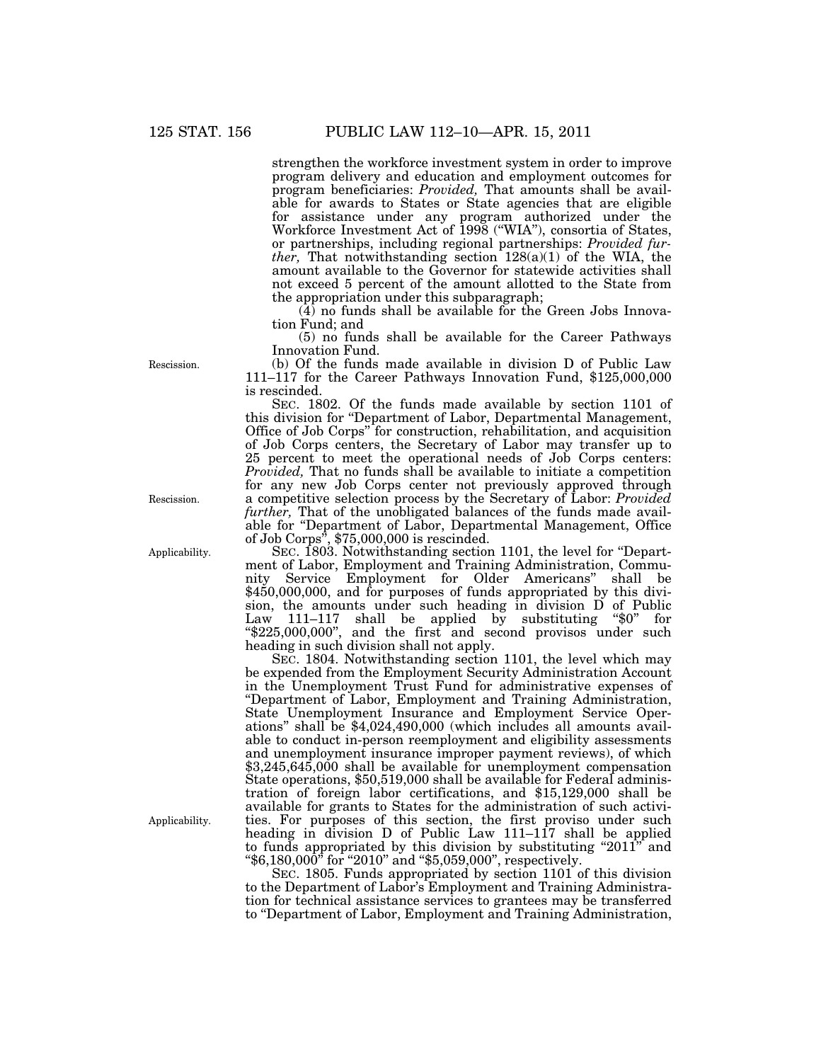strengthen the workforce investment system in order to improve program delivery and education and employment outcomes for program beneficiaries: *Provided,* That amounts shall be available for awards to States or State agencies that are eligible for assistance under any program authorized under the Workforce Investment Act of 1998 ("WIA"), consortia of States, or partnerships, including regional partnerships: *Provided further,* That notwithstanding section 128(a)(1) of the WIA, the amount available to the Governor for statewide activities shall not exceed 5 percent of the amount allotted to the State from the appropriation under this subparagraph;

(4) no funds shall be available for the Green Jobs Innovation Fund; and

(5) no funds shall be available for the Career Pathways Innovation Fund.

Rescission.

(b) Of the funds made available in division D of Public Law 111–117 for the Career Pathways Innovation Fund, $125,000,000 is rescinded.

SEC. 1802. Of the funds made available by section 1101 of this division for "Department of Labor, Departmental Management, Office of Job Corps" for construction, rehabilitation, and acquisition of Job Corps centers, the Secretary of Labor may transfer up to 25 percent to meet the operational needs of Job Corps centers: *Provided,* That no funds shall be available to initiate a competition for any new Job Corps center not previously approved through a competitive selection process by the Secretary of Labor: *Provided further,* That of the unobligated balances of the funds made available for "Department of Labor, Departmental Management, Office of Job Corps", $75,000,000 is rescinded.

Rescission.

Applicability.

SEC. 1803. Notwithstanding section 1101, the level for "Department of Labor, Employment and Training Administration, Community Service Employment for Older Americans" shall be $450,000,000, and for purposes of funds appropriated by this division, the amounts under such heading in division D of Public Law 111–117 shall be applied by substituting "$0" for "$225,000,000", and the first and second provisos under such heading in such division shall not apply.

SEC. 1804. Notwithstanding section 1101, the level which may be expended from the Employment Security Administration Account in the Unemployment Trust Fund for administrative expenses of "Department of Labor, Employment and Training Administration, State Unemployment Insurance and Employment Service Operations" shall be $4,024,490,000 (which includes all amounts available to conduct in-person reemployment and eligibility assessments and unemployment insurance improper payment reviews), of which $3,245,645,000 shall be available for unemployment compensation State operations, $50,519,000 shall be available for Federal administration of foreign labor certifications, and $15,129,000 shall be available for grants to States for the administration of such activities. For purposes of this section, the first proviso under such heading in division D of Public Law 111–117 shall be applied to funds appropriated by this division by substituting "2011" and "$6,180,000" for "2010" and "$5,059,000", respectively.

Applicability.

SEC. 1805. Funds appropriated by section 1101 of this division to the Department of Labor's Employment and Training Administration for technical assistance services to grantees may be transferred to "Department of Labor, Employment and Training Administration,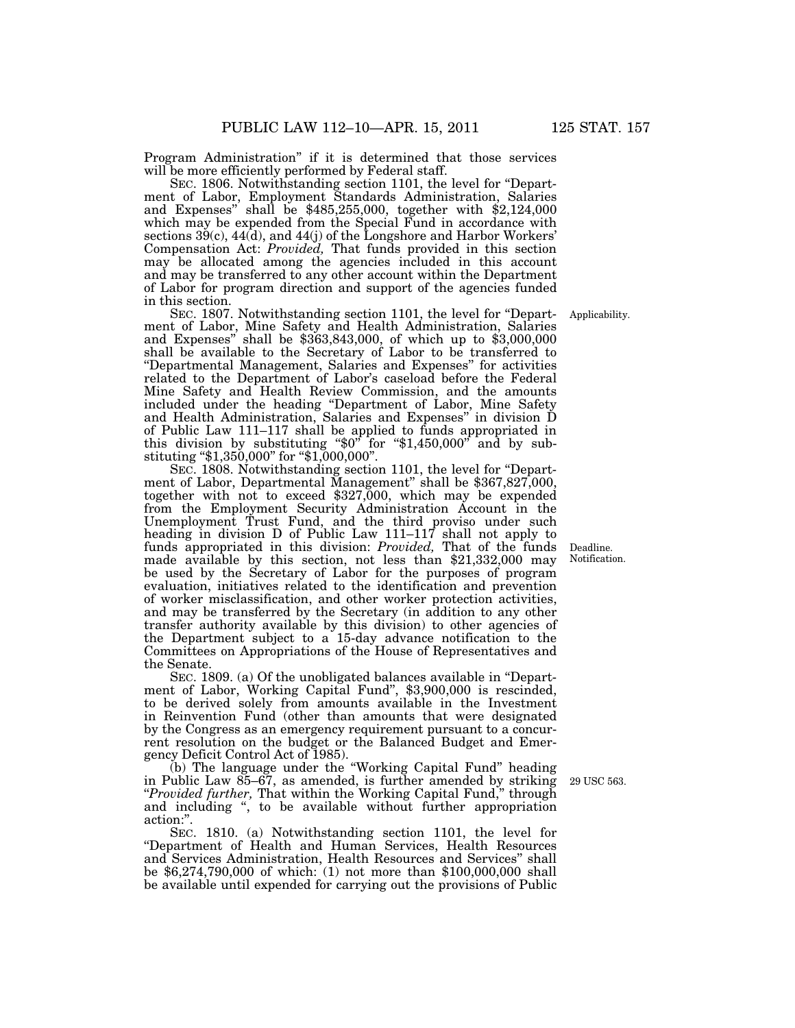Program Administration" if it is determined that those services will be more efficiently performed by Federal staff.

SEC. 1806. Notwithstanding section 1101, the level for "Department of Labor, Employment Standards Administration, Salaries and Expenses" shall be $485,255,000, together with $2,124,000 which may be expended from the Special Fund in accordance with sections 39(c), 44(d), and 44(j) of the Longshore and Harbor Workers' Compensation Act: *Provided,* That funds provided in this section may be allocated among the agencies included in this account and may be transferred to any other account within the Department of Labor for program direction and support of the agencies funded in this section.

Applicability.

SEC. 1807. Notwithstanding section 1101, the level for "Department of Labor, Mine Safety and Health Administration, Salaries and Expenses" shall be $363,843,000, of which up to $3,000,000 shall be available to the Secretary of Labor to be transferred to "Departmental Management, Salaries and Expenses" for activities related to the Department of Labor's caseload before the Federal Mine Safety and Health Review Commission, and the amounts included under the heading "Department of Labor, Mine Safety and Health Administration, Salaries and Expenses" in division D of Public Law 111–117 shall be applied to funds appropriated in this division by substituting "$0" for "$1,450,000" and by substituting "$1,350,000" for "$1,000,000".

SEC. 1808. Notwithstanding section 1101, the level for "Department of Labor, Departmental Management" shall be $367,827,000, together with not to exceed $327,000, which may be expended from the Employment Security Administration Account in the Unemployment Trust Fund, and the third proviso under such heading in division D of Public Law 111–117 shall not apply to funds appropriated in this division: *Provided,* That of the funds made available by this section, not less than $21,332,000 may be used by the Secretary of Labor for the purposes of program evaluation, initiatives related to the identification and prevention of worker misclassification, and other worker protection activities, and may be transferred by the Secretary (in addition to any other transfer authority available by this division) to other agencies of the Department subject to a 15-day advance notification to the Committees on Appropriations of the House of Representatives and the Senate.

Deadline.
Notification.

SEC. 1809. (a) Of the unobligated balances available in "Department of Labor, Working Capital Fund", $3,900,000 is rescinded, to be derived solely from amounts available in the Investment in Reinvention Fund (other than amounts that were designated by the Congress as an emergency requirement pursuant to a concurrent resolution on the budget or the Balanced Budget and Emergency Deficit Control Act of 1985).

(b) The language under the "Working Capital Fund" heading in Public Law 85–67, as amended, is further amended by striking "*Provided further,* That within the Working Capital Fund," through and including ", to be available without further appropriation action:".

29 USC 563.

SEC. 1810. (a) Notwithstanding section 1101, the level for "Department of Health and Human Services, Health Resources and Services Administration, Health Resources and Services" shall be $6,274,790,000 of which: (1) not more than $100,000,000 shall be available until expended for carrying out the provisions of Public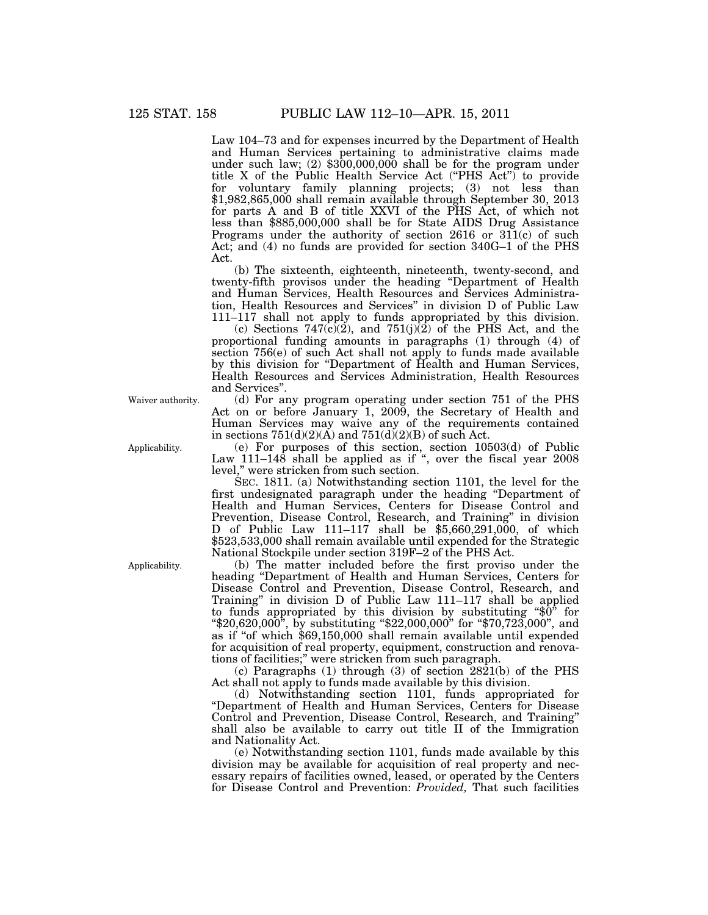Law 104–73 and for expenses incurred by the Department of Health and Human Services pertaining to administrative claims made under such law; (2) $300,000,000 shall be for the program under title X of the Public Health Service Act ("PHS Act") to provide for voluntary family planning projects; (3) not less than $1,982,865,000 shall remain available through September 30, 2013 for parts A and B of title XXVI of the PHS Act, of which not less than $885,000,000 shall be for State AIDS Drug Assistance Programs under the authority of section 2616 or 311(c) of such Act; and (4) no funds are provided for section 340G–1 of the PHS Act.

(b) The sixteenth, eighteenth, nineteenth, twenty-second, and twenty-fifth provisos under the heading "Department of Health and Human Services, Health Resources and Services Administration, Health Resources and Services" in division D of Public Law 111–117 shall not apply to funds appropriated by this division.

(c) Sections 747(c)(2), and 751(j)(2) of the PHS Act, and the proportional funding amounts in paragraphs (1) through (4) of section 756(e) of such Act shall not apply to funds made available by this division for "Department of Health and Human Services, Health Resources and Services Administration, Health Resources and Services".

Waiver authority.

(d) For any program operating under section 751 of the PHS Act on or before January 1, 2009, the Secretary of Health and Human Services may waive any of the requirements contained in sections 751(d)(2)(A) and 751(d)(2)(B) of such Act.

Applicability.

(e) For purposes of this section, section 10503(d) of Public Law 111–148 shall be applied as if ", over the fiscal year 2008 level," were stricken from such section.

SEC. 1811. (a) Notwithstanding section 1101, the level for the first undesignated paragraph under the heading "Department of Health and Human Services, Centers for Disease Control and Prevention, Disease Control, Research, and Training" in division D of Public Law 111–117 shall be $5,660,291,000, of which $523,533,000 shall remain available until expended for the Strategic National Stockpile under section 319F–2 of the PHS Act.

Applicability.

(b) The matter included before the first proviso under the heading "Department of Health and Human Services, Centers for Disease Control and Prevention, Disease Control, Research, and Training" in division D of Public Law 111–117 shall be applied to funds appropriated by this division by substituting "$0" for "$20,620,000", by substituting "$22,000,000" for "$70,723,000", and as if "of which $69,150,000 shall remain available until expended for acquisition of real property, equipment, construction and renovations of facilities;" were stricken from such paragraph.

(c) Paragraphs (1) through (3) of section 2821(b) of the PHS Act shall not apply to funds made available by this division.

(d) Notwithstanding section 1101, funds appropriated for "Department of Health and Human Services, Centers for Disease Control and Prevention, Disease Control, Research, and Training" shall also be available to carry out title II of the Immigration and Nationality Act.

(e) Notwithstanding section 1101, funds made available by this division may be available for acquisition of real property and necessary repairs of facilities owned, leased, or operated by the Centers for Disease Control and Prevention: *Provided,* That such facilities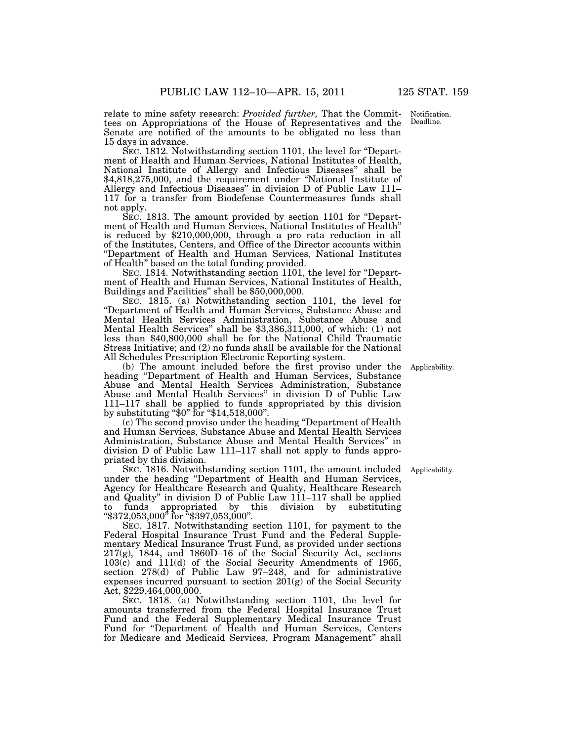relate to mine safety research: *Provided further,* That the Committees on Appropriations of the House of Representatives and the Senate are notified of the amounts to be obligated no less than 15 days in advance.

Notification. Deadline.

SEC. 1812. Notwithstanding section 1101, the level for "Department of Health and Human Services, National Institutes of Health, National Institute of Allergy and Infectious Diseases" shall be $4,818,275,000, and the requirement under "National Institute of Allergy and Infectious Diseases" in division D of Public Law 111–117 for a transfer from Biodefense Countermeasures funds shall not apply.

SEC. 1813. The amount provided by section 1101 for "Department of Health and Human Services, National Institutes of Health" is reduced by $210,000,000, through a pro rata reduction in all of the Institutes, Centers, and Office of the Director accounts within "Department of Health and Human Services, National Institutes of Health" based on the total funding provided.

SEC. 1814. Notwithstanding section 1101, the level for "Department of Health and Human Services, National Institutes of Health, Buildings and Facilities" shall be $50,000,000.

SEC. 1815. (a) Notwithstanding section 1101, the level for "Department of Health and Human Services, Substance Abuse and Mental Health Services Administration, Substance Abuse and Mental Health Services" shall be $3,386,311,000, of which: (1) not less than $40,800,000 shall be for the National Child Traumatic Stress Initiative; and (2) no funds shall be available for the National All Schedules Prescription Electronic Reporting system.

Applicability.

(b) The amount included before the first proviso under the heading "Department of Health and Human Services, Substance Abuse and Mental Health Services Administration, Substance Abuse and Mental Health Services" in division D of Public Law 111–117 shall be applied to funds appropriated by this division by substituting "$0" for "$14,518,000".

(c) The second proviso under the heading "Department of Health and Human Services, Substance Abuse and Mental Health Services Administration, Substance Abuse and Mental Health Services" in division D of Public Law 111–117 shall not apply to funds appropriated by this division.

Applicability.

SEC. 1816. Notwithstanding section 1101, the amount included under the heading "Department of Health and Human Services, Agency for Healthcare Research and Quality, Healthcare Research and Quality" in division D of Public Law 111–117 shall be applied to funds appropriated by this division by substituting "$372,053,000" for "$397,053,000".

SEC. 1817. Notwithstanding section 1101, for payment to the Federal Hospital Insurance Trust Fund and the Federal Supplementary Medical Insurance Trust Fund, as provided under sections 217(g), 1844, and 1860D–16 of the Social Security Act, sections 103(c) and 111(d) of the Social Security Amendments of 1965, section 278(d) of Public Law 97–248, and for administrative expenses incurred pursuant to section 201(g) of the Social Security Act, $229,464,000,000.

SEC. 1818. (a) Notwithstanding section 1101, the level for amounts transferred from the Federal Hospital Insurance Trust Fund and the Federal Supplementary Medical Insurance Trust Fund for "Department of Health and Human Services, Centers for Medicare and Medicaid Services, Program Management" shall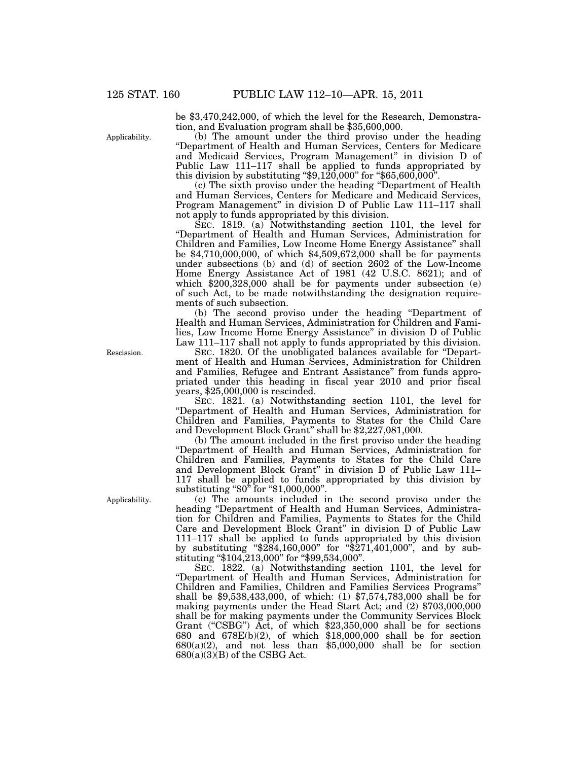be $3,470,242,000, of which the level for the Research, Demonstration, and Evaluation program shall be $35,600,000.

Applicability.

(b) The amount under the third proviso under the heading "Department of Health and Human Services, Centers for Medicare and Medicaid Services, Program Management" in division D of Public Law 111–117 shall be applied to funds appropriated by this division by substituting "$9,120,000" for "$65,600,000".

(c) The sixth proviso under the heading "Department of Health and Human Services, Centers for Medicare and Medicaid Services, Program Management" in division D of Public Law 111–117 shall not apply to funds appropriated by this division.

SEC. 1819. (a) Notwithstanding section 1101, the level for "Department of Health and Human Services, Administration for Children and Families, Low Income Home Energy Assistance" shall be $4,710,000,000, of which $4,509,672,000 shall be for payments under subsections (b) and (d) of section 2602 of the Low-Income Home Energy Assistance Act of 1981 (42 U.S.C. 8621); and of which $200,328,000 shall be for payments under subsection (e) of such Act, to be made notwithstanding the designation requirements of such subsection.

(b) The second proviso under the heading "Department of Health and Human Services, Administration for Children and Families, Low Income Home Energy Assistance" in division D of Public Law 111–117 shall not apply to funds appropriated by this division.

Rescission.

SEC. 1820. Of the unobligated balances available for "Department of Health and Human Services, Administration for Children and Families, Refugee and Entrant Assistance" from funds appropriated under this heading in fiscal year 2010 and prior fiscal years, $25,000,000 is rescinded.

SEC. 1821. (a) Notwithstanding section 1101, the level for "Department of Health and Human Services, Administration for Children and Families, Payments to States for the Child Care and Development Block Grant" shall be $2,227,081,000.

(b) The amount included in the first proviso under the heading "Department of Health and Human Services, Administration for Children and Families, Payments to States for the Child Care and Development Block Grant" in division D of Public Law 111–117 shall be applied to funds appropriated by this division by substituting "$0" for "$1,000,000".

Applicability.

(c) The amounts included in the second proviso under the heading "Department of Health and Human Services, Administration for Children and Families, Payments to States for the Child Care and Development Block Grant" in division D of Public Law 111–117 shall be applied to funds appropriated by this division by substituting "$284,160,000" for "$271,401,000", and by substituting "$104,213,000" for "$99,534,000".

SEC. 1822. (a) Notwithstanding section 1101, the level for "Department of Health and Human Services, Administration for Children and Families, Children and Families Services Programs" shall be $9,538,433,000, of which: (1) $7,574,783,000 shall be for making payments under the Head Start Act; and (2) $703,000,000 shall be for making payments under the Community Services Block Grant ("CSBG") Act, of which $23,350,000 shall be for sections 680 and 678E(b)(2), of which $18,000,000 shall be for section 680(a)(2), and not less than $5,000,000 shall be for section 680(a)(3)(B) of the CSBG Act.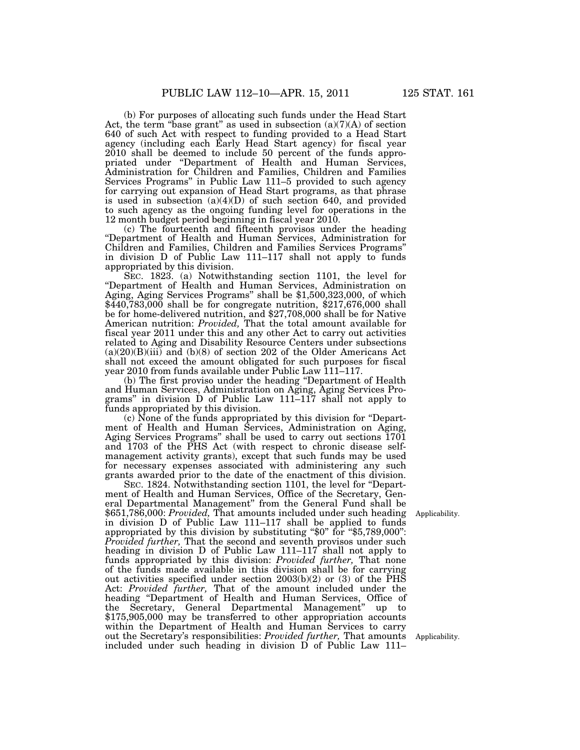(b) For purposes of allocating such funds under the Head Start Act, the term "base grant" as used in subsection (a)(7)(A) of section 640 of such Act with respect to funding provided to a Head Start agency (including each Early Head Start agency) for fiscal year 2010 shall be deemed to include 50 percent of the funds appropriated under "Department of Health and Human Services, Administration for Children and Families, Children and Families Services Programs" in Public Law 111–5 provided to such agency for carrying out expansion of Head Start programs, as that phrase is used in subsection (a)(4)(D) of such section 640, and provided to such agency as the ongoing funding level for operations in the 12 month budget period beginning in fiscal year 2010.

(c) The fourteenth and fifteenth provisos under the heading "Department of Health and Human Services, Administration for Children and Families, Children and Families Services Programs" in division D of Public Law 111–117 shall not apply to funds appropriated by this division.

SEC. 1823. (a) Notwithstanding section 1101, the level for "Department of Health and Human Services, Administration on Aging, Aging Services Programs" shall be $1,500,323,000, of which $440,783,000 shall be for congregate nutrition, $217,676,000 shall be for home-delivered nutrition, and $27,708,000 shall be for Native American nutrition: *Provided,* That the total amount available for fiscal year 2011 under this and any other Act to carry out activities related to Aging and Disability Resource Centers under subsections (a)(20)(B)(iii) and (b)(8) of section 202 of the Older Americans Act shall not exceed the amount obligated for such purposes for fiscal year 2010 from funds available under Public Law 111–117.

(b) The first proviso under the heading "Department of Health and Human Services, Administration on Aging, Aging Services Programs" in division D of Public Law 111–117 shall not apply to funds appropriated by this division.

(c) None of the funds appropriated by this division for "Department of Health and Human Services, Administration on Aging, Aging Services Programs" shall be used to carry out sections 1701 and 1703 of the PHS Act (with respect to chronic disease self-management activity grants), except that such funds may be used for necessary expenses associated with administering any such grants awarded prior to the date of the enactment of this division.

SEC. 1824. Notwithstanding section 1101, the level for "Department of Health and Human Services, Office of the Secretary, General Departmental Management" from the General Fund shall be $651,786,000: *Provided,* That amounts included under such heading in division D of Public Law 111–117 shall be applied to funds appropriated by this division by substituting "$0" for "$5,789,000": *Provided further,* That the second and seventh provisos under such heading in division D of Public Law 111–117 shall not apply to funds appropriated by this division: *Provided further,* That none of the funds made available in this division shall be for carrying out activities specified under section 2003(b)(2) or (3) of the PHS Act: *Provided further,* That of the amount included under the heading "Department of Health and Human Services, Office of the Secretary, General Departmental Management" up to $175,905,000 may be transferred to other appropriation accounts within the Department of Health and Human Services to carry out the Secretary's responsibilities: *Provided further,* That amounts included under such heading in division D of Public Law 111–

Applicability.

Applicability.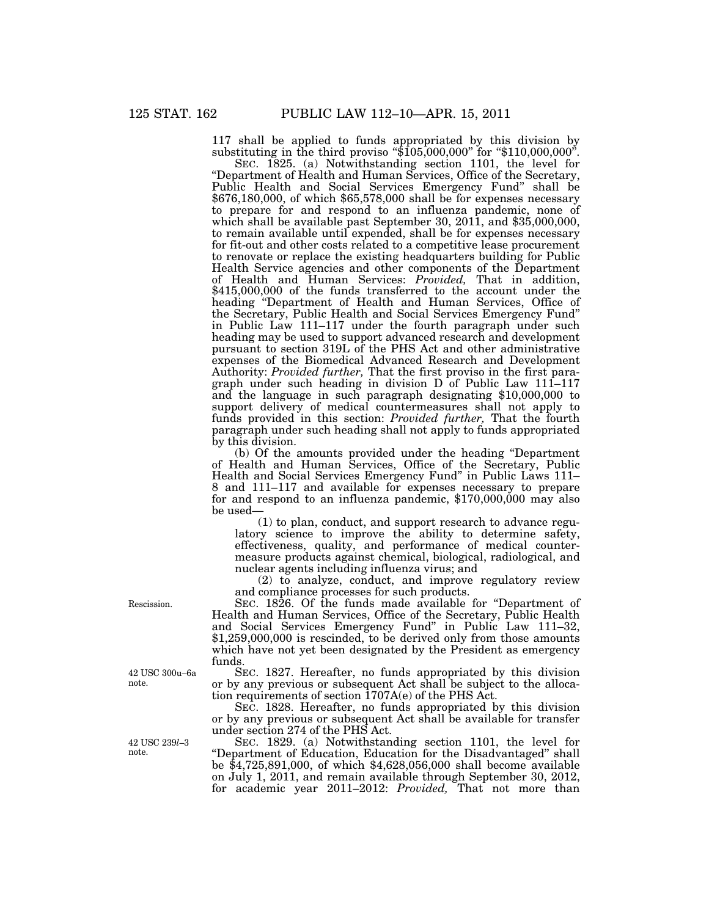117 shall be applied to funds appropriated by this division by substituting in the third proviso "$105,000,000" for "$110,000,000".

SEC. 1825. (a) Notwithstanding section 1101, the level for "Department of Health and Human Services, Office of the Secretary, Public Health and Social Services Emergency Fund" shall be $676,180,000, of which $65,578,000 shall be for expenses necessary to prepare for and respond to an influenza pandemic, none of which shall be available past September 30, 2011, and $35,000,000, to remain available until expended, shall be for expenses necessary for fit-out and other costs related to a competitive lease procurement to renovate or replace the existing headquarters building for Public Health Service agencies and other components of the Department of Health and Human Services: *Provided,* That in addition, $415,000,000 of the funds transferred to the account under the heading "Department of Health and Human Services, Office of the Secretary, Public Health and Social Services Emergency Fund" in Public Law 111–117 under the fourth paragraph under such heading may be used to support advanced research and development pursuant to section 319L of the PHS Act and other administrative expenses of the Biomedical Advanced Research and Development Authority: *Provided further,* That the first proviso in the first paragraph under such heading in division D of Public Law 111–117 and the language in such paragraph designating $10,000,000 to support delivery of medical countermeasures shall not apply to funds provided in this section: *Provided further,* That the fourth paragraph under such heading shall not apply to funds appropriated by this division.

(b) Of the amounts provided under the heading "Department of Health and Human Services, Office of the Secretary, Public Health and Social Services Emergency Fund" in Public Laws 111–8 and 111–117 and available for expenses necessary to prepare for and respond to an influenza pandemic, $170,000,000 may also be used—

(1) to plan, conduct, and support research to advance regulatory science to improve the ability to determine safety, effectiveness, quality, and performance of medical countermeasure products against chemical, biological, radiological, and nuclear agents including influenza virus; and

(2) to analyze, conduct, and improve regulatory review and compliance processes for such products.

Rescission.

SEC. 1826. Of the funds made available for "Department of Health and Human Services, Office of the Secretary, Public Health and Social Services Emergency Fund" in Public Law 111–32, $1,259,000,000 is rescinded, to be derived only from those amounts which have not yet been designated by the President as emergency funds.

42 USC 300u–6a note.

SEC. 1827. Hereafter, no funds appropriated by this division or by any previous or subsequent Act shall be subject to the allocation requirements of section 1707A(e) of the PHS Act.

42 USC 239*l*–3 note.

SEC. 1828. Hereafter, no funds appropriated by this division or by any previous or subsequent Act shall be available for transfer under section 274 of the PHS Act.

SEC. 1829. (a) Notwithstanding section 1101, the level for "Department of Education, Education for the Disadvantaged" shall be $4,725,891,000, of which $4,628,056,000 shall become available on July 1, 2011, and remain available through September 30, 2012, for academic year 2011–2012: *Provided,* That not more than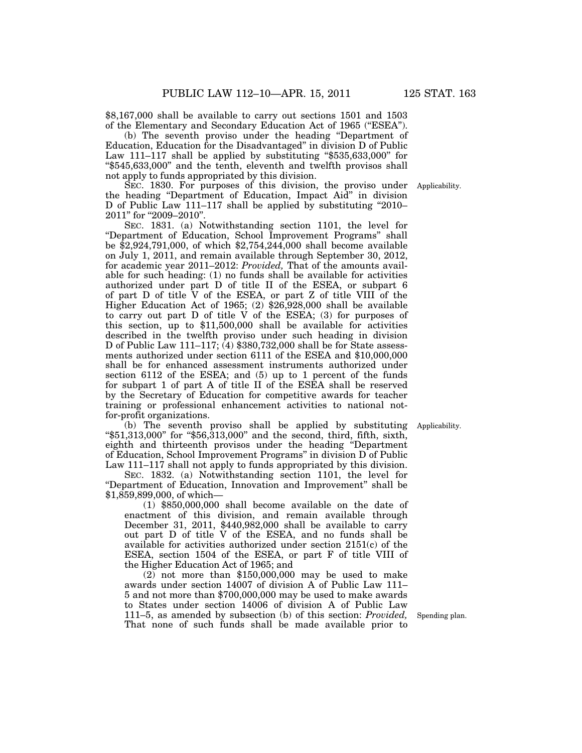$8,167,000 shall be available to carry out sections 1501 and 1503 of the Elementary and Secondary Education Act of 1965 ("ESEA").

(b) The seventh proviso under the heading "Department of Education, Education for the Disadvantaged" in division D of Public Law 111–117 shall be applied by substituting "$535,633,000" for "$545,633,000" and the tenth, eleventh and twelfth provisos shall not apply to funds appropriated by this division.

Applicability.

SEC. 1830. For purposes of this division, the proviso under the heading "Department of Education, Impact Aid" in division D of Public Law 111–117 shall be applied by substituting "2010–2011" for "2009–2010".

SEC. 1831. (a) Notwithstanding section 1101, the level for "Department of Education, School Improvement Programs" shall be $2,924,791,000, of which $2,754,244,000 shall become available on July 1, 2011, and remain available through September 30, 2012, for academic year 2011–2012: *Provided,* That of the amounts available for such heading: (1) no funds shall be available for activities authorized under part D of title II of the ESEA, or subpart 6 of part D of title V of the ESEA, or part Z of title VIII of the Higher Education Act of 1965; (2) $26,928,000 shall be available to carry out part D of title V of the ESEA; (3) for purposes of this section, up to $11,500,000 shall be available for activities described in the twelfth proviso under such heading in division D of Public Law 111–117; (4) $380,732,000 shall be for State assessments authorized under section 6111 of the ESEA and $10,000,000 shall be for enhanced assessment instruments authorized under section 6112 of the ESEA; and (5) up to 1 percent of the funds for subpart 1 of part A of title II of the ESEA shall be reserved by the Secretary of Education for competitive awards for teacher training or professional enhancement activities to national not-for-profit organizations.

Applicability.

(b) The seventh proviso shall be applied by substituting "$51,313,000" for "$56,313,000" and the second, third, fifth, sixth, eighth and thirteenth provisos under the heading "Department of Education, School Improvement Programs" in division D of Public Law 111–117 shall not apply to funds appropriated by this division.

SEC. 1832. (a) Notwithstanding section 1101, the level for "Department of Education, Innovation and Improvement" shall be $1,859,899,000, of which—

(1) $850,000,000 shall become available on the date of enactment of this division, and remain available through December 31, 2011, $440,982,000 shall be available to carry out part D of title V of the ESEA, and no funds shall be available for activities authorized under section 2151(c) of the ESEA, section 1504 of the ESEA, or part F of title VIII of the Higher Education Act of 1965; and

(2) not more than $150,000,000 may be used to make awards under section 14007 of division A of Public Law 111–5 and not more than $700,000,000 may be used to make awards to States under section 14006 of division A of Public Law 111–5, as amended by subsection (b) of this section: *Provided,* That none of such funds shall be made available prior to

Spending plan.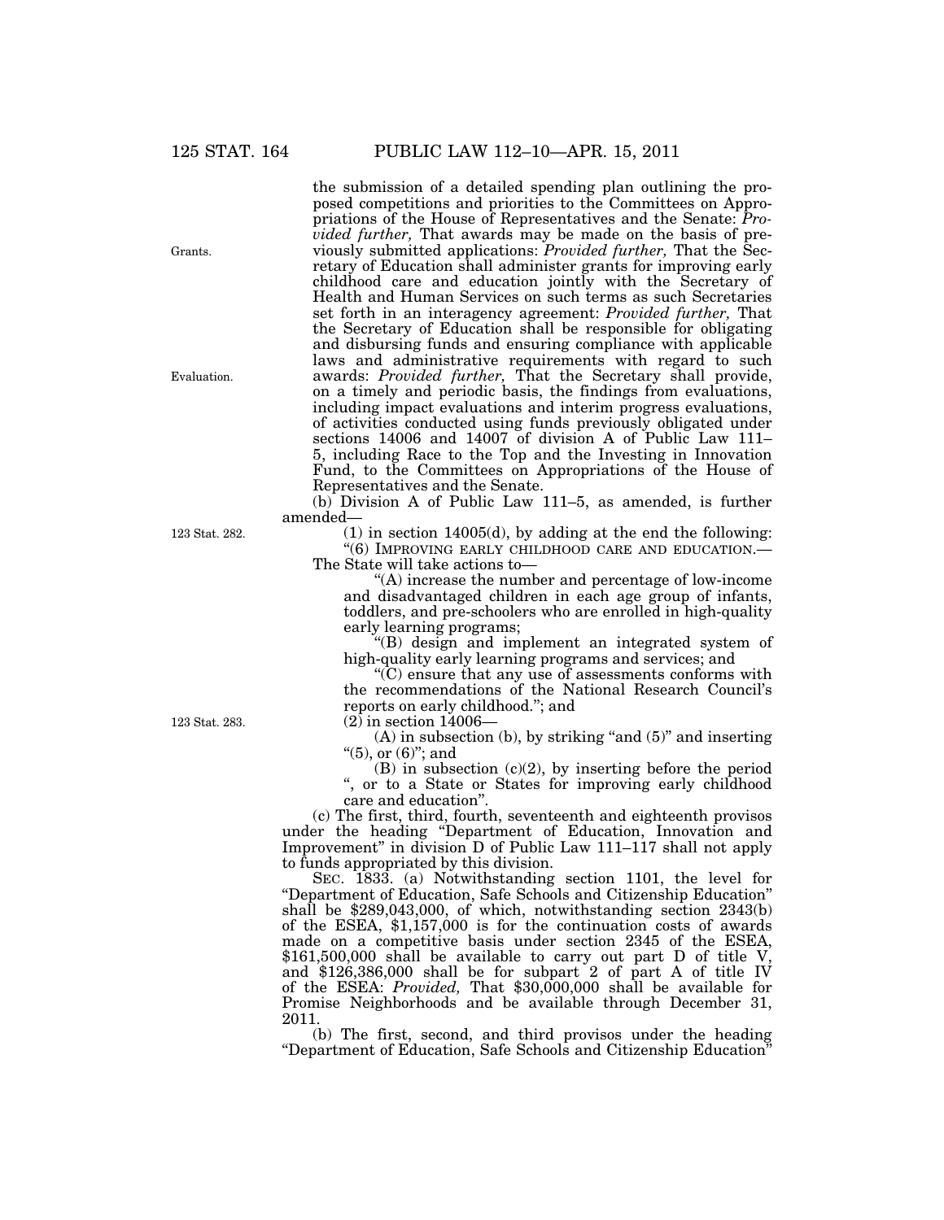the submission of a detailed spending plan outlining the proposed competitions and priorities to the Committees on Appropriations of the House of Representatives and the Senate: *Provided further,* That awards may be made on the basis of previously submitted applications: *Provided further,* That the Secretary of Education shall administer grants for improving early childhood care and education jointly with the Secretary of Health and Human Services on such terms as such Secretaries set forth in an interagency agreement: *Provided further,* That the Secretary of Education shall be responsible for obligating and disbursing funds and ensuring compliance with applicable laws and administrative requirements with regard to such awards: *Provided further,* That the Secretary shall provide, on a timely and periodic basis, the findings from evaluations, including impact evaluations and interim progress evaluations, of activities conducted using funds previously obligated under sections 14006 and 14007 of division A of Public Law 111–5, including Race to the Top and the Investing in Innovation Fund, to the Committees on Appropriations of the House of Representatives and the Senate.

Grants.

Evaluation.

(b) Division A of Public Law 111–5, as amended, is further amended—

123 Stat. 282.

(1) in section 14005(d), by adding at the end the following:

"(6) IMPROVING EARLY CHILDHOOD CARE AND EDUCATION.—The State will take actions to—

"(A) increase the number and percentage of low-income and disadvantaged children in each age group of infants, toddlers, and pre-schoolers who are enrolled in high-quality early learning programs;

"(B) design and implement an integrated system of high-quality early learning programs and services; and

"(C) ensure that any use of assessments conforms with the recommendations of the National Research Council's reports on early childhood."; and

123 Stat. 283.

(2) in section 14006—

(A) in subsection (b), by striking "and (5)" and inserting "(5), or (6)"; and

(B) in subsection (c)(2), by inserting before the period ", or to a State or States for improving early childhood care and education".

(c) The first, third, fourth, seventeenth and eighteenth provisos under the heading "Department of Education, Innovation and Improvement" in division D of Public Law 111–117 shall not apply to funds appropriated by this division.

SEC. 1833. (a) Notwithstanding section 1101, the level for "Department of Education, Safe Schools and Citizenship Education" shall be $289,043,000, of which, notwithstanding section 2343(b) of the ESEA, $1,157,000 is for the continuation costs of awards made on a competitive basis under section 2345 of the ESEA, $161,500,000 shall be available to carry out part D of title V, and $126,386,000 shall be for subpart 2 of part A of title IV of the ESEA: *Provided,* That $30,000,000 shall be available for Promise Neighborhoods and be available through December 31, 2011.

(b) The first, second, and third provisos under the heading "Department of Education, Safe Schools and Citizenship Education"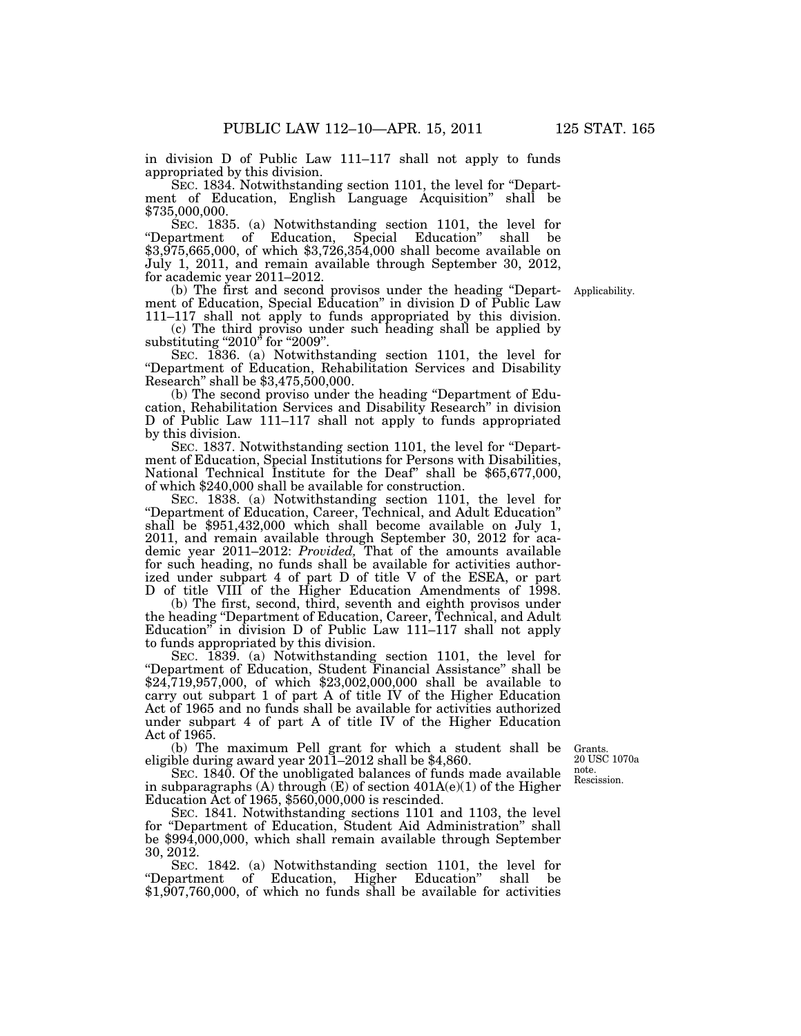in division D of Public Law 111–117 shall not apply to funds appropriated by this division.

SEC. 1834. Notwithstanding section 1101, the level for "Department of Education, English Language Acquisition" shall be $735,000,000.

SEC. 1835. (a) Notwithstanding section 1101, the level for "Department of Education, Special Education" shall be $3,975,665,000, of which $3,726,354,000 shall become available on July 1, 2011, and remain available through September 30, 2012, for academic year 2011–2012.

Applicability.

(b) The first and second provisos under the heading "Department of Education, Special Education" in division D of Public Law 111–117 shall not apply to funds appropriated by this division.

(c) The third proviso under such heading shall be applied by substituting "2010" for "2009".

SEC. 1836. (a) Notwithstanding section 1101, the level for "Department of Education, Rehabilitation Services and Disability Research" shall be $3,475,500,000.

(b) The second proviso under the heading "Department of Education, Rehabilitation Services and Disability Research" in division D of Public Law 111–117 shall not apply to funds appropriated by this division.

SEC. 1837. Notwithstanding section 1101, the level for "Department of Education, Special Institutions for Persons with Disabilities, National Technical Institute for the Deaf" shall be $65,677,000, of which $240,000 shall be available for construction.

SEC. 1838. (a) Notwithstanding section 1101, the level for "Department of Education, Career, Technical, and Adult Education" shall be $951,432,000 which shall become available on July 1, 2011, and remain available through September 30, 2012 for academic year 2011–2012: *Provided,* That of the amounts available for such heading, no funds shall be available for activities authorized under subpart 4 of part D of title V of the ESEA, or part D of title VIII of the Higher Education Amendments of 1998.

(b) The first, second, third, seventh and eighth provisos under the heading "Department of Education, Career, Technical, and Adult Education" in division D of Public Law 111–117 shall not apply to funds appropriated by this division.

SEC. 1839. (a) Notwithstanding section 1101, the level for "Department of Education, Student Financial Assistance" shall be $24,719,957,000, of which $23,002,000,000 shall be available to carry out subpart 1 of part A of title IV of the Higher Education Act of 1965 and no funds shall be available for activities authorized under subpart 4 of part A of title IV of the Higher Education Act of 1965.

Grants.
20 USC 1070a note.

(b) The maximum Pell grant for which a student shall be eligible during award year 2011–2012 shall be $4,860.

Rescission.

SEC. 1840. Of the unobligated balances of funds made available in subparagraphs (A) through (E) of section 401A(e)(1) of the Higher Education Act of 1965, $560,000,000 is rescinded.

SEC. 1841. Notwithstanding sections 1101 and 1103, the level for "Department of Education, Student Aid Administration" shall be $994,000,000, which shall remain available through September 30, 2012.

SEC. 1842. (a) Notwithstanding section 1101, the level for "Department of Education, Higher Education" shall be $1,907,760,000, of which no funds shall be available for activities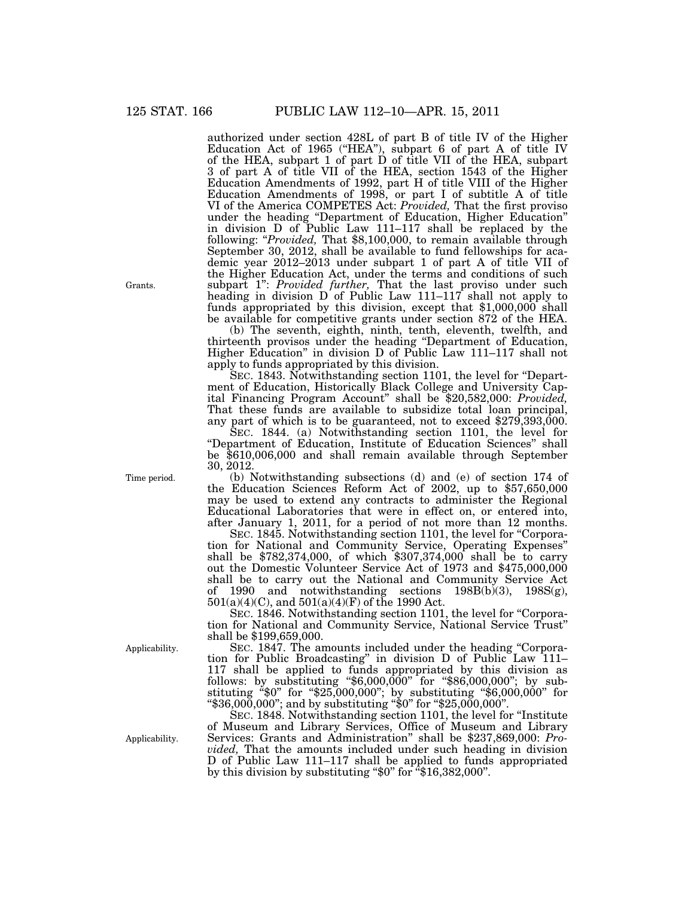authorized under section 428L of part B of title IV of the Higher Education Act of 1965 ("HEA"), subpart 6 of part A of title IV of the HEA, subpart 1 of part D of title VII of the HEA, subpart 3 of part A of title VII of the HEA, section 1543 of the Higher Education Amendments of 1992, part H of title VIII of the Higher Education Amendments of 1998, or part I of subtitle A of title VI of the America COMPETES Act: *Provided,* That the first proviso under the heading "Department of Education, Higher Education" in division D of Public Law 111–117 shall be replaced by the following: "*Provided,* That $8,100,000, to remain available through September 30, 2012, shall be available to fund fellowships for academic year 2012–2013 under subpart 1 of part A of title VII of the Higher Education Act, under the terms and conditions of such subpart 1": *Provided further,* That the last proviso under such heading in division D of Public Law 111–117 shall not apply to funds appropriated by this division, except that $1,000,000 shall be available for competitive grants under section 872 of the HEA.

Grants.

(b) The seventh, eighth, ninth, tenth, eleventh, twelfth, and thirteenth provisos under the heading "Department of Education, Higher Education" in division D of Public Law 111–117 shall not apply to funds appropriated by this division.

SEC. 1843. Notwithstanding section 1101, the level for "Department of Education, Historically Black College and University Capital Financing Program Account" shall be $20,582,000: *Provided,* That these funds are available to subsidize total loan principal, any part of which is to be guaranteed, not to exceed $279,393,000.

SEC. 1844. (a) Notwithstanding section 1101, the level for "Department of Education, Institute of Education Sciences" shall be $610,006,000 and shall remain available through September 30, 2012.

Time period.

(b) Notwithstanding subsections (d) and (e) of section 174 of the Education Sciences Reform Act of 2002, up to $57,650,000 may be used to extend any contracts to administer the Regional Educational Laboratories that were in effect on, or entered into, after January 1, 2011, for a period of not more than 12 months.

SEC. 1845. Notwithstanding section 1101, the level for "Corporation for National and Community Service, Operating Expenses" shall be $782,374,000, of which $307,374,000 shall be to carry out the Domestic Volunteer Service Act of 1973 and $475,000,000 shall be to carry out the National and Community Service Act of 1990 and notwithstanding sections 198B(b)(3), 198S(g), 501(a)(4)(C), and 501(a)(4)(F) of the 1990 Act.

SEC. 1846. Notwithstanding section 1101, the level for "Corporation for National and Community Service, National Service Trust" shall be $199,659,000.

Applicability.

SEC. 1847. The amounts included under the heading "Corporation for Public Broadcasting" in division D of Public Law 111–117 shall be applied to funds appropriated by this division as follows: by substituting "$6,000,000" for "$86,000,000"; by substituting "$0" for "$25,000,000"; by substituting "$6,000,000" for "$36,000,000"; and by substituting "$0" for "$25,000,000".

Applicability.

SEC. 1848. Notwithstanding section 1101, the level for "Institute of Museum and Library Services, Office of Museum and Library Services: Grants and Administration" shall be $237,869,000: *Provided,* That the amounts included under such heading in division D of Public Law 111–117 shall be applied to funds appropriated by this division by substituting "$0" for "$16,382,000".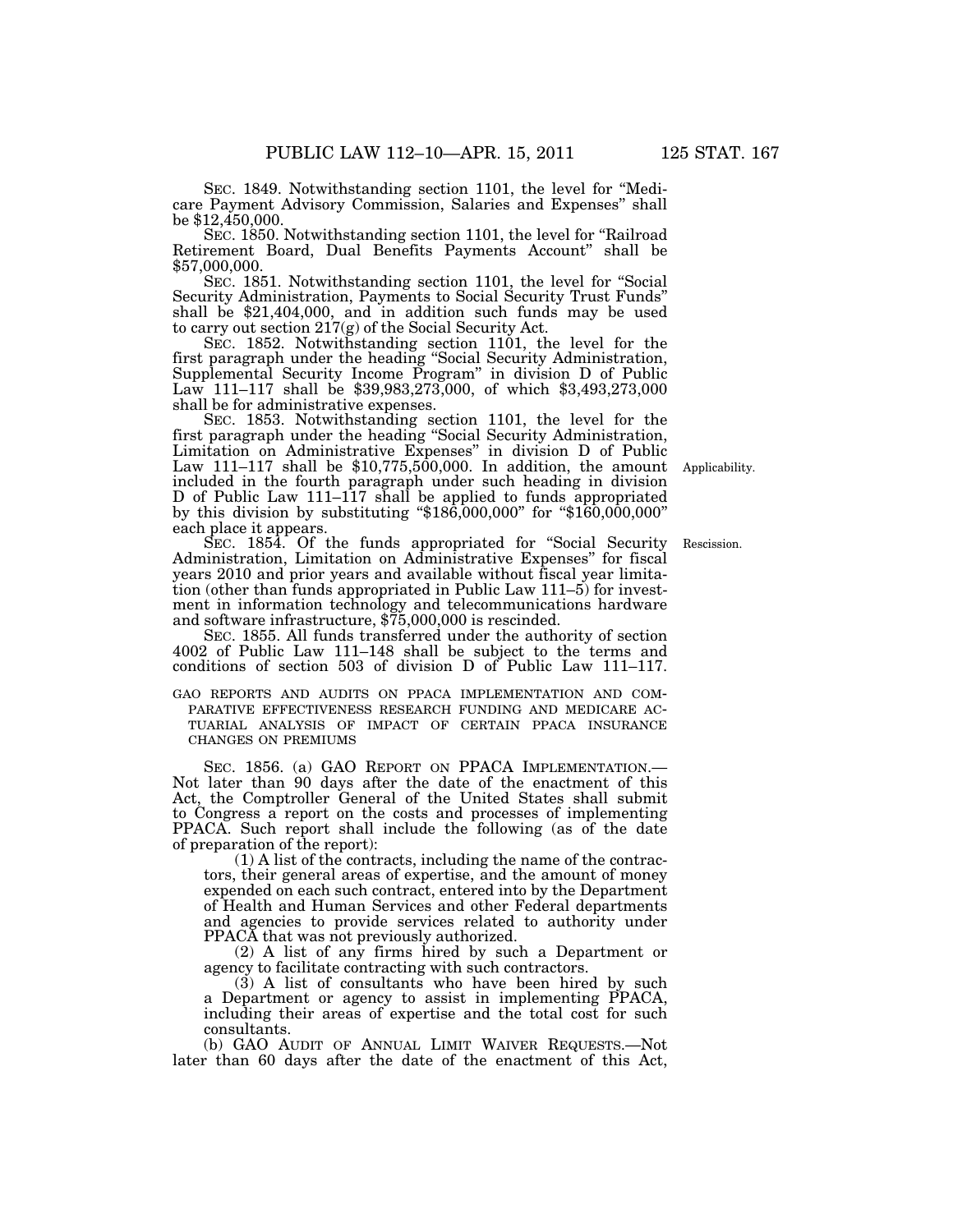SEC. 1849. Notwithstanding section 1101, the level for "Medicare Payment Advisory Commission, Salaries and Expenses" shall be $12,450,000.

SEC. 1850. Notwithstanding section 1101, the level for "Railroad Retirement Board, Dual Benefits Payments Account" shall be $57,000,000.

SEC. 1851. Notwithstanding section 1101, the level for "Social Security Administration, Payments to Social Security Trust Funds" shall be $21,404,000, and in addition such funds may be used to carry out section 217(g) of the Social Security Act.

SEC. 1852. Notwithstanding section 1101, the level for the first paragraph under the heading "Social Security Administration, Supplemental Security Income Program" in division D of Public Law 111–117 shall be $39,983,273,000, of which $3,493,273,000 shall be for administrative expenses.

SEC. 1853. Notwithstanding section 1101, the level for the first paragraph under the heading "Social Security Administration, Limitation on Administrative Expenses" in division D of Public Law 111–117 shall be $10,775,500,000. In addition, the amount included in the fourth paragraph under such heading in division D of Public Law 111–117 shall be applied to funds appropriated by this division by substituting "$186,000,000" for "$160,000,000" each place it appears.

Applicability.

Rescission.

SEC. 1854. Of the funds appropriated for "Social Security Administration, Limitation on Administrative Expenses" for fiscal years 2010 and prior years and available without fiscal year limitation (other than funds appropriated in Public Law 111–5) for investment in information technology and telecommunications hardware and software infrastructure, $75,000,000 is rescinded.

SEC. 1855. All funds transferred under the authority of section 4002 of Public Law 111–148 shall be subject to the terms and conditions of section 503 of division D of Public Law 111–117.

GAO REPORTS AND AUDITS ON PPACA IMPLEMENTATION AND COMPARATIVE EFFECTIVENESS RESEARCH FUNDING AND MEDICARE ACTUARIAL ANALYSIS OF IMPACT OF CERTAIN PPACA INSURANCE CHANGES ON PREMIUMS

SEC. 1856. (a) GAO REPORT ON PPACA IMPLEMENTATION.—Not later than 90 days after the date of the enactment of this Act, the Comptroller General of the United States shall submit to Congress a report on the costs and processes of implementing PPACA. Such report shall include the following (as of the date of preparation of the report):

(1) A list of the contracts, including the name of the contractors, their general areas of expertise, and the amount of money expended on each such contract, entered into by the Department of Health and Human Services and other Federal departments and agencies to provide services related to authority under PPACA that was not previously authorized.

(2) A list of any firms hired by such a Department or agency to facilitate contracting with such contractors.

(3) A list of consultants who have been hired by such a Department or agency to assist in implementing PPACA, including their areas of expertise and the total cost for such consultants.

(b) GAO AUDIT OF ANNUAL LIMIT WAIVER REQUESTS.—Not later than 60 days after the date of the enactment of this Act,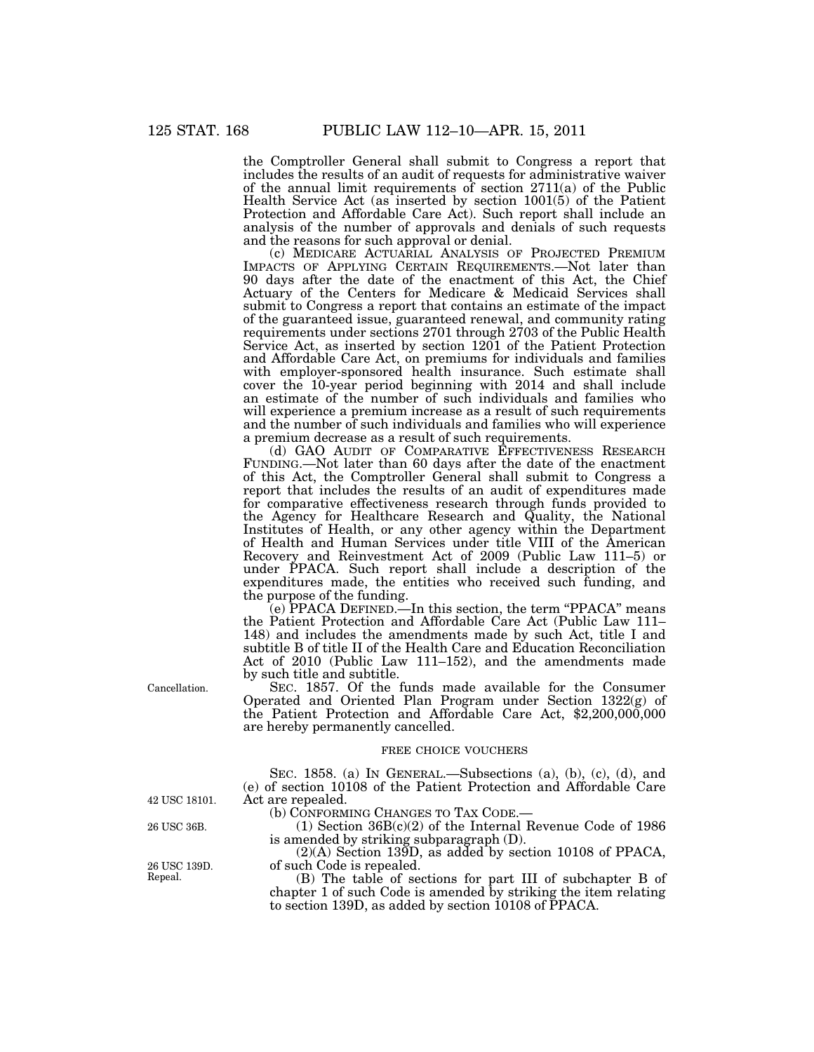the Comptroller General shall submit to Congress a report that includes the results of an audit of requests for administrative waiver of the annual limit requirements of section 2711(a) of the Public Health Service Act (as inserted by section 1001(5) of the Patient Protection and Affordable Care Act). Such report shall include an analysis of the number of approvals and denials of such requests and the reasons for such approval or denial.

(c) MEDICARE ACTUARIAL ANALYSIS OF PROJECTED PREMIUM IMPACTS OF APPLYING CERTAIN REQUIREMENTS.—Not later than 90 days after the date of the enactment of this Act, the Chief Actuary of the Centers for Medicare & Medicaid Services shall submit to Congress a report that contains an estimate of the impact of the guaranteed issue, guaranteed renewal, and community rating requirements under sections 2701 through 2703 of the Public Health Service Act, as inserted by section 1201 of the Patient Protection and Affordable Care Act, on premiums for individuals and families with employer-sponsored health insurance. Such estimate shall cover the 10-year period beginning with 2014 and shall include an estimate of the number of such individuals and families who will experience a premium increase as a result of such requirements and the number of such individuals and families who will experience a premium decrease as a result of such requirements.

(d) GAO AUDIT OF COMPARATIVE EFFECTIVENESS RESEARCH FUNDING.—Not later than 60 days after the date of the enactment of this Act, the Comptroller General shall submit to Congress a report that includes the results of an audit of expenditures made for comparative effectiveness research through funds provided to the Agency for Healthcare Research and Quality, the National Institutes of Health, or any other agency within the Department of Health and Human Services under title VIII of the American Recovery and Reinvestment Act of 2009 (Public Law 111–5) or under PPACA. Such report shall include a description of the expenditures made, the entities who received such funding, and the purpose of the funding.

(e) PPACA DEFINED.—In this section, the term "PPACA" means the Patient Protection and Affordable Care Act (Public Law 111–148) and includes the amendments made by such Act, title I and subtitle B of title II of the Health Care and Education Reconciliation Act of 2010 (Public Law 111–152), and the amendments made by such title and subtitle.

Cancellation.

SEC. 1857. Of the funds made available for the Consumer Operated and Oriented Plan Program under Section 1322(g) of the Patient Protection and Affordable Care Act, $2,200,000,000 are hereby permanently cancelled.

FREE CHOICE VOUCHERS

42 USC 18101.

SEC. 1858. (a) IN GENERAL.—Subsections (a), (b), (c), (d), and (e) of section 10108 of the Patient Protection and Affordable Care Act are repealed.

(b) CONFORMING CHANGES TO TAX CODE.—

26 USC 36B.

(1) Section 36B(c)(2) of the Internal Revenue Code of 1986 is amended by striking subparagraph (D).

26 USC 139D. Repeal.

(2)(A) Section 139D, as added by section 10108 of PPACA, of such Code is repealed.

(B) The table of sections for part III of subchapter B of chapter 1 of such Code is amended by striking the item relating to section 139D, as added by section 10108 of PPACA.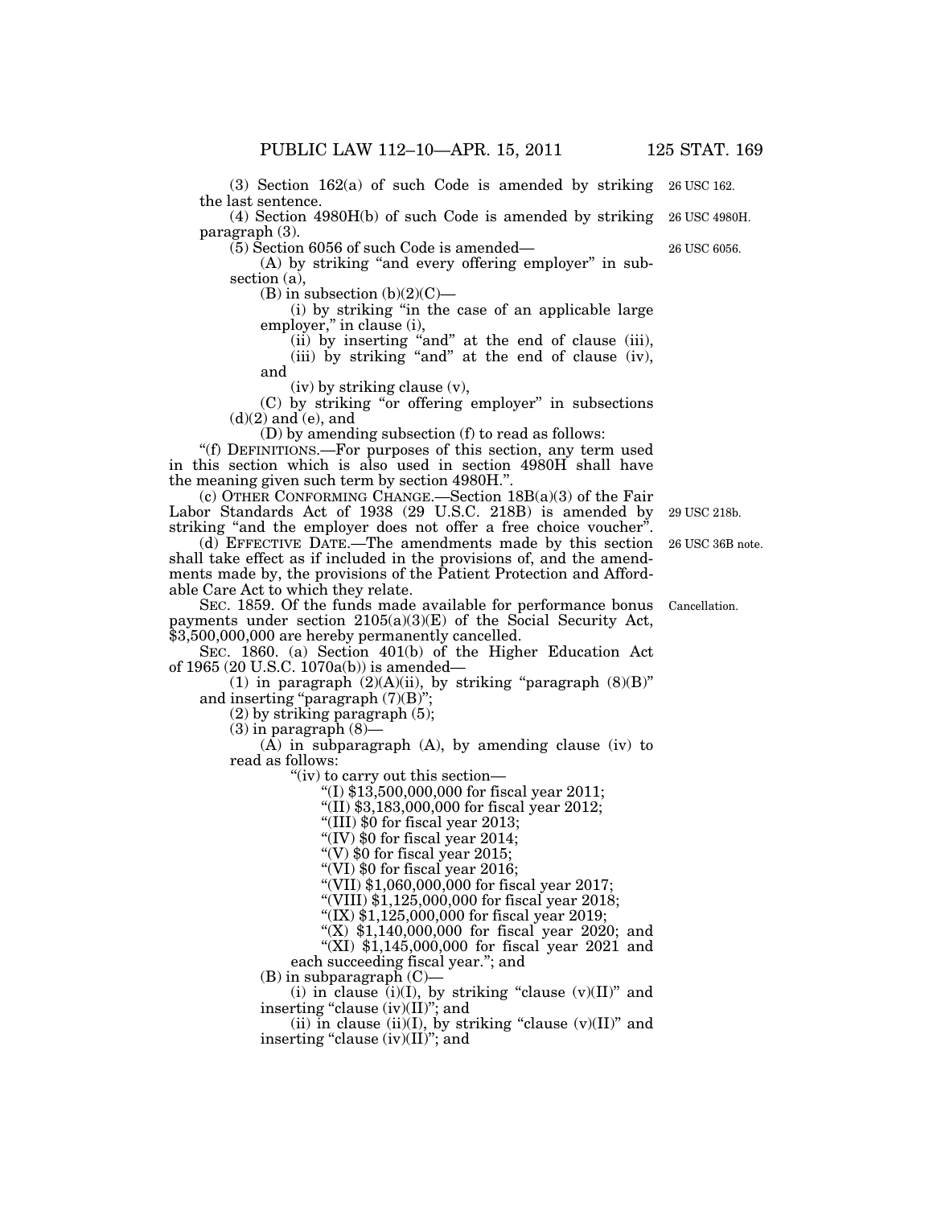(3) Section 162(a) of such Code is amended by striking the last sentence.

26 USC 162.

(4) Section 4980H(b) of such Code is amended by striking paragraph (3).

26 USC 4980H.

(5) Section 6056 of such Code is amended—

26 USC 6056.

(A) by striking "and every offering employer" in subsection (a),

(B) in subsection (b)(2)(C)—

(i) by striking "in the case of an applicable large employer," in clause (i),

(ii) by inserting "and" at the end of clause (iii),

(iii) by striking "and" at the end of clause (iv), and

(iv) by striking clause (v),

(C) by striking "or offering employer" in subsections (d)(2) and (e), and

(D) by amending subsection (f) to read as follows:

"(f) DEFINITIONS.—For purposes of this section, any term used in this section which is also used in section 4980H shall have the meaning given such term by section 4980H.".

(c) OTHER CONFORMING CHANGE.—Section 18B(a)(3) of the Fair Labor Standards Act of 1938 (29 U.S.C. 218B) is amended by striking "and the employer does not offer a free choice voucher".

29 USC 218b.

(d) EFFECTIVE DATE.—The amendments made by this section shall take effect as if included in the provisions of, and the amendments made by, the provisions of the Patient Protection and Affordable Care Act to which they relate.

26 USC 36B note.

SEC. 1859. Of the funds made available for performance bonus payments under section 2105(a)(3)(E) of the Social Security Act, $3,500,000,000 are hereby permanently cancelled.

Cancellation.

SEC. 1860. (a) Section 401(b) of the Higher Education Act of 1965 (20 U.S.C. 1070a(b)) is amended—

(1) in paragraph (2)(A)(ii), by striking "paragraph (8)(B)" and inserting "paragraph (7)(B)";

(2) by striking paragraph (5);

(3) in paragraph (8)—

(A) in subparagraph (A), by amending clause (iv) to read as follows:

"(iv) to carry out this section—

"(I) $13,500,000,000 for fiscal year 2011;

"(II) $3,183,000,000 for fiscal year 2012;

"(III) $0 for fiscal year 2013;

"(IV) $0 for fiscal year 2014;

"(V) $0 for fiscal year 2015;

"(VI) $0 for fiscal year 2016;

"(VII) $1,060,000,000 for fiscal year 2017;

"(VIII) $1,125,000,000 for fiscal year 2018;

"(IX) $1,125,000,000 for fiscal year 2019;

"(X) $1,140,000,000 for fiscal year 2020; and

"(XI) $1,145,000,000 for fiscal year 2021 and each succeeding fiscal year."; and

(B) in subparagraph (C)—

(i) in clause (i)(I), by striking "clause (v)(II)" and inserting "clause (iv)(II)"; and

(ii) in clause (ii)(I), by striking "clause (v)(II)" and inserting "clause (iv)(II)"; and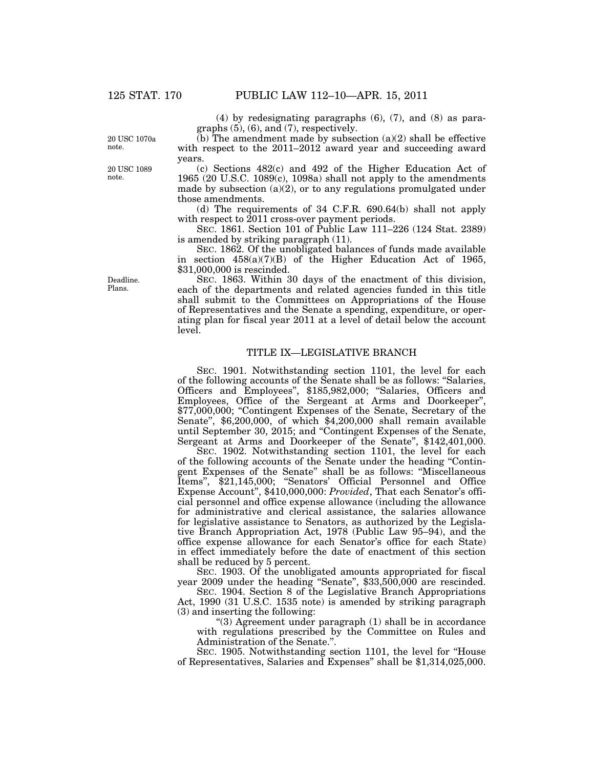(4) by redesignating paragraphs (6), (7), and (8) as paragraphs (5), (6), and (7), respectively.

20 USC 1070a note.

(b) The amendment made by subsection (a)(2) shall be effective with respect to the 2011–2012 award year and succeeding award years.

20 USC 1089 note.

(c) Sections 482(c) and 492 of the Higher Education Act of 1965 (20 U.S.C. 1089(c), 1098a) shall not apply to the amendments made by subsection (a)(2), or to any regulations promulgated under those amendments.

(d) The requirements of 34 C.F.R. 690.64(b) shall not apply with respect to 2011 cross-over payment periods.

SEC. 1861. Section 101 of Public Law 111–226 (124 Stat. 2389) is amended by striking paragraph (11).

SEC. 1862. Of the unobligated balances of funds made available in section 458(a)(7)(B) of the Higher Education Act of 1965, $31,000,000 is rescinded.

Deadline. Plans.

SEC. 1863. Within 30 days of the enactment of this division, each of the departments and related agencies funded in this title shall submit to the Committees on Appropriations of the House of Representatives and the Senate a spending, expenditure, or operating plan for fiscal year 2011 at a level of detail below the account level.

## TITLE IX—LEGISLATIVE BRANCH

SEC. 1901. Notwithstanding section 1101, the level for each of the following accounts of the Senate shall be as follows: "Salaries, Officers and Employees", $185,982,000; "Salaries, Officers and Employees, Office of the Sergeant at Arms and Doorkeeper", $77,000,000; "Contingent Expenses of the Senate, Secretary of the Senate", $6,200,000, of which $4,200,000 shall remain available until September 30, 2015; and "Contingent Expenses of the Senate, Sergeant at Arms and Doorkeeper of the Senate", $142,401,000.

SEC. 1902. Notwithstanding section 1101, the level for each of the following accounts of the Senate under the heading "Contingent Expenses of the Senate" shall be as follows: "Miscellaneous Items", $21,145,000; "Senators' Official Personnel and Office Expense Account", $410,000,000: *Provided*, That each Senator's official personnel and office expense allowance (including the allowance for administrative and clerical assistance, the salaries allowance for legislative assistance to Senators, as authorized by the Legislative Branch Appropriation Act, 1978 (Public Law 95–94), and the office expense allowance for each Senator's office for each State) in effect immediately before the date of enactment of this section shall be reduced by 5 percent.

SEC. 1903. Of the unobligated amounts appropriated for fiscal year 2009 under the heading "Senate", $33,500,000 are rescinded.

SEC. 1904. Section 8 of the Legislative Branch Appropriations Act, 1990 (31 U.S.C. 1535 note) is amended by striking paragraph (3) and inserting the following:

"(3) Agreement under paragraph (1) shall be in accordance with regulations prescribed by the Committee on Rules and Administration of the Senate.".

SEC. 1905. Notwithstanding section 1101, the level for "House of Representatives, Salaries and Expenses" shall be $1,314,025,000.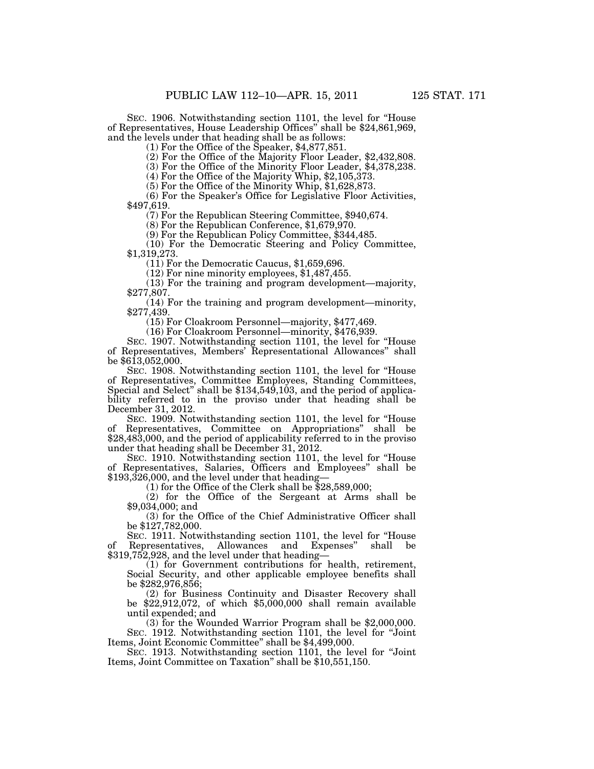SEC. 1906. Notwithstanding section 1101, the level for "House of Representatives, House Leadership Offices" shall be $24,861,969, and the levels under that heading shall be as follows:

(1) For the Office of the Speaker, $4,877,851.

(2) For the Office of the Majority Floor Leader, $2,432,808.

(3) For the Office of the Minority Floor Leader, $4,378,238.

(4) For the Office of the Majority Whip, $2,105,373.

(5) For the Office of the Minority Whip, $1,628,873.

(6) For the Speaker's Office for Legislative Floor Activities, $497,619.

(7) For the Republican Steering Committee, $940,674.

(8) For the Republican Conference, $1,679,970.

(9) For the Republican Policy Committee, $344,485.

(10) For the Democratic Steering and Policy Committee, $1,319,273.

(11) For the Democratic Caucus, $1,659,696.

(12) For nine minority employees, $1,487,455.

(13) For the training and program development—majority, $277,807.

(14) For the training and program development—minority, $277,439.

(15) For Cloakroom Personnel—majority, $477,469.

(16) For Cloakroom Personnel—minority, $476,939.

SEC. 1907. Notwithstanding section 1101, the level for "House of Representatives, Members' Representational Allowances" shall be $613,052,000.

SEC. 1908. Notwithstanding section 1101, the level for "House of Representatives, Committee Employees, Standing Committees, Special and Select" shall be $134,549,103, and the period of applicability referred to in the proviso under that heading shall be December 31, 2012.

SEC. 1909. Notwithstanding section 1101, the level for "House of Representatives, Committee on Appropriations" shall be $28,483,000, and the period of applicability referred to in the proviso under that heading shall be December 31, 2012.

SEC. 1910. Notwithstanding section 1101, the level for "House of Representatives, Salaries, Officers and Employees" shall be $193,326,000, and the level under that heading—

(1) for the Office of the Clerk shall be $28,589,000;

(2) for the Office of the Sergeant at Arms shall be $9,034,000; and

(3) for the Office of the Chief Administrative Officer shall be $127,782,000.

SEC. 1911. Notwithstanding section 1101, the level for "House of Representatives, Allowances and Expenses" shall be $319,752,928, and the level under that heading—

(1) for Government contributions for health, retirement, Social Security, and other applicable employee benefits shall be $282,976,856;

(2) for Business Continuity and Disaster Recovery shall be $22,912,072, of which $5,000,000 shall remain available until expended; and

(3) for the Wounded Warrior Program shall be $2,000,000.

SEC. 1912. Notwithstanding section 1101, the level for "Joint Items, Joint Economic Committee" shall be $4,499,000.

SEC. 1913. Notwithstanding section 1101, the level for "Joint Items, Joint Committee on Taxation" shall be $10,551,150.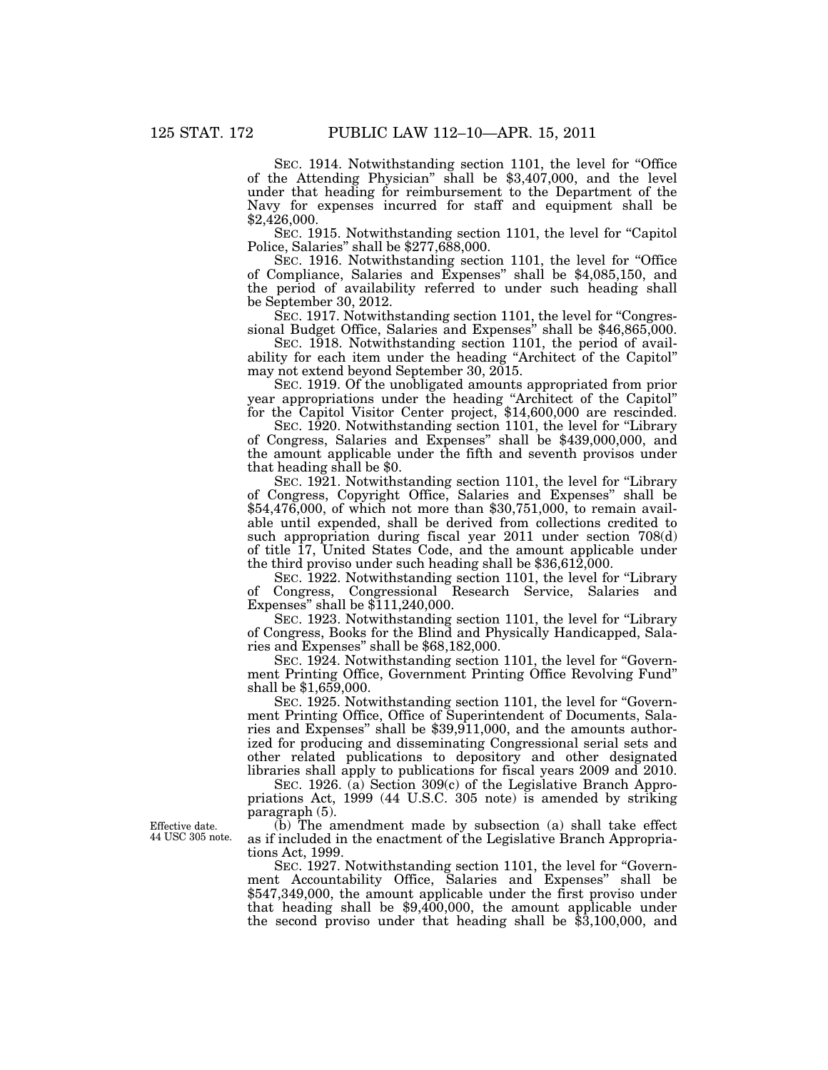SEC. 1914. Notwithstanding section 1101, the level for "Office of the Attending Physician" shall be $3,407,000, and the level under that heading for reimbursement to the Department of the Navy for expenses incurred for staff and equipment shall be $2,426,000.

SEC. 1915. Notwithstanding section 1101, the level for "Capitol Police, Salaries" shall be $277,688,000.

SEC. 1916. Notwithstanding section 1101, the level for "Office of Compliance, Salaries and Expenses" shall be $4,085,150, and the period of availability referred to under such heading shall be September 30, 2012.

SEC. 1917. Notwithstanding section 1101, the level for "Congressional Budget Office, Salaries and Expenses" shall be $46,865,000.

SEC. 1918. Notwithstanding section 1101, the period of availability for each item under the heading "Architect of the Capitol" may not extend beyond September 30, 2015.

SEC. 1919. Of the unobligated amounts appropriated from prior year appropriations under the heading "Architect of the Capitol" for the Capitol Visitor Center project, $14,600,000 are rescinded.

SEC. 1920. Notwithstanding section 1101, the level for "Library of Congress, Salaries and Expenses" shall be $439,000,000, and the amount applicable under the fifth and seventh provisos under that heading shall be $0.

SEC. 1921. Notwithstanding section 1101, the level for "Library of Congress, Copyright Office, Salaries and Expenses" shall be $54,476,000, of which not more than $30,751,000, to remain available until expended, shall be derived from collections credited to such appropriation during fiscal year 2011 under section 708(d) of title 17, United States Code, and the amount applicable under the third proviso under such heading shall be $36,612,000.

SEC. 1922. Notwithstanding section 1101, the level for "Library of Congress, Congressional Research Service, Salaries and Expenses" shall be $111,240,000.

SEC. 1923. Notwithstanding section 1101, the level for "Library of Congress, Books for the Blind and Physically Handicapped, Salaries and Expenses" shall be $68,182,000.

SEC. 1924. Notwithstanding section 1101, the level for "Government Printing Office, Government Printing Office Revolving Fund" shall be $1,659,000.

SEC. 1925. Notwithstanding section 1101, the level for "Government Printing Office, Office of Superintendent of Documents, Salaries and Expenses" shall be $39,911,000, and the amounts authorized for producing and disseminating Congressional serial sets and other related publications to depository and other designated libraries shall apply to publications for fiscal years 2009 and 2010.

SEC. 1926. (a) Section 309(c) of the Legislative Branch Appropriations Act, 1999 (44 U.S.C. 305 note) is amended by striking paragraph (5).

Effective date. 44 USC 305 note.

(b) The amendment made by subsection (a) shall take effect as if included in the enactment of the Legislative Branch Appropriations Act, 1999.

SEC. 1927. Notwithstanding section 1101, the level for "Government Accountability Office, Salaries and Expenses" shall be $547,349,000, the amount applicable under the first proviso under that heading shall be $9,400,000, the amount applicable under the second proviso under that heading shall be $3,100,000, and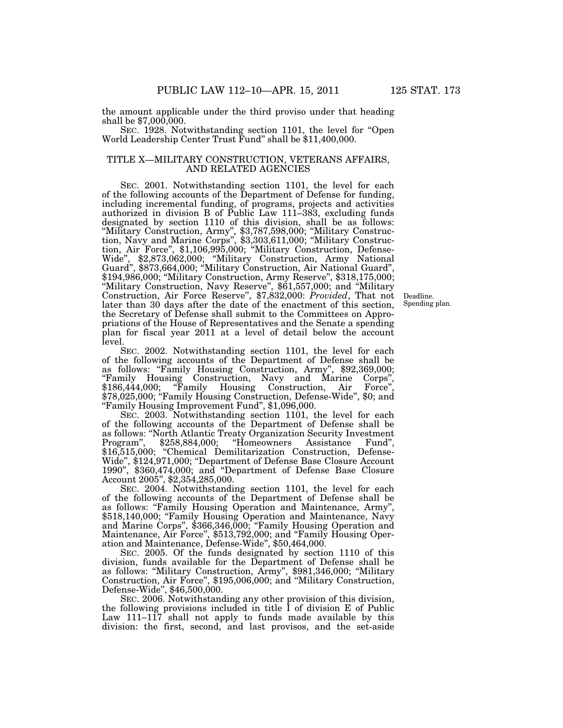the amount applicable under the third proviso under that heading shall be $7,000,000.

SEC. 1928. Notwithstanding section 1101, the level for "Open World Leadership Center Trust Fund" shall be $11,400,000.

## TITLE X—MILITARY CONSTRUCTION, VETERANS AFFAIRS, AND RELATED AGENCIES

SEC. 2001. Notwithstanding section 1101, the level for each of the following accounts of the Department of Defense for funding, including incremental funding, of programs, projects and activities authorized in division B of Public Law 111–383, excluding funds designated by section 1110 of this division, shall be as follows: "Military Construction, Army", $3,787,598,000; "Military Construction, Navy and Marine Corps", $3,303,611,000; "Military Construction, Air Force", $1,106,995,000; "Military Construction, Defense-Wide", $2,873,062,000; "Military Construction, Army National Guard", $873,664,000; "Military Construction, Air National Guard", $194,986,000; "Military Construction, Army Reserve", $318,175,000; "Military Construction, Navy Reserve", $61,557,000; and "Military Construction, Air Force Reserve", $7,832,000: *Provided*, That not later than 30 days after the date of the enactment of this section, the Secretary of Defense shall submit to the Committees on Appropriations of the House of Representatives and the Senate a spending plan for fiscal year 2011 at a level of detail below the account level.

Deadline. Spending plan.

SEC. 2002. Notwithstanding section 1101, the level for each of the following accounts of the Department of Defense shall be as follows: "Family Housing Construction, Army", $92,369,000; "Family Housing Construction, Navy and Marine Corps", $186,444,000; "Family Housing Construction, Air Force", $78,025,000; "Family Housing Construction, Defense-Wide", $0; and "Family Housing Improvement Fund", $1,096,000.

SEC. 2003. Notwithstanding section 1101, the level for each of the following accounts of the Department of Defense shall be as follows: "North Atlantic Treaty Organization Security Investment Program", $258,884,000; "Homeowners Assistance Fund", $16,515,000; "Chemical Demilitarization Construction, Defense-Wide", $124,971,000; "Department of Defense Base Closure Account 1990", $360,474,000; and "Department of Defense Base Closure Account 2005", $2,354,285,000.

SEC. 2004. Notwithstanding section 1101, the level for each of the following accounts of the Department of Defense shall be as follows: "Family Housing Operation and Maintenance, Army", $518,140,000; "Family Housing Operation and Maintenance, Navy and Marine Corps", $366,346,000; "Family Housing Operation and Maintenance, Air Force", $513,792,000; and "Family Housing Operation and Maintenance, Defense-Wide", $50,464,000.

SEC. 2005. Of the funds designated by section 1110 of this division, funds available for the Department of Defense shall be as follows: "Military Construction, Army", $981,346,000; "Military Construction, Air Force", $195,006,000; and "Military Construction, Defense-Wide", $46,500,000.

SEC. 2006. Notwithstanding any other provision of this division, the following provisions included in title I of division E of Public Law 111–117 shall not apply to funds made available by this division: the first, second, and last provisos, and the set-aside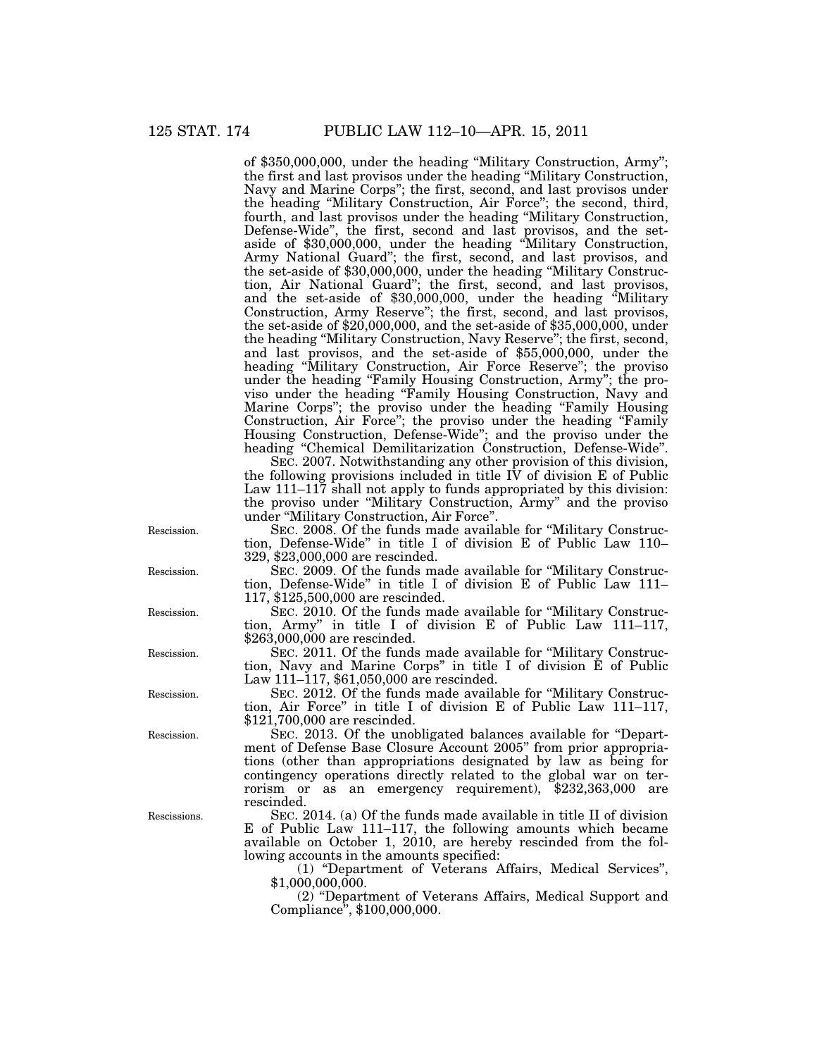of $350,000,000, under the heading "Military Construction, Army"; the first and last provisos under the heading "Military Construction, Navy and Marine Corps"; the first, second, and last provisos under the heading "Military Construction, Air Force"; the second, third, fourth, and last provisos under the heading "Military Construction, Defense-Wide", the first, second and last provisos, and the set-aside of $30,000,000, under the heading "Military Construction, Army National Guard"; the first, second, and last provisos, and the set-aside of $30,000,000, under the heading "Military Construction, Air National Guard"; the first, second, and last provisos, and the set-aside of $30,000,000, under the heading "Military Construction, Army Reserve"; the first, second, and last provisos, the set-aside of $20,000,000, and the set-aside of $35,000,000, under the heading "Military Construction, Navy Reserve"; the first, second, and last provisos, and the set-aside of $55,000,000, under the heading "Military Construction, Air Force Reserve"; the proviso under the heading "Family Housing Construction, Army"; the proviso under the heading "Family Housing Construction, Navy and Marine Corps"; the proviso under the heading "Family Housing Construction, Air Force"; the proviso under the heading "Family Housing Construction, Defense-Wide"; and the proviso under the heading "Chemical Demilitarization Construction, Defense-Wide".

SEC. 2007. Notwithstanding any other provision of this division, the following provisions included in title IV of division E of Public Law 111–117 shall not apply to funds appropriated by this division: the proviso under "Military Construction, Army" and the proviso under "Military Construction, Air Force".

Rescission.

SEC. 2008. Of the funds made available for "Military Construction, Defense-Wide" in title I of division E of Public Law 110–329, $23,000,000 are rescinded.

Rescission.

SEC. 2009. Of the funds made available for "Military Construction, Defense-Wide" in title I of division E of Public Law 111–117, $125,500,000 are rescinded.

Rescission.

SEC. 2010. Of the funds made available for "Military Construction, Army" in title I of division E of Public Law 111–117, $263,000,000 are rescinded.

Rescission.

SEC. 2011. Of the funds made available for "Military Construction, Navy and Marine Corps" in title I of division E of Public Law 111–117, $61,050,000 are rescinded.

Rescission.

SEC. 2012. Of the funds made available for "Military Construction, Air Force" in title I of division E of Public Law 111–117, $121,700,000 are rescinded.

Rescission.

SEC. 2013. Of the unobligated balances available for "Department of Defense Base Closure Account 2005" from prior appropriations (other than appropriations designated by law as being for contingency operations directly related to the global war on terrorism or as an emergency requirement), $232,363,000 are rescinded.

Rescissions.

SEC. 2014. (a) Of the funds made available in title II of division E of Public Law 111–117, the following amounts which became available on October 1, 2010, are hereby rescinded from the following accounts in the amounts specified:

(1) "Department of Veterans Affairs, Medical Services", $1,000,000,000.

(2) "Department of Veterans Affairs, Medical Support and Compliance", $100,000,000.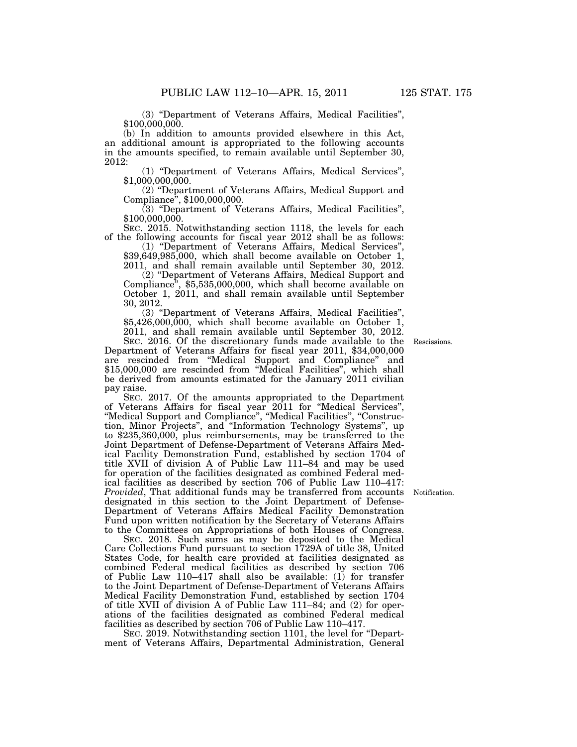(3) "Department of Veterans Affairs, Medical Facilities", $100,000,000.

(b) In addition to amounts provided elsewhere in this Act, an additional amount is appropriated to the following accounts in the amounts specified, to remain available until September 30, 2012:

(1) "Department of Veterans Affairs, Medical Services", $1,000,000,000.

(2) "Department of Veterans Affairs, Medical Support and Compliance", $100,000,000.

(3) "Department of Veterans Affairs, Medical Facilities", $100,000,000.

SEC. 2015. Notwithstanding section 1118, the levels for each of the following accounts for fiscal year 2012 shall be as follows:

(1) "Department of Veterans Affairs, Medical Services", $39,649,985,000, which shall become available on October 1, 2011, and shall remain available until September 30, 2012.

(2) "Department of Veterans Affairs, Medical Support and Compliance", $5,535,000,000, which shall become available on October 1, 2011, and shall remain available until September 30, 2012.

(3) "Department of Veterans Affairs, Medical Facilities", $5,426,000,000, which shall become available on October 1, 2011, and shall remain available until September 30, 2012.

Rescissions.

SEC. 2016. Of the discretionary funds made available to the Department of Veterans Affairs for fiscal year 2011, $34,000,000 are rescinded from "Medical Support and Compliance" and $15,000,000 are rescinded from "Medical Facilities", which shall be derived from amounts estimated for the January 2011 civilian pay raise.

SEC. 2017. Of the amounts appropriated to the Department of Veterans Affairs for fiscal year 2011 for "Medical Services", "Medical Support and Compliance", "Medical Facilities", "Construction, Minor Projects", and "Information Technology Systems", up to $235,360,000, plus reimbursements, may be transferred to the Joint Department of Defense-Department of Veterans Affairs Medical Facility Demonstration Fund, established by section 1704 of title XVII of division A of Public Law 111–84 and may be used for operation of the facilities designated as combined Federal medical facilities as described by section 706 of Public Law 110–417: *Provided*, That additional funds may be transferred from accounts designated in this section to the Joint Department of Defense-Department of Veterans Affairs Medical Facility Demonstration Fund upon written notification by the Secretary of Veterans Affairs to the Committees on Appropriations of both Houses of Congress.

Notification.

SEC. 2018. Such sums as may be deposited to the Medical Care Collections Fund pursuant to section 1729A of title 38, United States Code, for health care provided at facilities designated as combined Federal medical facilities as described by section 706 of Public Law 110–417 shall also be available: (1) for transfer to the Joint Department of Defense-Department of Veterans Affairs Medical Facility Demonstration Fund, established by section 1704 of title XVII of division A of Public Law 111–84; and (2) for operations of the facilities designated as combined Federal medical facilities as described by section 706 of Public Law 110–417.

SEC. 2019. Notwithstanding section 1101, the level for "Department of Veterans Affairs, Departmental Administration, General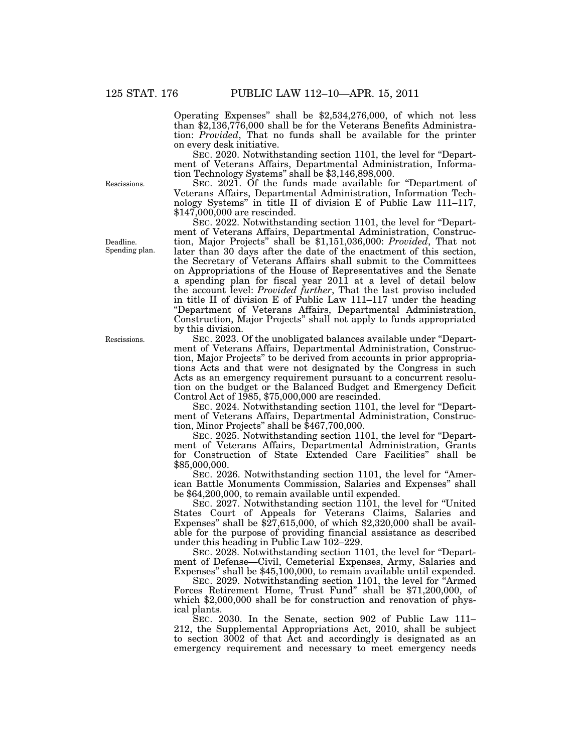Operating Expenses" shall be $2,534,276,000, of which not less than $2,136,776,000 shall be for the Veterans Benefits Administration: *Provided*, That no funds shall be available for the printer on every desk initiative.

SEC. 2020. Notwithstanding section 1101, the level for "Department of Veterans Affairs, Departmental Administration, Information Technology Systems" shall be $3,146,898,000.

Rescissions.

SEC. 2021. Of the funds made available for "Department of Veterans Affairs, Departmental Administration, Information Technology Systems" in title II of division E of Public Law 111–117, $147,000,000 are rescinded.

Deadline. Spending plan.

SEC. 2022. Notwithstanding section 1101, the level for "Department of Veterans Affairs, Departmental Administration, Construction, Major Projects" shall be $1,151,036,000: *Provided*, That not later than 30 days after the date of the enactment of this section, the Secretary of Veterans Affairs shall submit to the Committees on Appropriations of the House of Representatives and the Senate a spending plan for fiscal year 2011 at a level of detail below the account level: *Provided further*, That the last proviso included in title II of division E of Public Law 111–117 under the heading "Department of Veterans Affairs, Departmental Administration, Construction, Major Projects" shall not apply to funds appropriated by this division.

Rescissions.

SEC. 2023. Of the unobligated balances available under "Department of Veterans Affairs, Departmental Administration, Construction, Major Projects" to be derived from accounts in prior appropriations Acts and that were not designated by the Congress in such Acts as an emergency requirement pursuant to a concurrent resolution on the budget or the Balanced Budget and Emergency Deficit Control Act of 1985, $75,000,000 are rescinded.

SEC. 2024. Notwithstanding section 1101, the level for "Department of Veterans Affairs, Departmental Administration, Construction, Minor Projects" shall be $467,700,000.

SEC. 2025. Notwithstanding section 1101, the level for "Department of Veterans Affairs, Departmental Administration, Grants for Construction of State Extended Care Facilities" shall be $85,000,000.

SEC. 2026. Notwithstanding section 1101, the level for "American Battle Monuments Commission, Salaries and Expenses" shall be $64,200,000, to remain available until expended.

SEC. 2027. Notwithstanding section 1101, the level for "United States Court of Appeals for Veterans Claims, Salaries and Expenses" shall be $27,615,000, of which $2,320,000 shall be available for the purpose of providing financial assistance as described under this heading in Public Law 102–229.

SEC. 2028. Notwithstanding section 1101, the level for "Department of Defense—Civil, Cemeterial Expenses, Army, Salaries and Expenses" shall be $45,100,000, to remain available until expended.

SEC. 2029. Notwithstanding section 1101, the level for "Armed Forces Retirement Home, Trust Fund" shall be $71,200,000, of which $2,000,000 shall be for construction and renovation of physical plants.

SEC. 2030. In the Senate, section 902 of Public Law 111–212, the Supplemental Appropriations Act, 2010, shall be subject to section 3002 of that Act and accordingly is designated as an emergency requirement and necessary to meet emergency needs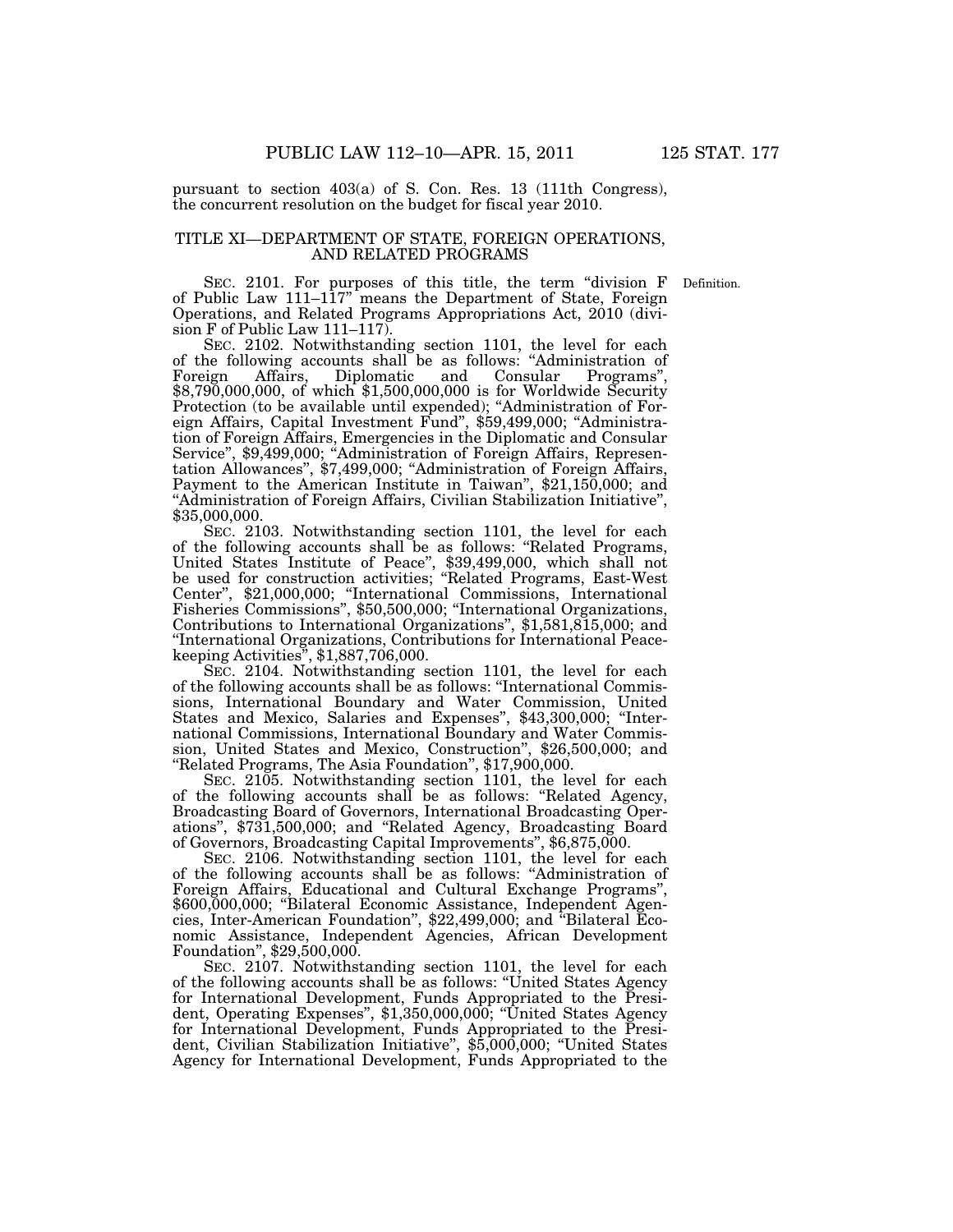pursuant to section 403(a) of S. Con. Res. 13 (111th Congress), the concurrent resolution on the budget for fiscal year 2010.

## TITLE XI—DEPARTMENT OF STATE, FOREIGN OPERATIONS, AND RELATED PROGRAMS

Definition.

SEC. 2101. For purposes of this title, the term "division F of Public Law 111–117" means the Department of State, Foreign Operations, and Related Programs Appropriations Act, 2010 (division F of Public Law 111–117).

SEC. 2102. Notwithstanding section 1101, the level for each of the following accounts shall be as follows: "Administration of Foreign Affairs, Diplomatic and Consular Programs", $8,790,000,000, of which $1,500,000,000 is for Worldwide Security Protection (to be available until expended); "Administration of Foreign Affairs, Capital Investment Fund", $59,499,000; "Administration of Foreign Affairs, Emergencies in the Diplomatic and Consular Service", $9,499,000; "Administration of Foreign Affairs, Representation Allowances", $7,499,000; "Administration of Foreign Affairs, Payment to the American Institute in Taiwan", $21,150,000; and "Administration of Foreign Affairs, Civilian Stabilization Initiative", $35,000,000.

SEC. 2103. Notwithstanding section 1101, the level for each of the following accounts shall be as follows: "Related Programs, United States Institute of Peace", $39,499,000, which shall not be used for construction activities; "Related Programs, East-West Center", $21,000,000; "International Commissions, International Fisheries Commissions", $50,500,000; "International Organizations, Contributions to International Organizations", $1,581,815,000; and "International Organizations, Contributions for International Peacekeeping Activities", $1,887,706,000.

SEC. 2104. Notwithstanding section 1101, the level for each of the following accounts shall be as follows: "International Commissions, International Boundary and Water Commission, United States and Mexico, Salaries and Expenses", $43,300,000; "International Commissions, International Boundary and Water Commission, United States and Mexico, Construction", $26,500,000; and "Related Programs, The Asia Foundation", $17,900,000.

SEC. 2105. Notwithstanding section 1101, the level for each of the following accounts shall be as follows: "Related Agency, Broadcasting Board of Governors, International Broadcasting Operations", $731,500,000; and "Related Agency, Broadcasting Board of Governors, Broadcasting Capital Improvements", $6,875,000.

SEC. 2106. Notwithstanding section 1101, the level for each of the following accounts shall be as follows: "Administration of Foreign Affairs, Educational and Cultural Exchange Programs", $600,000,000; "Bilateral Economic Assistance, Independent Agencies, Inter-American Foundation", $22,499,000; and "Bilateral Economic Assistance, Independent Agencies, African Development Foundation", $29,500,000.

SEC. 2107. Notwithstanding section 1101, the level for each of the following accounts shall be as follows: "United States Agency for International Development, Funds Appropriated to the President, Operating Expenses", $1,350,000,000; "United States Agency for International Development, Funds Appropriated to the President, Civilian Stabilization Initiative", $5,000,000; "United States Agency for International Development, Funds Appropriated to the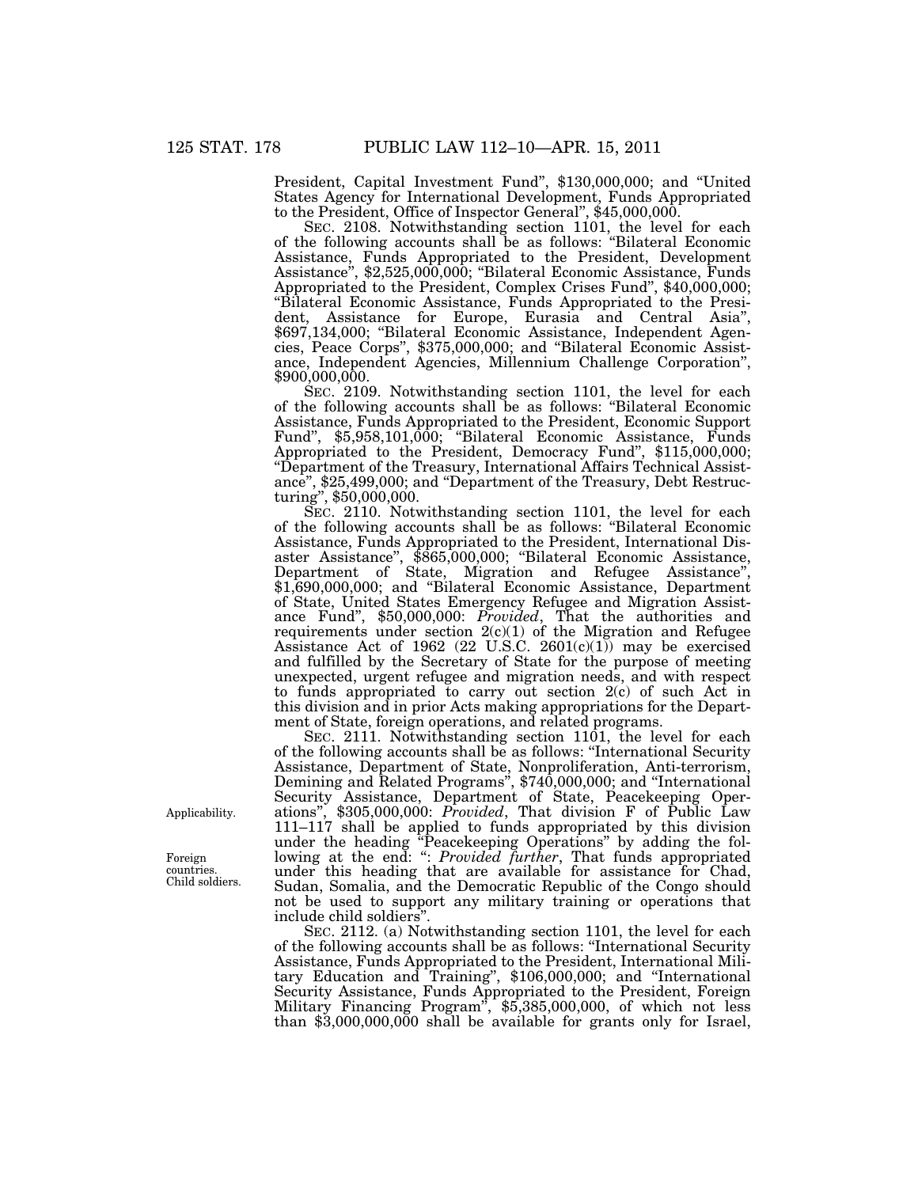President, Capital Investment Fund", $130,000,000; and "United States Agency for International Development, Funds Appropriated to the President, Office of Inspector General", $45,000,000.

SEC. 2108. Notwithstanding section 1101, the level for each of the following accounts shall be as follows: "Bilateral Economic Assistance, Funds Appropriated to the President, Development Assistance", $2,525,000,000; "Bilateral Economic Assistance, Funds Appropriated to the President, Complex Crises Fund", $40,000,000; "Bilateral Economic Assistance, Funds Appropriated to the President, Assistance for Europe, Eurasia and Central Asia", $697,134,000; "Bilateral Economic Assistance, Independent Agencies, Peace Corps", $375,000,000; and "Bilateral Economic Assistance, Independent Agencies, Millennium Challenge Corporation", $900,000,000.

SEC. 2109. Notwithstanding section 1101, the level for each of the following accounts shall be as follows: "Bilateral Economic Assistance, Funds Appropriated to the President, Economic Support Fund", $5,958,101,000; "Bilateral Economic Assistance, Funds Appropriated to the President, Democracy Fund", $115,000,000; "Department of the Treasury, International Affairs Technical Assistance", $25,499,000; and "Department of the Treasury, Debt Restructuring", $50,000,000.

SEC. 2110. Notwithstanding section 1101, the level for each of the following accounts shall be as follows: "Bilateral Economic Assistance, Funds Appropriated to the President, International Disaster Assistance", $865,000,000; "Bilateral Economic Assistance, Department of State, Migration and Refugee Assistance", $1,690,000,000; and "Bilateral Economic Assistance, Department of State, United States Emergency Refugee and Migration Assistance Fund", $50,000,000: *Provided*, That the authorities and requirements under section 2(c)(1) of the Migration and Refugee Assistance Act of 1962 (22 U.S.C. 2601(c)(1)) may be exercised and fulfilled by the Secretary of State for the purpose of meeting unexpected, urgent refugee and migration needs, and with respect to funds appropriated to carry out section 2(c) of such Act in this division and in prior Acts making appropriations for the Department of State, foreign operations, and related programs.

SEC. 2111. Notwithstanding section 1101, the level for each of the following accounts shall be as follows: "International Security Assistance, Department of State, Nonproliferation, Anti-terrorism, Demining and Related Programs", $740,000,000; and "International Security Assistance, Department of State, Peacekeeping Operations", $305,000,000: *Provided*, That division F of Public Law 111–117 shall be applied to funds appropriated by this division under the heading "Peacekeeping Operations" by adding the following at the end: ": *Provided further*, That funds appropriated under this heading that are available for assistance for Chad, Sudan, Somalia, and the Democratic Republic of the Congo should not be used to support any military training or operations that include child soldiers".

Applicability.

Foreign countries. Child soldiers.

SEC. 2112. (a) Notwithstanding section 1101, the level for each of the following accounts shall be as follows: "International Security Assistance, Funds Appropriated to the President, International Military Education and Training", $106,000,000; and "International Security Assistance, Funds Appropriated to the President, Foreign Military Financing Program", $5,385,000,000, of which not less than $3,000,000,000 shall be available for grants only for Israel,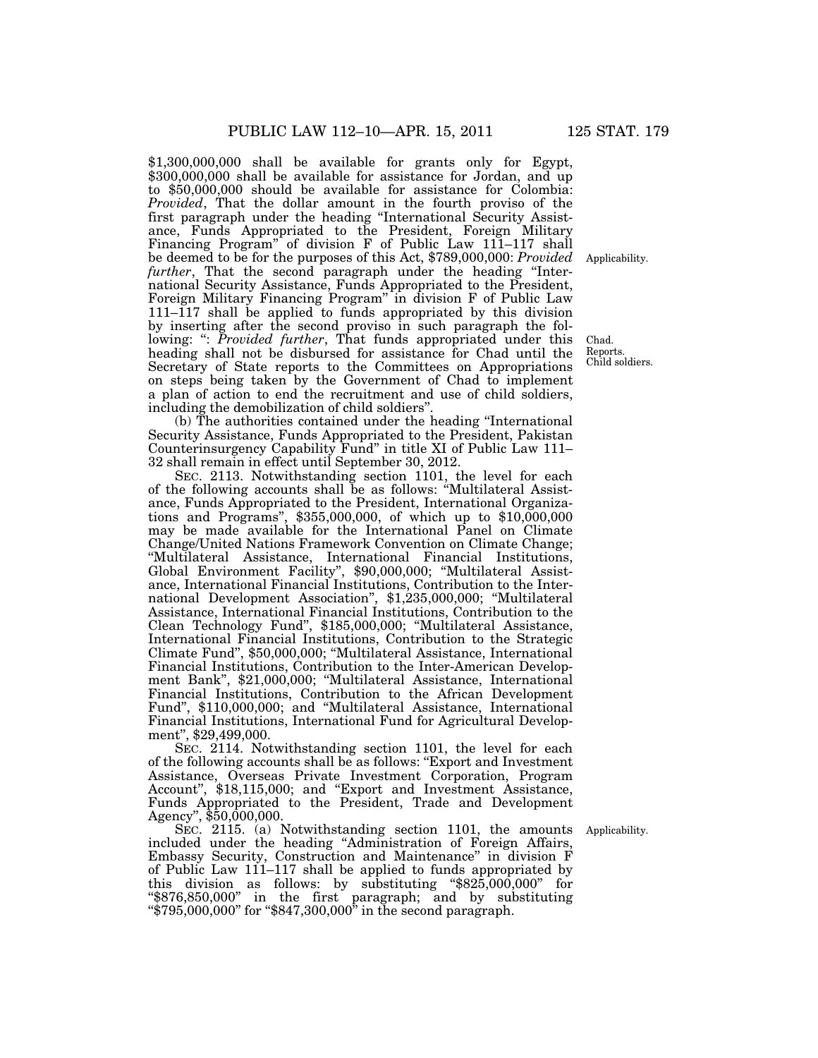$1,300,000,000 shall be available for grants only for Egypt, $300,000,000 shall be available for assistance for Jordan, and up to $50,000,000 should be available for assistance for Colombia: *Provided*, That the dollar amount in the fourth proviso of the first paragraph under the heading "International Security Assistance, Funds Appropriated to the President, Foreign Military Financing Program" of division F of Public Law 111–117 shall be deemed to be for the purposes of this Act, $789,000,000: *Provided further*, That the second paragraph under the heading "International Security Assistance, Funds Appropriated to the President, Foreign Military Financing Program" in division F of Public Law 111–117 shall be applied to funds appropriated by this division by inserting after the second proviso in such paragraph the following: ": *Provided further*, That funds appropriated under this heading shall not be disbursed for assistance for Chad until the Secretary of State reports to the Committees on Appropriations on steps being taken by the Government of Chad to implement a plan of action to end the recruitment and use of child soldiers, including the demobilization of child soldiers".

Applicability.

Chad. Reports. Child soldiers.

(b) The authorities contained under the heading "International Security Assistance, Funds Appropriated to the President, Pakistan Counterinsurgency Capability Fund" in title XI of Public Law 111–32 shall remain in effect until September 30, 2012.

SEC. 2113. Notwithstanding section 1101, the level for each of the following accounts shall be as follows: "Multilateral Assistance, Funds Appropriated to the President, International Organizations and Programs", $355,000,000, of which up to $10,000,000 may be made available for the International Panel on Climate Change/United Nations Framework Convention on Climate Change; "Multilateral Assistance, International Financial Institutions, Global Environment Facility", $90,000,000; "Multilateral Assistance, International Financial Institutions, Contribution to the International Development Association", $1,235,000,000; "Multilateral Assistance, International Financial Institutions, Contribution to the Clean Technology Fund", $185,000,000; "Multilateral Assistance, International Financial Institutions, Contribution to the Strategic Climate Fund", $50,000,000; "Multilateral Assistance, International Financial Institutions, Contribution to the Inter-American Development Bank", $21,000,000; "Multilateral Assistance, International Financial Institutions, Contribution to the African Development Fund", $110,000,000; and "Multilateral Assistance, International Financial Institutions, International Fund for Agricultural Development", $29,499,000.

SEC. 2114. Notwithstanding section 1101, the level for each of the following accounts shall be as follows: "Export and Investment Assistance, Overseas Private Investment Corporation, Program Account", $18,115,000; and "Export and Investment Assistance, Funds Appropriated to the President, Trade and Development Agency", $50,000,000.

Applicability.

SEC. 2115. (a) Notwithstanding section 1101, the amounts included under the heading "Administration of Foreign Affairs, Embassy Security, Construction and Maintenance" in division F of Public Law 111–117 shall be applied to funds appropriated by this division as follows: by substituting "$825,000,000" for "$876,850,000" in the first paragraph; and by substituting "$795,000,000" for "$847,300,000" in the second paragraph.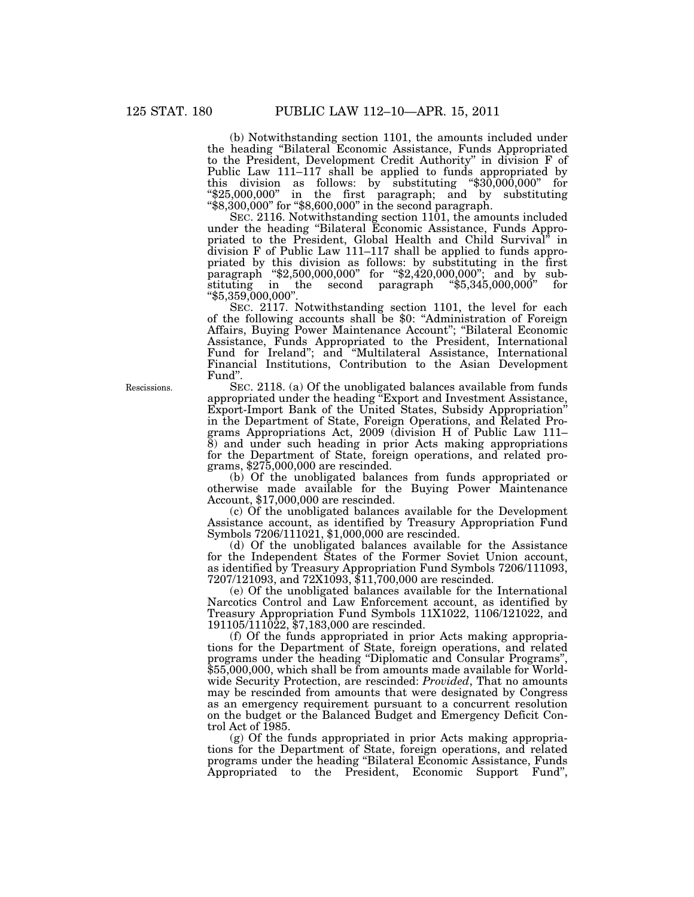(b) Notwithstanding section 1101, the amounts included under the heading "Bilateral Economic Assistance, Funds Appropriated to the President, Development Credit Authority" in division F of Public Law 111–117 shall be applied to funds appropriated by this division as follows: by substituting "$30,000,000" for "$25,000,000" in the first paragraph; and by substituting "$8,300,000" for "$8,600,000" in the second paragraph.

SEC. 2116. Notwithstanding section 1101, the amounts included under the heading "Bilateral Economic Assistance, Funds Appropriated to the President, Global Health and Child Survival" in division F of Public Law 111–117 shall be applied to funds appropriated by this division as follows: by substituting in the first paragraph "$2,500,000,000" for "$2,420,000,000"; and by substituting in the second paragraph "$5,345,000,000" for "$5,359,000,000".

SEC. 2117. Notwithstanding section 1101, the level for each of the following accounts shall be $0: "Administration of Foreign Affairs, Buying Power Maintenance Account"; "Bilateral Economic Assistance, Funds Appropriated to the President, International Fund for Ireland"; and "Multilateral Assistance, International Financial Institutions, Contribution to the Asian Development Fund".

Rescissions.

SEC. 2118. (a) Of the unobligated balances available from funds appropriated under the heading "Export and Investment Assistance, Export-Import Bank of the United States, Subsidy Appropriation" in the Department of State, Foreign Operations, and Related Programs Appropriations Act, 2009 (division H of Public Law 111–8) and under such heading in prior Acts making appropriations for the Department of State, foreign operations, and related programs, $275,000,000 are rescinded.

(b) Of the unobligated balances from funds appropriated or otherwise made available for the Buying Power Maintenance Account, $17,000,000 are rescinded.

(c) Of the unobligated balances available for the Development Assistance account, as identified by Treasury Appropriation Fund Symbols 7206/111021, $1,000,000 are rescinded.

(d) Of the unobligated balances available for the Assistance for the Independent States of the Former Soviet Union account, as identified by Treasury Appropriation Fund Symbols 7206/111093, 7207/121093, and 72X1093, $11,700,000 are rescinded.

(e) Of the unobligated balances available for the International Narcotics Control and Law Enforcement account, as identified by Treasury Appropriation Fund Symbols 11X1022, 1106/121022, and 191105/111022, $7,183,000 are rescinded.

(f) Of the funds appropriated in prior Acts making appropriations for the Department of State, foreign operations, and related programs under the heading "Diplomatic and Consular Programs", $55,000,000, which shall be from amounts made available for Worldwide Security Protection, are rescinded: *Provided*, That no amounts may be rescinded from amounts that were designated by Congress as an emergency requirement pursuant to a concurrent resolution on the budget or the Balanced Budget and Emergency Deficit Control Act of 1985.

(g) Of the funds appropriated in prior Acts making appropriations for the Department of State, foreign operations, and related programs under the heading "Bilateral Economic Assistance, Funds Appropriated to the President, Economic Support Fund",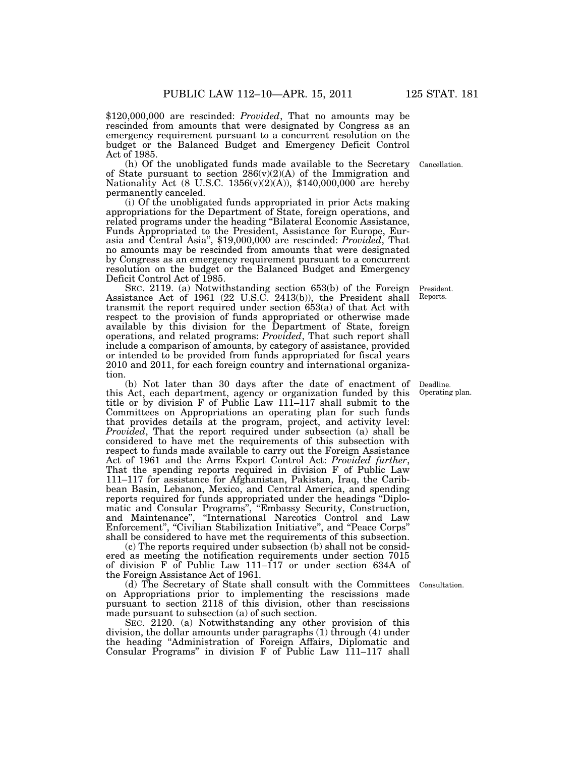$120,000,000 are rescinded: *Provided*, That no amounts may be rescinded from amounts that were designated by Congress as an emergency requirement pursuant to a concurrent resolution on the budget or the Balanced Budget and Emergency Deficit Control Act of 1985.

Cancellation.

(h) Of the unobligated funds made available to the Secretary of State pursuant to section 286(v)(2)(A) of the Immigration and Nationality Act (8 U.S.C. 1356(v)(2)(A)), $140,000,000 are hereby permanently canceled.

(i) Of the unobligated funds appropriated in prior Acts making appropriations for the Department of State, foreign operations, and related programs under the heading "Bilateral Economic Assistance, Funds Appropriated to the President, Assistance for Europe, Eurasia and Central Asia", $19,000,000 are rescinded: *Provided*, That no amounts may be rescinded from amounts that were designated by Congress as an emergency requirement pursuant to a concurrent resolution on the budget or the Balanced Budget and Emergency Deficit Control Act of 1985.

President. Reports.

SEC. 2119. (a) Notwithstanding section 653(b) of the Foreign Assistance Act of 1961 (22 U.S.C. 2413(b)), the President shall transmit the report required under section 653(a) of that Act with respect to the provision of funds appropriated or otherwise made available by this division for the Department of State, foreign operations, and related programs: *Provided*, That such report shall include a comparison of amounts, by category of assistance, provided or intended to be provided from funds appropriated for fiscal years 2010 and 2011, for each foreign country and international organization.

Deadline. Operating plan.

(b) Not later than 30 days after the date of enactment of this Act, each department, agency or organization funded by this title or by division F of Public Law 111–117 shall submit to the Committees on Appropriations an operating plan for such funds that provides details at the program, project, and activity level: *Provided*, That the report required under subsection (a) shall be considered to have met the requirements of this subsection with respect to funds made available to carry out the Foreign Assistance Act of 1961 and the Arms Export Control Act: *Provided further*, That the spending reports required in division F of Public Law 111–117 for assistance for Afghanistan, Pakistan, Iraq, the Caribbean Basin, Lebanon, Mexico, and Central America, and spending reports required for funds appropriated under the headings "Diplomatic and Consular Programs", "Embassy Security, Construction, and Maintenance", "International Narcotics Control and Law Enforcement", "Civilian Stabilization Initiative", and "Peace Corps" shall be considered to have met the requirements of this subsection.

(c) The reports required under subsection (b) shall not be considered as meeting the notification requirements under section 7015 of division F of Public Law 111–117 or under section 634A of the Foreign Assistance Act of 1961.

Consultation.

(d) The Secretary of State shall consult with the Committees on Appropriations prior to implementing the rescissions made pursuant to section 2118 of this division, other than rescissions made pursuant to subsection (a) of such section.

SEC. 2120. (a) Notwithstanding any other provision of this division, the dollar amounts under paragraphs (1) through (4) under the heading "Administration of Foreign Affairs, Diplomatic and Consular Programs" in division F of Public Law 111–117 shall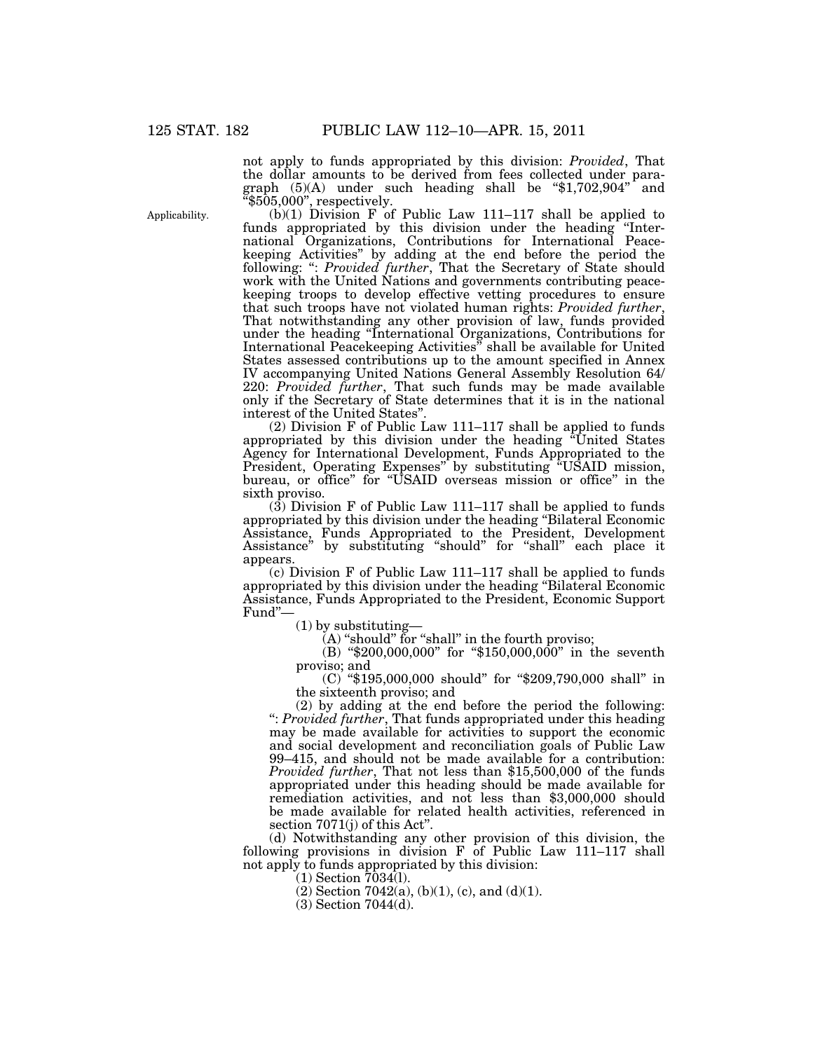not apply to funds appropriated by this division: *Provided*, That the dollar amounts to be derived from fees collected under paragraph (5)(A) under such heading shall be "$1,702,904" and "$505,000", respectively.

Applicability.

(b)(1) Division F of Public Law 111–117 shall be applied to funds appropriated by this division under the heading "International Organizations, Contributions for International Peacekeeping Activities" by adding at the end before the period the following: ": *Provided further*, That the Secretary of State should work with the United Nations and governments contributing peacekeeping troops to develop effective vetting procedures to ensure that such troops have not violated human rights: *Provided further*, That notwithstanding any other provision of law, funds provided under the heading "International Organizations, Contributions for International Peacekeeping Activities" shall be available for United States assessed contributions up to the amount specified in Annex IV accompanying United Nations General Assembly Resolution 64/220: *Provided further*, That such funds may be made available only if the Secretary of State determines that it is in the national interest of the United States".

(2) Division F of Public Law 111–117 shall be applied to funds appropriated by this division under the heading "United States Agency for International Development, Funds Appropriated to the President, Operating Expenses" by substituting "USAID mission, bureau, or office" for "USAID overseas mission or office" in the sixth proviso.

(3) Division F of Public Law 111–117 shall be applied to funds appropriated by this division under the heading "Bilateral Economic Assistance, Funds Appropriated to the President, Development Assistance" by substituting "should" for "shall" each place it appears.

(c) Division F of Public Law 111–117 shall be applied to funds appropriated by this division under the heading "Bilateral Economic Assistance, Funds Appropriated to the President, Economic Support Fund"—

(1) by substituting—

(A) "should" for "shall" in the fourth proviso;

(B) "$200,000,000" for "$150,000,000" in the seventh proviso; and

(C) "$195,000,000 should" for "$209,790,000 shall" in the sixteenth proviso; and

(2) by adding at the end before the period the following: ": *Provided further*, That funds appropriated under this heading may be made available for activities to support the economic and social development and reconciliation goals of Public Law 99–415, and should not be made available for a contribution: *Provided further*, That not less than $15,500,000 of the funds appropriated under this heading should be made available for remediation activities, and not less than $3,000,000 should be made available for related health activities, referenced in section 7071(j) of this Act".

(d) Notwithstanding any other provision of this division, the following provisions in division F of Public Law 111–117 shall not apply to funds appropriated by this division:

(1) Section 7034(l).

(2) Section 7042(a), (b)(1), (c), and (d)(1).

(3) Section 7044(d).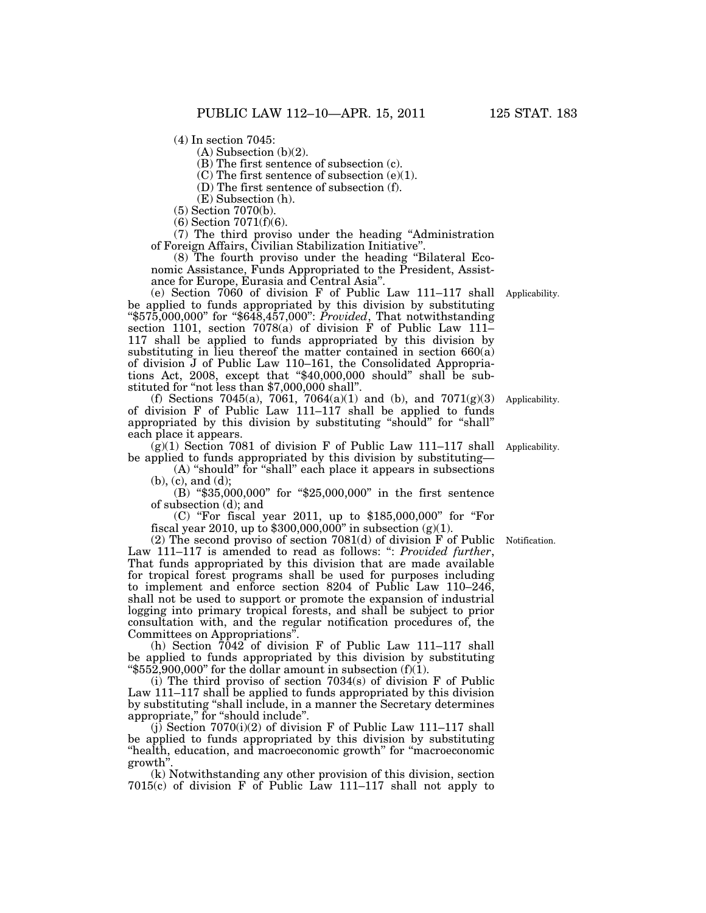(4) In section 7045:

(A) Subsection (b)(2).

(B) The first sentence of subsection (c).

(C) The first sentence of subsection (e)(1).

(D) The first sentence of subsection (f).

(E) Subsection (h).

(5) Section 7070(b).

(6) Section 7071(f)(6).

(7) The third proviso under the heading "Administration of Foreign Affairs, Civilian Stabilization Initiative".

(8) The fourth proviso under the heading "Bilateral Economic Assistance, Funds Appropriated to the President, Assistance for Europe, Eurasia and Central Asia".

(e) Section 7060 of division F of Public Law 111–117 shall be applied to funds appropriated by this division by substituting "$575,000,000" for "$648,457,000": *Provided*, That notwithstanding section 1101, section 7078(a) of division F of Public Law 111–117 shall be applied to funds appropriated by this division by substituting in lieu thereof the matter contained in section 660(a) of division J of Public Law 110–161, the Consolidated Appropriations Act, 2008, except that "$40,000,000 should" shall be substituted for "not less than $7,000,000 shall". Applicability.

(f) Sections 7045(a), 7061, 7064(a)(1) and (b), and 7071(g)(3) of division F of Public Law 111–117 shall be applied to funds appropriated by this division by substituting "should" for "shall" each place it appears. Applicability.

(g)(1) Section 7081 of division F of Public Law 111–117 shall be applied to funds appropriated by this division by substituting— Applicability.

(A) "should" for "shall" each place it appears in subsections (b), (c), and (d);

(B) "$35,000,000" for "$25,000,000" in the first sentence of subsection (d); and

(C) "For fiscal year 2011, up to $185,000,000" for "For fiscal year 2010, up to $300,000,000" in subsection (g)(1).

(2) The second proviso of section 7081(d) of division F of Public Law 111–117 is amended to read as follows: ": *Provided further*, That funds appropriated by this division that are made available for tropical forest programs shall be used for purposes including to implement and enforce section 8204 of Public Law 110–246, shall not be used to support or promote the expansion of industrial logging into primary tropical forests, and shall be subject to prior consultation with, and the regular notification procedures of, the Committees on Appropriations". Notification.

(h) Section 7042 of division F of Public Law 111–117 shall be applied to funds appropriated by this division by substituting "$552,900,000" for the dollar amount in subsection (f)(1).

(i) The third proviso of section 7034(s) of division F of Public Law 111–117 shall be applied to funds appropriated by this division by substituting "shall include, in a manner the Secretary determines appropriate," for "should include".

(j) Section 7070(i)(2) of division F of Public Law 111–117 shall be applied to funds appropriated by this division by substituting "health, education, and macroeconomic growth" for "macroeconomic growth".

(k) Notwithstanding any other provision of this division, section 7015(c) of division F of Public Law 111–117 shall not apply to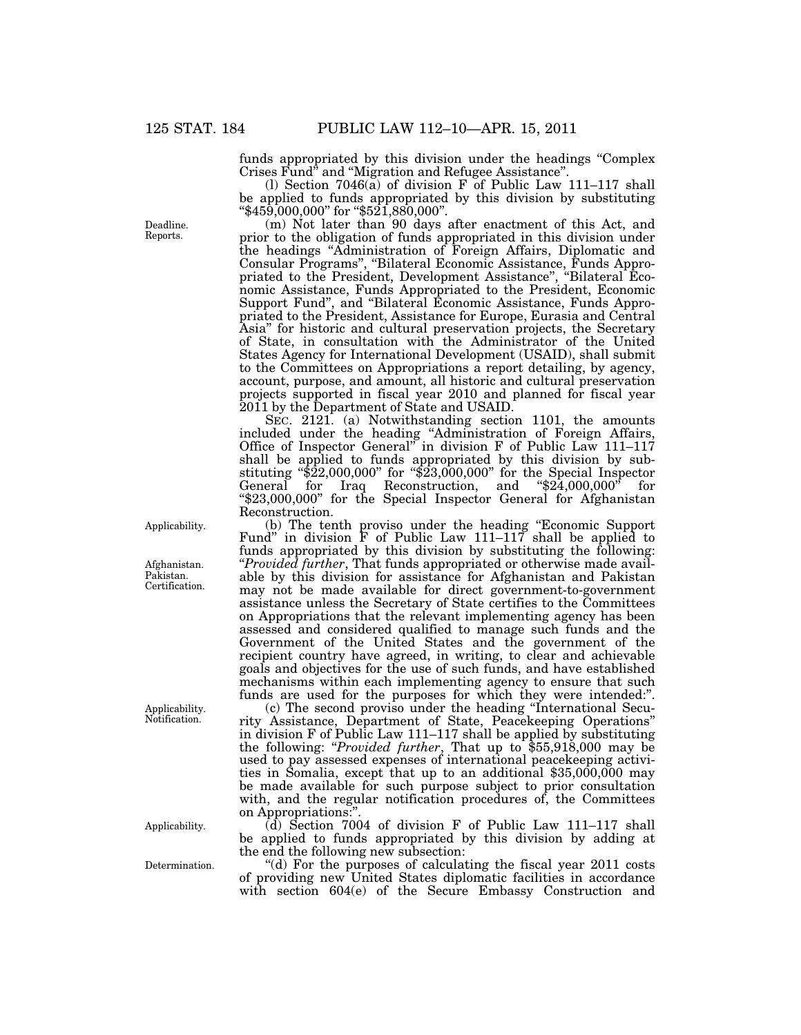funds appropriated by this division under the headings "Complex Crises Fund" and "Migration and Refugee Assistance".

(l) Section 7046(a) of division F of Public Law 111–117 shall be applied to funds appropriated by this division by substituting "$459,000,000" for "$521,880,000".

Deadline. Reports.

(m) Not later than 90 days after enactment of this Act, and prior to the obligation of funds appropriated in this division under the headings "Administration of Foreign Affairs, Diplomatic and Consular Programs", "Bilateral Economic Assistance, Funds Appropriated to the President, Development Assistance", "Bilateral Economic Assistance, Funds Appropriated to the President, Economic Support Fund", and "Bilateral Economic Assistance, Funds Appropriated to the President, Assistance for Europe, Eurasia and Central Asia" for historic and cultural preservation projects, the Secretary of State, in consultation with the Administrator of the United States Agency for International Development (USAID), shall submit to the Committees on Appropriations a report detailing, by agency, account, purpose, and amount, all historic and cultural preservation projects supported in fiscal year 2010 and planned for fiscal year 2011 by the Department of State and USAID.

SEC. 2121. (a) Notwithstanding section 1101, the amounts included under the heading "Administration of Foreign Affairs, Office of Inspector General" in division F of Public Law 111–117 shall be applied to funds appropriated by this division by substituting "$22,000,000" for "$23,000,000" for the Special Inspector General for Iraq Reconstruction, and "$24,000,000" for "$23,000,000" for the Special Inspector General for Afghanistan Reconstruction.

Applicability.

Afghanistan. Pakistan. Certification.

(b) The tenth proviso under the heading "Economic Support Fund" in division F of Public Law 111–117 shall be applied to funds appropriated by this division by substituting the following: "*Provided further*, That funds appropriated or otherwise made available by this division for assistance for Afghanistan and Pakistan may not be made available for direct government-to-government assistance unless the Secretary of State certifies to the Committees on Appropriations that the relevant implementing agency has been assessed and considered qualified to manage such funds and the Government of the United States and the government of the recipient country have agreed, in writing, to clear and achievable goals and objectives for the use of such funds, and have established mechanisms within each implementing agency to ensure that such funds are used for the purposes for which they were intended:".

Applicability. Notification.

(c) The second proviso under the heading "International Security Assistance, Department of State, Peacekeeping Operations" in division F of Public Law 111–117 shall be applied by substituting the following: "*Provided further*, That up to $55,918,000 may be used to pay assessed expenses of international peacekeeping activities in Somalia, except that up to an additional $35,000,000 may be made available for such purpose subject to prior consultation with, and the regular notification procedures of, the Committees on Appropriations:".

Applicability.

(d) Section 7004 of division F of Public Law 111–117 shall be applied to funds appropriated by this division by adding at the end the following new subsection:

Determination.

"(d) For the purposes of calculating the fiscal year 2011 costs of providing new United States diplomatic facilities in accordance with section 604(e) of the Secure Embassy Construction and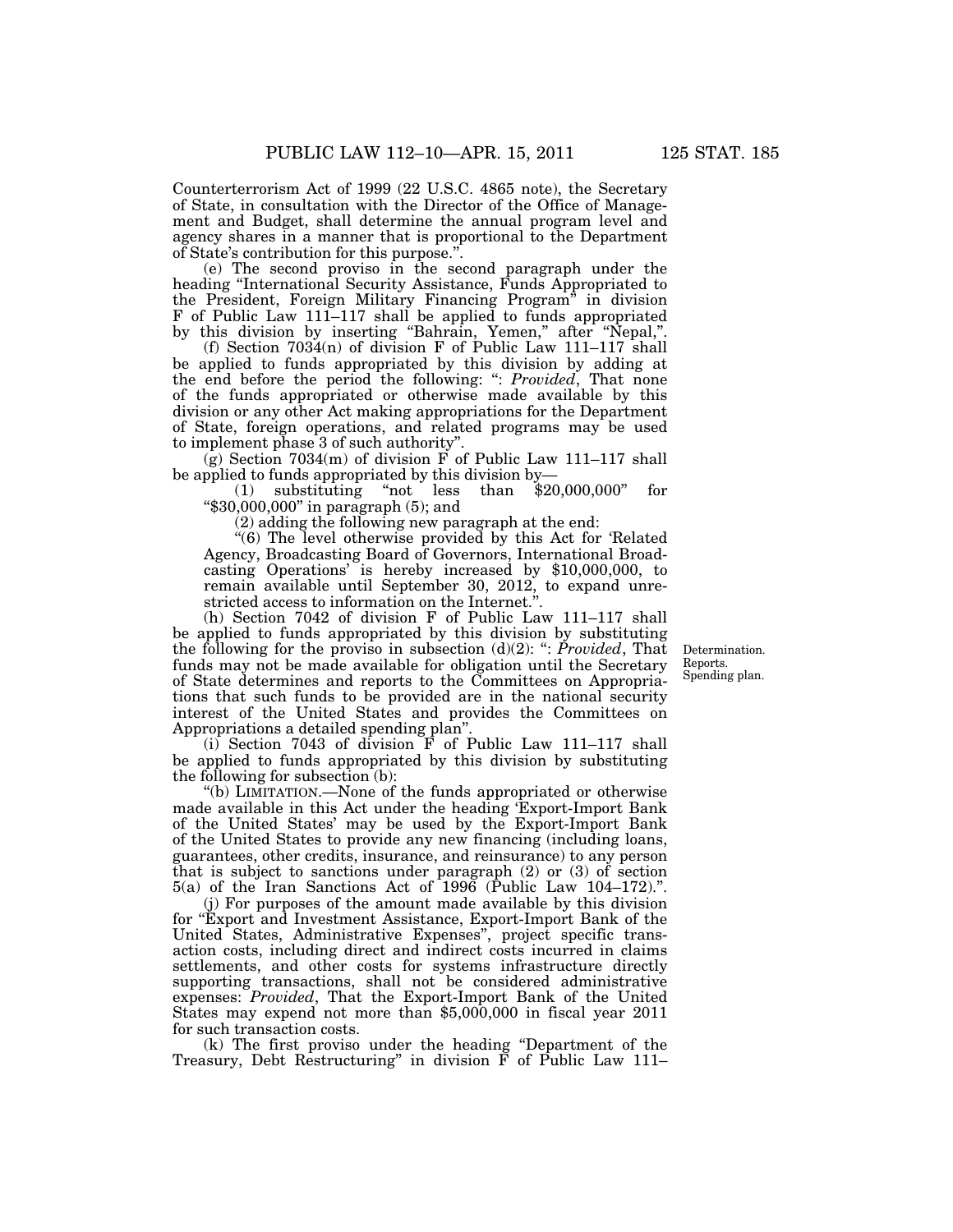Counterterrorism Act of 1999 (22 U.S.C. 4865 note), the Secretary of State, in consultation with the Director of the Office of Management and Budget, shall determine the annual program level and agency shares in a manner that is proportional to the Department of State's contribution for this purpose.".

(e) The second proviso in the second paragraph under the heading "International Security Assistance, Funds Appropriated to the President, Foreign Military Financing Program" in division F of Public Law 111–117 shall be applied to funds appropriated by this division by inserting "Bahrain, Yemen," after "Nepal,".

(f) Section 7034(n) of division F of Public Law 111–117 shall be applied to funds appropriated by this division by adding at the end before the period the following: ": *Provided*, That none of the funds appropriated or otherwise made available by this division or any other Act making appropriations for the Department of State, foreign operations, and related programs may be used to implement phase 3 of such authority".

(g) Section 7034(m) of division F of Public Law 111–117 shall be applied to funds appropriated by this division by—

(1) substituting "not less than $20,000,000" for "$30,000,000" in paragraph (5); and

(2) adding the following new paragraph at the end:

"(6) The level otherwise provided by this Act for 'Related Agency, Broadcasting Board of Governors, International Broadcasting Operations' is hereby increased by $10,000,000, to remain available until September 30, 2012, to expand unrestricted access to information on the Internet.".

(h) Section 7042 of division F of Public Law 111–117 shall be applied to funds appropriated by this division by substituting the following for the proviso in subsection (d)(2): ": *Provided*, That funds may not be made available for obligation until the Secretary of State determines and reports to the Committees on Appropriations that such funds to be provided are in the national security interest of the United States and provides the Committees on Appropriations a detailed spending plan".

Determination. Reports. Spending plan.

(i) Section 7043 of division F of Public Law 111–117 shall be applied to funds appropriated by this division by substituting the following for subsection (b):

"(b) LIMITATION.—None of the funds appropriated or otherwise made available in this Act under the heading 'Export-Import Bank of the United States' may be used by the Export-Import Bank of the United States to provide any new financing (including loans, guarantees, other credits, insurance, and reinsurance) to any person that is subject to sanctions under paragraph (2) or (3) of section 5(a) of the Iran Sanctions Act of 1996 (Public Law 104–172).".

(j) For purposes of the amount made available by this division for "Export and Investment Assistance, Export-Import Bank of the United States, Administrative Expenses", project specific transaction costs, including direct and indirect costs incurred in claims settlements, and other costs for systems infrastructure directly supporting transactions, shall not be considered administrative expenses: *Provided*, That the Export-Import Bank of the United States may expend not more than $5,000,000 in fiscal year 2011 for such transaction costs.

(k) The first proviso under the heading "Department of the Treasury, Debt Restructuring" in division F of Public Law 111–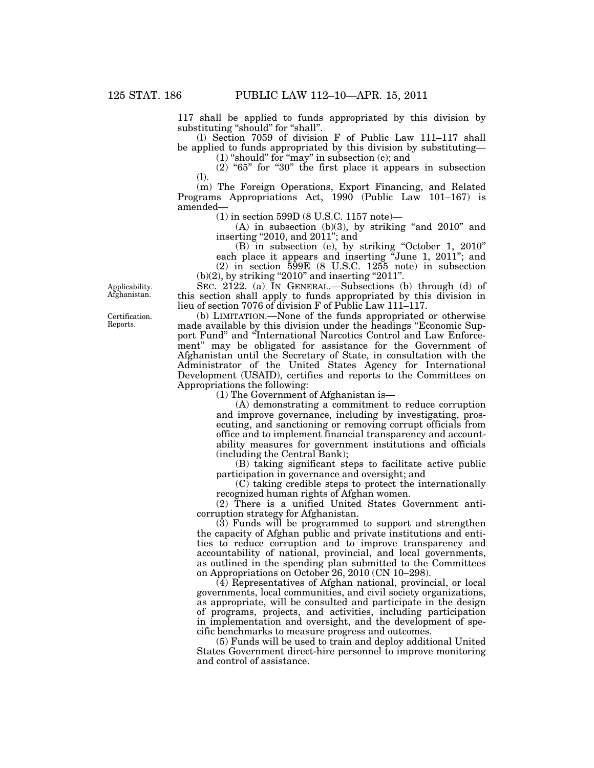117 shall be applied to funds appropriated by this division by substituting "should" for "shall".

(l) Section 7059 of division F of Public Law 111–117 shall be applied to funds appropriated by this division by substituting—

(1) "should" for "may" in subsection (c); and

(2) "65" for "30" the first place it appears in subsection (l).

(m) The Foreign Operations, Export Financing, and Related Programs Appropriations Act, 1990 (Public Law 101–167) is amended—

(1) in section 599D (8 U.S.C. 1157 note)—

(A) in subsection (b)(3), by striking "and 2010" and inserting "2010, and 2011"; and

(B) in subsection (e), by striking "October 1, 2010" each place it appears and inserting "June 1, 2011"; and

(2) in section 599E (8 U.S.C. 1255 note) in subsection (b)(2), by striking "2010" and inserting "2011".

Applicability. Afghanistan.

SEC. 2122. (a) IN GENERAL.—Subsections (b) through (d) of this section shall apply to funds appropriated by this division in lieu of section 7076 of division F of Public Law 111–117.

Certification. Reports.

(b) LIMITATION.—None of the funds appropriated or otherwise made available by this division under the headings "Economic Support Fund" and "International Narcotics Control and Law Enforcement" may be obligated for assistance for the Government of Afghanistan until the Secretary of State, in consultation with the Administrator of the United States Agency for International Development (USAID), certifies and reports to the Committees on Appropriations the following:

(1) The Government of Afghanistan is—

(A) demonstrating a commitment to reduce corruption and improve governance, including by investigating, prosecuting, and sanctioning or removing corrupt officials from office and to implement financial transparency and accountability measures for government institutions and officials (including the Central Bank);

(B) taking significant steps to facilitate active public participation in governance and oversight; and

(C) taking credible steps to protect the internationally recognized human rights of Afghan women.

(2) There is a unified United States Government anti-corruption strategy for Afghanistan.

(3) Funds will be programmed to support and strengthen the capacity of Afghan public and private institutions and entities to reduce corruption and to improve transparency and accountability of national, provincial, and local governments, as outlined in the spending plan submitted to the Committees on Appropriations on October 26, 2010 (CN 10–298).

(4) Representatives of Afghan national, provincial, or local governments, local communities, and civil society organizations, as appropriate, will be consulted and participate in the design of programs, projects, and activities, including participation in implementation and oversight, and the development of specific benchmarks to measure progress and outcomes.

(5) Funds will be used to train and deploy additional United States Government direct-hire personnel to improve monitoring and control of assistance.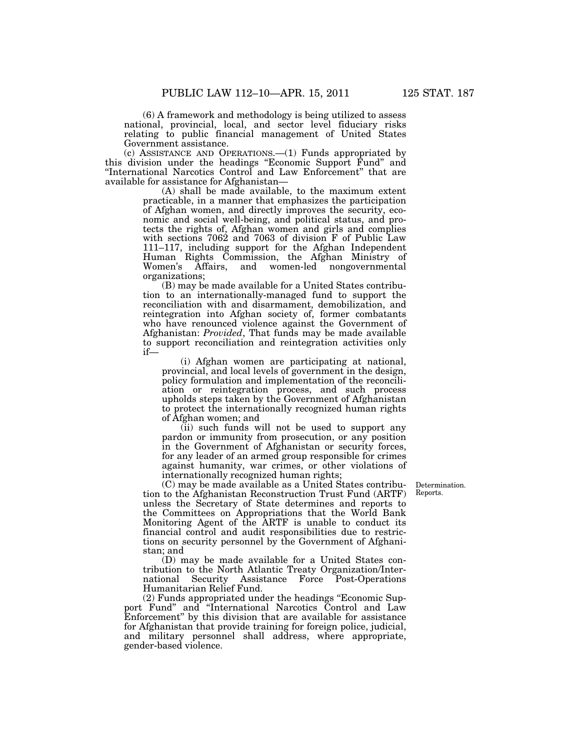(6) A framework and methodology is being utilized to assess national, provincial, local, and sector level fiduciary risks relating to public financial management of United States Government assistance.

(c) ASSISTANCE AND OPERATIONS.—(1) Funds appropriated by this division under the headings "Economic Support Fund" and "International Narcotics Control and Law Enforcement" that are available for assistance for Afghanistan—

(A) shall be made available, to the maximum extent practicable, in a manner that emphasizes the participation of Afghan women, and directly improves the security, economic and social well-being, and political status, and protects the rights of, Afghan women and girls and complies with sections 7062 and 7063 of division F of Public Law 111–117, including support for the Afghan Independent Human Rights Commission, the Afghan Ministry of Women's Affairs, and women-led nongovernmental organizations;

(B) may be made available for a United States contribution to an internationally-managed fund to support the reconciliation with and disarmament, demobilization, and reintegration into Afghan society of, former combatants who have renounced violence against the Government of Afghanistan: *Provided*, That funds may be made available to support reconciliation and reintegration activities only if—

(i) Afghan women are participating at national, provincial, and local levels of government in the design, policy formulation and implementation of the reconciliation or reintegration process, and such process upholds steps taken by the Government of Afghanistan to protect the internationally recognized human rights of Afghan women; and

(ii) such funds will not be used to support any pardon or immunity from prosecution, or any position in the Government of Afghanistan or security forces, for any leader of an armed group responsible for crimes against humanity, war crimes, or other violations of internationally recognized human rights;

Determination. Reports.

(C) may be made available as a United States contribution to the Afghanistan Reconstruction Trust Fund (ARTF) unless the Secretary of State determines and reports to the Committees on Appropriations that the World Bank Monitoring Agent of the ARTF is unable to conduct its financial control and audit responsibilities due to restrictions on security personnel by the Government of Afghanistan; and

(D) may be made available for a United States contribution to the North Atlantic Treaty Organization/International Security Assistance Force Post-Operations Humanitarian Relief Fund.

(2) Funds appropriated under the headings "Economic Support Fund" and "International Narcotics Control and Law Enforcement" by this division that are available for assistance for Afghanistan that provide training for foreign police, judicial, and military personnel shall address, where appropriate, gender-based violence.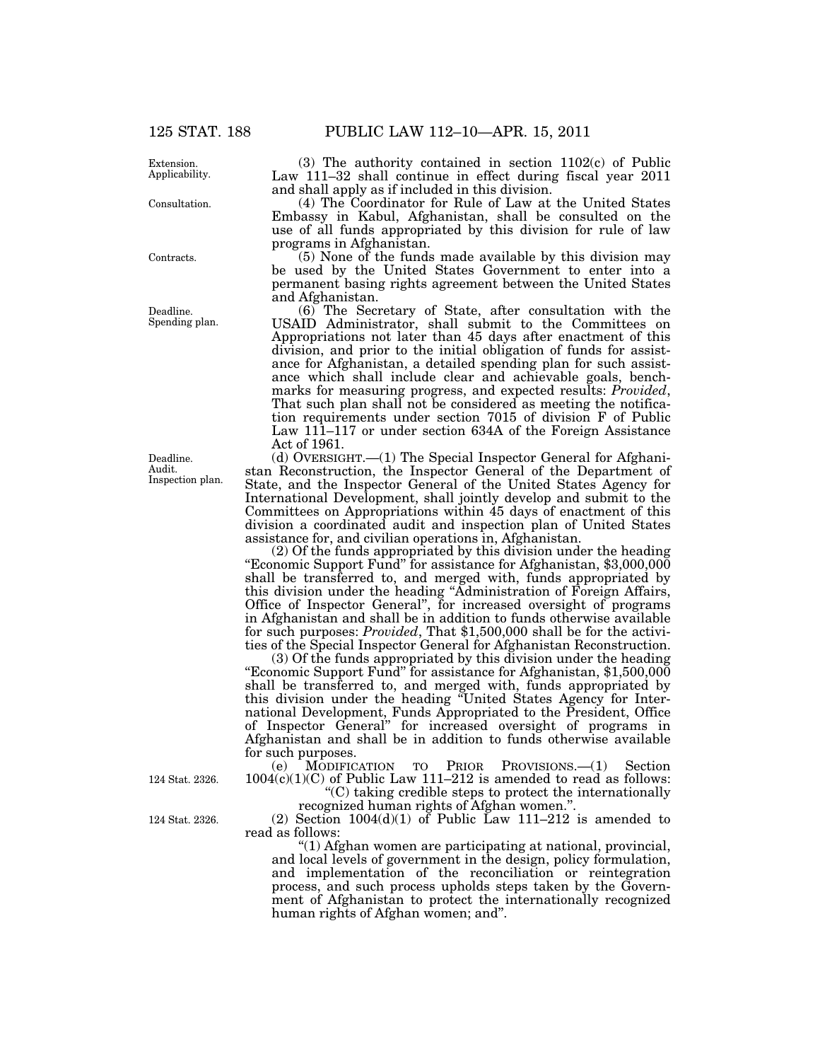(3) The authority contained in section 1102(c) of Public Law 111–32 shall continue in effect during fiscal year 2011 and shall apply as if included in this division.

(4) The Coordinator for Rule of Law at the United States Embassy in Kabul, Afghanistan, shall be consulted on the use of all funds appropriated by this division for rule of law programs in Afghanistan.

(5) None of the funds made available by this division may be used by the United States Government to enter into a permanent basing rights agreement between the United States and Afghanistan.

(6) The Secretary of State, after consultation with the USAID Administrator, shall submit to the Committees on Appropriations not later than 45 days after enactment of this division, and prior to the initial obligation of funds for assistance for Afghanistan, a detailed spending plan for such assistance which shall include clear and achievable goals, benchmarks for measuring progress, and expected results: *Provided*, That such plan shall not be considered as meeting the notification requirements under section 7015 of division F of Public Law 111–117 or under section 634A of the Foreign Assistance Act of 1961.

(d) OVERSIGHT.—(1) The Special Inspector General for Afghanistan Reconstruction, the Inspector General of the Department of State, and the Inspector General of the United States Agency for International Development, shall jointly develop and submit to the Committees on Appropriations within 45 days of enactment of this division a coordinated audit and inspection plan of United States assistance for, and civilian operations in, Afghanistan.

(2) Of the funds appropriated by this division under the heading "Economic Support Fund" for assistance for Afghanistan, $3,000,000 shall be transferred to, and merged with, funds appropriated by this division under the heading "Administration of Foreign Affairs, Office of Inspector General", for increased oversight of programs in Afghanistan and shall be in addition to funds otherwise available for such purposes: *Provided*, That $1,500,000 shall be for the activities of the Special Inspector General for Afghanistan Reconstruction.

(3) Of the funds appropriated by this division under the heading "Economic Support Fund" for assistance for Afghanistan, $1,500,000 shall be transferred to, and merged with, funds appropriated by this division under the heading "United States Agency for International Development, Funds Appropriated to the President, Office of Inspector General" for increased oversight of programs in Afghanistan and shall be in addition to funds otherwise available for such purposes.

(e) MODIFICATION TO PRIOR PROVISIONS.—(1) Section 1004(c)(1)(C) of Public Law 111–212 is amended to read as follows:

"(C) taking credible steps to protect the internationally recognized human rights of Afghan women.".

(2) Section 1004(d)(1) of Public Law 111–212 is amended to read as follows:

"(1) Afghan women are participating at national, provincial, and local levels of government in the design, policy formulation, and implementation of the reconciliation or reintegration process, and such process upholds steps taken by the Government of Afghanistan to protect the internationally recognized human rights of Afghan women; and".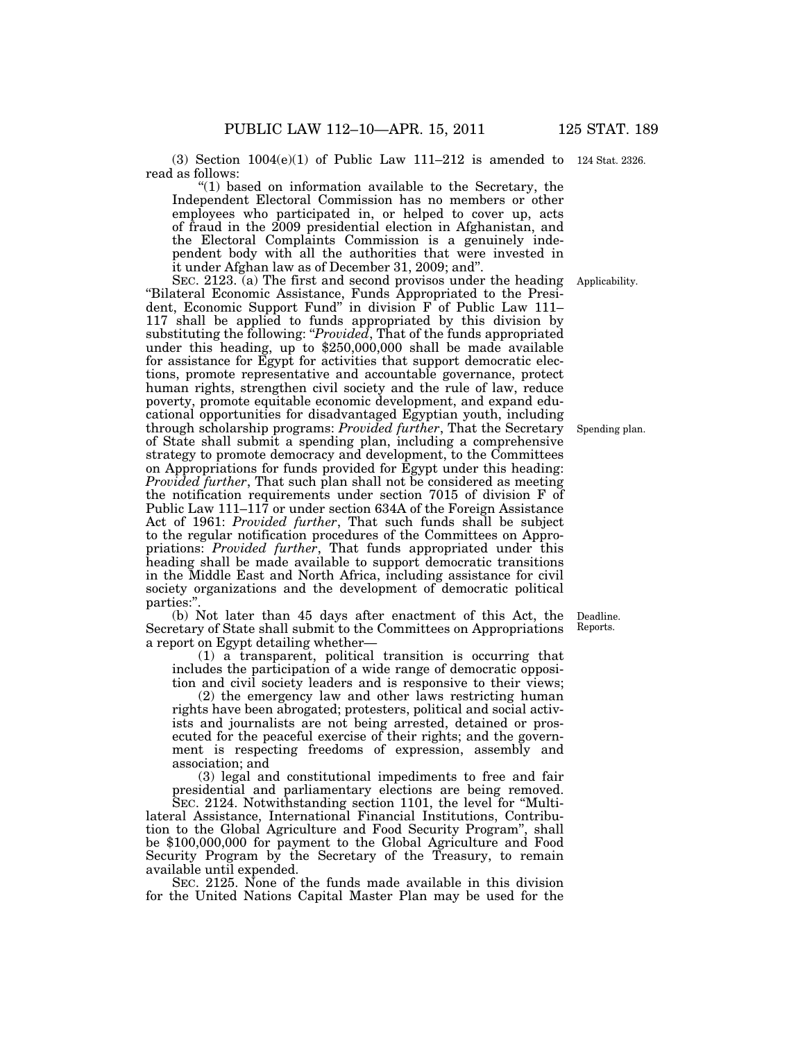(3) Section 1004(e)(1) of Public Law 111–212 is amended to read as follows:

124 Stat. 2326.

"(1) based on information available to the Secretary, the Independent Electoral Commission has no members or other employees who participated in, or helped to cover up, acts of fraud in the 2009 presidential election in Afghanistan, and the Electoral Complaints Commission is a genuinely independent body with all the authorities that were invested in it under Afghan law as of December 31, 2009; and".

Applicability.

SEC. 2123. (a) The first and second provisos under the heading "Bilateral Economic Assistance, Funds Appropriated to the President, Economic Support Fund" in division F of Public Law 111–117 shall be applied to funds appropriated by this division by substituting the following: "*Provided*, That of the funds appropriated under this heading, up to $250,000,000 shall be made available for assistance for Egypt for activities that support democratic elections, promote representative and accountable governance, protect human rights, strengthen civil society and the rule of law, reduce poverty, promote equitable economic development, and expand educational opportunities for disadvantaged Egyptian youth, including through scholarship programs: *Provided further*, That the Secretary of State shall submit a spending plan, including a comprehensive strategy to promote democracy and development, to the Committees on Appropriations for funds provided for Egypt under this heading: *Provided further*, That such plan shall not be considered as meeting the notification requirements under section 7015 of division F of Public Law 111–117 or under section 634A of the Foreign Assistance Act of 1961: *Provided further*, That such funds shall be subject to the regular notification procedures of the Committees on Appropriations: *Provided further*, That funds appropriated under this heading shall be made available to support democratic transitions in the Middle East and North Africa, including assistance for civil society organizations and the development of democratic political parties:".

Spending plan.

Deadline. Reports.

(b) Not later than 45 days after enactment of this Act, the Secretary of State shall submit to the Committees on Appropriations a report on Egypt detailing whether—

(1) a transparent, political transition is occurring that includes the participation of a wide range of democratic opposition and civil society leaders and is responsive to their views;

(2) the emergency law and other laws restricting human rights have been abrogated; protesters, political and social activists and journalists are not being arrested, detained or prosecuted for the peaceful exercise of their rights; and the government is respecting freedoms of expression, assembly and association; and

(3) legal and constitutional impediments to free and fair presidential and parliamentary elections are being removed.

SEC. 2124. Notwithstanding section 1101, the level for "Multilateral Assistance, International Financial Institutions, Contribution to the Global Agriculture and Food Security Program", shall be $100,000,000 for payment to the Global Agriculture and Food Security Program by the Secretary of the Treasury, to remain available until expended.

SEC. 2125. None of the funds made available in this division for the United Nations Capital Master Plan may be used for the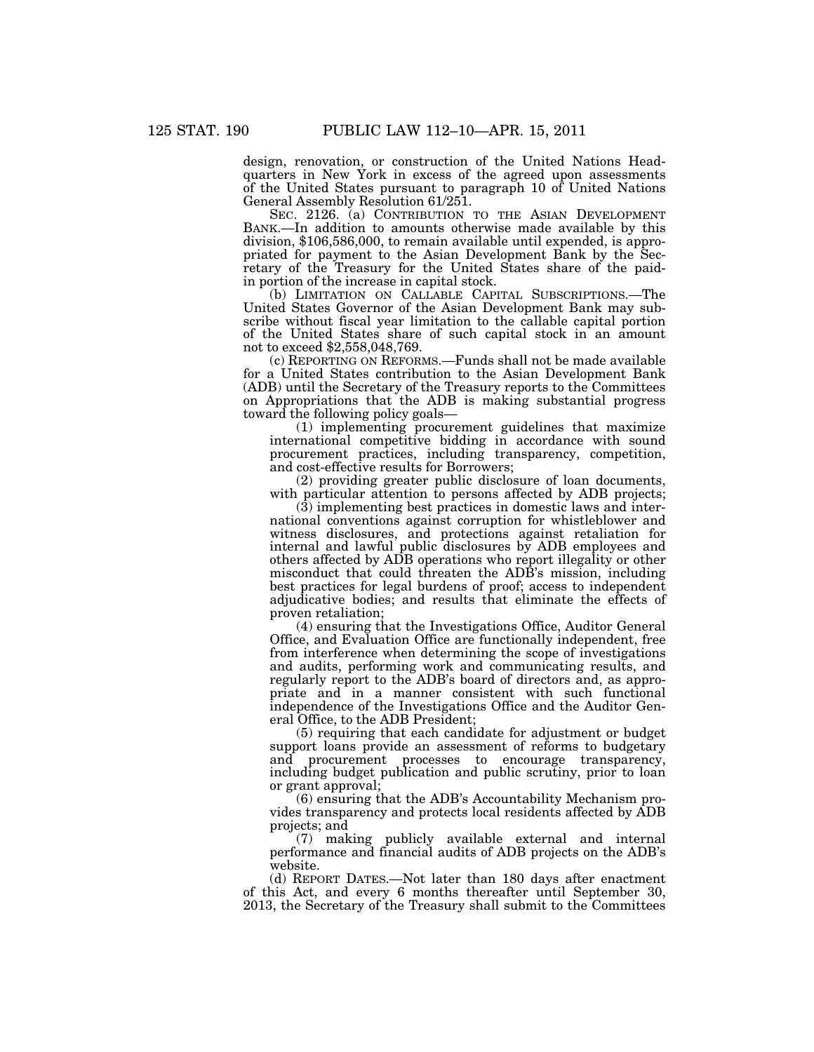design, renovation, or construction of the United Nations Headquarters in New York in excess of the agreed upon assessments of the United States pursuant to paragraph 10 of United Nations General Assembly Resolution 61/251.

SEC. 2126. (a) CONTRIBUTION TO THE ASIAN DEVELOPMENT BANK.—In addition to amounts otherwise made available by this division, $106,586,000, to remain available until expended, is appropriated for payment to the Asian Development Bank by the Secretary of the Treasury for the United States share of the paid-in portion of the increase in capital stock.

(b) LIMITATION ON CALLABLE CAPITAL SUBSCRIPTIONS.—The United States Governor of the Asian Development Bank may subscribe without fiscal year limitation to the callable capital portion of the United States share of such capital stock in an amount not to exceed $2,558,048,769.

(c) REPORTING ON REFORMS.—Funds shall not be made available for a United States contribution to the Asian Development Bank (ADB) until the Secretary of the Treasury reports to the Committees on Appropriations that the ADB is making substantial progress toward the following policy goals—

(1) implementing procurement guidelines that maximize international competitive bidding in accordance with sound procurement practices, including transparency, competition, and cost-effective results for Borrowers;

(2) providing greater public disclosure of loan documents, with particular attention to persons affected by ADB projects;

(3) implementing best practices in domestic laws and international conventions against corruption for whistleblower and witness disclosures, and protections against retaliation for internal and lawful public disclosures by ADB employees and others affected by ADB operations who report illegality or other misconduct that could threaten the ADB's mission, including best practices for legal burdens of proof; access to independent adjudicative bodies; and results that eliminate the effects of proven retaliation;

(4) ensuring that the Investigations Office, Auditor General Office, and Evaluation Office are functionally independent, free from interference when determining the scope of investigations and audits, performing work and communicating results, and regularly report to the ADB's board of directors and, as appropriate and in a manner consistent with such functional independence of the Investigations Office and the Auditor General Office, to the ADB President;

(5) requiring that each candidate for adjustment or budget support loans provide an assessment of reforms to budgetary and procurement processes to encourage transparency, including budget publication and public scrutiny, prior to loan or grant approval;

(6) ensuring that the ADB's Accountability Mechanism provides transparency and protects local residents affected by ADB projects; and

(7) making publicly available external and internal performance and financial audits of ADB projects on the ADB's website.

(d) REPORT DATES.—Not later than 180 days after enactment of this Act, and every 6 months thereafter until September 30, 2013, the Secretary of the Treasury shall submit to the Committees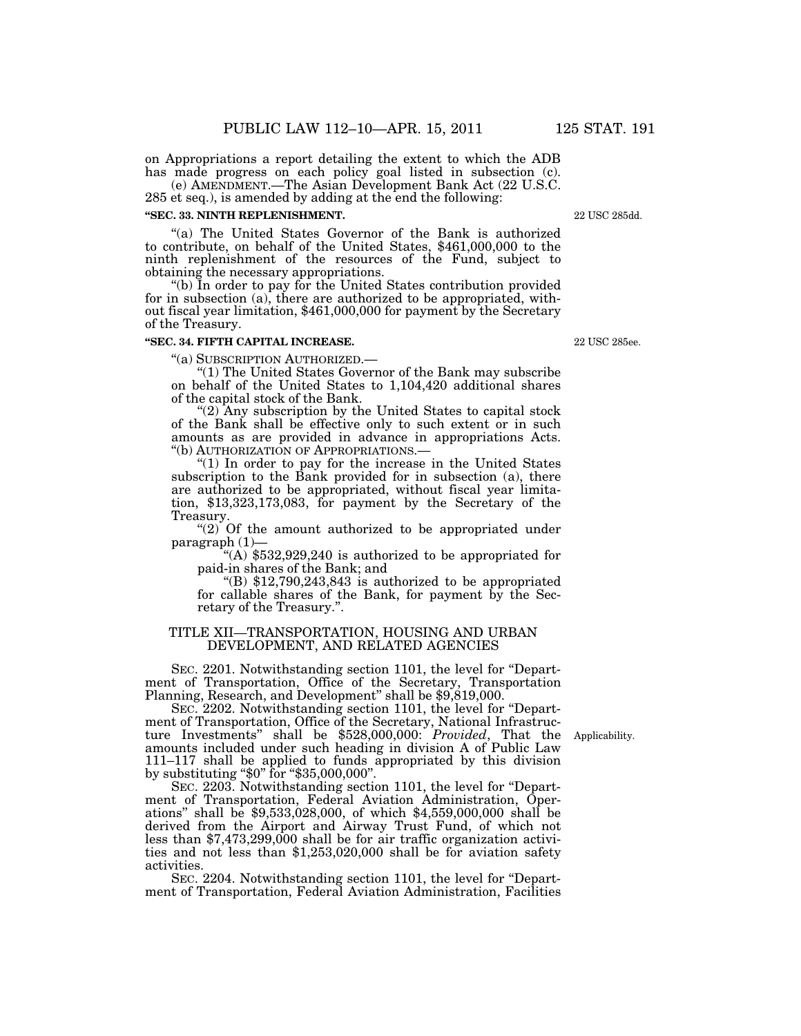on Appropriations a report detailing the extent to which the ADB has made progress on each policy goal listed in subsection (c).

(e) AMENDMENT.—The Asian Development Bank Act (22 U.S.C. 285 et seq.), is amended by adding at the end the following:

**"SEC. 33. NINTH REPLENISHMENT.**

22 USC 285dd.

"(a) The United States Governor of the Bank is authorized to contribute, on behalf of the United States, $461,000,000 to the ninth replenishment of the resources of the Fund, subject to obtaining the necessary appropriations.

"(b) In order to pay for the United States contribution provided for in subsection (a), there are authorized to be appropriated, without fiscal year limitation, $461,000,000 for payment by the Secretary of the Treasury.

**"SEC. 34. FIFTH CAPITAL INCREASE.**

22 USC 285ee.

"(a) SUBSCRIPTION AUTHORIZED.—

"(1) The United States Governor of the Bank may subscribe on behalf of the United States to 1,104,420 additional shares of the capital stock of the Bank.

"(2) Any subscription by the United States to capital stock of the Bank shall be effective only to such extent or in such amounts as are provided in advance in appropriations Acts.

"(b) AUTHORIZATION OF APPROPRIATIONS.—

"(1) In order to pay for the increase in the United States subscription to the Bank provided for in subsection (a), there are authorized to be appropriated, without fiscal year limitation, $13,323,173,083, for payment by the Secretary of the Treasury.

"(2) Of the amount authorized to be appropriated under paragraph (1)—

"(A) $532,929,240 is authorized to be appropriated for paid-in shares of the Bank; and

"(B) $12,790,243,843 is authorized to be appropriated for callable shares of the Bank, for payment by the Secretary of the Treasury.".

## TITLE XII—TRANSPORTATION, HOUSING AND URBAN DEVELOPMENT, AND RELATED AGENCIES

SEC. 2201. Notwithstanding section 1101, the level for "Department of Transportation, Office of the Secretary, Transportation Planning, Research, and Development" shall be $9,819,000.

SEC. 2202. Notwithstanding section 1101, the level for "Department of Transportation, Office of the Secretary, National Infrastructure Investments" shall be $528,000,000: *Provided*, That the amounts included under such heading in division A of Public Law 111–117 shall be applied to funds appropriated by this division by substituting "$0" for "$35,000,000".

Applicability.

SEC. 2203. Notwithstanding section 1101, the level for "Department of Transportation, Federal Aviation Administration, Operations" shall be $9,533,028,000, of which $4,559,000,000 shall be derived from the Airport and Airway Trust Fund, of which not less than $7,473,299,000 shall be for air traffic organization activities and not less than $1,253,020,000 shall be for aviation safety activities.

SEC. 2204. Notwithstanding section 1101, the level for "Department of Transportation, Federal Aviation Administration, Facilities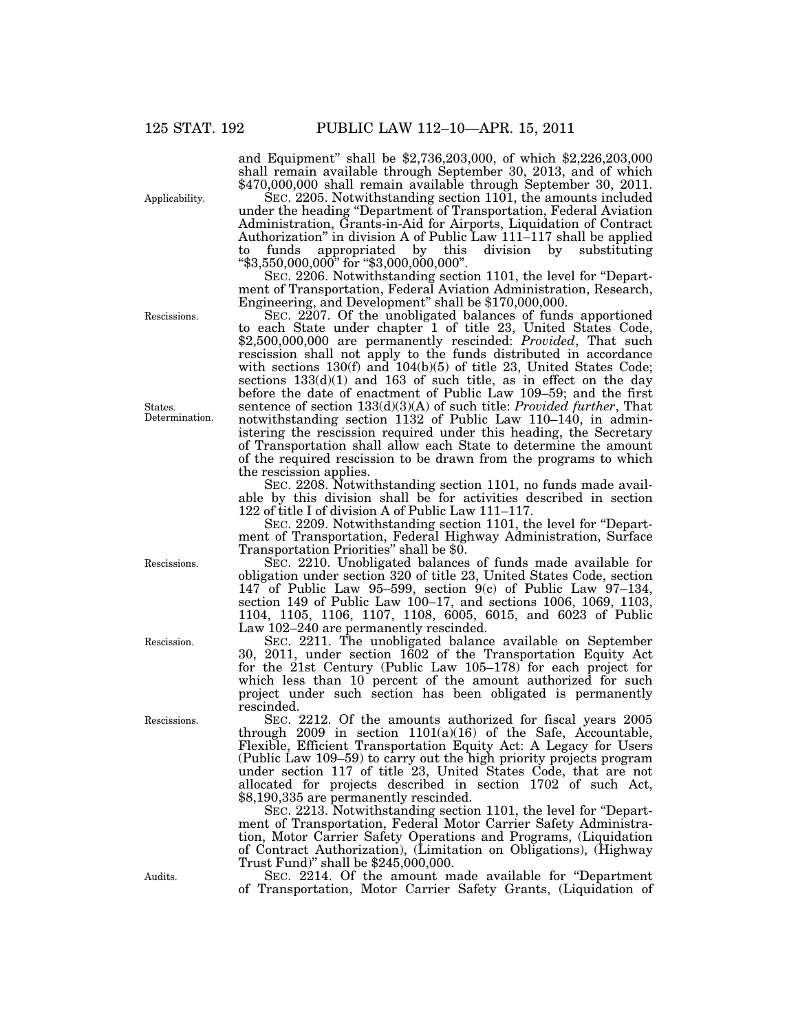and Equipment" shall be $2,736,203,000, of which $2,226,203,000 shall remain available through September 30, 2013, and of which $470,000,000 shall remain available through September 30, 2011.

Applicability.

SEC. 2205. Notwithstanding section 1101, the amounts included under the heading "Department of Transportation, Federal Aviation Administration, Grants-in-Aid for Airports, Liquidation of Contract Authorization" in division A of Public Law 111–117 shall be applied to funds appropriated by this division by substituting "$3,550,000,000" for "$3,000,000,000".

SEC. 2206. Notwithstanding section 1101, the level for "Department of Transportation, Federal Aviation Administration, Research, Engineering, and Development" shall be $170,000,000.

Rescissions.

SEC. 2207. Of the unobligated balances of funds apportioned to each State under chapter 1 of title 23, United States Code, $2,500,000,000 are permanently rescinded: *Provided*, That such rescission shall not apply to the funds distributed in accordance with sections 130(f) and 104(b)(5) of title 23, United States Code; sections 133(d)(1) and 163 of such title, as in effect on the day before the date of enactment of Public Law 109–59; and the first sentence of section 133(d)(3)(A) of such title: *Provided further*, That notwithstanding section 1132 of Public Law 110–140, in administering the rescission required under this heading, the Secretary of Transportation shall allow each State to determine the amount of the required rescission to be drawn from the programs to which the rescission applies.

States. Determination.

SEC. 2208. Notwithstanding section 1101, no funds made available by this division shall be for activities described in section 122 of title I of division A of Public Law 111–117.

SEC. 2209. Notwithstanding section 1101, the level for "Department of Transportation, Federal Highway Administration, Surface Transportation Priorities" shall be $0.

Rescissions.

SEC. 2210. Unobligated balances of funds made available for obligation under section 320 of title 23, United States Code, section 147 of Public Law 95–599, section 9(c) of Public Law 97–134, section 149 of Public Law 100–17, and sections 1006, 1069, 1103, 1104, 1105, 1106, 1107, 1108, 6005, 6015, and 6023 of Public Law 102–240 are permanently rescinded.

Rescission.

SEC. 2211. The unobligated balance available on September 30, 2011, under section 1602 of the Transportation Equity Act for the 21st Century (Public Law 105–178) for each project for which less than 10 percent of the amount authorized for such project under such section has been obligated is permanently rescinded.

Rescissions.

SEC. 2212. Of the amounts authorized for fiscal years 2005 through 2009 in section 1101(a)(16) of the Safe, Accountable, Flexible, Efficient Transportation Equity Act: A Legacy for Users (Public Law 109–59) to carry out the high priority projects program under section 117 of title 23, United States Code, that are not allocated for projects described in section 1702 of such Act, $8,190,335 are permanently rescinded.

SEC. 2213. Notwithstanding section 1101, the level for "Department of Transportation, Federal Motor Carrier Safety Administration, Motor Carrier Safety Operations and Programs, (Liquidation of Contract Authorization), (Limitation on Obligations), (Highway Trust Fund)" shall be $245,000,000.

Audits.

SEC. 2214. Of the amount made available for "Department of Transportation, Motor Carrier Safety Grants, (Liquidation of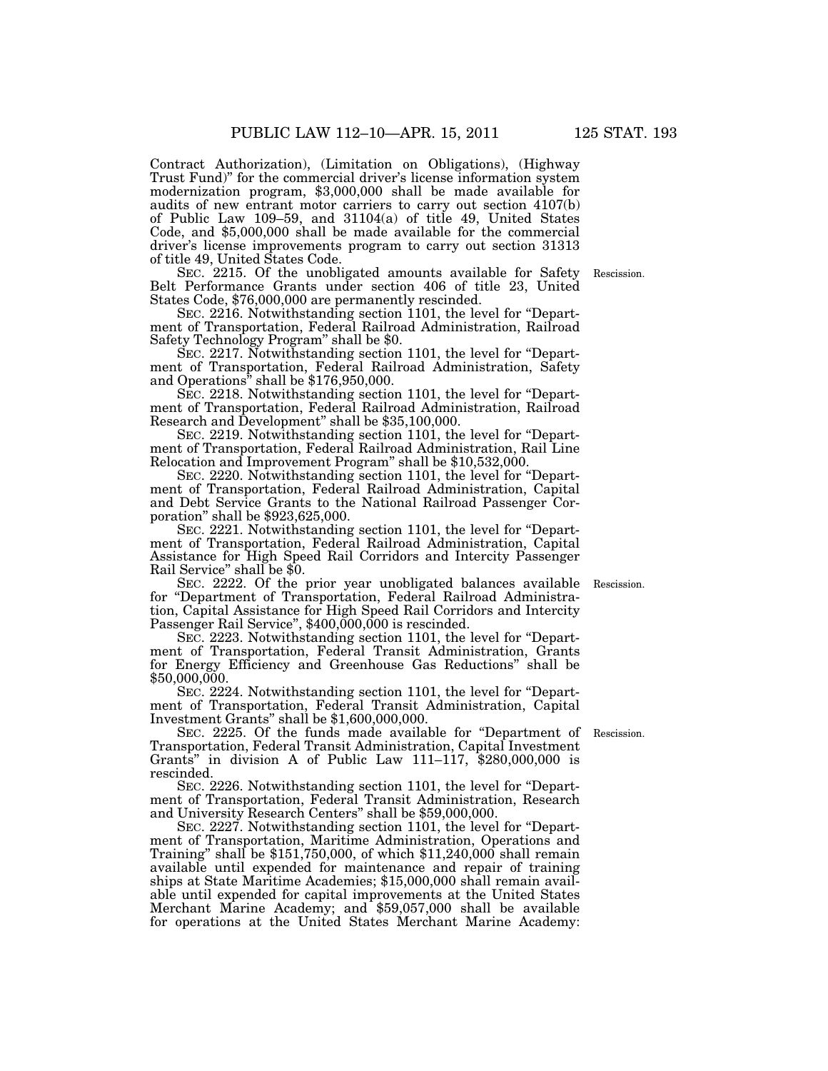Contract Authorization), (Limitation on Obligations), (Highway Trust Fund)" for the commercial driver's license information system modernization program, $3,000,000 shall be made available for audits of new entrant motor carriers to carry out section 4107(b) of Public Law 109–59, and 31104(a) of title 49, United States Code, and $5,000,000 shall be made available for the commercial driver's license improvements program to carry out section 31313 of title 49, United States Code.

Rescission.

SEC. 2215. Of the unobligated amounts available for Safety Belt Performance Grants under section 406 of title 23, United States Code, $76,000,000 are permanently rescinded.

SEC. 2216. Notwithstanding section 1101, the level for "Department of Transportation, Federal Railroad Administration, Railroad Safety Technology Program" shall be $0.

SEC. 2217. Notwithstanding section 1101, the level for "Department of Transportation, Federal Railroad Administration, Safety and Operations" shall be $176,950,000.

SEC. 2218. Notwithstanding section 1101, the level for "Department of Transportation, Federal Railroad Administration, Railroad Research and Development" shall be $35,100,000.

SEC. 2219. Notwithstanding section 1101, the level for "Department of Transportation, Federal Railroad Administration, Rail Line Relocation and Improvement Program" shall be $10,532,000.

SEC. 2220. Notwithstanding section 1101, the level for "Department of Transportation, Federal Railroad Administration, Capital and Debt Service Grants to the National Railroad Passenger Corporation" shall be $923,625,000.

SEC. 2221. Notwithstanding section 1101, the level for "Department of Transportation, Federal Railroad Administration, Capital Assistance for High Speed Rail Corridors and Intercity Passenger Rail Service" shall be $0.

Rescission.

SEC. 2222. Of the prior year unobligated balances available for "Department of Transportation, Federal Railroad Administration, Capital Assistance for High Speed Rail Corridors and Intercity Passenger Rail Service", $400,000,000 is rescinded.

SEC. 2223. Notwithstanding section 1101, the level for "Department of Transportation, Federal Transit Administration, Grants for Energy Efficiency and Greenhouse Gas Reductions" shall be $50,000,000.

SEC. 2224. Notwithstanding section 1101, the level for "Department of Transportation, Federal Transit Administration, Capital Investment Grants" shall be $1,600,000,000.

Rescission.

SEC. 2225. Of the funds made available for "Department of Transportation, Federal Transit Administration, Capital Investment Grants" in division A of Public Law 111–117, $280,000,000 is rescinded.

SEC. 2226. Notwithstanding section 1101, the level for "Department of Transportation, Federal Transit Administration, Research and University Research Centers" shall be $59,000,000.

SEC. 2227. Notwithstanding section 1101, the level for "Department of Transportation, Maritime Administration, Operations and Training" shall be $151,750,000, of which $11,240,000 shall remain available until expended for maintenance and repair of training ships at State Maritime Academies; $15,000,000 shall remain available until expended for capital improvements at the United States Merchant Marine Academy; and $59,057,000 shall be available for operations at the United States Merchant Marine Academy: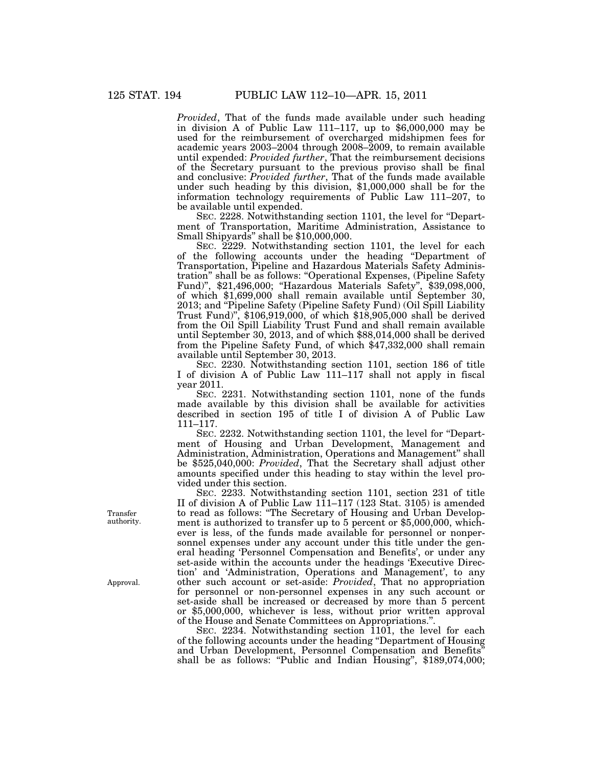*Provided*, That of the funds made available under such heading in division A of Public Law 111–117, up to $6,000,000 may be used for the reimbursement of overcharged midshipmen fees for academic years 2003–2004 through 2008–2009, to remain available until expended: *Provided further*, That the reimbursement decisions of the Secretary pursuant to the previous proviso shall be final and conclusive: *Provided further*, That of the funds made available under such heading by this division, $1,000,000 shall be for the information technology requirements of Public Law 111–207, to be available until expended.

SEC. 2228. Notwithstanding section 1101, the level for "Department of Transportation, Maritime Administration, Assistance to Small Shipyards" shall be $10,000,000.

SEC. 2229. Notwithstanding section 1101, the level for each of the following accounts under the heading "Department of Transportation, Pipeline and Hazardous Materials Safety Administration" shall be as follows: "Operational Expenses, (Pipeline Safety Fund)", $21,496,000; "Hazardous Materials Safety", $39,098,000, of which $1,699,000 shall remain available until September 30, 2013; and "Pipeline Safety (Pipeline Safety Fund) (Oil Spill Liability Trust Fund)", $106,919,000, of which $18,905,000 shall be derived from the Oil Spill Liability Trust Fund and shall remain available until September 30, 2013, and of which $88,014,000 shall be derived from the Pipeline Safety Fund, of which $47,332,000 shall remain available until September 30, 2013.

SEC. 2230. Notwithstanding section 1101, section 186 of title I of division A of Public Law 111–117 shall not apply in fiscal year 2011.

SEC. 2231. Notwithstanding section 1101, none of the funds made available by this division shall be available for activities described in section 195 of title I of division A of Public Law 111–117.

SEC. 2232. Notwithstanding section 1101, the level for "Department of Housing and Urban Development, Management and Administration, Administration, Operations and Management" shall be $525,040,000: *Provided*, That the Secretary shall adjust other amounts specified under this heading to stay within the level provided under this section.

SEC. 2233. Notwithstanding section 1101, section 231 of title II of division A of Public Law 111–117 (123 Stat. 3105) is amended to read as follows: "The Secretary of Housing and Urban Development is authorized to transfer up to 5 percent or $5,000,000, whichever is less, of the funds made available for personnel or nonpersonnel expenses under any account under this title under the general heading 'Personnel Compensation and Benefits', or under any set-aside within the accounts under the headings 'Executive Direction' and 'Administration, Operations and Management', to any other such account or set-aside: *Provided*, That no appropriation for personnel or non-personnel expenses in any such account or set-aside shall be increased or decreased by more than 5 percent or $5,000,000, whichever is less, without prior written approval of the House and Senate Committees on Appropriations.".

Transfer authority.

Approval.

SEC. 2234. Notwithstanding section 1101, the level for each of the following accounts under the heading "Department of Housing and Urban Development, Personnel Compensation and Benefits" shall be as follows: "Public and Indian Housing", $189,074,000;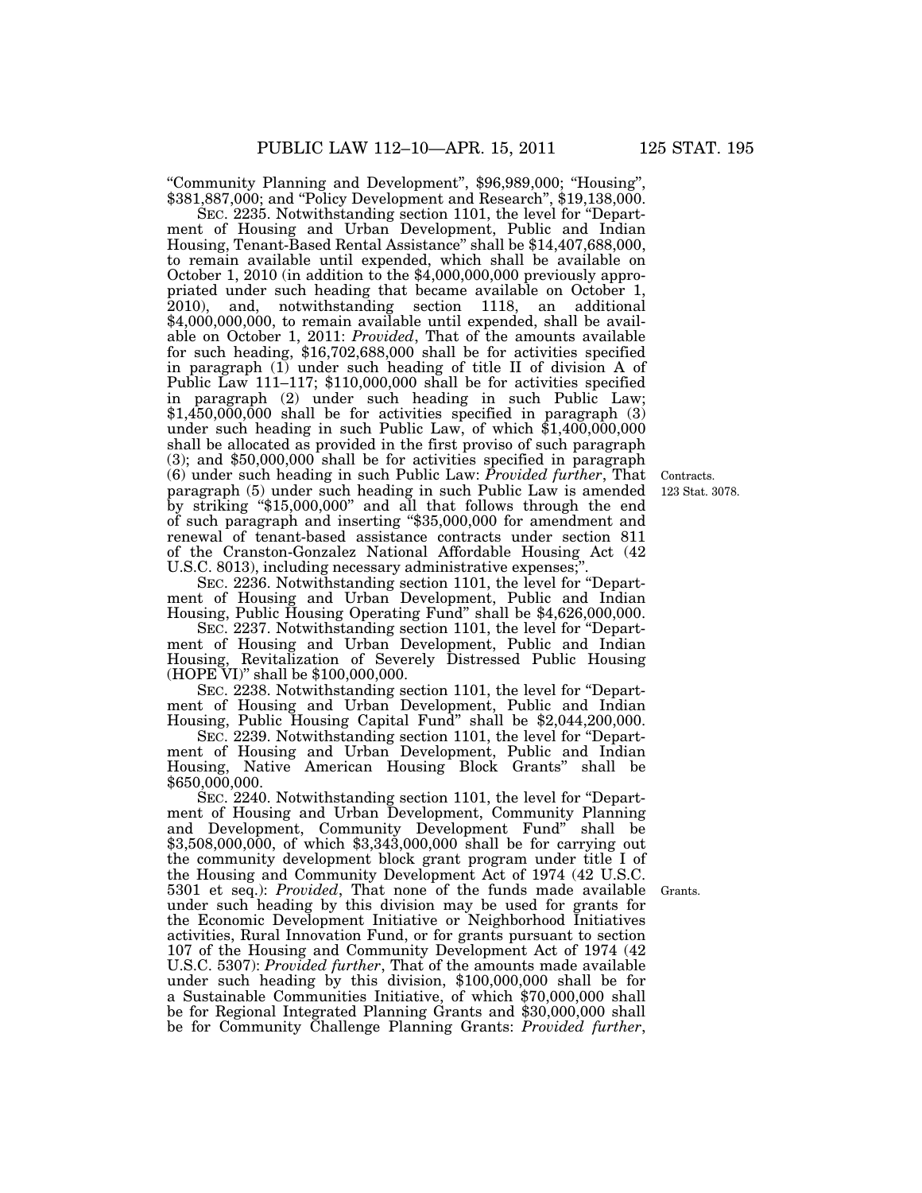"Community Planning and Development", $96,989,000; "Housing", $381,887,000; and "Policy Development and Research", $19,138,000.

SEC. 2235. Notwithstanding section 1101, the level for "Department of Housing and Urban Development, Public and Indian Housing, Tenant-Based Rental Assistance" shall be $14,407,688,000, to remain available until expended, which shall be available on October 1, 2010 (in addition to the $4,000,000,000 previously appropriated under such heading that became available on October 1, 2010), and, notwithstanding section 1118, an additional $4,000,000,000, to remain available until expended, shall be available on October 1, 2011: *Provided*, That of the amounts available for such heading, $16,702,688,000 shall be for activities specified in paragraph (1) under such heading of title II of division A of Public Law 111–117; $110,000,000 shall be for activities specified in paragraph (2) under such heading in such Public Law; $1,450,000,000 shall be for activities specified in paragraph (3) under such heading in such Public Law, of which $1,400,000,000 shall be allocated as provided in the first proviso of such paragraph (3); and $50,000,000 shall be for activities specified in paragraph (6) under such heading in such Public Law: *Provided further*, That paragraph (5) under such heading in such Public Law is amended by striking "$15,000,000" and all that follows through the end of such paragraph and inserting "$35,000,000 for amendment and renewal of tenant-based assistance contracts under section 811 of the Cranston-Gonzalez National Affordable Housing Act (42 U.S.C. 8013), including necessary administrative expenses;".

Contracts.
123 Stat. 3078.

SEC. 2236. Notwithstanding section 1101, the level for "Department of Housing and Urban Development, Public and Indian Housing, Public Housing Operating Fund" shall be $4,626,000,000.

SEC. 2237. Notwithstanding section 1101, the level for "Department of Housing and Urban Development, Public and Indian Housing, Revitalization of Severely Distressed Public Housing (HOPE VI)" shall be $100,000,000.

SEC. 2238. Notwithstanding section 1101, the level for "Department of Housing and Urban Development, Public and Indian Housing, Public Housing Capital Fund" shall be $2,044,200,000.

SEC. 2239. Notwithstanding section 1101, the level for "Department of Housing and Urban Development, Public and Indian Housing, Native American Housing Block Grants" shall be $650,000,000.

SEC. 2240. Notwithstanding section 1101, the level for "Department of Housing and Urban Development, Community Planning and Development, Community Development Fund" shall be $3,508,000,000, of which $3,343,000,000 shall be for carrying out the community development block grant program under title I of the Housing and Community Development Act of 1974 (42 U.S.C. 5301 et seq.): *Provided*, That none of the funds made available under such heading by this division may be used for grants for the Economic Development Initiative or Neighborhood Initiatives activities, Rural Innovation Fund, or for grants pursuant to section 107 of the Housing and Community Development Act of 1974 (42 U.S.C. 5307): *Provided further*, That of the amounts made available under such heading by this division, $100,000,000 shall be for a Sustainable Communities Initiative, of which $70,000,000 shall be for Regional Integrated Planning Grants and $30,000,000 shall be for Community Challenge Planning Grants: *Provided further*,

Grants.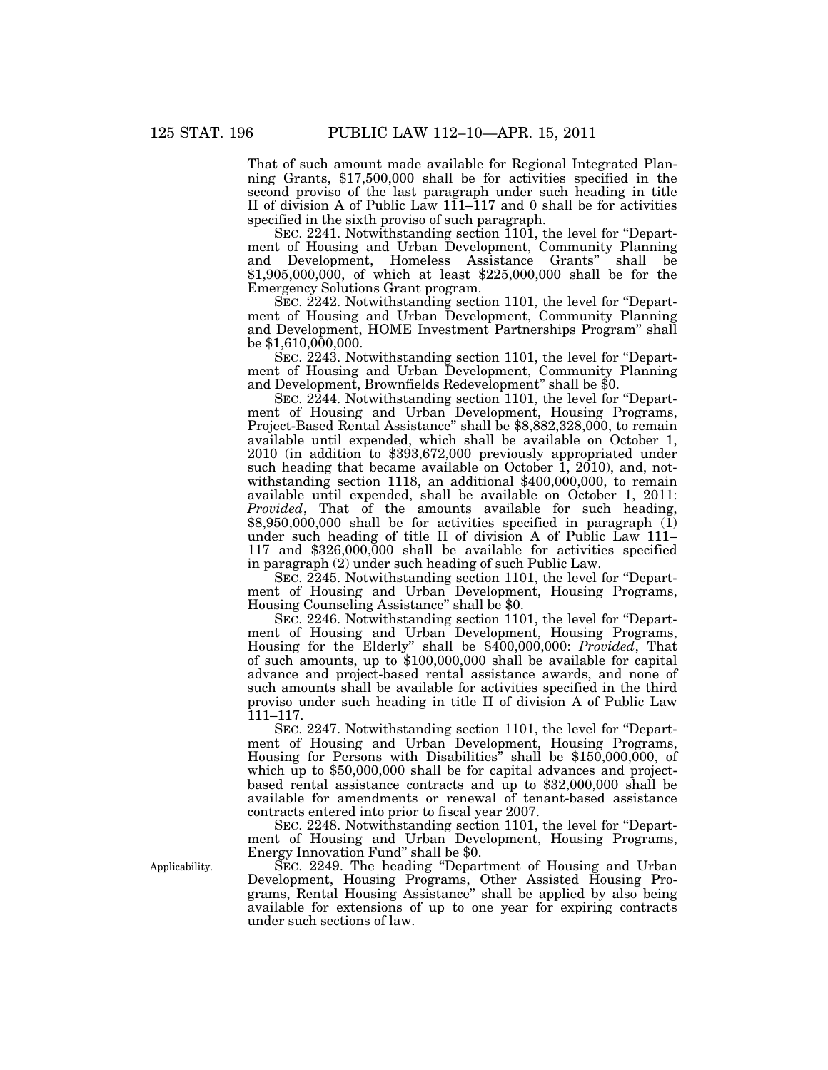That of such amount made available for Regional Integrated Planning Grants, $17,500,000 shall be for activities specified in the second proviso of the last paragraph under such heading in title II of division A of Public Law 111–117 and 0 shall be for activities specified in the sixth proviso of such paragraph.

SEC. 2241. Notwithstanding section 1101, the level for "Department of Housing and Urban Development, Community Planning and Development, Homeless Assistance Grants" shall be $1,905,000,000, of which at least $225,000,000 shall be for the Emergency Solutions Grant program.

SEC. 2242. Notwithstanding section 1101, the level for "Department of Housing and Urban Development, Community Planning and Development, HOME Investment Partnerships Program" shall be $1,610,000,000.

SEC. 2243. Notwithstanding section 1101, the level for "Department of Housing and Urban Development, Community Planning and Development, Brownfields Redevelopment" shall be $0.

SEC. 2244. Notwithstanding section 1101, the level for "Department of Housing and Urban Development, Housing Programs, Project-Based Rental Assistance" shall be $8,882,328,000, to remain available until expended, which shall be available on October 1, 2010 (in addition to $393,672,000 previously appropriated under such heading that became available on October 1, 2010), and, notwithstanding section 1118, an additional $400,000,000, to remain available until expended, shall be available on October 1, 2011: *Provided*, That of the amounts available for such heading, $8,950,000,000 shall be for activities specified in paragraph (1) under such heading of title II of division A of Public Law 111–117 and $326,000,000 shall be available for activities specified in paragraph (2) under such heading of such Public Law.

SEC. 2245. Notwithstanding section 1101, the level for "Department of Housing and Urban Development, Housing Programs, Housing Counseling Assistance" shall be $0.

SEC. 2246. Notwithstanding section 1101, the level for "Department of Housing and Urban Development, Housing Programs, Housing for the Elderly" shall be $400,000,000: *Provided*, That of such amounts, up to $100,000,000 shall be available for capital advance and project-based rental assistance awards, and none of such amounts shall be available for activities specified in the third proviso under such heading in title II of division A of Public Law 111–117.

SEC. 2247. Notwithstanding section 1101, the level for "Department of Housing and Urban Development, Housing Programs, Housing for Persons with Disabilities" shall be $150,000,000, of which up to $50,000,000 shall be for capital advances and project-based rental assistance contracts and up to $32,000,000 shall be available for amendments or renewal of tenant-based assistance contracts entered into prior to fiscal year 2007.

SEC. 2248. Notwithstanding section 1101, the level for "Department of Housing and Urban Development, Housing Programs, Energy Innovation Fund" shall be $0.

Applicability.

SEC. 2249. The heading "Department of Housing and Urban Development, Housing Programs, Other Assisted Housing Programs, Rental Housing Assistance" shall be applied by also being available for extensions of up to one year for expiring contracts under such sections of law.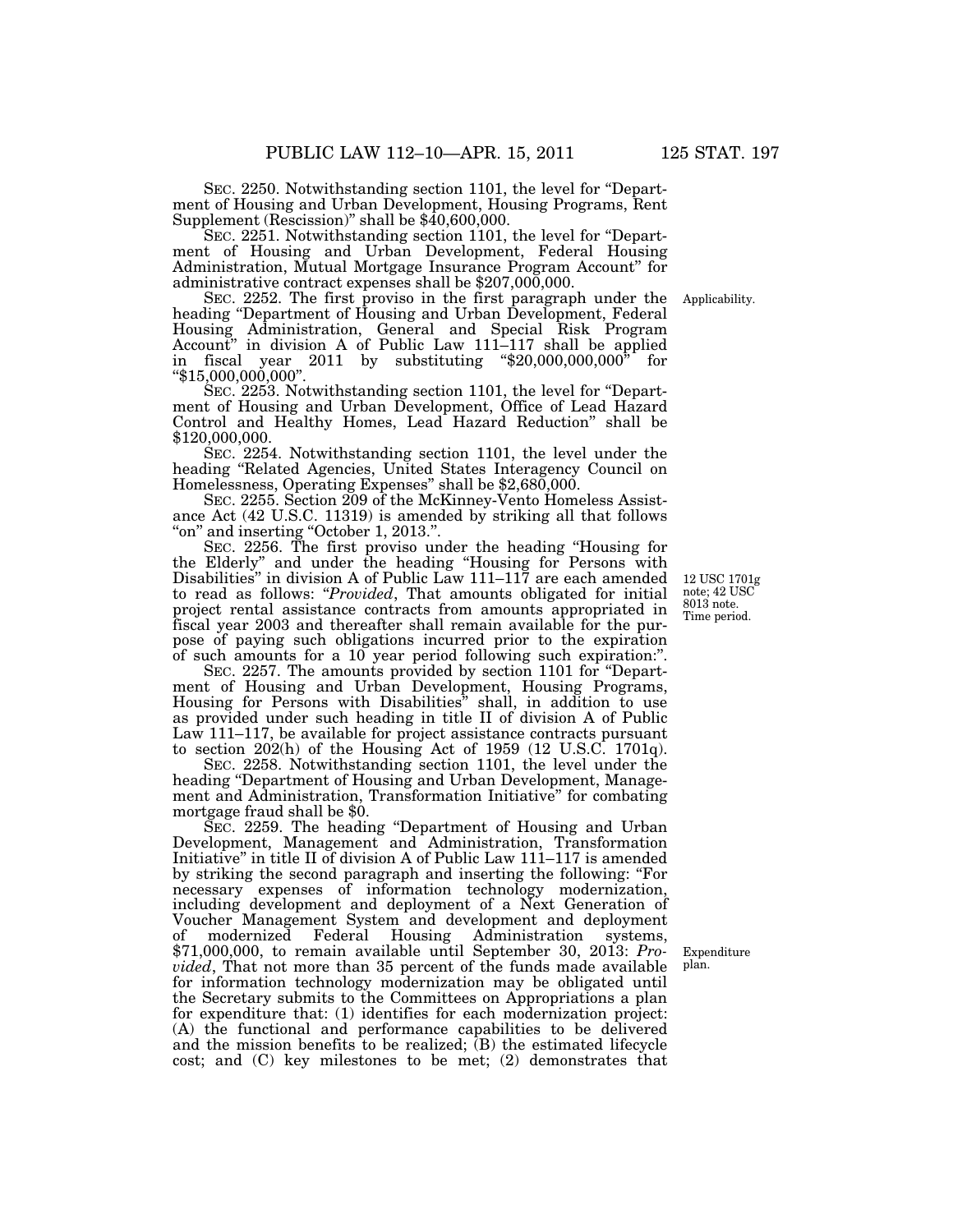SEC. 2250. Notwithstanding section 1101, the level for "Department of Housing and Urban Development, Housing Programs, Rent Supplement (Rescission)" shall be $40,600,000.

SEC. 2251. Notwithstanding section 1101, the level for "Department of Housing and Urban Development, Federal Housing Administration, Mutual Mortgage Insurance Program Account" for administrative contract expenses shall be $207,000,000.

Applicability.

SEC. 2252. The first proviso in the first paragraph under the heading "Department of Housing and Urban Development, Federal Housing Administration, General and Special Risk Program Account" in division A of Public Law 111–117 shall be applied in fiscal year 2011 by substituting "$20,000,000,000" for "$15,000,000,000".

SEC. 2253. Notwithstanding section 1101, the level for "Department of Housing and Urban Development, Office of Lead Hazard Control and Healthy Homes, Lead Hazard Reduction" shall be $120,000,000.

SEC. 2254. Notwithstanding section 1101, the level under the heading "Related Agencies, United States Interagency Council on Homelessness, Operating Expenses" shall be $2,680,000.

SEC. 2255. Section 209 of the McKinney-Vento Homeless Assistance Act (42 U.S.C. 11319) is amended by striking all that follows "on" and inserting "October 1, 2013.".

12 USC 1701g note; 42 USC 8013 note. Time period.

SEC. 2256. The first proviso under the heading "Housing for the Elderly" and under the heading "Housing for Persons with Disabilities" in division A of Public Law 111–117 are each amended to read as follows: "*Provided*, That amounts obligated for initial project rental assistance contracts from amounts appropriated in fiscal year 2003 and thereafter shall remain available for the purpose of paying such obligations incurred prior to the expiration of such amounts for a 10 year period following such expiration:".

SEC. 2257. The amounts provided by section 1101 for "Department of Housing and Urban Development, Housing Programs, Housing for Persons with Disabilities" shall, in addition to use as provided under such heading in title II of division A of Public Law 111–117, be available for project assistance contracts pursuant to section 202(h) of the Housing Act of 1959 (12 U.S.C. 1701q).

SEC. 2258. Notwithstanding section 1101, the level under the heading "Department of Housing and Urban Development, Management and Administration, Transformation Initiative" for combating mortgage fraud shall be $0.

SEC. 2259. The heading "Department of Housing and Urban Development, Management and Administration, Transformation Initiative" in title II of division A of Public Law 111–117 is amended by striking the second paragraph and inserting the following: "For necessary expenses of information technology modernization, including development and deployment of a Next Generation of Voucher Management System and development and deployment of modernized Federal Housing Administration systems, $71,000,000, to remain available until September 30, 2013: *Provided*, That not more than 35 percent of the funds made available for information technology modernization may be obligated until the Secretary submits to the Committees on Appropriations a plan for expenditure that: (1) identifies for each modernization project: (A) the functional and performance capabilities to be delivered and the mission benefits to be realized; (B) the estimated lifecycle cost; and (C) key milestones to be met; (2) demonstrates that

Expenditure plan.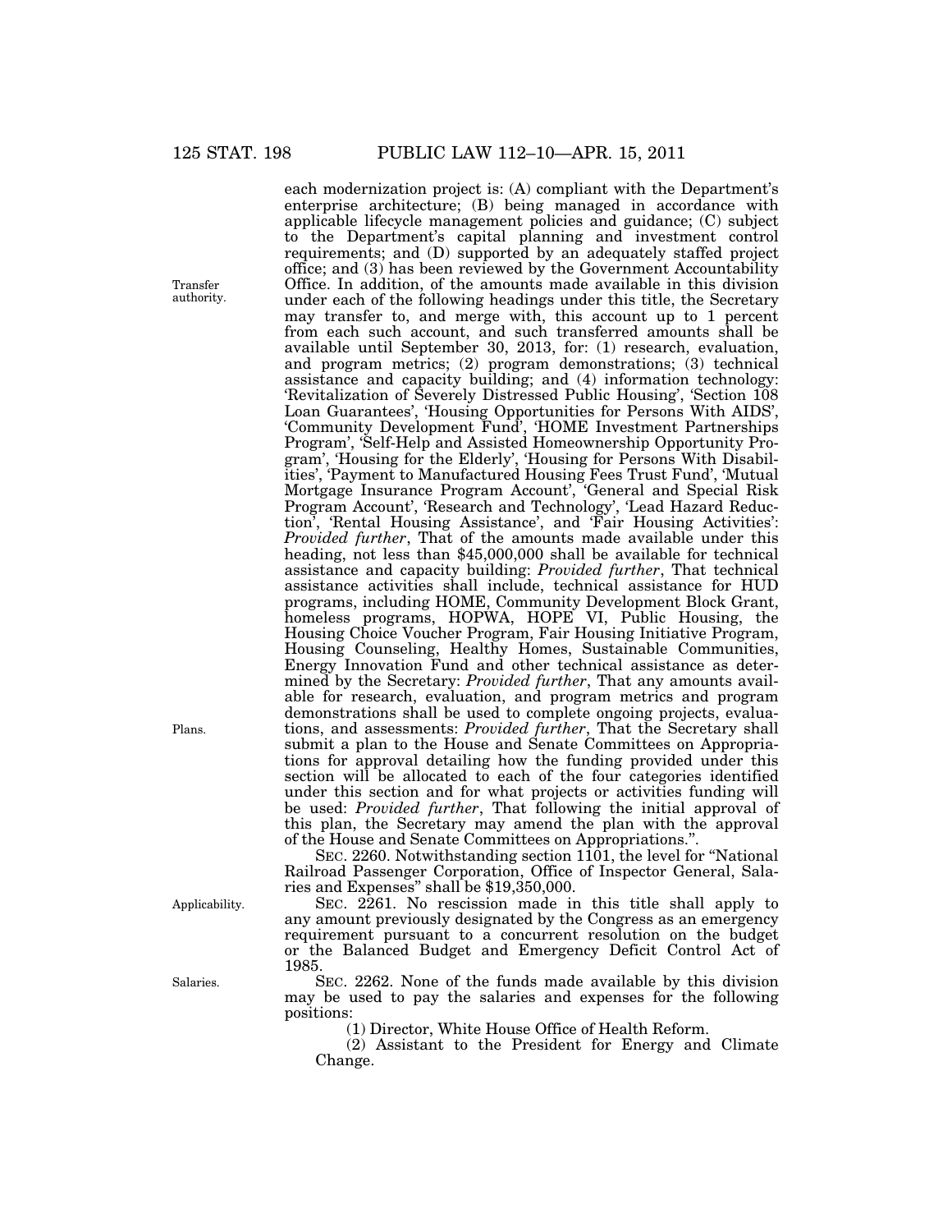each modernization project is: (A) compliant with the Department's enterprise architecture; (B) being managed in accordance with applicable lifecycle management policies and guidance; (C) subject to the Department's capital planning and investment control requirements; and (D) supported by an adequately staffed project office; and (3) has been reviewed by the Government Accountability Office. In addition, of the amounts made available in this division under each of the following headings under this title, the Secretary may transfer to, and merge with, this account up to 1 percent from each such account, and such transferred amounts shall be available until September 30, 2013, for: (1) research, evaluation, and program metrics; (2) program demonstrations; (3) technical assistance and capacity building; and (4) information technology: 'Revitalization of Severely Distressed Public Housing', 'Section 108 Loan Guarantees', 'Housing Opportunities for Persons With AIDS', 'Community Development Fund', 'HOME Investment Partnerships Program', 'Self-Help and Assisted Homeownership Opportunity Program', 'Housing for the Elderly', 'Housing for Persons With Disabilities', 'Payment to Manufactured Housing Fees Trust Fund', 'Mutual Mortgage Insurance Program Account', 'General and Special Risk Program Account', 'Research and Technology', 'Lead Hazard Reduction', 'Rental Housing Assistance', and 'Fair Housing Activities': *Provided further*, That of the amounts made available under this heading, not less than $45,000,000 shall be available for technical assistance and capacity building: *Provided further*, That technical assistance activities shall include, technical assistance for HUD programs, including HOME, Community Development Block Grant, homeless programs, HOPWA, HOPE VI, Public Housing, the Housing Choice Voucher Program, Fair Housing Initiative Program, Housing Counseling, Healthy Homes, Sustainable Communities, Energy Innovation Fund and other technical assistance as determined by the Secretary: *Provided further*, That any amounts available for research, evaluation, and program metrics and program demonstrations shall be used to complete ongoing projects, evaluations, and assessments: *Provided further*, That the Secretary shall submit a plan to the House and Senate Committees on Appropriations for approval detailing how the funding provided under this section will be allocated to each of the four categories identified under this section and for what projects or activities funding will be used: *Provided further*, That following the initial approval of this plan, the Secretary may amend the plan with the approval of the House and Senate Committees on Appropriations.".

Transfer authority.

Plans.

SEC. 2260. Notwithstanding section 1101, the level for "National Railroad Passenger Corporation, Office of Inspector General, Salaries and Expenses" shall be $19,350,000.

Applicability.

SEC. 2261. No rescission made in this title shall apply to any amount previously designated by the Congress as an emergency requirement pursuant to a concurrent resolution on the budget or the Balanced Budget and Emergency Deficit Control Act of 1985.

Salaries.

SEC. 2262. None of the funds made available by this division may be used to pay the salaries and expenses for the following positions:

(1) Director, White House Office of Health Reform.

(2) Assistant to the President for Energy and Climate Change.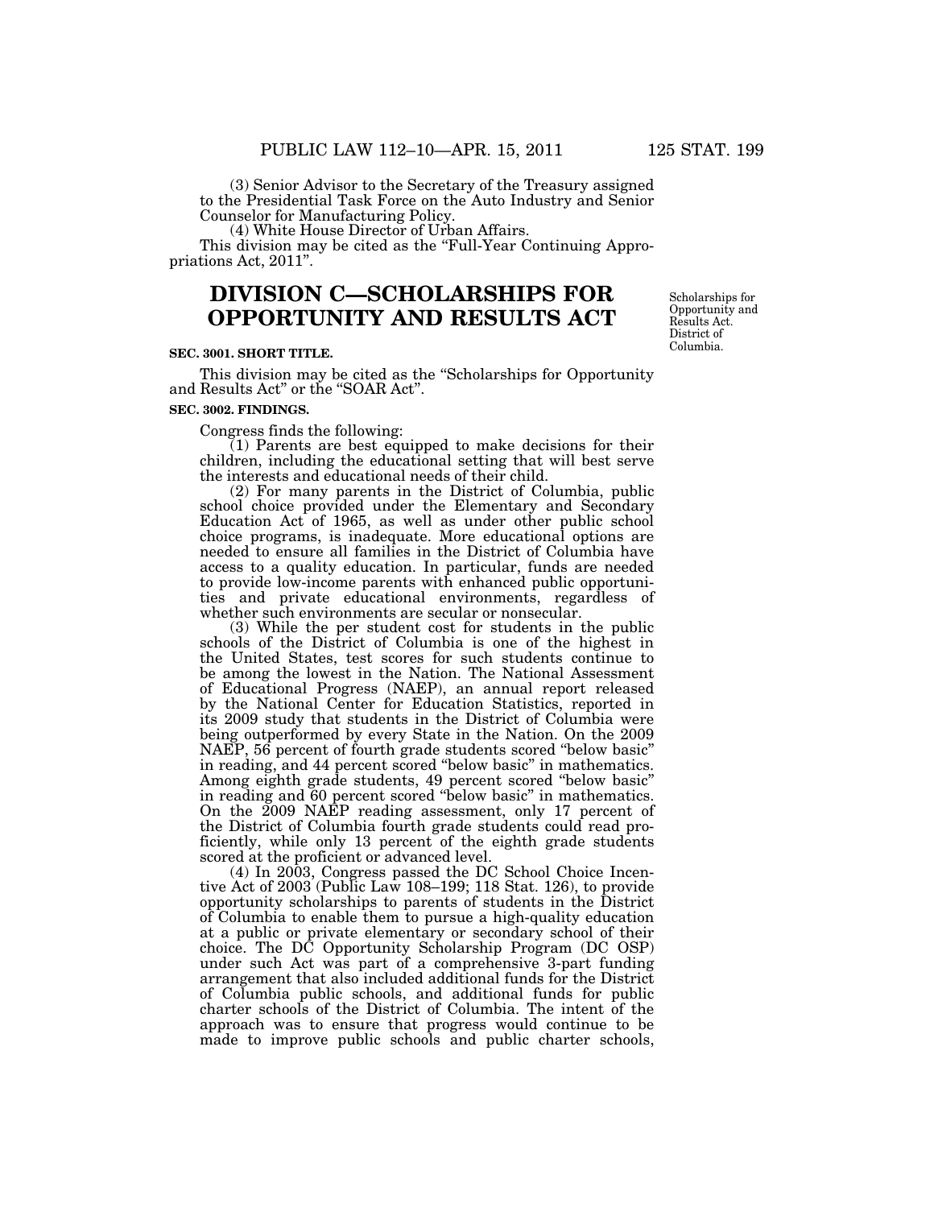(3) Senior Advisor to the Secretary of the Treasury assigned to the Presidential Task Force on the Auto Industry and Senior Counselor for Manufacturing Policy.

(4) White House Director of Urban Affairs.

This division may be cited as the "Full-Year Continuing Appropriations Act, 2011".

# DIVISION C—SCHOLARSHIPS FOR OPPORTUNITY AND RESULTS ACT

Scholarships for Opportunity and Results Act. District of Columbia.

**SEC. 3001. SHORT TITLE.**

This division may be cited as the "Scholarships for Opportunity and Results Act" or the "SOAR Act".

**SEC. 3002. FINDINGS.**

Congress finds the following:

(1) Parents are best equipped to make decisions for their children, including the educational setting that will best serve the interests and educational needs of their child.

(2) For many parents in the District of Columbia, public school choice provided under the Elementary and Secondary Education Act of 1965, as well as under other public school choice programs, is inadequate. More educational options are needed to ensure all families in the District of Columbia have access to a quality education. In particular, funds are needed to provide low-income parents with enhanced public opportunities and private educational environments, regardless of whether such environments are secular or nonsecular.

(3) While the per student cost for students in the public schools of the District of Columbia is one of the highest in the United States, test scores for such students continue to be among the lowest in the Nation. The National Assessment of Educational Progress (NAEP), an annual report released by the National Center for Education Statistics, reported in its 2009 study that students in the District of Columbia were being outperformed by every State in the Nation. On the 2009 NAEP, 56 percent of fourth grade students scored "below basic" in reading, and 44 percent scored "below basic" in mathematics. Among eighth grade students, 49 percent scored "below basic" in reading and 60 percent scored "below basic" in mathematics. On the 2009 NAEP reading assessment, only 17 percent of the District of Columbia fourth grade students could read proficiently, while only 13 percent of the eighth grade students scored at the proficient or advanced level.

(4) In 2003, Congress passed the DC School Choice Incentive Act of 2003 (Public Law 108–199; 118 Stat. 126), to provide opportunity scholarships to parents of students in the District of Columbia to enable them to pursue a high-quality education at a public or private elementary or secondary school of their choice. The DC Opportunity Scholarship Program (DC OSP) under such Act was part of a comprehensive 3-part funding arrangement that also included additional funds for the District of Columbia public schools, and additional funds for public charter schools of the District of Columbia. The intent of the approach was to ensure that progress would continue to be made to improve public schools and public charter schools,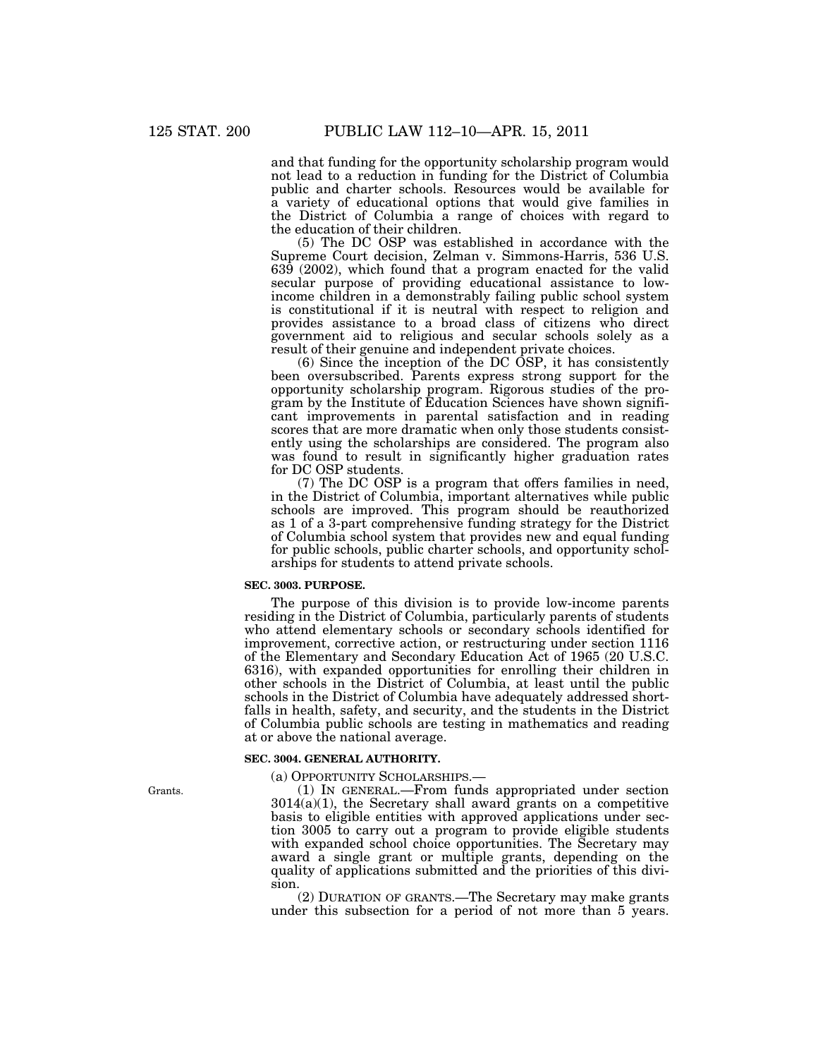and that funding for the opportunity scholarship program would not lead to a reduction in funding for the District of Columbia public and charter schools. Resources would be available for a variety of educational options that would give families in the District of Columbia a range of choices with regard to the education of their children.

(5) The DC OSP was established in accordance with the Supreme Court decision, Zelman v. Simmons-Harris, 536 U.S. 639 (2002), which found that a program enacted for the valid secular purpose of providing educational assistance to low-income children in a demonstrably failing public school system is constitutional if it is neutral with respect to religion and provides assistance to a broad class of citizens who direct government aid to religious and secular schools solely as a result of their genuine and independent private choices.

(6) Since the inception of the DC OSP, it has consistently been oversubscribed. Parents express strong support for the opportunity scholarship program. Rigorous studies of the program by the Institute of Education Sciences have shown significant improvements in parental satisfaction and in reading scores that are more dramatic when only those students consistently using the scholarships are considered. The program also was found to result in significantly higher graduation rates for DC OSP students.

(7) The DC OSP is a program that offers families in need, in the District of Columbia, important alternatives while public schools are improved. This program should be reauthorized as 1 of a 3-part comprehensive funding strategy for the District of Columbia school system that provides new and equal funding for public schools, public charter schools, and opportunity scholarships for students to attend private schools.

**SEC. 3003. PURPOSE.**

The purpose of this division is to provide low-income parents residing in the District of Columbia, particularly parents of students who attend elementary schools or secondary schools identified for improvement, corrective action, or restructuring under section 1116 of the Elementary and Secondary Education Act of 1965 (20 U.S.C. 6316), with expanded opportunities for enrolling their children in other schools in the District of Columbia, at least until the public schools in the District of Columbia have adequately addressed shortfalls in health, safety, and security, and the students in the District of Columbia public schools are testing in mathematics and reading at or above the national average.

**SEC. 3004. GENERAL AUTHORITY.**

(a) OPPORTUNITY SCHOLARSHIPS.—

Grants.

(1) IN GENERAL.—From funds appropriated under section 3014(a)(1), the Secretary shall award grants on a competitive basis to eligible entities with approved applications under section 3005 to carry out a program to provide eligible students with expanded school choice opportunities. The Secretary may award a single grant or multiple grants, depending on the quality of applications submitted and the priorities of this division.

(2) DURATION OF GRANTS.—The Secretary may make grants under this subsection for a period of not more than 5 years.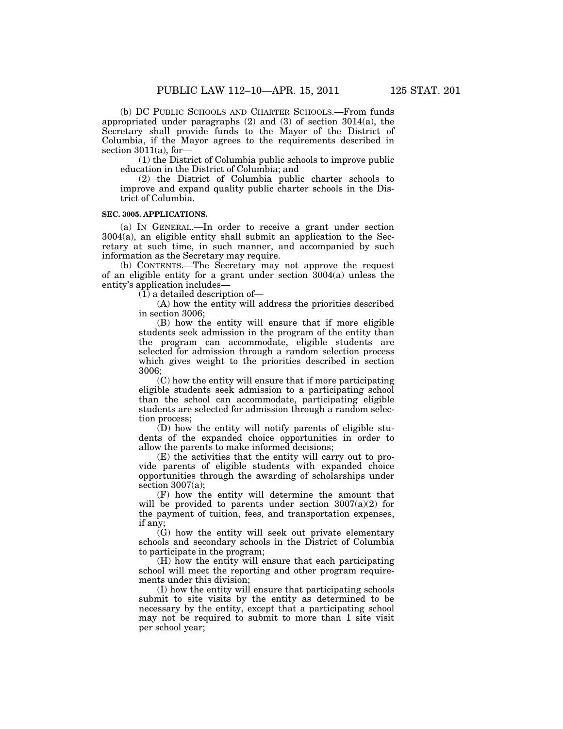(b) DC PUBLIC SCHOOLS AND CHARTER SCHOOLS.—From funds appropriated under paragraphs (2) and (3) of section 3014(a), the Secretary shall provide funds to the Mayor of the District of Columbia, if the Mayor agrees to the requirements described in section 3011(a), for—

(1) the District of Columbia public schools to improve public education in the District of Columbia; and

(2) the District of Columbia public charter schools to improve and expand quality public charter schools in the District of Columbia.

**SEC. 3005. APPLICATIONS.**

(a) IN GENERAL.—In order to receive a grant under section 3004(a), an eligible entity shall submit an application to the Secretary at such time, in such manner, and accompanied by such information as the Secretary may require.

(b) CONTENTS.—The Secretary may not approve the request of an eligible entity for a grant under section 3004(a) unless the entity's application includes—

(1) a detailed description of—

(A) how the entity will address the priorities described in section 3006;

(B) how the entity will ensure that if more eligible students seek admission in the program of the entity than the program can accommodate, eligible students are selected for admission through a random selection process which gives weight to the priorities described in section 3006;

(C) how the entity will ensure that if more participating eligible students seek admission to a participating school than the school can accommodate, participating eligible students are selected for admission through a random selection process;

(D) how the entity will notify parents of eligible students of the expanded choice opportunities in order to allow the parents to make informed decisions;

(E) the activities that the entity will carry out to provide parents of eligible students with expanded choice opportunities through the awarding of scholarships under section 3007(a);

(F) how the entity will determine the amount that will be provided to parents under section 3007(a)(2) for the payment of tuition, fees, and transportation expenses, if any;

(G) how the entity will seek out private elementary schools and secondary schools in the District of Columbia to participate in the program;

(H) how the entity will ensure that each participating school will meet the reporting and other program requirements under this division;

(I) how the entity will ensure that participating schools submit to site visits by the entity as determined to be necessary by the entity, except that a participating school may not be required to submit to more than 1 site visit per school year;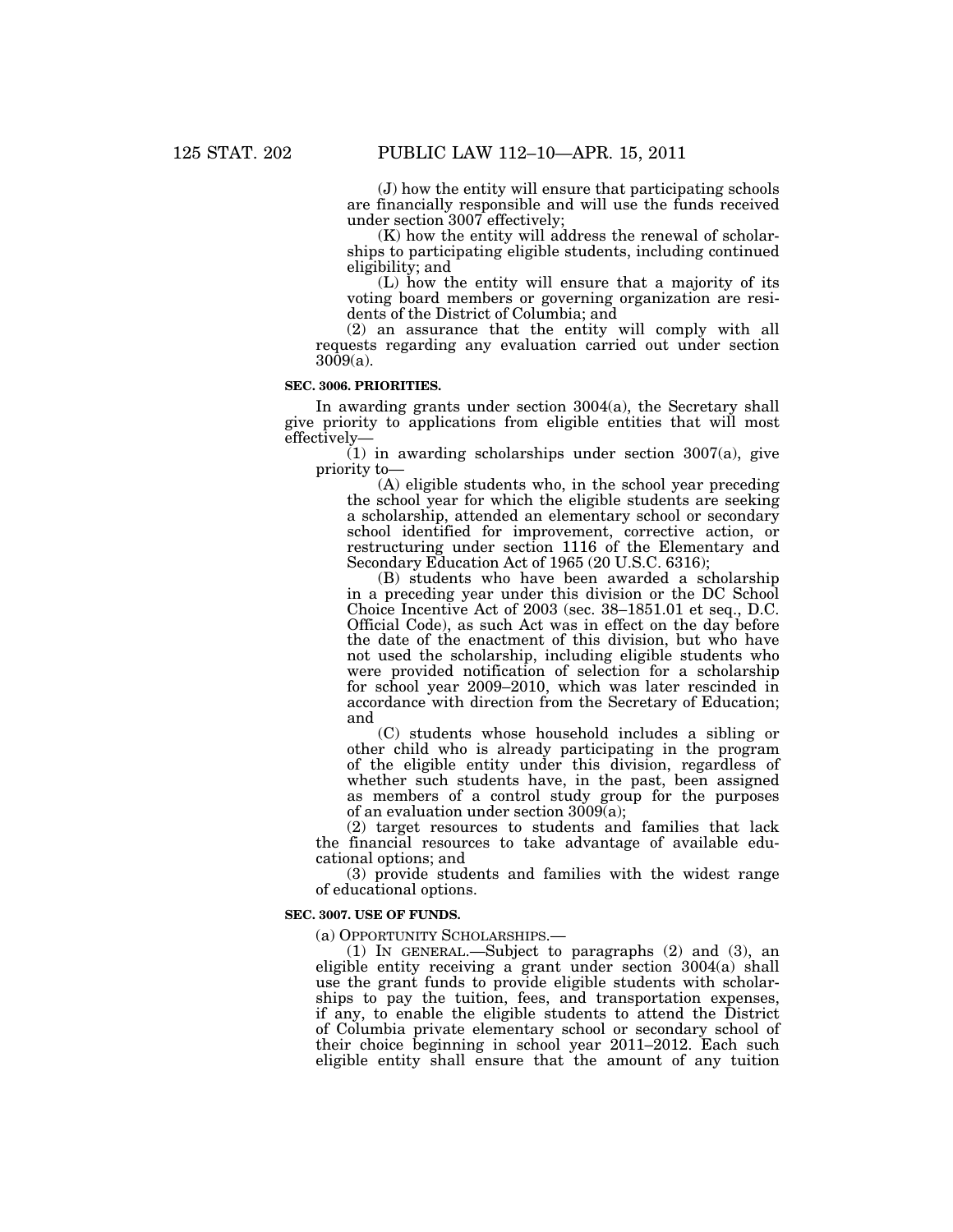(J) how the entity will ensure that participating schools are financially responsible and will use the funds received under section 3007 effectively;

(K) how the entity will address the renewal of scholarships to participating eligible students, including continued eligibility; and

(L) how the entity will ensure that a majority of its voting board members or governing organization are residents of the District of Columbia; and

(2) an assurance that the entity will comply with all requests regarding any evaluation carried out under section 3009(a).

**SEC. 3006. PRIORITIES.**

In awarding grants under section 3004(a), the Secretary shall give priority to applications from eligible entities that will most effectively—

(1) in awarding scholarships under section 3007(a), give priority to—

(A) eligible students who, in the school year preceding the school year for which the eligible students are seeking a scholarship, attended an elementary school or secondary school identified for improvement, corrective action, or restructuring under section 1116 of the Elementary and Secondary Education Act of 1965 (20 U.S.C. 6316);

(B) students who have been awarded a scholarship in a preceding year under this division or the DC School Choice Incentive Act of 2003 (sec. 38–1851.01 et seq., D.C. Official Code), as such Act was in effect on the day before the date of the enactment of this division, but who have not used the scholarship, including eligible students who were provided notification of selection for a scholarship for school year 2009–2010, which was later rescinded in accordance with direction from the Secretary of Education; and

(C) students whose household includes a sibling or other child who is already participating in the program of the eligible entity under this division, regardless of whether such students have, in the past, been assigned as members of a control study group for the purposes of an evaluation under section 3009(a);

(2) target resources to students and families that lack the financial resources to take advantage of available educational options; and

(3) provide students and families with the widest range of educational options.

**SEC. 3007. USE OF FUNDS.**

(a) OPPORTUNITY SCHOLARSHIPS.—

(1) IN GENERAL.—Subject to paragraphs (2) and (3), an eligible entity receiving a grant under section 3004(a) shall use the grant funds to provide eligible students with scholarships to pay the tuition, fees, and transportation expenses, if any, to enable the eligible students to attend the District of Columbia private elementary school or secondary school of their choice beginning in school year 2011–2012. Each such eligible entity shall ensure that the amount of any tuition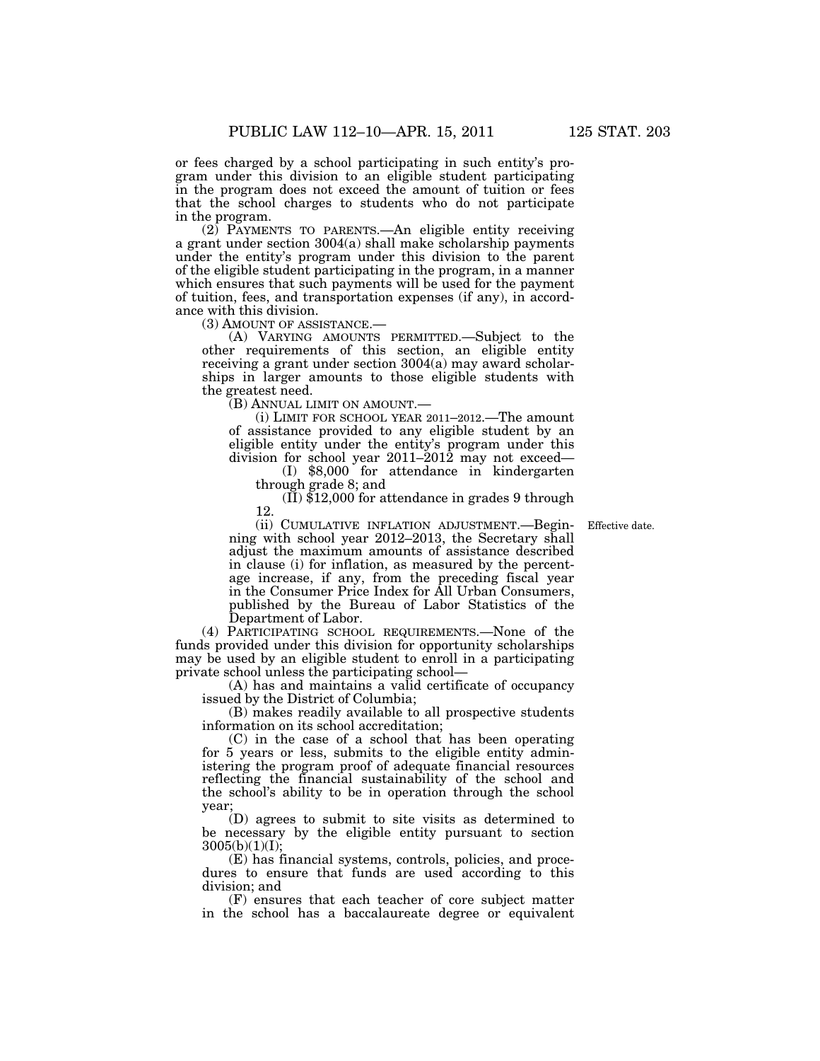or fees charged by a school participating in such entity's program under this division to an eligible student participating in the program does not exceed the amount of tuition or fees that the school charges to students who do not participate in the program.

(2) PAYMENTS TO PARENTS.—An eligible entity receiving a grant under section 3004(a) shall make scholarship payments under the entity's program under this division to the parent of the eligible student participating in the program, in a manner which ensures that such payments will be used for the payment of tuition, fees, and transportation expenses (if any), in accordance with this division.

(3) AMOUNT OF ASSISTANCE.—

(A) VARYING AMOUNTS PERMITTED.—Subject to the other requirements of this section, an eligible entity receiving a grant under section 3004(a) may award scholarships in larger amounts to those eligible students with the greatest need.

(B) ANNUAL LIMIT ON AMOUNT.—

(i) LIMIT FOR SCHOOL YEAR 2011–2012.—The amount of assistance provided to any eligible student by an eligible entity under the entity's program under this division for school year 2011–2012 may not exceed—

(I) $8,000 for attendance in kindergarten through grade 8; and

(II) $12,000 for attendance in grades 9 through 12.

Effective date.

(ii) CUMULATIVE INFLATION ADJUSTMENT.—Beginning with school year 2012–2013, the Secretary shall adjust the maximum amounts of assistance described in clause (i) for inflation, as measured by the percentage increase, if any, from the preceding fiscal year in the Consumer Price Index for All Urban Consumers, published by the Bureau of Labor Statistics of the Department of Labor.

(4) PARTICIPATING SCHOOL REQUIREMENTS.—None of the funds provided under this division for opportunity scholarships may be used by an eligible student to enroll in a participating private school unless the participating school—

(A) has and maintains a valid certificate of occupancy issued by the District of Columbia;

(B) makes readily available to all prospective students information on its school accreditation;

(C) in the case of a school that has been operating for 5 years or less, submits to the eligible entity administering the program proof of adequate financial resources reflecting the financial sustainability of the school and the school's ability to be in operation through the school year;

(D) agrees to submit to site visits as determined to be necessary by the eligible entity pursuant to section 3005(b)(1)(I);

(E) has financial systems, controls, policies, and procedures to ensure that funds are used according to this division; and

(F) ensures that each teacher of core subject matter in the school has a baccalaureate degree or equivalent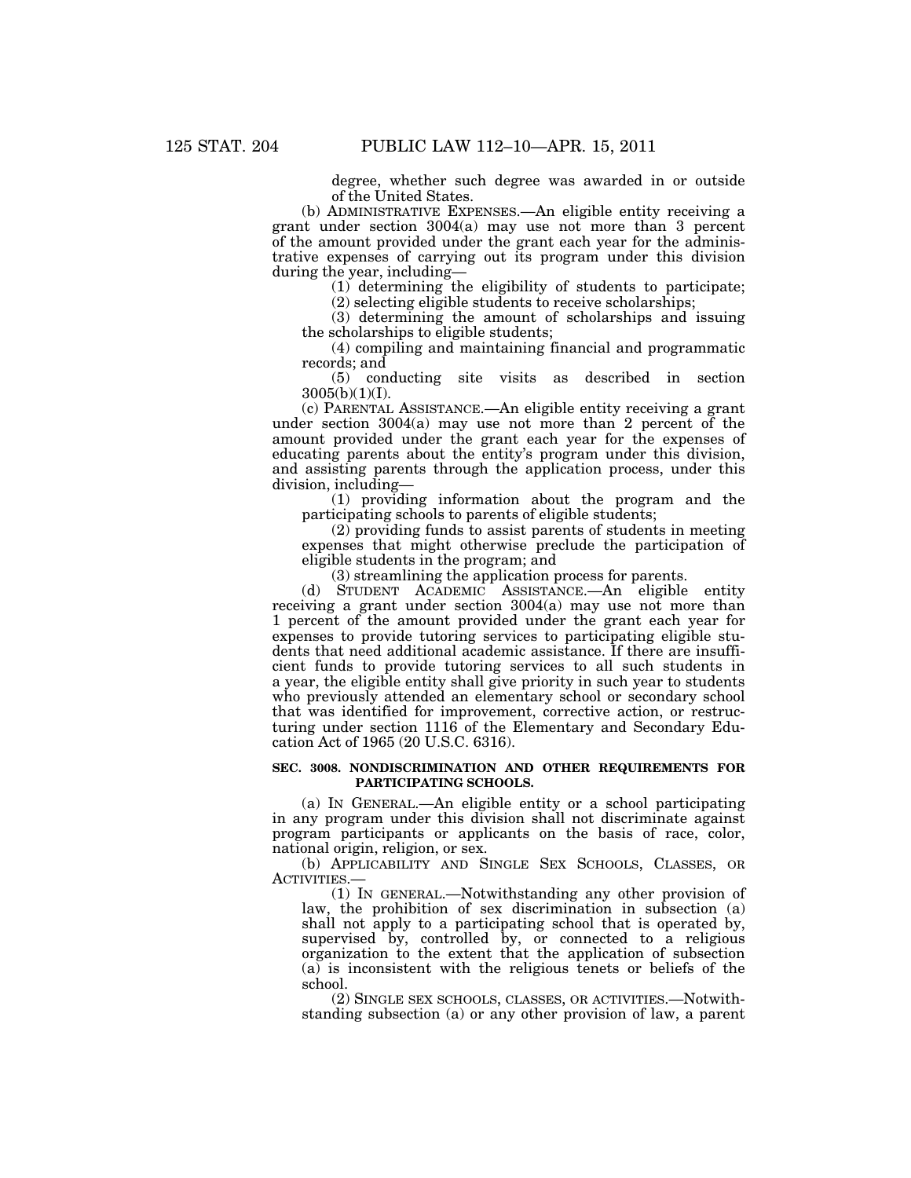degree, whether such degree was awarded in or outside of the United States.

(b) ADMINISTRATIVE EXPENSES.—An eligible entity receiving a grant under section 3004(a) may use not more than 3 percent of the amount provided under the grant each year for the administrative expenses of carrying out its program under this division during the year, including—

(1) determining the eligibility of students to participate;

(2) selecting eligible students to receive scholarships;

(3) determining the amount of scholarships and issuing the scholarships to eligible students;

(4) compiling and maintaining financial and programmatic records; and

(5) conducting site visits as described in section 3005(b)(1)(I).

(c) PARENTAL ASSISTANCE.—An eligible entity receiving a grant under section 3004(a) may use not more than 2 percent of the amount provided under the grant each year for the expenses of educating parents about the entity's program under this division, and assisting parents through the application process, under this division, including—

(1) providing information about the program and the participating schools to parents of eligible students;

(2) providing funds to assist parents of students in meeting expenses that might otherwise preclude the participation of eligible students in the program; and

(3) streamlining the application process for parents.

(d) STUDENT ACADEMIC ASSISTANCE.—An eligible entity receiving a grant under section 3004(a) may use not more than 1 percent of the amount provided under the grant each year for expenses to provide tutoring services to participating eligible students that need additional academic assistance. If there are insufficient funds to provide tutoring services to all such students in a year, the eligible entity shall give priority in such year to students who previously attended an elementary school or secondary school that was identified for improvement, corrective action, or restructuring under section 1116 of the Elementary and Secondary Education Act of 1965 (20 U.S.C. 6316).

**SEC. 3008. NONDISCRIMINATION AND OTHER REQUIREMENTS FOR PARTICIPATING SCHOOLS.**

(a) IN GENERAL.—An eligible entity or a school participating in any program under this division shall not discriminate against program participants or applicants on the basis of race, color, national origin, religion, or sex.

(b) APPLICABILITY AND SINGLE SEX SCHOOLS, CLASSES, OR ACTIVITIES.—

(1) IN GENERAL.—Notwithstanding any other provision of law, the prohibition of sex discrimination in subsection (a) shall not apply to a participating school that is operated by, supervised by, controlled by, or connected to a religious organization to the extent that the application of subsection (a) is inconsistent with the religious tenets or beliefs of the school.

(2) SINGLE SEX SCHOOLS, CLASSES, OR ACTIVITIES.—Notwithstanding subsection (a) or any other provision of law, a parent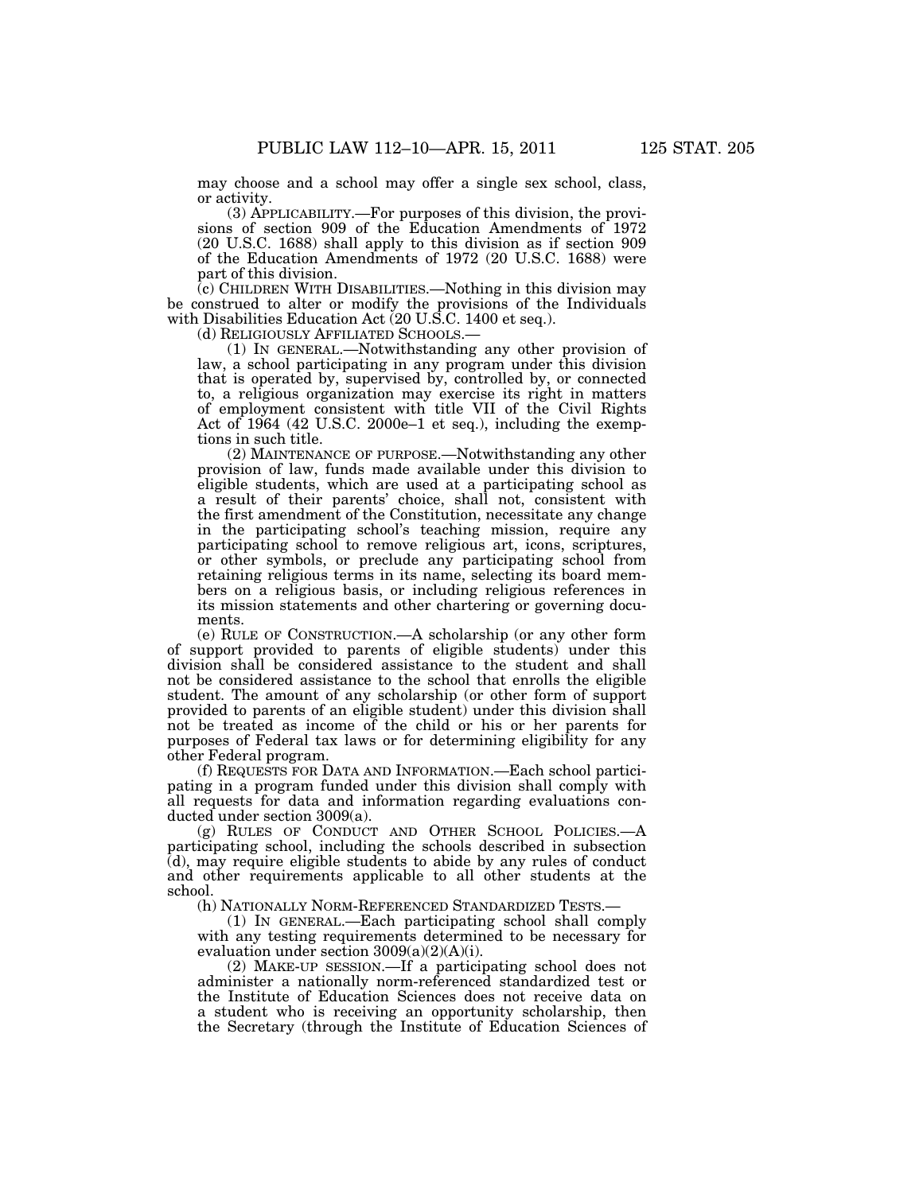may choose and a school may offer a single sex school, class, or activity.

(3) APPLICABILITY.—For purposes of this division, the provisions of section 909 of the Education Amendments of 1972 (20 U.S.C. 1688) shall apply to this division as if section 909 of the Education Amendments of 1972 (20 U.S.C. 1688) were part of this division.

(c) CHILDREN WITH DISABILITIES.—Nothing in this division may be construed to alter or modify the provisions of the Individuals with Disabilities Education Act (20 U.S.C. 1400 et seq.).

(d) RELIGIOUSLY AFFILIATED SCHOOLS.—

(1) IN GENERAL.—Notwithstanding any other provision of law, a school participating in any program under this division that is operated by, supervised by, controlled by, or connected to, a religious organization may exercise its right in matters of employment consistent with title VII of the Civil Rights Act of 1964 (42 U.S.C. 2000e–1 et seq.), including the exemptions in such title.

(2) MAINTENANCE OF PURPOSE.—Notwithstanding any other provision of law, funds made available under this division to eligible students, which are used at a participating school as a result of their parents' choice, shall not, consistent with the first amendment of the Constitution, necessitate any change in the participating school's teaching mission, require any participating school to remove religious art, icons, scriptures, or other symbols, or preclude any participating school from retaining religious terms in its name, selecting its board members on a religious basis, or including religious references in its mission statements and other chartering or governing documents.

(e) RULE OF CONSTRUCTION.—A scholarship (or any other form of support provided to parents of eligible students) under this division shall be considered assistance to the student and shall not be considered assistance to the school that enrolls the eligible student. The amount of any scholarship (or other form of support provided to parents of an eligible student) under this division shall not be treated as income of the child or his or her parents for purposes of Federal tax laws or for determining eligibility for any other Federal program.

(f) REQUESTS FOR DATA AND INFORMATION.—Each school participating in a program funded under this division shall comply with all requests for data and information regarding evaluations conducted under section 3009(a).

(g) RULES OF CONDUCT AND OTHER SCHOOL POLICIES.—A participating school, including the schools described in subsection (d), may require eligible students to abide by any rules of conduct and other requirements applicable to all other students at the school.

(h) NATIONALLY NORM-REFERENCED STANDARDIZED TESTS.—

(1) IN GENERAL.—Each participating school shall comply with any testing requirements determined to be necessary for evaluation under section 3009(a)(2)(A)(i).

(2) MAKE-UP SESSION.—If a participating school does not administer a nationally norm-referenced standardized test or the Institute of Education Sciences does not receive data on a student who is receiving an opportunity scholarship, then the Secretary (through the Institute of Education Sciences of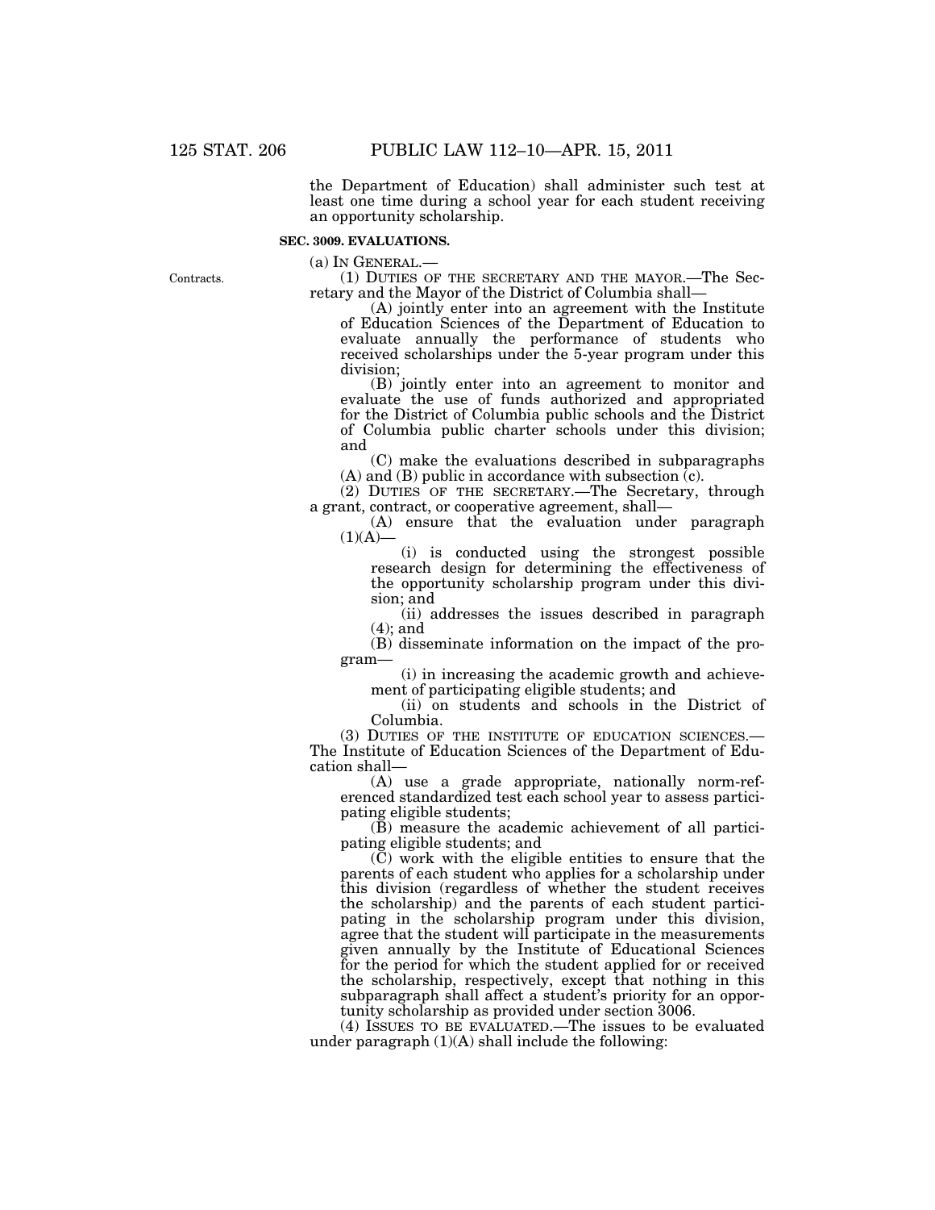the Department of Education) shall administer such test at least one time during a school year for each student receiving an opportunity scholarship.

**SEC. 3009. EVALUATIONS.**

(a) IN GENERAL.—

Contracts.

(1) DUTIES OF THE SECRETARY AND THE MAYOR.—The Secretary and the Mayor of the District of Columbia shall—

(A) jointly enter into an agreement with the Institute of Education Sciences of the Department of Education to evaluate annually the performance of students who received scholarships under the 5-year program under this division;

(B) jointly enter into an agreement to monitor and evaluate the use of funds authorized and appropriated for the District of Columbia public schools and the District of Columbia public charter schools under this division; and

(C) make the evaluations described in subparagraphs (A) and (B) public in accordance with subsection (c).

(2) DUTIES OF THE SECRETARY.—The Secretary, through a grant, contract, or cooperative agreement, shall—

(A) ensure that the evaluation under paragraph (1)(A)—

(i) is conducted using the strongest possible research design for determining the effectiveness of the opportunity scholarship program under this division; and

(ii) addresses the issues described in paragraph (4); and

(B) disseminate information on the impact of the program—

(i) in increasing the academic growth and achievement of participating eligible students; and

(ii) on students and schools in the District of Columbia.

(3) DUTIES OF THE INSTITUTE OF EDUCATION SCIENCES.—The Institute of Education Sciences of the Department of Education shall—

(A) use a grade appropriate, nationally norm-referenced standardized test each school year to assess participating eligible students;

(B) measure the academic achievement of all participating eligible students; and

(C) work with the eligible entities to ensure that the parents of each student who applies for a scholarship under this division (regardless of whether the student receives the scholarship) and the parents of each student participating in the scholarship program under this division, agree that the student will participate in the measurements given annually by the Institute of Educational Sciences for the period for which the student applied for or received the scholarship, respectively, except that nothing in this subparagraph shall affect a student's priority for an opportunity scholarship as provided under section 3006.

(4) ISSUES TO BE EVALUATED.—The issues to be evaluated under paragraph (1)(A) shall include the following: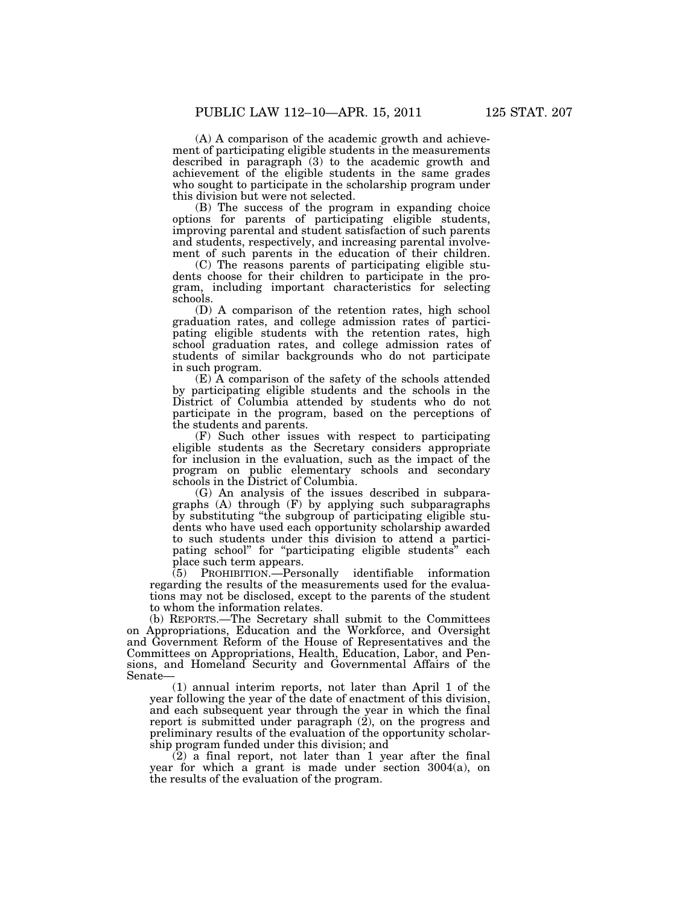(A) A comparison of the academic growth and achievement of participating eligible students in the measurements described in paragraph (3) to the academic growth and achievement of the eligible students in the same grades who sought to participate in the scholarship program under this division but were not selected.

(B) The success of the program in expanding choice options for parents of participating eligible students, improving parental and student satisfaction of such parents and students, respectively, and increasing parental involvement of such parents in the education of their children.

(C) The reasons parents of participating eligible students choose for their children to participate in the program, including important characteristics for selecting schools.

(D) A comparison of the retention rates, high school graduation rates, and college admission rates of participating eligible students with the retention rates, high school graduation rates, and college admission rates of students of similar backgrounds who do not participate in such program.

(E) A comparison of the safety of the schools attended by participating eligible students and the schools in the District of Columbia attended by students who do not participate in the program, based on the perceptions of the students and parents.

(F) Such other issues with respect to participating eligible students as the Secretary considers appropriate for inclusion in the evaluation, such as the impact of the program on public elementary schools and secondary schools in the District of Columbia.

(G) An analysis of the issues described in subparagraphs (A) through (F) by applying such subparagraphs by substituting "the subgroup of participating eligible students who have used each opportunity scholarship awarded to such students under this division to attend a participating school" for "participating eligible students" each place such term appears.

(5) PROHIBITION.—Personally identifiable information regarding the results of the measurements used for the evaluations may not be disclosed, except to the parents of the student to whom the information relates.

(b) REPORTS.—The Secretary shall submit to the Committees on Appropriations, Education and the Workforce, and Oversight and Government Reform of the House of Representatives and the Committees on Appropriations, Health, Education, Labor, and Pensions, and Homeland Security and Governmental Affairs of the Senate—

(1) annual interim reports, not later than April 1 of the year following the year of the date of enactment of this division, and each subsequent year through the year in which the final report is submitted under paragraph (2), on the progress and preliminary results of the evaluation of the opportunity scholarship program funded under this division; and

(2) a final report, not later than 1 year after the final year for which a grant is made under section 3004(a), on the results of the evaluation of the program.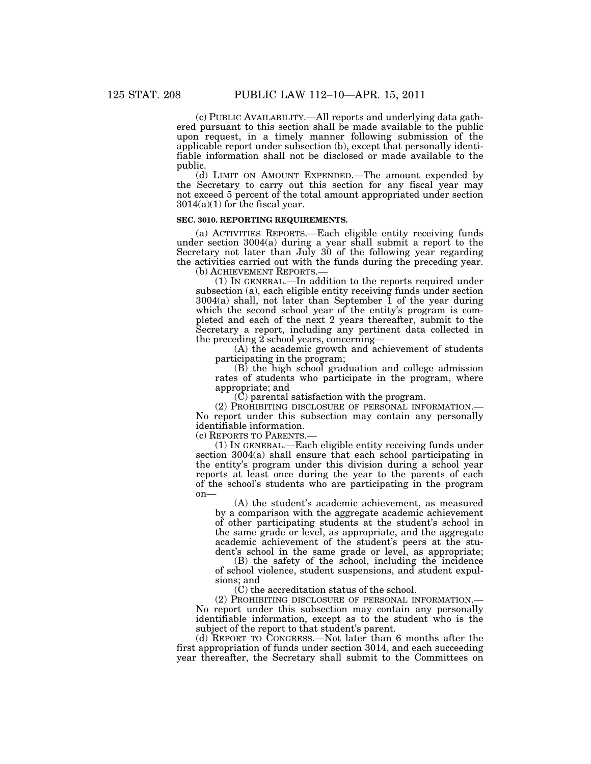(c) PUBLIC AVAILABILITY.—All reports and underlying data gathered pursuant to this section shall be made available to the public upon request, in a timely manner following submission of the applicable report under subsection (b), except that personally identifiable information shall not be disclosed or made available to the public.

(d) LIMIT ON AMOUNT EXPENDED.—The amount expended by the Secretary to carry out this section for any fiscal year may not exceed 5 percent of the total amount appropriated under section 3014(a)(1) for the fiscal year.

**SEC. 3010. REPORTING REQUIREMENTS.**

(a) ACTIVITIES REPORTS.—Each eligible entity receiving funds under section 3004(a) during a year shall submit a report to the Secretary not later than July 30 of the following year regarding the activities carried out with the funds during the preceding year.

(b) ACHIEVEMENT REPORTS.—

(1) IN GENERAL.—In addition to the reports required under subsection (a), each eligible entity receiving funds under section 3004(a) shall, not later than September 1 of the year during which the second school year of the entity's program is completed and each of the next 2 years thereafter, submit to the Secretary a report, including any pertinent data collected in the preceding 2 school years, concerning—

(A) the academic growth and achievement of students participating in the program;

(B) the high school graduation and college admission rates of students who participate in the program, where appropriate; and

(C) parental satisfaction with the program.

(2) PROHIBITING DISCLOSURE OF PERSONAL INFORMATION.—No report under this subsection may contain any personally identifiable information.

(c) REPORTS TO PARENTS.—

(1) IN GENERAL.—Each eligible entity receiving funds under section 3004(a) shall ensure that each school participating in the entity's program under this division during a school year reports at least once during the year to the parents of each of the school's students who are participating in the program on—

(A) the student's academic achievement, as measured by a comparison with the aggregate academic achievement of other participating students at the student's school in the same grade or level, as appropriate, and the aggregate academic achievement of the student's peers at the student's school in the same grade or level, as appropriate;

(B) the safety of the school, including the incidence of school violence, student suspensions, and student expulsions; and

(C) the accreditation status of the school.

(2) PROHIBITING DISCLOSURE OF PERSONAL INFORMATION.—No report under this subsection may contain any personally identifiable information, except as to the student who is the subject of the report to that student's parent.

(d) REPORT TO CONGRESS.—Not later than 6 months after the first appropriation of funds under section 3014, and each succeeding year thereafter, the Secretary shall submit to the Committees on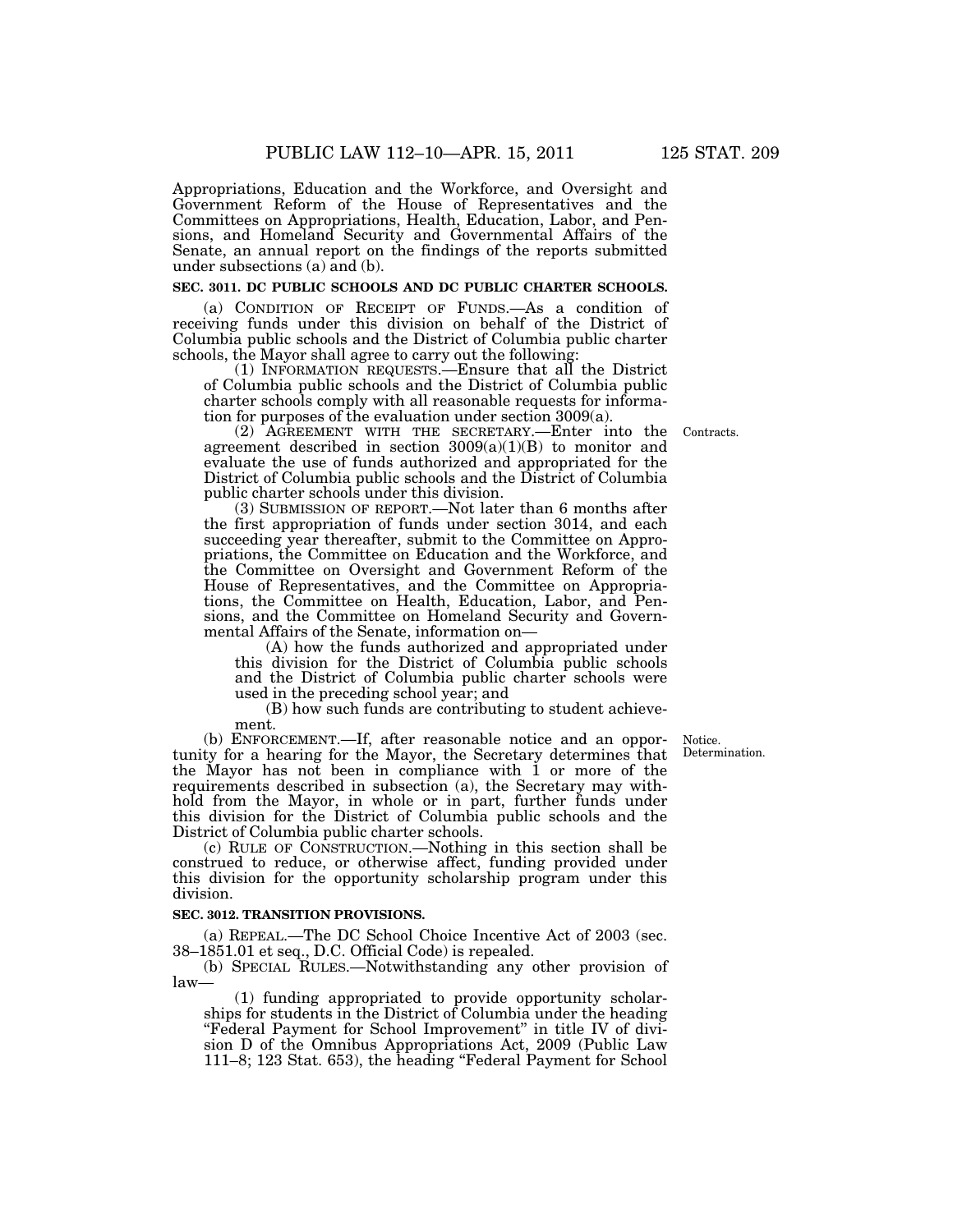Appropriations, Education and the Workforce, and Oversight and Government Reform of the House of Representatives and the Committees on Appropriations, Health, Education, Labor, and Pensions, and Homeland Security and Governmental Affairs of the Senate, an annual report on the findings of the reports submitted under subsections (a) and (b).

**SEC. 3011. DC PUBLIC SCHOOLS AND DC PUBLIC CHARTER SCHOOLS.**

(a) CONDITION OF RECEIPT OF FUNDS.—As a condition of receiving funds under this division on behalf of the District of Columbia public schools and the District of Columbia public charter schools, the Mayor shall agree to carry out the following:

(1) INFORMATION REQUESTS.—Ensure that all the District of Columbia public schools and the District of Columbia public charter schools comply with all reasonable requests for information for purposes of the evaluation under section 3009(a).

(2) AGREEMENT WITH THE SECRETARY.—Enter into the agreement described in section 3009(a)(1)(B) to monitor and evaluate the use of funds authorized and appropriated for the District of Columbia public schools and the District of Columbia public charter schools under this division.

Contracts.

(3) SUBMISSION OF REPORT.—Not later than 6 months after the first appropriation of funds under section 3014, and each succeeding year thereafter, submit to the Committee on Appropriations, the Committee on Education and the Workforce, and the Committee on Oversight and Government Reform of the House of Representatives, and the Committee on Appropriations, the Committee on Health, Education, Labor, and Pensions, and the Committee on Homeland Security and Governmental Affairs of the Senate, information on—

(A) how the funds authorized and appropriated under this division for the District of Columbia public schools and the District of Columbia public charter schools were used in the preceding school year; and

(B) how such funds are contributing to student achievement.

(b) ENFORCEMENT.—If, after reasonable notice and an opportunity for a hearing for the Mayor, the Secretary determines that the Mayor has not been in compliance with 1 or more of the requirements described in subsection (a), the Secretary may withhold from the Mayor, in whole or in part, further funds under this division for the District of Columbia public schools and the District of Columbia public charter schools.

Notice. Determination.

(c) RULE OF CONSTRUCTION.—Nothing in this section shall be construed to reduce, or otherwise affect, funding provided under this division for the opportunity scholarship program under this division.

**SEC. 3012. TRANSITION PROVISIONS.**

(a) REPEAL.—The DC School Choice Incentive Act of 2003 (sec. 38–1851.01 et seq., D.C. Official Code) is repealed.

(b) SPECIAL RULES.—Notwithstanding any other provision of law—

(1) funding appropriated to provide opportunity scholarships for students in the District of Columbia under the heading "Federal Payment for School Improvement" in title IV of division D of the Omnibus Appropriations Act, 2009 (Public Law 111–8; 123 Stat. 653), the heading "Federal Payment for School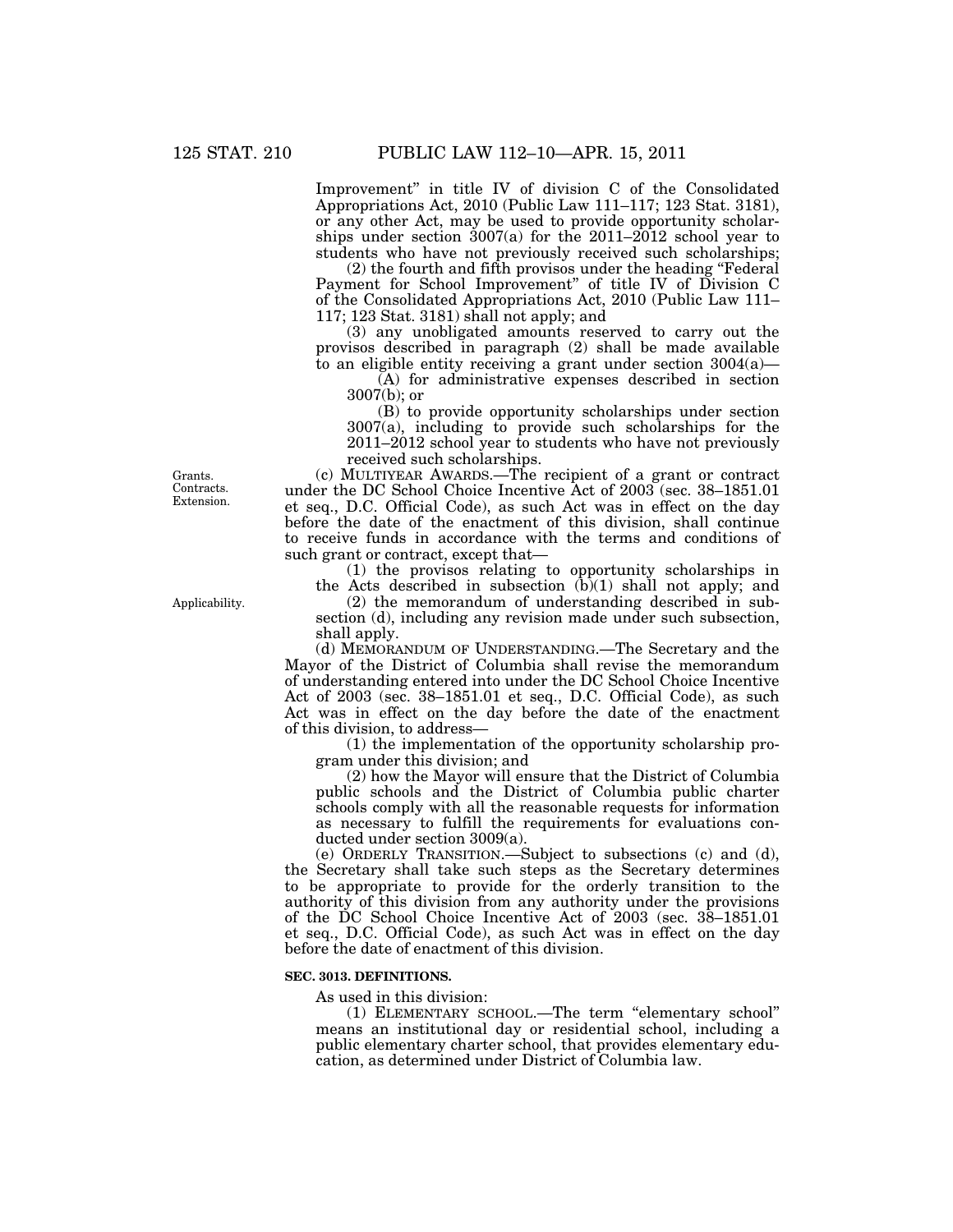Improvement" in title IV of division C of the Consolidated Appropriations Act, 2010 (Public Law 111–117; 123 Stat. 3181), or any other Act, may be used to provide opportunity scholarships under section 3007(a) for the 2011–2012 school year to students who have not previously received such scholarships;

(2) the fourth and fifth provisos under the heading "Federal Payment for School Improvement" of title IV of Division C of the Consolidated Appropriations Act, 2010 (Public Law 111–117; 123 Stat. 3181) shall not apply; and

(3) any unobligated amounts reserved to carry out the provisos described in paragraph (2) shall be made available to an eligible entity receiving a grant under section 3004(a)—

(A) for administrative expenses described in section 3007(b); or

(B) to provide opportunity scholarships under section 3007(a), including to provide such scholarships for the 2011–2012 school year to students who have not previously received such scholarships.

Grants. Contracts. Extension.

(c) MULTIYEAR AWARDS.—The recipient of a grant or contract under the DC School Choice Incentive Act of 2003 (sec. 38–1851.01 et seq., D.C. Official Code), as such Act was in effect on the day before the date of the enactment of this division, shall continue to receive funds in accordance with the terms and conditions of such grant or contract, except that—

(1) the provisos relating to opportunity scholarships in the Acts described in subsection (b)(1) shall not apply; and

Applicability.

(2) the memorandum of understanding described in subsection (d), including any revision made under such subsection, shall apply.

(d) MEMORANDUM OF UNDERSTANDING.—The Secretary and the Mayor of the District of Columbia shall revise the memorandum of understanding entered into under the DC School Choice Incentive Act of 2003 (sec. 38–1851.01 et seq., D.C. Official Code), as such Act was in effect on the day before the date of the enactment of this division, to address—

(1) the implementation of the opportunity scholarship program under this division; and

(2) how the Mayor will ensure that the District of Columbia public schools and the District of Columbia public charter schools comply with all the reasonable requests for information as necessary to fulfill the requirements for evaluations conducted under section 3009(a).

(e) ORDERLY TRANSITION.—Subject to subsections (c) and (d), the Secretary shall take such steps as the Secretary determines to be appropriate to provide for the orderly transition to the authority of this division from any authority under the provisions of the DC School Choice Incentive Act of 2003 (sec. 38–1851.01 et seq., D.C. Official Code), as such Act was in effect on the day before the date of enactment of this division.

**SEC. 3013. DEFINITIONS.**

As used in this division:

(1) ELEMENTARY SCHOOL.—The term "elementary school" means an institutional day or residential school, including a public elementary charter school, that provides elementary education, as determined under District of Columbia law.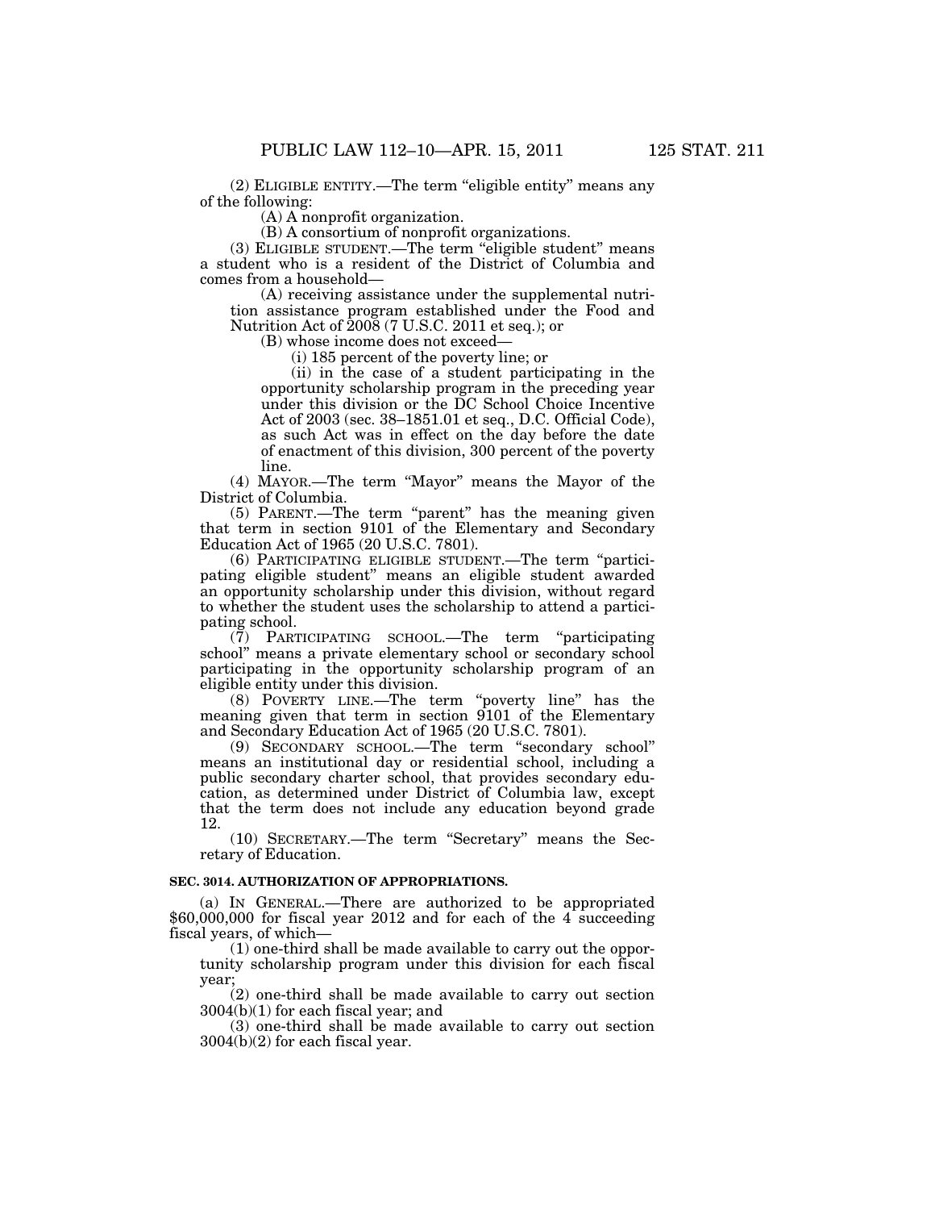(2) ELIGIBLE ENTITY.—The term "eligible entity" means any of the following:

(A) A nonprofit organization.

(B) A consortium of nonprofit organizations.

(3) ELIGIBLE STUDENT.—The term "eligible student" means a student who is a resident of the District of Columbia and comes from a household—

(A) receiving assistance under the supplemental nutrition assistance program established under the Food and Nutrition Act of 2008 (7 U.S.C. 2011 et seq.); or

(B) whose income does not exceed—

(i) 185 percent of the poverty line; or

(ii) in the case of a student participating in the opportunity scholarship program in the preceding year under this division or the DC School Choice Incentive Act of 2003 (sec. 38–1851.01 et seq., D.C. Official Code), as such Act was in effect on the day before the date of enactment of this division, 300 percent of the poverty line.

(4) MAYOR.—The term "Mayor" means the Mayor of the District of Columbia.

(5) PARENT.—The term "parent" has the meaning given that term in section 9101 of the Elementary and Secondary Education Act of 1965 (20 U.S.C. 7801).

(6) PARTICIPATING ELIGIBLE STUDENT.—The term "participating eligible student" means an eligible student awarded an opportunity scholarship under this division, without regard to whether the student uses the scholarship to attend a participating school.

(7) PARTICIPATING SCHOOL.—The term "participating school" means a private elementary school or secondary school participating in the opportunity scholarship program of an eligible entity under this division.

(8) POVERTY LINE.—The term "poverty line" has the meaning given that term in section 9101 of the Elementary and Secondary Education Act of 1965 (20 U.S.C. 7801).

(9) SECONDARY SCHOOL.—The term "secondary school" means an institutional day or residential school, including a public secondary charter school, that provides secondary education, as determined under District of Columbia law, except that the term does not include any education beyond grade 12.

(10) SECRETARY.—The term "Secretary" means the Secretary of Education.

**SEC. 3014. AUTHORIZATION OF APPROPRIATIONS.**

(a) IN GENERAL.—There are authorized to be appropriated $60,000,000 for fiscal year 2012 and for each of the 4 succeeding fiscal years, of which—

(1) one-third shall be made available to carry out the opportunity scholarship program under this division for each fiscal year;

(2) one-third shall be made available to carry out section 3004(b)(1) for each fiscal year; and

(3) one-third shall be made available to carry out section 3004(b)(2) for each fiscal year.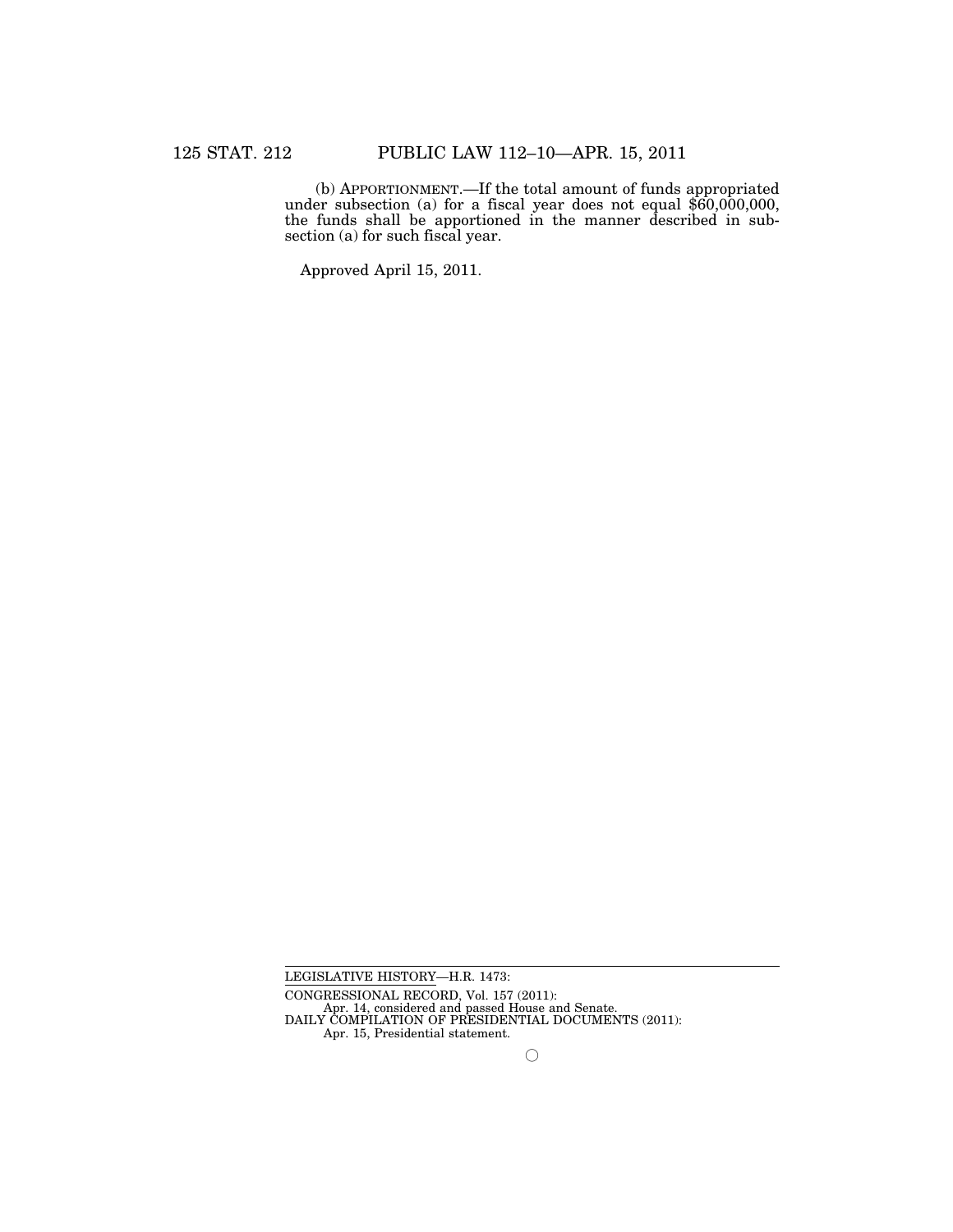(b) APPORTIONMENT.—If the total amount of funds appropriated under subsection (a) for a fiscal year does not equal $60,000,000, the funds shall be apportioned in the manner described in subsection (a) for such fiscal year.

Approved April 15, 2011.

LEGISLATIVE HISTORY—H.R. 1473:

CONGRESSIONAL RECORD, Vol. 157 (2011):
Apr. 14, considered and passed House and Senate.

DAILY COMPILATION OF PRESIDENTIAL DOCUMENTS (2011):
Apr. 15, Presidential statement.